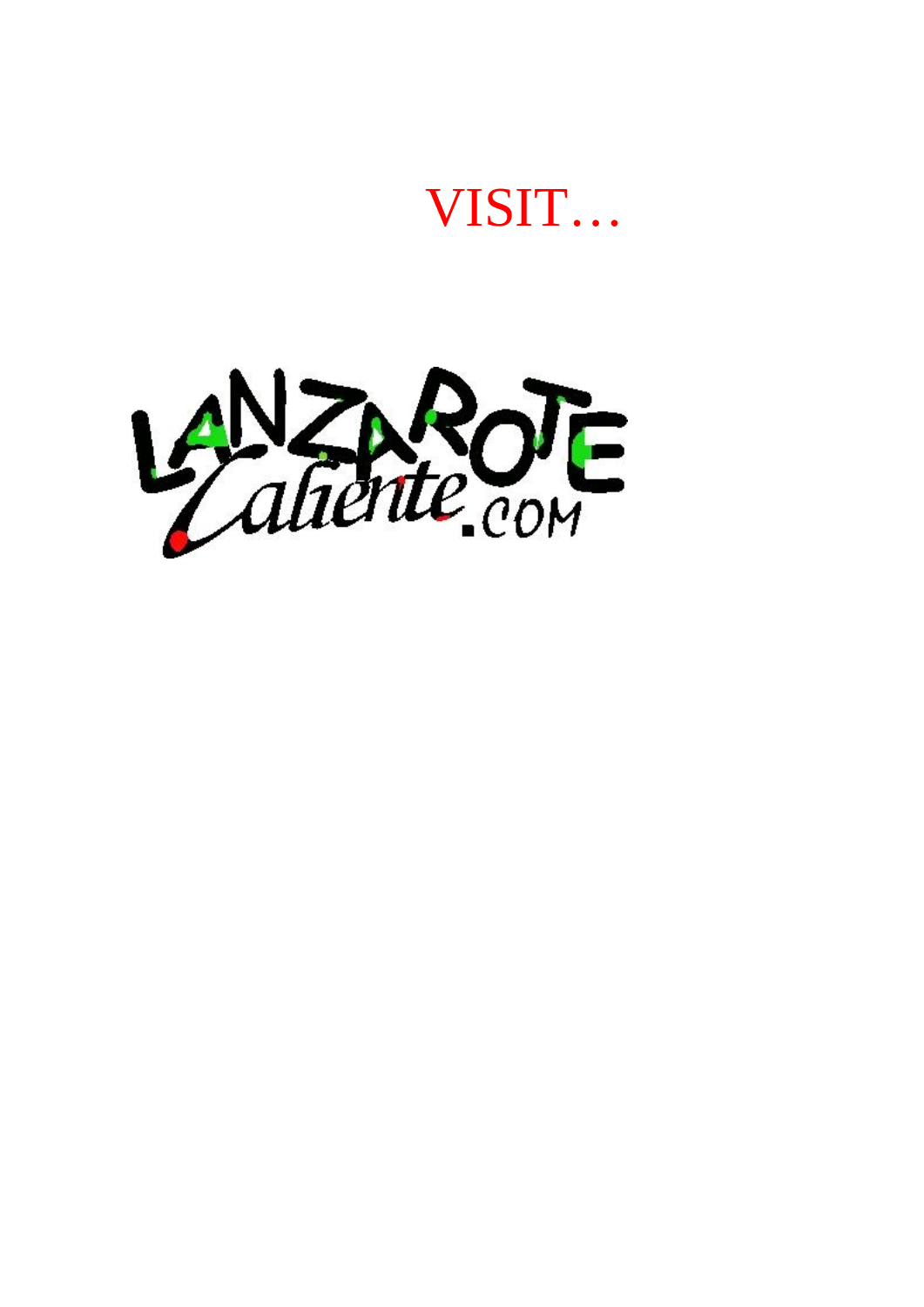VISIT…

LANZAROTE Caliente.COM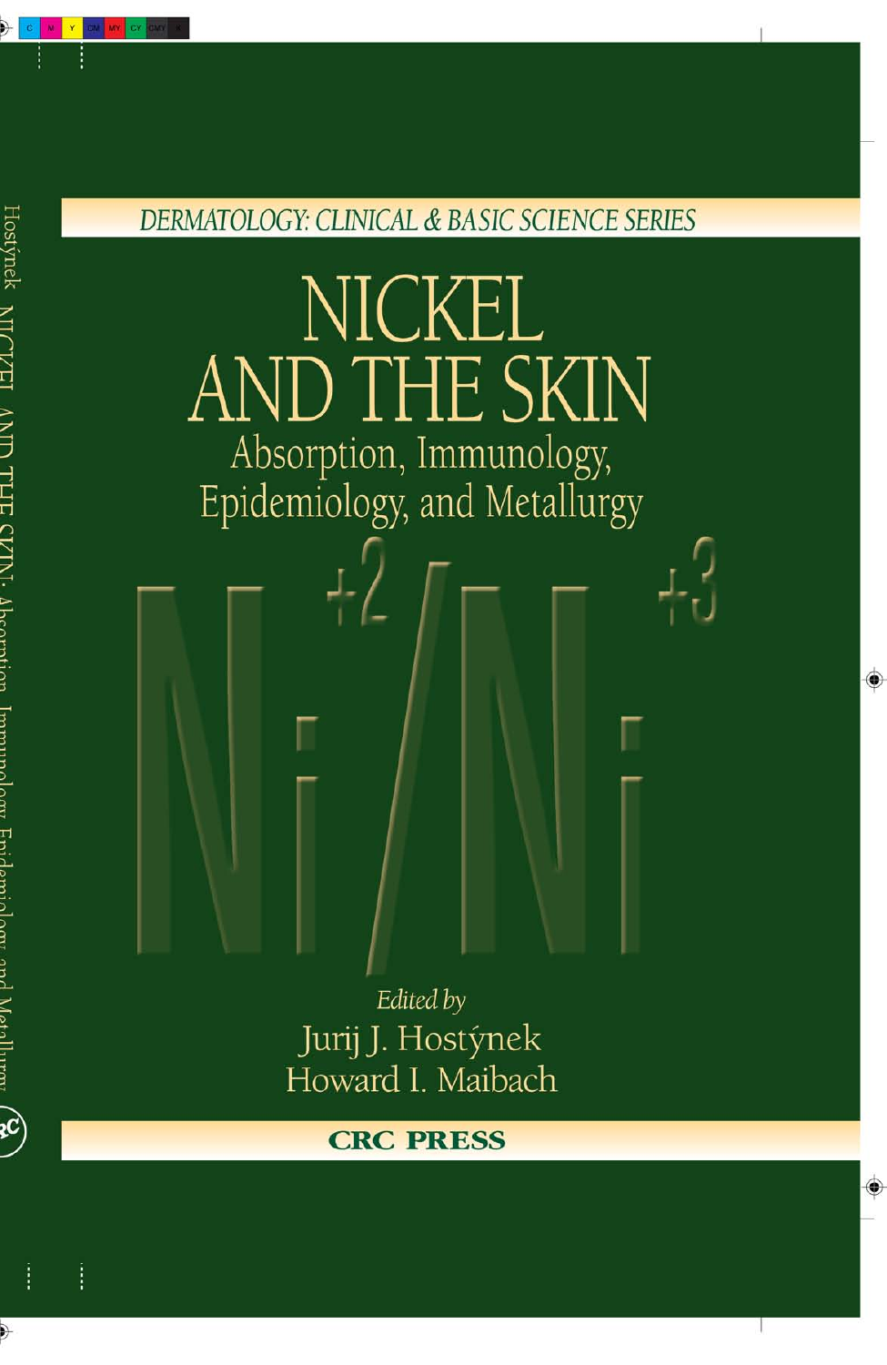DERMATOLOGY: CLINICAL & BASIC SCIENCE SERIES

# NICKEL AND THE SKIN

## Absorption, Immunology, Epidemiology, and Metallurgy

$Ni^{+2}/Ni^{+3}$

*Edited by*

Jurij J. Hostýnek

Howard I. Maibach

**CRC PRESS**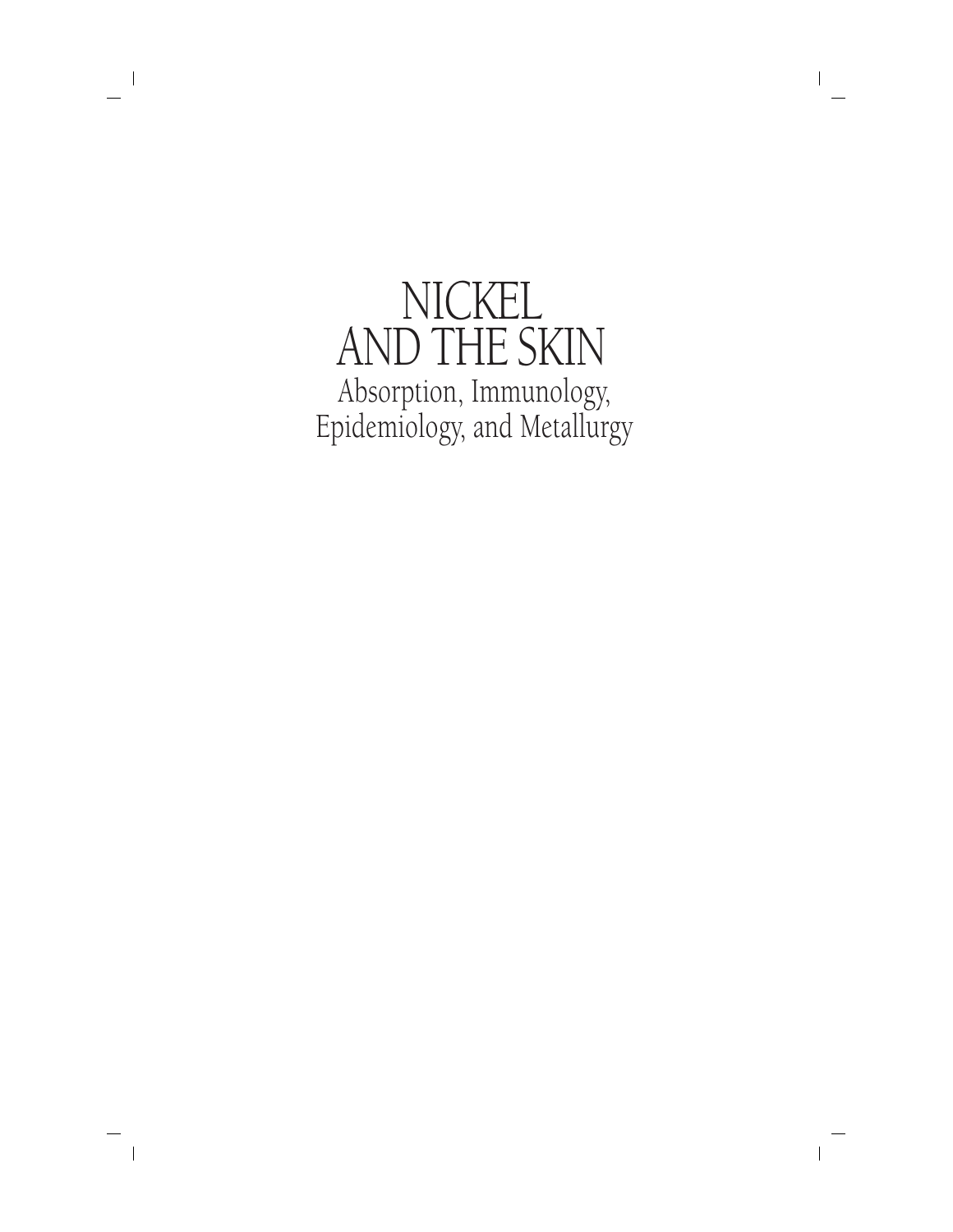# NICKEL AND THE SKIN

## Absorption, Immunology, Epidemiology, and Metallurgy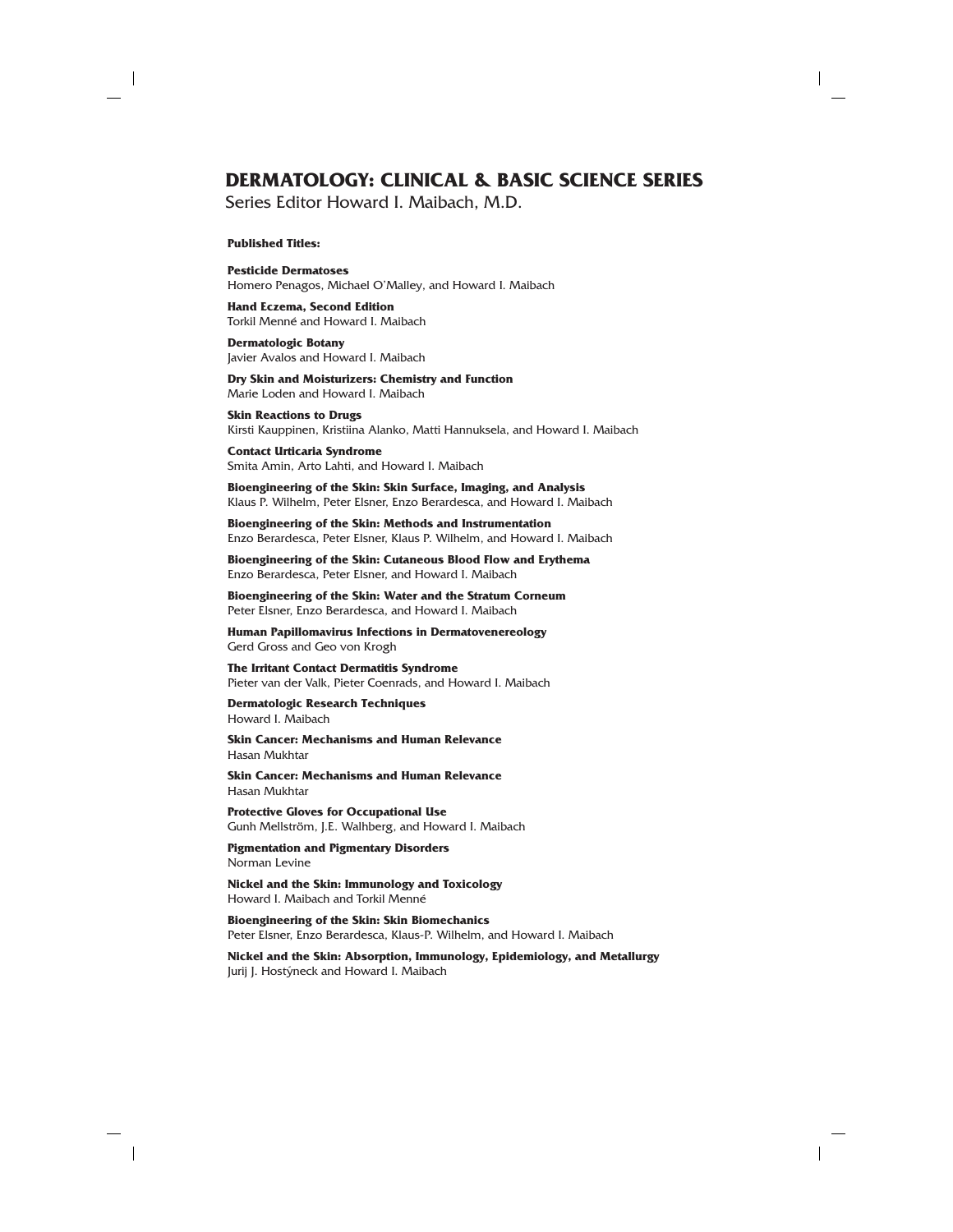# DERMATOLOGY: CLINICAL & BASIC SCIENCE SERIES

Series Editor Howard I. Maibach, M.D.

**Published Titles:**

**Pesticide Dermatoses**
Homero Penagos, Michael O'Malley, and Howard I. Maibach

**Hand Eczema, Second Edition**
Torkil Menné and Howard I. Maibach

**Dermatologic Botany**
Javier Avalos and Howard I. Maibach

**Dry Skin and Moisturizers: Chemistry and Function**
Marie Loden and Howard I. Maibach

**Skin Reactions to Drugs**
Kirsti Kauppinen, Kristiina Alanko, Matti Hannuksela, and Howard I. Maibach

**Contact Urticaria Syndrome**
Smita Amin, Arto Lahti, and Howard I. Maibach

**Bioengineering of the Skin: Skin Surface, Imaging, and Analysis**
Klaus P. Wilhelm, Peter Elsner, Enzo Berardesca, and Howard I. Maibach

**Bioengineering of the Skin: Methods and Instrumentation**
Enzo Berardesca, Peter Elsner, Klaus P. Wilhelm, and Howard I. Maibach

**Bioengineering of the Skin: Cutaneous Blood Flow and Erythema**
Enzo Berardesca, Peter Elsner, and Howard I. Maibach

**Bioengineering of the Skin: Water and the Stratum Corneum**
Peter Elsner, Enzo Berardesca, and Howard I. Maibach

**Human Papillomavirus Infections in Dermatovenereology**
Gerd Gross and Geo von Krogh

**The Irritant Contact Dermatitis Syndrome**
Pieter van der Valk, Pieter Coenrads, and Howard I. Maibach

**Dermatologic Research Techniques**
Howard I. Maibach

**Skin Cancer: Mechanisms and Human Relevance**
Hasan Mukhtar

**Skin Cancer: Mechanisms and Human Relevance**
Hasan Mukhtar

**Protective Gloves for Occupational Use**
Gunh Mellström, J.E. Walhberg, and Howard I. Maibach

**Pigmentation and Pigmentary Disorders**
Norman Levine

**Nickel and the Skin: Immunology and Toxicology**
Howard I. Maibach and Torkil Menné

**Bioengineering of the Skin: Skin Biomechanics**
Peter Elsner, Enzo Berardesca, Klaus-P. Wilhelm, and Howard I. Maibach

**Nickel and the Skin: Absorption, Immunology, Epidemiology, and Metallurgy**
Jurij J. Hostýneck and Howard I. Maibach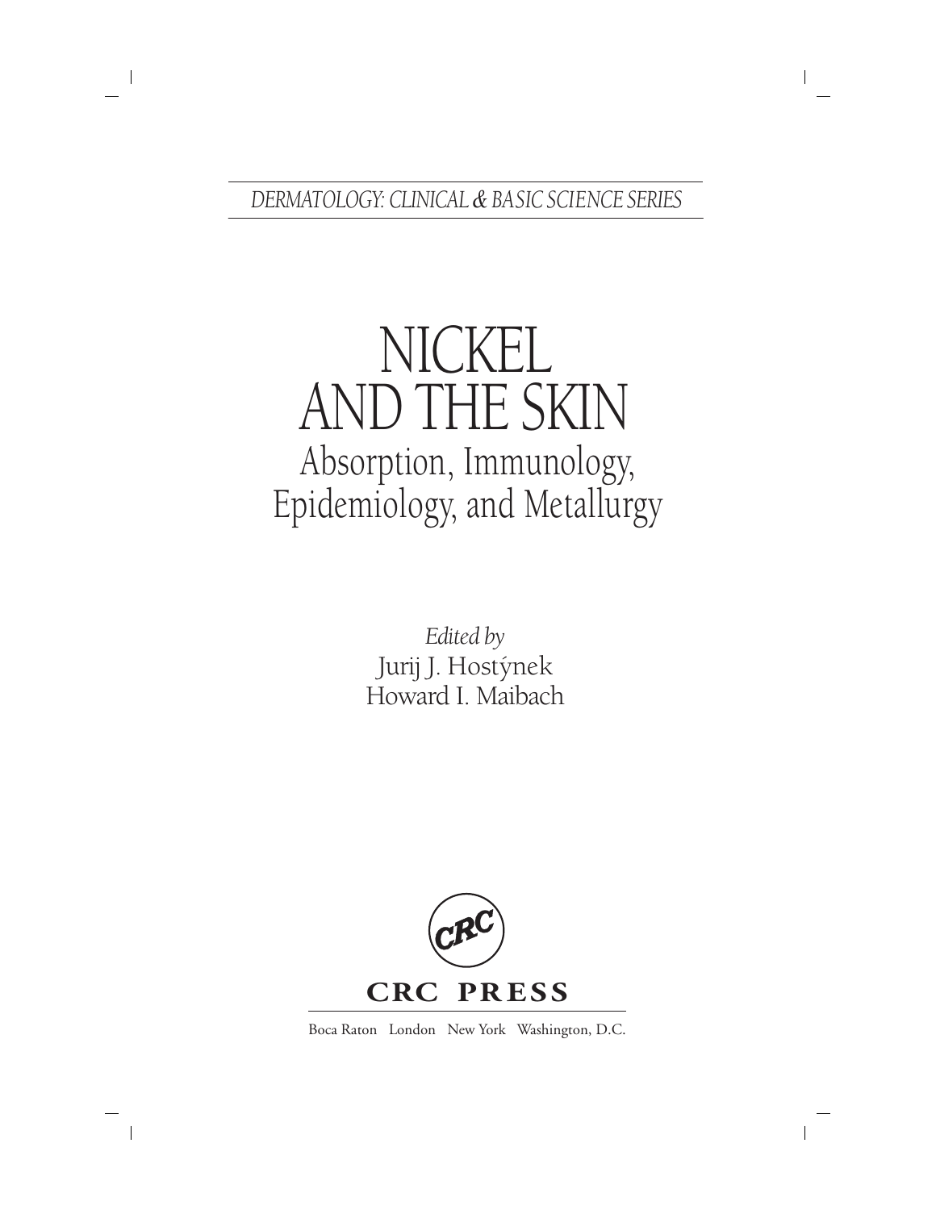*DERMATOLOGY: CLINICAL & BASIC SCIENCE SERIES*

# NICKEL AND THE SKIN

## Absorption, Immunology, Epidemiology, and Metallurgy

*Edited by*

Jurij J. Hostýnek

Howard I. Maibach

**CRC PRESS**

Boca Raton London New York Washington, D.C.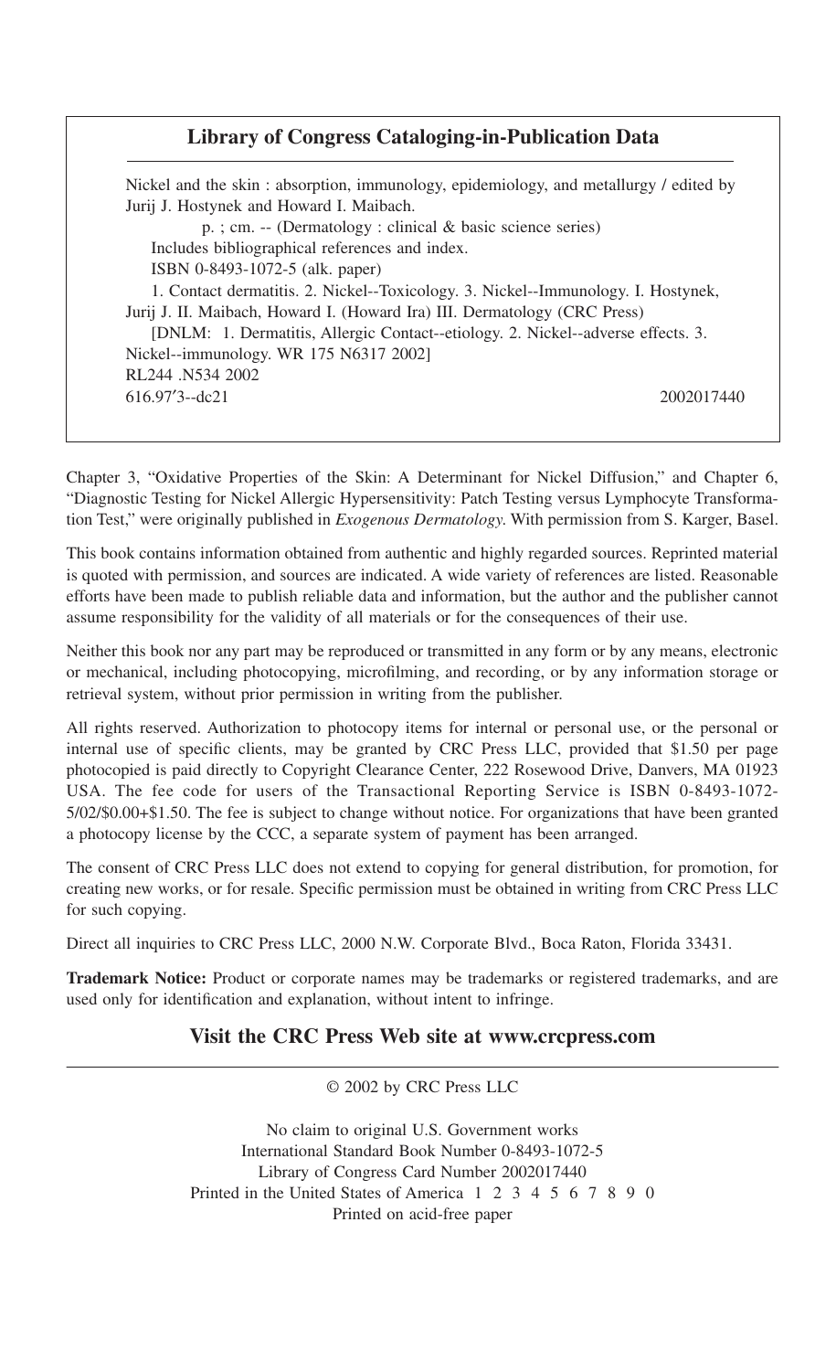## Library of Congress Cataloging-in-Publication Data

Nickel and the skin : absorption, immunology, epidemiology, and metallurgy / edited by Jurij J. Hostynek and Howard I. Maibach.

p. ; cm. -- (Dermatology : clinical & basic science series)

Includes bibliographical references and index.

ISBN 0-8493-1072-5 (alk. paper)

1. Contact dermatitis. 2. Nickel--Toxicology. 3. Nickel--Immunology. I. Hostynek, Jurij J. II. Maibach, Howard I. (Howard Ira) III. Dermatology (CRC Press)

[DNLM: 1. Dermatitis, Allergic Contact--etiology. 2. Nickel--adverse effects. 3. Nickel--immunology. WR 175 N6317 2002]

RL244 .N534 2002

616.97′3--dc21 2002017440

---

Chapter 3, "Oxidative Properties of the Skin: A Determinant for Nickel Diffusion," and Chapter 6, "Diagnostic Testing for Nickel Allergic Hypersensitivity: Patch Testing versus Lymphocyte Transformation Test," were originally published in *Exogenous Dermatology*. With permission from S. Karger, Basel.

This book contains information obtained from authentic and highly regarded sources. Reprinted material is quoted with permission, and sources are indicated. A wide variety of references are listed. Reasonable efforts have been made to publish reliable data and information, but the author and the publisher cannot assume responsibility for the validity of all materials or for the consequences of their use.

Neither this book nor any part may be reproduced or transmitted in any form or by any means, electronic or mechanical, including photocopying, microfilming, and recording, or by any information storage or retrieval system, without prior permission in writing from the publisher.

All rights reserved. Authorization to photocopy items for internal or personal use, or the personal or internal use of specific clients, may be granted by CRC Press LLC, provided that $1.50 per page photocopied is paid directly to Copyright Clearance Center, 222 Rosewood Drive, Danvers, MA 01923 USA. The fee code for users of the Transactional Reporting Service is ISBN 0-8493-1072-5/02/$0.00+$1.50. The fee is subject to change without notice. For organizations that have been granted a photocopy license by the CCC, a separate system of payment has been arranged.

The consent of CRC Press LLC does not extend to copying for general distribution, for promotion, for creating new works, or for resale. Specific permission must be obtained in writing from CRC Press LLC for such copying.

Direct all inquiries to CRC Press LLC, 2000 N.W. Corporate Blvd., Boca Raton, Florida 33431.

**Trademark Notice:** Product or corporate names may be trademarks or registered trademarks, and are used only for identification and explanation, without intent to infringe.

**Visit the CRC Press Web site at www.crcpress.com**

---

© 2002 by CRC Press LLC

No claim to original U.S. Government works
International Standard Book Number 0-8493-1072-5
Library of Congress Card Number 2002017440
Printed in the United States of America 1 2 3 4 5 6 7 8 9 0
Printed on acid-free paper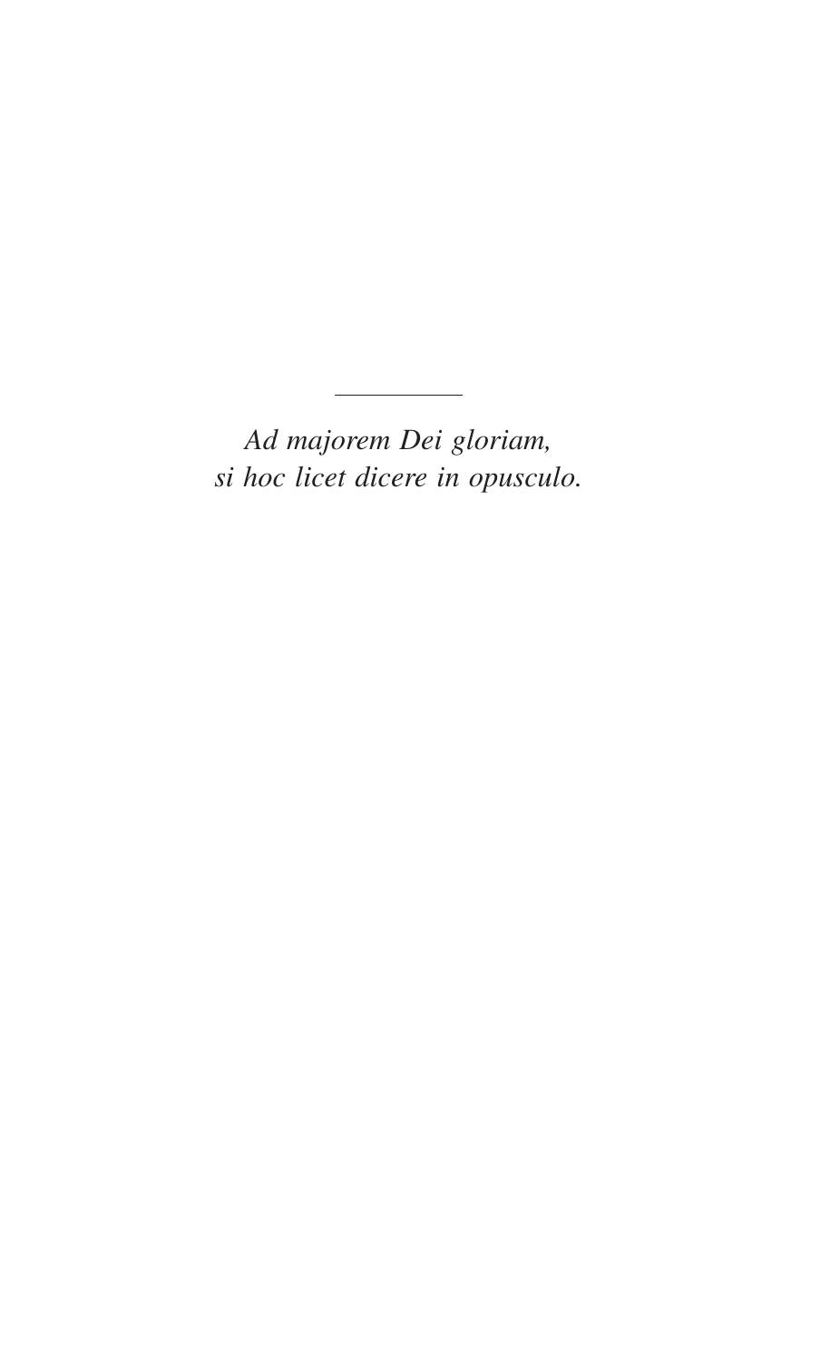---

*Ad majorem Dei gloriam,*
*si hoc licet dicere in opusculo.*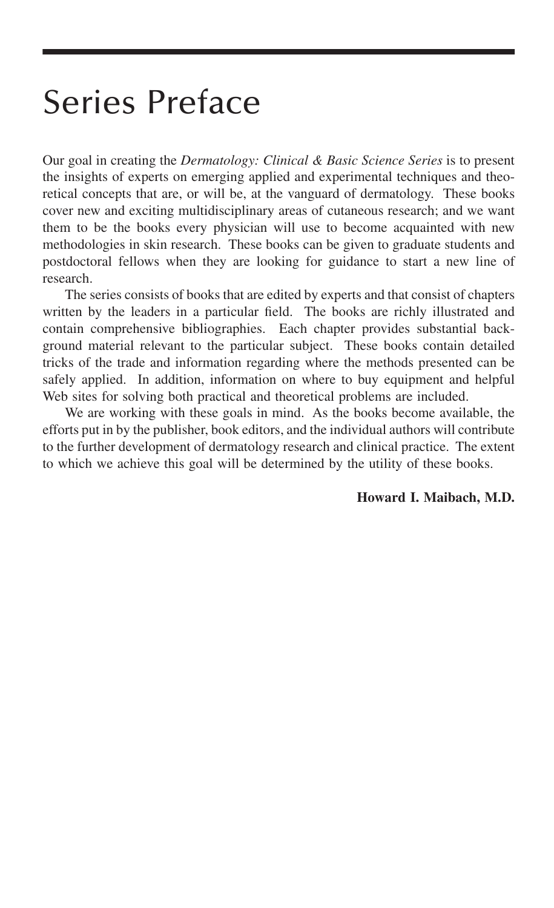# Series Preface

Our goal in creating the *Dermatology: Clinical & Basic Science Series* is to present the insights of experts on emerging applied and experimental techniques and theoretical concepts that are, or will be, at the vanguard of dermatology. These books cover new and exciting multidisciplinary areas of cutaneous research; and we want them to be the books every physician will use to become acquainted with new methodologies in skin research. These books can be given to graduate students and postdoctoral fellows when they are looking for guidance to start a new line of research.

The series consists of books that are edited by experts and that consist of chapters written by the leaders in a particular field. The books are richly illustrated and contain comprehensive bibliographies. Each chapter provides substantial background material relevant to the particular subject. These books contain detailed tricks of the trade and information regarding where the methods presented can be safely applied. In addition, information on where to buy equipment and helpful Web sites for solving both practical and theoretical problems are included.

We are working with these goals in mind. As the books become available, the efforts put in by the publisher, book editors, and the individual authors will contribute to the further development of dermatology research and clinical practice. The extent to which we achieve this goal will be determined by the utility of these books.

**Howard I. Maibach, M.D.**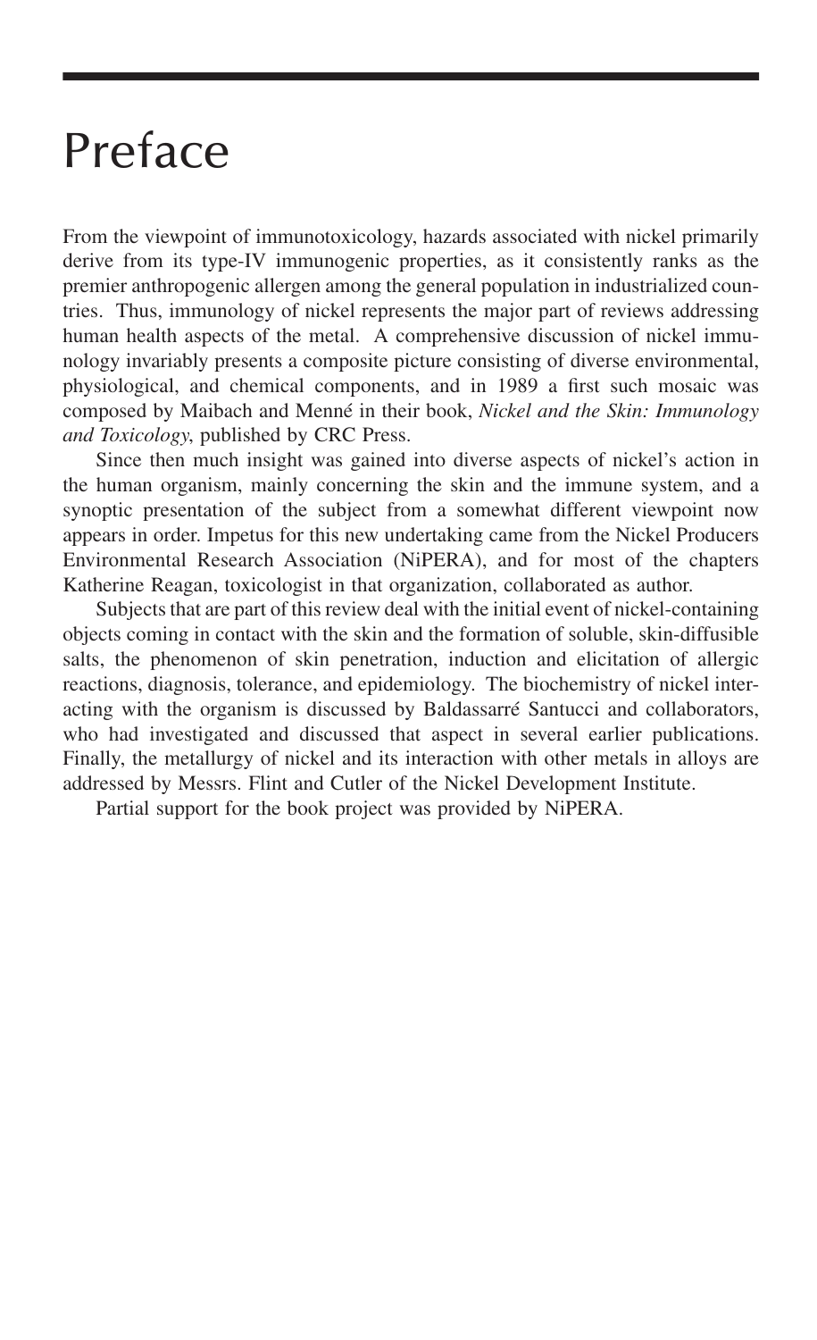# Preface

From the viewpoint of immunotoxicology, hazards associated with nickel primarily derive from its type-IV immunogenic properties, as it consistently ranks as the premier anthropogenic allergen among the general population in industrialized countries. Thus, immunology of nickel represents the major part of reviews addressing human health aspects of the metal. A comprehensive discussion of nickel immunology invariably presents a composite picture consisting of diverse environmental, physiological, and chemical components, and in 1989 a first such mosaic was composed by Maibach and Menné in their book, *Nickel and the Skin: Immunology and Toxicology*, published by CRC Press.

Since then much insight was gained into diverse aspects of nickel's action in the human organism, mainly concerning the skin and the immune system, and a synoptic presentation of the subject from a somewhat different viewpoint now appears in order. Impetus for this new undertaking came from the Nickel Producers Environmental Research Association (NiPERA), and for most of the chapters Katherine Reagan, toxicologist in that organization, collaborated as author.

Subjects that are part of this review deal with the initial event of nickel-containing objects coming in contact with the skin and the formation of soluble, skin-diffusible salts, the phenomenon of skin penetration, induction and elicitation of allergic reactions, diagnosis, tolerance, and epidemiology. The biochemistry of nickel interacting with the organism is discussed by Baldassarré Santucci and collaborators, who had investigated and discussed that aspect in several earlier publications. Finally, the metallurgy of nickel and its interaction with other metals in alloys are addressed by Messrs. Flint and Cutler of the Nickel Development Institute.

Partial support for the book project was provided by NiPERA.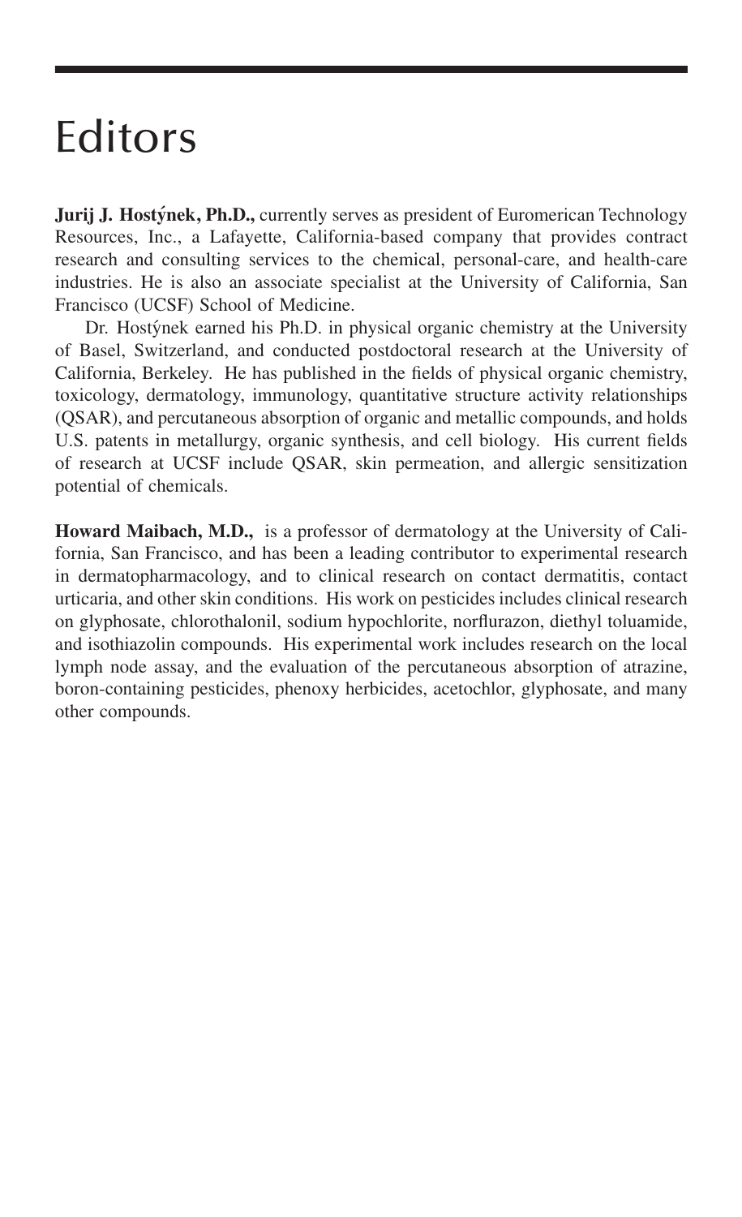# Editors

**Jurij J. Hostýnek, Ph.D.,** currently serves as president of Euromerican Technology Resources, Inc., a Lafayette, California-based company that provides contract research and consulting services to the chemical, personal-care, and health-care industries. He is also an associate specialist at the University of California, San Francisco (UCSF) School of Medicine.

Dr. Hostýnek earned his Ph.D. in physical organic chemistry at the University of Basel, Switzerland, and conducted postdoctoral research at the University of California, Berkeley. He has published in the fields of physical organic chemistry, toxicology, dermatology, immunology, quantitative structure activity relationships (QSAR), and percutaneous absorption of organic and metallic compounds, and holds U.S. patents in metallurgy, organic synthesis, and cell biology. His current fields of research at UCSF include QSAR, skin permeation, and allergic sensitization potential of chemicals.

**Howard Maibach, M.D.,** is a professor of dermatology at the University of California, San Francisco, and has been a leading contributor to experimental research in dermatopharmacology, and to clinical research on contact dermatitis, contact urticaria, and other skin conditions. His work on pesticides includes clinical research on glyphosate, chlorothalonil, sodium hypochlorite, norflurazon, diethyl toluamide, and isothiazolin compounds. His experimental work includes research on the local lymph node assay, and the evaluation of the percutaneous absorption of atrazine, boron-containing pesticides, phenoxy herbicides, acetochlor, glyphosate, and many other compounds.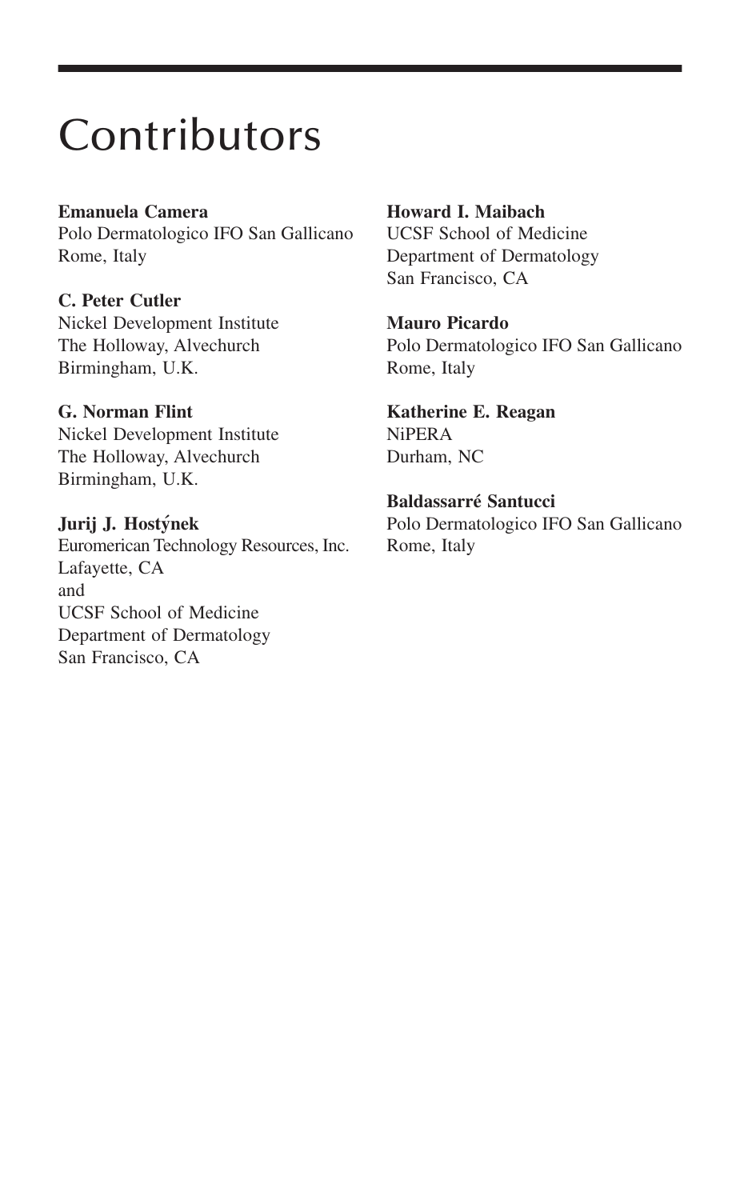# Contributors

**Emanuela Camera**
Polo Dermatologico IFO San Gallicano
Rome, Italy

**C. Peter Cutler**
Nickel Development Institute
The Holloway, Alvechurch
Birmingham, U.K.

**G. Norman Flint**
Nickel Development Institute
The Holloway, Alvechurch
Birmingham, U.K.

**Jurij J. Hostýnek**
Euromerican Technology Resources, Inc.
Lafayette, CA
and
UCSF School of Medicine
Department of Dermatology
San Francisco, CA

**Howard I. Maibach**
UCSF School of Medicine
Department of Dermatology
San Francisco, CA

**Mauro Picardo**
Polo Dermatologico IFO San Gallicano
Rome, Italy

**Katherine E. Reagan**
NiPERA
Durham, NC

**Baldassarré Santucci**
Polo Dermatologico IFO San Gallicano
Rome, Italy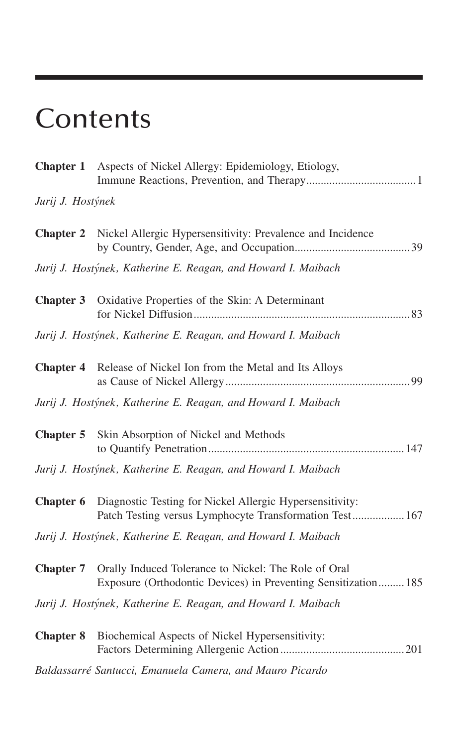# Contents

**Chapter 1** Aspects of Nickel Allergy: Epidemiology, Etiology, Immune Reactions, Prevention, and Therapy ..................................... 1

*Jurij J. Hostýnek*

**Chapter 2** Nickel Allergic Hypersensitivity: Prevalence and Incidence by Country, Gender, Age, and Occupation ....................................... 39

*Jurij J. Hostýnek, Katherine E. Reagan, and Howard I. Maibach*

**Chapter 3** Oxidative Properties of the Skin: A Determinant for Nickel Diffusion .......................................................................... 83

*Jurij J. Hostýnek, Katherine E. Reagan, and Howard I. Maibach*

**Chapter 4** Release of Nickel Ion from the Metal and Its Alloys as Cause of Nickel Allergy ............................................................... 99

*Jurij J. Hostýnek, Katherine E. Reagan, and Howard I. Maibach*

**Chapter 5** Skin Absorption of Nickel and Methods to Quantify Penetration .................................................................. 147

*Jurij J. Hostýnek, Katherine E. Reagan, and Howard I. Maibach*

**Chapter 6** Diagnostic Testing for Nickel Allergic Hypersensitivity: Patch Testing versus Lymphocyte Transformation Test ................. 167

*Jurij J. Hostýnek, Katherine E. Reagan, and Howard I. Maibach*

**Chapter 7** Orally Induced Tolerance to Nickel: The Role of Oral Exposure (Orthodontic Devices) in Preventing Sensitization ......... 185

*Jurij J. Hostýnek, Katherine E. Reagan, and Howard I. Maibach*

**Chapter 8** Biochemical Aspects of Nickel Hypersensitivity: Factors Determining Allergenic Action .......................................... 201

*Baldassarré Santucci, Emanuela Camera, and Mauro Picardo*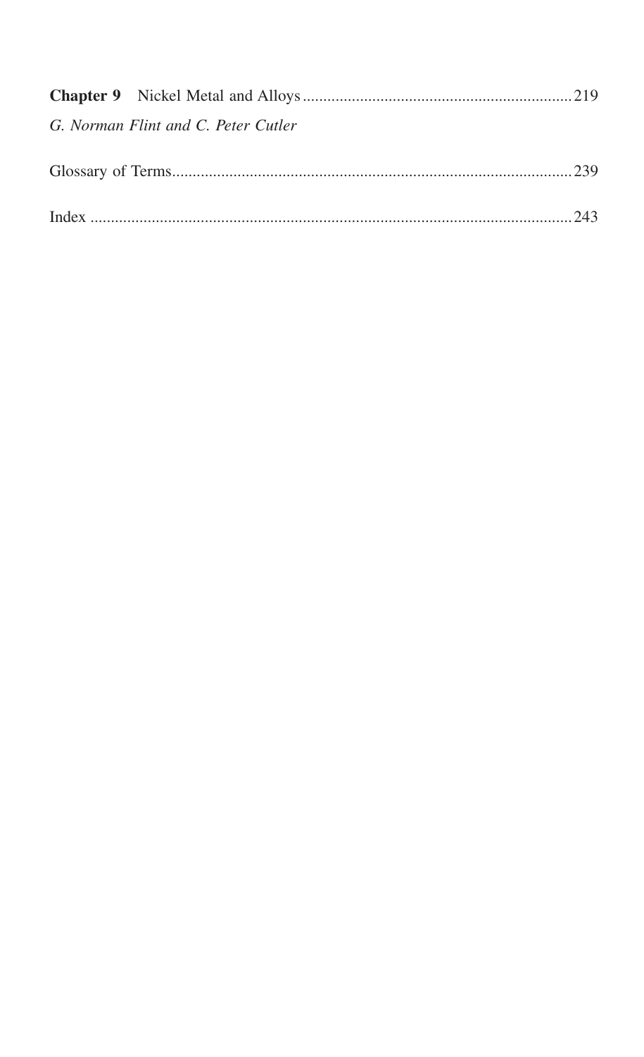**Chapter 9** Nickel Metal and Alloys .................................................................219

*G. Norman Flint and C. Peter Cutler*

Glossary of Terms.................................................................................................239

Index .....................................................................................................................243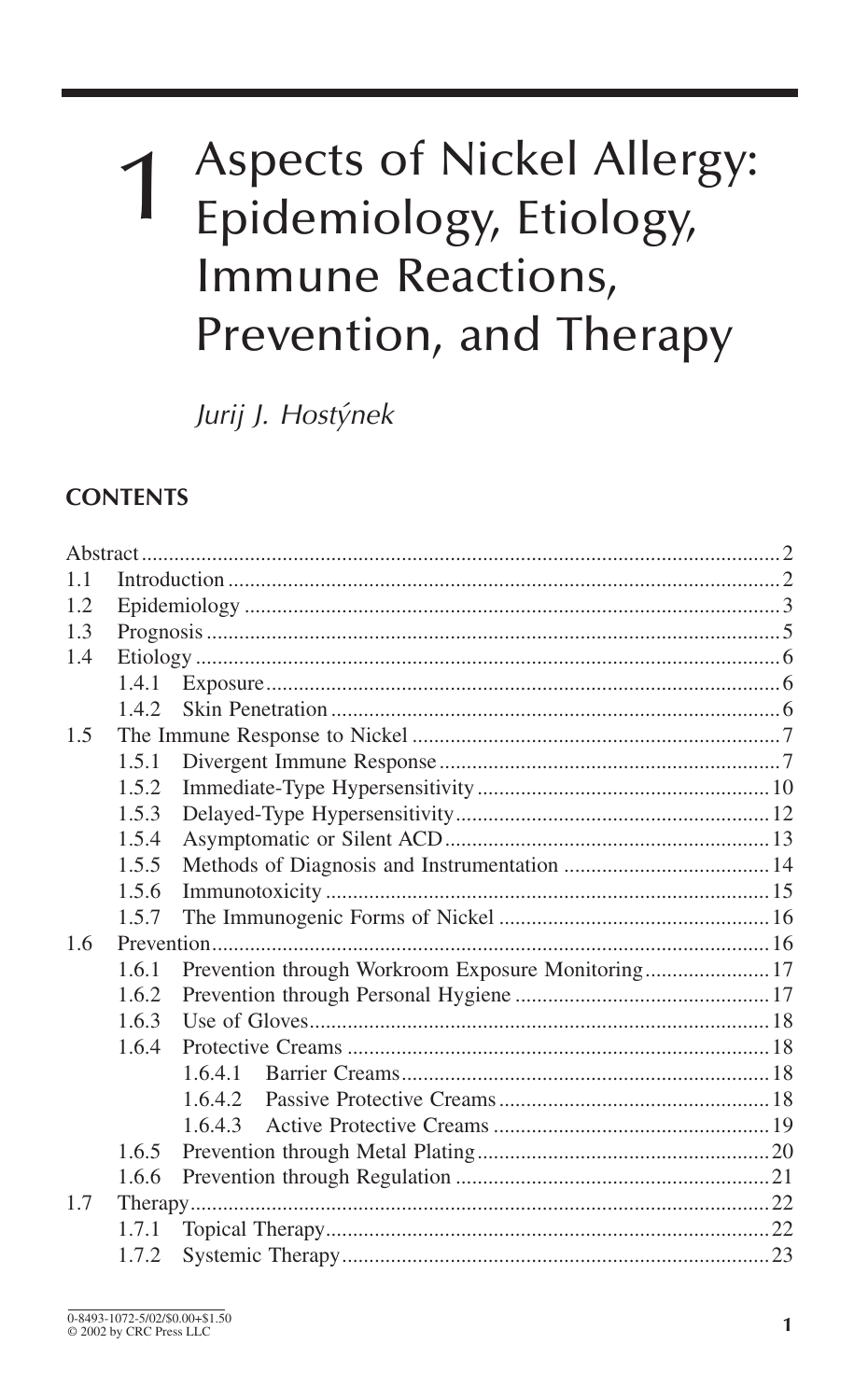# 1 Aspects of Nickel Allergy: Epidemiology, Etiology, Immune Reactions, Prevention, and Therapy

*Jurij J. Hostýnek*

## CONTENTS

| | | | |
|---|---|---|---|
| Abstract | | | 2 |
| 1.1 | Introduction | | 2 |
| 1.2 | Epidemiology | | 3 |
| 1.3 | Prognosis | | 5 |
| 1.4 | Etiology | | 6 |
| | 1.4.1 | Exposure | 6 |
| | 1.4.2 | Skin Penetration | 6 |
| 1.5 | The Immune Response to Nickel | | 7 |
| | 1.5.1 | Divergent Immune Response | 7 |
| | 1.5.2 | Immediate-Type Hypersensitivity | 10 |
| | 1.5.3 | Delayed-Type Hypersensitivity | 12 |
| | 1.5.4 | Asymptomatic or Silent ACD | 13 |
| | 1.5.5 | Methods of Diagnosis and Instrumentation | 14 |
| | 1.5.6 | Immunotoxicity | 15 |
| | 1.5.7 | The Immunogenic Forms of Nickel | 16 |
| 1.6 | Prevention | | 16 |
| | 1.6.1 | Prevention through Workroom Exposure Monitoring | 17 |
| | 1.6.2 | Prevention through Personal Hygiene | 17 |
| | 1.6.3 | Use of Gloves | 18 |
| | 1.6.4 | Protective Creams | 18 |
| | | 1.6.4.1 Barrier Creams | 18 |
| | | 1.6.4.2 Passive Protective Creams | 18 |
| | | 1.6.4.3 Active Protective Creams | 19 |
| | 1.6.5 | Prevention through Metal Plating | 20 |
| | 1.6.6 | Prevention through Regulation | 21 |
| 1.7 | Therapy | | 22 |
| | 1.7.1 | Topical Therapy | 22 |
| | 1.7.2 | Systemic Therapy | 23 |

0-8493-1072-5/02/$0.00+$1.50
© 2002 by CRC Press LLC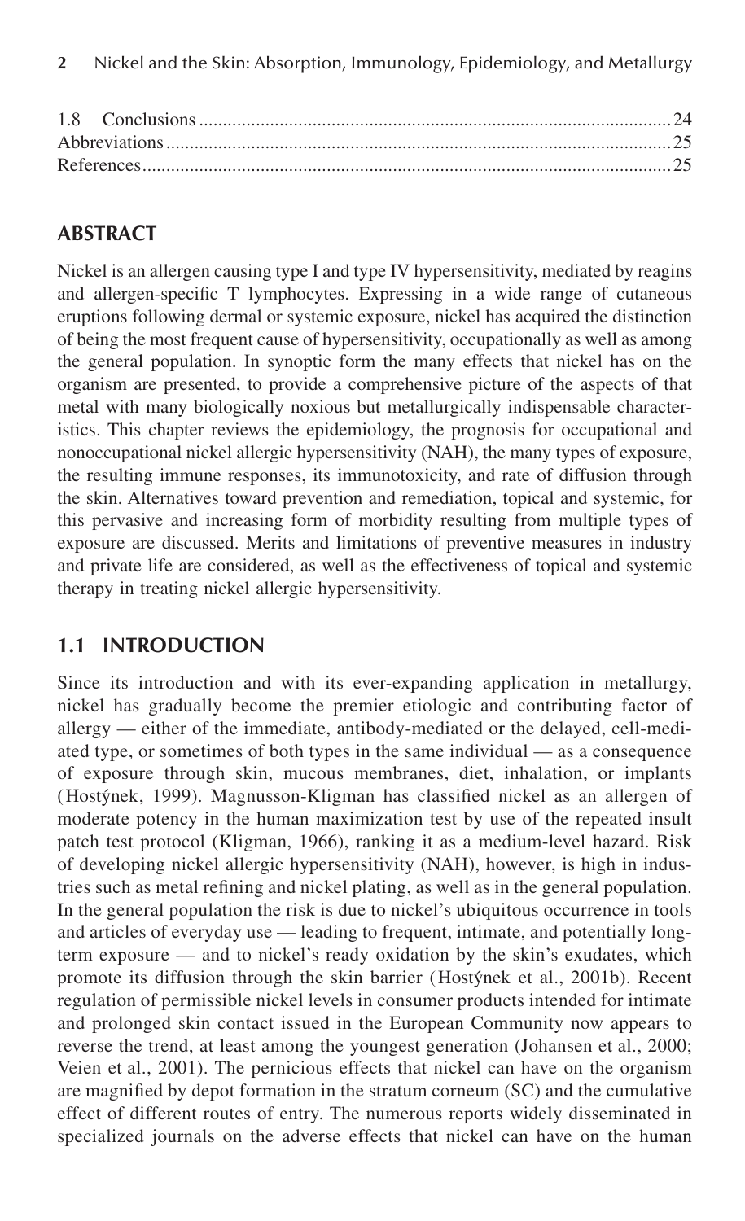1.8 Conclusions ........................................................................................................24
Abbreviations..............................................................................................................25
References...................................................................................................................25

## ABSTRACT

Nickel is an allergen causing type I and type IV hypersensitivity, mediated by reagins and allergen-specific T lymphocytes. Expressing in a wide range of cutaneous eruptions following dermal or systemic exposure, nickel has acquired the distinction of being the most frequent cause of hypersensitivity, occupationally as well as among the general population. In synoptic form the many effects that nickel has on the organism are presented, to provide a comprehensive picture of the aspects of that metal with many biologically noxious but metallurgically indispensable characteristics. This chapter reviews the epidemiology, the prognosis for occupational and nonoccupational nickel allergic hypersensitivity (NAH), the many types of exposure, the resulting immune responses, its immunotoxicity, and rate of diffusion through the skin. Alternatives toward prevention and remediation, topical and systemic, for this pervasive and increasing form of morbidity resulting from multiple types of exposure are discussed. Merits and limitations of preventive measures in industry and private life are considered, as well as the effectiveness of topical and systemic therapy in treating nickel allergic hypersensitivity.

## 1.1 INTRODUCTION

Since its introduction and with its ever-expanding application in metallurgy, nickel has gradually become the premier etiologic and contributing factor of allergy — either of the immediate, antibody-mediated or the delayed, cell-mediated type, or sometimes of both types in the same individual — as a consequence of exposure through skin, mucous membranes, diet, inhalation, or implants (Hostýnek, 1999). Magnusson-Kligman has classified nickel as an allergen of moderate potency in the human maximization test by use of the repeated insult patch test protocol (Kligman, 1966), ranking it as a medium-level hazard. Risk of developing nickel allergic hypersensitivity (NAH), however, is high in industries such as metal refining and nickel plating, as well as in the general population. In the general population the risk is due to nickel's ubiquitous occurrence in tools and articles of everyday use — leading to frequent, intimate, and potentially long-term exposure — and to nickel's ready oxidation by the skin's exudates, which promote its diffusion through the skin barrier (Hostýnek et al., 2001b). Recent regulation of permissible nickel levels in consumer products intended for intimate and prolonged skin contact issued in the European Community now appears to reverse the trend, at least among the youngest generation (Johansen et al., 2000; Veien et al., 2001). The pernicious effects that nickel can have on the organism are magnified by depot formation in the stratum corneum (SC) and the cumulative effect of different routes of entry. The numerous reports widely disseminated in specialized journals on the adverse effects that nickel can have on the human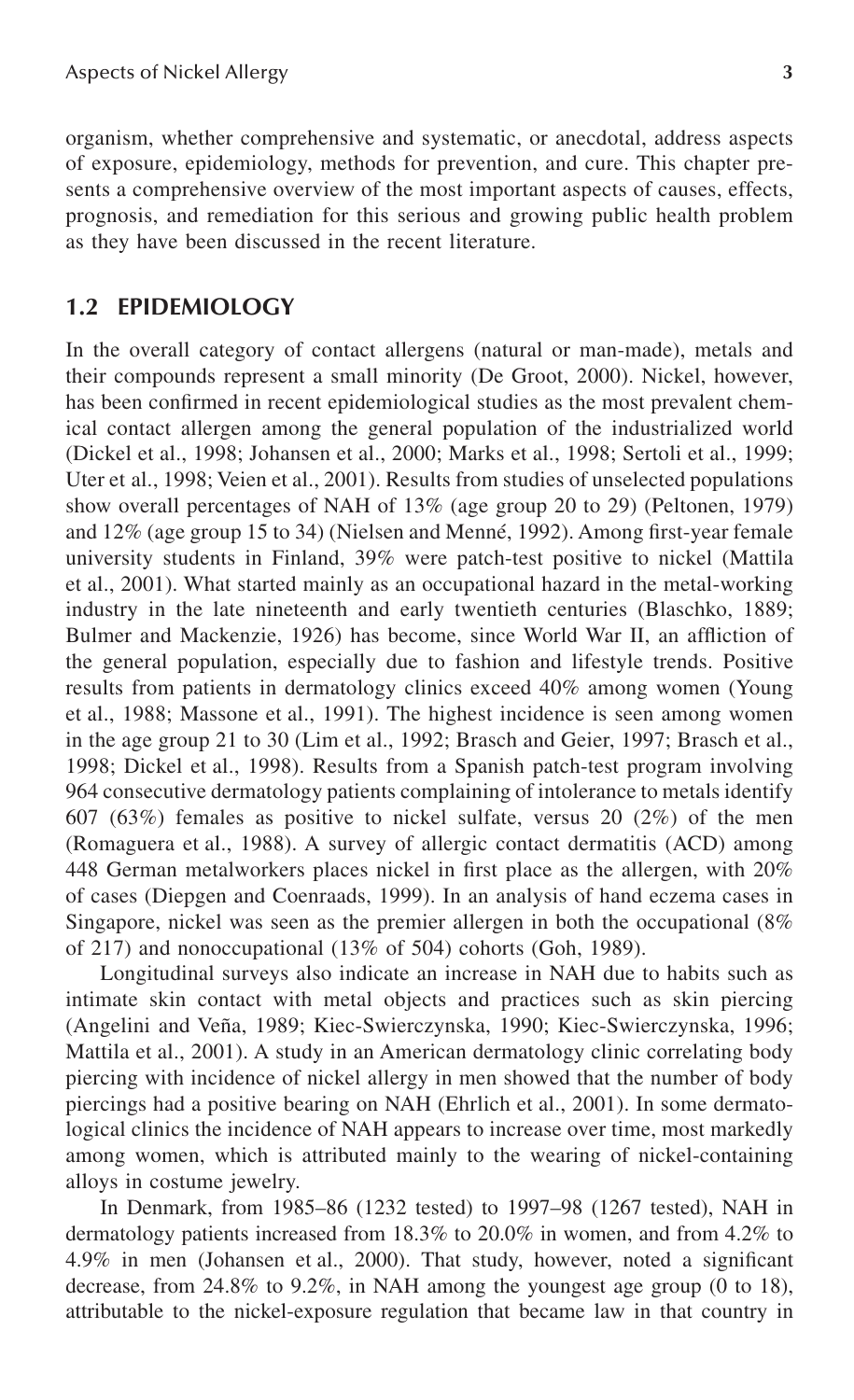organism, whether comprehensive and systematic, or anecdotal, address aspects of exposure, epidemiology, methods for prevention, and cure. This chapter presents a comprehensive overview of the most important aspects of causes, effects, prognosis, and remediation for this serious and growing public health problem as they have been discussed in the recent literature.

## 1.2 EPIDEMIOLOGY

In the overall category of contact allergens (natural or man-made), metals and their compounds represent a small minority (De Groot, 2000). Nickel, however, has been confirmed in recent epidemiological studies as the most prevalent chemical contact allergen among the general population of the industrialized world (Dickel et al., 1998; Johansen et al., 2000; Marks et al., 1998; Sertoli et al., 1999; Uter et al., 1998; Veien et al., 2001). Results from studies of unselected populations show overall percentages of NAH of 13% (age group 20 to 29) (Peltonen, 1979) and 12% (age group 15 to 34) (Nielsen and Menné, 1992). Among first-year female university students in Finland, 39% were patch-test positive to nickel (Mattila et al., 2001). What started mainly as an occupational hazard in the metal-working industry in the late nineteenth and early twentieth centuries (Blaschko, 1889; Bulmer and Mackenzie, 1926) has become, since World War II, an affliction of the general population, especially due to fashion and lifestyle trends. Positive results from patients in dermatology clinics exceed 40% among women (Young et al., 1988; Massone et al., 1991). The highest incidence is seen among women in the age group 21 to 30 (Lim et al., 1992; Brasch and Geier, 1997; Brasch et al., 1998; Dickel et al., 1998). Results from a Spanish patch-test program involving 964 consecutive dermatology patients complaining of intolerance to metals identify 607 (63%) females as positive to nickel sulfate, versus 20 (2%) of the men (Romaguera et al., 1988). A survey of allergic contact dermatitis (ACD) among 448 German metalworkers places nickel in first place as the allergen, with 20% of cases (Diepgen and Coenraads, 1999). In an analysis of hand eczema cases in Singapore, nickel was seen as the premier allergen in both the occupational (8% of 217) and nonoccupational (13% of 504) cohorts (Goh, 1989).

Longitudinal surveys also indicate an increase in NAH due to habits such as intimate skin contact with metal objects and practices such as skin piercing (Angelini and Veña, 1989; Kiec-Swierczynska, 1990; Kiec-Swierczynska, 1996; Mattila et al., 2001). A study in an American dermatology clinic correlating body piercing with incidence of nickel allergy in men showed that the number of body piercings had a positive bearing on NAH (Ehrlich et al., 2001). In some dermatological clinics the incidence of NAH appears to increase over time, most markedly among women, which is attributed mainly to the wearing of nickel-containing alloys in costume jewelry.

In Denmark, from 1985–86 (1232 tested) to 1997–98 (1267 tested), NAH in dermatology patients increased from 18.3% to 20.0% in women, and from 4.2% to 4.9% in men (Johansen et al., 2000). That study, however, noted a significant decrease, from 24.8% to 9.2%, in NAH among the youngest age group (0 to 18), attributable to the nickel-exposure regulation that became law in that country in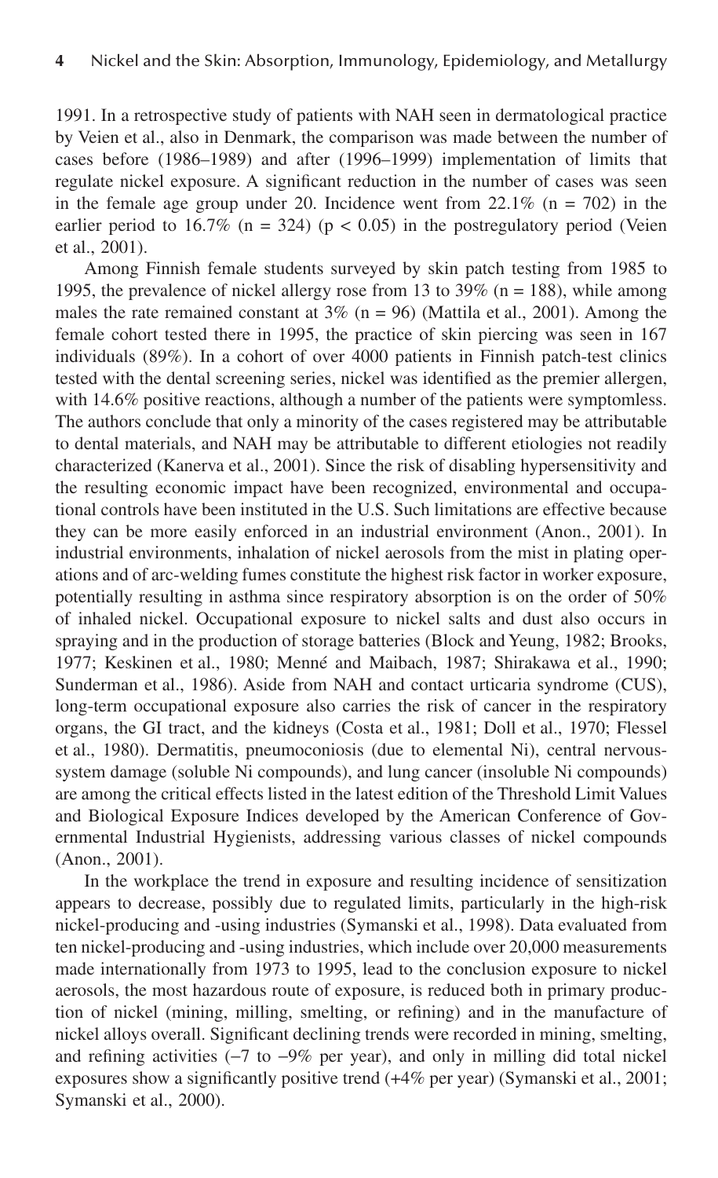1991. In a retrospective study of patients with NAH seen in dermatological practice by Veien et al., also in Denmark, the comparison was made between the number of cases before (1986–1989) and after (1996–1999) implementation of limits that regulate nickel exposure. A significant reduction in the number of cases was seen in the female age group under 20. Incidence went from 22.1% (n = 702) in the earlier period to 16.7% (n = 324) ($p < 0.05$) in the postregulatory period (Veien et al., 2001).

Among Finnish female students surveyed by skin patch testing from 1985 to 1995, the prevalence of nickel allergy rose from 13 to 39% (n = 188), while among males the rate remained constant at 3% (n = 96) (Mattila et al., 2001). Among the female cohort tested there in 1995, the practice of skin piercing was seen in 167 individuals (89%). In a cohort of over 4000 patients in Finnish patch-test clinics tested with the dental screening series, nickel was identified as the premier allergen, with 14.6% positive reactions, although a number of the patients were symptomless. The authors conclude that only a minority of the cases registered may be attributable to dental materials, and NAH may be attributable to different etiologies not readily characterized (Kanerva et al., 2001). Since the risk of disabling hypersensitivity and the resulting economic impact have been recognized, environmental and occupational controls have been instituted in the U.S. Such limitations are effective because they can be more easily enforced in an industrial environment (Anon., 2001). In industrial environments, inhalation of nickel aerosols from the mist in plating operations and of arc-welding fumes constitute the highest risk factor in worker exposure, potentially resulting in asthma since respiratory absorption is on the order of 50% of inhaled nickel. Occupational exposure to nickel salts and dust also occurs in spraying and in the production of storage batteries (Block and Yeung, 1982; Brooks, 1977; Keskinen et al., 1980; Menné and Maibach, 1987; Shirakawa et al., 1990; Sunderman et al., 1986). Aside from NAH and contact urticaria syndrome (CUS), long-term occupational exposure also carries the risk of cancer in the respiratory organs, the GI tract, and the kidneys (Costa et al., 1981; Doll et al., 1970; Flessel et al., 1980). Dermatitis, pneumoconiosis (due to elemental Ni), central nervous-system damage (soluble Ni compounds), and lung cancer (insoluble Ni compounds) are among the critical effects listed in the latest edition of the Threshold Limit Values and Biological Exposure Indices developed by the American Conference of Governmental Industrial Hygienists, addressing various classes of nickel compounds (Anon., 2001).

In the workplace the trend in exposure and resulting incidence of sensitization appears to decrease, possibly due to regulated limits, particularly in the high-risk nickel-producing and -using industries (Symanski et al., 1998). Data evaluated from ten nickel-producing and -using industries, which include over 20,000 measurements made internationally from 1973 to 1995, lead to the conclusion exposure to nickel aerosols, the most hazardous route of exposure, is reduced both in primary production of nickel (mining, milling, smelting, or refining) and in the manufacture of nickel alloys overall. Significant declining trends were recorded in mining, smelting, and refining activities (−7 to −9% per year), and only in milling did total nickel exposures show a significantly positive trend (+4% per year) (Symanski et al., 2001; Symanski et al., 2000).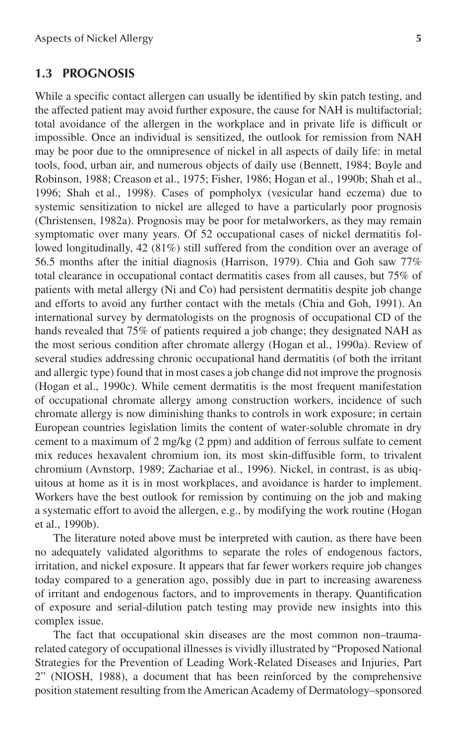## 1.3 PROGNOSIS

While a specific contact allergen can usually be identified by skin patch testing, and the affected patient may avoid further exposure, the cause for NAH is multifactorial; total avoidance of the allergen in the workplace and in private life is difficult or impossible. Once an individual is sensitized, the outlook for remission from NAH may be poor due to the omnipresence of nickel in all aspects of daily life: in metal tools, food, urban air, and numerous objects of daily use (Bennett, 1984; Boyle and Robinson, 1988; Creason et al., 1975; Fisher, 1986; Hogan et al., 1990b; Shah et al., 1996; Shah et al., 1998). Cases of pompholyx (vesicular hand eczema) due to systemic sensitization to nickel are alleged to have a particularly poor prognosis (Christensen, 1982a). Prognosis may be poor for metalworkers, as they may remain symptomatic over many years. Of 52 occupational cases of nickel dermatitis followed longitudinally, 42 (81%) still suffered from the condition over an average of 56.5 months after the initial diagnosis (Harrison, 1979). Chia and Goh saw 77% total clearance in occupational contact dermatitis cases from all causes, but 75% of patients with metal allergy (Ni and Co) had persistent dermatitis despite job change and efforts to avoid any further contact with the metals (Chia and Goh, 1991). An international survey by dermatologists on the prognosis of occupational CD of the hands revealed that 75% of patients required a job change; they designated NAH as the most serious condition after chromate allergy (Hogan et al., 1990a). Review of several studies addressing chronic occupational hand dermatitis (of both the irritant and allergic type) found that in most cases a job change did not improve the prognosis (Hogan et al., 1990c). While cement dermatitis is the most frequent manifestation of occupational chromate allergy among construction workers, incidence of such chromate allergy is now diminishing thanks to controls in work exposure; in certain European countries legislation limits the content of water-soluble chromate in dry cement to a maximum of 2 mg/kg (2 ppm) and addition of ferrous sulfate to cement mix reduces hexavalent chromium ion, its most skin-diffusible form, to trivalent chromium (Avnstorp, 1989; Zachariae et al., 1996). Nickel, in contrast, is as ubiquitous at home as it is in most workplaces, and avoidance is harder to implement. Workers have the best outlook for remission by continuing on the job and making a systematic effort to avoid the allergen, e.g., by modifying the work routine (Hogan et al., 1990b).

The literature noted above must be interpreted with caution, as there have been no adequately validated algorithms to separate the roles of endogenous factors, irritation, and nickel exposure. It appears that far fewer workers require job changes today compared to a generation ago, possibly due in part to increasing awareness of irritant and endogenous factors, and to improvements in therapy. Quantification of exposure and serial-dilution patch testing may provide new insights into this complex issue.

The fact that occupational skin diseases are the most common non–trauma-related category of occupational illnesses is vividly illustrated by "Proposed National Strategies for the Prevention of Leading Work-Related Diseases and Injuries, Part 2" (NIOSH, 1988), a document that has been reinforced by the comprehensive position statement resulting from the American Academy of Dermatology–sponsored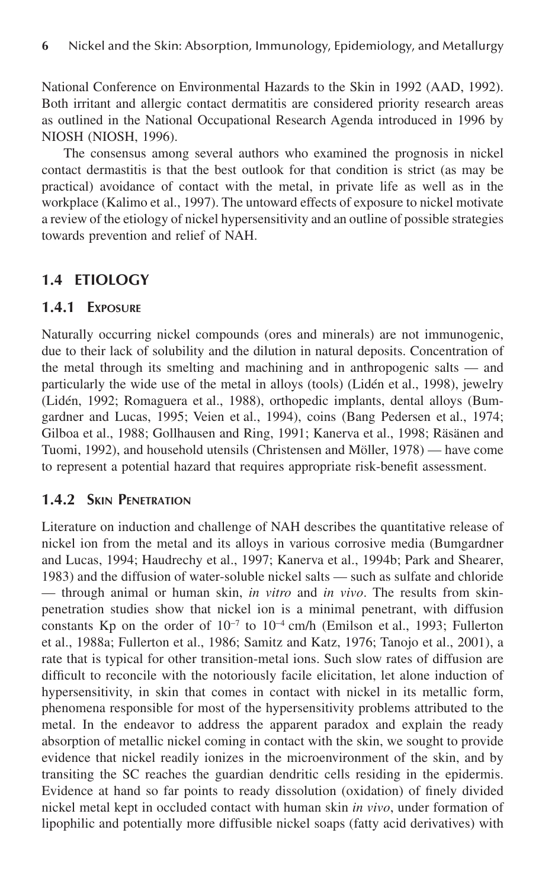National Conference on Environmental Hazards to the Skin in 1992 (AAD, 1992). Both irritant and allergic contact dermatitis are considered priority research areas as outlined in the National Occupational Research Agenda introduced in 1996 by NIOSH (NIOSH, 1996).

The consensus among several authors who examined the prognosis in nickel contact dermastitis is that the best outlook for that condition is strict (as may be practical) avoidance of contact with the metal, in private life as well as in the workplace (Kalimo et al., 1997). The untoward effects of exposure to nickel motivate a review of the etiology of nickel hypersensitivity and an outline of possible strategies towards prevention and relief of NAH.

## 1.4 ETIOLOGY

### 1.4.1 Exposure

Naturally occurring nickel compounds (ores and minerals) are not immunogenic, due to their lack of solubility and the dilution in natural deposits. Concentration of the metal through its smelting and machining and in anthropogenic salts — and particularly the wide use of the metal in alloys (tools) (Lidén et al., 1998), jewelry (Lidén, 1992; Romaguera et al., 1988), orthopedic implants, dental alloys (Bumgardner and Lucas, 1995; Veien et al., 1994), coins (Bang Pedersen et al., 1974; Gilboa et al., 1988; Gollhausen and Ring, 1991; Kanerva et al., 1998; Räsänen and Tuomi, 1992), and household utensils (Christensen and Möller, 1978) — have come to represent a potential hazard that requires appropriate risk-benefit assessment.

### 1.4.2 Skin Penetration

Literature on induction and challenge of NAH describes the quantitative release of nickel ion from the metal and its alloys in various corrosive media (Bumgardner and Lucas, 1994; Haudrechy et al., 1997; Kanerva et al., 1994b; Park and Shearer, 1983) and the diffusion of water-soluble nickel salts — such as sulfate and chloride — through animal or human skin, *in vitro* and *in vivo*. The results from skin-penetration studies show that nickel ion is a minimal penetrant, with diffusion constants Kp on the order of $10^{-7}$ to $10^{-4}$ cm/h (Emilson et al., 1993; Fullerton et al., 1988a; Fullerton et al., 1986; Samitz and Katz, 1976; Tanojo et al., 2001), a rate that is typical for other transition-metal ions. Such slow rates of diffusion are difficult to reconcile with the notoriously facile elicitation, let alone induction of hypersensitivity, in skin that comes in contact with nickel in its metallic form, phenomena responsible for most of the hypersensitivity problems attributed to the metal. In the endeavor to address the apparent paradox and explain the ready absorption of metallic nickel coming in contact with the skin, we sought to provide evidence that nickel readily ionizes in the microenvironment of the skin, and by transiting the SC reaches the guardian dendritic cells residing in the epidermis. Evidence at hand so far points to ready dissolution (oxidation) of finely divided nickel metal kept in occluded contact with human skin *in vivo*, under formation of lipophilic and potentially more diffusible nickel soaps (fatty acid derivatives) with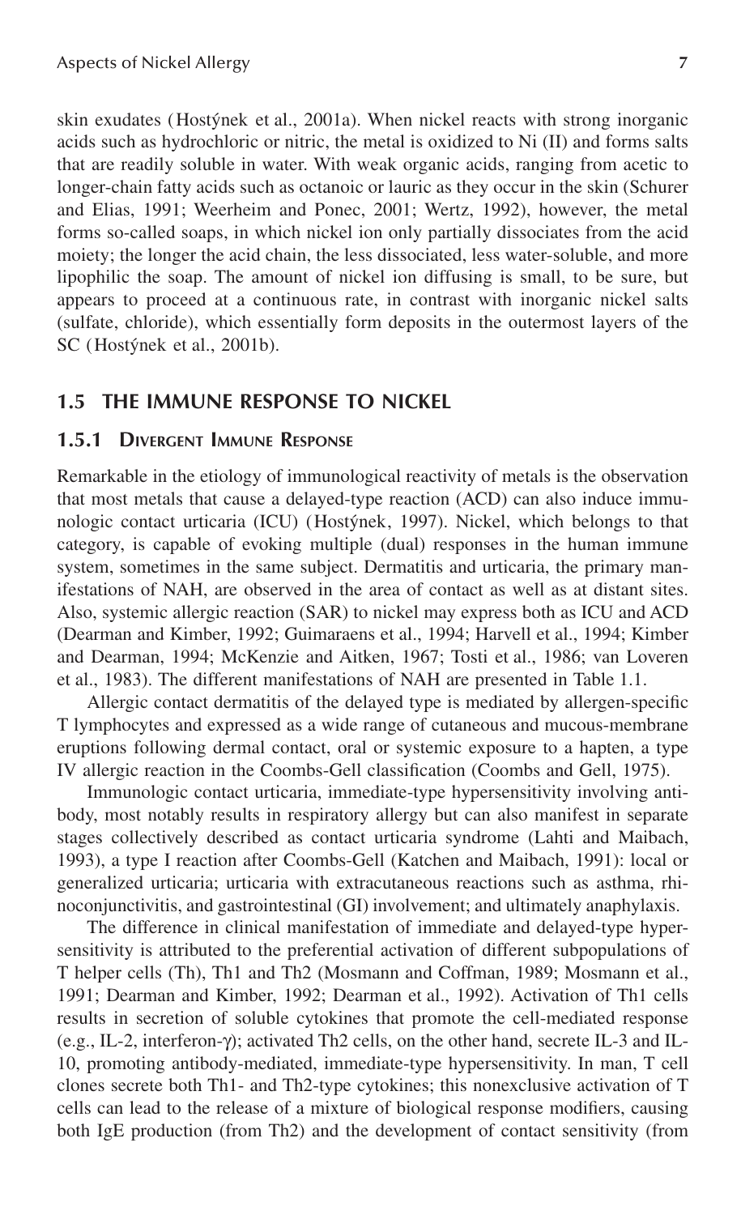skin exudates (Hostýnek et al., 2001a). When nickel reacts with strong inorganic acids such as hydrochloric or nitric, the metal is oxidized to Ni (II) and forms salts that are readily soluble in water. With weak organic acids, ranging from acetic to longer-chain fatty acids such as octanoic or lauric as they occur in the skin (Schurer and Elias, 1991; Weerheim and Ponec, 2001; Wertz, 1992), however, the metal forms so-called soaps, in which nickel ion only partially dissociates from the acid moiety; the longer the acid chain, the less dissociated, less water-soluble, and more lipophilic the soap. The amount of nickel ion diffusing is small, to be sure, but appears to proceed at a continuous rate, in contrast with inorganic nickel salts (sulfate, chloride), which essentially form deposits in the outermost layers of the SC (Hostýnek et al., 2001b).

## 1.5 THE IMMUNE RESPONSE TO NICKEL

### 1.5.1 DIVERGENT IMMUNE RESPONSE

Remarkable in the etiology of immunological reactivity of metals is the observation that most metals that cause a delayed-type reaction (ACD) can also induce immunologic contact urticaria (ICU) (Hostýnek, 1997). Nickel, which belongs to that category, is capable of evoking multiple (dual) responses in the human immune system, sometimes in the same subject. Dermatitis and urticaria, the primary manifestations of NAH, are observed in the area of contact as well as at distant sites. Also, systemic allergic reaction (SAR) to nickel may express both as ICU and ACD (Dearman and Kimber, 1992; Guimaraens et al., 1994; Harvell et al., 1994; Kimber and Dearman, 1994; McKenzie and Aitken, 1967; Tosti et al., 1986; van Loveren et al., 1983). The different manifestations of NAH are presented in Table 1.1.

Allergic contact dermatitis of the delayed type is mediated by allergen-specific T lymphocytes and expressed as a wide range of cutaneous and mucous-membrane eruptions following dermal contact, oral or systemic exposure to a hapten, a type IV allergic reaction in the Coombs-Gell classification (Coombs and Gell, 1975).

Immunologic contact urticaria, immediate-type hypersensitivity involving antibody, most notably results in respiratory allergy but can also manifest in separate stages collectively described as contact urticaria syndrome (Lahti and Maibach, 1993), a type I reaction after Coombs-Gell (Katchen and Maibach, 1991): local or generalized urticaria; urticaria with extracutaneous reactions such as asthma, rhinoconjunctivitis, and gastrointestinal (GI) involvement; and ultimately anaphylaxis.

The difference in clinical manifestation of immediate and delayed-type hypersensitivity is attributed to the preferential activation of different subpopulations of T helper cells (Th), Th1 and Th2 (Mosmann and Coffman, 1989; Mosmann et al., 1991; Dearman and Kimber, 1992; Dearman et al., 1992). Activation of Th1 cells results in secretion of soluble cytokines that promote the cell-mediated response (e.g., IL-2, interferon-γ); activated Th2 cells, on the other hand, secrete IL-3 and IL-10, promoting antibody-mediated, immediate-type hypersensitivity. In man, T cell clones secrete both Th1- and Th2-type cytokines; this nonexclusive activation of T cells can lead to the release of a mixture of biological response modifiers, causing both IgE production (from Th2) and the development of contact sensitivity (from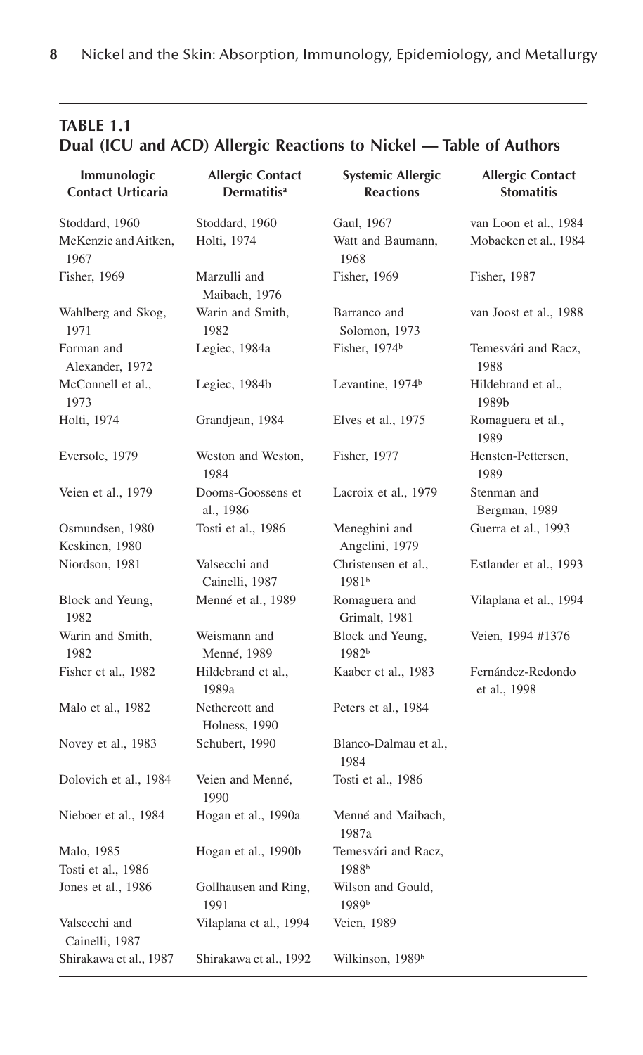## TABLE 1.1
## Dual (ICU and ACD) Allergic Reactions to Nickel — Table of Authors

| Immunologic Contact Urticaria | Allergic Contact Dermatitis[a] | Systemic Allergic Reactions | Allergic Contact Stomatitis |
|---|---|---|---|
| Stoddard, 1960 | Stoddard, 1960 | Gaul, 1967 | van Loon et al., 1984 |
| McKenzie and Aitken, 1967 | Holti, 1974 | Watt and Baumann, 1968 | Mobacken et al., 1984 |
| Fisher, 1969 | Marzulli and Maibach, 1976 | Fisher, 1969 | Fisher, 1987 |
| Wahlberg and Skog, 1971 | Warin and Smith, 1982 | Barranco and Solomon, 1973 | van Joost et al., 1988 |
| Forman and Alexander, 1972 | Legiec, 1984a | Fisher, 1974[b] | Temesvári and Racz, 1988 |
| McConnell et al., 1973 | Legiec, 1984b | Levantine, 1974[b] | Hildebrand et al., 1989b |
| Holti, 1974 | Grandjean, 1984 | Elves et al., 1975 | Romaguera et al., 1989 |
| Eversole, 1979 | Weston and Weston, 1984 | Fisher, 1977 | Hensten-Pettersen, 1989 |
| Veien et al., 1979 | Dooms-Goossens et al., 1986 | Lacroix et al., 1979 | Stenman and Bergman, 1989 |
| Osmundsen, 1980 | Tosti et al., 1986 | Meneghini and Angelini, 1979 | Guerra et al., 1993 |
| Keskinen, 1980 | | | |
| Niordson, 1981 | Valsecchi and Cainelli, 1987 | Christensen et al., 1981[b] | Estlander et al., 1993 |
| Block and Yeung, 1982 | Menné et al., 1989 | Romaguera and Grimalt, 1981 | Vilaplana et al., 1994 |
| Warin and Smith, 1982 | Weismann and Menné, 1989 | Block and Yeung, 1982[b] | Veien, 1994 #1376 |
| Fisher et al., 1982 | Hildebrand et al., 1989a | Kaaber et al., 1983 | Fernández-Redondo et al., 1998 |
| Malo et al., 1982 | Nethercott and Holness, 1990 | Peters et al., 1984 | |
| Novey et al., 1983 | Schubert, 1990 | Blanco-Dalmau et al., 1984 | |
| Dolovich et al., 1984 | Veien and Menné, 1990 | Tosti et al., 1986 | |
| Nieboer et al., 1984 | Hogan et al., 1990a | Menné and Maibach, 1987a | |
| Malo, 1985 | Hogan et al., 1990b | Temesvári and Racz, 1988[b] | |
| Tosti et al., 1986 | | | |
| Jones et al., 1986 | Gollhausen and Ring, 1991 | Wilson and Gould, 1989[b] | |
| Valsecchi and Cainelli, 1987 | Vilaplana et al., 1994 | Veien, 1989 | |
| Shirakawa et al., 1987 | Shirakawa et al., 1992 | Wilkinson, 1989[b] | |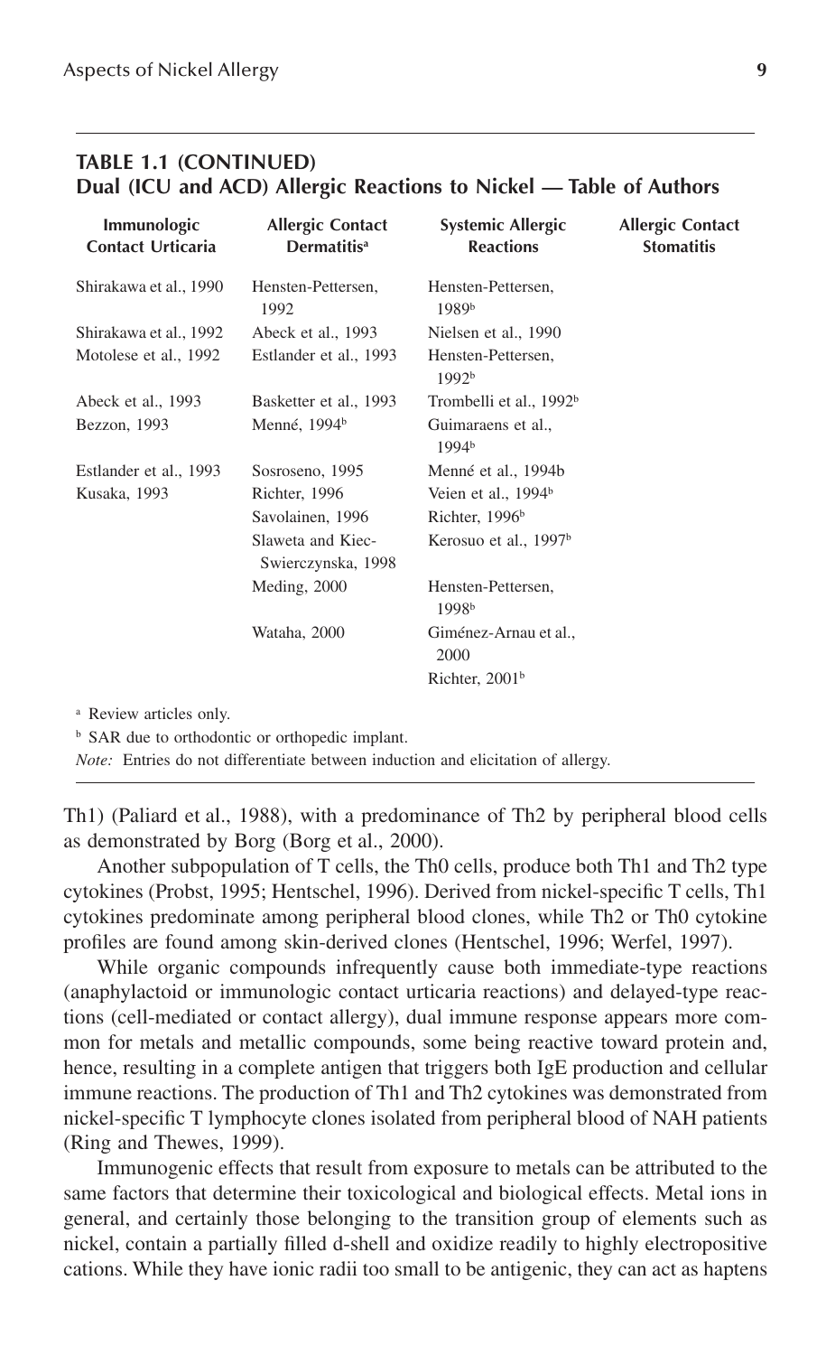**TABLE 1.1 (CONTINUED)**
**Dual (ICU and ACD) Allergic Reactions to Nickel — Table of Authors**

| Immunologic Contact Urticaria | Allergic Contact Dermatitis[a] | Systemic Allergic Reactions | Allergic Contact Stomatitis |
|---|---|---|---|
| Shirakawa et al., 1990 | Hensten-Pettersen, 1992 | Hensten-Pettersen, 1989[b] | |
| Shirakawa et al., 1992 | Abeck et al., 1993 | Nielsen et al., 1990 | |
| Motolese et al., 1992 | Estlander et al., 1993 | Hensten-Pettersen, 1992[b] | |
| Abeck et al., 1993 | Basketter et al., 1993 | Trombelli et al., 1992[b] | |
| Bezzon, 1993 | Menné, 1994[b] | Guimaraens et al., 1994[b] | |
| Estlander et al., 1993 | Sosroseno, 1995 | Menné et al., 1994b | |
| Kusaka, 1993 | Richter, 1996 | Veien et al., 1994[b] | |
| | Savolainen, 1996 | Richter, 1996[b] | |
| | Slaweta and Kiec-Swierczynska, 1998 | Kerosuo et al., 1997[b] | |
| | Meding, 2000 | Hensten-Pettersen, 1998[b] | |
| | Wataha, 2000 | Giménez-Arnau et al., 2000 | |
| | | Richter, 2001[b] | |

[a] Review articles only.

[b] SAR due to orthodontic or orthopedic implant.

*Note:* Entries do not differentiate between induction and elicitation of allergy.

Th1) (Paliard et al., 1988), with a predominance of Th2 by peripheral blood cells as demonstrated by Borg (Borg et al., 2000).

Another subpopulation of T cells, the Th0 cells, produce both Th1 and Th2 type cytokines (Probst, 1995; Hentschel, 1996). Derived from nickel-specific T cells, Th1 cytokines predominate among peripheral blood clones, while Th2 or Th0 cytokine profiles are found among skin-derived clones (Hentschel, 1996; Werfel, 1997).

While organic compounds infrequently cause both immediate-type reactions (anaphylactoid or immunologic contact urticaria reactions) and delayed-type reactions (cell-mediated or contact allergy), dual immune response appears more common for metals and metallic compounds, some being reactive toward protein and, hence, resulting in a complete antigen that triggers both IgE production and cellular immune reactions. The production of Th1 and Th2 cytokines was demonstrated from nickel-specific T lymphocyte clones isolated from peripheral blood of NAH patients (Ring and Thewes, 1999).

Immunogenic effects that result from exposure to metals can be attributed to the same factors that determine their toxicological and biological effects. Metal ions in general, and certainly those belonging to the transition group of elements such as nickel, contain a partially filled d-shell and oxidize readily to highly electropositive cations. While they have ionic radii too small to be antigenic, they can act as haptens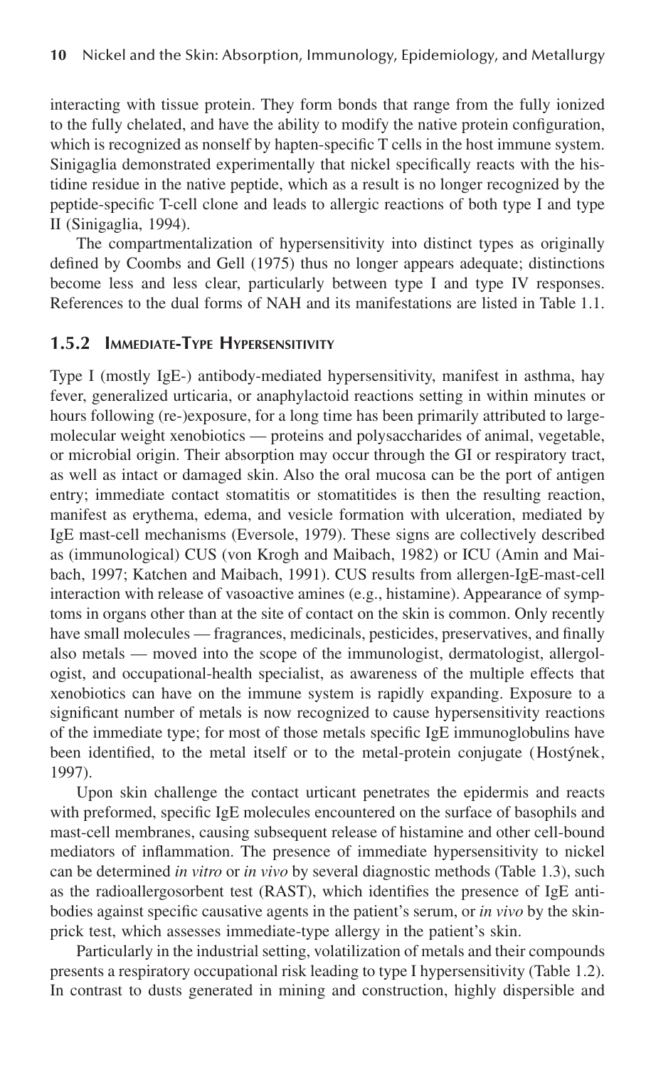interacting with tissue protein. They form bonds that range from the fully ionized to the fully chelated, and have the ability to modify the native protein configuration, which is recognized as nonself by hapten-specific T cells in the host immune system. Sinigaglia demonstrated experimentally that nickel specifically reacts with the histidine residue in the native peptide, which as a result is no longer recognized by the peptide-specific T-cell clone and leads to allergic reactions of both type I and type II (Sinigaglia, 1994).

The compartmentalization of hypersensitivity into distinct types as originally defined by Coombs and Gell (1975) thus no longer appears adequate; distinctions become less and less clear, particularly between type I and type IV responses. References to the dual forms of NAH and its manifestations are listed in Table 1.1.

### 1.5.2 Immediate-Type Hypersensitivity

Type I (mostly IgE-) antibody-mediated hypersensitivity, manifest in asthma, hay fever, generalized urticaria, or anaphylactoid reactions setting in within minutes or hours following (re-)exposure, for a long time has been primarily attributed to large-molecular weight xenobiotics — proteins and polysaccharides of animal, vegetable, or microbial origin. Their absorption may occur through the GI or respiratory tract, as well as intact or damaged skin. Also the oral mucosa can be the port of antigen entry; immediate contact stomatitis or stomatitides is then the resulting reaction, manifest as erythema, edema, and vesicle formation with ulceration, mediated by IgE mast-cell mechanisms (Eversole, 1979). These signs are collectively described as (immunological) CUS (von Krogh and Maibach, 1982) or ICU (Amin and Maibach, 1997; Katchen and Maibach, 1991). CUS results from allergen-IgE-mast-cell interaction with release of vasoactive amines (e.g., histamine). Appearance of symptoms in organs other than at the site of contact on the skin is common. Only recently have small molecules — fragrances, medicinals, pesticides, preservatives, and finally also metals — moved into the scope of the immunologist, dermatologist, allergologist, and occupational-health specialist, as awareness of the multiple effects that xenobiotics can have on the immune system is rapidly expanding. Exposure to a significant number of metals is now recognized to cause hypersensitivity reactions of the immediate type; for most of those metals specific IgE immunoglobulins have been identified, to the metal itself or to the metal-protein conjugate (Hostýnek, 1997).

Upon skin challenge the contact urticant penetrates the epidermis and reacts with preformed, specific IgE molecules encountered on the surface of basophils and mast-cell membranes, causing subsequent release of histamine and other cell-bound mediators of inflammation. The presence of immediate hypersensitivity to nickel can be determined *in vitro* or *in vivo* by several diagnostic methods (Table 1.3), such as the radioallergosorbent test (RAST), which identifies the presence of IgE antibodies against specific causative agents in the patient's serum, or *in vivo* by the skin-prick test, which assesses immediate-type allergy in the patient's skin.

Particularly in the industrial setting, volatilization of metals and their compounds presents a respiratory occupational risk leading to type I hypersensitivity (Table 1.2). In contrast to dusts generated in mining and construction, highly dispersible and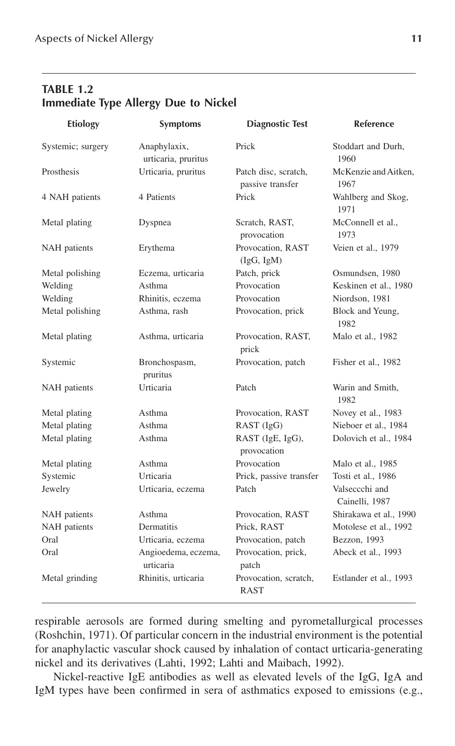**TABLE 1.2**
**Immediate Type Allergy Due to Nickel**

| Etiology | Symptoms | Diagnostic Test | Reference |
|---|---|---|---|
| Systemic; surgery | Anaphylaxix, urticaria, pruritus | Prick | Stoddart and Durh, 1960 |
| Prosthesis | Urticaria, pruritus | Patch disc, scratch, passive transfer | McKenzie and Aitken, 1967 |
| 4 NAH patients | 4 Patients | Prick | Wahlberg and Skog, 1971 |
| Metal plating | Dyspnea | Scratch, RAST, provocation | McConnell et al., 1973 |
| NAH patients | Erythema | Provocation, RAST (IgG, IgM) | Veien et al., 1979 |
| Metal polishing | Eczema, urticaria | Patch, prick | Osmundsen, 1980 |
| Welding | Asthma | Provocation | Keskinen et al., 1980 |
| Welding | Rhinitis, eczema | Provocation | Niordson, 1981 |
| Metal polishing | Asthma, rash | Provocation, prick | Block and Yeung, 1982 |
| Metal plating | Asthma, urticaria | Provocation, RAST, prick | Malo et al., 1982 |
| Systemic | Bronchospasm, pruritus | Provocation, patch | Fisher et al., 1982 |
| NAH patients | Urticaria | Patch | Warin and Smith, 1982 |
| Metal plating | Asthma | Provocation, RAST | Novey et al., 1983 |
| Metal plating | Asthma | RAST (IgG) | Nieboer et al., 1984 |
| Metal plating | Asthma | RAST (IgE, IgG), provocation | Dolovich et al., 1984 |
| Metal plating | Asthma | Provocation | Malo et al., 1985 |
| Systemic | Urticaria | Prick, passive transfer | Tosti et al., 1986 |
| Jewelry | Urticaria, eczema | Patch | Valseccchi and Cainelli, 1987 |
| NAH patients | Asthma | Provocation, RAST | Shirakawa et al., 1990 |
| NAH patients | Dermatitis | Prick, RAST | Motolese et al., 1992 |
| Oral | Urticaria, eczema | Provocation, patch | Bezzon, 1993 |
| Oral | Angioedema, eczema, urticaria | Provocation, prick, patch | Abeck et al., 1993 |
| Metal grinding | Rhinitis, urticaria | Provocation, scratch, RAST | Estlander et al., 1993 |

respirable aerosols are formed during smelting and pyrometallurgical processes (Roshchin, 1971). Of particular concern in the industrial environment is the potential for anaphylactic vascular shock caused by inhalation of contact urticaria-generating nickel and its derivatives (Lahti, 1992; Lahti and Maibach, 1992).

Nickel-reactive IgE antibodies as well as elevated levels of the IgG, IgA and IgM types have been confirmed in sera of asthmatics exposed to emissions (e.g.,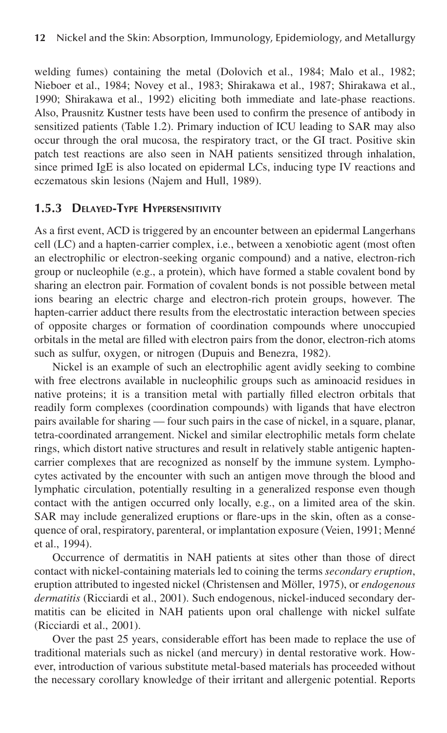welding fumes) containing the metal (Dolovich et al., 1984; Malo et al., 1982; Nieboer et al., 1984; Novey et al., 1983; Shirakawa et al., 1987; Shirakawa et al., 1990; Shirakawa et al., 1992) eliciting both immediate and late-phase reactions. Also, Prausnitz Kustner tests have been used to confirm the presence of antibody in sensitized patients (Table 1.2). Primary induction of ICU leading to SAR may also occur through the oral mucosa, the respiratory tract, or the GI tract. Positive skin patch test reactions are also seen in NAH patients sensitized through inhalation, since primed IgE is also located on epidermal LCs, inducing type IV reactions and eczematous skin lesions (Najem and Hull, 1989).

### 1.5.3 Delayed-Type Hypersensitivity

As a first event, ACD is triggered by an encounter between an epidermal Langerhans cell (LC) and a hapten-carrier complex, i.e., between a xenobiotic agent (most often an electrophilic or electron-seeking organic compound) and a native, electron-rich group or nucleophile (e.g., a protein), which have formed a stable covalent bond by sharing an electron pair. Formation of covalent bonds is not possible between metal ions bearing an electric charge and electron-rich protein groups, however. The hapten-carrier adduct there results from the electrostatic interaction between species of opposite charges or formation of coordination compounds where unoccupied orbitals in the metal are filled with electron pairs from the donor, electron-rich atoms such as sulfur, oxygen, or nitrogen (Dupuis and Benezra, 1982).

Nickel is an example of such an electrophilic agent avidly seeking to combine with free electrons available in nucleophilic groups such as aminoacid residues in native proteins; it is a transition metal with partially filled electron orbitals that readily form complexes (coordination compounds) with ligands that have electron pairs available for sharing — four such pairs in the case of nickel, in a square, planar, tetra-coordinated arrangement. Nickel and similar electrophilic metals form chelate rings, which distort native structures and result in relatively stable antigenic hapten-carrier complexes that are recognized as nonself by the immune system. Lymphocytes activated by the encounter with such an antigen move through the blood and lymphatic circulation, potentially resulting in a generalized response even though contact with the antigen occurred only locally, e.g., on a limited area of the skin. SAR may include generalized eruptions or flare-ups in the skin, often as a consequence of oral, respiratory, parenteral, or implantation exposure (Veien, 1991; Menné et al., 1994).

Occurrence of dermatitis in NAH patients at sites other than those of direct contact with nickel-containing materials led to coining the terms *secondary eruption*, eruption attributed to ingested nickel (Christensen and Möller, 1975), or *endogenous dermatitis* (Ricciardi et al., 2001). Such endogenous, nickel-induced secondary dermatitis can be elicited in NAH patients upon oral challenge with nickel sulfate (Ricciardi et al., 2001).

Over the past 25 years, considerable effort has been made to replace the use of traditional materials such as nickel (and mercury) in dental restorative work. However, introduction of various substitute metal-based materials has proceeded without the necessary corollary knowledge of their irritant and allergenic potential. Reports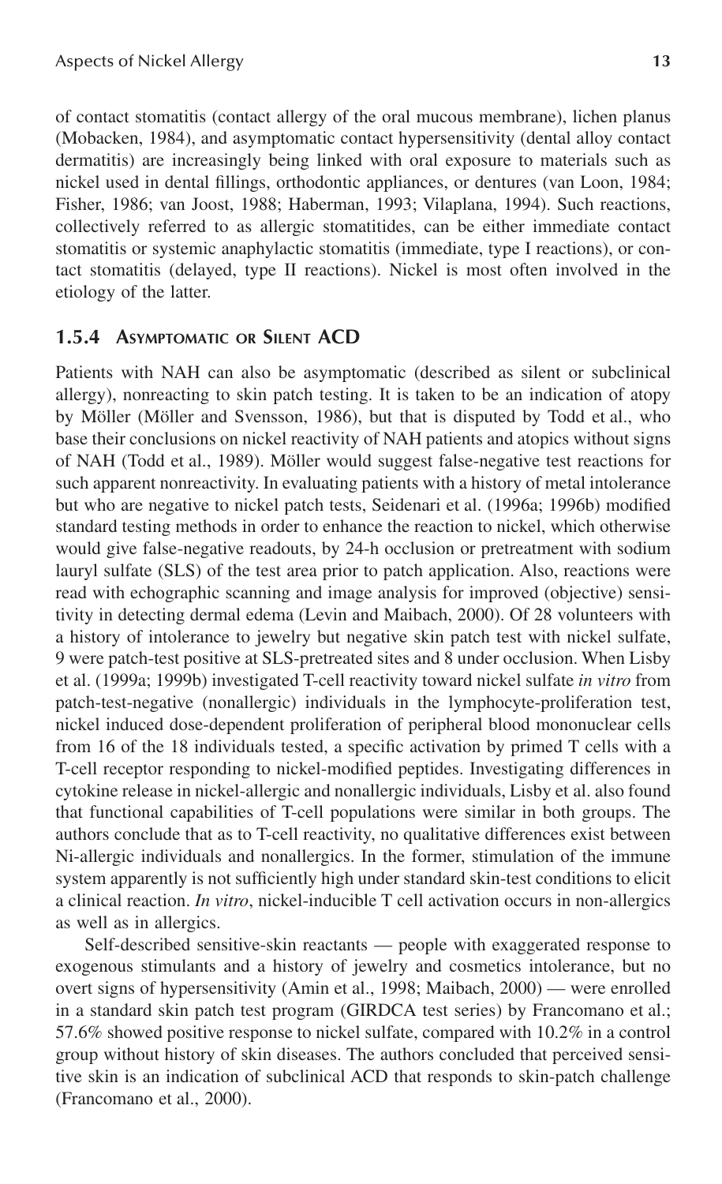of contact stomatitis (contact allergy of the oral mucous membrane), lichen planus (Mobacken, 1984), and asymptomatic contact hypersensitivity (dental alloy contact dermatitis) are increasingly being linked with oral exposure to materials such as nickel used in dental fillings, orthodontic appliances, or dentures (van Loon, 1984; Fisher, 1986; van Joost, 1988; Haberman, 1993; Vilaplana, 1994). Such reactions, collectively referred to as allergic stomatitides, can be either immediate contact stomatitis or systemic anaphylactic stomatitis (immediate, type I reactions), or contact stomatitis (delayed, type II reactions). Nickel is most often involved in the etiology of the latter.

### 1.5.4 Asymptomatic or Silent ACD

Patients with NAH can also be asymptomatic (described as silent or subclinical allergy), nonreacting to skin patch testing. It is taken to be an indication of atopy by Möller (Möller and Svensson, 1986), but that is disputed by Todd et al., who base their conclusions on nickel reactivity of NAH patients and atopics without signs of NAH (Todd et al., 1989). Möller would suggest false-negative test reactions for such apparent nonreactivity. In evaluating patients with a history of metal intolerance but who are negative to nickel patch tests, Seidenari et al. (1996a; 1996b) modified standard testing methods in order to enhance the reaction to nickel, which otherwise would give false-negative readouts, by 24-h occlusion or pretreatment with sodium lauryl sulfate (SLS) of the test area prior to patch application. Also, reactions were read with echographic scanning and image analysis for improved (objective) sensitivity in detecting dermal edema (Levin and Maibach, 2000). Of 28 volunteers with a history of intolerance to jewelry but negative skin patch test with nickel sulfate, 9 were patch-test positive at SLS-pretreated sites and 8 under occlusion. When Lisby et al. (1999a; 1999b) investigated T-cell reactivity toward nickel sulfate *in vitro* from patch-test-negative (nonallergic) individuals in the lymphocyte-proliferation test, nickel induced dose-dependent proliferation of peripheral blood mononuclear cells from 16 of the 18 individuals tested, a specific activation by primed T cells with a T-cell receptor responding to nickel-modified peptides. Investigating differences in cytokine release in nickel-allergic and nonallergic individuals, Lisby et al. also found that functional capabilities of T-cell populations were similar in both groups. The authors conclude that as to T-cell reactivity, no qualitative differences exist between Ni-allergic individuals and nonallergics. In the former, stimulation of the immune system apparently is not sufficiently high under standard skin-test conditions to elicit a clinical reaction. *In vitro*, nickel-inducible T cell activation occurs in non-allergics as well as in allergics.

Self-described sensitive-skin reactants — people with exaggerated response to exogenous stimulants and a history of jewelry and cosmetics intolerance, but no overt signs of hypersensitivity (Amin et al., 1998; Maibach, 2000) — were enrolled in a standard skin patch test program (GIRDCA test series) by Francomano et al.; 57.6% showed positive response to nickel sulfate, compared with 10.2% in a control group without history of skin diseases. The authors concluded that perceived sensitive skin is an indication of subclinical ACD that responds to skin-patch challenge (Francomano et al., 2000).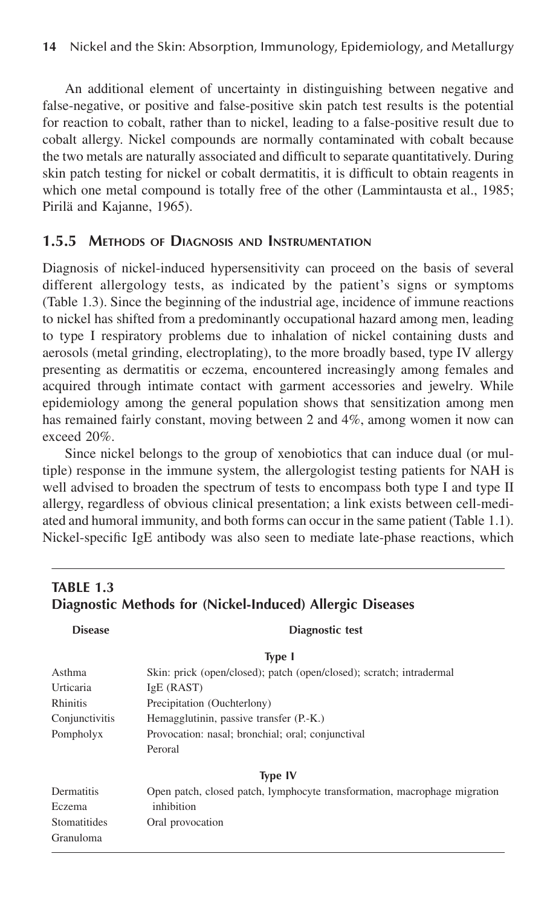An additional element of uncertainty in distinguishing between negative and false-negative, or positive and false-positive skin patch test results is the potential for reaction to cobalt, rather than to nickel, leading to a false-positive result due to cobalt allergy. Nickel compounds are normally contaminated with cobalt because the two metals are naturally associated and difficult to separate quantitatively. During skin patch testing for nickel or cobalt dermatitis, it is difficult to obtain reagents in which one metal compound is totally free of the other (Lammintausta et al., 1985; Pirilä and Kajanne, 1965).

### 1.5.5 Methods of Diagnosis and Instrumentation

Diagnosis of nickel-induced hypersensitivity can proceed on the basis of several different allergology tests, as indicated by the patient's signs or symptoms (Table 1.3). Since the beginning of the industrial age, incidence of immune reactions to nickel has shifted from a predominantly occupational hazard among men, leading to type I respiratory problems due to inhalation of nickel containing dusts and aerosols (metal grinding, electroplating), to the more broadly based, type IV allergy presenting as dermatitis or eczema, encountered increasingly among females and acquired through intimate contact with garment accessories and jewelry. While epidemiology among the general population shows that sensitization among men has remained fairly constant, moving between 2 and 4%, among women it now can exceed 20%.

Since nickel belongs to the group of xenobiotics that can induce dual (or multiple) response in the immune system, the allergologist testing patients for NAH is well advised to broaden the spectrum of tests to encompass both type I and type II allergy, regardless of obvious clinical presentation; a link exists between cell-mediated and humoral immunity, and both forms can occur in the same patient (Table 1.1). Nickel-specific IgE antibody was also seen to mediate late-phase reactions, which

**TABLE 1.3**
**Diagnostic Methods for (Nickel-Induced) Allergic Diseases**

| Disease | Diagnostic test |
|---|---|
| | **Type I** |
| Asthma | Skin: prick (open/closed); patch (open/closed); scratch; intradermal |
| Urticaria | IgE (RAST) |
| Rhinitis | Precipitation (Ouchterlony) |
| Conjunctivitis | Hemagglutinin, passive transfer (P.-K.) |
| Pompholyx | Provocation: nasal; bronchial; oral; conjunctival |
| | Peroral |
| | **Type IV** |
| Dermatitis | Open patch, closed patch, lymphocyte transformation, macrophage migration |
| Eczema | inhibition |
| Stomatitides | Oral provocation |
| Granuloma | |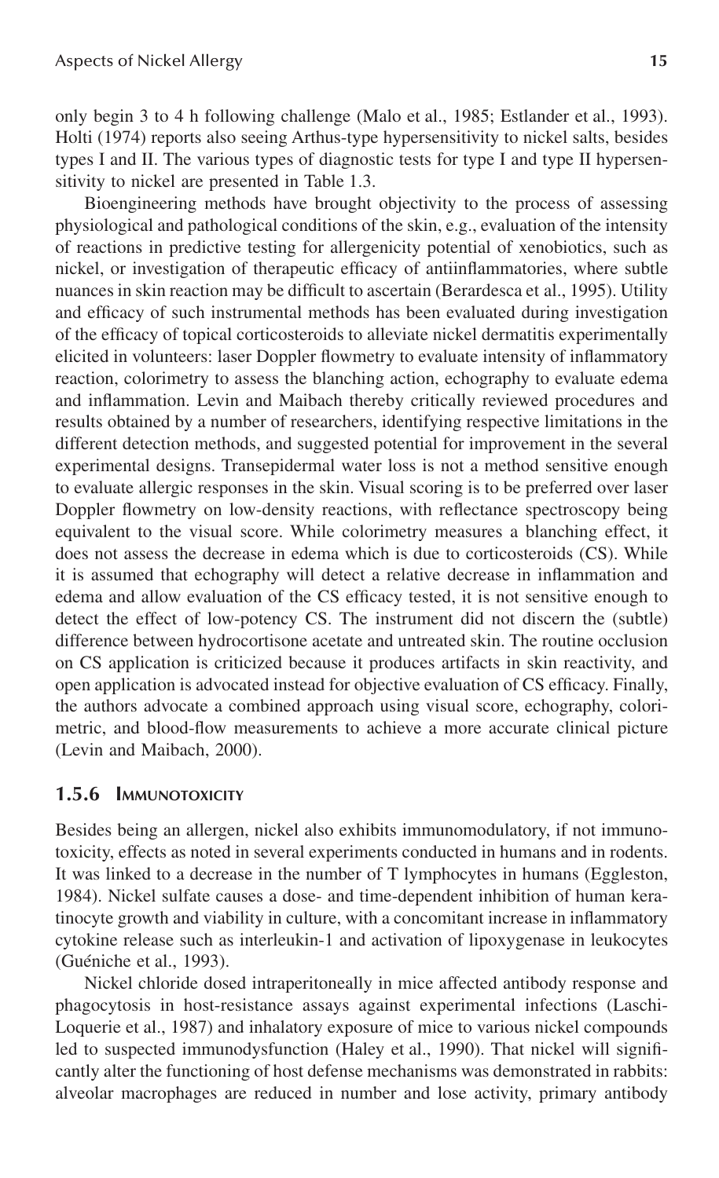only begin 3 to 4 h following challenge (Malo et al., 1985; Estlander et al., 1993). Holti (1974) reports also seeing Arthus-type hypersensitivity to nickel salts, besides types I and II. The various types of diagnostic tests for type I and type II hypersensitivity to nickel are presented in Table 1.3.

Bioengineering methods have brought objectivity to the process of assessing physiological and pathological conditions of the skin, e.g., evaluation of the intensity of reactions in predictive testing for allergenicity potential of xenobiotics, such as nickel, or investigation of therapeutic efficacy of antiinflammatories, where subtle nuances in skin reaction may be difficult to ascertain (Berardesca et al., 1995). Utility and efficacy of such instrumental methods has been evaluated during investigation of the efficacy of topical corticosteroids to alleviate nickel dermatitis experimentally elicited in volunteers: laser Doppler flowmetry to evaluate intensity of inflammatory reaction, colorimetry to assess the blanching action, echography to evaluate edema and inflammation. Levin and Maibach thereby critically reviewed procedures and results obtained by a number of researchers, identifying respective limitations in the different detection methods, and suggested potential for improvement in the several experimental designs. Transepidermal water loss is not a method sensitive enough to evaluate allergic responses in the skin. Visual scoring is to be preferred over laser Doppler flowmetry on low-density reactions, with reflectance spectroscopy being equivalent to the visual score. While colorimetry measures a blanching effect, it does not assess the decrease in edema which is due to corticosteroids (CS). While it is assumed that echography will detect a relative decrease in inflammation and edema and allow evaluation of the CS efficacy tested, it is not sensitive enough to detect the effect of low-potency CS. The instrument did not discern the (subtle) difference between hydrocortisone acetate and untreated skin. The routine occlusion on CS application is criticized because it produces artifacts in skin reactivity, and open application is advocated instead for objective evaluation of CS efficacy. Finally, the authors advocate a combined approach using visual score, echography, colorimetric, and blood-flow measurements to achieve a more accurate clinical picture (Levin and Maibach, 2000).

### 1.5.6 Immunotoxicity

Besides being an allergen, nickel also exhibits immunomodulatory, if not immunotoxicity, effects as noted in several experiments conducted in humans and in rodents. It was linked to a decrease in the number of T lymphocytes in humans (Eggleston, 1984). Nickel sulfate causes a dose- and time-dependent inhibition of human keratinocyte growth and viability in culture, with a concomitant increase in inflammatory cytokine release such as interleukin-1 and activation of lipoxygenase in leukocytes (Guéniche et al., 1993).

Nickel chloride dosed intraperitoneally in mice affected antibody response and phagocytosis in host-resistance assays against experimental infections (Laschi-Loquerie et al., 1987) and inhalatory exposure of mice to various nickel compounds led to suspected immunodysfunction (Haley et al., 1990). That nickel will significantly alter the functioning of host defense mechanisms was demonstrated in rabbits: alveolar macrophages are reduced in number and lose activity, primary antibody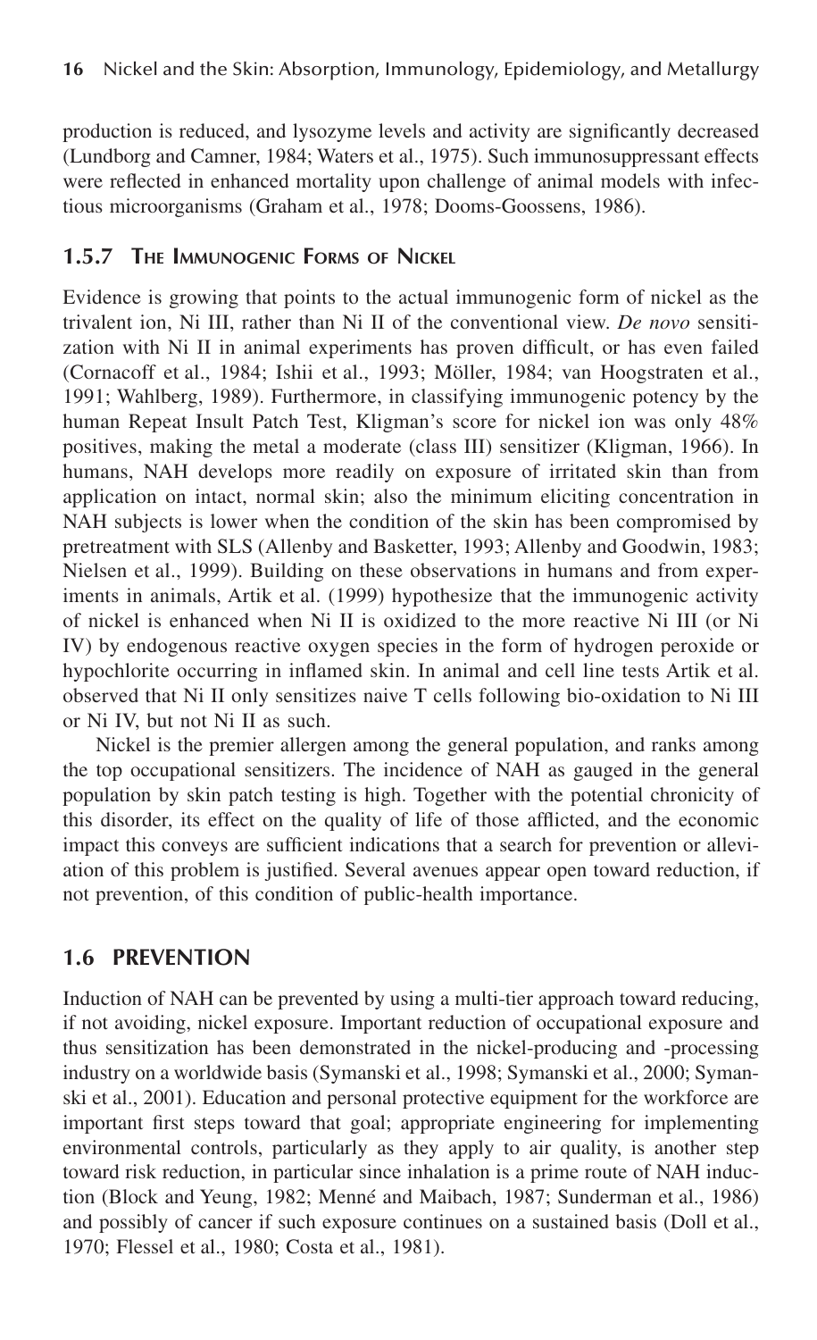production is reduced, and lysozyme levels and activity are significantly decreased (Lundborg and Camner, 1984; Waters et al., 1975). Such immunosuppressant effects were reflected in enhanced mortality upon challenge of animal models with infectious microorganisms (Graham et al., 1978; Dooms-Goossens, 1986).

### 1.5.7 The Immunogenic Forms of Nickel

Evidence is growing that points to the actual immunogenic form of nickel as the trivalent ion, Ni III, rather than Ni II of the conventional view. *De novo* sensitization with Ni II in animal experiments has proven difficult, or has even failed (Cornacoff et al., 1984; Ishii et al., 1993; Möller, 1984; van Hoogstraten et al., 1991; Wahlberg, 1989). Furthermore, in classifying immunogenic potency by the human Repeat Insult Patch Test, Kligman's score for nickel ion was only 48% positives, making the metal a moderate (class III) sensitizer (Kligman, 1966). In humans, NAH develops more readily on exposure of irritated skin than from application on intact, normal skin; also the minimum eliciting concentration in NAH subjects is lower when the condition of the skin has been compromised by pretreatment with SLS (Allenby and Basketter, 1993; Allenby and Goodwin, 1983; Nielsen et al., 1999). Building on these observations in humans and from experiments in animals, Artik et al. (1999) hypothesize that the immunogenic activity of nickel is enhanced when Ni II is oxidized to the more reactive Ni III (or Ni IV) by endogenous reactive oxygen species in the form of hydrogen peroxide or hypochlorite occurring in inflamed skin. In animal and cell line tests Artik et al. observed that Ni II only sensitizes naive T cells following bio-oxidation to Ni III or Ni IV, but not Ni II as such.

Nickel is the premier allergen among the general population, and ranks among the top occupational sensitizers. The incidence of NAH as gauged in the general population by skin patch testing is high. Together with the potential chronicity of this disorder, its effect on the quality of life of those afflicted, and the economic impact this conveys are sufficient indications that a search for prevention or alleviation of this problem is justified. Several avenues appear open toward reduction, if not prevention, of this condition of public-health importance.

## 1.6 PREVENTION

Induction of NAH can be prevented by using a multi-tier approach toward reducing, if not avoiding, nickel exposure. Important reduction of occupational exposure and thus sensitization has been demonstrated in the nickel-producing and -processing industry on a worldwide basis (Symanski et al., 1998; Symanski et al., 2000; Symanski et al., 2001). Education and personal protective equipment for the workforce are important first steps toward that goal; appropriate engineering for implementing environmental controls, particularly as they apply to air quality, is another step toward risk reduction, in particular since inhalation is a prime route of NAH induction (Block and Yeung, 1982; Menné and Maibach, 1987; Sunderman et al., 1986) and possibly of cancer if such exposure continues on a sustained basis (Doll et al., 1970; Flessel et al., 1980; Costa et al., 1981).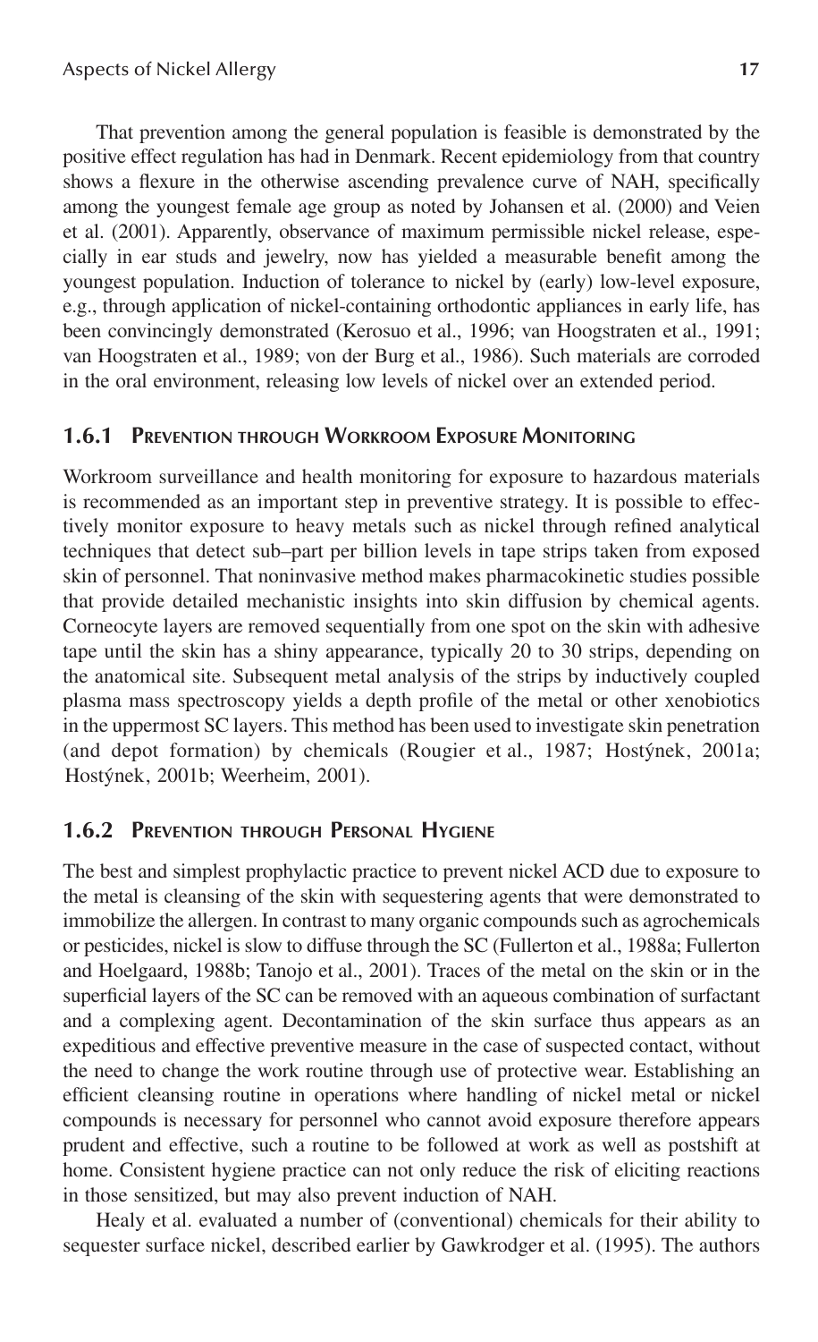That prevention among the general population is feasible is demonstrated by the positive effect regulation has had in Denmark. Recent epidemiology from that country shows a flexure in the otherwise ascending prevalence curve of NAH, specifically among the youngest female age group as noted by Johansen et al. (2000) and Veien et al. (2001). Apparently, observance of maximum permissible nickel release, especially in ear studs and jewelry, now has yielded a measurable benefit among the youngest population. Induction of tolerance to nickel by (early) low-level exposure, e.g., through application of nickel-containing orthodontic appliances in early life, has been convincingly demonstrated (Kerosuo et al., 1996; van Hoogstraten et al., 1991; van Hoogstraten et al., 1989; von der Burg et al., 1986). Such materials are corroded in the oral environment, releasing low levels of nickel over an extended period.

### 1.6.1 Prevention through Workroom Exposure Monitoring

Workroom surveillance and health monitoring for exposure to hazardous materials is recommended as an important step in preventive strategy. It is possible to effectively monitor exposure to heavy metals such as nickel through refined analytical techniques that detect sub–part per billion levels in tape strips taken from exposed skin of personnel. That noninvasive method makes pharmacokinetic studies possible that provide detailed mechanistic insights into skin diffusion by chemical agents. Corneocyte layers are removed sequentially from one spot on the skin with adhesive tape until the skin has a shiny appearance, typically 20 to 30 strips, depending on the anatomical site. Subsequent metal analysis of the strips by inductively coupled plasma mass spectroscopy yields a depth profile of the metal or other xenobiotics in the uppermost SC layers. This method has been used to investigate skin penetration (and depot formation) by chemicals (Rougier et al., 1987; Hostýnek, 2001a; Hostýnek, 2001b; Weerheim, 2001).

### 1.6.2 Prevention through Personal Hygiene

The best and simplest prophylactic practice to prevent nickel ACD due to exposure to the metal is cleansing of the skin with sequestering agents that were demonstrated to immobilize the allergen. In contrast to many organic compounds such as agrochemicals or pesticides, nickel is slow to diffuse through the SC (Fullerton et al., 1988a; Fullerton and Hoelgaard, 1988b; Tanojo et al., 2001). Traces of the metal on the skin or in the superficial layers of the SC can be removed with an aqueous combination of surfactant and a complexing agent. Decontamination of the skin surface thus appears as an expeditious and effective preventive measure in the case of suspected contact, without the need to change the work routine through use of protective wear. Establishing an efficient cleansing routine in operations where handling of nickel metal or nickel compounds is necessary for personnel who cannot avoid exposure therefore appears prudent and effective, such a routine to be followed at work as well as postshift at home. Consistent hygiene practice can not only reduce the risk of eliciting reactions in those sensitized, but may also prevent induction of NAH.

Healy et al. evaluated a number of (conventional) chemicals for their ability to sequester surface nickel, described earlier by Gawkrodger et al. (1995). The authors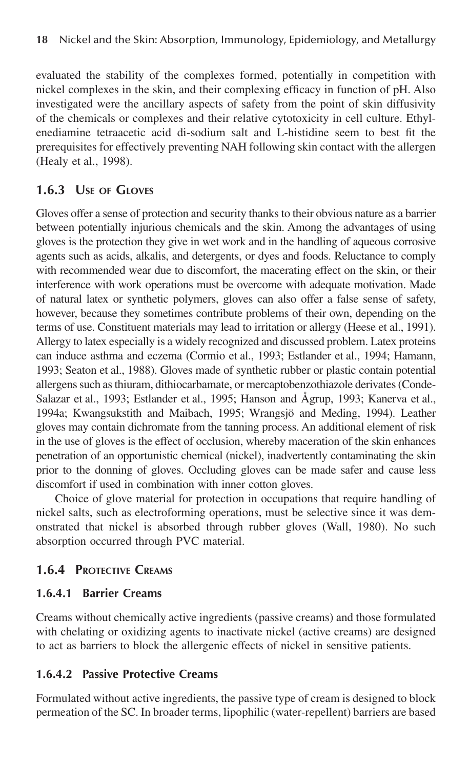evaluated the stability of the complexes formed, potentially in competition with nickel complexes in the skin, and their complexing efficacy in function of pH. Also investigated were the ancillary aspects of safety from the point of skin diffusivity of the chemicals or complexes and their relative cytotoxicity in cell culture. Ethylenediamine tetraacetic acid di-sodium salt and L-histidine seem to best fit the prerequisites for effectively preventing NAH following skin contact with the allergen (Healy et al., 1998).

### 1.6.3 Use of Gloves

Gloves offer a sense of protection and security thanks to their obvious nature as a barrier between potentially injurious chemicals and the skin. Among the advantages of using gloves is the protection they give in wet work and in the handling of aqueous corrosive agents such as acids, alkalis, and detergents, or dyes and foods. Reluctance to comply with recommended wear due to discomfort, the macerating effect on the skin, or their interference with work operations must be overcome with adequate motivation. Made of natural latex or synthetic polymers, gloves can also offer a false sense of safety, however, because they sometimes contribute problems of their own, depending on the terms of use. Constituent materials may lead to irritation or allergy (Heese et al., 1991). Allergy to latex especially is a widely recognized and discussed problem. Latex proteins can induce asthma and eczema (Cormio et al., 1993; Estlander et al., 1994; Hamann, 1993; Seaton et al., 1988). Gloves made of synthetic rubber or plastic contain potential allergens such as thiuram, dithiocarbamate, or mercaptobenzothiazole derivates (Conde-Salazar et al., 1993; Estlander et al., 1995; Hanson and Ågrup, 1993; Kanerva et al., 1994a; Kwangsukstith and Maibach, 1995; Wrangsjö and Meding, 1994). Leather gloves may contain dichromate from the tanning process. An additional element of risk in the use of gloves is the effect of occlusion, whereby maceration of the skin enhances penetration of an opportunistic chemical (nickel), inadvertently contaminating the skin prior to the donning of gloves. Occluding gloves can be made safer and cause less discomfort if used in combination with inner cotton gloves.

Choice of glove material for protection in occupations that require handling of nickel salts, such as electroforming operations, must be selective since it was demonstrated that nickel is absorbed through rubber gloves (Wall, 1980). No such absorption occurred through PVC material.

### 1.6.4 Protective Creams

#### 1.6.4.1 Barrier Creams

Creams without chemically active ingredients (passive creams) and those formulated with chelating or oxidizing agents to inactivate nickel (active creams) are designed to act as barriers to block the allergenic effects of nickel in sensitive patients.

#### 1.6.4.2 Passive Protective Creams

Formulated without active ingredients, the passive type of cream is designed to block permeation of the SC. In broader terms, lipophilic (water-repellent) barriers are based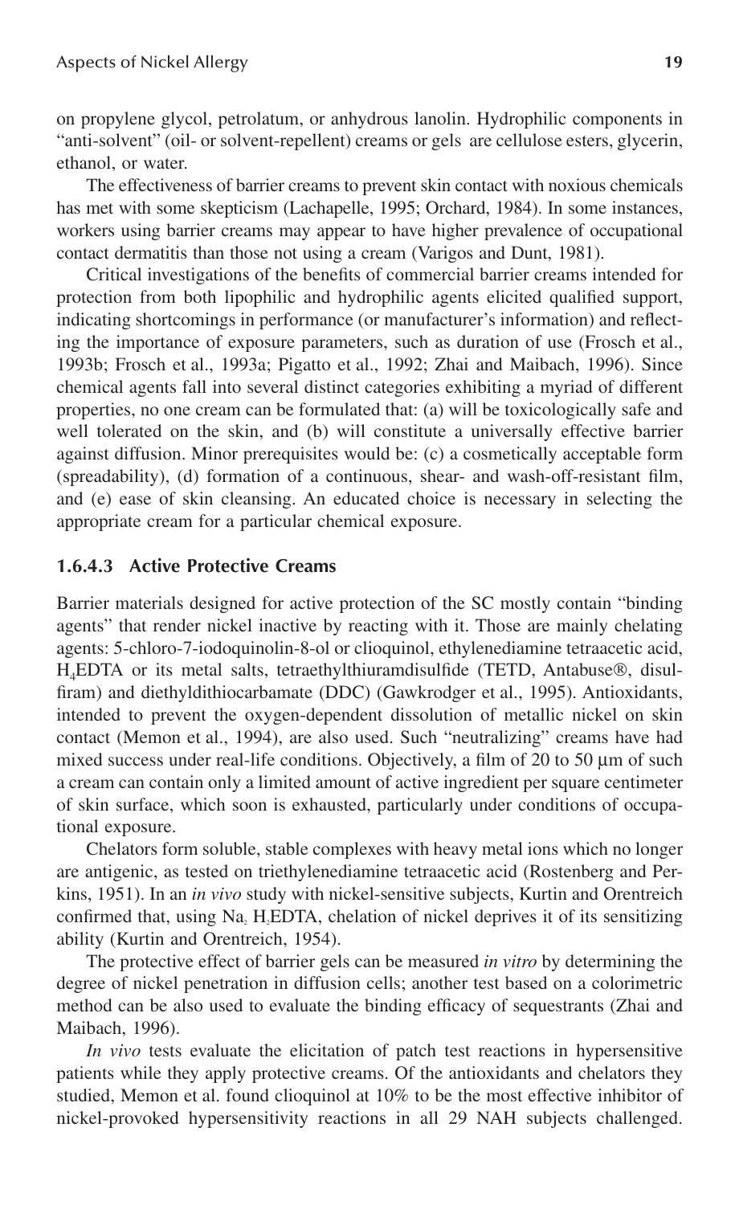on propylene glycol, petrolatum, or anhydrous lanolin. Hydrophilic components in "anti-solvent" (oil- or solvent-repellent) creams or gels are cellulose esters, glycerin, ethanol, or water.

The effectiveness of barrier creams to prevent skin contact with noxious chemicals has met with some skepticism (Lachapelle, 1995; Orchard, 1984). In some instances, workers using barrier creams may appear to have higher prevalence of occupational contact dermatitis than those not using a cream (Varigos and Dunt, 1981).

Critical investigations of the benefits of commercial barrier creams intended for protection from both lipophilic and hydrophilic agents elicited qualified support, indicating shortcomings in performance (or manufacturer's information) and reflecting the importance of exposure parameters, such as duration of use (Frosch et al., 1993b; Frosch et al., 1993a; Pigatto et al., 1992; Zhai and Maibach, 1996). Since chemical agents fall into several distinct categories exhibiting a myriad of different properties, no one cream can be formulated that: (a) will be toxicologically safe and well tolerated on the skin, and (b) will constitute a universally effective barrier against diffusion. Minor prerequisites would be: (c) a cosmetically acceptable form (spreadability), (d) formation of a continuous, shear- and wash-off-resistant film, and (e) ease of skin cleansing. An educated choice is necessary in selecting the appropriate cream for a particular chemical exposure.

#### 1.6.4.3 Active Protective Creams

Barrier materials designed for active protection of the SC mostly contain "binding agents" that render nickel inactive by reacting with it. Those are mainly chelating agents: 5-chloro-7-iodoquinolin-8-ol or clioquinol, ethylenediamine tetraacetic acid, $H_4$EDTA or its metal salts, tetraethylthiuramdisulfide (TETD, Antabuse®, disulfiram) and diethyldithiocarbamate (DDC) (Gawkrodger et al., 1995). Antioxidants, intended to prevent the oxygen-dependent dissolution of metallic nickel on skin contact (Memon et al., 1994), are also used. Such "neutralizing" creams have had mixed success under real-life conditions. Objectively, a film of 20 to 50 μm of such a cream can contain only a limited amount of active ingredient per square centimeter of skin surface, which soon is exhausted, particularly under conditions of occupational exposure.

Chelators form soluble, stable complexes with heavy metal ions which no longer are antigenic, as tested on triethylenediamine tetraacetic acid (Rostenberg and Perkins, 1951). In an *in vivo* study with nickel-sensitive subjects, Kurtin and Orentreich confirmed that, using $Na_2$ $H_2$EDTA, chelation of nickel deprives it of its sensitizing ability (Kurtin and Orentreich, 1954).

The protective effect of barrier gels can be measured *in vitro* by determining the degree of nickel penetration in diffusion cells; another test based on a colorimetric method can be also used to evaluate the binding efficacy of sequestrants (Zhai and Maibach, 1996).

*In vivo* tests evaluate the elicitation of patch test reactions in hypersensitive patients while they apply protective creams. Of the antioxidants and chelators they studied, Memon et al. found clioquinol at 10% to be the most effective inhibitor of nickel-provoked hypersensitivity reactions in all 29 NAH subjects challenged.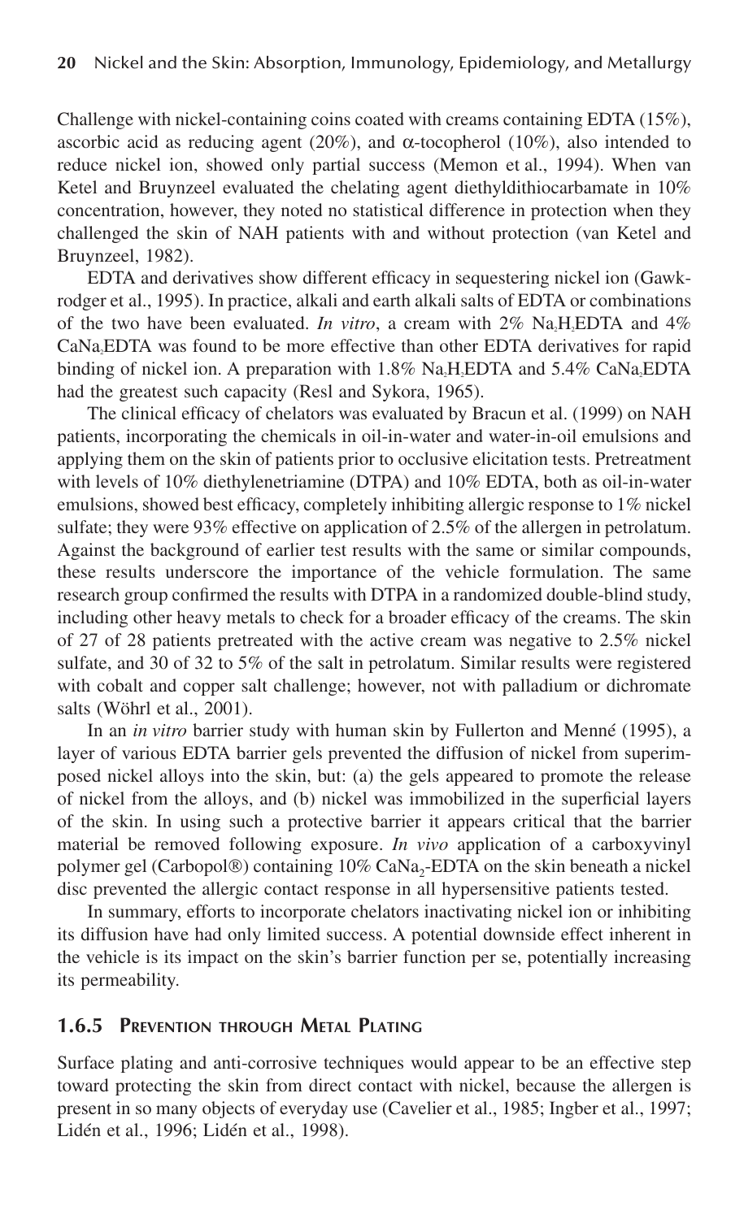Challenge with nickel-containing coins coated with creams containing EDTA (15%), ascorbic acid as reducing agent (20%), and α-tocopherol (10%), also intended to reduce nickel ion, showed only partial success (Memon et al., 1994). When van Ketel and Bruynzeel evaluated the chelating agent diethyldithiocarbamate in 10% concentration, however, they noted no statistical difference in protection when they challenged the skin of NAH patients with and without protection (van Ketel and Bruynzeel, 1982).

EDTA and derivatives show different efficacy in sequestering nickel ion (Gawkrodger et al., 1995). In practice, alkali and earth alkali salts of EDTA or combinations of the two have been evaluated. *In vitro*, a cream with 2% $Na_2H_2EDTA$ and 4% $CaNa_2EDTA$ was found to be more effective than other EDTA derivatives for rapid binding of nickel ion. A preparation with 1.8% $Na_2H_2EDTA$ and 5.4% $CaNa_2EDTA$ had the greatest such capacity (Resl and Sykora, 1965).

The clinical efficacy of chelators was evaluated by Bracun et al. (1999) on NAH patients, incorporating the chemicals in oil-in-water and water-in-oil emulsions and applying them on the skin of patients prior to occlusive elicitation tests. Pretreatment with levels of 10% diethylenetriamine (DTPA) and 10% EDTA, both as oil-in-water emulsions, showed best efficacy, completely inhibiting allergic response to 1% nickel sulfate; they were 93% effective on application of 2.5% of the allergen in petrolatum. Against the background of earlier test results with the same or similar compounds, these results underscore the importance of the vehicle formulation. The same research group confirmed the results with DTPA in a randomized double-blind study, including other heavy metals to check for a broader efficacy of the creams. The skin of 27 of 28 patients pretreated with the active cream was negative to 2.5% nickel sulfate, and 30 of 32 to 5% of the salt in petrolatum. Similar results were registered with cobalt and copper salt challenge; however, not with palladium or dichromate salts (Wöhrl et al., 2001).

In an *in vitro* barrier study with human skin by Fullerton and Menné (1995), a layer of various EDTA barrier gels prevented the diffusion of nickel from superimposed nickel alloys into the skin, but: (a) the gels appeared to promote the release of nickel from the alloys, and (b) nickel was immobilized in the superficial layers of the skin. In using such a protective barrier it appears critical that the barrier material be removed following exposure. *In vivo* application of a carboxyvinyl polymer gel (Carbopol®) containing 10% $CaNa_2$-EDTA on the skin beneath a nickel disc prevented the allergic contact response in all hypersensitive patients tested.

In summary, efforts to incorporate chelators inactivating nickel ion or inhibiting its diffusion have had only limited success. A potential downside effect inherent in the vehicle is its impact on the skin's barrier function per se, potentially increasing its permeability.

### 1.6.5 Prevention through Metal Plating

Surface plating and anti-corrosive techniques would appear to be an effective step toward protecting the skin from direct contact with nickel, because the allergen is present in so many objects of everyday use (Cavelier et al., 1985; Ingber et al., 1997; Lidén et al., 1996; Lidén et al., 1998).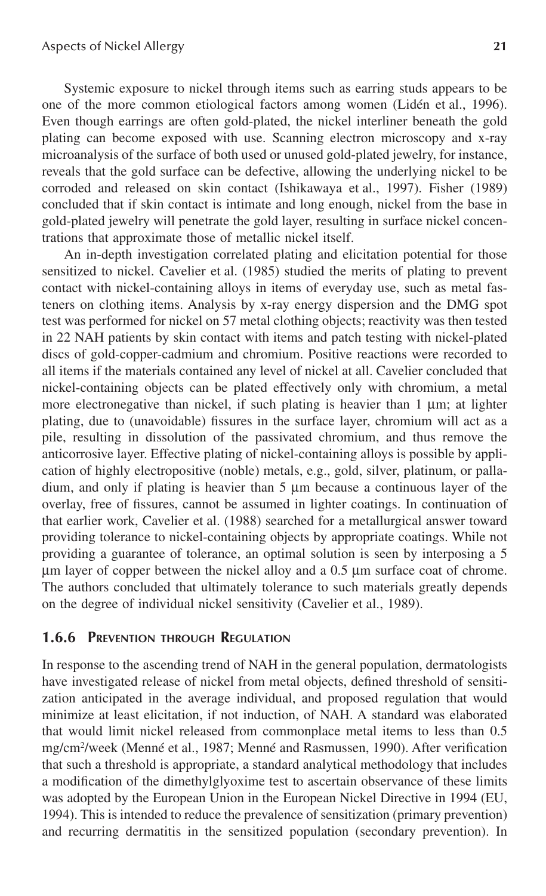Systemic exposure to nickel through items such as earring studs appears to be one of the more common etiological factors among women (Lidén et al., 1996). Even though earrings are often gold-plated, the nickel interliner beneath the gold plating can become exposed with use. Scanning electron microscopy and x-ray microanalysis of the surface of both used or unused gold-plated jewelry, for instance, reveals that the gold surface can be defective, allowing the underlying nickel to be corroded and released on skin contact (Ishikawaya et al., 1997). Fisher (1989) concluded that if skin contact is intimate and long enough, nickel from the base in gold-plated jewelry will penetrate the gold layer, resulting in surface nickel concentrations that approximate those of metallic nickel itself.

An in-depth investigation correlated plating and elicitation potential for those sensitized to nickel. Cavelier et al. (1985) studied the merits of plating to prevent contact with nickel-containing alloys in items of everyday use, such as metal fasteners on clothing items. Analysis by x-ray energy dispersion and the DMG spot test was performed for nickel on 57 metal clothing objects; reactivity was then tested in 22 NAH patients by skin contact with items and patch testing with nickel-plated discs of gold-copper-cadmium and chromium. Positive reactions were recorded to all items if the materials contained any level of nickel at all. Cavelier concluded that nickel-containing objects can be plated effectively only with chromium, a metal more electronegative than nickel, if such plating is heavier than 1 μm; at lighter plating, due to (unavoidable) fissures in the surface layer, chromium will act as a pile, resulting in dissolution of the passivated chromium, and thus remove the anticorrosive layer. Effective plating of nickel-containing alloys is possible by application of highly electropositive (noble) metals, e.g., gold, silver, platinum, or palladium, and only if plating is heavier than 5 μm because a continuous layer of the overlay, free of fissures, cannot be assumed in lighter coatings. In continuation of that earlier work, Cavelier et al. (1988) searched for a metallurgical answer toward providing tolerance to nickel-containing objects by appropriate coatings. While not providing a guarantee of tolerance, an optimal solution is seen by interposing a 5 μm layer of copper between the nickel alloy and a 0.5 μm surface coat of chrome. The authors concluded that ultimately tolerance to such materials greatly depends on the degree of individual nickel sensitivity (Cavelier et al., 1989).

### 1.6.6 Prevention through Regulation

In response to the ascending trend of NAH in the general population, dermatologists have investigated release of nickel from metal objects, defined threshold of sensitization anticipated in the average individual, and proposed regulation that would minimize at least elicitation, if not induction, of NAH. A standard was elaborated that would limit nickel released from commonplace metal items to less than 0.5 mg/cm$^2$/week (Menné et al., 1987; Menné and Rasmussen, 1990). After verification that such a threshold is appropriate, a standard analytical methodology that includes a modification of the dimethylglyoxime test to ascertain observance of these limits was adopted by the European Union in the European Nickel Directive in 1994 (EU, 1994). This is intended to reduce the prevalence of sensitization (primary prevention) and recurring dermatitis in the sensitized population (secondary prevention). In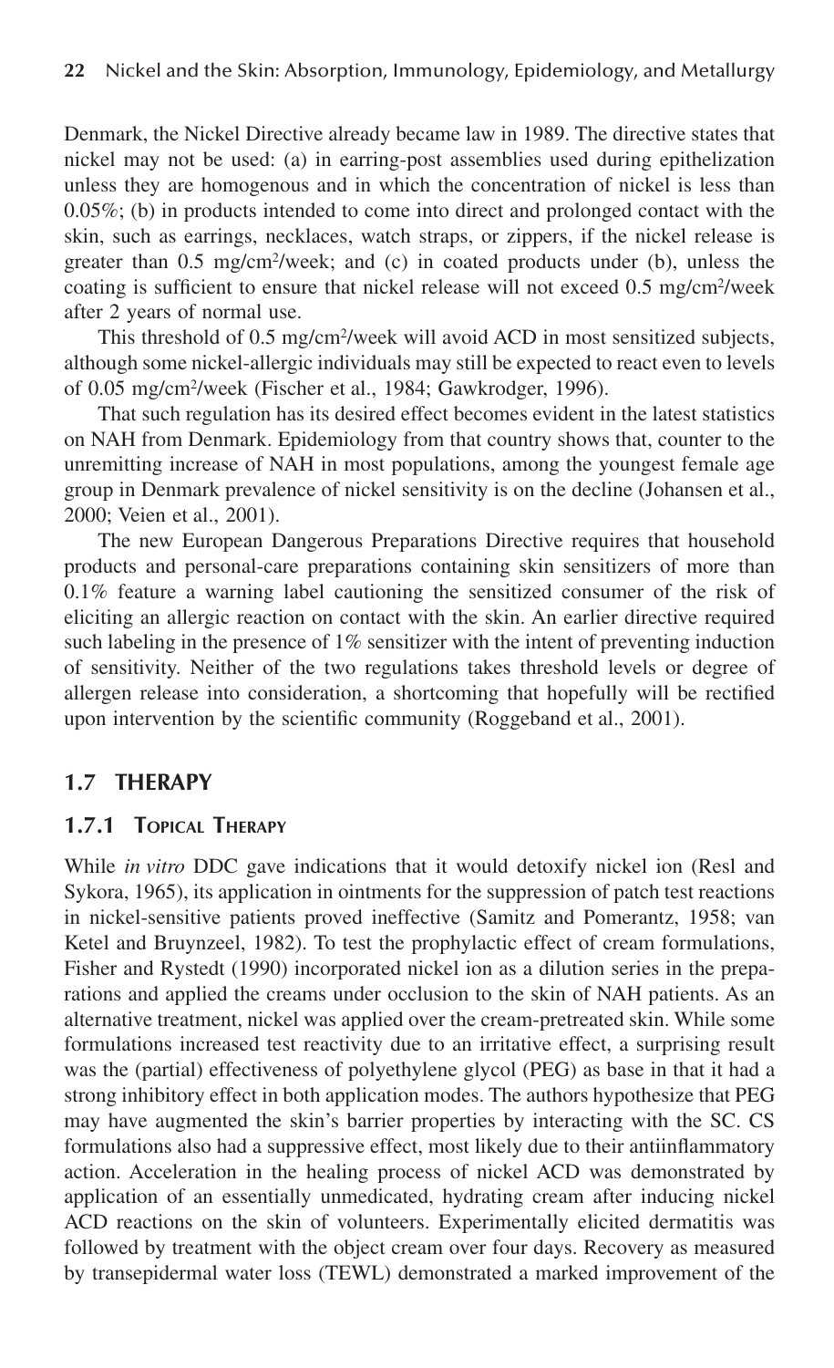Denmark, the Nickel Directive already became law in 1989. The directive states that nickel may not be used: (a) in earring-post assemblies used during epithelization unless they are homogenous and in which the concentration of nickel is less than 0.05%; (b) in products intended to come into direct and prolonged contact with the skin, such as earrings, necklaces, watch straps, or zippers, if the nickel release is greater than 0.5 mg/cm$^2$/week; and (c) in coated products under (b), unless the coating is sufficient to ensure that nickel release will not exceed 0.5 mg/cm$^2$/week after 2 years of normal use.

This threshold of 0.5 mg/cm$^2$/week will avoid ACD in most sensitized subjects, although some nickel-allergic individuals may still be expected to react even to levels of 0.05 mg/cm$^2$/week (Fischer et al., 1984; Gawkrodger, 1996).

That such regulation has its desired effect becomes evident in the latest statistics on NAH from Denmark. Epidemiology from that country shows that, counter to the unremitting increase of NAH in most populations, among the youngest female age group in Denmark prevalence of nickel sensitivity is on the decline (Johansen et al., 2000; Veien et al., 2001).

The new European Dangerous Preparations Directive requires that household products and personal-care preparations containing skin sensitizers of more than 0.1% feature a warning label cautioning the sensitized consumer of the risk of eliciting an allergic reaction on contact with the skin. An earlier directive required such labeling in the presence of 1% sensitizer with the intent of preventing induction of sensitivity. Neither of the two regulations takes threshold levels or degree of allergen release into consideration, a shortcoming that hopefully will be rectified upon intervention by the scientific community (Roggeband et al., 2001).

## 1.7 THERAPY

### 1.7.1 Topical Therapy

While *in vitro* DDC gave indications that it would detoxify nickel ion (Resl and Sykora, 1965), its application in ointments for the suppression of patch test reactions in nickel-sensitive patients proved ineffective (Samitz and Pomerantz, 1958; van Ketel and Bruynzeel, 1982). To test the prophylactic effect of cream formulations, Fisher and Rystedt (1990) incorporated nickel ion as a dilution series in the preparations and applied the creams under occlusion to the skin of NAH patients. As an alternative treatment, nickel was applied over the cream-pretreated skin. While some formulations increased test reactivity due to an irritative effect, a surprising result was the (partial) effectiveness of polyethylene glycol (PEG) as base in that it had a strong inhibitory effect in both application modes. The authors hypothesize that PEG may have augmented the skin's barrier properties by interacting with the SC. CS formulations also had a suppressive effect, most likely due to their antiinflammatory action. Acceleration in the healing process of nickel ACD was demonstrated by application of an essentially unmedicated, hydrating cream after inducing nickel ACD reactions on the skin of volunteers. Experimentally elicited dermatitis was followed by treatment with the object cream over four days. Recovery as measured by transepidermal water loss (TEWL) demonstrated a marked improvement of the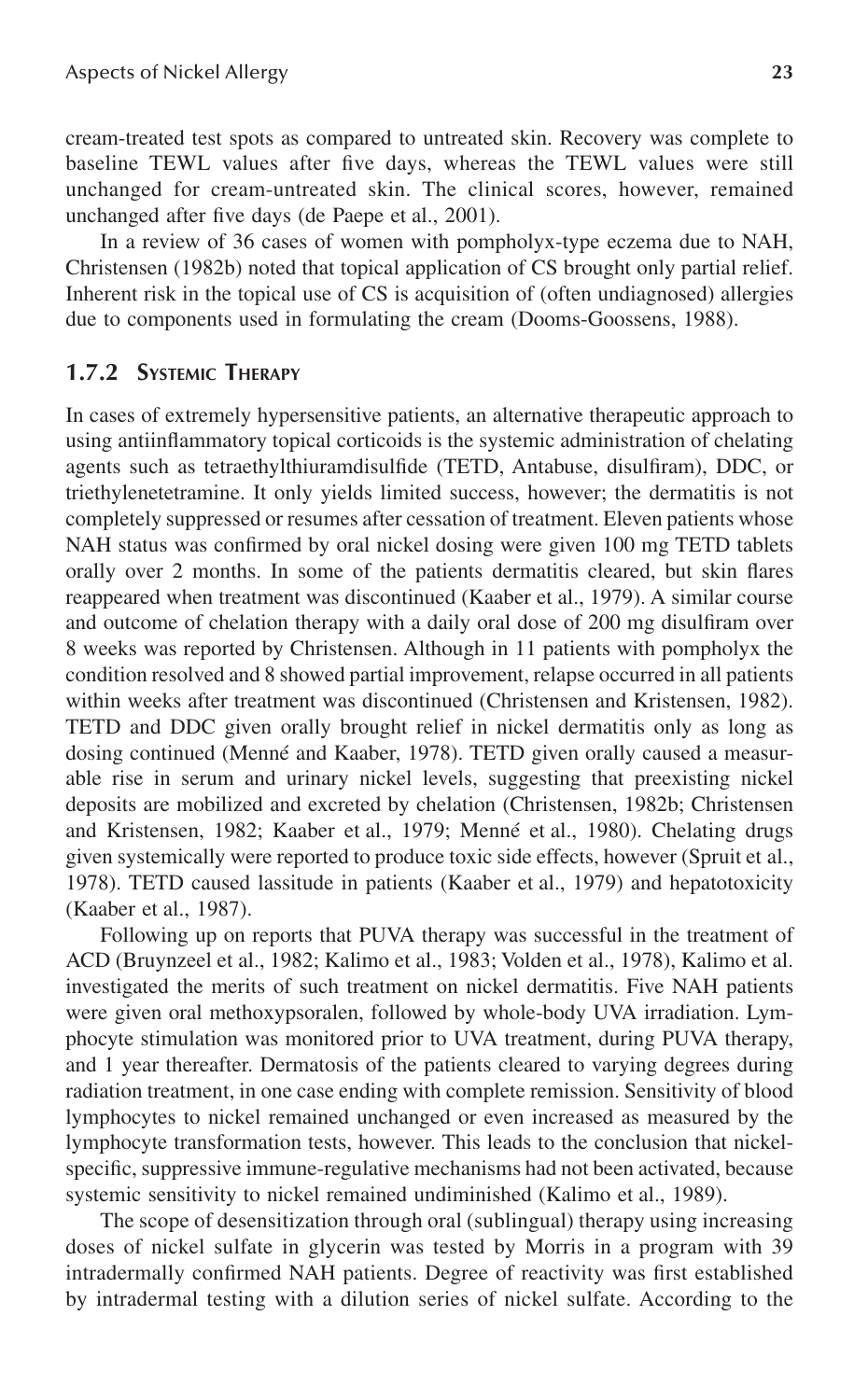cream-treated test spots as compared to untreated skin. Recovery was complete to baseline TEWL values after five days, whereas the TEWL values were still unchanged for cream-untreated skin. The clinical scores, however, remained unchanged after five days (de Paepe et al., 2001).

In a review of 36 cases of women with pompholyx-type eczema due to NAH, Christensen (1982b) noted that topical application of CS brought only partial relief. Inherent risk in the topical use of CS is acquisition of (often undiagnosed) allergies due to components used in formulating the cream (Dooms-Goossens, 1988).

### 1.7.2 Systemic Therapy

In cases of extremely hypersensitive patients, an alternative therapeutic approach to using antiinflammatory topical corticoids is the systemic administration of chelating agents such as tetraethylthiuramdisulfide (TETD, Antabuse, disulfiram), DDC, or triethylenetetramine. It only yields limited success, however; the dermatitis is not completely suppressed or resumes after cessation of treatment. Eleven patients whose NAH status was confirmed by oral nickel dosing were given 100 mg TETD tablets orally over 2 months. In some of the patients dermatitis cleared, but skin flares reappeared when treatment was discontinued (Kaaber et al., 1979). A similar course and outcome of chelation therapy with a daily oral dose of 200 mg disulfiram over 8 weeks was reported by Christensen. Although in 11 patients with pompholyx the condition resolved and 8 showed partial improvement, relapse occurred in all patients within weeks after treatment was discontinued (Christensen and Kristensen, 1982). TETD and DDC given orally brought relief in nickel dermatitis only as long as dosing continued (Menné and Kaaber, 1978). TETD given orally caused a measurable rise in serum and urinary nickel levels, suggesting that preexisting nickel deposits are mobilized and excreted by chelation (Christensen, 1982b; Christensen and Kristensen, 1982; Kaaber et al., 1979; Menné et al., 1980). Chelating drugs given systemically were reported to produce toxic side effects, however (Spruit et al., 1978). TETD caused lassitude in patients (Kaaber et al., 1979) and hepatotoxicity (Kaaber et al., 1987).

Following up on reports that PUVA therapy was successful in the treatment of ACD (Bruynzeel et al., 1982; Kalimo et al., 1983; Volden et al., 1978), Kalimo et al. investigated the merits of such treatment on nickel dermatitis. Five NAH patients were given oral methoxypsoralen, followed by whole-body UVA irradiation. Lymphocyte stimulation was monitored prior to UVA treatment, during PUVA therapy, and 1 year thereafter. Dermatosis of the patients cleared to varying degrees during radiation treatment, in one case ending with complete remission. Sensitivity of blood lymphocytes to nickel remained unchanged or even increased as measured by the lymphocyte transformation tests, however. This leads to the conclusion that nickel-specific, suppressive immune-regulative mechanisms had not been activated, because systemic sensitivity to nickel remained undiminished (Kalimo et al., 1989).

The scope of desensitization through oral (sublingual) therapy using increasing doses of nickel sulfate in glycerin was tested by Morris in a program with 39 intradermally confirmed NAH patients. Degree of reactivity was first established by intradermal testing with a dilution series of nickel sulfate. According to the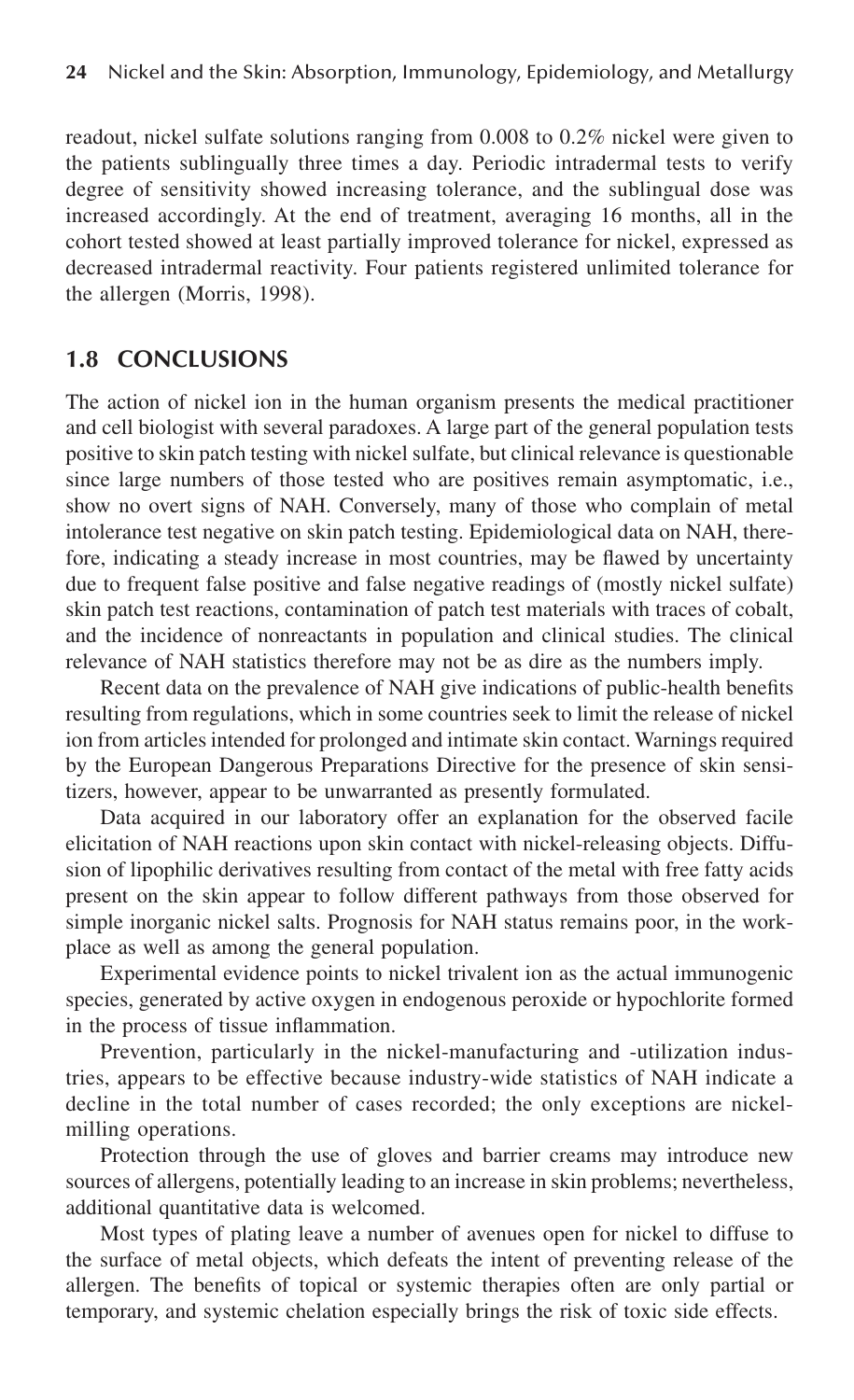readout, nickel sulfate solutions ranging from 0.008 to 0.2% nickel were given to the patients sublingually three times a day. Periodic intradermal tests to verify degree of sensitivity showed increasing tolerance, and the sublingual dose was increased accordingly. At the end of treatment, averaging 16 months, all in the cohort tested showed at least partially improved tolerance for nickel, expressed as decreased intradermal reactivity. Four patients registered unlimited tolerance for the allergen (Morris, 1998).

## 1.8 CONCLUSIONS

The action of nickel ion in the human organism presents the medical practitioner and cell biologist with several paradoxes. A large part of the general population tests positive to skin patch testing with nickel sulfate, but clinical relevance is questionable since large numbers of those tested who are positives remain asymptomatic, i.e., show no overt signs of NAH. Conversely, many of those who complain of metal intolerance test negative on skin patch testing. Epidemiological data on NAH, therefore, indicating a steady increase in most countries, may be flawed by uncertainty due to frequent false positive and false negative readings of (mostly nickel sulfate) skin patch test reactions, contamination of patch test materials with traces of cobalt, and the incidence of nonreactants in population and clinical studies. The clinical relevance of NAH statistics therefore may not be as dire as the numbers imply.

Recent data on the prevalence of NAH give indications of public-health benefits resulting from regulations, which in some countries seek to limit the release of nickel ion from articles intended for prolonged and intimate skin contact. Warnings required by the European Dangerous Preparations Directive for the presence of skin sensitizers, however, appear to be unwarranted as presently formulated.

Data acquired in our laboratory offer an explanation for the observed facile elicitation of NAH reactions upon skin contact with nickel-releasing objects. Diffusion of lipophilic derivatives resulting from contact of the metal with free fatty acids present on the skin appear to follow different pathways from those observed for simple inorganic nickel salts. Prognosis for NAH status remains poor, in the workplace as well as among the general population.

Experimental evidence points to nickel trivalent ion as the actual immunogenic species, generated by active oxygen in endogenous peroxide or hypochlorite formed in the process of tissue inflammation.

Prevention, particularly in the nickel-manufacturing and -utilization industries, appears to be effective because industry-wide statistics of NAH indicate a decline in the total number of cases recorded; the only exceptions are nickel-milling operations.

Protection through the use of gloves and barrier creams may introduce new sources of allergens, potentially leading to an increase in skin problems; nevertheless, additional quantitative data is welcomed.

Most types of plating leave a number of avenues open for nickel to diffuse to the surface of metal objects, which defeats the intent of preventing release of the allergen. The benefits of topical or systemic therapies often are only partial or temporary, and systemic chelation especially brings the risk of toxic side effects.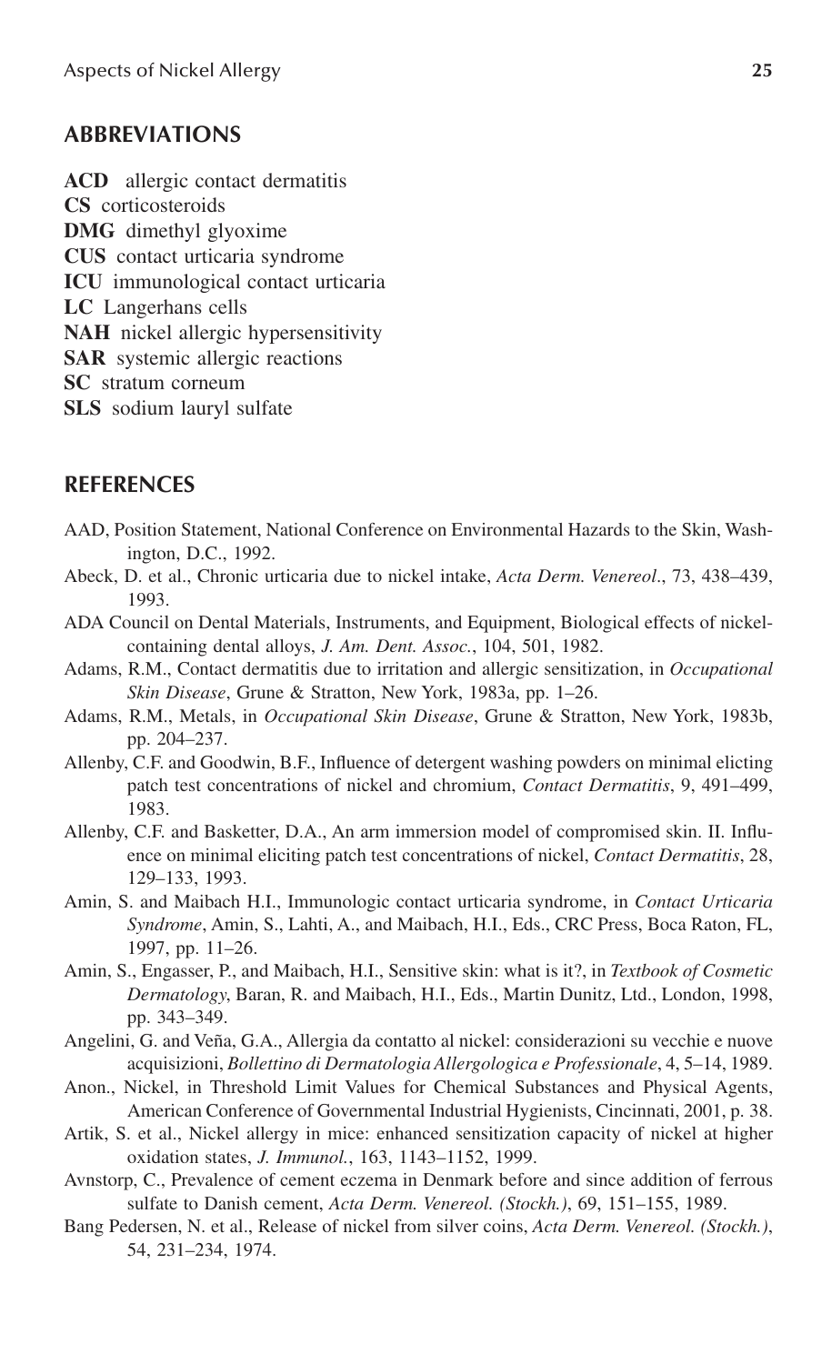## ABBREVIATIONS

**ACD** allergic contact dermatitis
**CS** corticosteroids
**DMG** dimethyl glyoxime
**CUS** contact urticaria syndrome
**ICU** immunological contact urticaria
**LC** Langerhans cells
**NAH** nickel allergic hypersensitivity
**SAR** systemic allergic reactions
**SC** stratum corneum
**SLS** sodium lauryl sulfate

## REFERENCES

AAD, Position Statement, National Conference on Environmental Hazards to the Skin, Washington, D.C., 1992.

Abeck, D. et al., Chronic urticaria due to nickel intake, *Acta Derm. Venereol*., 73, 438–439, 1993.

ADA Council on Dental Materials, Instruments, and Equipment, Biological effects of nickel-containing dental alloys, *J. Am. Dent. Assoc.*, 104, 501, 1982.

Adams, R.M., Contact dermatitis due to irritation and allergic sensitization, in *Occupational Skin Disease*, Grune & Stratton, New York, 1983a, pp. 1–26.

Adams, R.M., Metals, in *Occupational Skin Disease*, Grune & Stratton, New York, 1983b, pp. 204–237.

Allenby, C.F. and Goodwin, B.F., Influence of detergent washing powders on minimal elicting patch test concentrations of nickel and chromium, *Contact Dermatitis*, 9, 491–499, 1983.

Allenby, C.F. and Basketter, D.A., An arm immersion model of compromised skin. II. Influence on minimal eliciting patch test concentrations of nickel, *Contact Dermatitis*, 28, 129–133, 1993.

Amin, S. and Maibach H.I., Immunologic contact urticaria syndrome, in *Contact Urticaria Syndrome*, Amin, S., Lahti, A., and Maibach, H.I., Eds., CRC Press, Boca Raton, FL, 1997, pp. 11–26.

Amin, S., Engasser, P., and Maibach, H.I., Sensitive skin: what is it?, in *Textbook of Cosmetic Dermatology*, Baran, R. and Maibach, H.I., Eds., Martin Dunitz, Ltd., London, 1998, pp. 343–349.

Angelini, G. and Veña, G.A., Allergia da contatto al nickel: considerazioni su vecchie e nuove acquisizioni, *Bollettino di Dermatologia Allergologica e Professionale*, 4, 5–14, 1989.

Anon., Nickel, in Threshold Limit Values for Chemical Substances and Physical Agents, American Conference of Governmental Industrial Hygienists, Cincinnati, 2001, p. 38.

Artik, S. et al., Nickel allergy in mice: enhanced sensitization capacity of nickel at higher oxidation states, *J. Immunol.*, 163, 1143–1152, 1999.

Avnstorp, C., Prevalence of cement eczema in Denmark before and since addition of ferrous sulfate to Danish cement, *Acta Derm. Venereol. (Stockh.)*, 69, 151–155, 1989.

Bang Pedersen, N. et al., Release of nickel from silver coins, *Acta Derm. Venereol. (Stockh.)*, 54, 231–234, 1974.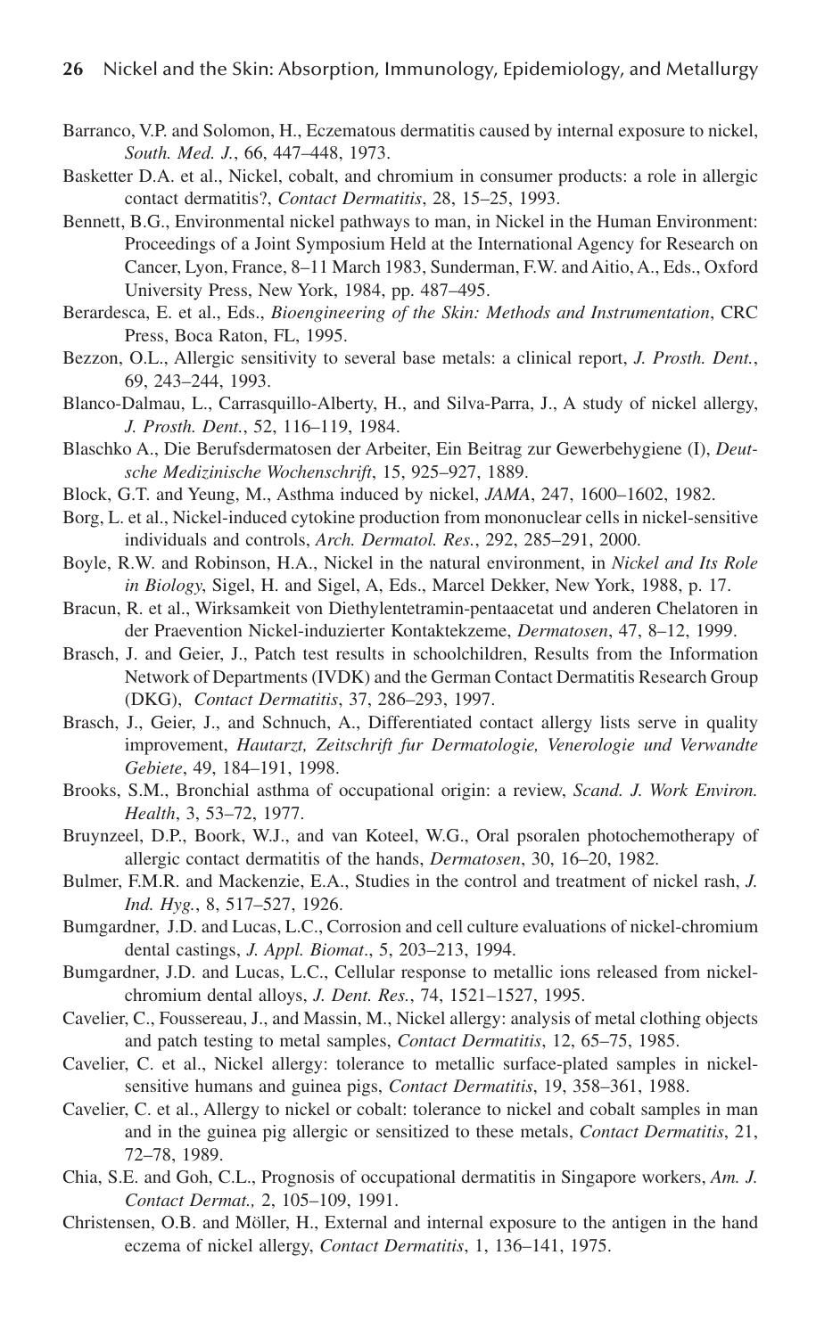Barranco, V.P. and Solomon, H., Eczematous dermatitis caused by internal exposure to nickel, *South. Med. J.*, 66, 447–448, 1973.

Basketter D.A. et al., Nickel, cobalt, and chromium in consumer products: a role in allergic contact dermatitis?, *Contact Dermatitis*, 28, 15–25, 1993.

Bennett, B.G., Environmental nickel pathways to man, in Nickel in the Human Environment: Proceedings of a Joint Symposium Held at the International Agency for Research on Cancer, Lyon, France, 8–11 March 1983, Sunderman, F.W. and Aitio, A., Eds., Oxford University Press, New York, 1984, pp. 487–495.

Berardesca, E. et al., Eds., *Bioengineering of the Skin: Methods and Instrumentation*, CRC Press, Boca Raton, FL, 1995.

Bezzon, O.L., Allergic sensitivity to several base metals: a clinical report, *J. Prosth. Dent.*, 69, 243–244, 1993.

Blanco-Dalmau, L., Carrasquillo-Alberty, H., and Silva-Parra, J., A study of nickel allergy, *J. Prosth. Dent.*, 52, 116–119, 1984.

Blaschko A., Die Berufsdermatosen der Arbeiter, Ein Beitrag zur Gewerbehygiene (I), *Deutsche Medizinische Wochenschrift*, 15, 925–927, 1889.

Block, G.T. and Yeung, M., Asthma induced by nickel, *JAMA*, 247, 1600–1602, 1982.

Borg, L. et al., Nickel-induced cytokine production from mononuclear cells in nickel-sensitive individuals and controls, *Arch. Dermatol. Res.*, 292, 285–291, 2000.

Boyle, R.W. and Robinson, H.A., Nickel in the natural environment, in *Nickel and Its Role in Biology*, Sigel, H. and Sigel, A, Eds., Marcel Dekker, New York, 1988, p. 17.

Bracun, R. et al., Wirksamkeit von Diethylentetramin-pentaacetat und anderen Chelatoren in der Praevention Nickel-induzierter Kontaktekzeme, *Dermatosen*, 47, 8–12, 1999.

Brasch, J. and Geier, J., Patch test results in schoolchildren, Results from the Information Network of Departments (IVDK) and the German Contact Dermatitis Research Group (DKG), *Contact Dermatitis*, 37, 286–293, 1997.

Brasch, J., Geier, J., and Schnuch, A., Differentiated contact allergy lists serve in quality improvement, *Hautarzt, Zeitschrift fur Dermatologie, Venerologie und Verwandte Gebiete*, 49, 184–191, 1998.

Brooks, S.M., Bronchial asthma of occupational origin: a review, *Scand. J. Work Environ. Health*, 3, 53–72, 1977.

Bruynzeel, D.P., Boork, W.J., and van Koteel, W.G., Oral psoralen photochemotherapy of allergic contact dermatitis of the hands, *Dermatosen*, 30, 16–20, 1982.

Bulmer, F.M.R. and Mackenzie, E.A., Studies in the control and treatment of nickel rash, *J. Ind. Hyg.*, 8, 517–527, 1926.

Bumgardner, J.D. and Lucas, L.C., Corrosion and cell culture evaluations of nickel-chromium dental castings, *J. Appl. Biomat*., 5, 203–213, 1994.

Bumgardner, J.D. and Lucas, L.C., Cellular response to metallic ions released from nickel-chromium dental alloys, *J. Dent. Res.*, 74, 1521–1527, 1995.

Cavelier, C., Foussereau, J., and Massin, M., Nickel allergy: analysis of metal clothing objects and patch testing to metal samples, *Contact Dermatitis*, 12, 65–75, 1985.

Cavelier, C. et al., Nickel allergy: tolerance to metallic surface-plated samples in nickel-sensitive humans and guinea pigs, *Contact Dermatitis*, 19, 358–361, 1988.

Cavelier, C. et al., Allergy to nickel or cobalt: tolerance to nickel and cobalt samples in man and in the guinea pig allergic or sensitized to these metals, *Contact Dermatitis*, 21, 72–78, 1989.

Chia, S.E. and Goh, C.L., Prognosis of occupational dermatitis in Singapore workers, *Am. J. Contact Dermat.,* 2, 105–109, 1991.

Christensen, O.B. and Möller, H., External and internal exposure to the antigen in the hand eczema of nickel allergy, *Contact Dermatitis*, 1, 136–141, 1975.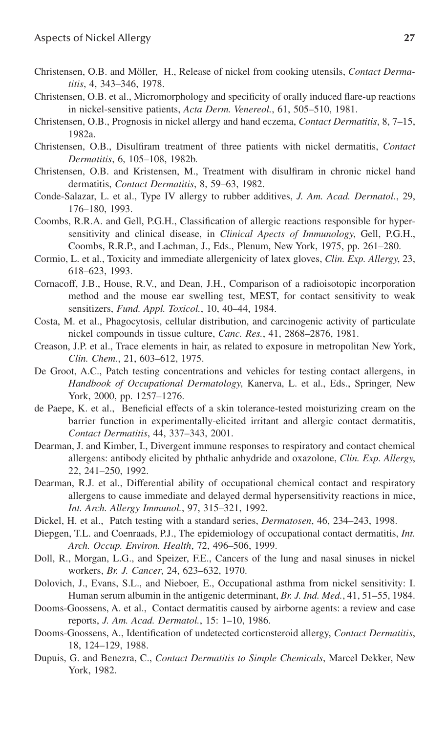Christensen, O.B. and Möller, H., Release of nickel from cooking utensils, *Contact Dermatitis*, 4, 343–346, 1978.

Christensen, O.B. et al., Micromorphology and specificity of orally induced flare-up reactions in nickel-sensitive patients, *Acta Derm. Venereol.*, 61, 505–510, 1981.

Christensen, O.B., Prognosis in nickel allergy and hand eczema, *Contact Dermatitis*, 8, 7–15, 1982a.

Christensen, O.B., Disulfiram treatment of three patients with nickel dermatitis, *Contact Dermatitis*, 6, 105–108, 1982b.

Christensen, O.B. and Kristensen, M., Treatment with disulfiram in chronic nickel hand dermatitis, *Contact Dermatitis*, 8, 59–63, 1982.

Conde-Salazar, L. et al., Type IV allergy to rubber additives, *J. Am. Acad. Dermatol.*, 29, 176–180, 1993.

Coombs, R.R.A. and Gell, P.G.H., Classification of allergic reactions responsible for hypersensitivity and clinical disease, in *Clinical Apects of Immunology*, Gell, P.G.H., Coombs, R.R.P., and Lachman, J., Eds., Plenum, New York, 1975, pp. 261–280.

Cormio, L. et al., Toxicity and immediate allergenicity of latex gloves, *Clin. Exp. Allergy*, 23, 618–623, 1993.

Cornacoff, J.B., House, R.V., and Dean, J.H., Comparison of a radioisotopic incorporation method and the mouse ear swelling test, MEST, for contact sensitivity to weak sensitizers, *Fund. Appl. Toxicol.*, 10, 40–44, 1984.

Costa, M. et al., Phagocytosis, cellular distribution, and carcinogenic activity of particulate nickel compounds in tissue culture, *Canc. Res.*, 41, 2868–2876, 1981.

Creason, J.P. et al., Trace elements in hair, as related to exposure in metropolitan New York, *Clin. Chem.*, 21, 603–612, 1975.

De Groot, A.C., Patch testing concentrations and vehicles for testing contact allergens, in *Handbook of Occupational Dermatology*, Kanerva, L. et al., Eds., Springer, New York, 2000, pp. 1257–1276.

de Paepe, K. et al., Beneficial effects of a skin tolerance-tested moisturizing cream on the barrier function in experimentally-elicited irritant and allergic contact dermatitis, *Contact Dermatitis*, 44, 337–343, 2001.

Dearman, J. and Kimber, I., Divergent immune responses to respiratory and contact chemical allergens: antibody elicited by phthalic anhydride and oxazolone, *Clin. Exp. Allergy*, 22, 241–250, 1992.

Dearman, R.J. et al., Differential ability of occupational chemical contact and respiratory allergens to cause immediate and delayed dermal hypersensitivity reactions in mice, *Int. Arch. Allergy Immunol.*, 97, 315–321, 1992.

Dickel, H. et al., Patch testing with a standard series, *Dermatosen*, 46, 234–243, 1998.

Diepgen, T.L. and Coenraads, P.J., The epidemiology of occupational contact dermatitis, *Int. Arch. Occup. Environ. Health*, 72, 496–506, 1999.

Doll, R., Morgan, L.G., and Speizer, F.E., Cancers of the lung and nasal sinuses in nickel workers, *Br. J. Cancer*, 24, 623–632, 1970.

Dolovich, J., Evans, S.L., and Nieboer, E., Occupational asthma from nickel sensitivity: I. Human serum albumin in the antigenic determinant, *Br. J. Ind. Med.*, 41, 51–55, 1984.

Dooms-Goossens, A. et al., Contact dermatitis caused by airborne agents: a review and case reports, *J. Am. Acad. Dermatol.*, 15: 1–10, 1986.

Dooms-Goossens, A., Identification of undetected corticosteroid allergy, *Contact Dermatitis*, 18, 124–129, 1988.

Dupuis, G. and Benezra, C., *Contact Dermatitis to Simple Chemicals*, Marcel Dekker, New York, 1982.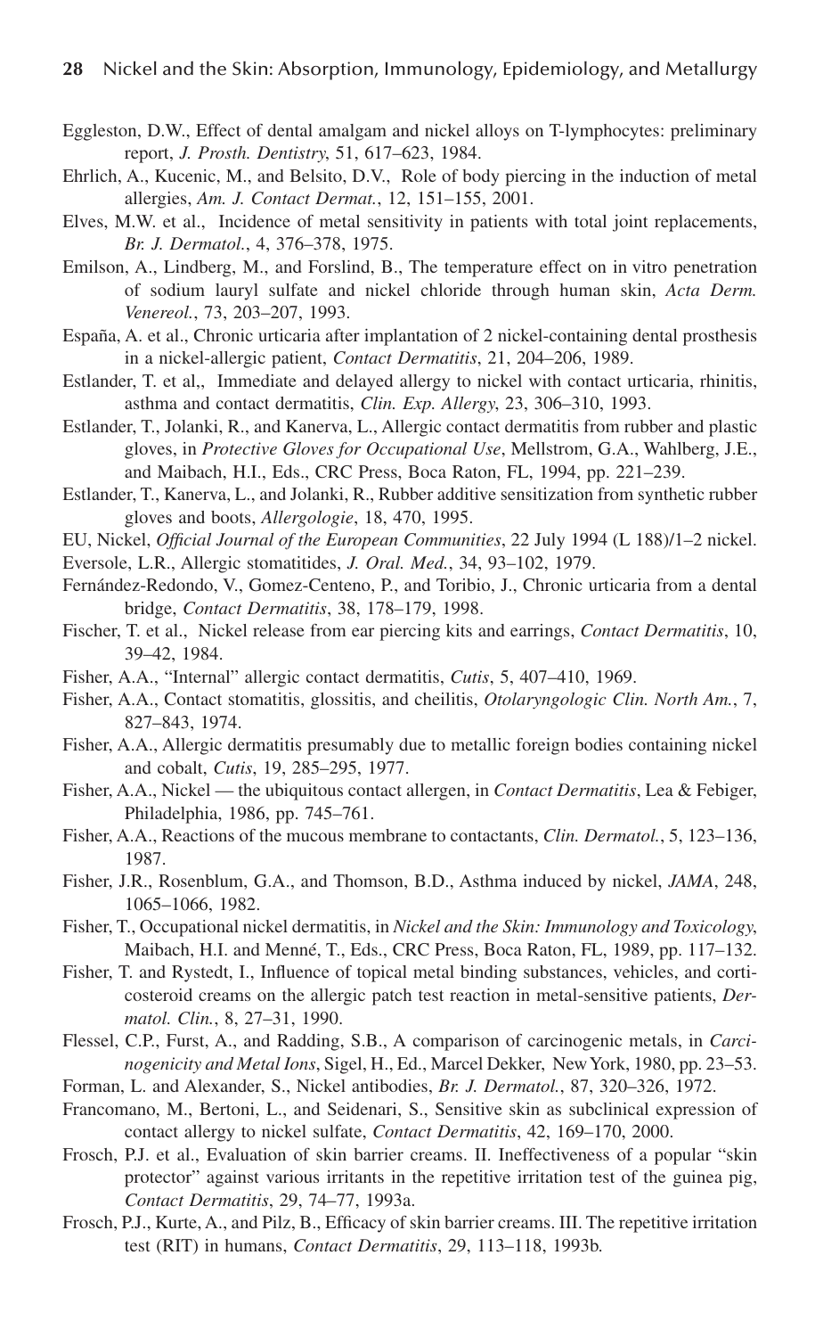Eggleston, D.W., Effect of dental amalgam and nickel alloys on T-lymphocytes: preliminary report, *J. Prosth. Dentistry*, 51, 617–623, 1984.

Ehrlich, A., Kucenic, M., and Belsito, D.V., Role of body piercing in the induction of metal allergies, *Am. J. Contact Dermat.*, 12, 151–155, 2001.

Elves, M.W. et al., Incidence of metal sensitivity in patients with total joint replacements, *Br. J. Dermatol.*, 4, 376–378, 1975.

Emilson, A., Lindberg, M., and Forslind, B., The temperature effect on in vitro penetration of sodium lauryl sulfate and nickel chloride through human skin, *Acta Derm. Venereol.*, 73, 203–207, 1993.

España, A. et al., Chronic urticaria after implantation of 2 nickel-containing dental prosthesis in a nickel-allergic patient, *Contact Dermatitis*, 21, 204–206, 1989.

Estlander, T. et al,, Immediate and delayed allergy to nickel with contact urticaria, rhinitis, asthma and contact dermatitis, *Clin. Exp. Allergy*, 23, 306–310, 1993.

Estlander, T., Jolanki, R., and Kanerva, L., Allergic contact dermatitis from rubber and plastic gloves, in *Protective Gloves for Occupational Use*, Mellstrom, G.A., Wahlberg, J.E., and Maibach, H.I., Eds., CRC Press, Boca Raton, FL, 1994, pp. 221–239.

Estlander, T., Kanerva, L., and Jolanki, R., Rubber additive sensitization from synthetic rubber gloves and boots, *Allergologie*, 18, 470, 1995.

EU, Nickel, *Official Journal of the European Communities*, 22 July 1994 (L 188)/1–2 nickel.

Eversole, L.R., Allergic stomatitides, *J. Oral. Med.*, 34, 93–102, 1979.

Fernández-Redondo, V., Gomez-Centeno, P., and Toribio, J., Chronic urticaria from a dental bridge, *Contact Dermatitis*, 38, 178–179, 1998.

Fischer, T. et al., Nickel release from ear piercing kits and earrings, *Contact Dermatitis*, 10, 39–42, 1984.

Fisher, A.A., "Internal" allergic contact dermatitis, *Cutis*, 5, 407–410, 1969.

Fisher, A.A., Contact stomatitis, glossitis, and cheilitis, *Otolaryngologic Clin. North Am.*, 7, 827–843, 1974.

Fisher, A.A., Allergic dermatitis presumably due to metallic foreign bodies containing nickel and cobalt, *Cutis*, 19, 285–295, 1977.

Fisher, A.A., Nickel — the ubiquitous contact allergen, in *Contact Dermatitis*, Lea & Febiger, Philadelphia, 1986, pp. 745–761.

Fisher, A.A., Reactions of the mucous membrane to contactants, *Clin. Dermatol.*, 5, 123–136, 1987.

Fisher, J.R., Rosenblum, G.A., and Thomson, B.D., Asthma induced by nickel, *JAMA*, 248, 1065–1066, 1982.

Fisher, T., Occupational nickel dermatitis, in *Nickel and the Skin: Immunology and Toxicology*, Maibach, H.I. and Menné, T., Eds., CRC Press, Boca Raton, FL, 1989, pp. 117–132.

Fisher, T. and Rystedt, I., Influence of topical metal binding substances, vehicles, and corticosteroid creams on the allergic patch test reaction in metal-sensitive patients, *Dermatol. Clin.*, 8, 27–31, 1990.

Flessel, C.P., Furst, A., and Radding, S.B., A comparison of carcinogenic metals, in *Carcinogenicity and Metal Ions*, Sigel, H., Ed., Marcel Dekker, New York, 1980, pp. 23–53.

Forman, L. and Alexander, S., Nickel antibodies, *Br. J. Dermatol.*, 87, 320–326, 1972.

Francomano, M., Bertoni, L., and Seidenari, S., Sensitive skin as subclinical expression of contact allergy to nickel sulfate, *Contact Dermatitis*, 42, 169–170, 2000.

Frosch, P.J. et al., Evaluation of skin barrier creams. II. Ineffectiveness of a popular "skin protector" against various irritants in the repetitive irritation test of the guinea pig, *Contact Dermatitis*, 29, 74–77, 1993a.

Frosch, P.J., Kurte, A., and Pilz, B., Efficacy of skin barrier creams. III. The repetitive irritation test (RIT) in humans, *Contact Dermatitis*, 29, 113–118, 1993b.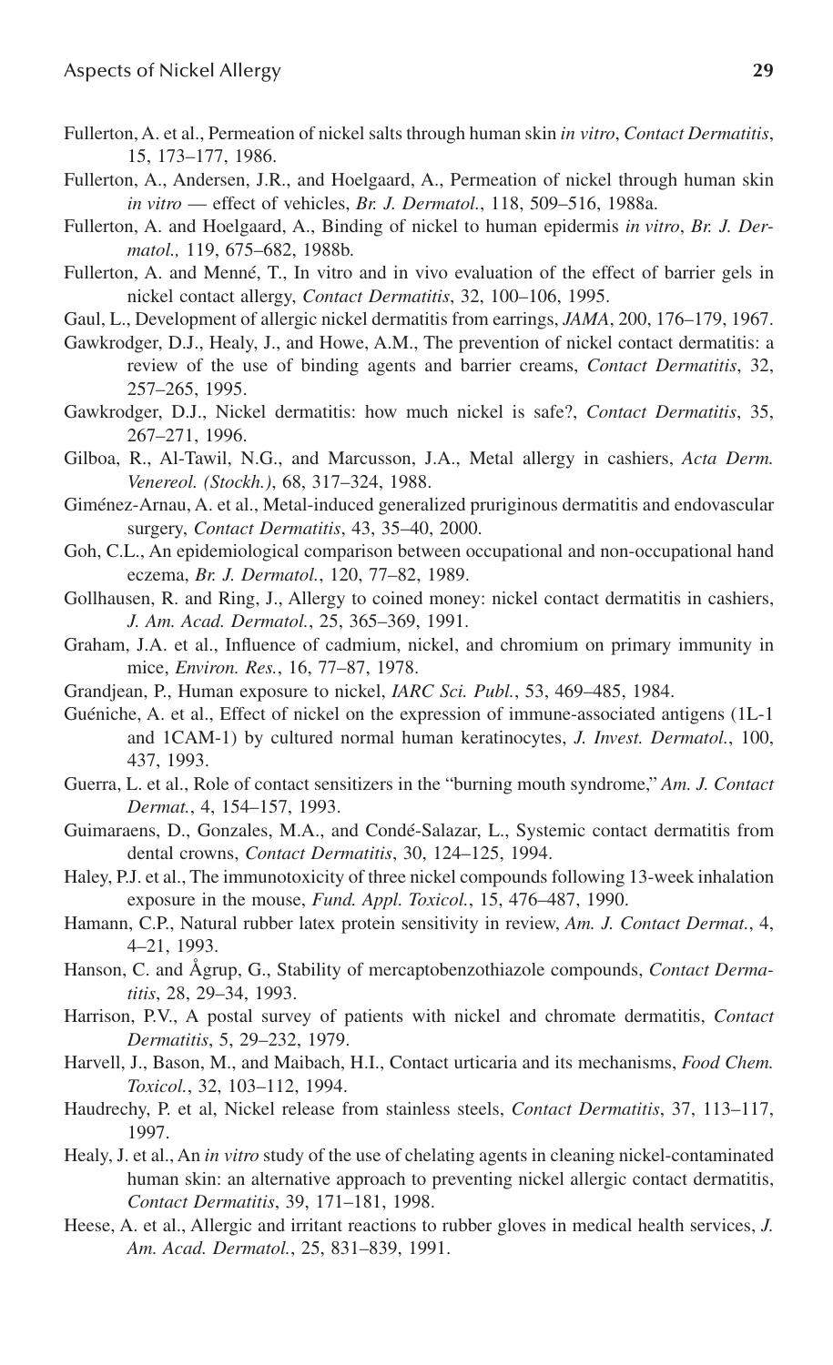Fullerton, A. et al., Permeation of nickel salts through human skin *in vitro*, *Contact Dermatitis*, 15, 173–177, 1986.

Fullerton, A., Andersen, J.R., and Hoelgaard, A., Permeation of nickel through human skin *in vitro* — effect of vehicles, *Br. J. Dermatol.*, 118, 509–516, 1988a.

Fullerton, A. and Hoelgaard, A., Binding of nickel to human epidermis *in vitro*, *Br. J. Dermatol.,* 119, 675–682, 1988b.

Fullerton, A. and Menné, T., In vitro and in vivo evaluation of the effect of barrier gels in nickel contact allergy, *Contact Dermatitis*, 32, 100–106, 1995.

Gaul, L., Development of allergic nickel dermatitis from earrings, *JAMA*, 200, 176–179, 1967.

Gawkrodger, D.J., Healy, J., and Howe, A.M., The prevention of nickel contact dermatitis: a review of the use of binding agents and barrier creams, *Contact Dermatitis*, 32, 257–265, 1995.

Gawkrodger, D.J., Nickel dermatitis: how much nickel is safe?, *Contact Dermatitis*, 35, 267–271, 1996.

Gilboa, R., Al-Tawil, N.G., and Marcusson, J.A., Metal allergy in cashiers, *Acta Derm. Venereol. (Stockh.)*, 68, 317–324, 1988.

Giménez-Arnau, A. et al., Metal-induced generalized pruriginous dermatitis and endovascular surgery, *Contact Dermatitis*, 43, 35–40, 2000.

Goh, C.L., An epidemiological comparison between occupational and non-occupational hand eczema, *Br. J. Dermatol.*, 120, 77–82, 1989.

Gollhausen, R. and Ring, J., Allergy to coined money: nickel contact dermatitis in cashiers, *J. Am. Acad. Dermatol.*, 25, 365–369, 1991.

Graham, J.A. et al., Influence of cadmium, nickel, and chromium on primary immunity in mice, *Environ. Res.*, 16, 77–87, 1978.

Grandjean, P., Human exposure to nickel, *IARC Sci. Publ.*, 53, 469–485, 1984.

Guéniche, A. et al., Effect of nickel on the expression of immune-associated antigens (1L-1 and 1CAM-1) by cultured normal human keratinocytes, *J. Invest. Dermatol.*, 100, 437, 1993.

Guerra, L. et al., Role of contact sensitizers in the "burning mouth syndrome," *Am. J. Contact Dermat.*, 4, 154–157, 1993.

Guimaraens, D., Gonzales, M.A., and Condé-Salazar, L., Systemic contact dermatitis from dental crowns, *Contact Dermatitis*, 30, 124–125, 1994.

Haley, P.J. et al., The immunotoxicity of three nickel compounds following 13-week inhalation exposure in the mouse, *Fund. Appl. Toxicol.*, 15, 476–487, 1990.

Hamann, C.P., Natural rubber latex protein sensitivity in review, *Am. J. Contact Dermat.*, 4, 4–21, 1993.

Hanson, C. and Ågrup, G., Stability of mercaptobenzothiazole compounds, *Contact Dermatitis*, 28, 29–34, 1993.

Harrison, P.V., A postal survey of patients with nickel and chromate dermatitis, *Contact Dermatitis*, 5, 29–232, 1979.

Harvell, J., Bason, M., and Maibach, H.I., Contact urticaria and its mechanisms, *Food Chem. Toxicol.*, 32, 103–112, 1994.

Haudrechy, P. et al, Nickel release from stainless steels, *Contact Dermatitis*, 37, 113–117, 1997.

Healy, J. et al., An *in vitro* study of the use of chelating agents in cleaning nickel-contaminated human skin: an alternative approach to preventing nickel allergic contact dermatitis, *Contact Dermatitis*, 39, 171–181, 1998.

Heese, A. et al., Allergic and irritant reactions to rubber gloves in medical health services, *J. Am. Acad. Dermatol.*, 25, 831–839, 1991.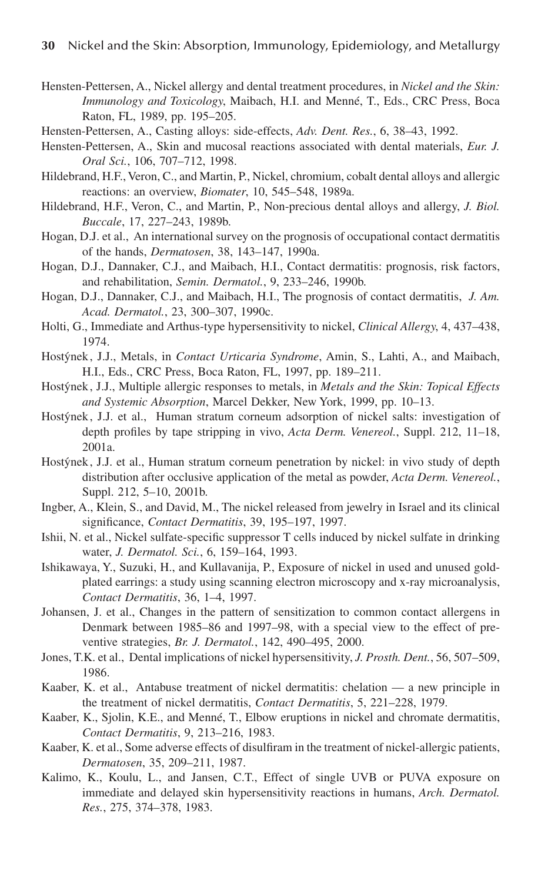Hensten-Pettersen, A., Nickel allergy and dental treatment procedures, in *Nickel and the Skin: Immunology and Toxicology*, Maibach, H.I. and Menné, T., Eds., CRC Press, Boca Raton, FL, 1989, pp. 195–205.

Hensten-Pettersen, A., Casting alloys: side-effects, *Adv. Dent. Res.*, 6, 38–43, 1992.

Hensten-Pettersen, A., Skin and mucosal reactions associated with dental materials, *Eur. J. Oral Sci.*, 106, 707–712, 1998.

Hildebrand, H.F., Veron, C., and Martin, P., Nickel, chromium, cobalt dental alloys and allergic reactions: an overview, *Biomater*, 10, 545–548, 1989a.

Hildebrand, H.F., Veron, C., and Martin, P., Non-precious dental alloys and allergy, *J. Biol. Buccale*, 17, 227–243, 1989b.

Hogan, D.J. et al., An international survey on the prognosis of occupational contact dermatitis of the hands, *Dermatosen*, 38, 143–147, 1990a.

Hogan, D.J., Dannaker, C.J., and Maibach, H.I., Contact dermatitis: prognosis, risk factors, and rehabilitation, *Semin. Dermatol.*, 9, 233–246, 1990b.

Hogan, D.J., Dannaker, C.J., and Maibach, H.I., The prognosis of contact dermatitis, *J. Am. Acad. Dermatol.*, 23, 300–307, 1990c.

Holti, G., Immediate and Arthus-type hypersensitivity to nickel, *Clinical Allergy*, 4, 437–438, 1974.

Hostýnek, J.J., Metals, in *Contact Urticaria Syndrome*, Amin, S., Lahti, A., and Maibach, H.I., Eds., CRC Press, Boca Raton, FL, 1997, pp. 189–211.

Hostýnek, J.J., Multiple allergic responses to metals, in *Metals and the Skin: Topical Effects and Systemic Absorption*, Marcel Dekker, New York, 1999, pp. 10–13.

Hostýnek, J.J. et al., Human stratum corneum adsorption of nickel salts: investigation of depth profiles by tape stripping in vivo, *Acta Derm. Venereol.*, Suppl. 212, 11–18, 2001a.

Hostýnek, J.J. et al., Human stratum corneum penetration by nickel: in vivo study of depth distribution after occlusive application of the metal as powder, *Acta Derm. Venereol.*, Suppl. 212, 5–10, 2001b.

Ingber, A., Klein, S., and David, M., The nickel released from jewelry in Israel and its clinical significance, *Contact Dermatitis*, 39, 195–197, 1997.

Ishii, N. et al., Nickel sulfate-specific suppressor T cells induced by nickel sulfate in drinking water, *J. Dermatol. Sci.*, 6, 159–164, 1993.

Ishikawaya, Y., Suzuki, H., and Kullavanija, P., Exposure of nickel in used and unused gold-plated earrings: a study using scanning electron microscopy and x-ray microanalysis, *Contact Dermatitis*, 36, 1–4, 1997.

Johansen, J. et al., Changes in the pattern of sensitization to common contact allergens in Denmark between 1985–86 and 1997–98, with a special view to the effect of preventive strategies, *Br. J. Dermatol.*, 142, 490–495, 2000.

Jones, T.K. et al., Dental implications of nickel hypersensitivity, *J. Prosth. Dent.*, 56, 507–509, 1986.

Kaaber, K. et al., Antabuse treatment of nickel dermatitis: chelation — a new principle in the treatment of nickel dermatitis, *Contact Dermatitis*, 5, 221–228, 1979.

Kaaber, K., Sjolin, K.E., and Menné, T., Elbow eruptions in nickel and chromate dermatitis, *Contact Dermatitis*, 9, 213–216, 1983.

Kaaber, K. et al., Some adverse effects of disulfiram in the treatment of nickel-allergic patients, *Dermatosen*, 35, 209–211, 1987.

Kalimo, K., Koulu, L., and Jansen, C.T., Effect of single UVB or PUVA exposure on immediate and delayed skin hypersensitivity reactions in humans, *Arch. Dermatol. Res.*, 275, 374–378, 1983.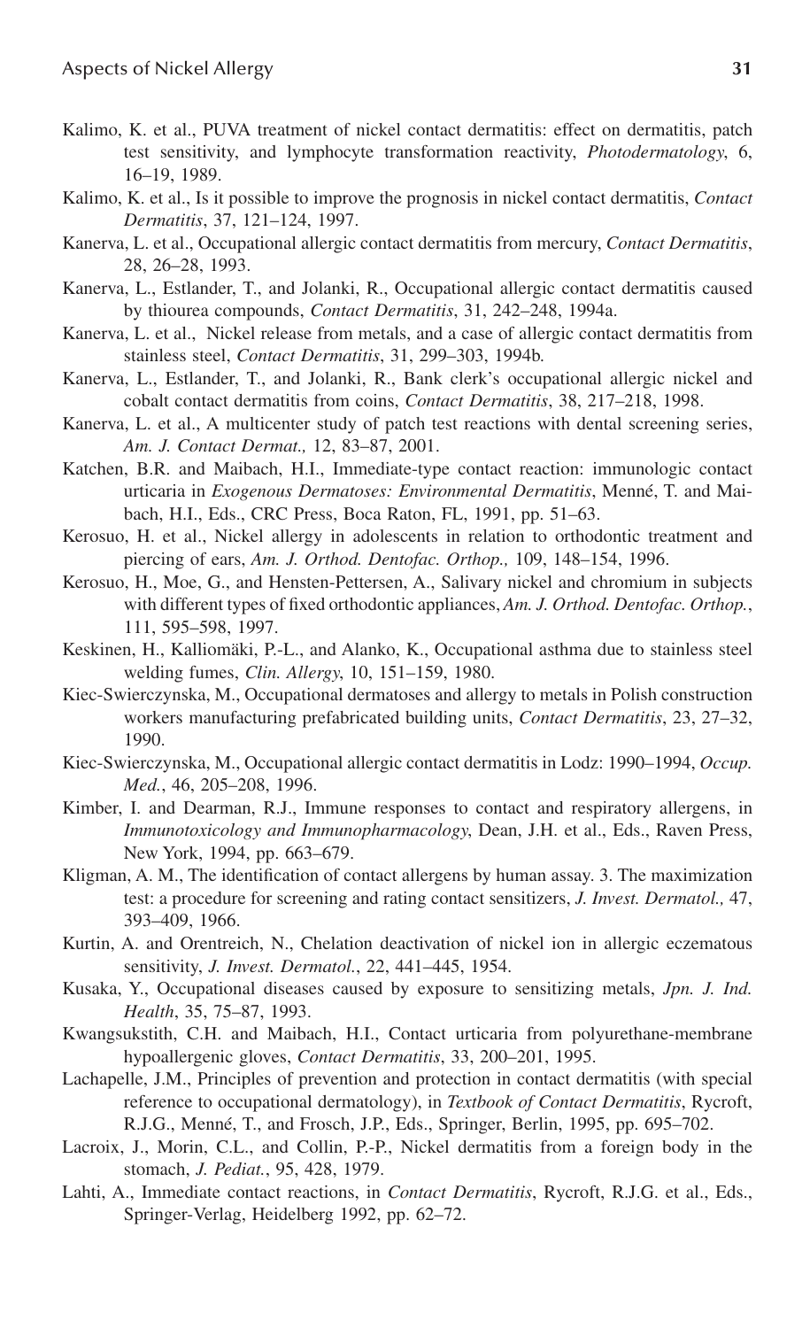Kalimo, K. et al., PUVA treatment of nickel contact dermatitis: effect on dermatitis, patch test sensitivity, and lymphocyte transformation reactivity, *Photodermatology*, 6, 16–19, 1989.

Kalimo, K. et al., Is it possible to improve the prognosis in nickel contact dermatitis, *Contact Dermatitis*, 37, 121–124, 1997.

Kanerva, L. et al., Occupational allergic contact dermatitis from mercury, *Contact Dermatitis*, 28, 26–28, 1993.

Kanerva, L., Estlander, T., and Jolanki, R., Occupational allergic contact dermatitis caused by thiourea compounds, *Contact Dermatitis*, 31, 242–248, 1994a.

Kanerva, L. et al., Nickel release from metals, and a case of allergic contact dermatitis from stainless steel, *Contact Dermatitis*, 31, 299–303, 1994b.

Kanerva, L., Estlander, T., and Jolanki, R., Bank clerk's occupational allergic nickel and cobalt contact dermatitis from coins, *Contact Dermatitis*, 38, 217–218, 1998.

Kanerva, L. et al., A multicenter study of patch test reactions with dental screening series, *Am. J. Contact Dermat.,* 12, 83–87, 2001.

Katchen, B.R. and Maibach, H.I., Immediate-type contact reaction: immunologic contact urticaria in *Exogenous Dermatoses: Environmental Dermatitis*, Menné, T. and Maibach, H.I., Eds., CRC Press, Boca Raton, FL, 1991, pp. 51–63.

Kerosuo, H. et al., Nickel allergy in adolescents in relation to orthodontic treatment and piercing of ears, *Am. J. Orthod. Dentofac. Orthop.,* 109, 148–154, 1996.

Kerosuo, H., Moe, G., and Hensten-Pettersen, A., Salivary nickel and chromium in subjects with different types of fixed orthodontic appliances, *Am. J. Orthod. Dentofac. Orthop.*, 111, 595–598, 1997.

Keskinen, H., Kalliomäki, P.-L., and Alanko, K., Occupational asthma due to stainless steel welding fumes, *Clin. Allergy*, 10, 151–159, 1980.

Kiec-Swierczynska, M., Occupational dermatoses and allergy to metals in Polish construction workers manufacturing prefabricated building units, *Contact Dermatitis*, 23, 27–32, 1990.

Kiec-Swierczynska, M., Occupational allergic contact dermatitis in Lodz: 1990–1994, *Occup. Med.*, 46, 205–208, 1996.

Kimber, I. and Dearman, R.J., Immune responses to contact and respiratory allergens, in *Immunotoxicology and Immunopharmacology*, Dean, J.H. et al., Eds., Raven Press, New York, 1994, pp. 663–679.

Kligman, A. M., The identification of contact allergens by human assay. 3. The maximization test: a procedure for screening and rating contact sensitizers, *J. Invest. Dermatol.,* 47, 393–409, 1966.

Kurtin, A. and Orentreich, N., Chelation deactivation of nickel ion in allergic eczematous sensitivity, *J. Invest. Dermatol.*, 22, 441–445, 1954.

Kusaka, Y., Occupational diseases caused by exposure to sensitizing metals, *Jpn. J. Ind. Health*, 35, 75–87, 1993.

Kwangsukstith, C.H. and Maibach, H.I., Contact urticaria from polyurethane-membrane hypoallergenic gloves, *Contact Dermatitis*, 33, 200–201, 1995.

Lachapelle, J.M., Principles of prevention and protection in contact dermatitis (with special reference to occupational dermatology), in *Textbook of Contact Dermatitis*, Rycroft, R.J.G., Menné, T., and Frosch, J.P., Eds., Springer, Berlin, 1995, pp. 695–702.

Lacroix, J., Morin, C.L., and Collin, P.-P., Nickel dermatitis from a foreign body in the stomach, *J. Pediat.*, 95, 428, 1979.

Lahti, A., Immediate contact reactions, in *Contact Dermatitis*, Rycroft, R.J.G. et al., Eds., Springer-Verlag, Heidelberg 1992, pp. 62–72.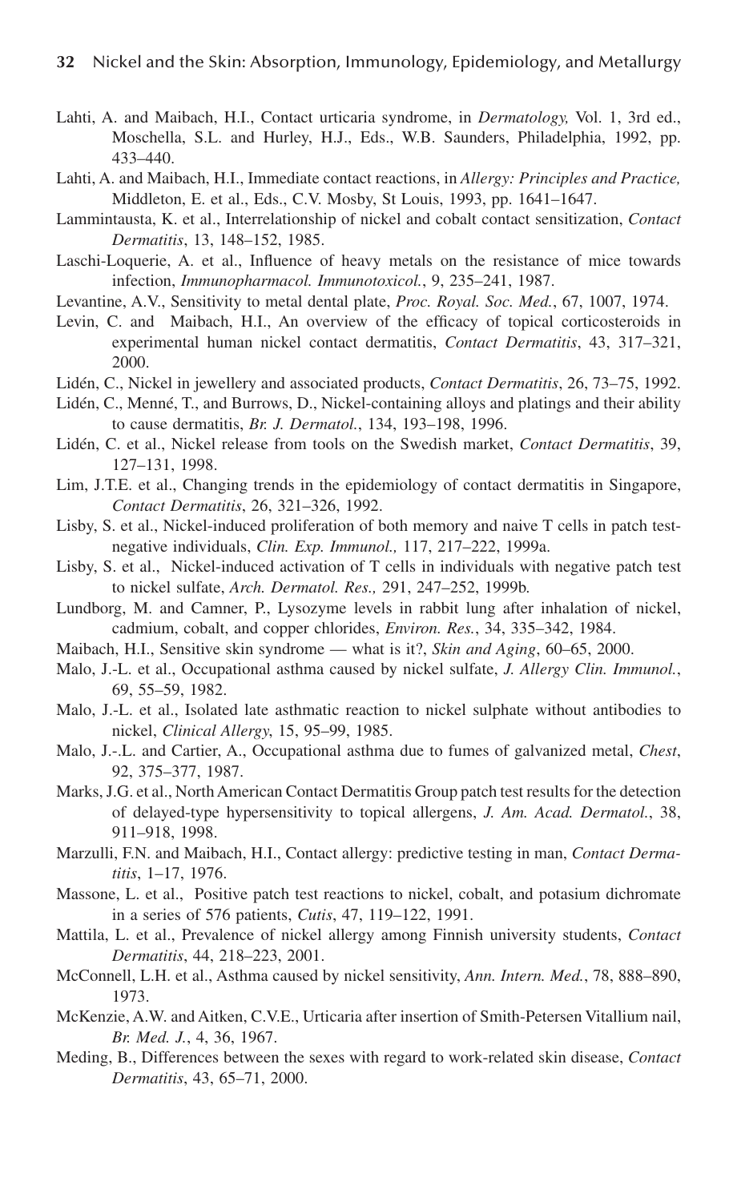Lahti, A. and Maibach, H.I., Contact urticaria syndrome, in *Dermatology,* Vol. 1, 3rd ed., Moschella, S.L. and Hurley, H.J., Eds., W.B. Saunders, Philadelphia, 1992, pp. 433–440.

Lahti, A. and Maibach, H.I., Immediate contact reactions, in *Allergy: Principles and Practice,* Middleton, E. et al., Eds., C.V. Mosby, St Louis, 1993, pp. 1641–1647.

Lammintausta, K. et al., Interrelationship of nickel and cobalt contact sensitization, *Contact Dermatitis*, 13, 148–152, 1985.

Laschi-Loquerie, A. et al., Influence of heavy metals on the resistance of mice towards infection, *Immunopharmacol. Immunotoxicol.*, 9, 235–241, 1987.

Levantine, A.V., Sensitivity to metal dental plate, *Proc. Royal. Soc. Med.*, 67, 1007, 1974.

Levin, C. and Maibach, H.I., An overview of the efficacy of topical corticosteroids in experimental human nickel contact dermatitis, *Contact Dermatitis*, 43, 317–321, 2000.

Lidén, C., Nickel in jewellery and associated products, *Contact Dermatitis*, 26, 73–75, 1992.

Lidén, C., Menné, T., and Burrows, D., Nickel-containing alloys and platings and their ability to cause dermatitis, *Br. J. Dermatol.*, 134, 193–198, 1996.

Lidén, C. et al., Nickel release from tools on the Swedish market, *Contact Dermatitis*, 39, 127–131, 1998.

Lim, J.T.E. et al., Changing trends in the epidemiology of contact dermatitis in Singapore, *Contact Dermatitis*, 26, 321–326, 1992.

Lisby, S. et al., Nickel-induced proliferation of both memory and naive T cells in patch test-negative individuals, *Clin. Exp. Immunol.,* 117, 217–222, 1999a.

Lisby, S. et al., Nickel-induced activation of T cells in individuals with negative patch test to nickel sulfate, *Arch. Dermatol. Res.,* 291, 247–252, 1999b.

Lundborg, M. and Camner, P., Lysozyme levels in rabbit lung after inhalation of nickel, cadmium, cobalt, and copper chlorides, *Environ. Res.*, 34, 335–342, 1984.

Maibach, H.I., Sensitive skin syndrome — what is it?, *Skin and Aging*, 60–65, 2000.

Malo, J.-L. et al., Occupational asthma caused by nickel sulfate, *J. Allergy Clin. Immunol.*, 69, 55–59, 1982.

Malo, J.-L. et al., Isolated late asthmatic reaction to nickel sulphate without antibodies to nickel, *Clinical Allergy*, 15, 95–99, 1985.

Malo, J.-.L. and Cartier, A., Occupational asthma due to fumes of galvanized metal, *Chest*, 92, 375–377, 1987.

Marks, J.G. et al., North American Contact Dermatitis Group patch test results for the detection of delayed-type hypersensitivity to topical allergens, *J. Am. Acad. Dermatol.*, 38, 911–918, 1998.

Marzulli, F.N. and Maibach, H.I., Contact allergy: predictive testing in man, *Contact Dermatitis*, 1–17, 1976.

Massone, L. et al., Positive patch test reactions to nickel, cobalt, and potasium dichromate in a series of 576 patients, *Cutis*, 47, 119–122, 1991.

Mattila, L. et al., Prevalence of nickel allergy among Finnish university students, *Contact Dermatitis*, 44, 218–223, 2001.

McConnell, L.H. et al., Asthma caused by nickel sensitivity, *Ann. Intern. Med.*, 78, 888–890, 1973.

McKenzie, A.W. and Aitken, C.V.E., Urticaria after insertion of Smith-Petersen Vitallium nail, *Br. Med. J.*, 4, 36, 1967.

Meding, B., Differences between the sexes with regard to work-related skin disease, *Contact Dermatitis*, 43, 65–71, 2000.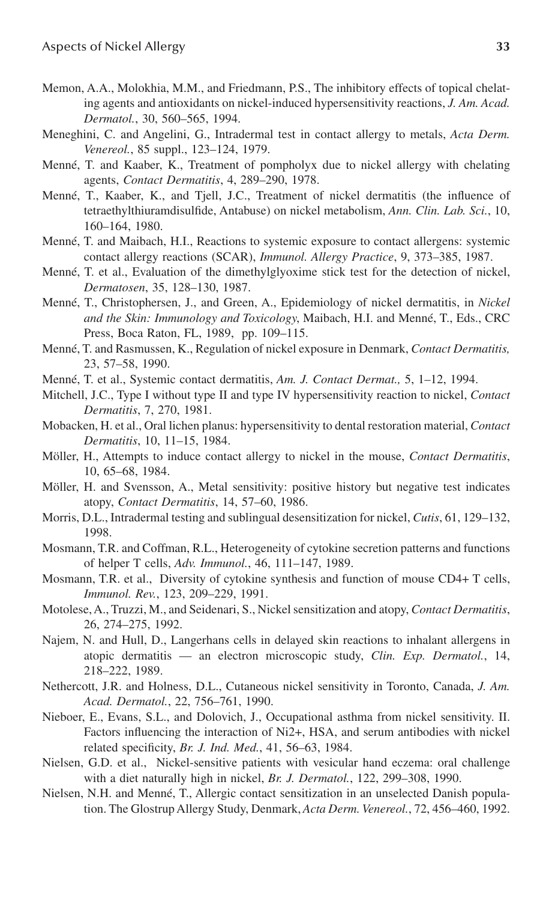Memon, A.A., Molokhia, M.M., and Friedmann, P.S., The inhibitory effects of topical chelating agents and antioxidants on nickel-induced hypersensitivity reactions, *J. Am. Acad. Dermatol.*, 30, 560–565, 1994.

Meneghini, C. and Angelini, G., Intradermal test in contact allergy to metals, *Acta Derm. Venereol.*, 85 suppl., 123–124, 1979.

Menné, T. and Kaaber, K., Treatment of pompholyx due to nickel allergy with chelating agents, *Contact Dermatitis*, 4, 289–290, 1978.

Menné, T., Kaaber, K., and Tjell, J.C., Treatment of nickel dermatitis (the influence of tetraethylthiuramdisulfide, Antabuse) on nickel metabolism, *Ann. Clin. Lab. Sci.*, 10, 160–164, 1980.

Menné, T. and Maibach, H.I., Reactions to systemic exposure to contact allergens: systemic contact allergy reactions (SCAR), *Immunol. Allergy Practice*, 9, 373–385, 1987.

Menné, T. et al., Evaluation of the dimethylglyoxime stick test for the detection of nickel, *Dermatosen*, 35, 128–130, 1987.

Menné, T., Christophersen, J., and Green, A., Epidemiology of nickel dermatitis, in *Nickel and the Skin: Immunology and Toxicology*, Maibach, H.I. and Menné, T., Eds., CRC Press, Boca Raton, FL, 1989, pp. 109–115.

Menné, T. and Rasmussen, K., Regulation of nickel exposure in Denmark, *Contact Dermatitis,* 23, 57–58, 1990.

Menné, T. et al., Systemic contact dermatitis, *Am. J. Contact Dermat.,* 5, 1–12, 1994.

Mitchell, J.C., Type I without type II and type IV hypersensitivity reaction to nickel, *Contact Dermatitis*, 7, 270, 1981.

Mobacken, H. et al., Oral lichen planus: hypersensitivity to dental restoration material, *Contact Dermatitis*, 10, 11–15, 1984.

Möller, H., Attempts to induce contact allergy to nickel in the mouse, *Contact Dermatitis*, 10, 65–68, 1984.

Möller, H. and Svensson, A., Metal sensitivity: positive history but negative test indicates atopy, *Contact Dermatitis*, 14, 57–60, 1986.

Morris, D.L., Intradermal testing and sublingual desensitization for nickel, *Cutis*, 61, 129–132, 1998.

Mosmann, T.R. and Coffman, R.L., Heterogeneity of cytokine secretion patterns and functions of helper T cells, *Adv. Immunol.*, 46, 111–147, 1989.

Mosmann, T.R. et al., Diversity of cytokine synthesis and function of mouse CD4+ T cells, *Immunol. Rev.*, 123, 209–229, 1991.

Motolese, A., Truzzi, M., and Seidenari, S., Nickel sensitization and atopy, *Contact Dermatitis*, 26, 274–275, 1992.

Najem, N. and Hull, D., Langerhans cells in delayed skin reactions to inhalant allergens in atopic dermatitis — an electron microscopic study, *Clin. Exp. Dermatol.*, 14, 218–222, 1989.

Nethercott, J.R. and Holness, D.L., Cutaneous nickel sensitivity in Toronto, Canada, *J. Am. Acad. Dermatol.*, 22, 756–761, 1990.

Nieboer, E., Evans, S.L., and Dolovich, J., Occupational asthma from nickel sensitivity. II. Factors influencing the interaction of $Ni^{2+}$, HSA, and serum antibodies with nickel related specificity, *Br. J. Ind. Med.*, 41, 56–63, 1984.

Nielsen, G.D. et al., Nickel-sensitive patients with vesicular hand eczema: oral challenge with a diet naturally high in nickel, *Br. J. Dermatol.*, 122, 299–308, 1990.

Nielsen, N.H. and Menné, T., Allergic contact sensitization in an unselected Danish population. The Glostrup Allergy Study, Denmark, *Acta Derm. Venereol.*, 72, 456–460, 1992.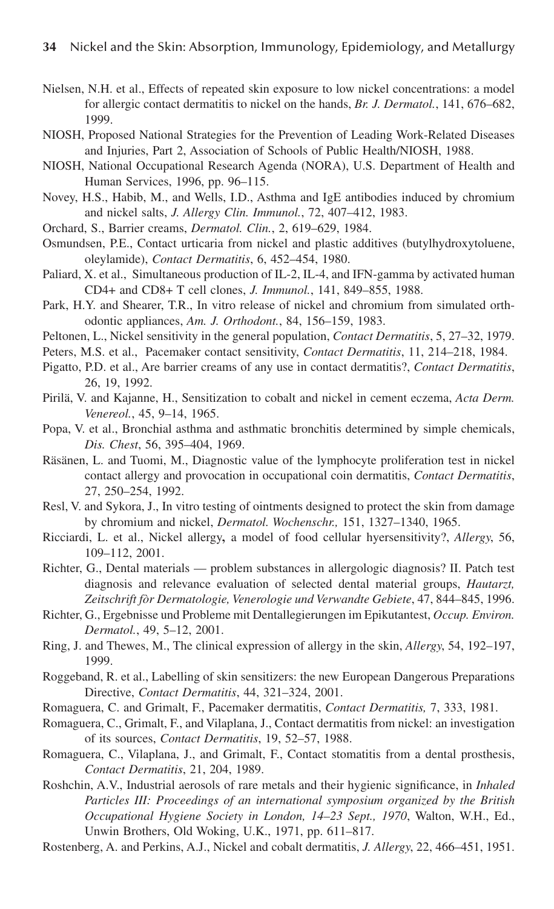Nielsen, N.H. et al., Effects of repeated skin exposure to low nickel concentrations: a model for allergic contact dermatitis to nickel on the hands, *Br. J. Dermatol.*, 141, 676–682, 1999.

NIOSH, Proposed National Strategies for the Prevention of Leading Work-Related Diseases and Injuries, Part 2, Association of Schools of Public Health/NIOSH, 1988.

NIOSH, National Occupational Research Agenda (NORA), U.S. Department of Health and Human Services, 1996, pp. 96–115.

Novey, H.S., Habib, M., and Wells, I.D., Asthma and IgE antibodies induced by chromium and nickel salts, *J. Allergy Clin. Immunol.*, 72, 407–412, 1983.

Orchard, S., Barrier creams, *Dermatol. Clin.*, 2, 619–629, 1984.

Osmundsen, P.E., Contact urticaria from nickel and plastic additives (butylhydroxytoluene, oleylamide), *Contact Dermatitis*, 6, 452–454, 1980.

Paliard, X. et al., Simultaneous production of IL-2, IL-4, and IFN-gamma by activated human CD4+ and CD8+ T cell clones, *J. Immunol.*, 141, 849–855, 1988.

Park, H.Y. and Shearer, T.R., In vitro release of nickel and chromium from simulated orthodontic appliances, *Am. J. Orthodont.*, 84, 156–159, 1983.

Peltonen, L., Nickel sensitivity in the general population, *Contact Dermatitis*, 5, 27–32, 1979.

Peters, M.S. et al., Pacemaker contact sensitivity, *Contact Dermatitis*, 11, 214–218, 1984.

Pigatto, P.D. et al., Are barrier creams of any use in contact dermatitis?, *Contact Dermatitis*, 26, 19, 1992.

Pirilä, V. and Kajanne, H., Sensitization to cobalt and nickel in cement eczema, *Acta Derm. Venereol.*, 45, 9–14, 1965.

Popa, V. et al., Bronchial asthma and asthmatic bronchitis determined by simple chemicals, *Dis. Chest*, 56, 395–404, 1969.

Räsänen, L. and Tuomi, M., Diagnostic value of the lymphocyte proliferation test in nickel contact allergy and provocation in occupational coin dermatitis, *Contact Dermatitis*, 27, 250–254, 1992.

Resl, V. and Sykora, J., In vitro testing of ointments designed to protect the skin from damage by chromium and nickel, *Dermatol. Wochenschr.,* 151, 1327–1340, 1965.

Ricciardi, L. et al., Nickel allergy**,** a model of food cellular hyersensitivity?, *Allergy,* 56, 109–112, 2001.

Richter, G., Dental materials — problem substances in allergologic diagnosis? II. Patch test diagnosis and relevance evaluation of selected dental material groups, *Hautarzt, Zeitschrift fòr Dermatologie, Venerologie und Verwandte Gebiete*, 47, 844–845, 1996.

Richter, G., Ergebnisse und Probleme mit Dentallegierungen im Epikutantest, *Occup. Environ. Dermatol.*, 49, 5–12, 2001.

Ring, J. and Thewes, M., The clinical expression of allergy in the skin, *Allergy*, 54, 192–197, 1999.

Roggeband, R. et al., Labelling of skin sensitizers: the new European Dangerous Preparations Directive, *Contact Dermatitis*, 44, 321–324, 2001.

Romaguera, C. and Grimalt, F., Pacemaker dermatitis, *Contact Dermatitis,* 7, 333, 1981.

Romaguera, C., Grimalt, F., and Vilaplana, J., Contact dermatitis from nickel: an investigation of its sources, *Contact Dermatitis*, 19, 52–57, 1988.

Romaguera, C., Vilaplana, J., and Grimalt, F., Contact stomatitis from a dental prosthesis, *Contact Dermatitis*, 21, 204, 1989.

Roshchin, A.V., Industrial aerosols of rare metals and their hygienic significance, in *Inhaled Particles III: Proceedings of an international symposium organized by the British Occupational Hygiene Society in London, 14–23 Sept., 1970*, Walton, W.H., Ed., Unwin Brothers, Old Woking, U.K., 1971, pp. 611–817.

Rostenberg, A. and Perkins, A.J., Nickel and cobalt dermatitis, *J. Allergy*, 22, 466–451, 1951.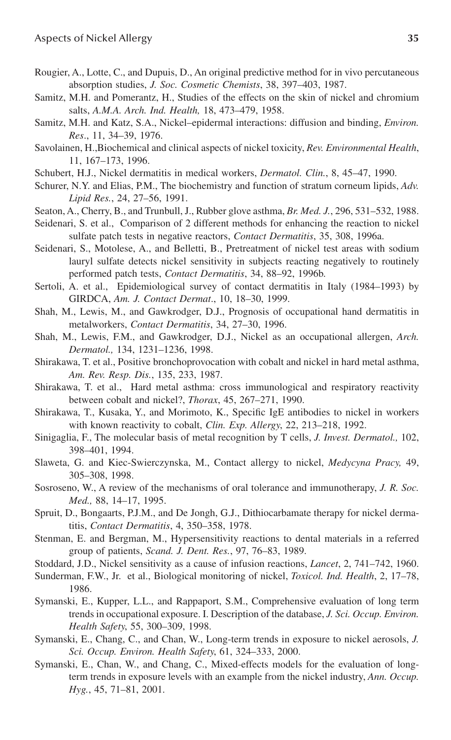Rougier, A., Lotte, C., and Dupuis, D., An original predictive method for in vivo percutaneous absorption studies, *J. Soc. Cosmetic Chemists*, 38, 397–403, 1987.

Samitz, M.H. and Pomerantz, H., Studies of the effects on the skin of nickel and chromium salts, *A.M.A. Arch. Ind. Health,* 18, 473–479, 1958.

Samitz, M.H. and Katz, S.A., Nickel–epidermal interactions: diffusion and binding, *Environ. Res*., 11, 34–39, 1976.

Savolainen, H.,Biochemical and clinical aspects of nickel toxicity, *Rev. Environmental Health*, 11, 167–173, 1996.

Schubert, H.J., Nickel dermatitis in medical workers, *Dermatol. Clin.*, 8, 45–47, 1990.

Schurer, N.Y. and Elias, P.M., The biochemistry and function of stratum corneum lipids, *Adv. Lipid Res.*, 24, 27–56, 1991.

Seaton, A., Cherry, B., and Trunbull, J., Rubber glove asthma, *Br. Med. J.*, 296, 531–532, 1988.

Seidenari, S. et al., Comparison of 2 different methods for enhancing the reaction to nickel sulfate patch tests in negative reactors, *Contact Dermatitis*, 35, 308, 1996a.

Seidenari, S., Motolese, A., and Belletti, B., Pretreatment of nickel test areas with sodium lauryl sulfate detects nickel sensitivity in subjects reacting negatively to routinely performed patch tests, *Contact Dermatitis*, 34, 88–92, 1996b.

Sertoli, A. et al., Epidemiological survey of contact dermatitis in Italy (1984–1993) by GIRDCA, *Am. J. Contact Dermat*., 10, 18–30, 1999.

Shah, M., Lewis, M., and Gawkrodger, D.J., Prognosis of occupational hand dermatitis in metalworkers, *Contact Dermatitis*, 34, 27–30, 1996.

Shah, M., Lewis, F.M., and Gawkrodger, D.J., Nickel as an occupational allergen, *Arch. Dermatol.,* 134, 1231–1236, 1998.

Shirakawa, T. et al., Positive bronchoprovocation with cobalt and nickel in hard metal asthma, *Am. Rev. Resp. Dis.*, 135, 233, 1987.

Shirakawa, T. et al., Hard metal asthma: cross immunological and respiratory reactivity between cobalt and nickel?, *Thorax*, 45, 267–271, 1990.

Shirakawa, T., Kusaka, Y., and Morimoto, K., Specific IgE antibodies to nickel in workers with known reactivity to cobalt, *Clin. Exp. Allergy*, 22, 213–218, 1992.

Sinigaglia, F., The molecular basis of metal recognition by T cells, *J. Invest. Dermatol.,* 102, 398–401, 1994.

Slaweta, G. and Kiec-Swierczynska, M., Contact allergy to nickel, *Medycyna Pracy,* 49, 305–308, 1998.

Sosroseno, W., A review of the mechanisms of oral tolerance and immunotherapy, *J. R. Soc. Med.,* 88, 14–17, 1995.

Spruit, D., Bongaarts, P.J.M., and De Jongh, G.J., Dithiocarbamate therapy for nickel dermatitis, *Contact Dermatitis*, 4, 350–358, 1978.

Stenman, E. and Bergman, M., Hypersensitivity reactions to dental materials in a referred group of patients, *Scand. J. Dent. Res.*, 97, 76–83, 1989.

Stoddard, J.D., Nickel sensitivity as a cause of infusion reactions, *Lancet*, 2, 741–742, 1960.

Sunderman, F.W., Jr. et al., Biological monitoring of nickel, *Toxicol. Ind. Health*, 2, 17–78, 1986.

Symanski, E., Kupper, L.L., and Rappaport, S.M., Comprehensive evaluation of long term trends in occupational exposure. I. Description of the database, *J. Sci. Occup. Environ. Health Safety*, 55, 300–309, 1998.

Symanski, E., Chang, C., and Chan, W., Long-term trends in exposure to nickel aerosols, *J. Sci. Occup. Environ. Health Safety*, 61, 324–333, 2000.

Symanski, E., Chan, W., and Chang, C., Mixed-effects models for the evaluation of long-term trends in exposure levels with an example from the nickel industry, *Ann. Occup. Hyg.*, 45, 71–81, 2001.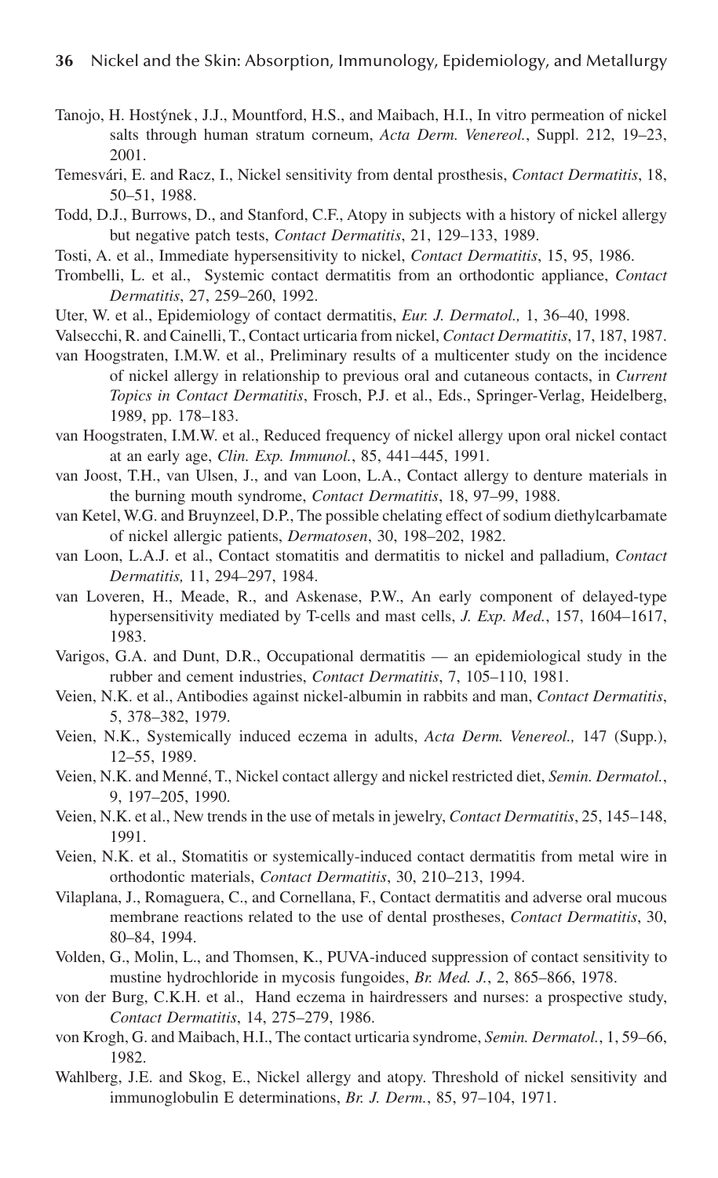Tanojo, H. Hostýnek, J.J., Mountford, H.S., and Maibach, H.I., In vitro permeation of nickel salts through human stratum corneum, *Acta Derm. Venereol.*, Suppl. 212, 19–23, 2001.

Temesvári, E. and Racz, I., Nickel sensitivity from dental prosthesis, *Contact Dermatitis*, 18, 50–51, 1988.

Todd, D.J., Burrows, D., and Stanford, C.F., Atopy in subjects with a history of nickel allergy but negative patch tests, *Contact Dermatitis*, 21, 129–133, 1989.

Tosti, A. et al., Immediate hypersensitivity to nickel, *Contact Dermatitis*, 15, 95, 1986.

Trombelli, L. et al., Systemic contact dermatitis from an orthodontic appliance, *Contact Dermatitis*, 27, 259–260, 1992.

Uter, W. et al., Epidemiology of contact dermatitis, *Eur. J. Dermatol.,* 1, 36–40, 1998.

Valsecchi, R. and Cainelli, T., Contact urticaria from nickel, *Contact Dermatitis*, 17, 187, 1987.

van Hoogstraten, I.M.W. et al., Preliminary results of a multicenter study on the incidence of nickel allergy in relationship to previous oral and cutaneous contacts, in *Current Topics in Contact Dermatitis*, Frosch, P.J. et al., Eds., Springer-Verlag, Heidelberg, 1989, pp. 178–183.

van Hoogstraten, I.M.W. et al., Reduced frequency of nickel allergy upon oral nickel contact at an early age, *Clin. Exp. Immunol.*, 85, 441–445, 1991.

van Joost, T.H., van Ulsen, J., and van Loon, L.A., Contact allergy to denture materials in the burning mouth syndrome, *Contact Dermatitis*, 18, 97–99, 1988.

van Ketel, W.G. and Bruynzeel, D.P., The possible chelating effect of sodium diethylcarbamate of nickel allergic patients, *Dermatosen*, 30, 198–202, 1982.

van Loon, L.A.J. et al., Contact stomatitis and dermatitis to nickel and palladium, *Contact Dermatitis,* 11, 294–297, 1984.

van Loveren, H., Meade, R., and Askenase, P.W., An early component of delayed-type hypersensitivity mediated by T-cells and mast cells, *J. Exp. Med.*, 157, 1604–1617, 1983.

Varigos, G.A. and Dunt, D.R., Occupational dermatitis — an epidemiological study in the rubber and cement industries, *Contact Dermatitis*, 7, 105–110, 1981.

Veien, N.K. et al., Antibodies against nickel-albumin in rabbits and man, *Contact Dermatitis*, 5, 378–382, 1979.

Veien, N.K., Systemically induced eczema in adults, *Acta Derm. Venereol.,* 147 (Supp.), 12–55, 1989.

Veien, N.K. and Menné, T., Nickel contact allergy and nickel restricted diet, *Semin. Dermatol.*, 9, 197–205, 1990.

Veien, N.K. et al., New trends in the use of metals in jewelry, *Contact Dermatitis*, 25, 145–148, 1991.

Veien, N.K. et al., Stomatitis or systemically-induced contact dermatitis from metal wire in orthodontic materials, *Contact Dermatitis*, 30, 210–213, 1994.

Vilaplana, J., Romaguera, C., and Cornellana, F., Contact dermatitis and adverse oral mucous membrane reactions related to the use of dental prostheses, *Contact Dermatitis*, 30, 80–84, 1994.

Volden, G., Molin, L., and Thomsen, K., PUVA-induced suppression of contact sensitivity to mustine hydrochloride in mycosis fungoides, *Br. Med. J.*, 2, 865–866, 1978.

von der Burg, C.K.H. et al., Hand eczema in hairdressers and nurses: a prospective study, *Contact Dermatitis*, 14, 275–279, 1986.

von Krogh, G. and Maibach, H.I., The contact urticaria syndrome, *Semin. Dermatol.*, 1, 59–66, 1982.

Wahlberg, J.E. and Skog, E., Nickel allergy and atopy. Threshold of nickel sensitivity and immunoglobulin E determinations, *Br. J. Derm.*, 85, 97–104, 1971.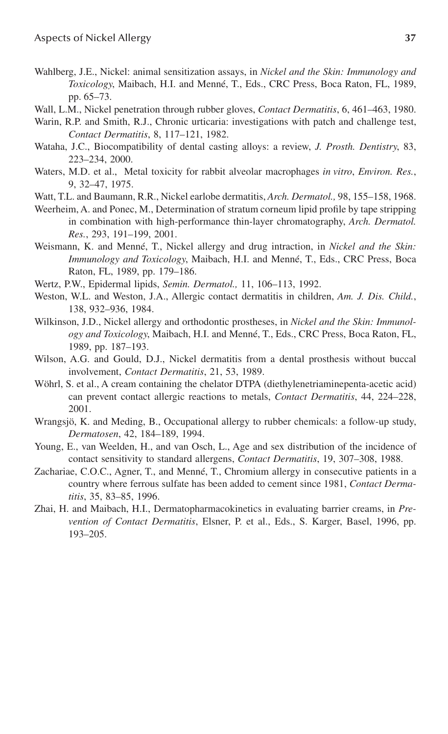Wahlberg, J.E., Nickel: animal sensitization assays, in *Nickel and the Skin: Immunology and Toxicology*, Maibach, H.I. and Menné, T., Eds., CRC Press, Boca Raton, FL, 1989, pp. 65–73.

Wall, L.M., Nickel penetration through rubber gloves, *Contact Dermatitis*, 6, 461–463, 1980.

Warin, R.P. and Smith, R.J., Chronic urticaria: investigations with patch and challenge test, *Contact Dermatitis*, 8, 117–121, 1982.

Wataha, J.C., Biocompatibility of dental casting alloys: a review, *J. Prosth. Dentistry*, 83, 223–234, 2000.

Waters, M.D. et al., Metal toxicity for rabbit alveolar macrophages *in vitro*, *Environ. Res.*, 9, 32–47, 1975.

Watt, T.L. and Baumann, R.R., Nickel earlobe dermatitis, *Arch. Dermatol.,* 98, 155–158, 1968.

Weerheim, A. and Ponec, M., Determination of stratum corneum lipid profile by tape stripping in combination with high-performance thin-layer chromatography, *Arch. Dermatol. Res.*, 293, 191–199, 2001.

Weismann, K. and Menné, T., Nickel allergy and drug intraction, in *Nickel and the Skin: Immunology and Toxicology*, Maibach, H.I. and Menné, T., Eds., CRC Press, Boca Raton, FL, 1989, pp. 179–186.

Wertz, P.W., Epidermal lipids, *Semin. Dermatol.,* 11, 106–113, 1992.

Weston, W.L. and Weston, J.A., Allergic contact dermatitis in children, *Am. J. Dis. Child.*, 138, 932–936, 1984.

Wilkinson, J.D., Nickel allergy and orthodontic prostheses, in *Nickel and the Skin: Immunology and Toxicology*, Maibach, H.I. and Menné, T., Eds., CRC Press, Boca Raton, FL, 1989, pp. 187–193.

Wilson, A.G. and Gould, D.J., Nickel dermatitis from a dental prosthesis without buccal involvement, *Contact Dermatitis*, 21, 53, 1989.

Wöhrl, S. et al., A cream containing the chelator DTPA (diethylenetriaminepenta-acetic acid) can prevent contact allergic reactions to metals, *Contact Dermatitis*, 44, 224–228, 2001.

Wrangsjö, K. and Meding, B., Occupational allergy to rubber chemicals: a follow-up study, *Dermatosen*, 42, 184–189, 1994.

Young, E., van Weelden, H., and van Osch, L., Age and sex distribution of the incidence of contact sensitivity to standard allergens, *Contact Dermatitis*, 19, 307–308, 1988.

Zachariae, C.O.C., Agner, T., and Menné, T., Chromium allergy in consecutive patients in a country where ferrous sulfate has been added to cement since 1981, *Contact Dermatitis*, 35, 83–85, 1996.

Zhai, H. and Maibach, H.I., Dermatopharmacokinetics in evaluating barrier creams, in *Prevention of Contact Dermatitis*, Elsner, P. et al., Eds., S. Karger, Basel, 1996, pp. 193–205.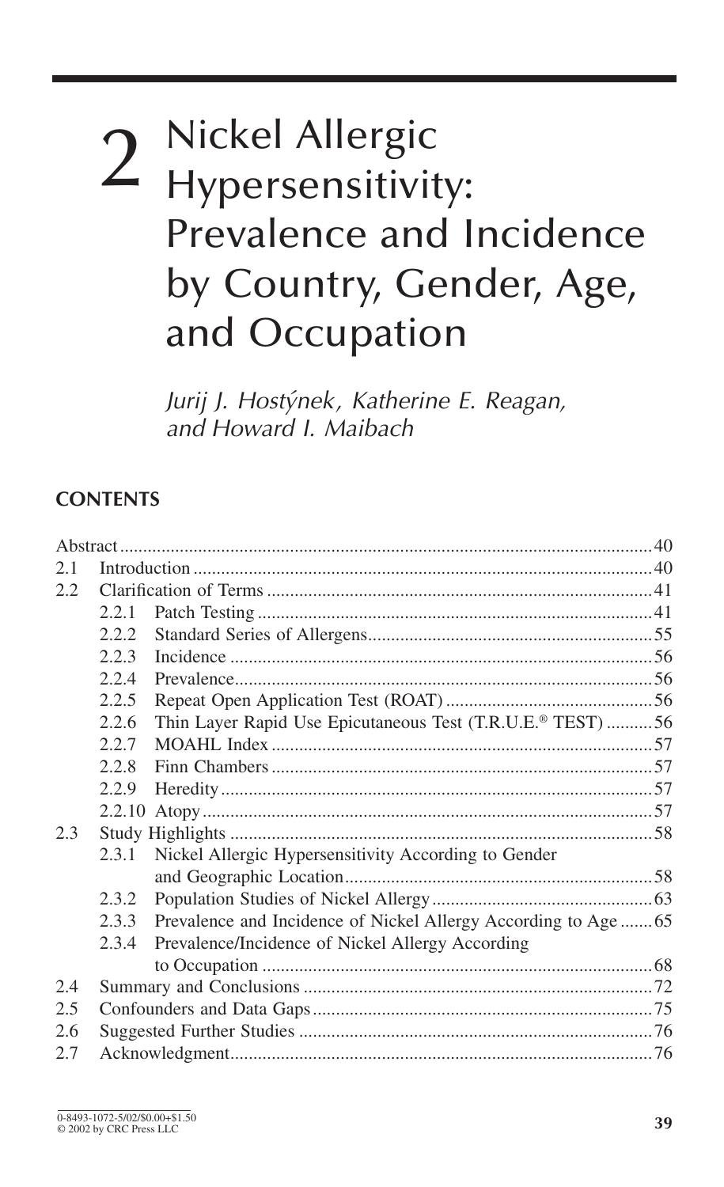# 2 Nickel Allergic Hypersensitivity: Prevalence and Incidence by Country, Gender, Age, and Occupation

*Jurij J. Hostýnek, Katherine E. Reagan, and Howard I. Maibach*

## CONTENTS

| | | | |
|---|---|---|---|
| Abstract | | | 40 |
| 2.1 | Introduction | | 40 |
| 2.2 | Clarification of Terms | | 41 |
| | 2.2.1 | Patch Testing | 41 |
| | 2.2.2 | Standard Series of Allergens | 55 |
| | 2.2.3 | Incidence | 56 |
| | 2.2.4 | Prevalence | 56 |
| | 2.2.5 | Repeat Open Application Test (ROAT) | 56 |
| | 2.2.6 | Thin Layer Rapid Use Epicutaneous Test (T.R.U.E.® TEST) | 56 |
| | 2.2.7 | MOAHL Index | 57 |
| | 2.2.8 | Finn Chambers | 57 |
| | 2.2.9 | Heredity | 57 |
| | 2.2.10 | Atopy | 57 |
| 2.3 | Study Highlights | | 58 |
| | 2.3.1 | Nickel Allergic Hypersensitivity According to Gender and Geographic Location | 58 |
| | 2.3.2 | Population Studies of Nickel Allergy | 63 |
| | 2.3.3 | Prevalence and Incidence of Nickel Allergy According to Age | 65 |
| | 2.3.4 | Prevalence/Incidence of Nickel Allergy According to Occupation | 68 |
| 2.4 | Summary and Conclusions | | 72 |
| 2.5 | Confounders and Data Gaps | | 75 |
| 2.6 | Suggested Further Studies | | 76 |
| 2.7 | Acknowledgment | | 76 |

0-8493-1072-5/02/$0.00+$1.50
© 2002 by CRC Press LLC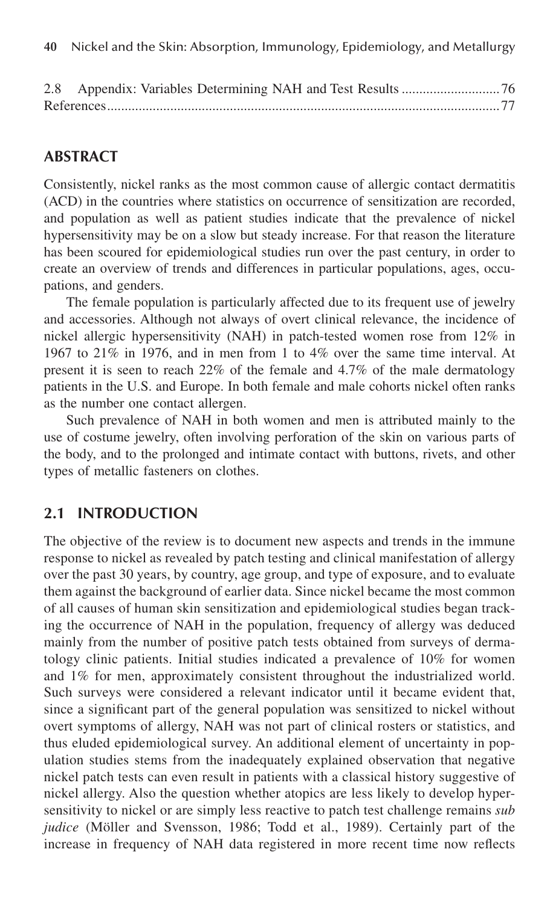2.8 Appendix: Variables Determining NAH and Test Results ............................ 76
References................................................................................................................ 77

## ABSTRACT

Consistently, nickel ranks as the most common cause of allergic contact dermatitis (ACD) in the countries where statistics on occurrence of sensitization are recorded, and population as well as patient studies indicate that the prevalence of nickel hypersensitivity may be on a slow but steady increase. For that reason the literature has been scoured for epidemiological studies run over the past century, in order to create an overview of trends and differences in particular populations, ages, occupations, and genders.

The female population is particularly affected due to its frequent use of jewelry and accessories. Although not always of overt clinical relevance, the incidence of nickel allergic hypersensitivity (NAH) in patch-tested women rose from 12% in 1967 to 21% in 1976, and in men from 1 to 4% over the same time interval. At present it is seen to reach 22% of the female and 4.7% of the male dermatology patients in the U.S. and Europe. In both female and male cohorts nickel often ranks as the number one contact allergen.

Such prevalence of NAH in both women and men is attributed mainly to the use of costume jewelry, often involving perforation of the skin on various parts of the body, and to the prolonged and intimate contact with buttons, rivets, and other types of metallic fasteners on clothes.

## 2.1 INTRODUCTION

The objective of the review is to document new aspects and trends in the immune response to nickel as revealed by patch testing and clinical manifestation of allergy over the past 30 years, by country, age group, and type of exposure, and to evaluate them against the background of earlier data. Since nickel became the most common of all causes of human skin sensitization and epidemiological studies began tracking the occurrence of NAH in the population, frequency of allergy was deduced mainly from the number of positive patch tests obtained from surveys of dermatology clinic patients. Initial studies indicated a prevalence of 10% for women and 1% for men, approximately consistent throughout the industrialized world. Such surveys were considered a relevant indicator until it became evident that, since a significant part of the general population was sensitized to nickel without overt symptoms of allergy, NAH was not part of clinical rosters or statistics, and thus eluded epidemiological survey. An additional element of uncertainty in population studies stems from the inadequately explained observation that negative nickel patch tests can even result in patients with a classical history suggestive of nickel allergy. Also the question whether atopics are less likely to develop hypersensitivity to nickel or are simply less reactive to patch test challenge remains *sub judice* (Möller and Svensson, 1986; Todd et al., 1989). Certainly part of the increase in frequency of NAH data registered in more recent time now reflects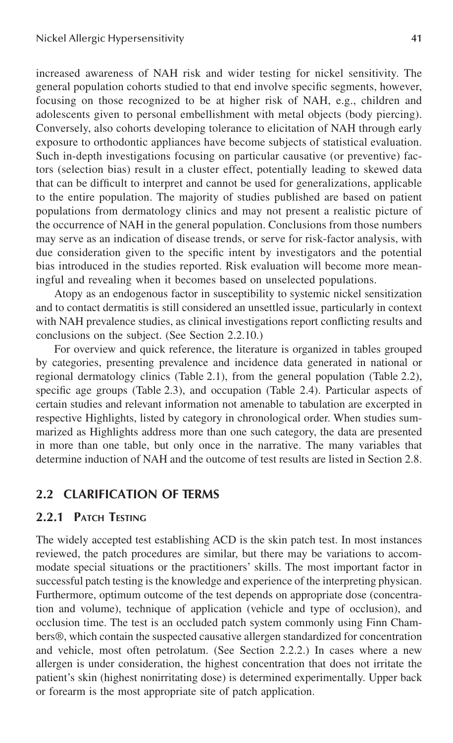increased awareness of NAH risk and wider testing for nickel sensitivity. The general population cohorts studied to that end involve specific segments, however, focusing on those recognized to be at higher risk of NAH, e.g., children and adolescents given to personal embellishment with metal objects (body piercing). Conversely, also cohorts developing tolerance to elicitation of NAH through early exposure to orthodontic appliances have become subjects of statistical evaluation. Such in-depth investigations focusing on particular causative (or preventive) factors (selection bias) result in a cluster effect, potentially leading to skewed data that can be difficult to interpret and cannot be used for generalizations, applicable to the entire population. The majority of studies published are based on patient populations from dermatology clinics and may not present a realistic picture of the occurrence of NAH in the general population. Conclusions from those numbers may serve as an indication of disease trends, or serve for risk-factor analysis, with due consideration given to the specific intent by investigators and the potential bias introduced in the studies reported. Risk evaluation will become more meaningful and revealing when it becomes based on unselected populations.

Atopy as an endogenous factor in susceptibility to systemic nickel sensitization and to contact dermatitis is still considered an unsettled issue, particularly in context with NAH prevalence studies, as clinical investigations report conflicting results and conclusions on the subject. (See Section 2.2.10.)

For overview and quick reference, the literature is organized in tables grouped by categories, presenting prevalence and incidence data generated in national or regional dermatology clinics (Table 2.1), from the general population (Table 2.2), specific age groups (Table 2.3), and occupation (Table 2.4). Particular aspects of certain studies and relevant information not amenable to tabulation are excerpted in respective Highlights, listed by category in chronological order. When studies summarized as Highlights address more than one such category, the data are presented in more than one table, but only once in the narrative. The many variables that determine induction of NAH and the outcome of test results are listed in Section 2.8.

## 2.2 CLARIFICATION OF TERMS

### 2.2.1 Patch Testing

The widely accepted test establishing ACD is the skin patch test. In most instances reviewed, the patch procedures are similar, but there may be variations to accommodate special situations or the practitioners' skills. The most important factor in successful patch testing is the knowledge and experience of the interpreting physican. Furthermore, optimum outcome of the test depends on appropriate dose (concentration and volume), technique of application (vehicle and type of occlusion), and occlusion time. The test is an occluded patch system commonly using Finn Chambers®, which contain the suspected causative allergen standardized for concentration and vehicle, most often petrolatum. (See Section 2.2.2.) In cases where a new allergen is under consideration, the highest concentration that does not irritate the patient's skin (highest nonirritating dose) is determined experimentally. Upper back or forearm is the most appropriate site of patch application.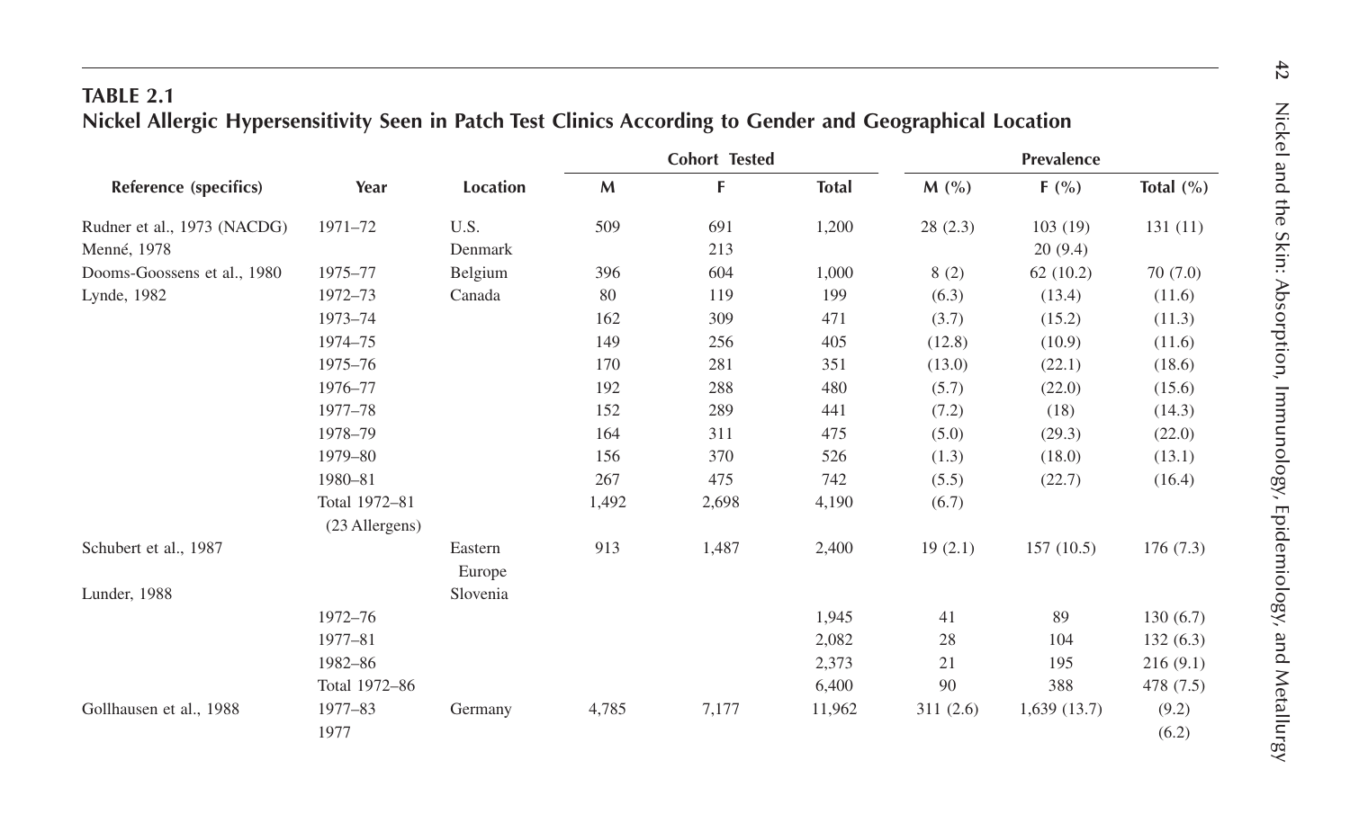**TABLE 2.1**
**Nickel Allergic Hypersensitivity Seen in Patch Test Clinics According to Gender and Geographical Location**

| Reference (specifics) | Year | Location | Cohort Tested | | | Prevalence | | |
|---|---|---|---|---|---|---|---|---|
| | | | M | F | Total | M (%) | F (%) | Total (%) |
| Rudner et al., 1973 (NACDG) | 1971–72 | U.S. | 509 | 691 | 1,200 | 28 (2.3) | 103 (19) | 131 (11) |
| Menné, 1978 | | Denmark | | 213 | | | 20 (9.4) | |
| Dooms-Goossens et al., 1980 | 1975–77 | Belgium | 396 | 604 | 1,000 | 8 (2) | 62 (10.2) | 70 (7.0) |
| Lynde, 1982 | 1972–73 | Canada | 80 | 119 | 199 | (6.3) | (13.4) | (11.6) |
| | 1973–74 | | 162 | 309 | 471 | (3.7) | (15.2) | (11.3) |
| | 1974–75 | | 149 | 256 | 405 | (12.8) | (10.9) | (11.6) |
| | 1975–76 | | 170 | 281 | 351 | (13.0) | (22.1) | (18.6) |
| | 1976–77 | | 192 | 288 | 480 | (5.7) | (22.0) | (15.6) |
| | 1977–78 | | 152 | 289 | 441 | (7.2) | (18) | (14.3) |
| | 1978–79 | | 164 | 311 | 475 | (5.0) | (29.3) | (22.0) |
| | 1979–80 | | 156 | 370 | 526 | (1.3) | (18.0) | (13.1) |
| | 1980–81 | | 267 | 475 | 742 | (5.5) | (22.7) | (16.4) |
| | Total 1972–81 (23 Allergens) | | 1,492 | 2,698 | 4,190 | (6.7) | | |
| Schubert et al., 1987 | | Eastern Europe | 913 | 1,487 | 2,400 | 19 (2.1) | 157 (10.5) | 176 (7.3) |
| Lunder, 1988 | | Slovenia | | | | | | |
| | 1972–76 | | | | 1,945 | 41 | 89 | 130 (6.7) |
| | 1977–81 | | | | 2,082 | 28 | 104 | 132 (6.3) |
| | 1982–86 | | | | 2,373 | 21 | 195 | 216 (9.1) |
| | Total 1972–86 | | | | 6,400 | 90 | 388 | 478 (7.5) |
| Gollhausen et al., 1988 | 1977–83 | Germany | 4,785 | 7,177 | 11,962 | 311 (2.6) | 1,639 (13.7) | (9.2) |
| | 1977 | | | | | | | (6.2) |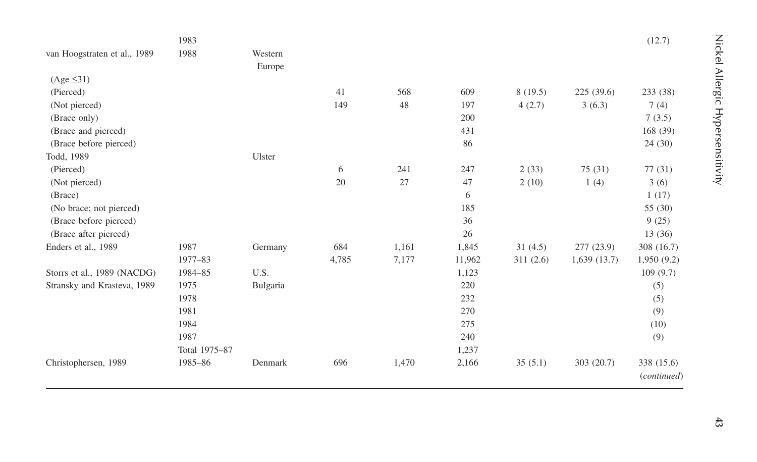|  |  |  |  |  |  |  |  |  |
|---|---|---|---|---|---|---|---|---|
|  | 1983 |  |  |  |  |  |  | (12.7) |
| van Hoogstraten et al., 1989 | 1988 | Western Europe |  |  |  |  |  |  |
| (Age ≤31) |  |  |  |  |  |  |  |  |
| (Pierced) |  |  | 41 | 568 | 609 | 8 (19.5) | 225 (39.6) | 233 (38) |
| (Not pierced) |  |  | 149 | 48 | 197 | 4 (2.7) | 3 (6.3) | 7 (4) |
| (Brace only) |  |  |  |  | 200 |  |  | 7 (3.5) |
| (Brace and pierced) |  |  |  |  | 431 |  |  | 168 (39) |
| (Brace before pierced) |  |  |  |  | 86 |  |  | 24 (30) |
| Todd, 1989 |  | Ulster |  |  |  |  |  |  |
| (Pierced) |  |  | 6 | 241 | 247 | 2 (33) | 75 (31) | 77 (31) |
| (Not pierced) |  |  | 20 | 27 | 47 | 2 (10) | 1 (4) | 3 (6) |
| (Brace) |  |  |  |  | 6 |  |  | 1 (17) |
| (No brace; not pierced) |  |  |  |  | 185 |  |  | 55 (30) |
| (Brace before pierced) |  |  |  |  | 36 |  |  | 9 (25) |
| (Brace after pierced) |  |  |  |  | 26 |  |  | 13 (36) |
| Enders et al., 1989 | 1987 | Germany | 684 | 1,161 | 1,845 | 31 (4.5) | 277 (23.9) | 308 (16.7) |
|  | 1977–83 |  | 4,785 | 7,177 | 11,962 | 311 (2.6) | 1,639 (13.7) | 1,950 (9.2) |
| Storrs et al., 1989 (NACDG) | 1984–85 | U.S. |  |  | 1,123 |  |  | 109 (9.7) |
| Stransky and Krasteva, 1989 | 1975 | Bulgaria |  |  | 220 |  |  | (5) |
|  | 1978 |  |  |  | 232 |  |  | (5) |
|  | 1981 |  |  |  | 270 |  |  | (9) |
|  | 1984 |  |  |  | 275 |  |  | (10) |
|  | 1987 |  |  |  | 240 |  |  | (9) |
|  | Total 1975–87 |  |  |  | 1,237 |  |  |  |
| Christophersen, 1989 | 1985–86 | Denmark | 696 | 1,470 | 2,166 | 35 (5.1) | 303 (20.7) | 338 (15.6) |

(*continued*)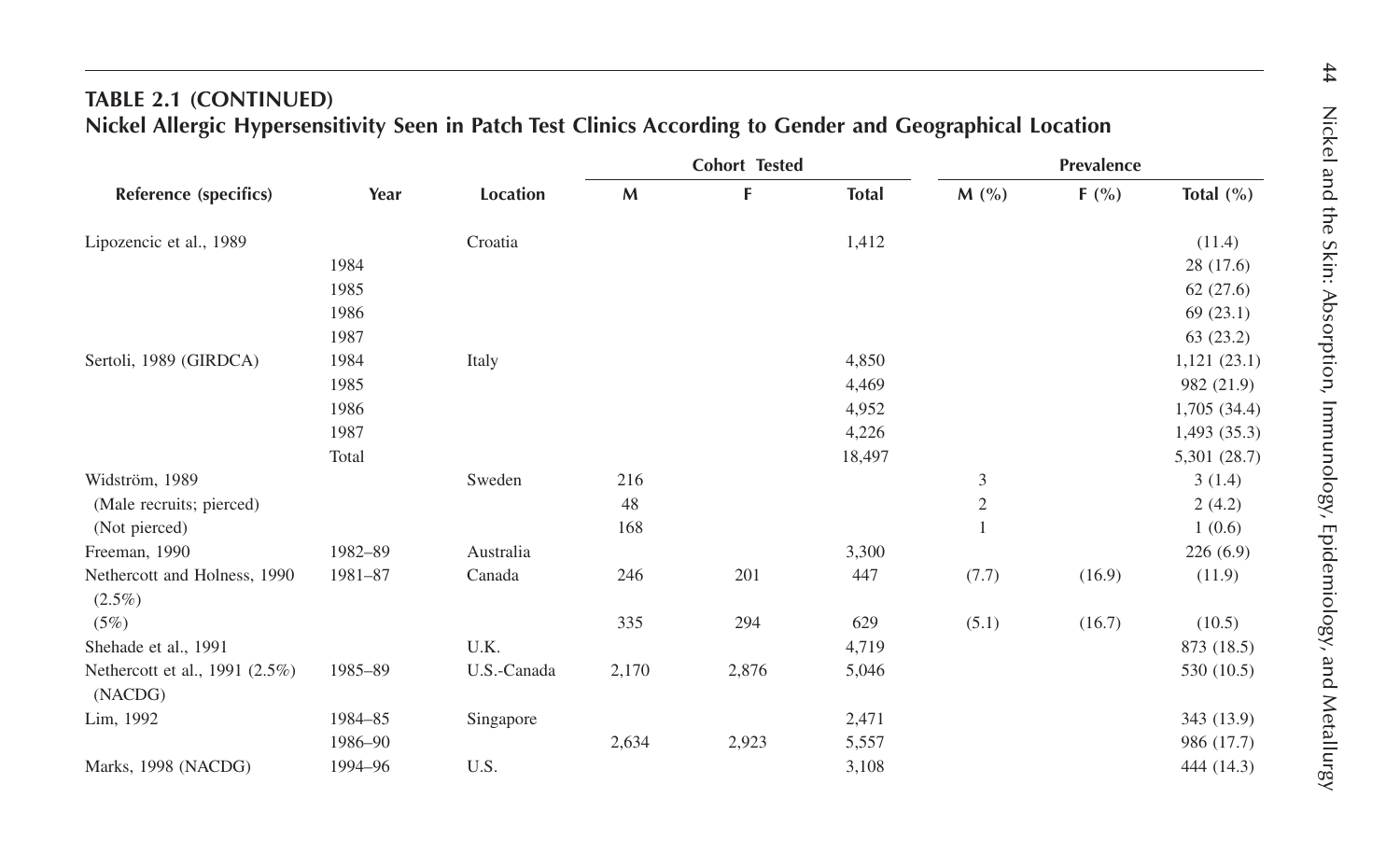**TABLE 2.1 (CONTINUED)**
**Nickel Allergic Hypersensitivity Seen in Patch Test Clinics According to Gender and Geographical Location**

| Reference (specifics) | Year | Location | Cohort Tested | | | Prevalence | | |
|---|---|---|---|---|---|---|---|---|
| | | | M | F | Total | M (%) | F (%) | Total (%) |
| Lipozencic et al., 1989 | | Croatia | | | 1,412 | | | (11.4) |
| | 1984 | | | | | | | 28 (17.6) |
| | 1985 | | | | | | | 62 (27.6) |
| | 1986 | | | | | | | 69 (23.1) |
| | 1987 | | | | | | | 63 (23.2) |
| Sertoli, 1989 (GIRDCA) | 1984 | Italy | | | 4,850 | | | 1,121 (23.1) |
| | 1985 | | | | 4,469 | | | 982 (21.9) |
| | 1986 | | | | 4,952 | | | 1,705 (34.4) |
| | 1987 | | | | 4,226 | | | 1,493 (35.3) |
| | Total | | | | 18,497 | | | 5,301 (28.7) |
| Widström, 1989 | | Sweden | 216 | | | 3 | | 3 (1.4) |
| (Male recruits; pierced) | | | 48 | | | 2 | | 2 (4.2) |
| (Not pierced) | | | 168 | | | 1 | | 1 (0.6) |
| Freeman, 1990 | 1982–89 | Australia | | | 3,300 | | | 226 (6.9) |
| Nethercott and Holness, 1990 (2.5%) | 1981–87 | Canada | 246 | 201 | 447 | (7.7) | (16.9) | (11.9) |
| (5%) | | | 335 | 294 | 629 | (5.1) | (16.7) | (10.5) |
| Shehade et al., 1991 | | U.K. | | | 4,719 | | | 873 (18.5) |
| Nethercott et al., 1991 (2.5%) (NACDG) | 1985–89 | U.S.-Canada | 2,170 | 2,876 | 5,046 | | | 530 (10.5) |
| Lim, 1992 | 1984–85 | Singapore | | | 2,471 | | | 343 (13.9) |
| | 1986–90 | | 2,634 | 2,923 | 5,557 | | | 986 (17.7) |
| Marks, 1998 (NACDG) | 1994–96 | U.S. | | | 3,108 | | | 444 (14.3) |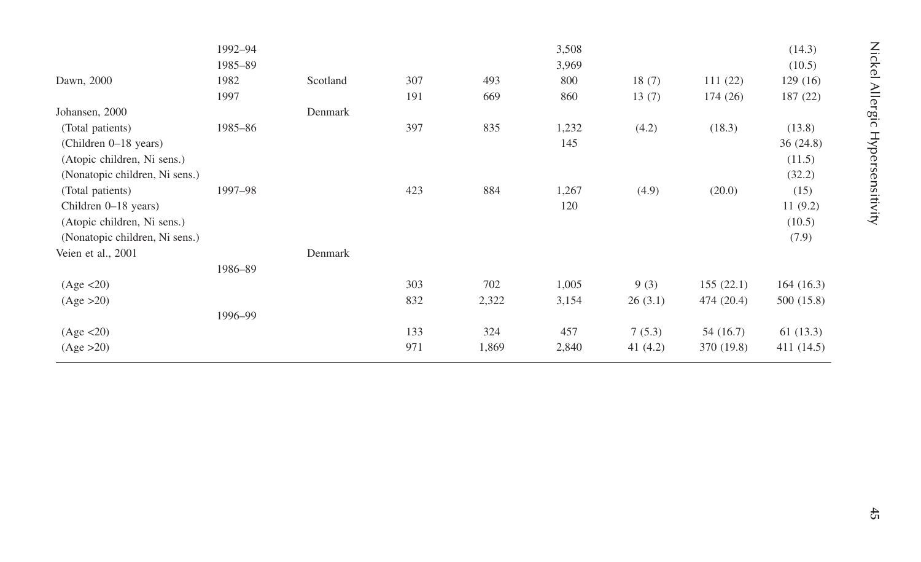| | | | | | | | | |
|---|---|---|---|---|---|---|---|---|
| | 1992–94 | | | | 3,508 | | | (14.3) |
| | 1985–89 | | | | 3,969 | | | (10.5) |
| Dawn, 2000 | 1982 | Scotland | 307 | 493 | 800 | 18 (7) | 111 (22) | 129 (16) |
| | 1997 | | 191 | 669 | 860 | 13 (7) | 174 (26) | 187 (22) |
| Johansen, 2000 | | Denmark | | | | | | |
| (Total patients) | 1985–86 | | 397 | 835 | 1,232 | (4.2) | (18.3) | (13.8) |
| (Children 0–18 years) | | | | | 145 | | | 36 (24.8) |
| (Atopic children, Ni sens.) | | | | | | | | (11.5) |
| (Nonatopic children, Ni sens.) | | | | | | | | (32.2) |
| (Total patients) | 1997–98 | | 423 | 884 | 1,267 | (4.9) | (20.0) | (15) |
| Children 0–18 years) | | | | | 120 | | | 11 (9.2) |
| (Atopic children, Ni sens.) | | | | | | | | (10.5) |
| (Nonatopic children, Ni sens.) | | | | | | | | (7.9) |
| Veien et al., 2001 | | Denmark | | | | | | |
| | 1986–89 | | | | | | | |
| (Age <20) | | | 303 | 702 | 1,005 | 9 (3) | 155 (22.1) | 164 (16.3) |
| (Age >20) | | | 832 | 2,322 | 3,154 | 26 (3.1) | 474 (20.4) | 500 (15.8) |
| | 1996–99 | | | | | | | |
| (Age <20) | | | 133 | 324 | 457 | 7 (5.3) | 54 (16.7) | 61 (13.3) |
| (Age >20) | | | 971 | 1,869 | 2,840 | 41 (4.2) | 370 (19.8) | 411 (14.5) |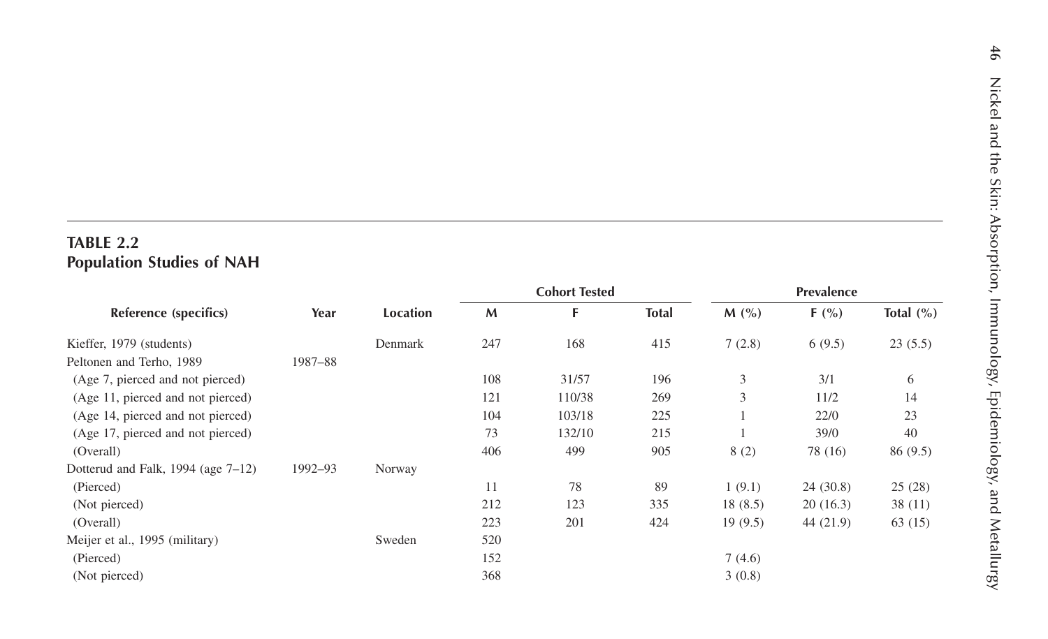**TABLE 2.2**
**Population Studies of NAH**

| Reference (specifics) | Year | Location | Cohort Tested | | | Prevalence | | |
|---|---|---|---|---|---|---|---|---|
| | | | M | F | Total | M (%) | F (%) | Total (%) |
| Kieffer, 1979 (students) | | Denmark | 247 | 168 | 415 | 7 (2.8) | 6 (9.5) | 23 (5.5) |
| Peltonen and Terho, 1989 | 1987–88 | | | | | | | |
| (Age 7, pierced and not pierced) | | | 108 | 31/57 | 196 | 3 | 3/1 | 6 |
| (Age 11, pierced and not pierced) | | | 121 | 110/38 | 269 | 3 | 11/2 | 14 |
| (Age 14, pierced and not pierced) | | | 104 | 103/18 | 225 | 1 | 22/0 | 23 |
| (Age 17, pierced and not pierced) | | | 73 | 132/10 | 215 | 1 | 39/0 | 40 |
| (Overall) | | | 406 | 499 | 905 | 8 (2) | 78 (16) | 86 (9.5) |
| Dotterud and Falk, 1994 (age 7–12) | 1992–93 | Norway | | | | | | |
| (Pierced) | | | 11 | 78 | 89 | 1 (9.1) | 24 (30.8) | 25 (28) |
| (Not pierced) | | | 212 | 123 | 335 | 18 (8.5) | 20 (16.3) | 38 (11) |
| (Overall) | | | 223 | 201 | 424 | 19 (9.5) | 44 (21.9) | 63 (15) |
| Meijer et al., 1995 (military) | | Sweden | 520 | | | | | |
| (Pierced) | | | 152 | | | 7 (4.6) | | |
| (Not pierced) | | | 368 | | | 3 (0.8) | | |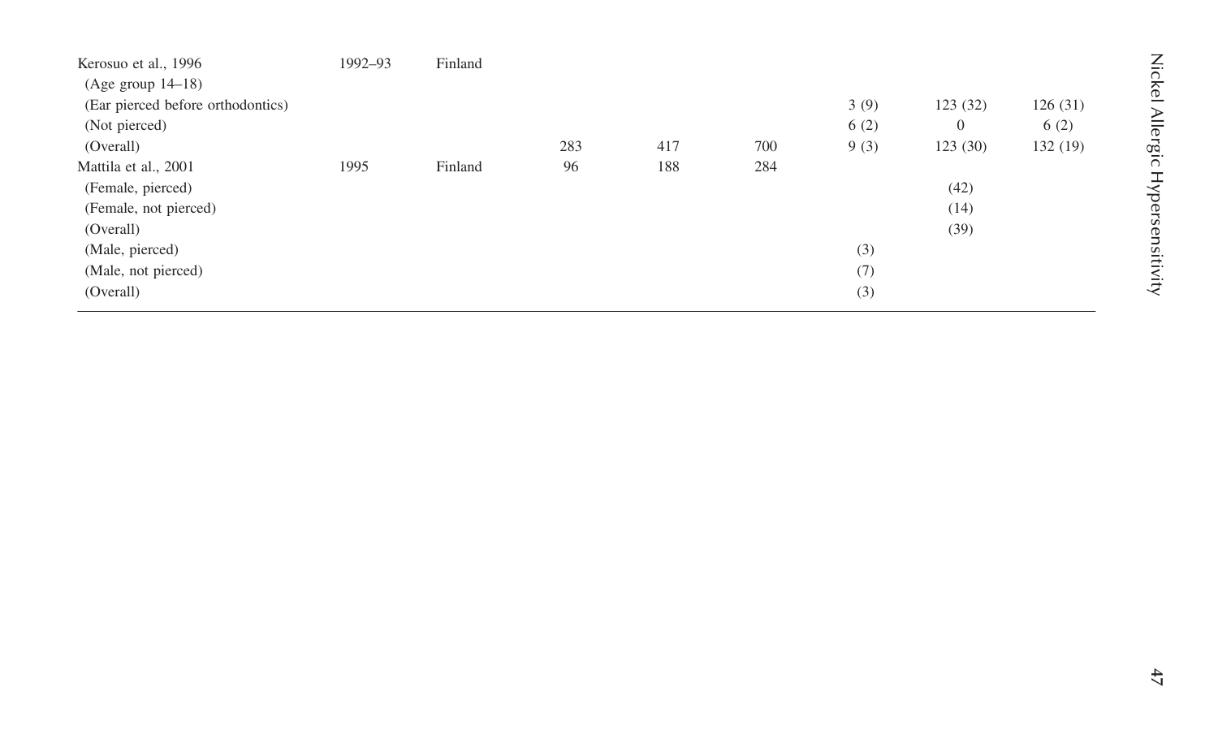| | | | | | | | | |
|---|---|---|---|---|---|---|---|---|
| Kerosuo et al., 1996 | 1992–93 | Finland | | | | | | |
| (Age group 14–18) | | | | | | | | |
| (Ear pierced before orthodontics) | | | | | | 3 (9) | 123 (32) | 126 (31) |
| (Not pierced) | | | | | | 6 (2) | 0 | 6 (2) |
| (Overall) | | | 283 | 417 | 700 | 9 (3) | 123 (30) | 132 (19) |
| Mattila et al., 2001 | 1995 | Finland | 96 | 188 | 284 | | | |
| (Female, pierced) | | | | | | | (42) | |
| (Female, not pierced) | | | | | | | (14) | |
| (Overall) | | | | | | | (39) | |
| (Male, pierced) | | | | | | (3) | | |
| (Male, not pierced) | | | | | | (7) | | |
| (Overall) | | | | | | (3) | | |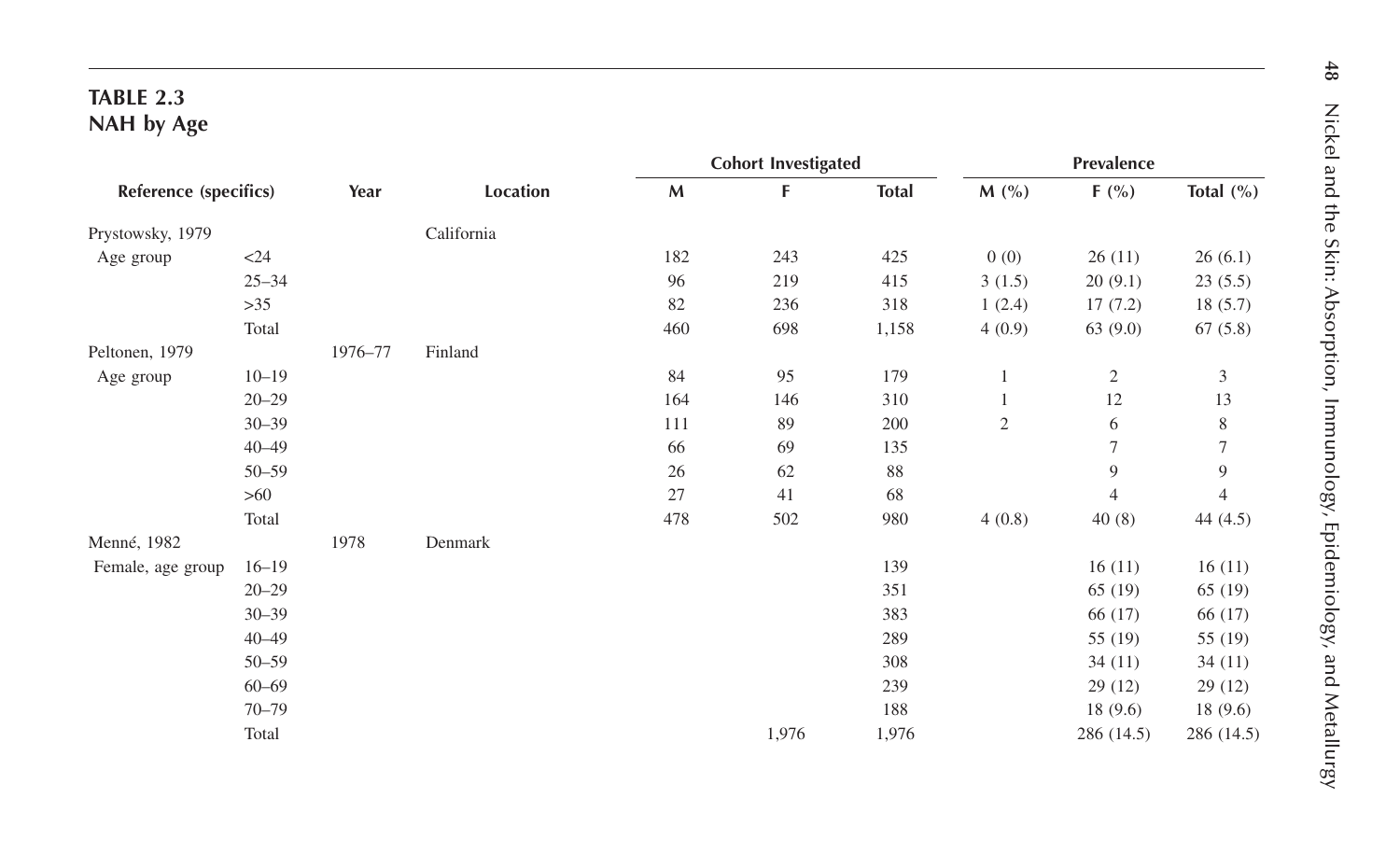## TABLE 2.3
## NAH by Age

| Reference (specifics) | | Year | Location | Cohort Investigated | | | Prevalence | | |
|---|---|---|---|---|---|---|---|---|---|
| | | | | M | F | Total | M (%) | F (%) | Total (%) |
| Prystowsky, 1979 | | | California | | | | | | |
| Age group | <24 | | | 182 | 243 | 425 | 0 (0) | 26 (11) | 26 (6.1) |
| | 25–34 | | | 96 | 219 | 415 | 3 (1.5) | 20 (9.1) | 23 (5.5) |
| | >35 | | | 82 | 236 | 318 | 1 (2.4) | 17 (7.2) | 18 (5.7) |
| | Total | | | 460 | 698 | 1,158 | 4 (0.9) | 63 (9.0) | 67 (5.8) |
| Peltonen, 1979 | | 1976–77 | Finland | | | | | | |
| Age group | 10–19 | | | 84 | 95 | 179 | 1 | 2 | 3 |
| | 20–29 | | | 164 | 146 | 310 | 1 | 12 | 13 |
| | 30–39 | | | 111 | 89 | 200 | 2 | 6 | 8 |
| | 40–49 | | | 66 | 69 | 135 | | 7 | 7 |
| | 50–59 | | | 26 | 62 | 88 | | 9 | 9 |
| | >60 | | | 27 | 41 | 68 | | 4 | 4 |
| | Total | | | 478 | 502 | 980 | 4 (0.8) | 40 (8) | 44 (4.5) |
| Menné, 1982 | | 1978 | Denmark | | | | | | |
| Female, age group | 16–19 | | | | | 139 | | 16 (11) | 16 (11) |
| | 20–29 | | | | | 351 | | 65 (19) | 65 (19) |
| | 30–39 | | | | | 383 | | 66 (17) | 66 (17) |
| | 40–49 | | | | | 289 | | 55 (19) | 55 (19) |
| | 50–59 | | | | | 308 | | 34 (11) | 34 (11) |
| | 60–69 | | | | | 239 | | 29 (12) | 29 (12) |
| | 70–79 | | | | | 188 | | 18 (9.6) | 18 (9.6) |
| | Total | | | | 1,976 | 1,976 | | 286 (14.5) | 286 (14.5) |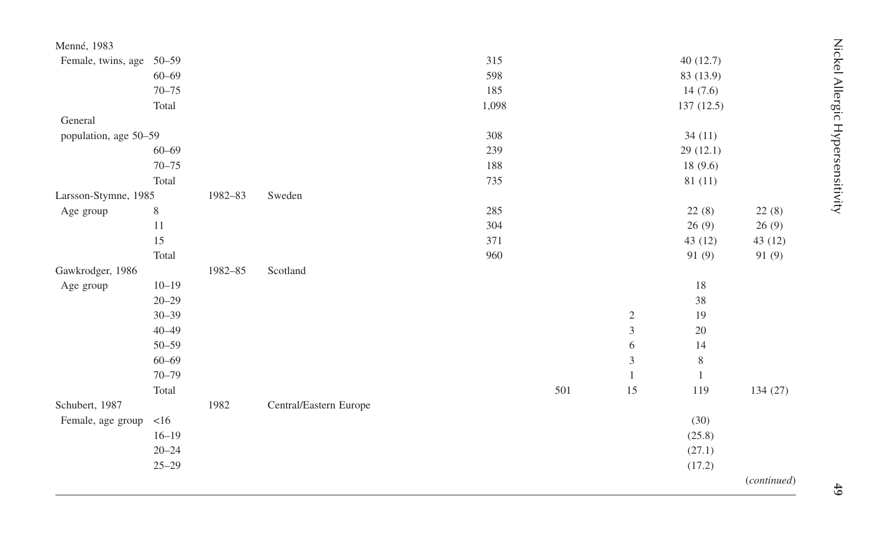| | | | | | | | | |
|---|---|---|---|---|---|---|---|---|
| Menné, 1983 | | | | | | | | |
| Female, twins, age | 50–59 | | | 315 | | | 40 (12.7) | |
| | 60–69 | | | 598 | | | 83 (13.9) | |
| | 70–75 | | | 185 | | | 14 (7.6) | |
| | Total | | | 1,098 | | | 137 (12.5) | |
| General population, age | 50–59 | | | 308 | | | 34 (11) | |
| | 60–69 | | | 239 | | | 29 (12.1) | |
| | 70–75 | | | 188 | | | 18 (9.6) | |
| | Total | | | 735 | | | 81 (11) | |
| Larsson-Stymne, 1985 | | 1982–83 | Sweden | | | | | |
| Age group | 8 | | | 285 | | | 22 (8) | 22 (8) |
| | 11 | | | 304 | | | 26 (9) | 26 (9) |
| | 15 | | | 371 | | | 43 (12) | 43 (12) |
| | Total | | | 960 | | | 91 (9) | 91 (9) |
| Gawkrodger, 1986 | | 1982–85 | Scotland | | | | | |
| Age group | 10–19 | | | | | | 18 | |
| | 20–29 | | | | | | 38 | |
| | 30–39 | | | | | 2 | 19 | |
| | 40–49 | | | | | 3 | 20 | |
| | 50–59 | | | | | 6 | 14 | |
| | 60–69 | | | | | 3 | 8 | |
| | 70–79 | | | | | 1 | 1 | |
| | Total | | | | 501 | 15 | 119 | 134 (27) |
| Schubert, 1987 | | 1982 | Central/Eastern Europe | | | | | |
| Female, age group | <16 | | | | | | (30) | |
| | 16–19 | | | | | | (25.8) | |
| | 20–24 | | | | | | (27.1) | |
| | 25–29 | | | | | | (17.2) | |

(*continued*)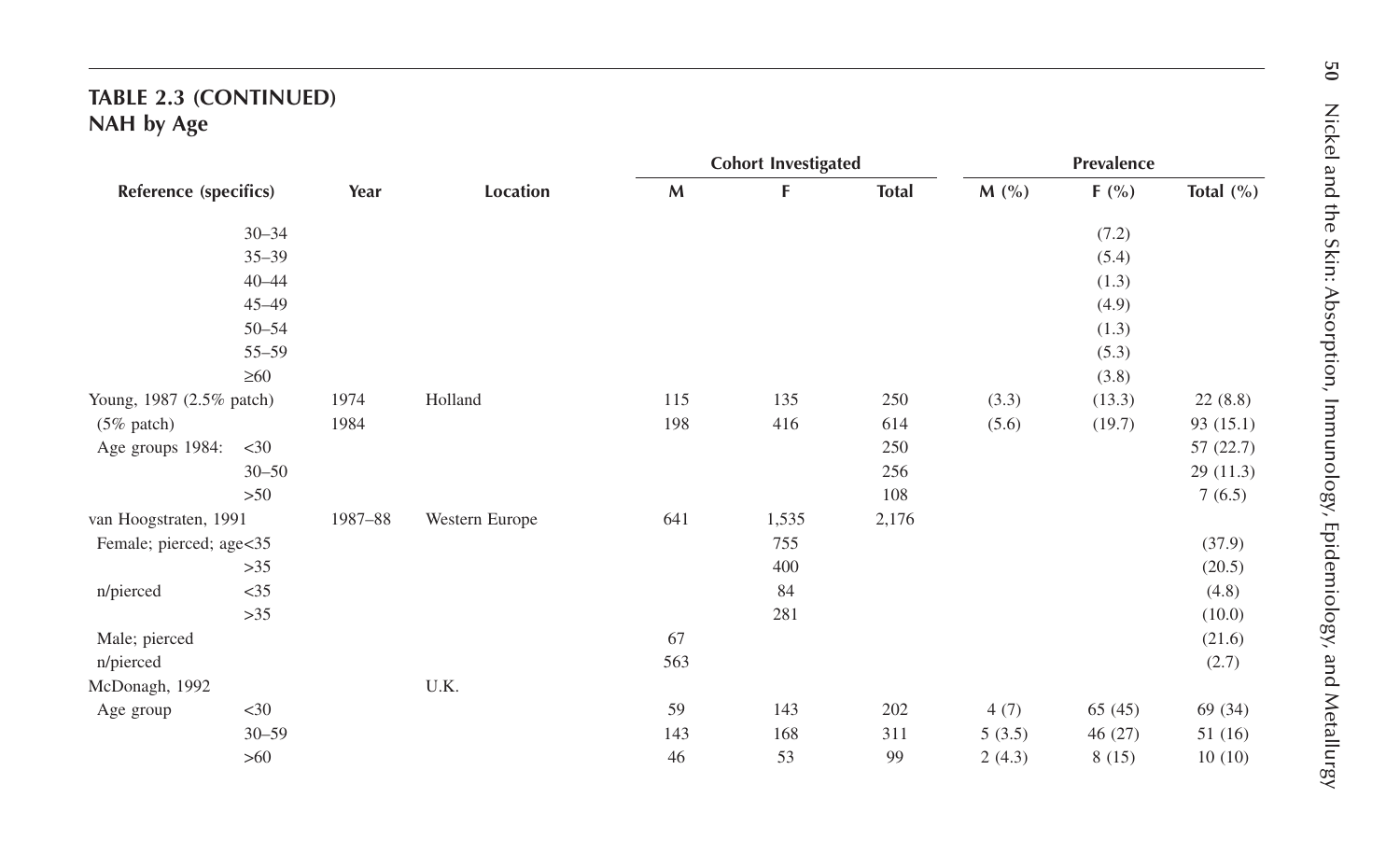**TABLE 2.3 (CONTINUED)**
**NAH by Age**

| Reference (specifics) | | Year | Location | Cohort Investigated | | | Prevalence | | |
|---|---|---|---|---|---|---|---|---|---|
| | | | | M | F | Total | M (%) | F (%) | Total (%) |
| | 30–34 | | | | | | | (7.2) | |
| | 35–39 | | | | | | | (5.4) | |
| | 40–44 | | | | | | | (1.3) | |
| | 45–49 | | | | | | | (4.9) | |
| | 50–54 | | | | | | | (1.3) | |
| | 55–59 | | | | | | | (5.3) | |
| | ≥60 | | | | | | | (3.8) | |
| Young, 1987 (2.5% patch) | | 1974 | Holland | 115 | 135 | 250 | (3.3) | (13.3) | 22 (8.8) |
| (5% patch) | | 1984 | | 198 | 416 | 614 | (5.6) | (19.7) | 93 (15.1) |
| Age groups 1984: | <30 | | | | | 250 | | | 57 (22.7) |
| | 30–50 | | | | | 256 | | | 29 (11.3) |
| | >50 | | | | | 108 | | | 7 (6.5) |
| van Hoogstraten, 1991 | | 1987–88 | Western Europe | 641 | 1,535 | 2,176 | | | |
| Female; pierced; age | <35 | | | | 755 | | | | (37.9) |
| | >35 | | | | 400 | | | | (20.5) |
| n/pierced | <35 | | | | 84 | | | | (4.8) |
| | >35 | | | | 281 | | | | (10.0) |
| Male; pierced | | | | 67 | | | | | (21.6) |
| n/pierced | | | | 563 | | | | | (2.7) |
| McDonagh, 1992 | | | U.K. | | | | | | |
| Age group | <30 | | | 59 | 143 | 202 | 4 (7) | 65 (45) | 69 (34) |
| | 30–59 | | | 143 | 168 | 311 | 5 (3.5) | 46 (27) | 51 (16) |
| | >60 | | | 46 | 53 | 99 | 2 (4.3) | 8 (15) | 10 (10) |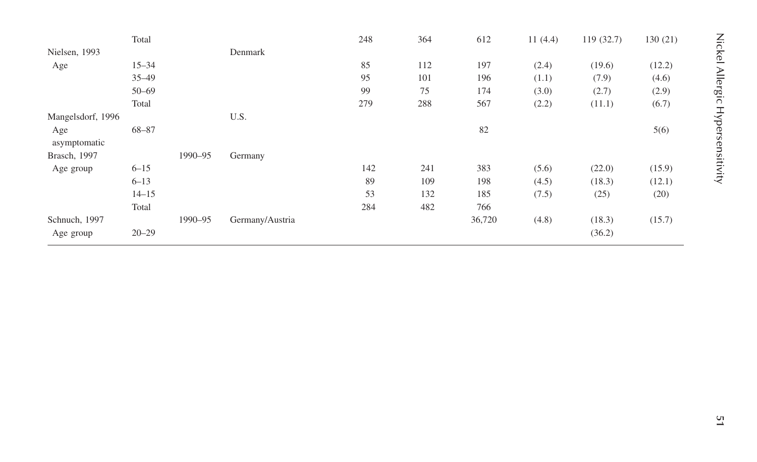| | | | | | | | | | |
|---|---|---|---|---|---|---|---|---|---|
| | Total | | | 248 | 364 | 612 | 11 (4.4) | 119 (32.7) | 130 (21) |
| Nielsen, 1993 | | | Denmark | | | | | | |
| Age | 15–34 | | | 85 | 112 | 197 | (2.4) | (19.6) | (12.2) |
| | 35–49 | | | 95 | 101 | 196 | (1.1) | (7.9) | (4.6) |
| | 50–69 | | | 99 | 75 | 174 | (3.0) | (2.7) | (2.9) |
| | Total | | | 279 | 288 | 567 | (2.2) | (11.1) | (6.7) |
| Mangelsdorf, 1996 | | | U.S. | | | | | | |
| Age asymptomatic | 68–87 | | | | | 82 | | | 5(6) |
| Brasch, 1997 | | 1990–95 | Germany | | | | | | |
| Age group | 6–15 | | | 142 | 241 | 383 | (5.6) | (22.0) | (15.9) |
| | 6–13 | | | 89 | 109 | 198 | (4.5) | (18.3) | (12.1) |
| | 14–15 | | | 53 | 132 | 185 | (7.5) | (25) | (20) |
| | Total | | | 284 | 482 | 766 | | | |
| Schnuch, 1997 | | 1990–95 | Germany/Austria | | | 36,720 | (4.8) | (18.3) | (15.7) |
| Age group | 20–29 | | | | | | | (36.2) | |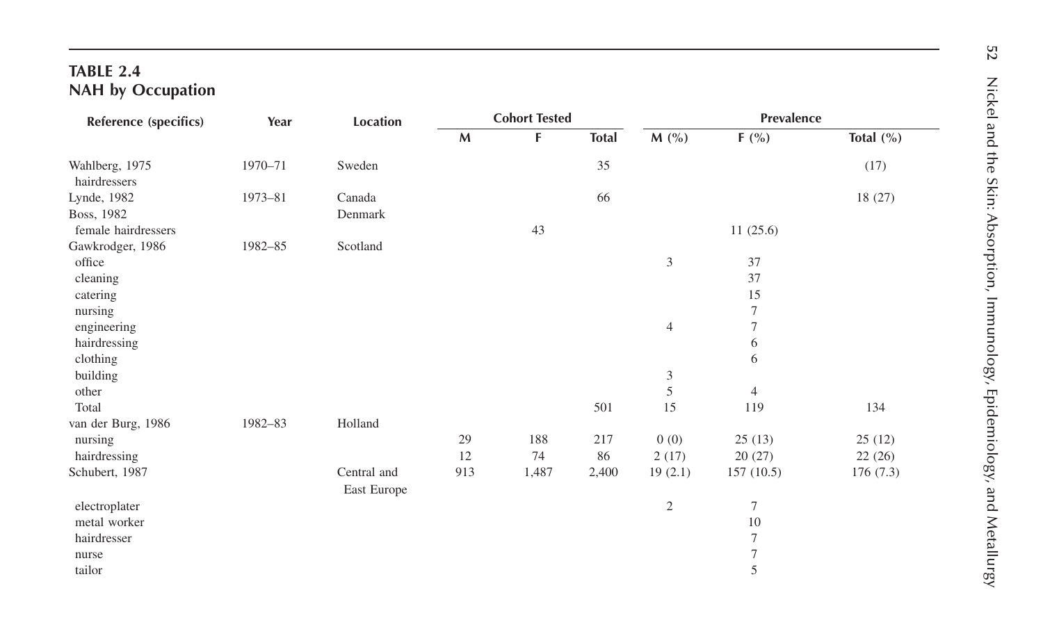## TABLE 2.4
## NAH by Occupation

| Reference (specifics) | Year | Location | Cohort Tested | | | Prevalence | | |
|---|---|---|---|---|---|---|---|---|
| | | | M | F | Total | M (%) | F (%) | Total (%) |
| Wahlberg, 1975 hairdressers | 1970–71 | Sweden | | | 35 | | | (17) |
| Lynde, 1982 | 1973–81 | Canada | | | 66 | | | 18 (27) |
| Boss, 1982 | | Denmark | | | | | | |
| female hairdressers | | | | 43 | | | 11 (25.6) | |
| Gawkrodger, 1986 | 1982–85 | Scotland | | | | | | |
| office | | | | | | 3 | 37 | |
| cleaning | | | | | | | 37 | |
| catering | | | | | | | 15 | |
| nursing | | | | | | | 7 | |
| engineering | | | | | | 4 | 7 | |
| hairdressing | | | | | | | 6 | |
| clothing | | | | | | | 6 | |
| building | | | | | | 3 | | |
| other | | | | | | 5 | 4 | |
| Total | | | | | 501 | 15 | 119 | 134 |
| van der Burg, 1986 | 1982–83 | Holland | | | | | | |
| nursing | | | 29 | 188 | 217 | 0 (0) | 25 (13) | 25 (12) |
| hairdressing | | | 12 | 74 | 86 | 2 (17) | 20 (27) | 22 (26) |
| Schubert, 1987 | | Central and East Europe | 913 | 1,487 | 2,400 | 19 (2.1) | 157 (10.5) | 176 (7.3) |
| electroplater | | | | | | 2 | 7 | |
| metal worker | | | | | | | 10 | |
| hairdresser | | | | | | | 7 | |
| nurse | | | | | | | 7 | |
| tailor | | | | | | | 5 | |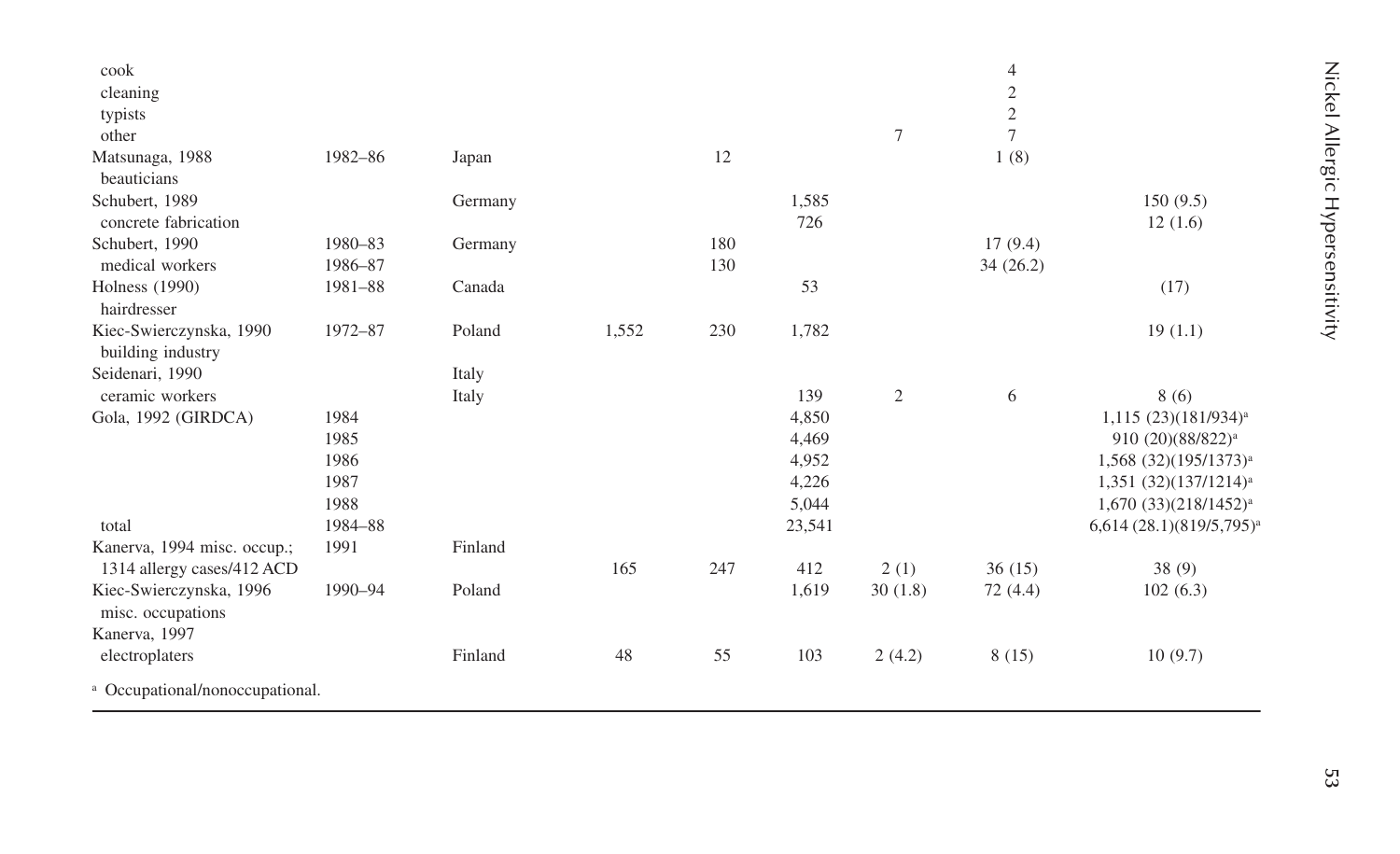| | | | | | | | | |
|---|---|---|---|---|---|---|---|---|
| cook | | | | | | | 4 | |
| cleaning | | | | | | | 2 | |
| typists | | | | | | | 2 | |
| other | | | | | | 7 | 7 | |
| Matsunaga, 1988 | 1982–86 | Japan | | 12 | | | 1 (8) | |
| beauticians | | | | | | | | |
| Schubert, 1989 | | Germany | | | 1,585 | | | 150 (9.5) |
| concrete fabrication | | | | | 726 | | | 12 (1.6) |
| Schubert, 1990 | 1980–83 | Germany | | 180 | | | 17 (9.4) | |
| medical workers | 1986–87 | | | 130 | | | 34 (26.2) | |
| Holness (1990) | 1981–88 | Canada | | | 53 | | | (17) |
| hairdresser | | | | | | | | |
| Kiec-Swierczynska, 1990 | 1972–87 | Poland | 1,552 | 230 | 1,782 | | | 19 (1.1) |
| building industry | | | | | | | | |
| Seidenari, 1990 | | Italy | | | | | | |
| ceramic workers | | Italy | | | 139 | 2 | 6 | 8 (6) |
| Gola, 1992 (GIRDCA) | 1984 | | | | 4,850 | | | 1,115 (23)(181/934)[a] |
| | 1985 | | | | 4,469 | | | 910 (20)(88/822)[a] |
| | 1986 | | | | 4,952 | | | 1,568 (32)(195/1373)[a] |
| | 1987 | | | | 4,226 | | | 1,351 (32)(137/1214)[a] |
| | 1988 | | | | 5,044 | | | 1,670 (33)(218/1452)[a] |
| total | 1984–88 | | | | 23,541 | | | 6,614 (28.1)(819/5,795)[a] |
| Kanerva, 1994 misc. occup.; | 1991 | Finland | | | | | | |
| 1314 allergy cases/412 ACD | | | 165 | 247 | 412 | 2 (1) | 36 (15) | 38 (9) |
| Kiec-Swierczynska, 1996 | 1990–94 | Poland | | | 1,619 | 30 (1.8) | 72 (4.4) | 102 (6.3) |
| misc. occupations | | | | | | | | |
| Kanerva, 1997 | | | | | | | | |
| electroplaters | | Finland | 48 | 55 | 103 | 2 (4.2) | 8 (15) | 10 (9.7) |

[a] Occupational/nonoccupational.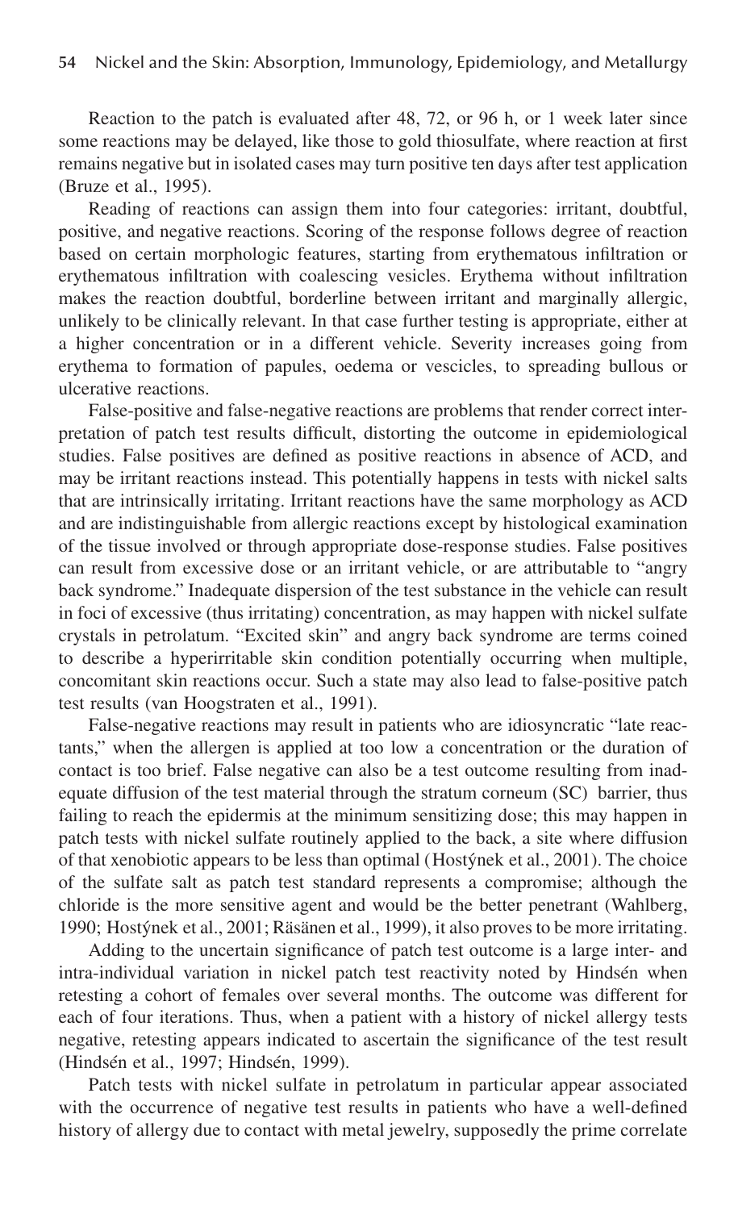Reaction to the patch is evaluated after 48, 72, or 96 h, or 1 week later since some reactions may be delayed, like those to gold thiosulfate, where reaction at first remains negative but in isolated cases may turn positive ten days after test application (Bruze et al., 1995).

Reading of reactions can assign them into four categories: irritant, doubtful, positive, and negative reactions. Scoring of the response follows degree of reaction based on certain morphologic features, starting from erythematous infiltration or erythematous infiltration with coalescing vesicles. Erythema without infiltration makes the reaction doubtful, borderline between irritant and marginally allergic, unlikely to be clinically relevant. In that case further testing is appropriate, either at a higher concentration or in a different vehicle. Severity increases going from erythema to formation of papules, oedema or vescicles, to spreading bullous or ulcerative reactions.

False-positive and false-negative reactions are problems that render correct interpretation of patch test results difficult, distorting the outcome in epidemiological studies. False positives are defined as positive reactions in absence of ACD, and may be irritant reactions instead. This potentially happens in tests with nickel salts that are intrinsically irritating. Irritant reactions have the same morphology as ACD and are indistinguishable from allergic reactions except by histological examination of the tissue involved or through appropriate dose-response studies. False positives can result from excessive dose or an irritant vehicle, or are attributable to "angry back syndrome." Inadequate dispersion of the test substance in the vehicle can result in foci of excessive (thus irritating) concentration, as may happen with nickel sulfate crystals in petrolatum. "Excited skin" and angry back syndrome are terms coined to describe a hyperirritable skin condition potentially occurring when multiple, concomitant skin reactions occur. Such a state may also lead to false-positive patch test results (van Hoogstraten et al., 1991).

False-negative reactions may result in patients who are idiosyncratic "late reactants," when the allergen is applied at too low a concentration or the duration of contact is too brief. False negative can also be a test outcome resulting from inadequate diffusion of the test material through the stratum corneum (SC) barrier, thus failing to reach the epidermis at the minimum sensitizing dose; this may happen in patch tests with nickel sulfate routinely applied to the back, a site where diffusion of that xenobiotic appears to be less than optimal (Hostýnek et al., 2001). The choice of the sulfate salt as patch test standard represents a compromise; although the chloride is the more sensitive agent and would be the better penetrant (Wahlberg, 1990; Hostýnek et al., 2001; Räsänen et al., 1999), it also proves to be more irritating.

Adding to the uncertain significance of patch test outcome is a large inter- and intra-individual variation in nickel patch test reactivity noted by Hindsén when retesting a cohort of females over several months. The outcome was different for each of four iterations. Thus, when a patient with a history of nickel allergy tests negative, retesting appears indicated to ascertain the significance of the test result (Hindsén et al., 1997; Hindsén, 1999).

Patch tests with nickel sulfate in petrolatum in particular appear associated with the occurrence of negative test results in patients who have a well-defined history of allergy due to contact with metal jewelry, supposedly the prime correlate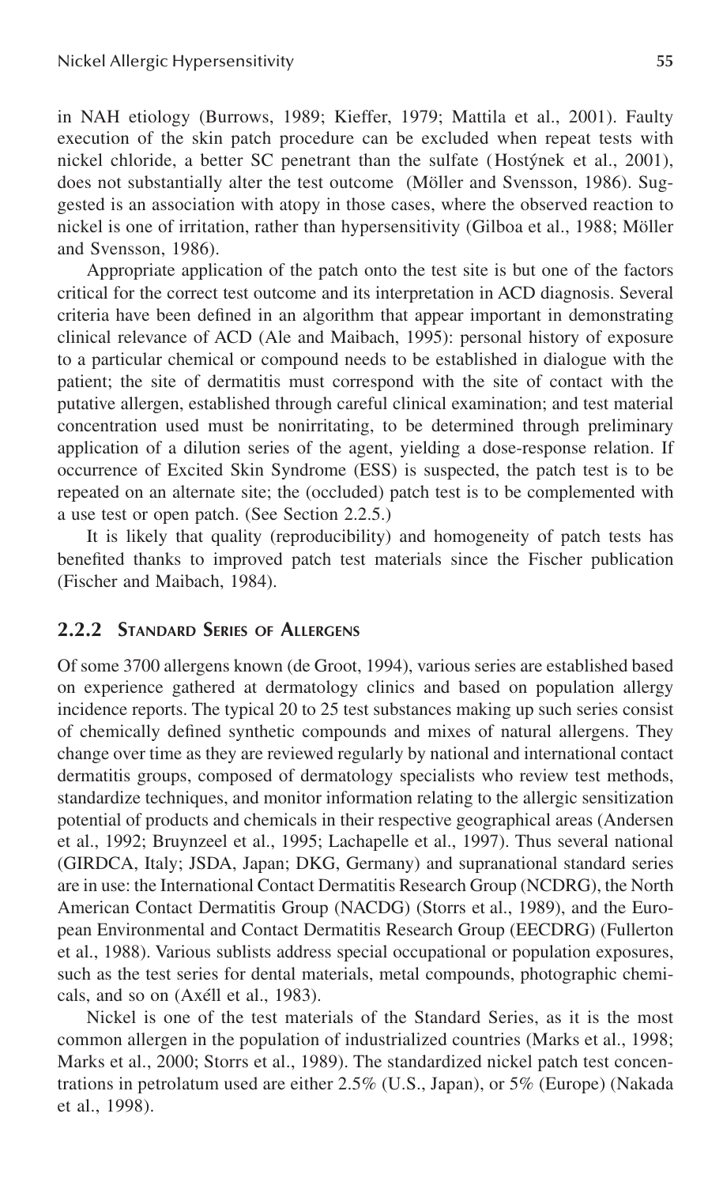in NAH etiology (Burrows, 1989; Kieffer, 1979; Mattila et al., 2001). Faulty execution of the skin patch procedure can be excluded when repeat tests with nickel chloride, a better SC penetrant than the sulfate (Hostýnek et al., 2001), does not substantially alter the test outcome (Möller and Svensson, 1986). Suggested is an association with atopy in those cases, where the observed reaction to nickel is one of irritation, rather than hypersensitivity (Gilboa et al., 1988; Möller and Svensson, 1986).

Appropriate application of the patch onto the test site is but one of the factors critical for the correct test outcome and its interpretation in ACD diagnosis. Several criteria have been defined in an algorithm that appear important in demonstrating clinical relevance of ACD (Ale and Maibach, 1995): personal history of exposure to a particular chemical or compound needs to be established in dialogue with the patient; the site of dermatitis must correspond with the site of contact with the putative allergen, established through careful clinical examination; and test material concentration used must be nonirritating, to be determined through preliminary application of a dilution series of the agent, yielding a dose-response relation. If occurrence of Excited Skin Syndrome (ESS) is suspected, the patch test is to be repeated on an alternate site; the (occluded) patch test is to be complemented with a use test or open patch. (See Section 2.2.5.)

It is likely that quality (reproducibility) and homogeneity of patch tests has benefited thanks to improved patch test materials since the Fischer publication (Fischer and Maibach, 1984).

## 2.2.2 Standard Series of Allergens

Of some 3700 allergens known (de Groot, 1994), various series are established based on experience gathered at dermatology clinics and based on population allergy incidence reports. The typical 20 to 25 test substances making up such series consist of chemically defined synthetic compounds and mixes of natural allergens. They change over time as they are reviewed regularly by national and international contact dermatitis groups, composed of dermatology specialists who review test methods, standardize techniques, and monitor information relating to the allergic sensitization potential of products and chemicals in their respective geographical areas (Andersen et al., 1992; Bruynzeel et al., 1995; Lachapelle et al., 1997). Thus several national (GIRDCA, Italy; JSDA, Japan; DKG, Germany) and supranational standard series are in use: the International Contact Dermatitis Research Group (NCDRG), the North American Contact Dermatitis Group (NACDG) (Storrs et al., 1989), and the European Environmental and Contact Dermatitis Research Group (EECDRG) (Fullerton et al., 1988). Various sublists address special occupational or population exposures, such as the test series for dental materials, metal compounds, photographic chemicals, and so on (Axéll et al., 1983).

Nickel is one of the test materials of the Standard Series, as it is the most common allergen in the population of industrialized countries (Marks et al., 1998; Marks et al., 2000; Storrs et al., 1989). The standardized nickel patch test concentrations in petrolatum used are either 2.5% (U.S., Japan), or 5% (Europe) (Nakada et al., 1998).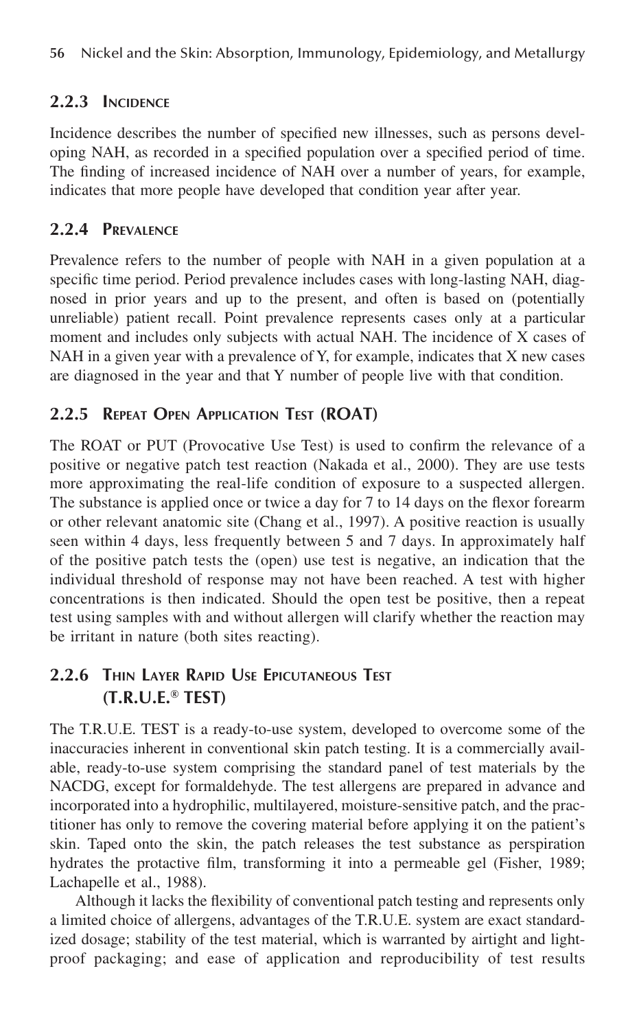### 2.2.3 Incidence

Incidence describes the number of specified new illnesses, such as persons developing NAH, as recorded in a specified population over a specified period of time. The finding of increased incidence of NAH over a number of years, for example, indicates that more people have developed that condition year after year.

### 2.2.4 Prevalence

Prevalence refers to the number of people with NAH in a given population at a specific time period. Period prevalence includes cases with long-lasting NAH, diagnosed in prior years and up to the present, and often is based on (potentially unreliable) patient recall. Point prevalence represents cases only at a particular moment and includes only subjects with actual NAH. The incidence of X cases of NAH in a given year with a prevalence of Y, for example, indicates that X new cases are diagnosed in the year and that Y number of people live with that condition.

### 2.2.5 Repeat Open Application Test (ROAT)

The ROAT or PUT (Provocative Use Test) is used to confirm the relevance of a positive or negative patch test reaction (Nakada et al., 2000). They are use tests more approximating the real-life condition of exposure to a suspected allergen. The substance is applied once or twice a day for 7 to 14 days on the flexor forearm or other relevant anatomic site (Chang et al., 1997). A positive reaction is usually seen within 4 days, less frequently between 5 and 7 days. In approximately half of the positive patch tests the (open) use test is negative, an indication that the individual threshold of response may not have been reached. A test with higher concentrations is then indicated. Should the open test be positive, then a repeat test using samples with and without allergen will clarify whether the reaction may be irritant in nature (both sites reacting).

### 2.2.6 Thin Layer Rapid Use Epicutaneous Test (T.R.U.E.® TEST)

The T.R.U.E. TEST is a ready-to-use system, developed to overcome some of the inaccuracies inherent in conventional skin patch testing. It is a commercially available, ready-to-use system comprising the standard panel of test materials by the NACDG, except for formaldehyde. The test allergens are prepared in advance and incorporated into a hydrophilic, multilayered, moisture-sensitive patch, and the practitioner has only to remove the covering material before applying it on the patient's skin. Taped onto the skin, the patch releases the test substance as perspiration hydrates the protactive film, transforming it into a permeable gel (Fisher, 1989; Lachapelle et al., 1988).

Although it lacks the flexibility of conventional patch testing and represents only a limited choice of allergens, advantages of the T.R.U.E. system are exact standardized dosage; stability of the test material, which is warranted by airtight and lightproof packaging; and ease of application and reproducibility of test results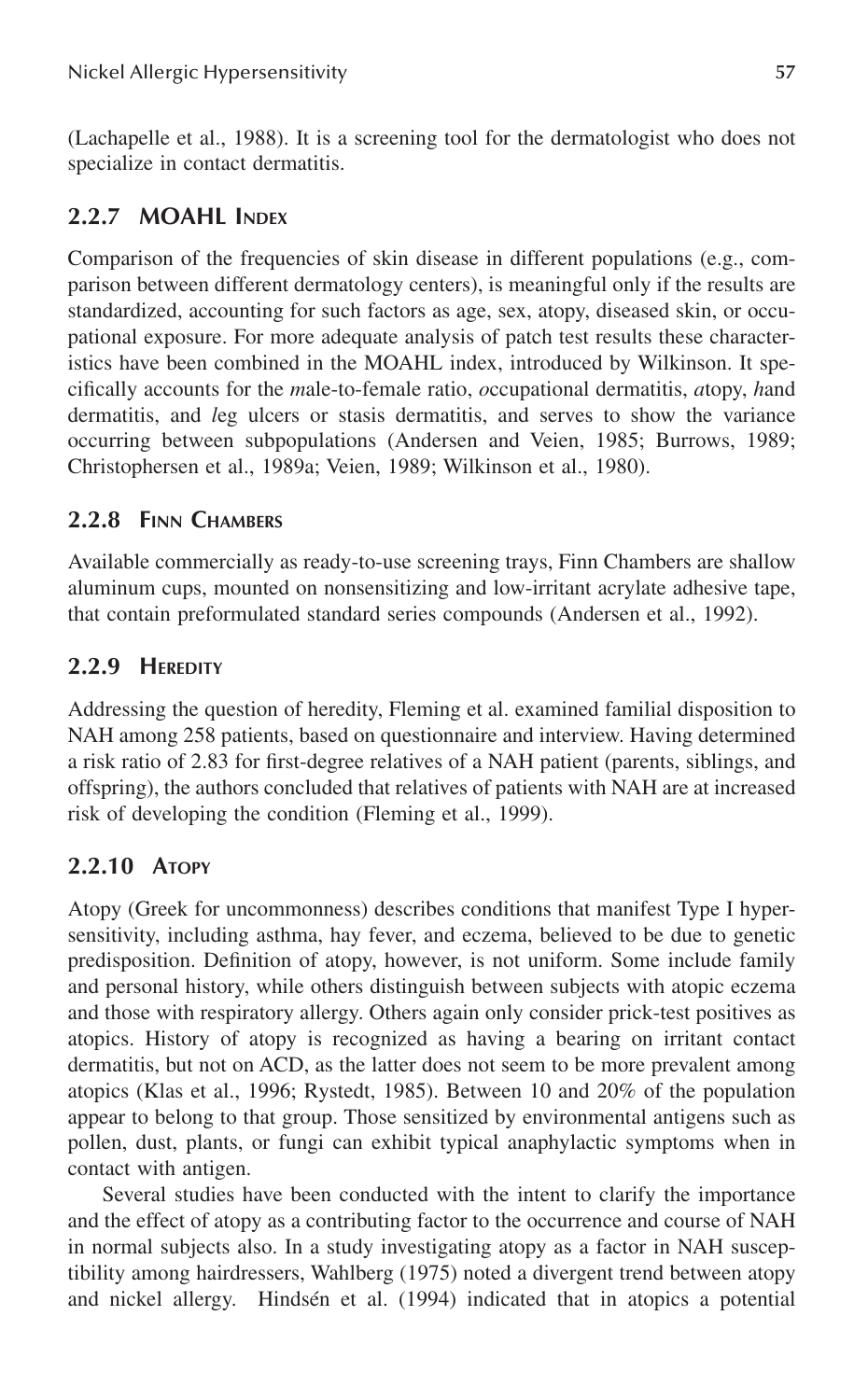(Lachapelle et al., 1988). It is a screening tool for the dermatologist who does not specialize in contact dermatitis.

### 2.2.7 MOAHL Index

Comparison of the frequencies of skin disease in different populations (e.g., comparison between different dermatology centers), is meaningful only if the results are standardized, accounting for such factors as age, sex, atopy, diseased skin, or occupational exposure. For more adequate analysis of patch test results these characteristics have been combined in the MOAHL index, introduced by Wilkinson. It specifically accounts for the *m*ale-to-female ratio, *o*ccupational dermatitis, *a*topy, *h*and dermatitis, and *l*eg ulcers or stasis dermatitis, and serves to show the variance occurring between subpopulations (Andersen and Veien, 1985; Burrows, 1989; Christophersen et al., 1989a; Veien, 1989; Wilkinson et al., 1980).

### 2.2.8 Finn Chambers

Available commercially as ready-to-use screening trays, Finn Chambers are shallow aluminum cups, mounted on nonsensitizing and low-irritant acrylate adhesive tape, that contain preformulated standard series compounds (Andersen et al., 1992).

### 2.2.9 Heredity

Addressing the question of heredity, Fleming et al. examined familial disposition to NAH among 258 patients, based on questionnaire and interview. Having determined a risk ratio of 2.83 for first-degree relatives of a NAH patient (parents, siblings, and offspring), the authors concluded that relatives of patients with NAH are at increased risk of developing the condition (Fleming et al., 1999).

### 2.2.10 Atopy

Atopy (Greek for uncommonness) describes conditions that manifest Type I hypersensitivity, including asthma, hay fever, and eczema, believed to be due to genetic predisposition. Definition of atopy, however, is not uniform. Some include family and personal history, while others distinguish between subjects with atopic eczema and those with respiratory allergy. Others again only consider prick-test positives as atopics. History of atopy is recognized as having a bearing on irritant contact dermatitis, but not on ACD, as the latter does not seem to be more prevalent among atopics (Klas et al., 1996; Rystedt, 1985). Between 10 and 20% of the population appear to belong to that group. Those sensitized by environmental antigens such as pollen, dust, plants, or fungi can exhibit typical anaphylactic symptoms when in contact with antigen.

Several studies have been conducted with the intent to clarify the importance and the effect of atopy as a contributing factor to the occurrence and course of NAH in normal subjects also. In a study investigating atopy as a factor in NAH susceptibility among hairdressers, Wahlberg (1975) noted a divergent trend between atopy and nickel allergy. Hindsén et al. (1994) indicated that in atopics a potential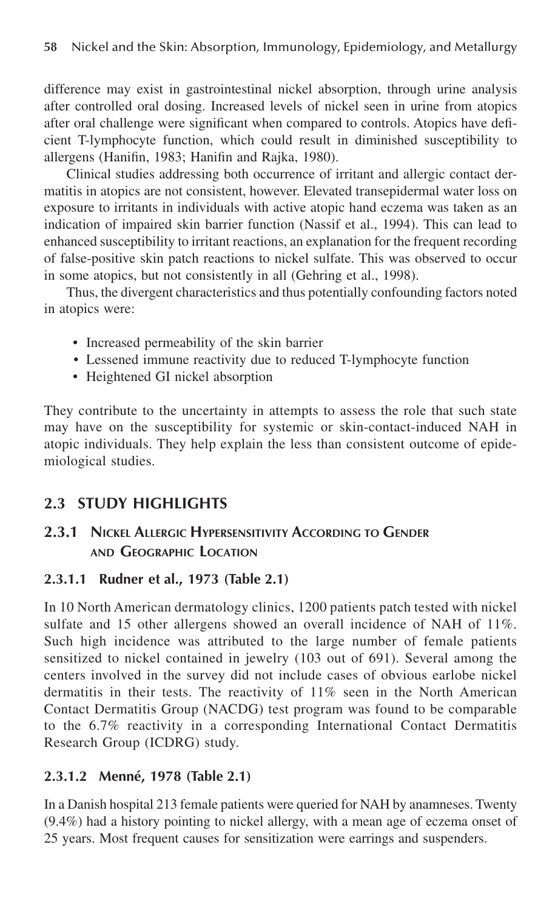difference may exist in gastrointestinal nickel absorption, through urine analysis after controlled oral dosing. Increased levels of nickel seen in urine from atopics after oral challenge were significant when compared to controls. Atopics have deficient T-lymphocyte function, which could result in diminished susceptibility to allergens (Hanifin, 1983; Hanifin and Rajka, 1980).

Clinical studies addressing both occurrence of irritant and allergic contact dermatitis in atopics are not consistent, however. Elevated transepidermal water loss on exposure to irritants in individuals with active atopic hand eczema was taken as an indication of impaired skin barrier function (Nassif et al., 1994). This can lead to enhanced susceptibility to irritant reactions, an explanation for the frequent recording of false-positive skin patch reactions to nickel sulfate. This was observed to occur in some atopics, but not consistently in all (Gehring et al., 1998).

Thus, the divergent characteristics and thus potentially confounding factors noted in atopics were:

- Increased permeability of the skin barrier
- Lessened immune reactivity due to reduced T-lymphocyte function
- Heightened GI nickel absorption

They contribute to the uncertainty in attempts to assess the role that such state may have on the susceptibility for systemic or skin-contact-induced NAH in atopic individuals. They help explain the less than consistent outcome of epidemiological studies.

## 2.3 STUDY HIGHLIGHTS

### 2.3.1 Nickel Allergic Hypersensitivity According to Gender and Geographic Location

#### 2.3.1.1 Rudner et al., 1973 (Table 2.1)

In 10 North American dermatology clinics, 1200 patients patch tested with nickel sulfate and 15 other allergens showed an overall incidence of NAH of 11%. Such high incidence was attributed to the large number of female patients sensitized to nickel contained in jewelry (103 out of 691). Several among the centers involved in the survey did not include cases of obvious earlobe nickel dermatitis in their tests. The reactivity of 11% seen in the North American Contact Dermatitis Group (NACDG) test program was found to be comparable to the 6.7% reactivity in a corresponding International Contact Dermatitis Research Group (ICDRG) study.

#### 2.3.1.2 Menné, 1978 (Table 2.1)

In a Danish hospital 213 female patients were queried for NAH by anamneses. Twenty (9.4%) had a history pointing to nickel allergy, with a mean age of eczema onset of 25 years. Most frequent causes for sensitization were earrings and suspenders.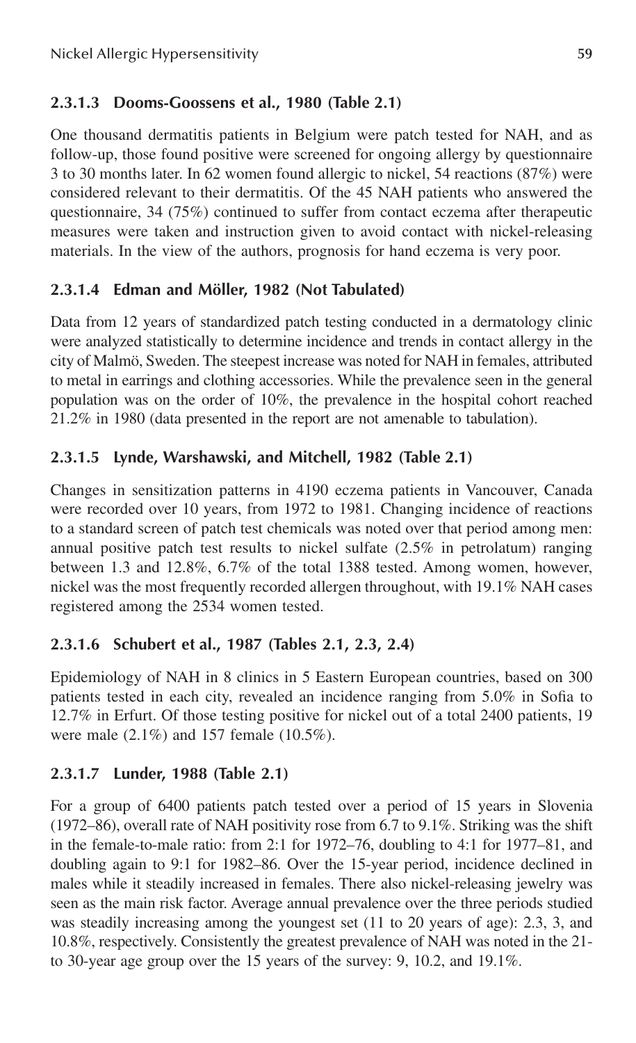#### 2.3.1.3 Dooms-Goossens et al., 1980 (Table 2.1)

One thousand dermatitis patients in Belgium were patch tested for NAH, and as follow-up, those found positive were screened for ongoing allergy by questionnaire 3 to 30 months later. In 62 women found allergic to nickel, 54 reactions (87%) were considered relevant to their dermatitis. Of the 45 NAH patients who answered the questionnaire, 34 (75%) continued to suffer from contact eczema after therapeutic measures were taken and instruction given to avoid contact with nickel-releasing materials. In the view of the authors, prognosis for hand eczema is very poor.

#### 2.3.1.4 Edman and Möller, 1982 (Not Tabulated)

Data from 12 years of standardized patch testing conducted in a dermatology clinic were analyzed statistically to determine incidence and trends in contact allergy in the city of Malmö, Sweden. The steepest increase was noted for NAH in females, attributed to metal in earrings and clothing accessories. While the prevalence seen in the general population was on the order of 10%, the prevalence in the hospital cohort reached 21.2% in 1980 (data presented in the report are not amenable to tabulation).

#### 2.3.1.5 Lynde, Warshawski, and Mitchell, 1982 (Table 2.1)

Changes in sensitization patterns in 4190 eczema patients in Vancouver, Canada were recorded over 10 years, from 1972 to 1981. Changing incidence of reactions to a standard screen of patch test chemicals was noted over that period among men: annual positive patch test results to nickel sulfate (2.5% in petrolatum) ranging between 1.3 and 12.8%, 6.7% of the total 1388 tested. Among women, however, nickel was the most frequently recorded allergen throughout, with 19.1% NAH cases registered among the 2534 women tested.

#### 2.3.1.6 Schubert et al., 1987 (Tables 2.1, 2.3, 2.4)

Epidemiology of NAH in 8 clinics in 5 Eastern European countries, based on 300 patients tested in each city, revealed an incidence ranging from 5.0% in Sofia to 12.7% in Erfurt. Of those testing positive for nickel out of a total 2400 patients, 19 were male (2.1%) and 157 female (10.5%).

#### 2.3.1.7 Lunder, 1988 (Table 2.1)

For a group of 6400 patients patch tested over a period of 15 years in Slovenia (1972–86), overall rate of NAH positivity rose from 6.7 to 9.1%. Striking was the shift in the female-to-male ratio: from 2:1 for 1972–76, doubling to 4:1 for 1977–81, and doubling again to 9:1 for 1982–86. Over the 15-year period, incidence declined in males while it steadily increased in females. There also nickel-releasing jewelry was seen as the main risk factor. Average annual prevalence over the three periods studied was steadily increasing among the youngest set (11 to 20 years of age): 2.3, 3, and 10.8%, respectively. Consistently the greatest prevalence of NAH was noted in the 21- to 30-year age group over the 15 years of the survey: 9, 10.2, and 19.1%.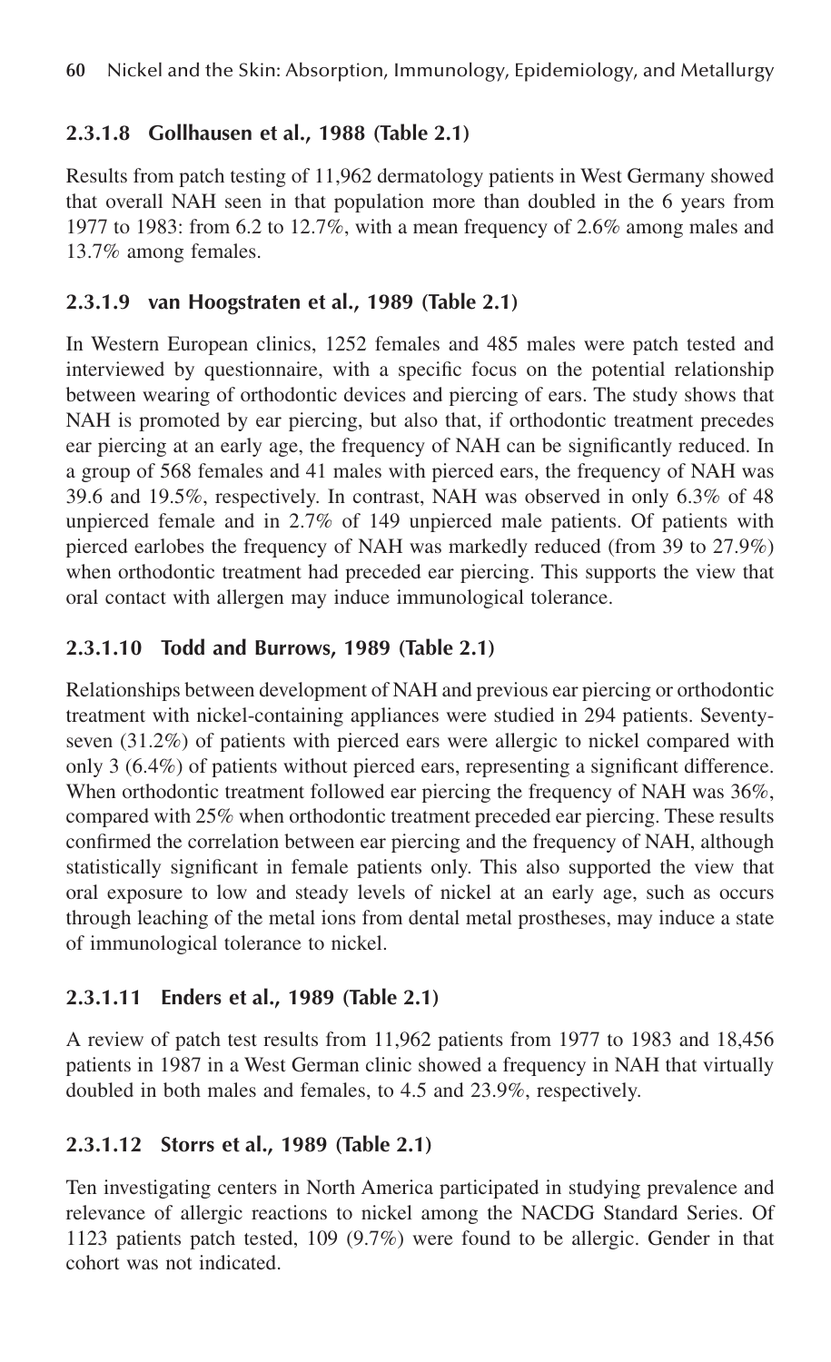#### 2.3.1.8 Gollhausen et al., 1988 (Table 2.1)

Results from patch testing of 11,962 dermatology patients in West Germany showed that overall NAH seen in that population more than doubled in the 6 years from 1977 to 1983: from 6.2 to 12.7%, with a mean frequency of 2.6% among males and 13.7% among females.

#### 2.3.1.9 van Hoogstraten et al., 1989 (Table 2.1)

In Western European clinics, 1252 females and 485 males were patch tested and interviewed by questionnaire, with a specific focus on the potential relationship between wearing of orthodontic devices and piercing of ears. The study shows that NAH is promoted by ear piercing, but also that, if orthodontic treatment precedes ear piercing at an early age, the frequency of NAH can be significantly reduced. In a group of 568 females and 41 males with pierced ears, the frequency of NAH was 39.6 and 19.5%, respectively. In contrast, NAH was observed in only 6.3% of 48 unpierced female and in 2.7% of 149 unpierced male patients. Of patients with pierced earlobes the frequency of NAH was markedly reduced (from 39 to 27.9%) when orthodontic treatment had preceded ear piercing. This supports the view that oral contact with allergen may induce immunological tolerance.

#### 2.3.1.10 Todd and Burrows, 1989 (Table 2.1)

Relationships between development of NAH and previous ear piercing or orthodontic treatment with nickel-containing appliances were studied in 294 patients. Seventy-seven (31.2%) of patients with pierced ears were allergic to nickel compared with only 3 (6.4%) of patients without pierced ears, representing a significant difference. When orthodontic treatment followed ear piercing the frequency of NAH was 36%, compared with 25% when orthodontic treatment preceded ear piercing. These results confirmed the correlation between ear piercing and the frequency of NAH, although statistically significant in female patients only. This also supported the view that oral exposure to low and steady levels of nickel at an early age, such as occurs through leaching of the metal ions from dental metal prostheses, may induce a state of immunological tolerance to nickel.

#### 2.3.1.11 Enders et al., 1989 (Table 2.1)

A review of patch test results from 11,962 patients from 1977 to 1983 and 18,456 patients in 1987 in a West German clinic showed a frequency in NAH that virtually doubled in both males and females, to 4.5 and 23.9%, respectively.

#### 2.3.1.12 Storrs et al., 1989 (Table 2.1)

Ten investigating centers in North America participated in studying prevalence and relevance of allergic reactions to nickel among the NACDG Standard Series. Of 1123 patients patch tested, 109 (9.7%) were found to be allergic. Gender in that cohort was not indicated.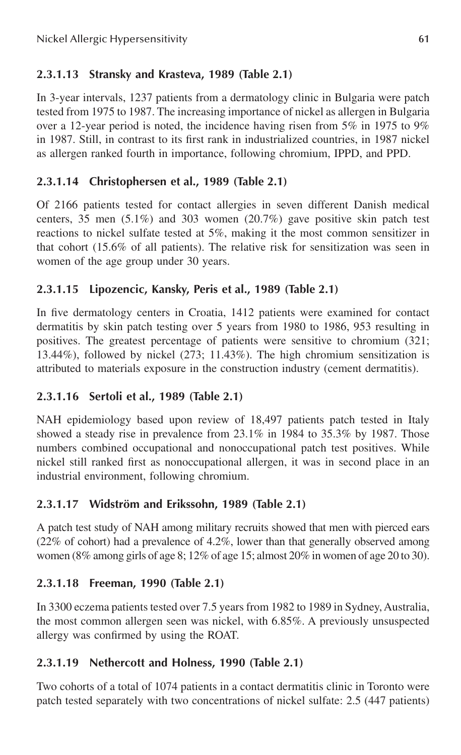#### 2.3.1.13 Stransky and Krasteva, 1989 (Table 2.1)

In 3-year intervals, 1237 patients from a dermatology clinic in Bulgaria were patch tested from 1975 to 1987. The increasing importance of nickel as allergen in Bulgaria over a 12-year period is noted, the incidence having risen from 5% in 1975 to 9% in 1987. Still, in contrast to its first rank in industrialized countries, in 1987 nickel as allergen ranked fourth in importance, following chromium, IPPD, and PPD.

#### 2.3.1.14 Christophersen et al., 1989 (Table 2.1)

Of 2166 patients tested for contact allergies in seven different Danish medical centers, 35 men (5.1%) and 303 women (20.7%) gave positive skin patch test reactions to nickel sulfate tested at 5%, making it the most common sensitizer in that cohort (15.6% of all patients). The relative risk for sensitization was seen in women of the age group under 30 years.

#### 2.3.1.15 Lipozencic, Kansky, Peris et al., 1989 (Table 2.1)

In five dermatology centers in Croatia, 1412 patients were examined for contact dermatitis by skin patch testing over 5 years from 1980 to 1986, 953 resulting in positives. The greatest percentage of patients were sensitive to chromium (321; 13.44%), followed by nickel (273; 11.43%). The high chromium sensitization is attributed to materials exposure in the construction industry (cement dermatitis).

#### 2.3.1.16 Sertoli et al., 1989 (Table 2.1)

NAH epidemiology based upon review of 18,497 patients patch tested in Italy showed a steady rise in prevalence from 23.1% in 1984 to 35.3% by 1987. Those numbers combined occupational and nonoccupational patch test positives. While nickel still ranked first as nonoccupational allergen, it was in second place in an industrial environment, following chromium.

#### 2.3.1.17 Widström and Erikssohn, 1989 (Table 2.1)

A patch test study of NAH among military recruits showed that men with pierced ears (22% of cohort) had a prevalence of 4.2%, lower than that generally observed among women (8% among girls of age 8; 12% of age 15; almost 20% in women of age 20 to 30).

#### 2.3.1.18 Freeman, 1990 (Table 2.1)

In 3300 eczema patients tested over 7.5 years from 1982 to 1989 in Sydney, Australia, the most common allergen seen was nickel, with 6.85%. A previously unsuspected allergy was confirmed by using the ROAT.

#### 2.3.1.19 Nethercott and Holness, 1990 (Table 2.1)

Two cohorts of a total of 1074 patients in a contact dermatitis clinic in Toronto were patch tested separately with two concentrations of nickel sulfate: 2.5 (447 patients)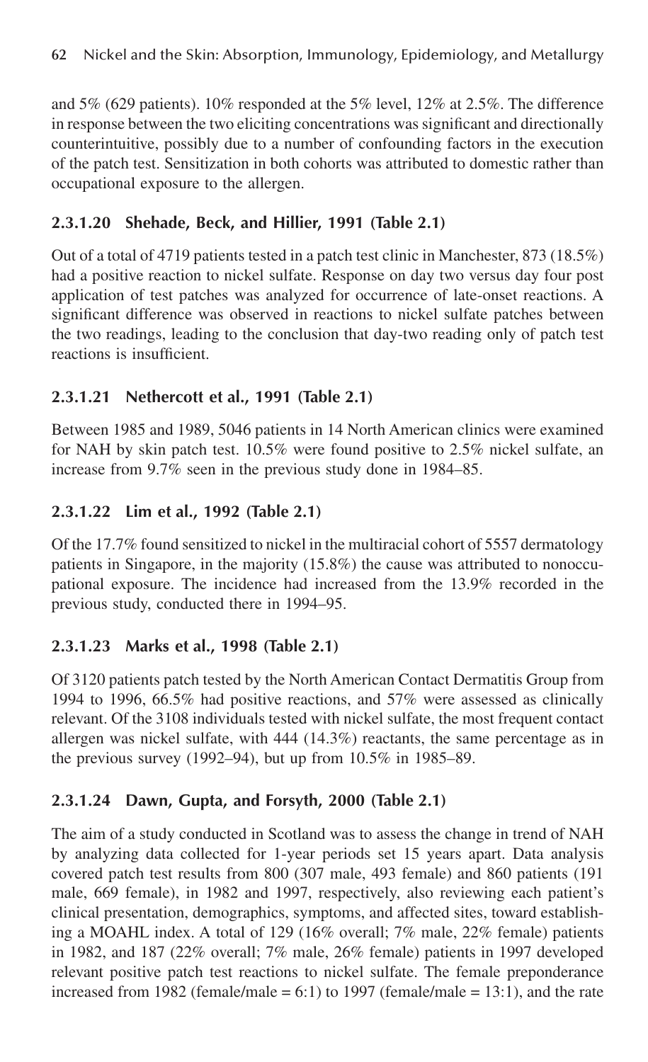and 5% (629 patients). 10% responded at the 5% level, 12% at 2.5%. The difference in response between the two eliciting concentrations was significant and directionally counterintuitive, possibly due to a number of confounding factors in the execution of the patch test. Sensitization in both cohorts was attributed to domestic rather than occupational exposure to the allergen.

### 2.3.1.20 Shehade, Beck, and Hillier, 1991 (Table 2.1)

Out of a total of 4719 patients tested in a patch test clinic in Manchester, 873 (18.5%) had a positive reaction to nickel sulfate. Response on day two versus day four post application of test patches was analyzed for occurrence of late-onset reactions. A significant difference was observed in reactions to nickel sulfate patches between the two readings, leading to the conclusion that day-two reading only of patch test reactions is insufficient.

### 2.3.1.21 Nethercott et al., 1991 (Table 2.1)

Between 1985 and 1989, 5046 patients in 14 North American clinics were examined for NAH by skin patch test. 10.5% were found positive to 2.5% nickel sulfate, an increase from 9.7% seen in the previous study done in 1984–85.

### 2.3.1.22 Lim et al., 1992 (Table 2.1)

Of the 17.7% found sensitized to nickel in the multiracial cohort of 5557 dermatology patients in Singapore, in the majority (15.8%) the cause was attributed to nonoccupational exposure. The incidence had increased from the 13.9% recorded in the previous study, conducted there in 1994–95.

### 2.3.1.23 Marks et al., 1998 (Table 2.1)

Of 3120 patients patch tested by the North American Contact Dermatitis Group from 1994 to 1996, 66.5% had positive reactions, and 57% were assessed as clinically relevant. Of the 3108 individuals tested with nickel sulfate, the most frequent contact allergen was nickel sulfate, with 444 (14.3%) reactants, the same percentage as in the previous survey (1992–94), but up from 10.5% in 1985–89.

### 2.3.1.24 Dawn, Gupta, and Forsyth, 2000 (Table 2.1)

The aim of a study conducted in Scotland was to assess the change in trend of NAH by analyzing data collected for 1-year periods set 15 years apart. Data analysis covered patch test results from 800 (307 male, 493 female) and 860 patients (191 male, 669 female), in 1982 and 1997, respectively, also reviewing each patient's clinical presentation, demographics, symptoms, and affected sites, toward establishing a MOAHL index. A total of 129 (16% overall; 7% male, 22% female) patients in 1982, and 187 (22% overall; 7% male, 26% female) patients in 1997 developed relevant positive patch test reactions to nickel sulfate. The female preponderance increased from 1982 (female/male = 6:1) to 1997 (female/male = 13:1), and the rate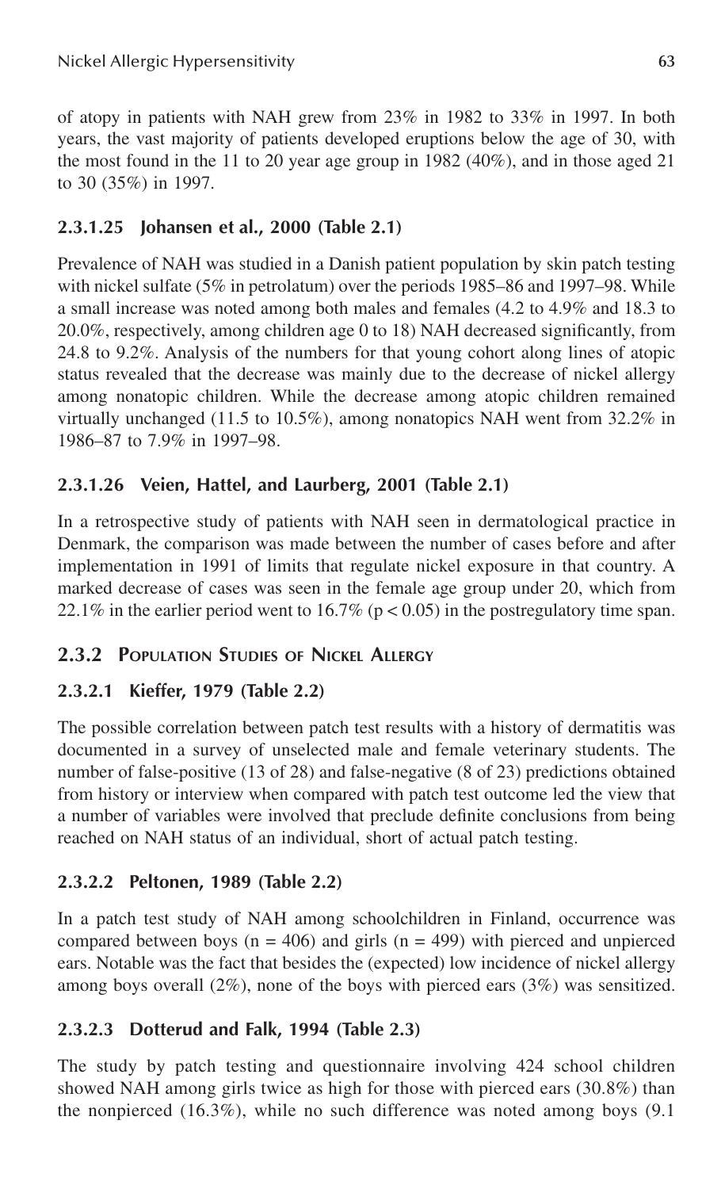of atopy in patients with NAH grew from 23% in 1982 to 33% in 1997. In both years, the vast majority of patients developed eruptions below the age of 30, with the most found in the 11 to 20 year age group in 1982 (40%), and in those aged 21 to 30 (35%) in 1997.

### 2.3.1.25 Johansen et al., 2000 (Table 2.1)

Prevalence of NAH was studied in a Danish patient population by skin patch testing with nickel sulfate (5% in petrolatum) over the periods 1985–86 and 1997–98. While a small increase was noted among both males and females (4.2 to 4.9% and 18.3 to 20.0%, respectively, among children age 0 to 18) NAH decreased significantly, from 24.8 to 9.2%. Analysis of the numbers for that young cohort along lines of atopic status revealed that the decrease was mainly due to the decrease of nickel allergy among nonatopic children. While the decrease among atopic children remained virtually unchanged (11.5 to 10.5%), among nonatopics NAH went from 32.2% in 1986–87 to 7.9% in 1997–98.

### 2.3.1.26 Veien, Hattel, and Laurberg, 2001 (Table 2.1)

In a retrospective study of patients with NAH seen in dermatological practice in Denmark, the comparison was made between the number of cases before and after implementation in 1991 of limits that regulate nickel exposure in that country. A marked decrease of cases was seen in the female age group under 20, which from 22.1% in the earlier period went to 16.7% ($p < 0.05$) in the postregulatory time span.

## 2.3.2 Population Studies of Nickel Allergy

### 2.3.2.1 Kieffer, 1979 (Table 2.2)

The possible correlation between patch test results with a history of dermatitis was documented in a survey of unselected male and female veterinary students. The number of false-positive (13 of 28) and false-negative (8 of 23) predictions obtained from history or interview when compared with patch test outcome led the view that a number of variables were involved that preclude definite conclusions from being reached on NAH status of an individual, short of actual patch testing.

### 2.3.2.2 Peltonen, 1989 (Table 2.2)

In a patch test study of NAH among schoolchildren in Finland, occurrence was compared between boys ($n = 406$) and girls ($n = 499$) with pierced and unpierced ears. Notable was the fact that besides the (expected) low incidence of nickel allergy among boys overall (2%), none of the boys with pierced ears (3%) was sensitized.

### 2.3.2.3 Dotterud and Falk, 1994 (Table 2.3)

The study by patch testing and questionnaire involving 424 school children showed NAH among girls twice as high for those with pierced ears (30.8%) than the nonpierced (16.3%), while no such difference was noted among boys (9.1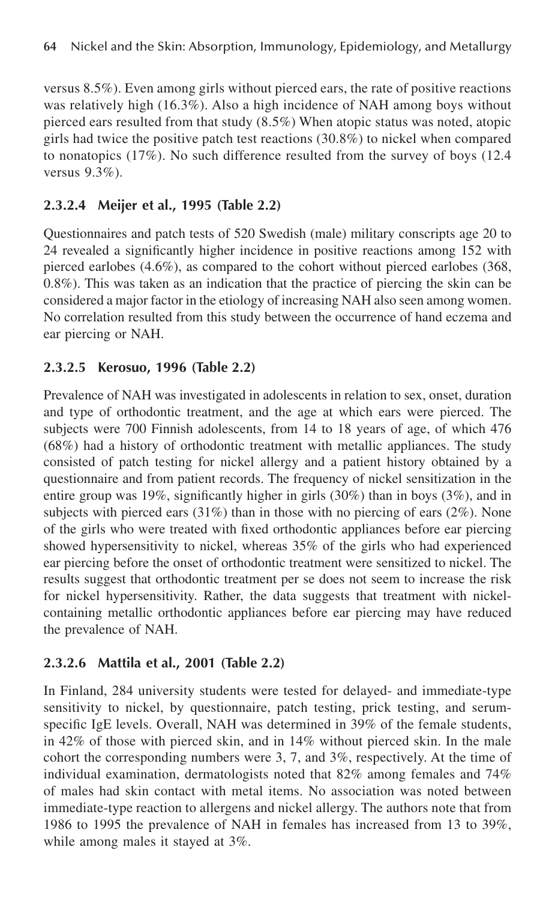versus 8.5%). Even among girls without pierced ears, the rate of positive reactions was relatively high (16.3%). Also a high incidence of NAH among boys without pierced ears resulted from that study (8.5%) When atopic status was noted, atopic girls had twice the positive patch test reactions (30.8%) to nickel when compared to nonatopics (17%). No such difference resulted from the survey of boys (12.4 versus 9.3%).

#### 2.3.2.4 Meijer et al., 1995 (Table 2.2)

Questionnaires and patch tests of 520 Swedish (male) military conscripts age 20 to 24 revealed a significantly higher incidence in positive reactions among 152 with pierced earlobes (4.6%), as compared to the cohort without pierced earlobes (368, 0.8%). This was taken as an indication that the practice of piercing the skin can be considered a major factor in the etiology of increasing NAH also seen among women. No correlation resulted from this study between the occurrence of hand eczema and ear piercing or NAH.

#### 2.3.2.5 Kerosuo, 1996 (Table 2.2)

Prevalence of NAH was investigated in adolescents in relation to sex, onset, duration and type of orthodontic treatment, and the age at which ears were pierced. The subjects were 700 Finnish adolescents, from 14 to 18 years of age, of which 476 (68%) had a history of orthodontic treatment with metallic appliances. The study consisted of patch testing for nickel allergy and a patient history obtained by a questionnaire and from patient records. The frequency of nickel sensitization in the entire group was 19%, significantly higher in girls (30%) than in boys (3%), and in subjects with pierced ears (31%) than in those with no piercing of ears (2%). None of the girls who were treated with fixed orthodontic appliances before ear piercing showed hypersensitivity to nickel, whereas 35% of the girls who had experienced ear piercing before the onset of orthodontic treatment were sensitized to nickel. The results suggest that orthodontic treatment per se does not seem to increase the risk for nickel hypersensitivity. Rather, the data suggests that treatment with nickel-containing metallic orthodontic appliances before ear piercing may have reduced the prevalence of NAH.

#### 2.3.2.6 Mattila et al., 2001 (Table 2.2)

In Finland, 284 university students were tested for delayed- and immediate-type sensitivity to nickel, by questionnaire, patch testing, prick testing, and serum-specific IgE levels. Overall, NAH was determined in 39% of the female students, in 42% of those with pierced skin, and in 14% without pierced skin. In the male cohort the corresponding numbers were 3, 7, and 3%, respectively. At the time of individual examination, dermatologists noted that 82% among females and 74% of males had skin contact with metal items. No association was noted between immediate-type reaction to allergens and nickel allergy. The authors note that from 1986 to 1995 the prevalence of NAH in females has increased from 13 to 39%, while among males it stayed at 3%.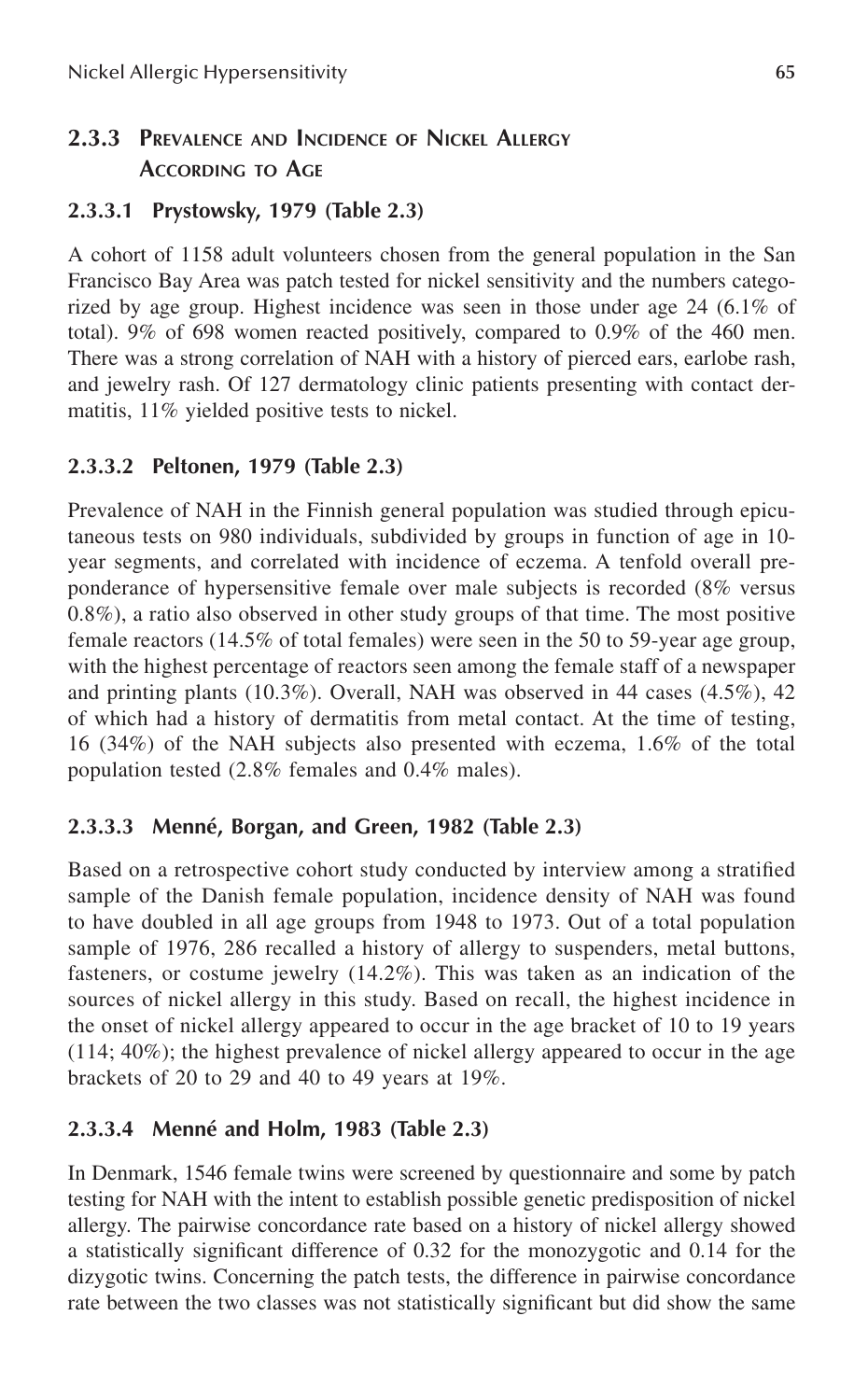### 2.3.3 Prevalence and Incidence of Nickel Allergy According to Age

#### 2.3.3.1 Prystowsky, 1979 (Table 2.3)

A cohort of 1158 adult volunteers chosen from the general population in the San Francisco Bay Area was patch tested for nickel sensitivity and the numbers categorized by age group. Highest incidence was seen in those under age 24 (6.1% of total). 9% of 698 women reacted positively, compared to 0.9% of the 460 men. There was a strong correlation of NAH with a history of pierced ears, earlobe rash, and jewelry rash. Of 127 dermatology clinic patients presenting with contact dermatitis, 11% yielded positive tests to nickel.

#### 2.3.3.2 Peltonen, 1979 (Table 2.3)

Prevalence of NAH in the Finnish general population was studied through epicutaneous tests on 980 individuals, subdivided by groups in function of age in 10-year segments, and correlated with incidence of eczema. A tenfold overall preponderance of hypersensitive female over male subjects is recorded (8% versus 0.8%), a ratio also observed in other study groups of that time. The most positive female reactors (14.5% of total females) were seen in the 50 to 59-year age group, with the highest percentage of reactors seen among the female staff of a newspaper and printing plants (10.3%). Overall, NAH was observed in 44 cases (4.5%), 42 of which had a history of dermatitis from metal contact. At the time of testing, 16 (34%) of the NAH subjects also presented with eczema, 1.6% of the total population tested (2.8% females and 0.4% males).

#### 2.3.3.3 Menné, Borgan, and Green, 1982 (Table 2.3)

Based on a retrospective cohort study conducted by interview among a stratified sample of the Danish female population, incidence density of NAH was found to have doubled in all age groups from 1948 to 1973. Out of a total population sample of 1976, 286 recalled a history of allergy to suspenders, metal buttons, fasteners, or costume jewelry (14.2%). This was taken as an indication of the sources of nickel allergy in this study. Based on recall, the highest incidence in the onset of nickel allergy appeared to occur in the age bracket of 10 to 19 years (114; 40%); the highest prevalence of nickel allergy appeared to occur in the age brackets of 20 to 29 and 40 to 49 years at 19%.

#### 2.3.3.4 Menné and Holm, 1983 (Table 2.3)

In Denmark, 1546 female twins were screened by questionnaire and some by patch testing for NAH with the intent to establish possible genetic predisposition of nickel allergy. The pairwise concordance rate based on a history of nickel allergy showed a statistically significant difference of 0.32 for the monozygotic and 0.14 for the dizygotic twins. Concerning the patch tests, the difference in pairwise concordance rate between the two classes was not statistically significant but did show the same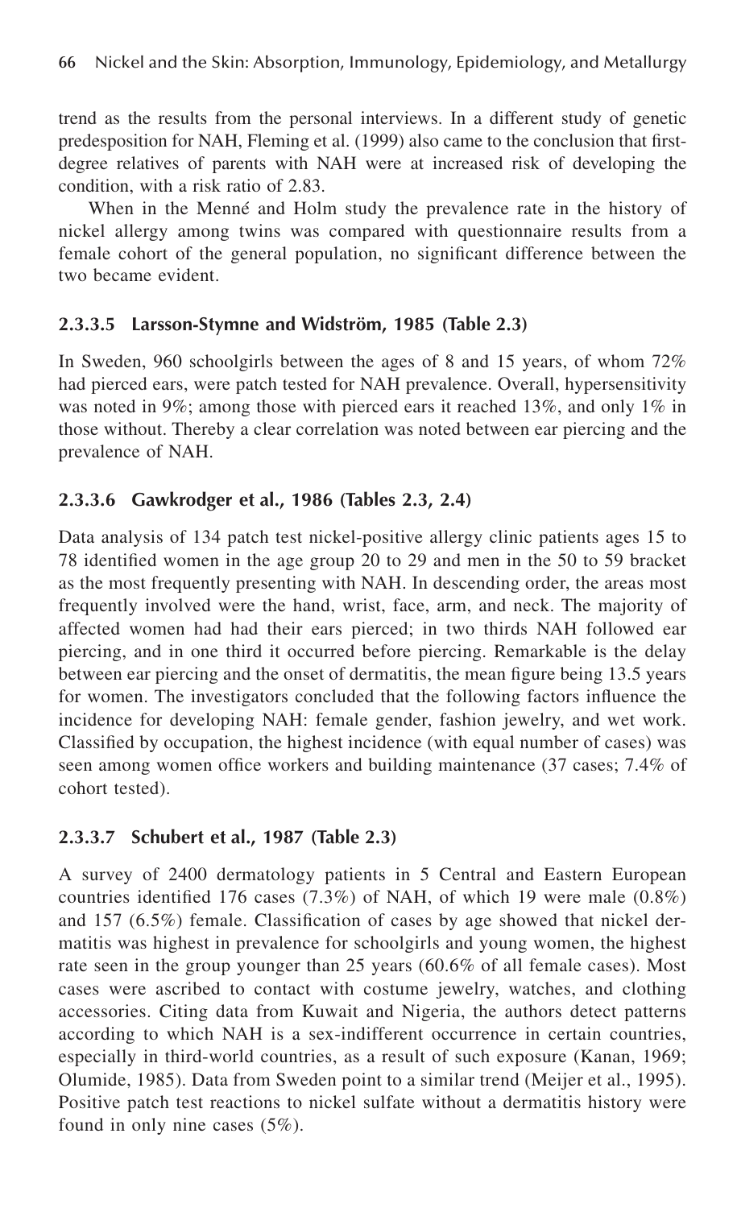trend as the results from the personal interviews. In a different study of genetic predesposition for NAH, Fleming et al. (1999) also came to the conclusion that first-degree relatives of parents with NAH were at increased risk of developing the condition, with a risk ratio of 2.83.

When in the Menné and Holm study the prevalence rate in the history of nickel allergy among twins was compared with questionnaire results from a female cohort of the general population, no significant difference between the two became evident.

#### 2.3.3.5 Larsson-Stymne and Widström, 1985 (Table 2.3)

In Sweden, 960 schoolgirls between the ages of 8 and 15 years, of whom 72% had pierced ears, were patch tested for NAH prevalence. Overall, hypersensitivity was noted in 9%; among those with pierced ears it reached 13%, and only 1% in those without. Thereby a clear correlation was noted between ear piercing and the prevalence of NAH.

#### 2.3.3.6 Gawkrodger et al., 1986 (Tables 2.3, 2.4)

Data analysis of 134 patch test nickel-positive allergy clinic patients ages 15 to 78 identified women in the age group 20 to 29 and men in the 50 to 59 bracket as the most frequently presenting with NAH. In descending order, the areas most frequently involved were the hand, wrist, face, arm, and neck. The majority of affected women had had their ears pierced; in two thirds NAH followed ear piercing, and in one third it occurred before piercing. Remarkable is the delay between ear piercing and the onset of dermatitis, the mean figure being 13.5 years for women. The investigators concluded that the following factors influence the incidence for developing NAH: female gender, fashion jewelry, and wet work. Classified by occupation, the highest incidence (with equal number of cases) was seen among women office workers and building maintenance (37 cases; 7.4% of cohort tested).

#### 2.3.3.7 Schubert et al., 1987 (Table 2.3)

A survey of 2400 dermatology patients in 5 Central and Eastern European countries identified 176 cases (7.3%) of NAH, of which 19 were male (0.8%) and 157 (6.5%) female. Classification of cases by age showed that nickel dermatitis was highest in prevalence for schoolgirls and young women, the highest rate seen in the group younger than 25 years (60.6% of all female cases). Most cases were ascribed to contact with costume jewelry, watches, and clothing accessories. Citing data from Kuwait and Nigeria, the authors detect patterns according to which NAH is a sex-indifferent occurrence in certain countries, especially in third-world countries, as a result of such exposure (Kanan, 1969; Olumide, 1985). Data from Sweden point to a similar trend (Meijer et al., 1995). Positive patch test reactions to nickel sulfate without a dermatitis history were found in only nine cases (5%).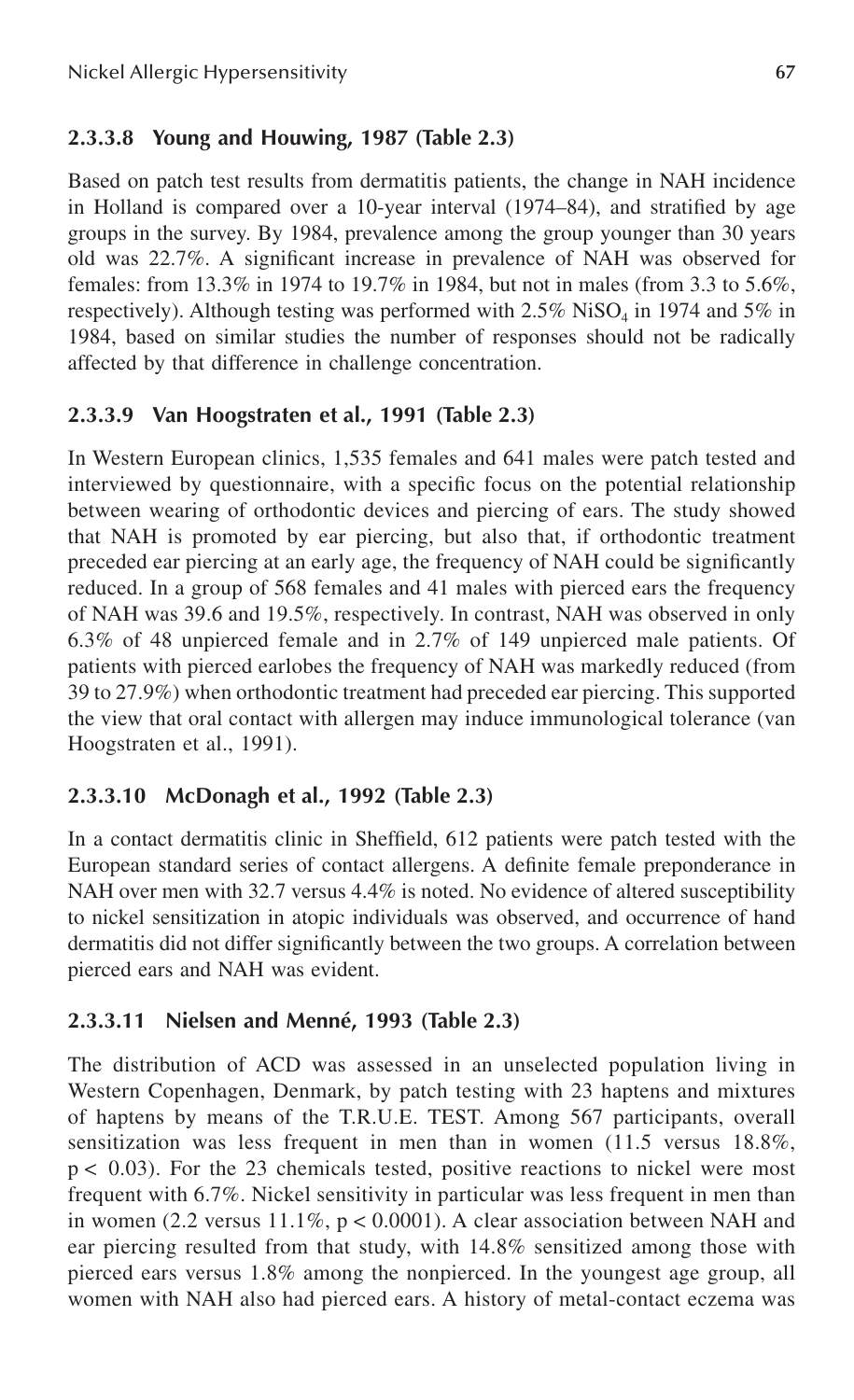#### 2.3.3.8 Young and Houwing, 1987 (Table 2.3)

Based on patch test results from dermatitis patients, the change in NAH incidence in Holland is compared over a 10-year interval (1974–84), and stratified by age groups in the survey. By 1984, prevalence among the group younger than 30 years old was 22.7%. A significant increase in prevalence of NAH was observed for females: from 13.3% in 1974 to 19.7% in 1984, but not in males (from 3.3 to 5.6%, respectively). Although testing was performed with 2.5% $NiSO_4$ in 1974 and 5% in 1984, based on similar studies the number of responses should not be radically affected by that difference in challenge concentration.

#### 2.3.3.9 Van Hoogstraten et al., 1991 (Table 2.3)

In Western European clinics, 1,535 females and 641 males were patch tested and interviewed by questionnaire, with a specific focus on the potential relationship between wearing of orthodontic devices and piercing of ears. The study showed that NAH is promoted by ear piercing, but also that, if orthodontic treatment preceded ear piercing at an early age, the frequency of NAH could be significantly reduced. In a group of 568 females and 41 males with pierced ears the frequency of NAH was 39.6 and 19.5%, respectively. In contrast, NAH was observed in only 6.3% of 48 unpierced female and in 2.7% of 149 unpierced male patients. Of patients with pierced earlobes the frequency of NAH was markedly reduced (from 39 to 27.9%) when orthodontic treatment had preceded ear piercing. This supported the view that oral contact with allergen may induce immunological tolerance (van Hoogstraten et al., 1991).

#### 2.3.3.10 McDonagh et al., 1992 (Table 2.3)

In a contact dermatitis clinic in Sheffield, 612 patients were patch tested with the European standard series of contact allergens. A definite female preponderance in NAH over men with 32.7 versus 4.4% is noted. No evidence of altered susceptibility to nickel sensitization in atopic individuals was observed, and occurrence of hand dermatitis did not differ significantly between the two groups. A correlation between pierced ears and NAH was evident.

#### 2.3.3.11 Nielsen and Menné, 1993 (Table 2.3)

The distribution of ACD was assessed in an unselected population living in Western Copenhagen, Denmark, by patch testing with 23 haptens and mixtures of haptens by means of the T.R.U.E. TEST. Among 567 participants, overall sensitization was less frequent in men than in women (11.5 versus 18.8%, $p < 0.03$). For the 23 chemicals tested, positive reactions to nickel were most frequent with 6.7%. Nickel sensitivity in particular was less frequent in men than in women (2.2 versus 11.1%, $p < 0.0001$). A clear association between NAH and ear piercing resulted from that study, with 14.8% sensitized among those with pierced ears versus 1.8% among the nonpierced. In the youngest age group, all women with NAH also had pierced ears. A history of metal-contact eczema was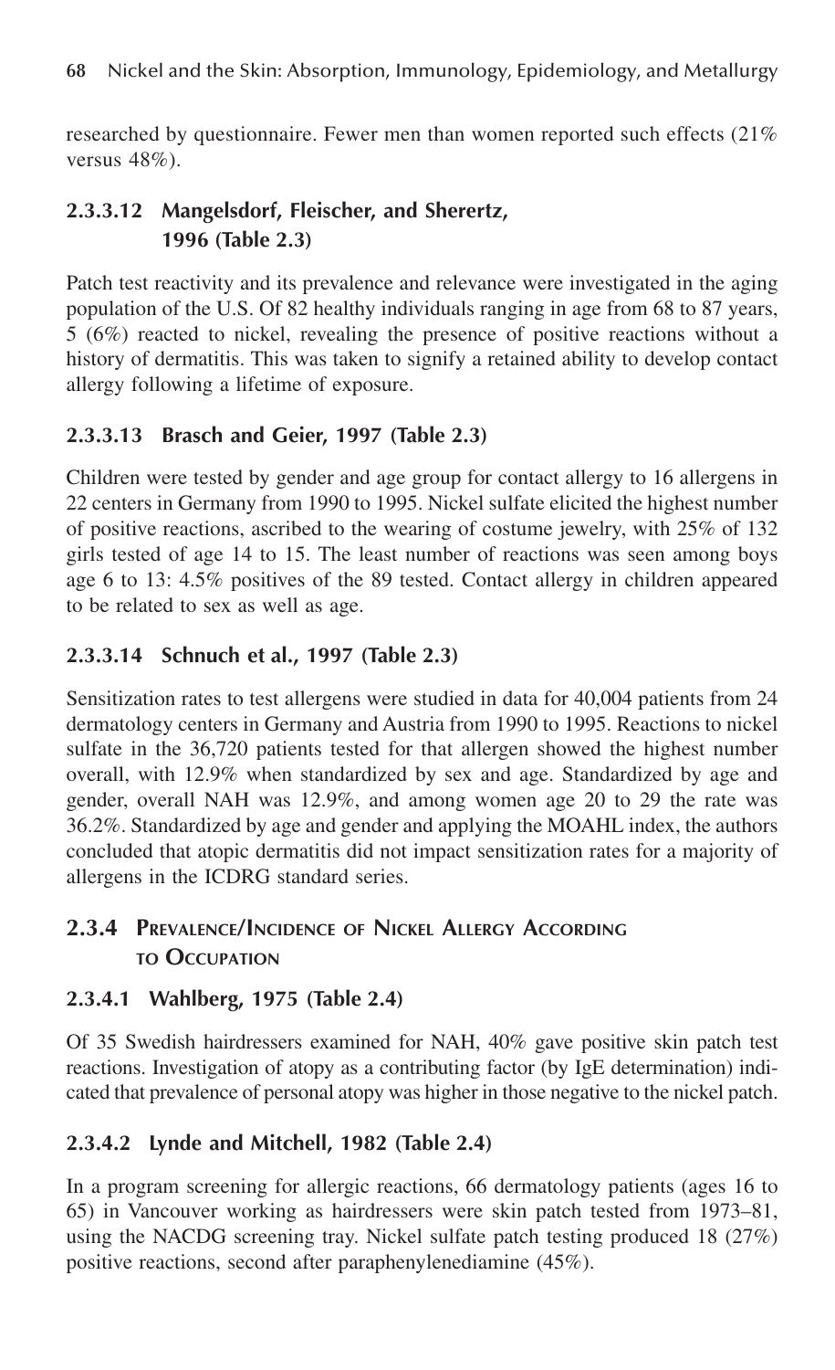researched by questionnaire. Fewer men than women reported such effects (21% versus 48%).

#### 2.3.3.12 Mangelsdorf, Fleischer, and Sherertz, 1996 (Table 2.3)

Patch test reactivity and its prevalence and relevance were investigated in the aging population of the U.S. Of 82 healthy individuals ranging in age from 68 to 87 years, 5 (6%) reacted to nickel, revealing the presence of positive reactions without a history of dermatitis. This was taken to signify a retained ability to develop contact allergy following a lifetime of exposure.

#### 2.3.3.13 Brasch and Geier, 1997 (Table 2.3)

Children were tested by gender and age group for contact allergy to 16 allergens in 22 centers in Germany from 1990 to 1995. Nickel sulfate elicited the highest number of positive reactions, ascribed to the wearing of costume jewelry, with 25% of 132 girls tested of age 14 to 15. The least number of reactions was seen among boys age 6 to 13: 4.5% positives of the 89 tested. Contact allergy in children appeared to be related to sex as well as age.

#### 2.3.3.14 Schnuch et al., 1997 (Table 2.3)

Sensitization rates to test allergens were studied in data for 40,004 patients from 24 dermatology centers in Germany and Austria from 1990 to 1995. Reactions to nickel sulfate in the 36,720 patients tested for that allergen showed the highest number overall, with 12.9% when standardized by sex and age. Standardized by age and gender, overall NAH was 12.9%, and among women age 20 to 29 the rate was 36.2%. Standardized by age and gender and applying the MOAHL index, the authors concluded that atopic dermatitis did not impact sensitization rates for a majority of allergens in the ICDRG standard series.

### 2.3.4 Prevalence/Incidence of Nickel Allergy According to Occupation

#### 2.3.4.1 Wahlberg, 1975 (Table 2.4)

Of 35 Swedish hairdressers examined for NAH, 40% gave positive skin patch test reactions. Investigation of atopy as a contributing factor (by IgE determination) indicated that prevalence of personal atopy was higher in those negative to the nickel patch.

#### 2.3.4.2 Lynde and Mitchell, 1982 (Table 2.4)

In a program screening for allergic reactions, 66 dermatology patients (ages 16 to 65) in Vancouver working as hairdressers were skin patch tested from 1973–81, using the NACDG screening tray. Nickel sulfate patch testing produced 18 (27%) positive reactions, second after paraphenylenediamine (45%).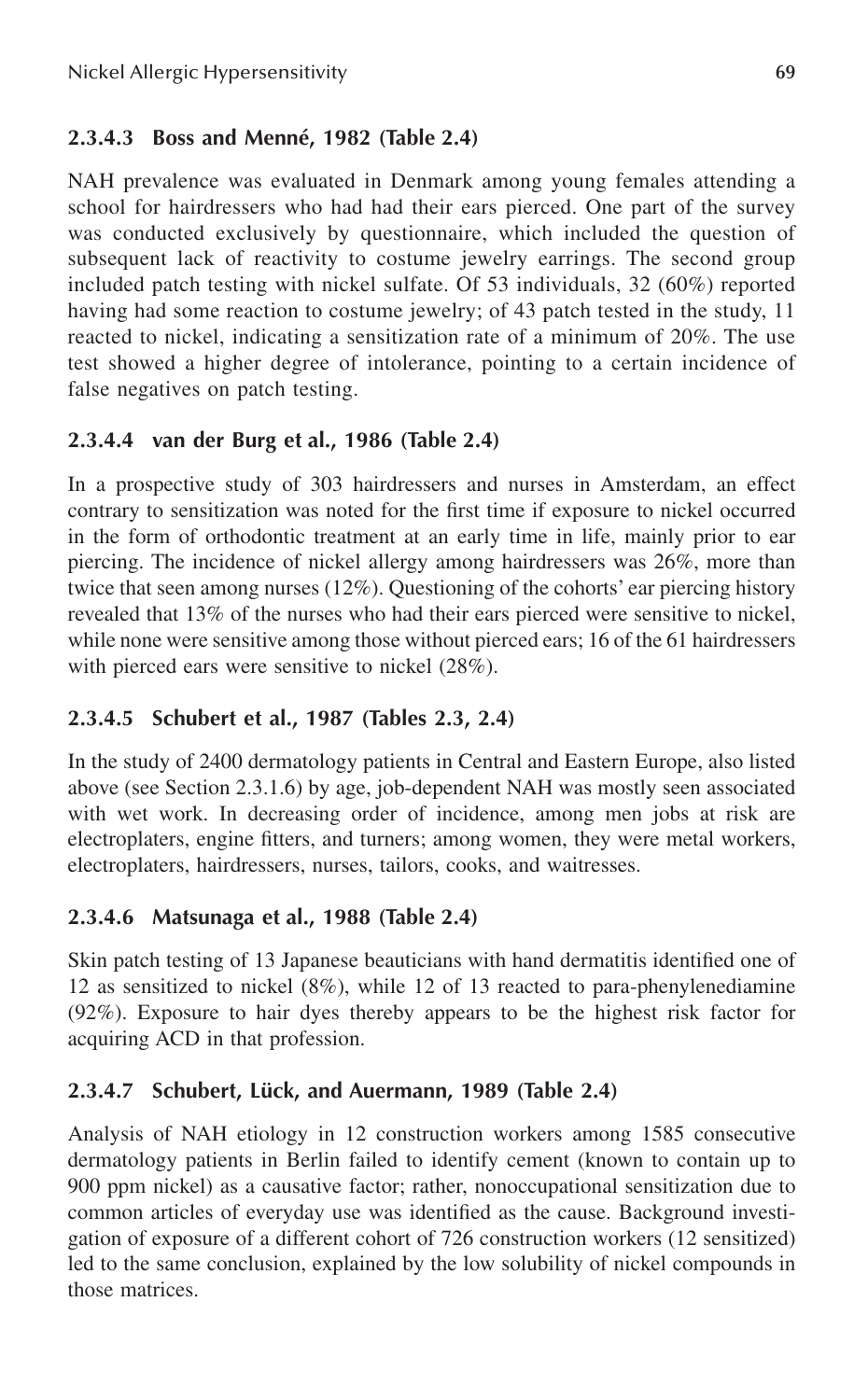#### 2.3.4.3 Boss and Menné, 1982 (Table 2.4)

NAH prevalence was evaluated in Denmark among young females attending a school for hairdressers who had had their ears pierced. One part of the survey was conducted exclusively by questionnaire, which included the question of subsequent lack of reactivity to costume jewelry earrings. The second group included patch testing with nickel sulfate. Of 53 individuals, 32 (60%) reported having had some reaction to costume jewelry; of 43 patch tested in the study, 11 reacted to nickel, indicating a sensitization rate of a minimum of 20%. The use test showed a higher degree of intolerance, pointing to a certain incidence of false negatives on patch testing.

#### 2.3.4.4 van der Burg et al., 1986 (Table 2.4)

In a prospective study of 303 hairdressers and nurses in Amsterdam, an effect contrary to sensitization was noted for the first time if exposure to nickel occurred in the form of orthodontic treatment at an early time in life, mainly prior to ear piercing. The incidence of nickel allergy among hairdressers was 26%, more than twice that seen among nurses (12%). Questioning of the cohorts' ear piercing history revealed that 13% of the nurses who had their ears pierced were sensitive to nickel, while none were sensitive among those without pierced ears; 16 of the 61 hairdressers with pierced ears were sensitive to nickel (28%).

#### 2.3.4.5 Schubert et al., 1987 (Tables 2.3, 2.4)

In the study of 2400 dermatology patients in Central and Eastern Europe, also listed above (see Section 2.3.1.6) by age, job-dependent NAH was mostly seen associated with wet work. In decreasing order of incidence, among men jobs at risk are electroplaters, engine fitters, and turners; among women, they were metal workers, electroplaters, hairdressers, nurses, tailors, cooks, and waitresses.

#### 2.3.4.6 Matsunaga et al., 1988 (Table 2.4)

Skin patch testing of 13 Japanese beauticians with hand dermatitis identified one of 12 as sensitized to nickel (8%), while 12 of 13 reacted to para-phenylenediamine (92%). Exposure to hair dyes thereby appears to be the highest risk factor for acquiring ACD in that profession.

#### 2.3.4.7 Schubert, Lück, and Auermann, 1989 (Table 2.4)

Analysis of NAH etiology in 12 construction workers among 1585 consecutive dermatology patients in Berlin failed to identify cement (known to contain up to 900 ppm nickel) as a causative factor; rather, nonoccupational sensitization due to common articles of everyday use was identified as the cause. Background investigation of exposure of a different cohort of 726 construction workers (12 sensitized) led to the same conclusion, explained by the low solubility of nickel compounds in those matrices.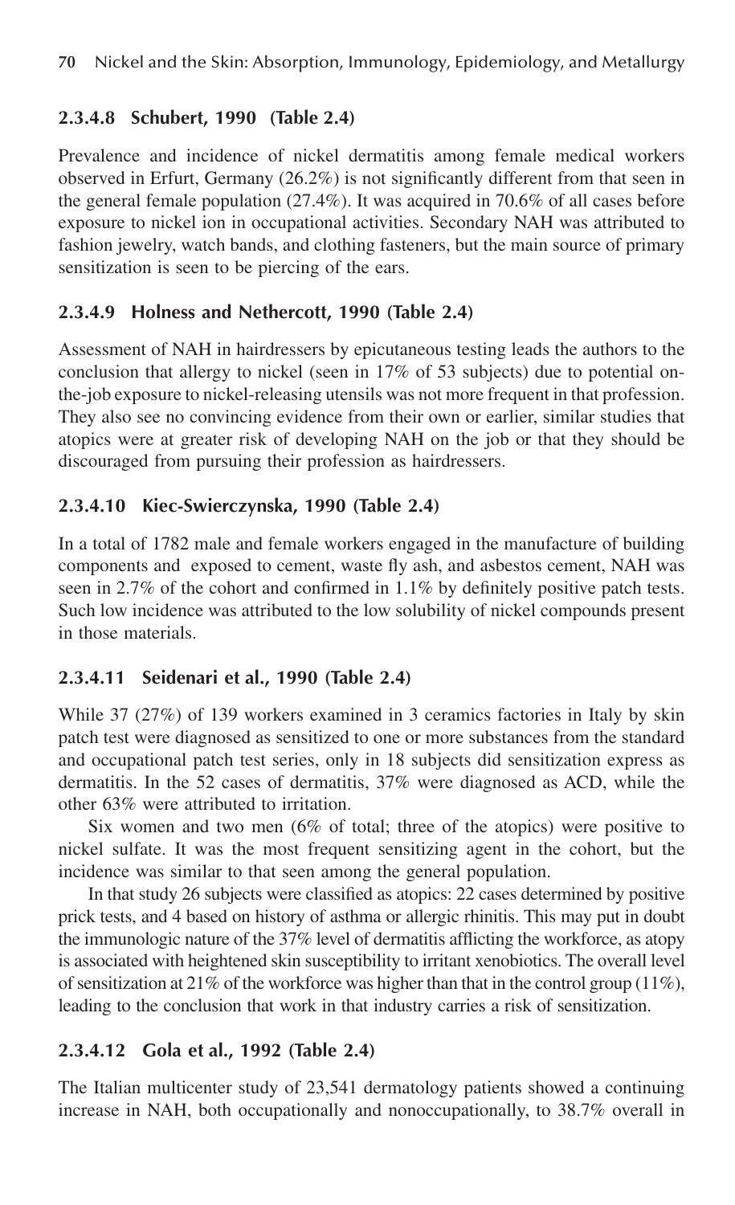#### 2.3.4.8 Schubert, 1990 (Table 2.4)

Prevalence and incidence of nickel dermatitis among female medical workers observed in Erfurt, Germany (26.2%) is not significantly different from that seen in the general female population (27.4%). It was acquired in 70.6% of all cases before exposure to nickel ion in occupational activities. Secondary NAH was attributed to fashion jewelry, watch bands, and clothing fasteners, but the main source of primary sensitization is seen to be piercing of the ears.

#### 2.3.4.9 Holness and Nethercott, 1990 (Table 2.4)

Assessment of NAH in hairdressers by epicutaneous testing leads the authors to the conclusion that allergy to nickel (seen in 17% of 53 subjects) due to potential on-the-job exposure to nickel-releasing utensils was not more frequent in that profession. They also see no convincing evidence from their own or earlier, similar studies that atopics were at greater risk of developing NAH on the job or that they should be discouraged from pursuing their profession as hairdressers.

#### 2.3.4.10 Kiec-Swierczynska, 1990 (Table 2.4)

In a total of 1782 male and female workers engaged in the manufacture of building components and exposed to cement, waste fly ash, and asbestos cement, NAH was seen in 2.7% of the cohort and confirmed in 1.1% by definitely positive patch tests. Such low incidence was attributed to the low solubility of nickel compounds present in those materials.

#### 2.3.4.11 Seidenari et al., 1990 (Table 2.4)

While 37 (27%) of 139 workers examined in 3 ceramics factories in Italy by skin patch test were diagnosed as sensitized to one or more substances from the standard and occupational patch test series, only in 18 subjects did sensitization express as dermatitis. In the 52 cases of dermatitis, 37% were diagnosed as ACD, while the other 63% were attributed to irritation.

Six women and two men (6% of total; three of the atopics) were positive to nickel sulfate. It was the most frequent sensitizing agent in the cohort, but the incidence was similar to that seen among the general population.

In that study 26 subjects were classified as atopics: 22 cases determined by positive prick tests, and 4 based on history of asthma or allergic rhinitis. This may put in doubt the immunologic nature of the 37% level of dermatitis afflicting the workforce, as atopy is associated with heightened skin susceptibility to irritant xenobiotics. The overall level of sensitization at 21% of the workforce was higher than that in the control group (11%), leading to the conclusion that work in that industry carries a risk of sensitization.

#### 2.3.4.12 Gola et al., 1992 (Table 2.4)

The Italian multicenter study of 23,541 dermatology patients showed a continuing increase in NAH, both occupationally and nonoccupationally, to 38.7% overall in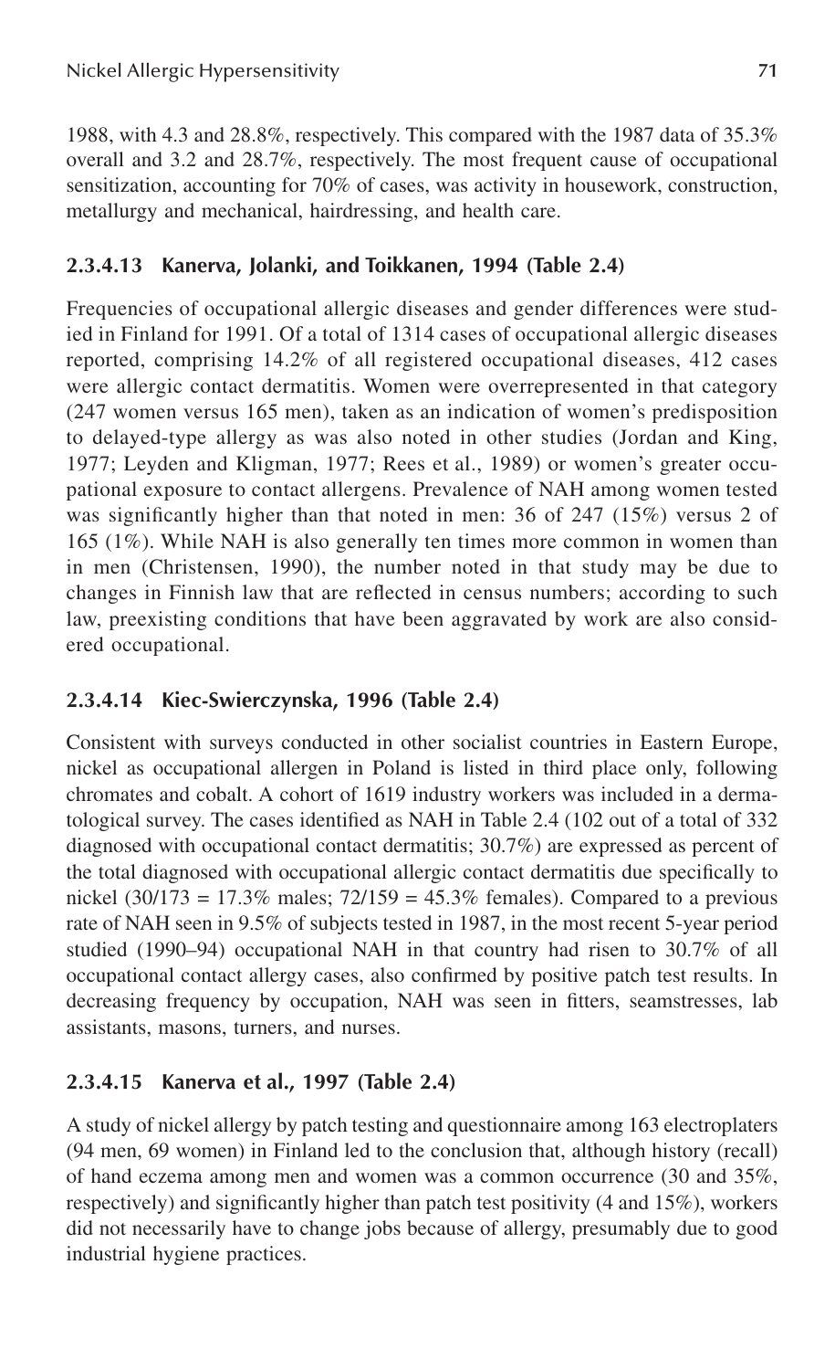1988, with 4.3 and 28.8%, respectively. This compared with the 1987 data of 35.3% overall and 3.2 and 28.7%, respectively. The most frequent cause of occupational sensitization, accounting for 70% of cases, was activity in housework, construction, metallurgy and mechanical, hairdressing, and health care.

### 2.3.4.13 Kanerva, Jolanki, and Toikkanen, 1994 (Table 2.4)

Frequencies of occupational allergic diseases and gender differences were studied in Finland for 1991. Of a total of 1314 cases of occupational allergic diseases reported, comprising 14.2% of all registered occupational diseases, 412 cases were allergic contact dermatitis. Women were overrepresented in that category (247 women versus 165 men), taken as an indication of women's predisposition to delayed-type allergy as was also noted in other studies (Jordan and King, 1977; Leyden and Kligman, 1977; Rees et al., 1989) or women's greater occupational exposure to contact allergens. Prevalence of NAH among women tested was significantly higher than that noted in men: 36 of 247 (15%) versus 2 of 165 (1%). While NAH is also generally ten times more common in women than in men (Christensen, 1990), the number noted in that study may be due to changes in Finnish law that are reflected in census numbers; according to such law, preexisting conditions that have been aggravated by work are also considered occupational.

### 2.3.4.14 Kiec-Swierczynska, 1996 (Table 2.4)

Consistent with surveys conducted in other socialist countries in Eastern Europe, nickel as occupational allergen in Poland is listed in third place only, following chromates and cobalt. A cohort of 1619 industry workers was included in a dermatological survey. The cases identified as NAH in Table 2.4 (102 out of a total of 332 diagnosed with occupational contact dermatitis; 30.7%) are expressed as percent of the total diagnosed with occupational allergic contact dermatitis due specifically to nickel (30/173 = 17.3% males; 72/159 = 45.3% females). Compared to a previous rate of NAH seen in 9.5% of subjects tested in 1987, in the most recent 5-year period studied (1990–94) occupational NAH in that country had risen to 30.7% of all occupational contact allergy cases, also confirmed by positive patch test results. In decreasing frequency by occupation, NAH was seen in fitters, seamstresses, lab assistants, masons, turners, and nurses.

### 2.3.4.15 Kanerva et al., 1997 (Table 2.4)

A study of nickel allergy by patch testing and questionnaire among 163 electroplaters (94 men, 69 women) in Finland led to the conclusion that, although history (recall) of hand eczema among men and women was a common occurrence (30 and 35%, respectively) and significantly higher than patch test positivity (4 and 15%), workers did not necessarily have to change jobs because of allergy, presumably due to good industrial hygiene practices.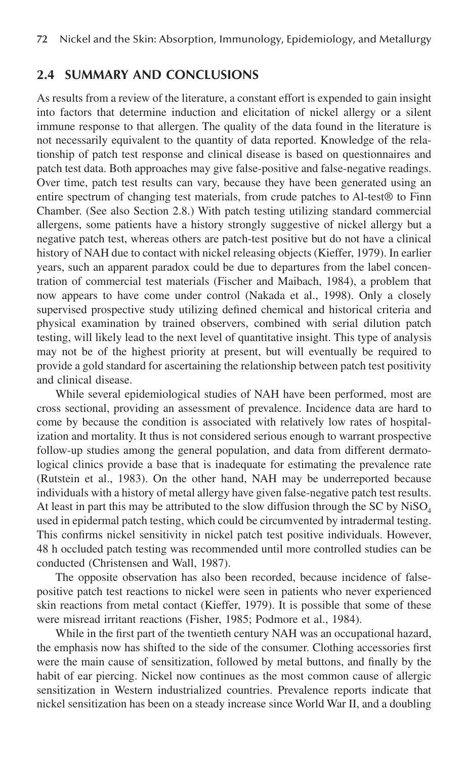## 2.4 SUMMARY AND CONCLUSIONS

As results from a review of the literature, a constant effort is expended to gain insight into factors that determine induction and elicitation of nickel allergy or a silent immune response to that allergen. The quality of the data found in the literature is not necessarily equivalent to the quantity of data reported. Knowledge of the relationship of patch test response and clinical disease is based on questionnaires and patch test data. Both approaches may give false-positive and false-negative readings. Over time, patch test results can vary, because they have been generated using an entire spectrum of changing test materials, from crude patches to Al-test® to Finn Chamber. (See also Section 2.8.) With patch testing utilizing standard commercial allergens, some patients have a history strongly suggestive of nickel allergy but a negative patch test, whereas others are patch-test positive but do not have a clinical history of NAH due to contact with nickel releasing objects (Kieffer, 1979). In earlier years, such an apparent paradox could be due to departures from the label concentration of commercial test materials (Fischer and Maibach, 1984), a problem that now appears to have come under control (Nakada et al., 1998). Only a closely supervised prospective study utilizing defined chemical and historical criteria and physical examination by trained observers, combined with serial dilution patch testing, will likely lead to the next level of quantitative insight. This type of analysis may not be of the highest priority at present, but will eventually be required to provide a gold standard for ascertaining the relationship between patch test positivity and clinical disease.

While several epidemiological studies of NAH have been performed, most are cross sectional, providing an assessment of prevalence. Incidence data are hard to come by because the condition is associated with relatively low rates of hospitalization and mortality. It thus is not considered serious enough to warrant prospective follow-up studies among the general population, and data from different dermatological clinics provide a base that is inadequate for estimating the prevalence rate (Rutstein et al., 1983). On the other hand, NAH may be underreported because individuals with a history of metal allergy have given false-negative patch test results. At least in part this may be attributed to the slow diffusion through the SC by $NiSO_4$ used in epidermal patch testing, which could be circumvented by intradermal testing. This confirms nickel sensitivity in nickel patch test positive individuals. However, 48 h occluded patch testing was recommended until more controlled studies can be conducted (Christensen and Wall, 1987).

The opposite observation has also been recorded, because incidence of false-positive patch test reactions to nickel were seen in patients who never experienced skin reactions from metal contact (Kieffer, 1979). It is possible that some of these were misread irritant reactions (Fisher, 1985; Podmore et al., 1984).

While in the first part of the twentieth century NAH was an occupational hazard, the emphasis now has shifted to the side of the consumer. Clothing accessories first were the main cause of sensitization, followed by metal buttons, and finally by the habit of ear piercing. Nickel now continues as the most common cause of allergic sensitization in Western industrialized countries. Prevalence reports indicate that nickel sensitization has been on a steady increase since World War II, and a doubling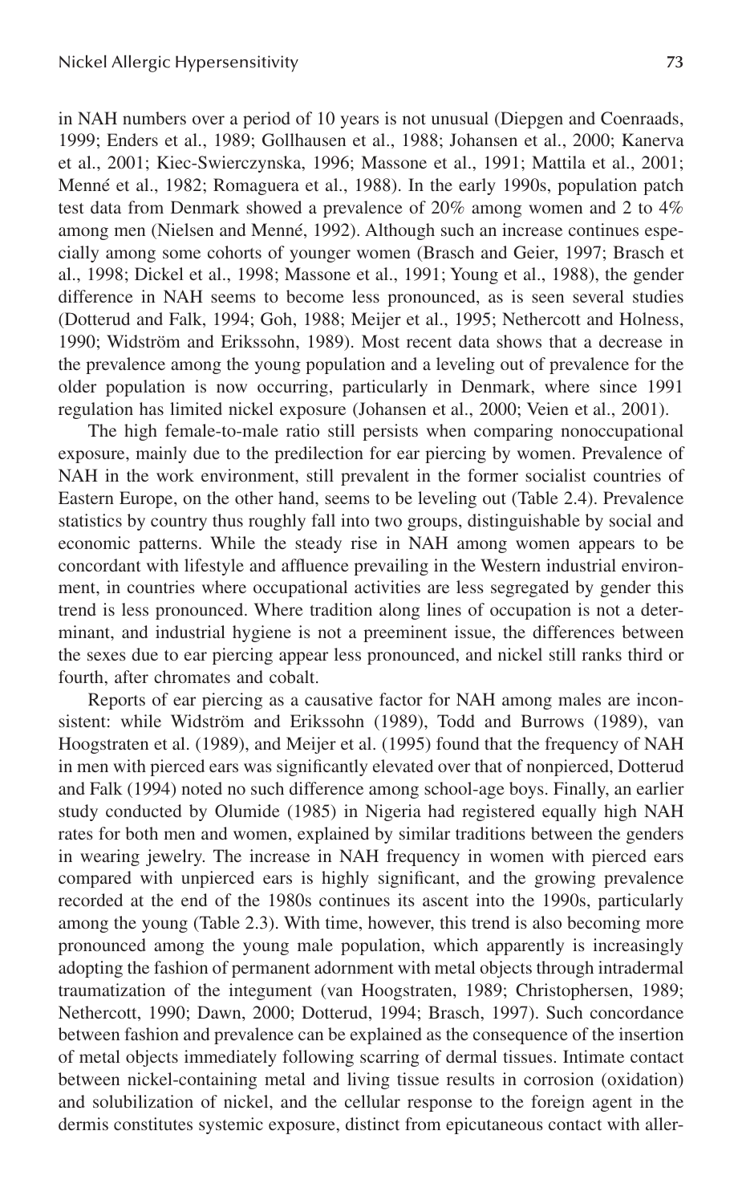in NAH numbers over a period of 10 years is not unusual (Diepgen and Coenraads, 1999; Enders et al., 1989; Gollhausen et al., 1988; Johansen et al., 2000; Kanerva et al., 2001; Kiec-Swierczynska, 1996; Massone et al., 1991; Mattila et al., 2001; Menné et al., 1982; Romaguera et al., 1988). In the early 1990s, population patch test data from Denmark showed a prevalence of 20% among women and 2 to 4% among men (Nielsen and Menné, 1992). Although such an increase continues especially among some cohorts of younger women (Brasch and Geier, 1997; Brasch et al., 1998; Dickel et al., 1998; Massone et al., 1991; Young et al., 1988), the gender difference in NAH seems to become less pronounced, as is seen several studies (Dotterud and Falk, 1994; Goh, 1988; Meijer et al., 1995; Nethercott and Holness, 1990; Widström and Erikssohn, 1989). Most recent data shows that a decrease in the prevalence among the young population and a leveling out of prevalence for the older population is now occurring, particularly in Denmark, where since 1991 regulation has limited nickel exposure (Johansen et al., 2000; Veien et al., 2001).

The high female-to-male ratio still persists when comparing nonoccupational exposure, mainly due to the predilection for ear piercing by women. Prevalence of NAH in the work environment, still prevalent in the former socialist countries of Eastern Europe, on the other hand, seems to be leveling out (Table 2.4). Prevalence statistics by country thus roughly fall into two groups, distinguishable by social and economic patterns. While the steady rise in NAH among women appears to be concordant with lifestyle and affluence prevailing in the Western industrial environment, in countries where occupational activities are less segregated by gender this trend is less pronounced. Where tradition along lines of occupation is not a determinant, and industrial hygiene is not a preeminent issue, the differences between the sexes due to ear piercing appear less pronounced, and nickel still ranks third or fourth, after chromates and cobalt.

Reports of ear piercing as a causative factor for NAH among males are inconsistent: while Widström and Erikssohn (1989), Todd and Burrows (1989), van Hoogstraten et al. (1989), and Meijer et al. (1995) found that the frequency of NAH in men with pierced ears was significantly elevated over that of nonpierced, Dotterud and Falk (1994) noted no such difference among school-age boys. Finally, an earlier study conducted by Olumide (1985) in Nigeria had registered equally high NAH rates for both men and women, explained by similar traditions between the genders in wearing jewelry. The increase in NAH frequency in women with pierced ears compared with unpierced ears is highly significant, and the growing prevalence recorded at the end of the 1980s continues its ascent into the 1990s, particularly among the young (Table 2.3). With time, however, this trend is also becoming more pronounced among the young male population, which apparently is increasingly adopting the fashion of permanent adornment with metal objects through intradermal traumatization of the integument (van Hoogstraten, 1989; Christophersen, 1989; Nethercott, 1990; Dawn, 2000; Dotterud, 1994; Brasch, 1997). Such concordance between fashion and prevalence can be explained as the consequence of the insertion of metal objects immediately following scarring of dermal tissues. Intimate contact between nickel-containing metal and living tissue results in corrosion (oxidation) and solubilization of nickel, and the cellular response to the foreign agent in the dermis constitutes systemic exposure, distinct from epicutaneous contact with aller-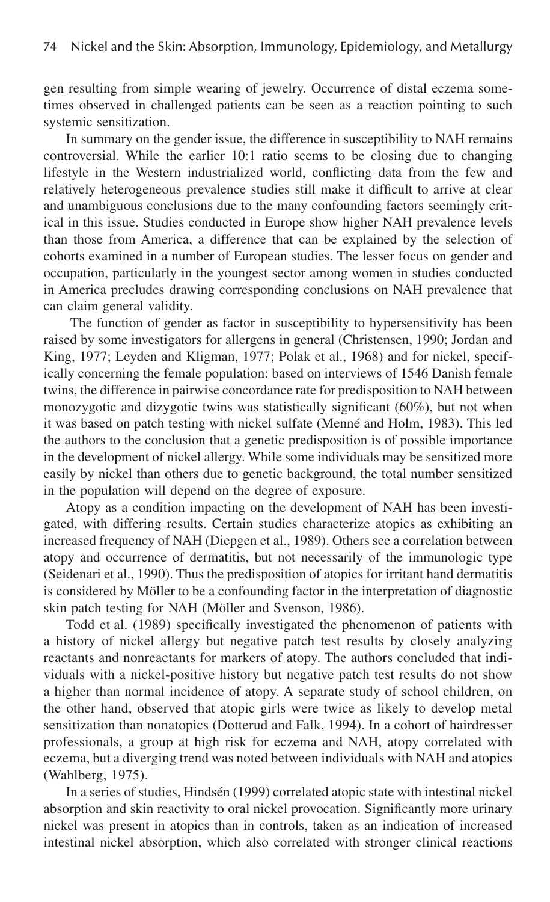gen resulting from simple wearing of jewelry. Occurrence of distal eczema sometimes observed in challenged patients can be seen as a reaction pointing to such systemic sensitization.

In summary on the gender issue, the difference in susceptibility to NAH remains controversial. While the earlier 10:1 ratio seems to be closing due to changing lifestyle in the Western industrialized world, conflicting data from the few and relatively heterogeneous prevalence studies still make it difficult to arrive at clear and unambiguous conclusions due to the many confounding factors seemingly critical in this issue. Studies conducted in Europe show higher NAH prevalence levels than those from America, a difference that can be explained by the selection of cohorts examined in a number of European studies. The lesser focus on gender and occupation, particularly in the youngest sector among women in studies conducted in America precludes drawing corresponding conclusions on NAH prevalence that can claim general validity.

The function of gender as factor in susceptibility to hypersensitivity has been raised by some investigators for allergens in general (Christensen, 1990; Jordan and King, 1977; Leyden and Kligman, 1977; Polak et al., 1968) and for nickel, specifically concerning the female population: based on interviews of 1546 Danish female twins, the difference in pairwise concordance rate for predisposition to NAH between monozygotic and dizygotic twins was statistically significant (60%), but not when it was based on patch testing with nickel sulfate (Menné and Holm, 1983). This led the authors to the conclusion that a genetic predisposition is of possible importance in the development of nickel allergy. While some individuals may be sensitized more easily by nickel than others due to genetic background, the total number sensitized in the population will depend on the degree of exposure.

Atopy as a condition impacting on the development of NAH has been investigated, with differing results. Certain studies characterize atopics as exhibiting an increased frequency of NAH (Diepgen et al., 1989). Others see a correlation between atopy and occurrence of dermatitis, but not necessarily of the immunologic type (Seidenari et al., 1990). Thus the predisposition of atopics for irritant hand dermatitis is considered by Möller to be a confounding factor in the interpretation of diagnostic skin patch testing for NAH (Möller and Svenson, 1986).

Todd et al. (1989) specifically investigated the phenomenon of patients with a history of nickel allergy but negative patch test results by closely analyzing reactants and nonreactants for markers of atopy. The authors concluded that individuals with a nickel-positive history but negative patch test results do not show a higher than normal incidence of atopy. A separate study of school children, on the other hand, observed that atopic girls were twice as likely to develop metal sensitization than nonatopics (Dotterud and Falk, 1994). In a cohort of hairdresser professionals, a group at high risk for eczema and NAH, atopy correlated with eczema, but a diverging trend was noted between individuals with NAH and atopics (Wahlberg, 1975).

In a series of studies, Hindsén (1999) correlated atopic state with intestinal nickel absorption and skin reactivity to oral nickel provocation. Significantly more urinary nickel was present in atopics than in controls, taken as an indication of increased intestinal nickel absorption, which also correlated with stronger clinical reactions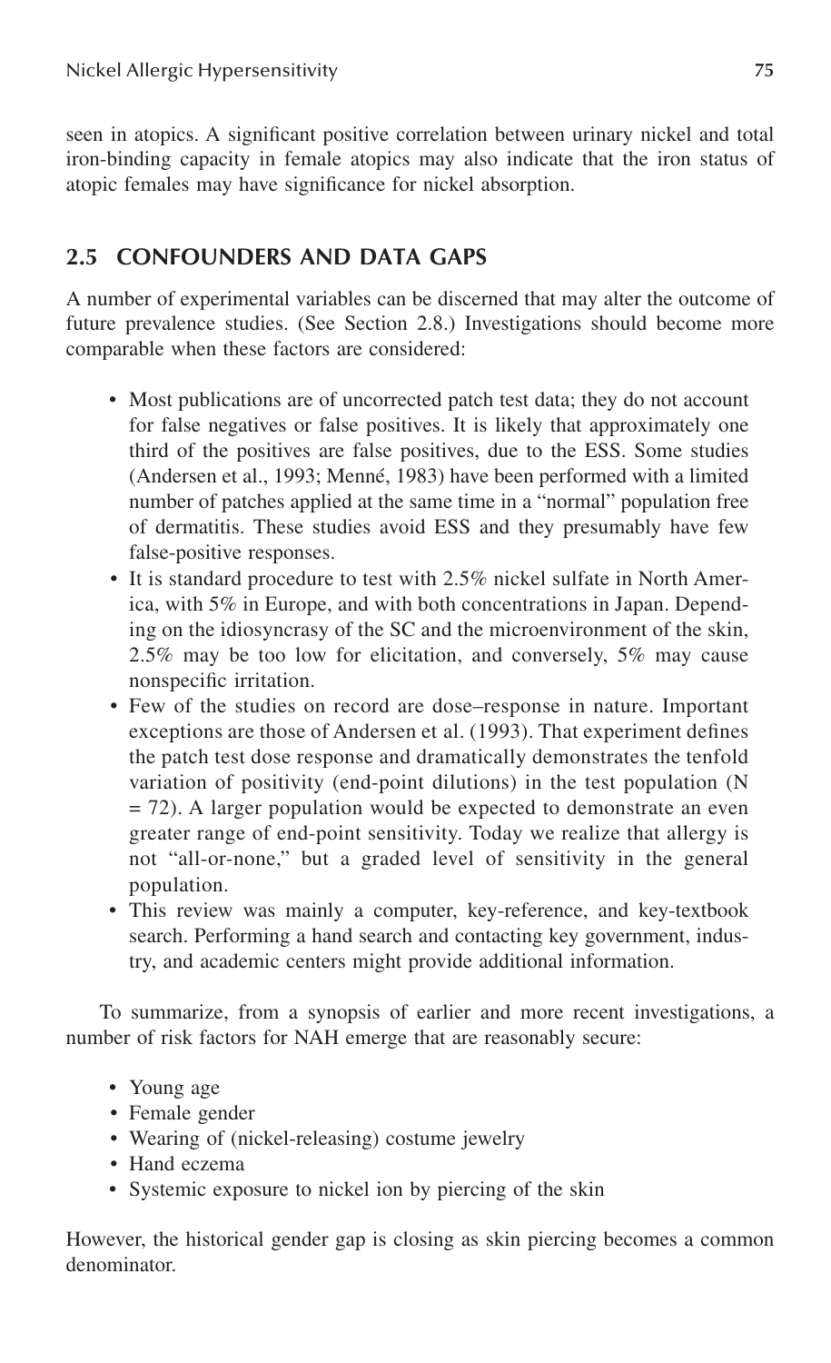seen in atopics. A significant positive correlation between urinary nickel and total iron-binding capacity in female atopics may also indicate that the iron status of atopic females may have significance for nickel absorption.

## 2.5 CONFOUNDERS AND DATA GAPS

A number of experimental variables can be discerned that may alter the outcome of future prevalence studies. (See Section 2.8.) Investigations should become more comparable when these factors are considered:

- Most publications are of uncorrected patch test data; they do not account for false negatives or false positives. It is likely that approximately one third of the positives are false positives, due to the ESS. Some studies (Andersen et al., 1993; Menné, 1983) have been performed with a limited number of patches applied at the same time in a "normal" population free of dermatitis. These studies avoid ESS and they presumably have few false-positive responses.
- It is standard procedure to test with 2.5% nickel sulfate in North America, with 5% in Europe, and with both concentrations in Japan. Depending on the idiosyncrasy of the SC and the microenvironment of the skin, 2.5% may be too low for elicitation, and conversely, 5% may cause nonspecific irritation.
- Few of the studies on record are dose–response in nature. Important exceptions are those of Andersen et al. (1993). That experiment defines the patch test dose response and dramatically demonstrates the tenfold variation of positivity (end-point dilutions) in the test population (N = 72). A larger population would be expected to demonstrate an even greater range of end-point sensitivity. Today we realize that allergy is not "all-or-none," but a graded level of sensitivity in the general population.
- This review was mainly a computer, key-reference, and key-textbook search. Performing a hand search and contacting key government, industry, and academic centers might provide additional information.

To summarize, from a synopsis of earlier and more recent investigations, a number of risk factors for NAH emerge that are reasonably secure:

- Young age
- Female gender
- Wearing of (nickel-releasing) costume jewelry
- Hand eczema
- Systemic exposure to nickel ion by piercing of the skin

However, the historical gender gap is closing as skin piercing becomes a common denominator.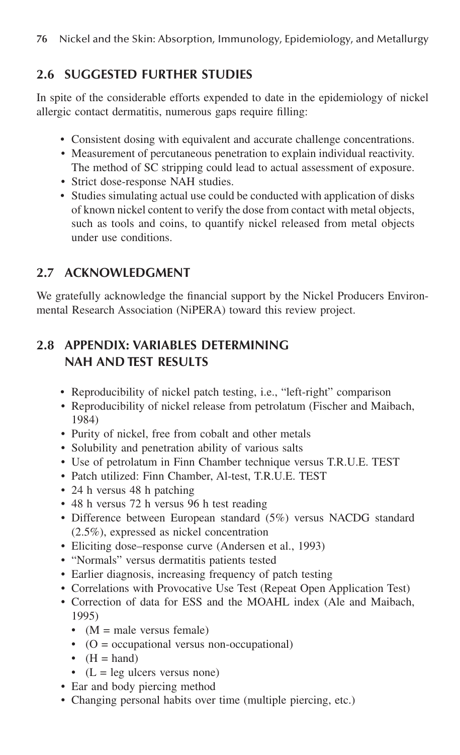## 2.6 SUGGESTED FURTHER STUDIES

In spite of the considerable efforts expended to date in the epidemiology of nickel allergic contact dermatitis, numerous gaps require filling:

- Consistent dosing with equivalent and accurate challenge concentrations.
- Measurement of percutaneous penetration to explain individual reactivity. The method of SC stripping could lead to actual assessment of exposure.
- Strict dose-response NAH studies.
- Studies simulating actual use could be conducted with application of disks of known nickel content to verify the dose from contact with metal objects, such as tools and coins, to quantify nickel released from metal objects under use conditions.

## 2.7 ACKNOWLEDGMENT

We gratefully acknowledge the financial support by the Nickel Producers Environmental Research Association (NiPERA) toward this review project.

## 2.8 APPENDIX: VARIABLES DETERMINING NAH AND TEST RESULTS

- Reproducibility of nickel patch testing, i.e., "left-right" comparison
- Reproducibility of nickel release from petrolatum (Fischer and Maibach, 1984)
- Purity of nickel, free from cobalt and other metals
- Solubility and penetration ability of various salts
- Use of petrolatum in Finn Chamber technique versus T.R.U.E. TEST
- Patch utilized: Finn Chamber, Al-test, T.R.U.E. TEST
- 24 h versus 48 h patching
- 48 h versus 72 h versus 96 h test reading
- Difference between European standard (5%) versus NACDG standard (2.5%), expressed as nickel concentration
- Eliciting dose–response curve (Andersen et al., 1993)
- "Normals" versus dermatitis patients tested
- Earlier diagnosis, increasing frequency of patch testing
- Correlations with Provocative Use Test (Repeat Open Application Test)
- Correction of data for ESS and the MOAHL index (Ale and Maibach, 1995)
  - (M = male versus female)
  - (O = occupational versus non-occupational)
  - (H = hand)
  - (L = leg ulcers versus none)
- Ear and body piercing method
- Changing personal habits over time (multiple piercing, etc.)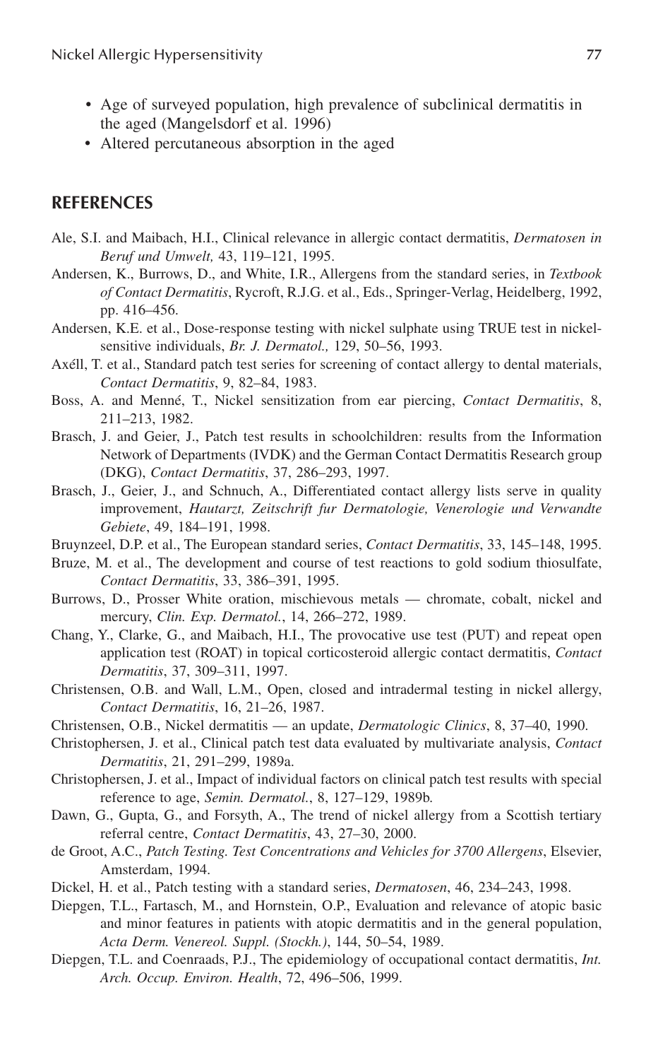- Age of surveyed population, high prevalence of subclinical dermatitis in the aged (Mangelsdorf et al. 1996)
- Altered percutaneous absorption in the aged

## REFERENCES

Ale, S.I. and Maibach, H.I., Clinical relevance in allergic contact dermatitis, *Dermatosen in Beruf und Umwelt,* 43, 119–121, 1995.

Andersen, K., Burrows, D., and White, I.R., Allergens from the standard series, in *Textbook of Contact Dermatitis*, Rycroft, R.J.G. et al., Eds., Springer-Verlag, Heidelberg, 1992, pp. 416–456.

Andersen, K.E. et al., Dose-response testing with nickel sulphate using TRUE test in nickel-sensitive individuals, *Br. J. Dermatol.,* 129, 50–56, 1993.

Axéll, T. et al., Standard patch test series for screening of contact allergy to dental materials, *Contact Dermatitis*, 9, 82–84, 1983.

Boss, A. and Menné, T., Nickel sensitization from ear piercing, *Contact Dermatitis*, 8, 211–213, 1982.

Brasch, J. and Geier, J., Patch test results in schoolchildren: results from the Information Network of Departments (IVDK) and the German Contact Dermatitis Research group (DKG), *Contact Dermatitis*, 37, 286–293, 1997.

Brasch, J., Geier, J., and Schnuch, A., Differentiated contact allergy lists serve in quality improvement, *Hautarzt, Zeitschrift fur Dermatologie, Venerologie und Verwandte Gebiete*, 49, 184–191, 1998.

Bruynzeel, D.P. et al., The European standard series, *Contact Dermatitis*, 33, 145–148, 1995.

Bruze, M. et al., The development and course of test reactions to gold sodium thiosulfate, *Contact Dermatitis*, 33, 386–391, 1995.

Burrows, D., Prosser White oration, mischievous metals — chromate, cobalt, nickel and mercury, *Clin. Exp. Dermatol.*, 14, 266–272, 1989.

Chang, Y., Clarke, G., and Maibach, H.I., The provocative use test (PUT) and repeat open application test (ROAT) in topical corticosteroid allergic contact dermatitis, *Contact Dermatitis*, 37, 309–311, 1997.

Christensen, O.B. and Wall, L.M., Open, closed and intradermal testing in nickel allergy, *Contact Dermatitis*, 16, 21–26, 1987.

Christensen, O.B., Nickel dermatitis — an update, *Dermatologic Clinics*, 8, 37–40, 1990.

Christophersen, J. et al., Clinical patch test data evaluated by multivariate analysis, *Contact Dermatitis*, 21, 291–299, 1989a.

Christophersen, J. et al., Impact of individual factors on clinical patch test results with special reference to age, *Semin. Dermatol.*, 8, 127–129, 1989b.

Dawn, G., Gupta, G., and Forsyth, A., The trend of nickel allergy from a Scottish tertiary referral centre, *Contact Dermatitis*, 43, 27–30, 2000.

de Groot, A.C., *Patch Testing. Test Concentrations and Vehicles for 3700 Allergens*, Elsevier, Amsterdam, 1994.

Dickel, H. et al., Patch testing with a standard series, *Dermatosen*, 46, 234–243, 1998.

Diepgen, T.L., Fartasch, M., and Hornstein, O.P., Evaluation and relevance of atopic basic and minor features in patients with atopic dermatitis and in the general population, *Acta Derm. Venereol. Suppl. (Stockh.)*, 144, 50–54, 1989.

Diepgen, T.L. and Coenraads, P.J., The epidemiology of occupational contact dermatitis, *Int. Arch. Occup. Environ. Health*, 72, 496–506, 1999.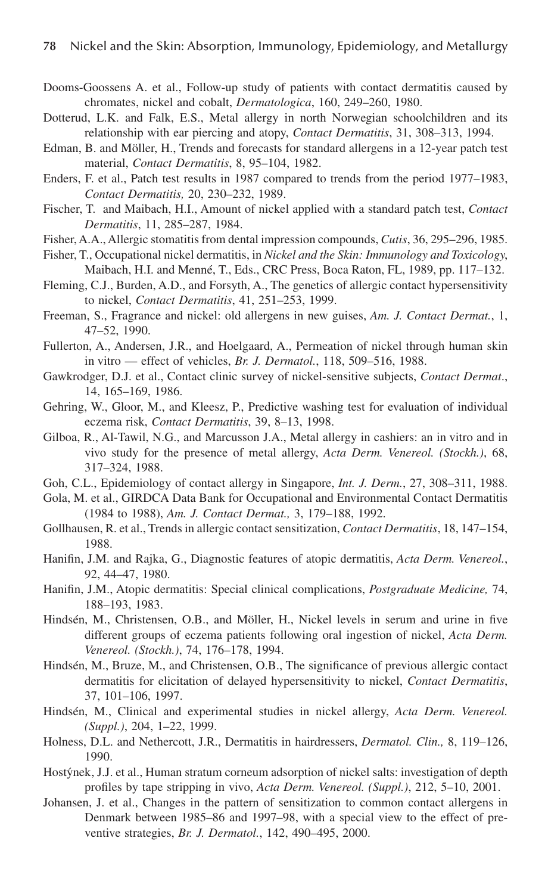Dooms-Goossens A. et al., Follow-up study of patients with contact dermatitis caused by chromates, nickel and cobalt, *Dermatologica*, 160, 249–260, 1980.

Dotterud, L.K. and Falk, E.S., Metal allergy in north Norwegian schoolchildren and its relationship with ear piercing and atopy, *Contact Dermatitis*, 31, 308–313, 1994.

Edman, B. and Möller, H., Trends and forecasts for standard allergens in a 12-year patch test material, *Contact Dermatitis*, 8, 95–104, 1982.

Enders, F. et al., Patch test results in 1987 compared to trends from the period 1977–1983, *Contact Dermatitis,* 20, 230–232, 1989.

Fischer, T. and Maibach, H.I., Amount of nickel applied with a standard patch test, *Contact Dermatitis*, 11, 285–287, 1984.

Fisher, A.A., Allergic stomatitis from dental impression compounds, *Cutis*, 36, 295–296, 1985.

Fisher, T., Occupational nickel dermatitis, in *Nickel and the Skin: Immunology and Toxicology*, Maibach, H.I. and Menné, T., Eds., CRC Press, Boca Raton, FL, 1989, pp. 117–132.

Fleming, C.J., Burden, A.D., and Forsyth, A., The genetics of allergic contact hypersensitivity to nickel, *Contact Dermatitis*, 41, 251–253, 1999.

Freeman, S., Fragrance and nickel: old allergens in new guises, *Am. J. Contact Dermat.*, 1, 47–52, 1990.

Fullerton, A., Andersen, J.R., and Hoelgaard, A., Permeation of nickel through human skin in vitro — effect of vehicles, *Br. J. Dermatol.*, 118, 509–516, 1988.

Gawkrodger, D.J. et al., Contact clinic survey of nickel-sensitive subjects, *Contact Dermat*., 14, 165–169, 1986.

Gehring, W., Gloor, M., and Kleesz, P., Predictive washing test for evaluation of individual eczema risk, *Contact Dermatitis*, 39, 8–13, 1998.

Gilboa, R., Al-Tawil, N.G., and Marcusson J.A., Metal allergy in cashiers: an in vitro and in vivo study for the presence of metal allergy, *Acta Derm. Venereol. (Stockh.)*, 68, 317–324, 1988.

Goh, C.L., Epidemiology of contact allergy in Singapore, *Int. J. Derm.*, 27, 308–311, 1988.

Gola, M. et al., GIRDCA Data Bank for Occupational and Environmental Contact Dermatitis (1984 to 1988), *Am. J. Contact Dermat.,* 3, 179–188, 1992.

Gollhausen, R. et al., Trends in allergic contact sensitization, *Contact Dermatitis*, 18, 147–154, 1988.

Hanifin, J.M. and Rajka, G., Diagnostic features of atopic dermatitis, *Acta Derm. Venereol.*, 92, 44–47, 1980.

Hanifin, J.M., Atopic dermatitis: Special clinical complications, *Postgraduate Medicine,* 74, 188–193, 1983.

Hindsén, M., Christensen, O.B., and Möller, H., Nickel levels in serum and urine in five different groups of eczema patients following oral ingestion of nickel, *Acta Derm. Venereol. (Stockh.)*, 74, 176–178, 1994.

Hindsén, M., Bruze, M., and Christensen, O.B., The significance of previous allergic contact dermatitis for elicitation of delayed hypersensitivity to nickel, *Contact Dermatitis*, 37, 101–106, 1997.

Hindsén, M., Clinical and experimental studies in nickel allergy, *Acta Derm. Venereol. (Suppl.)*, 204, 1–22, 1999.

Holness, D.L. and Nethercott, J.R., Dermatitis in hairdressers, *Dermatol. Clin.,* 8, 119–126, 1990.

Hostýnek, J.J. et al., Human stratum corneum adsorption of nickel salts: investigation of depth profiles by tape stripping in vivo, *Acta Derm. Venereol. (Suppl.)*, 212, 5–10, 2001.

Johansen, J. et al., Changes in the pattern of sensitization to common contact allergens in Denmark between 1985–86 and 1997–98, with a special view to the effect of preventive strategies, *Br. J. Dermatol.*, 142, 490–495, 2000.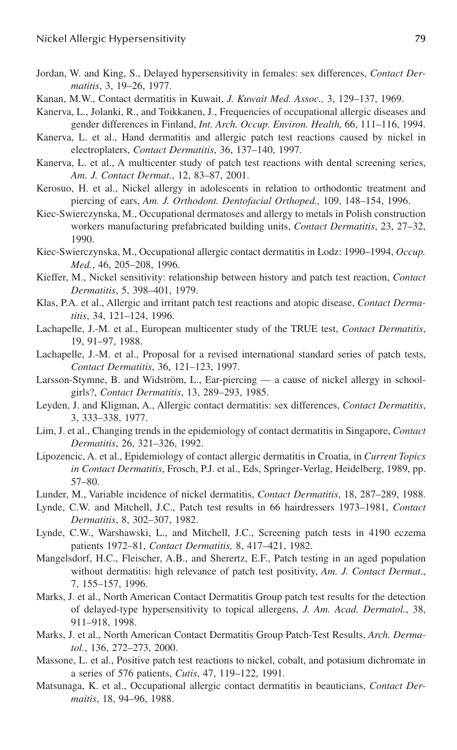Jordan, W. and King, S., Delayed hypersensitivity in females: sex differences, *Contact Dermatitis*, 3, 19–26, 1977.

Kanan, M.W., Contact dermatitis in Kuwait, *J. Kuwait Med. Assoc.,* 3, 129–137, 1969.

Kanerva, L., Jolanki, R., and Toikkanen, J., Frequencies of occupational allergic diseases and gender differences in Finland, *Int. Arch. Occup. Environ. Health,* 66, 111–116, 1994.

Kanerva, L. et al., Hand dermatitis and allergic patch test reactions caused by nickel in electroplaters, *Contact Dermatitis*, 36, 137–140, 1997.

Kanerva, L. et al., A multicenter study of patch test reactions with dental screening series, *Am. J. Contact Dermat.*, 12, 83–87, 2001.

Kerosuo, H. et al., Nickel allergy in adolescents in relation to orthodontic treatment and piercing of ears, *Am. J. Orthodont. Dentofacial Orthoped.,* 109, 148–154, 1996.

Kiec-Swierczynska, M., Occupational dermatoses and allergy to metals in Polish construction workers manufacturing prefabricated building units, *Contact Dermatitis*, 23, 27–32, 1990.

Kiec-Swierczynska, M., Occupational allergic contact dermatitis in Lodz: 1990–1994, *Occup. Med.*, 46, 205–208, 1996.

Kieffer, M., Nickel sensitivity: relationship between history and patch test reaction, *Contact Dermatitis*, 5, 398–401, 1979.

Klas, P.A. et al., Allergic and irritant patch test reactions and atopic disease, *Contact Dermatitis*, 34, 121–124, 1996.

Lachapelle, J.-M. et al., European multicenter study of the TRUE test, *Contact Dermatitis*, 19, 91–97, 1988.

Lachapelle, J.-M. et al., Proposal for a revised international standard series of patch tests, *Contact Dermatitis*, 36, 121–123, 1997.

Larsson-Stymne, B. and Widström, L., Ear-piercing — a cause of nickel allergy in schoolgirls?, *Contact Dermatitis*, 13, 289–293, 1985.

Leyden, J. and Kligman, A., Allergic contact dermatitis: sex differences, *Contact Dermatitis*, 3, 333–338, 1977.

Lim, J. et al., Changing trends in the epidemiology of contact dermatitis in Singapore, *Contact Dermatitis*, 26, 321–326, 1992.

Lipozencic, A. et al., Epidemiology of contact allergic dermatitis in Croatia, in *Current Topics in Contact Dermatitis*, Frosch, P.J. et al., Eds, Springer-Verlag, Heidelberg, 1989, pp. 57–80.

Lunder, M., Variable incidence of nickel dermatitis, *Contact Dermatitis*, 18, 287–289, 1988.

Lynde, C.W. and Mitchell, J.C., Patch test results in 66 hairdressers 1973–1981, *Contact Dermatitis*, 8, 302–307, 1982.

Lynde, C.W., Warshawski, L., and Mitchell, J.C., Screening patch tests in 4190 eczema patients 1972–81, *Contact Dermatitis,* 8, 417–421, 1982.

Mangelsdorf, H.C., Fleischer, A.B., and Sherertz, E.F., Patch testing in an aged population without dermatitis: high relevance of patch test positivity, *Am. J. Contact Dermat.*, 7, 155–157, 1996.

Marks, J. et al., North American Contact Dermatitis Group patch test results for the detection of delayed-type hypersensitivity to topical allergens, *J. Am. Acad. Dermatol.*, 38, 911–918, 1998.

Marks, J. et al., North American Contact Dermatitis Group Patch-Test Results, *Arch. Dermatol.*, 136, 272–273, 2000.

Massone, L. et al., Positive patch test reactions to nickel, cobalt, and potasium dichromate in a series of 576 patients, *Cutis*, 47, 119–122, 1991.

Matsunaga, K. et al., Occupational allergic contact dermatitis in beauticians, *Contact Dermaitis*, 18, 94–96, 1988.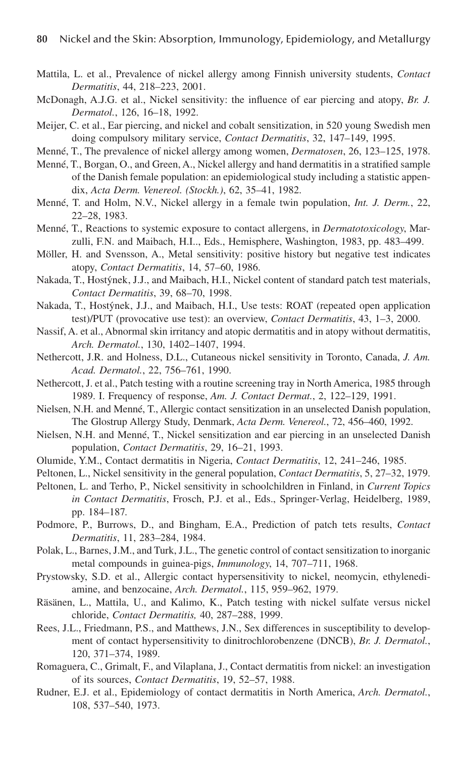Mattila, L. et al., Prevalence of nickel allergy among Finnish university students, *Contact Dermatitis*, 44, 218–223, 2001.

McDonagh, A.J.G. et al., Nickel sensitivity: the influence of ear piercing and atopy, *Br. J. Dermatol.*, 126, 16–18, 1992.

Meijer, C. et al., Ear piercing, and nickel and cobalt sensitization, in 520 young Swedish men doing compulsory military service, *Contact Dermatitis*, 32, 147–149, 1995.

Menné, T., The prevalence of nickel allergy among women, *Dermatosen*, 26, 123–125, 1978.

Menné, T., Borgan, O., and Green, A., Nickel allergy and hand dermatitis in a stratified sample of the Danish female population: an epidemiological study including a statistic appendix, *Acta Derm. Venereol. (Stockh.)*, 62, 35–41, 1982.

Menné, T. and Holm, N.V., Nickel allergy in a female twin population, *Int. J. Derm.*, 22, 22–28, 1983.

Menné, T., Reactions to systemic exposure to contact allergens, in *Dermatotoxicology*, Marzulli, F.N. and Maibach, H.I.., Eds., Hemisphere, Washington, 1983, pp. 483–499.

Möller, H. and Svensson, A., Metal sensitivity: positive history but negative test indicates atopy, *Contact Dermatitis*, 14, 57–60, 1986.

Nakada, T., Hostýnek, J.J., and Maibach, H.I., Nickel content of standard patch test materials, *Contact Dermatitis*, 39, 68–70, 1998.

Nakada, T., Hostýnek, J.J., and Maibach, H.I., Use tests: ROAT (repeated open application test)/PUT (provocative use test): an overview, *Contact Dermatitis*, 43, 1–3, 2000.

Nassif, A. et al., Abnormal skin irritancy and atopic dermatitis and in atopy without dermatitis, *Arch. Dermatol.*, 130, 1402–1407, 1994.

Nethercott, J.R. and Holness, D.L., Cutaneous nickel sensitivity in Toronto, Canada, *J. Am. Acad. Dermatol.*, 22, 756–761, 1990.

Nethercott, J. et al., Patch testing with a routine screening tray in North America, 1985 through 1989. I. Frequency of response, *Am. J. Contact Dermat.*, 2, 122–129, 1991.

Nielsen, N.H. and Menné, T., Allergic contact sensitization in an unselected Danish population, The Glostrup Allergy Study, Denmark, *Acta Derm. Venereol.*, 72, 456–460, 1992.

Nielsen, N.H. and Menné, T., Nickel sensitization and ear piercing in an unselected Danish population, *Contact Dermatitis*, 29, 16–21, 1993.

Olumide, Y.M., Contact dermatitis in Nigeria, *Contact Dermatitis*, 12, 241–246, 1985.

Peltonen, L., Nickel sensitivity in the general population, *Contact Dermatitis*, 5, 27–32, 1979.

Peltonen, L. and Terho, P., Nickel sensitivity in schoolchildren in Finland, in *Current Topics in Contact Dermatitis*, Frosch, P.J. et al., Eds., Springer-Verlag, Heidelberg, 1989, pp. 184–187.

Podmore, P., Burrows, D., and Bingham, E.A., Prediction of patch tets results, *Contact Dermatitis*, 11, 283–284, 1984.

Polak, L., Barnes, J.M., and Turk, J.L., The genetic control of contact sensitization to inorganic metal compounds in guinea-pigs, *Immunology*, 14, 707–711, 1968.

Prystowsky, S.D. et al., Allergic contact hypersensitivity to nickel, neomycin, ethylenediamine, and benzocaine, *Arch. Dermatol.*, 115, 959–962, 1979.

Räsänen, L., Mattila, U., and Kalimo, K., Patch testing with nickel sulfate versus nickel chloride, *Contact Dermatitis,* 40, 287–288, 1999.

Rees, J.L., Friedmann, P.S., and Matthews, J.N., Sex differences in susceptibility to development of contact hypersensitivity to dinitrochlorobenzene (DNCB), *Br. J. Dermatol.*, 120, 371–374, 1989.

Romaguera, C., Grimalt, F., and Vilaplana, J., Contact dermatitis from nickel: an investigation of its sources, *Contact Dermatitis*, 19, 52–57, 1988.

Rudner, E.J. et al., Epidemiology of contact dermatitis in North America, *Arch. Dermatol.*, 108, 537–540, 1973.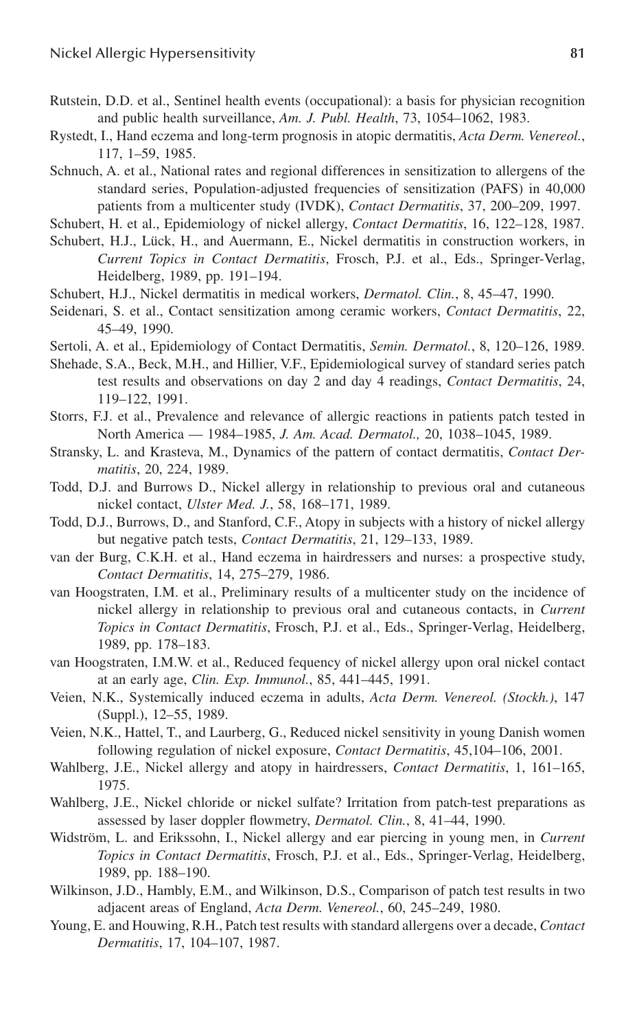Rutstein, D.D. et al., Sentinel health events (occupational): a basis for physician recognition and public health surveillance, *Am. J. Publ. Health*, 73, 1054–1062, 1983.

Rystedt, I., Hand eczema and long-term prognosis in atopic dermatitis, *Acta Derm. Venereol.*, 117, 1–59, 1985.

Schnuch, A. et al., National rates and regional differences in sensitization to allergens of the standard series, Population-adjusted frequencies of sensitization (PAFS) in 40,000 patients from a multicenter study (IVDK), *Contact Dermatitis*, 37, 200–209, 1997.

Schubert, H. et al., Epidemiology of nickel allergy, *Contact Dermatitis*, 16, 122–128, 1987.

Schubert, H.J., Lück, H., and Auermann, E., Nickel dermatitis in construction workers, in *Current Topics in Contact Dermatitis*, Frosch, P.J. et al., Eds., Springer-Verlag, Heidelberg, 1989, pp. 191–194.

Schubert, H.J., Nickel dermatitis in medical workers, *Dermatol. Clin.*, 8, 45–47, 1990.

Seidenari, S. et al., Contact sensitization among ceramic workers, *Contact Dermatitis*, 22, 45–49, 1990.

Sertoli, A. et al., Epidemiology of Contact Dermatitis, *Semin. Dermatol.*, 8, 120–126, 1989.

Shehade, S.A., Beck, M.H., and Hillier, V.F., Epidemiological survey of standard series patch test results and observations on day 2 and day 4 readings, *Contact Dermatitis*, 24, 119–122, 1991.

Storrs, F.J. et al., Prevalence and relevance of allergic reactions in patients patch tested in North America — 1984–1985, *J. Am. Acad. Dermatol.,* 20, 1038–1045, 1989.

Stransky, L. and Krasteva, M., Dynamics of the pattern of contact dermatitis, *Contact Dermatitis*, 20, 224, 1989.

Todd, D.J. and Burrows D., Nickel allergy in relationship to previous oral and cutaneous nickel contact, *Ulster Med. J.*, 58, 168–171, 1989.

Todd, D.J., Burrows, D., and Stanford, C.F., Atopy in subjects with a history of nickel allergy but negative patch tests, *Contact Dermatitis*, 21, 129–133, 1989.

van der Burg, C.K.H. et al., Hand eczema in hairdressers and nurses: a prospective study, *Contact Dermatitis*, 14, 275–279, 1986.

van Hoogstraten, I.M. et al., Preliminary results of a multicenter study on the incidence of nickel allergy in relationship to previous oral and cutaneous contacts, in *Current Topics in Contact Dermatitis*, Frosch, P.J. et al., Eds., Springer-Verlag, Heidelberg, 1989, pp. 178–183.

van Hoogstraten, I.M.W. et al., Reduced fequency of nickel allergy upon oral nickel contact at an early age, *Clin. Exp. Immunol.*, 85, 441–445, 1991.

Veien, N.K., Systemically induced eczema in adults, *Acta Derm. Venereol. (Stockh.)*, 147 (Suppl.), 12–55, 1989.

Veien, N.K., Hattel, T., and Laurberg, G., Reduced nickel sensitivity in young Danish women following regulation of nickel exposure, *Contact Dermatitis*, 45,104–106, 2001.

Wahlberg, J.E., Nickel allergy and atopy in hairdressers, *Contact Dermatitis*, 1, 161–165, 1975.

Wahlberg, J.E., Nickel chloride or nickel sulfate? Irritation from patch-test preparations as assessed by laser doppler flowmetry, *Dermatol. Clin.*, 8, 41–44, 1990.

Widström, L. and Erikssohn, I., Nickel allergy and ear piercing in young men, in *Current Topics in Contact Dermatitis*, Frosch, P.J. et al., Eds., Springer-Verlag, Heidelberg, 1989, pp. 188–190.

Wilkinson, J.D., Hambly, E.M., and Wilkinson, D.S., Comparison of patch test results in two adjacent areas of England, *Acta Derm. Venereol.*, 60, 245–249, 1980.

Young, E. and Houwing, R.H., Patch test results with standard allergens over a decade, *Contact Dermatitis*, 17, 104–107, 1987.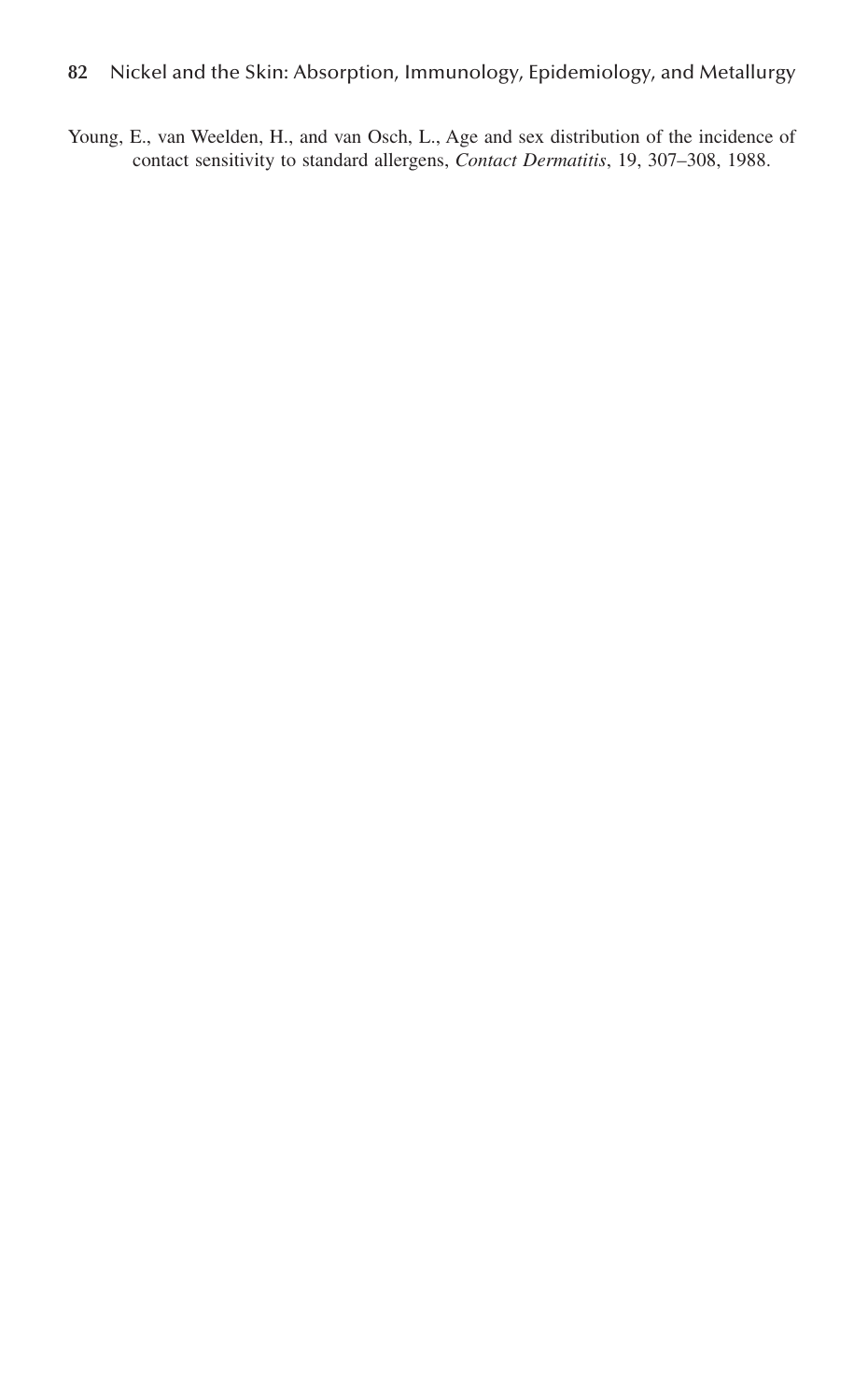Young, E., van Weelden, H., and van Osch, L., Age and sex distribution of the incidence of contact sensitivity to standard allergens, *Contact Dermatitis*, 19, 307–308, 1988.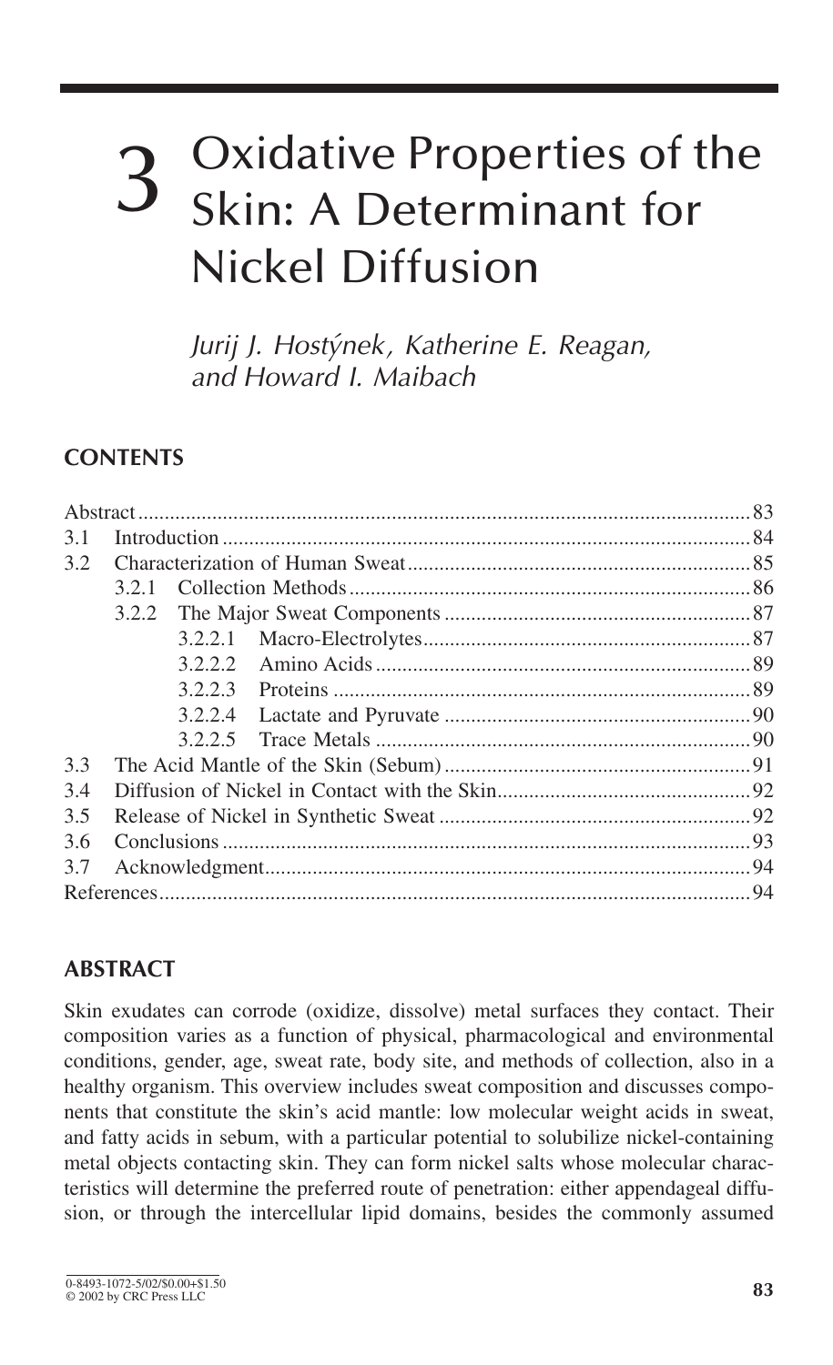# 3 Oxidative Properties of the Skin: A Determinant for Nickel Diffusion

*Jurij J. Hostýnek, Katherine E. Reagan, and Howard I. Maibach*

## CONTENTS

| | | |
|---|---|---|
| Abstract | | 83 |
| 3.1 | Introduction | 84 |
| 3.2 | Characterization of Human Sweat | 85 |
| | 3.2.1 Collection Methods | 86 |
| | 3.2.2 The Major Sweat Components | 87 |
| | 3.2.2.1 Macro-Electrolytes | 87 |
| | 3.2.2.2 Amino Acids | 89 |
| | 3.2.2.3 Proteins | 89 |
| | 3.2.2.4 Lactate and Pyruvate | 90 |
| | 3.2.2.5 Trace Metals | 90 |
| 3.3 | The Acid Mantle of the Skin (Sebum) | 91 |
| 3.4 | Diffusion of Nickel in Contact with the Skin | 92 |
| 3.5 | Release of Nickel in Synthetic Sweat | 92 |
| 3.6 | Conclusions | 93 |
| 3.7 | Acknowledgment | 94 |
| References | | 94 |

## ABSTRACT

Skin exudates can corrode (oxidize, dissolve) metal surfaces they contact. Their composition varies as a function of physical, pharmacological and environmental conditions, gender, age, sweat rate, body site, and methods of collection, also in a healthy organism. This overview includes sweat composition and discusses components that constitute the skin's acid mantle: low molecular weight acids in sweat, and fatty acids in sebum, with a particular potential to solubilize nickel-containing metal objects contacting skin. They can form nickel salts whose molecular characteristics will determine the preferred route of penetration: either appendageal diffusion, or through the intercellular lipid domains, besides the commonly assumed

0-8493-1072-5/02/$0.00+$1.50
© 2002 by CRC Press LLC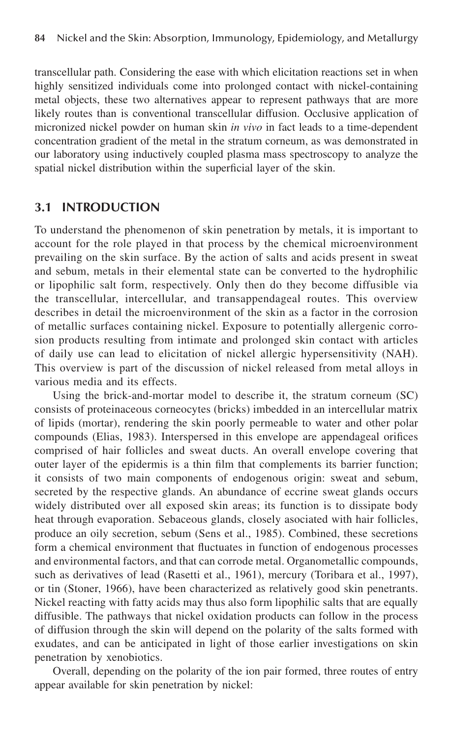transcellular path. Considering the ease with which elicitation reactions set in when highly sensitized individuals come into prolonged contact with nickel-containing metal objects, these two alternatives appear to represent pathways that are more likely routes than is conventional transcellular diffusion. Occlusive application of micronized nickel powder on human skin *in vivo* in fact leads to a time-dependent concentration gradient of the metal in the stratum corneum, as was demonstrated in our laboratory using inductively coupled plasma mass spectroscopy to analyze the spatial nickel distribution within the superficial layer of the skin.

## 3.1 INTRODUCTION

To understand the phenomenon of skin penetration by metals, it is important to account for the role played in that process by the chemical microenvironment prevailing on the skin surface. By the action of salts and acids present in sweat and sebum, metals in their elemental state can be converted to the hydrophilic or lipophilic salt form, respectively. Only then do they become diffusible via the transcellular, intercellular, and transappendageal routes. This overview describes in detail the microenvironment of the skin as a factor in the corrosion of metallic surfaces containing nickel. Exposure to potentially allergenic corrosion products resulting from intimate and prolonged skin contact with articles of daily use can lead to elicitation of nickel allergic hypersensitivity (NAH). This overview is part of the discussion of nickel released from metal alloys in various media and its effects.

Using the brick-and-mortar model to describe it, the stratum corneum (SC) consists of proteinaceous corneocytes (bricks) imbedded in an intercellular matrix of lipids (mortar), rendering the skin poorly permeable to water and other polar compounds (Elias, 1983). Interspersed in this envelope are appendageal orifices comprised of hair follicles and sweat ducts. An overall envelope covering that outer layer of the epidermis is a thin film that complements its barrier function; it consists of two main components of endogenous origin: sweat and sebum, secreted by the respective glands. An abundance of eccrine sweat glands occurs widely distributed over all exposed skin areas; its function is to dissipate body heat through evaporation. Sebaceous glands, closely asociated with hair follicles, produce an oily secretion, sebum (Sens et al., 1985). Combined, these secretions form a chemical environment that fluctuates in function of endogenous processes and environmental factors, and that can corrode metal. Organometallic compounds, such as derivatives of lead (Rasetti et al., 1961), mercury (Toribara et al., 1997), or tin (Stoner, 1966), have been characterized as relatively good skin penetrants. Nickel reacting with fatty acids may thus also form lipophilic salts that are equally diffusible. The pathways that nickel oxidation products can follow in the process of diffusion through the skin will depend on the polarity of the salts formed with exudates, and can be anticipated in light of those earlier investigations on skin penetration by xenobiotics.

Overall, depending on the polarity of the ion pair formed, three routes of entry appear available for skin penetration by nickel: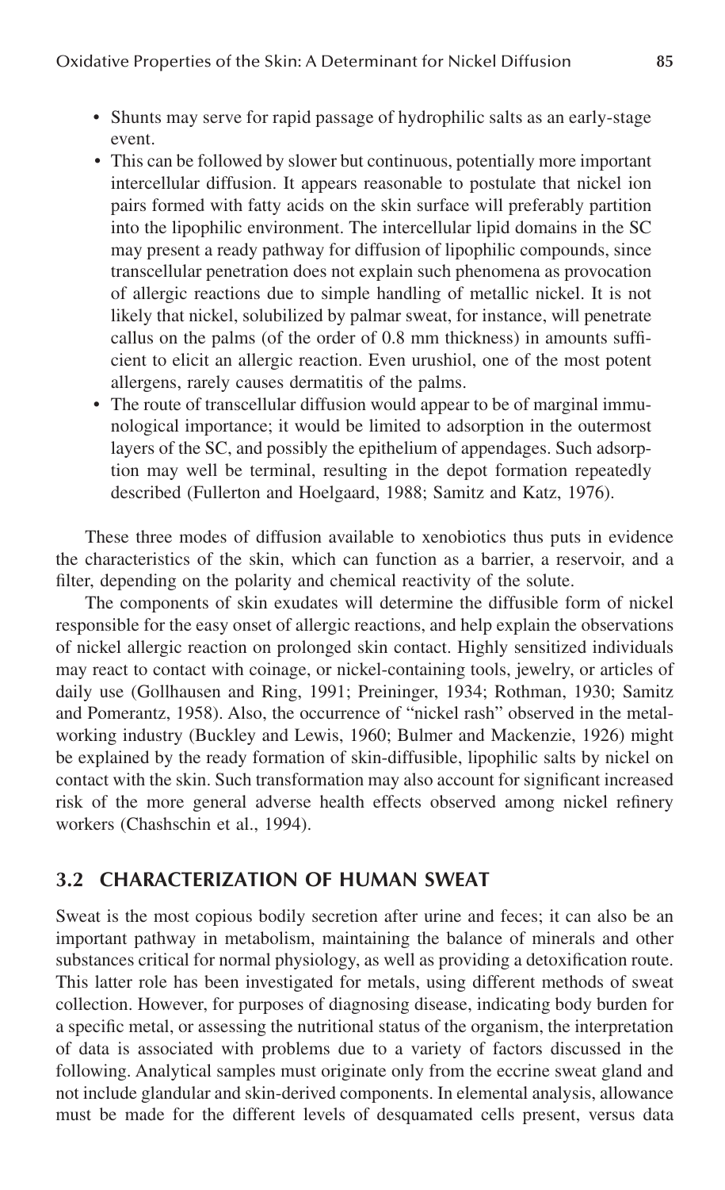- Shunts may serve for rapid passage of hydrophilic salts as an early-stage event.
- This can be followed by slower but continuous, potentially more important intercellular diffusion. It appears reasonable to postulate that nickel ion pairs formed with fatty acids on the skin surface will preferably partition into the lipophilic environment. The intercellular lipid domains in the SC may present a ready pathway for diffusion of lipophilic compounds, since transcellular penetration does not explain such phenomena as provocation of allergic reactions due to simple handling of metallic nickel. It is not likely that nickel, solubilized by palmar sweat, for instance, will penetrate callus on the palms (of the order of 0.8 mm thickness) in amounts sufficient to elicit an allergic reaction. Even urushiol, one of the most potent allergens, rarely causes dermatitis of the palms.
- The route of transcellular diffusion would appear to be of marginal immunological importance; it would be limited to adsorption in the outermost layers of the SC, and possibly the epithelium of appendages. Such adsorption may well be terminal, resulting in the depot formation repeatedly described (Fullerton and Hoelgaard, 1988; Samitz and Katz, 1976).

These three modes of diffusion available to xenobiotics thus puts in evidence the characteristics of the skin, which can function as a barrier, a reservoir, and a filter, depending on the polarity and chemical reactivity of the solute.

The components of skin exudates will determine the diffusible form of nickel responsible for the easy onset of allergic reactions, and help explain the observations of nickel allergic reaction on prolonged skin contact. Highly sensitized individuals may react to contact with coinage, or nickel-containing tools, jewelry, or articles of daily use (Gollhausen and Ring, 1991; Preininger, 1934; Rothman, 1930; Samitz and Pomerantz, 1958). Also, the occurrence of "nickel rash" observed in the metal-working industry (Buckley and Lewis, 1960; Bulmer and Mackenzie, 1926) might be explained by the ready formation of skin-diffusible, lipophilic salts by nickel on contact with the skin. Such transformation may also account for significant increased risk of the more general adverse health effects observed among nickel refinery workers (Chashschin et al., 1994).

## 3.2 CHARACTERIZATION OF HUMAN SWEAT

Sweat is the most copious bodily secretion after urine and feces; it can also be an important pathway in metabolism, maintaining the balance of minerals and other substances critical for normal physiology, as well as providing a detoxification route. This latter role has been investigated for metals, using different methods of sweat collection. However, for purposes of diagnosing disease, indicating body burden for a specific metal, or assessing the nutritional status of the organism, the interpretation of data is associated with problems due to a variety of factors discussed in the following. Analytical samples must originate only from the eccrine sweat gland and not include glandular and skin-derived components. In elemental analysis, allowance must be made for the different levels of desquamated cells present, versus data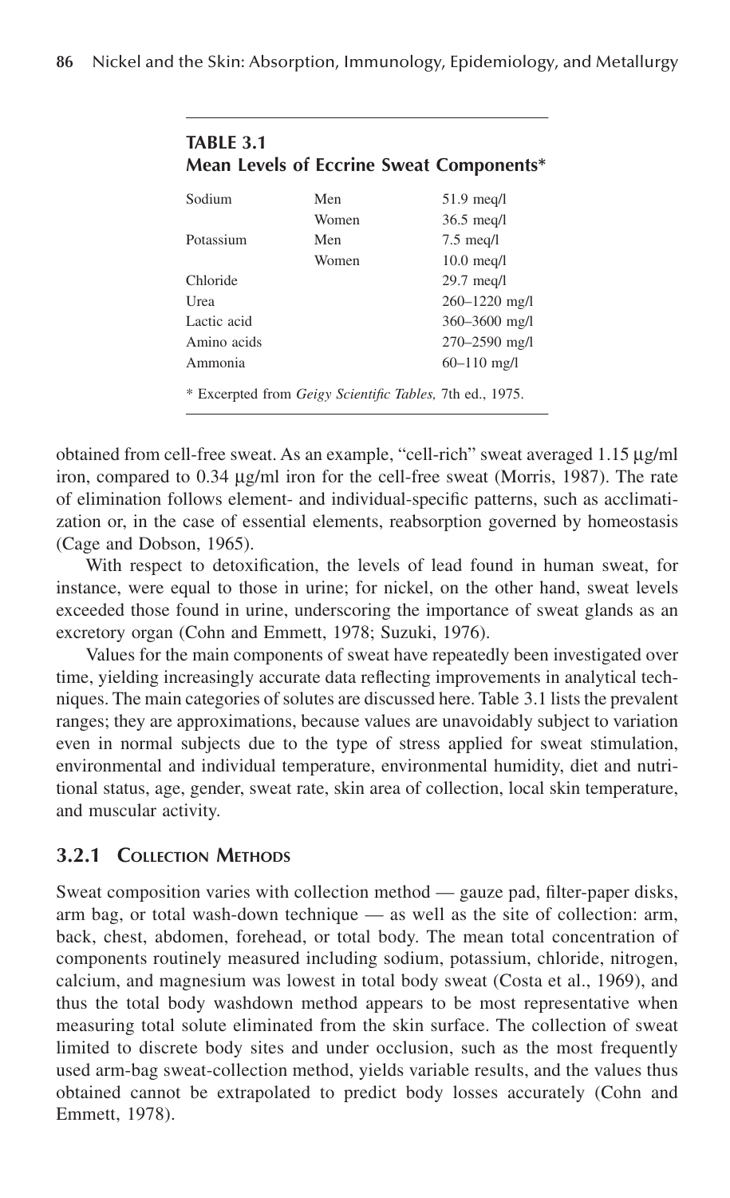**TABLE 3.1**
**Mean Levels of Eccrine Sweat Components***

| | | |
|---|---|---|
| Sodium | Men | 51.9 meq/l |
| | Women | 36.5 meq/l |
| Potassium | Men | 7.5 meq/l |
| | Women | 10.0 meq/l |
| Chloride | | 29.7 meq/l |
| Urea | | 260–1220 mg/l |
| Lactic acid | | 360–3600 mg/l |
| Amino acids | | 270–2590 mg/l |
| Ammonia | | 60–110 mg/l |

* Excerpted from *Geigy Scientific Tables,* 7th ed., 1975.

obtained from cell-free sweat. As an example, "cell-rich" sweat averaged 1.15 µg/ml iron, compared to 0.34 µg/ml iron for the cell-free sweat (Morris, 1987). The rate of elimination follows element- and individual-specific patterns, such as acclimatization or, in the case of essential elements, reabsorption governed by homeostasis (Cage and Dobson, 1965).

With respect to detoxification, the levels of lead found in human sweat, for instance, were equal to those in urine; for nickel, on the other hand, sweat levels exceeded those found in urine, underscoring the importance of sweat glands as an excretory organ (Cohn and Emmett, 1978; Suzuki, 1976).

Values for the main components of sweat have repeatedly been investigated over time, yielding increasingly accurate data reflecting improvements in analytical techniques. The main categories of solutes are discussed here. Table 3.1 lists the prevalent ranges; they are approximations, because values are unavoidably subject to variation even in normal subjects due to the type of stress applied for sweat stimulation, environmental and individual temperature, environmental humidity, diet and nutritional status, age, gender, sweat rate, skin area of collection, local skin temperature, and muscular activity.

### 3.2.1 Collection Methods

Sweat composition varies with collection method — gauze pad, filter-paper disks, arm bag, or total wash-down technique — as well as the site of collection: arm, back, chest, abdomen, forehead, or total body. The mean total concentration of components routinely measured including sodium, potassium, chloride, nitrogen, calcium, and magnesium was lowest in total body sweat (Costa et al., 1969), and thus the total body washdown method appears to be most representative when measuring total solute eliminated from the skin surface. The collection of sweat limited to discrete body sites and under occlusion, such as the most frequently used arm-bag sweat-collection method, yields variable results, and the values thus obtained cannot be extrapolated to predict body losses accurately (Cohn and Emmett, 1978).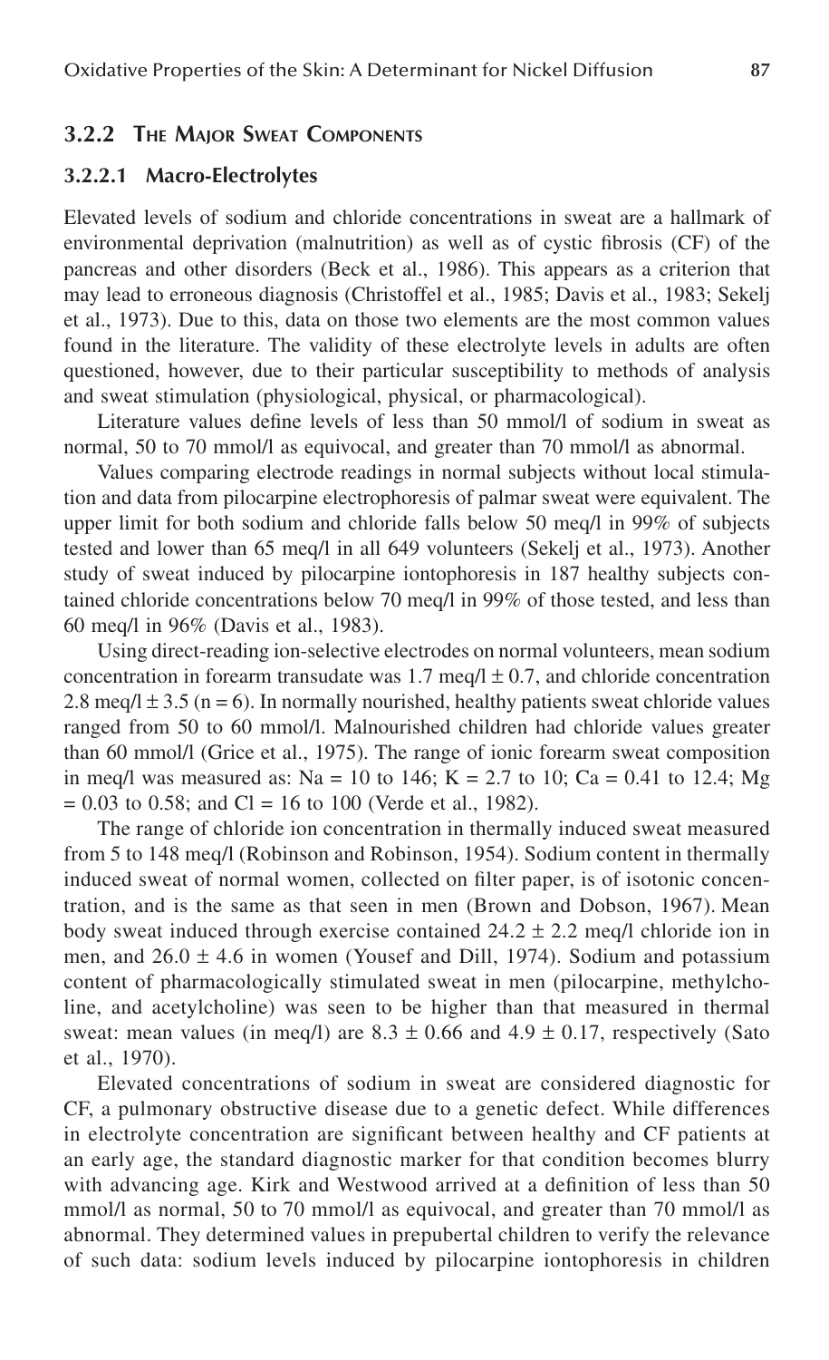### 3.2.2 The Major Sweat Components

#### 3.2.2.1 Macro-Electrolytes

Elevated levels of sodium and chloride concentrations in sweat are a hallmark of environmental deprivation (malnutrition) as well as of cystic fibrosis (CF) of the pancreas and other disorders (Beck et al., 1986). This appears as a criterion that may lead to erroneous diagnosis (Christoffel et al., 1985; Davis et al., 1983; Sekelj et al., 1973). Due to this, data on those two elements are the most common values found in the literature. The validity of these electrolyte levels in adults are often questioned, however, due to their particular susceptibility to methods of analysis and sweat stimulation (physiological, physical, or pharmacological).

Literature values define levels of less than 50 mmol/l of sodium in sweat as normal, 50 to 70 mmol/l as equivocal, and greater than 70 mmol/l as abnormal.

Values comparing electrode readings in normal subjects without local stimulation and data from pilocarpine electrophoresis of palmar sweat were equivalent. The upper limit for both sodium and chloride falls below 50 meq/l in 99% of subjects tested and lower than 65 meq/l in all 649 volunteers (Sekelj et al., 1973). Another study of sweat induced by pilocarpine iontophoresis in 187 healthy subjects contained chloride concentrations below 70 meq/l in 99% of those tested, and less than 60 meq/l in 96% (Davis et al., 1983).

Using direct-reading ion-selective electrodes on normal volunteers, mean sodium concentration in forearm transudate was 1.7 meq/l ± 0.7, and chloride concentration 2.8 meq/l ± 3.5 (n = 6). In normally nourished, healthy patients sweat chloride values ranged from 50 to 60 mmol/l. Malnourished children had chloride values greater than 60 mmol/l (Grice et al., 1975). The range of ionic forearm sweat composition in meq/l was measured as: Na = 10 to 146; K = 2.7 to 10; Ca = 0.41 to 12.4; Mg = 0.03 to 0.58; and Cl = 16 to 100 (Verde et al., 1982).

The range of chloride ion concentration in thermally induced sweat measured from 5 to 148 meq/l (Robinson and Robinson, 1954). Sodium content in thermally induced sweat of normal women, collected on filter paper, is of isotonic concentration, and is the same as that seen in men (Brown and Dobson, 1967). Mean body sweat induced through exercise contained 24.2 ± 2.2 meq/l chloride ion in men, and 26.0 ± 4.6 in women (Yousef and Dill, 1974). Sodium and potassium content of pharmacologically stimulated sweat in men (pilocarpine, methylcholine, and acetylcholine) was seen to be higher than that measured in thermal sweat: mean values (in meq/l) are 8.3 ± 0.66 and 4.9 ± 0.17, respectively (Sato et al., 1970).

Elevated concentrations of sodium in sweat are considered diagnostic for CF, a pulmonary obstructive disease due to a genetic defect. While differences in electrolyte concentration are significant between healthy and CF patients at an early age, the standard diagnostic marker for that condition becomes blurry with advancing age. Kirk and Westwood arrived at a definition of less than 50 mmol/l as normal, 50 to 70 mmol/l as equivocal, and greater than 70 mmol/l as abnormal. They determined values in prepubertal children to verify the relevance of such data: sodium levels induced by pilocarpine iontophoresis in children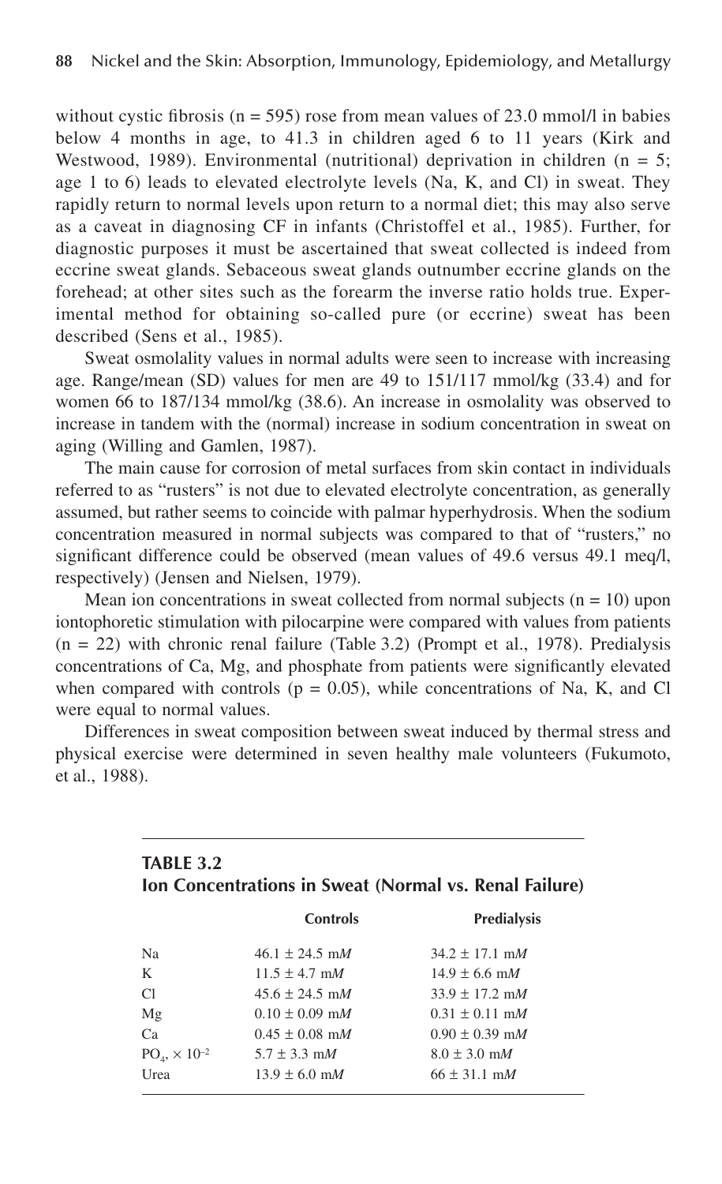without cystic fibrosis (n = 595) rose from mean values of 23.0 mmol/l in babies below 4 months in age, to 41.3 in children aged 6 to 11 years (Kirk and Westwood, 1989). Environmental (nutritional) deprivation in children (n = 5; age 1 to 6) leads to elevated electrolyte levels (Na, K, and Cl) in sweat. They rapidly return to normal levels upon return to a normal diet; this may also serve as a caveat in diagnosing CF in infants (Christoffel et al., 1985). Further, for diagnostic purposes it must be ascertained that sweat collected is indeed from eccrine sweat glands. Sebaceous sweat glands outnumber eccrine glands on the forehead; at other sites such as the forearm the inverse ratio holds true. Experimental method for obtaining so-called pure (or eccrine) sweat has been described (Sens et al., 1985).

Sweat osmolality values in normal adults were seen to increase with increasing age. Range/mean (SD) values for men are 49 to 151/117 mmol/kg (33.4) and for women 66 to 187/134 mmol/kg (38.6). An increase in osmolality was observed to increase in tandem with the (normal) increase in sodium concentration in sweat on aging (Willing and Gamlen, 1987).

The main cause for corrosion of metal surfaces from skin contact in individuals referred to as "rusters" is not due to elevated electrolyte concentration, as generally assumed, but rather seems to coincide with palmar hyperhydrosis. When the sodium concentration measured in normal subjects was compared to that of "rusters," no significant difference could be observed (mean values of 49.6 versus 49.1 meq/l, respectively) (Jensen and Nielsen, 1979).

Mean ion concentrations in sweat collected from normal subjects (n = 10) upon iontophoretic stimulation with pilocarpine were compared with values from patients (n = 22) with chronic renal failure (Table 3.2) (Prompt et al., 1978). Predialysis concentrations of Ca, Mg, and phosphate from patients were significantly elevated when compared with controls ($p = 0.05$), while concentrations of Na, K, and Cl were equal to normal values.

Differences in sweat composition between sweat induced by thermal stress and physical exercise were determined in seven healthy male volunteers (Fukumoto, et al., 1988).

**TABLE 3.2**
**Ion Concentrations in Sweat (Normal vs. Renal Failure)**

| | Controls | Predialysis |
|---|---|---|
| Na | 46.1 ± 24.5 m*M* | 34.2 ± 17.1 m*M* |
| K | 11.5 ± 4.7 m*M* | 14.9 ± 6.6 m*M* |
| Cl | 45.6 ± 24.5 m*M* | 33.9 ± 17.2 m*M* |
| Mg | 0.10 ± 0.09 m*M* | 0.31 ± 0.11 m*M* |
| Ca | 0.45 ± 0.08 m*M* | 0.90 ± 0.39 m*M* |
| $PO_4$, $\times 10^{-2}$ | 5.7 ± 3.3 m*M* | 8.0 ± 3.0 m*M* |
| Urea | 13.9 ± 6.0 m*M* | 66 ± 31.1 m*M* |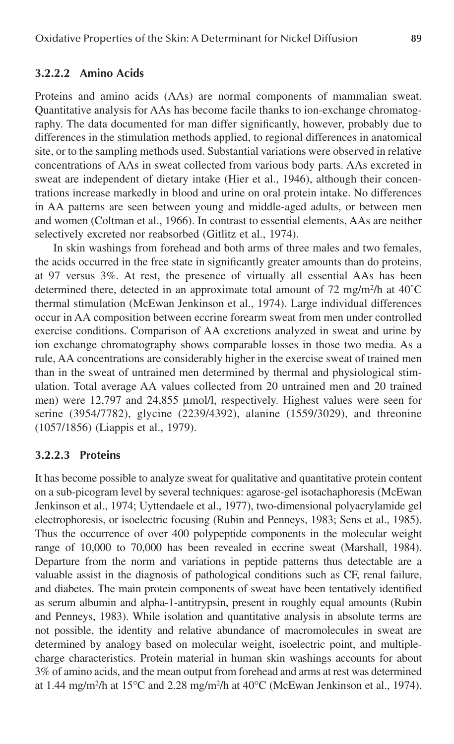### 3.2.2.2 Amino Acids

Proteins and amino acids (AAs) are normal components of mammalian sweat. Quantitative analysis for AAs has become facile thanks to ion-exchange chromatography. The data documented for man differ significantly, however, probably due to differences in the stimulation methods applied, to regional differences in anatomical site, or to the sampling methods used. Substantial variations were observed in relative concentrations of AAs in sweat collected from various body parts. AAs excreted in sweat are independent of dietary intake (Hier et al., 1946), although their concentrations increase markedly in blood and urine on oral protein intake. No differences in AA patterns are seen between young and middle-aged adults, or between men and women (Coltman et al., 1966). In contrast to essential elements, AAs are neither selectively excreted nor reabsorbed (Gitlitz et al., 1974).

In skin washings from forehead and both arms of three males and two females, the acids occurred in the free state in significantly greater amounts than do proteins, at 97 versus 3%. At rest, the presence of virtually all essential AAs has been determined there, detected in an approximate total amount of 72 mg/m$^2$/h at 40°C thermal stimulation (McEwan Jenkinson et al., 1974). Large individual differences occur in AA composition between eccrine forearm sweat from men under controlled exercise conditions. Comparison of AA excretions analyzed in sweat and urine by ion exchange chromatography shows comparable losses in those two media. As a rule, AA concentrations are considerably higher in the exercise sweat of trained men than in the sweat of untrained men determined by thermal and physiological stimulation. Total average AA values collected from 20 untrained men and 20 trained men) were 12,797 and 24,855 μmol/l, respectively. Highest values were seen for serine (3954/7782), glycine (2239/4392), alanine (1559/3029), and threonine (1057/1856) (Liappis et al., 1979).

### 3.2.2.3 Proteins

It has become possible to analyze sweat for qualitative and quantitative protein content on a sub-picogram level by several techniques: agarose-gel isotachaphoresis (McEwan Jenkinson et al., 1974; Uyttendaele et al., 1977), two-dimensional polyacrylamide gel electrophoresis, or isoelectric focusing (Rubin and Penneys, 1983; Sens et al., 1985). Thus the occurrence of over 400 polypeptide components in the molecular weight range of 10,000 to 70,000 has been revealed in eccrine sweat (Marshall, 1984). Departure from the norm and variations in peptide patterns thus detectable are a valuable assist in the diagnosis of pathological conditions such as CF, renal failure, and diabetes. The main protein components of sweat have been tentatively identified as serum albumin and alpha-1-antitrypsin, present in roughly equal amounts (Rubin and Penneys, 1983). While isolation and quantitative analysis in absolute terms are not possible, the identity and relative abundance of macromolecules in sweat are determined by analogy based on molecular weight, isoelectric point, and multiple-charge characteristics. Protein material in human skin washings accounts for about 3% of amino acids, and the mean output from forehead and arms at rest was determined at 1.44 mg/m$^2$/h at 15°C and 2.28 mg/m$^2$/h at 40°C (McEwan Jenkinson et al., 1974).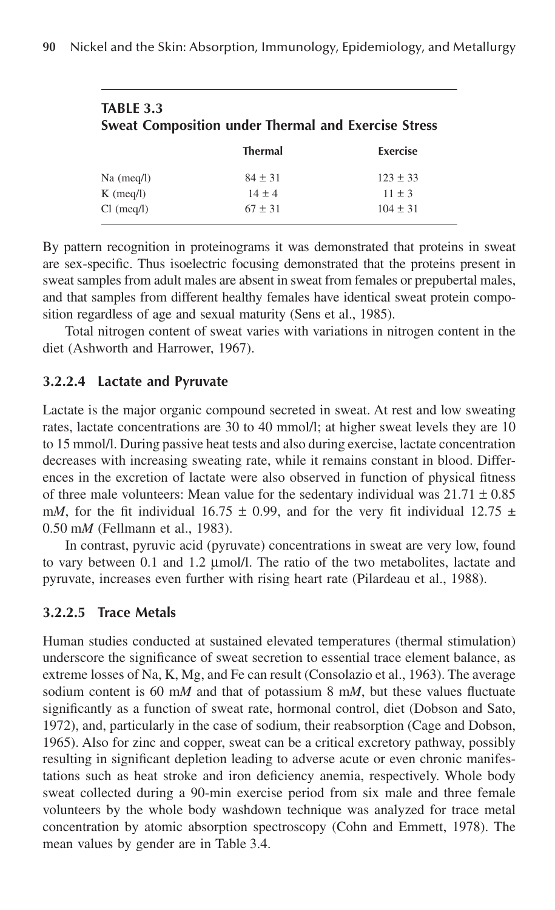**TABLE 3.3**
**Sweat Composition under Thermal and Exercise Stress**

| | Thermal | Exercise |
|---|---|---|
| Na (meq/l) | 84 ± 31 | 123 ± 33 |
| K (meq/l) | 14 ± 4 | 11 ± 3 |
| Cl (meq/l) | 67 ± 31 | 104 ± 31 |

By pattern recognition in proteinograms it was demonstrated that proteins in sweat are sex-specific. Thus isoelectric focusing demonstrated that the proteins present in sweat samples from adult males are absent in sweat from females or prepubertal males, and that samples from different healthy females have identical sweat protein composition regardless of age and sexual maturity (Sens et al., 1985).

Total nitrogen content of sweat varies with variations in nitrogen content in the diet (Ashworth and Harrower, 1967).

#### 3.2.2.4 Lactate and Pyruvate

Lactate is the major organic compound secreted in sweat. At rest and low sweating rates, lactate concentrations are 30 to 40 mmol/l; at higher sweat levels they are 10 to 15 mmol/l. During passive heat tests and also during exercise, lactate concentration decreases with increasing sweating rate, while it remains constant in blood. Differences in the excretion of lactate were also observed in function of physical fitness of three male volunteers: Mean value for the sedentary individual was 21.71 ± 0.85 m*M*, for the fit individual 16.75 ± 0.99, and for the very fit individual 12.75 ± 0.50 m*M* (Fellmann et al., 1983).

In contrast, pyruvic acid (pyruvate) concentrations in sweat are very low, found to vary between 0.1 and 1.2 μmol/l. The ratio of the two metabolites, lactate and pyruvate, increases even further with rising heart rate (Pilardeau et al., 1988).

#### 3.2.2.5 Trace Metals

Human studies conducted at sustained elevated temperatures (thermal stimulation) underscore the significance of sweat secretion to essential trace element balance, as extreme losses of Na, K, Mg, and Fe can result (Consolazio et al., 1963). The average sodium content is 60 m*M* and that of potassium 8 m*M*, but these values fluctuate significantly as a function of sweat rate, hormonal control, diet (Dobson and Sato, 1972), and, particularly in the case of sodium, their reabsorption (Cage and Dobson, 1965). Also for zinc and copper, sweat can be a critical excretory pathway, possibly resulting in significant depletion leading to adverse acute or even chronic manifestations such as heat stroke and iron deficiency anemia, respectively. Whole body sweat collected during a 90-min exercise period from six male and three female volunteers by the whole body washdown technique was analyzed for trace metal concentration by atomic absorption spectroscopy (Cohn and Emmett, 1978). The mean values by gender are in Table 3.4.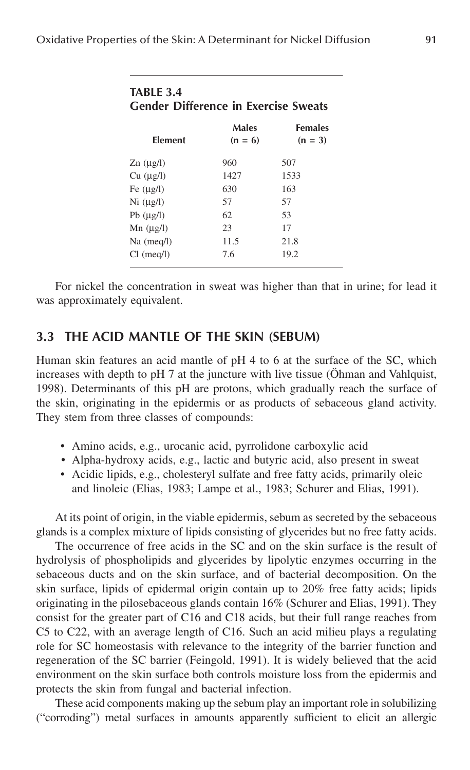**TABLE 3.4**
**Gender Difference in Exercise Sweats**

| Element | Males (n = 6) | Females (n = 3) |
|---|---|---|
| Zn (μg/l) | 960 | 507 |
| Cu (μg/l) | 1427 | 1533 |
| Fe (μg/l) | 630 | 163 |
| Ni (μg/l) | 57 | 57 |
| Pb (μg/l) | 62 | 53 |
| Mn (μg/l) | 23 | 17 |
| Na (meq/l) | 11.5 | 21.8 |
| Cl (meq/l) | 7.6 | 19.2 |

For nickel the concentration in sweat was higher than that in urine; for lead it was approximately equivalent.

## 3.3 THE ACID MANTLE OF THE SKIN (SEBUM)

Human skin features an acid mantle of pH 4 to 6 at the surface of the SC, which increases with depth to pH 7 at the juncture with live tissue (Öhman and Vahlquist, 1998). Determinants of this pH are protons, which gradually reach the surface of the skin, originating in the epidermis or as products of sebaceous gland activity. They stem from three classes of compounds:

- Amino acids, e.g., urocanic acid, pyrrolidone carboxylic acid
- Alpha-hydroxy acids, e.g., lactic and butyric acid, also present in sweat
- Acidic lipids, e.g., cholesteryl sulfate and free fatty acids, primarily oleic and linoleic (Elias, 1983; Lampe et al., 1983; Schurer and Elias, 1991).

At its point of origin, in the viable epidermis, sebum as secreted by the sebaceous glands is a complex mixture of lipids consisting of glycerides but no free fatty acids.

The occurrence of free acids in the SC and on the skin surface is the result of hydrolysis of phospholipids and glycerides by lipolytic enzymes occurring in the sebaceous ducts and on the skin surface, and of bacterial decomposition. On the skin surface, lipids of epidermal origin contain up to 20% free fatty acids; lipids originating in the pilosebaceous glands contain 16% (Schurer and Elias, 1991). They consist for the greater part of C16 and C18 acids, but their full range reaches from C5 to C22, with an average length of C16. Such an acid milieu plays a regulating role for SC homeostasis with relevance to the integrity of the barrier function and regeneration of the SC barrier (Feingold, 1991). It is widely believed that the acid environment on the skin surface both controls moisture loss from the epidermis and protects the skin from fungal and bacterial infection.

These acid components making up the sebum play an important role in solubilizing ("corroding") metal surfaces in amounts apparently sufficient to elicit an allergic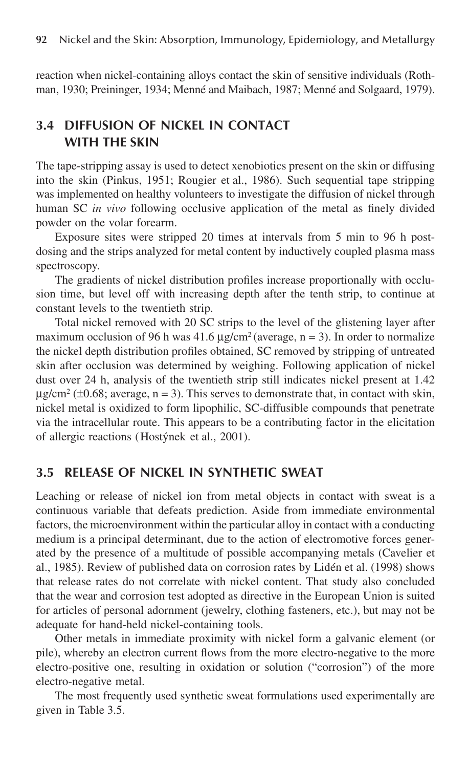reaction when nickel-containing alloys contact the skin of sensitive individuals (Rothman, 1930; Preininger, 1934; Menné and Maibach, 1987; Menné and Solgaard, 1979).

## 3.4 DIFFUSION OF NICKEL IN CONTACT WITH THE SKIN

The tape-stripping assay is used to detect xenobiotics present on the skin or diffusing into the skin (Pinkus, 1951; Rougier et al., 1986). Such sequential tape stripping was implemented on healthy volunteers to investigate the diffusion of nickel through human SC *in vivo* following occlusive application of the metal as finely divided powder on the volar forearm.

Exposure sites were stripped 20 times at intervals from 5 min to 96 h post-dosing and the strips analyzed for metal content by inductively coupled plasma mass spectroscopy.

The gradients of nickel distribution profiles increase proportionally with occlusion time, but level off with increasing depth after the tenth strip, to continue at constant levels to the twentieth strip.

Total nickel removed with 20 SC strips to the level of the glistening layer after maximum occlusion of 96 h was 41.6 $\mu g/cm^2$ (average, $n = 3$). In order to normalize the nickel depth distribution profiles obtained, SC removed by stripping of untreated skin after occlusion was determined by weighing. Following application of nickel dust over 24 h, analysis of the twentieth strip still indicates nickel present at 1.42 $\mu g/cm^2$ ($\pm 0.68$; average, $n = 3$). This serves to demonstrate that, in contact with skin, nickel metal is oxidized to form lipophilic, SC-diffusible compounds that penetrate via the intracellular route. This appears to be a contributing factor in the elicitation of allergic reactions (Hostýnek et al., 2001).

## 3.5 RELEASE OF NICKEL IN SYNTHETIC SWEAT

Leaching or release of nickel ion from metal objects in contact with sweat is a continuous variable that defeats prediction. Aside from immediate environmental factors, the microenvironment within the particular alloy in contact with a conducting medium is a principal determinant, due to the action of electromotive forces generated by the presence of a multitude of possible accompanying metals (Cavelier et al., 1985). Review of published data on corrosion rates by Lidén et al. (1998) shows that release rates do not correlate with nickel content. That study also concluded that the wear and corrosion test adopted as directive in the European Union is suited for articles of personal adornment (jewelry, clothing fasteners, etc.), but may not be adequate for hand-held nickel-containing tools.

Other metals in immediate proximity with nickel form a galvanic element (or pile), whereby an electron current flows from the more electro-negative to the more electro-positive one, resulting in oxidation or solution ("corrosion") of the more electro-negative metal.

The most frequently used synthetic sweat formulations used experimentally are given in Table 3.5.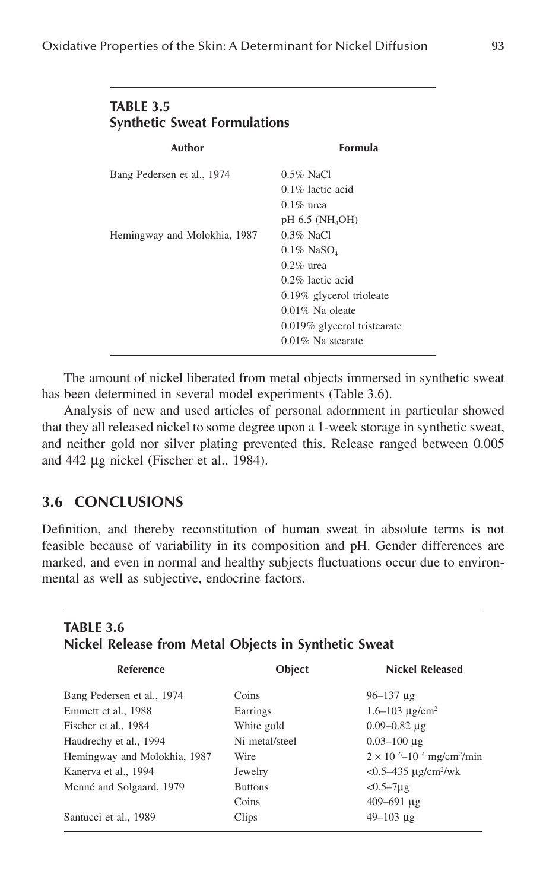**TABLE 3.5**
**Synthetic Sweat Formulations**

| Author | Formula |
|---|---|
| Bang Pedersen et al., 1974 | 0.5% NaCl |
| | 0.1% lactic acid |
| | 0.1% urea |
| | pH 6.5 ($NH_4OH$) |
| Hemingway and Molokhia, 1987 | 0.3% NaCl |
| | 0.1% $NaSO_4$ |
| | 0.2% urea |
| | 0.2% lactic acid |
| | 0.19% glycerol trioleate |
| | 0.01% Na oleate |
| | 0.019% glycerol tristearate |
| | 0.01% Na stearate |

The amount of nickel liberated from metal objects immersed in synthetic sweat has been determined in several model experiments (Table 3.6).

Analysis of new and used articles of personal adornment in particular showed that they all released nickel to some degree upon a 1-week storage in synthetic sweat, and neither gold nor silver plating prevented this. Release ranged between 0.005 and 442 µg nickel (Fischer et al., 1984).

## 3.6 CONCLUSIONS

Definition, and thereby reconstitution of human sweat in absolute terms is not feasible because of variability in its composition and pH. Gender differences are marked, and even in normal and healthy subjects fluctuations occur due to environmental as well as subjective, endocrine factors.

**TABLE 3.6**
**Nickel Release from Metal Objects in Synthetic Sweat**

| Reference | Object | Nickel Released |
|---|---|---|
| Bang Pedersen et al., 1974 | Coins | 96–137 µg |
| Emmett et al., 1988 | Earrings | 1.6–103 µg/cm$^2$ |
| Fischer et al., 1984 | White gold | 0.09–0.82 µg |
| Haudrechy et al., 1994 | Ni metal/steel | 0.03–100 µg |
| Hemingway and Molokhia, 1987 | Wire | $2 \times 10^{-6}$–$10^{-4}$ mg/cm$^2$/min |
| Kanerva et al., 1994 | Jewelry | <0.5–435 µg/cm$^2$/wk |
| Menné and Solgaard, 1979 | Buttons | <0.5–7µg |
| | Coins | 409–691 µg |
| Santucci et al., 1989 | Clips | 49–103 µg |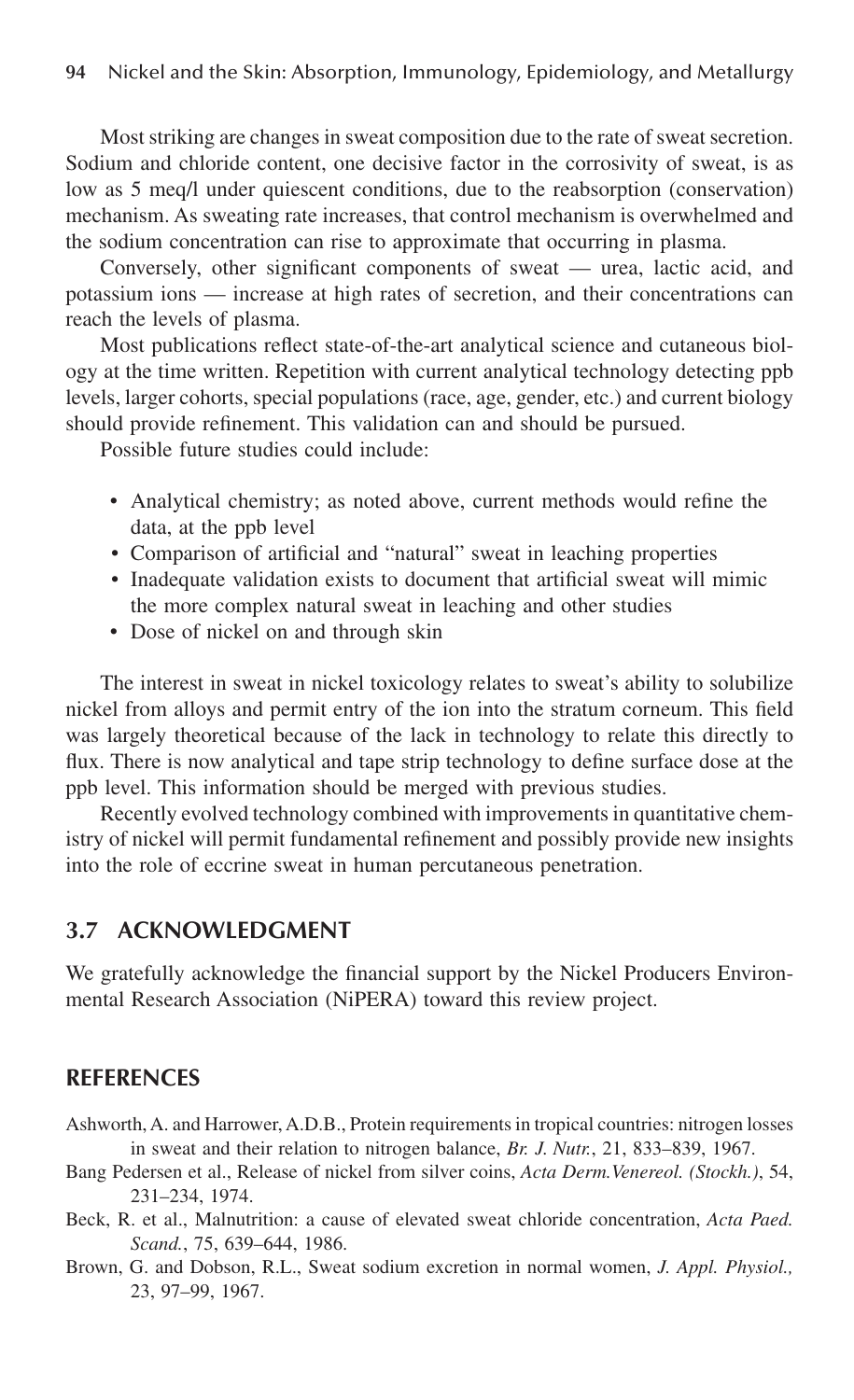Most striking are changes in sweat composition due to the rate of sweat secretion. Sodium and chloride content, one decisive factor in the corrosivity of sweat, is as low as 5 meq/l under quiescent conditions, due to the reabsorption (conservation) mechanism. As sweating rate increases, that control mechanism is overwhelmed and the sodium concentration can rise to approximate that occurring in plasma.

Conversely, other significant components of sweat — urea, lactic acid, and potassium ions — increase at high rates of secretion, and their concentrations can reach the levels of plasma.

Most publications reflect state-of-the-art analytical science and cutaneous biology at the time written. Repetition with current analytical technology detecting ppb levels, larger cohorts, special populations (race, age, gender, etc.) and current biology should provide refinement. This validation can and should be pursued.

Possible future studies could include:

- Analytical chemistry; as noted above, current methods would refine the data, at the ppb level
- Comparison of artificial and "natural" sweat in leaching properties
- Inadequate validation exists to document that artificial sweat will mimic the more complex natural sweat in leaching and other studies
- Dose of nickel on and through skin

The interest in sweat in nickel toxicology relates to sweat's ability to solubilize nickel from alloys and permit entry of the ion into the stratum corneum. This field was largely theoretical because of the lack in technology to relate this directly to flux. There is now analytical and tape strip technology to define surface dose at the ppb level. This information should be merged with previous studies.

Recently evolved technology combined with improvements in quantitative chemistry of nickel will permit fundamental refinement and possibly provide new insights into the role of eccrine sweat in human percutaneous penetration.

## 3.7 ACKNOWLEDGMENT

We gratefully acknowledge the financial support by the Nickel Producers Environmental Research Association (NiPERA) toward this review project.

## REFERENCES

Ashworth, A. and Harrower, A.D.B., Protein requirements in tropical countries: nitrogen losses in sweat and their relation to nitrogen balance, *Br. J. Nutr.*, 21, 833–839, 1967.

Bang Pedersen et al., Release of nickel from silver coins, *Acta Derm.Venereol. (Stockh.)*, 54, 231–234, 1974.

Beck, R. et al., Malnutrition: a cause of elevated sweat chloride concentration, *Acta Paed. Scand.*, 75, 639–644, 1986.

Brown, G. and Dobson, R.L., Sweat sodium excretion in normal women, *J. Appl. Physiol.,* 23, 97–99, 1967.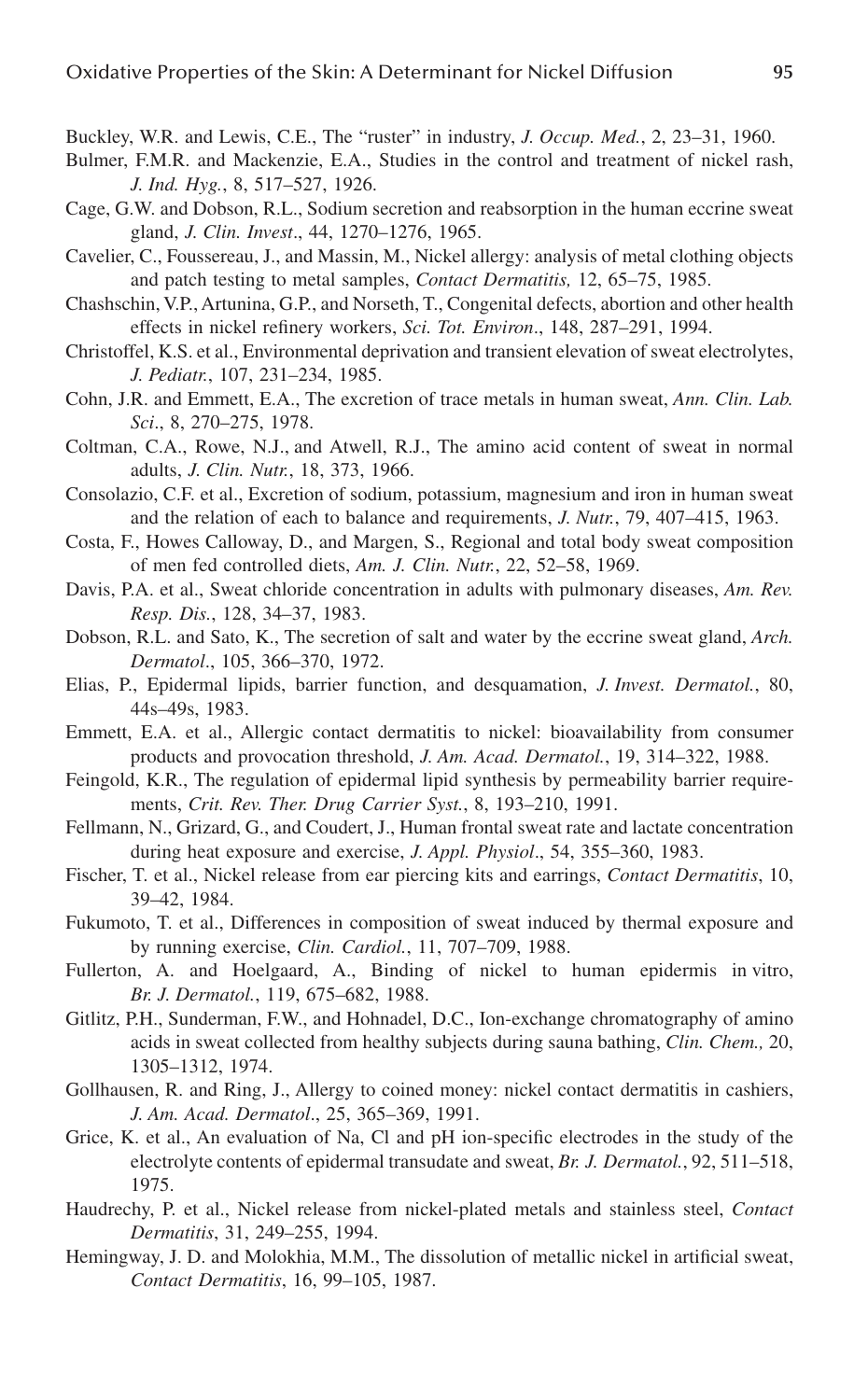Buckley, W.R. and Lewis, C.E., The "ruster" in industry, *J. Occup. Med.*, 2, 23–31, 1960.

Bulmer, F.M.R. and Mackenzie, E.A., Studies in the control and treatment of nickel rash, *J. Ind. Hyg.*, 8, 517–527, 1926.

Cage, G.W. and Dobson, R.L., Sodium secretion and reabsorption in the human eccrine sweat gland, *J. Clin. Invest*., 44, 1270–1276, 1965.

Cavelier, C., Foussereau, J., and Massin, M., Nickel allergy: analysis of metal clothing objects and patch testing to metal samples, *Contact Dermatitis,* 12, 65–75, 1985.

Chashschin, V.P., Artunina, G.P., and Norseth, T., Congenital defects, abortion and other health effects in nickel refinery workers, *Sci. Tot. Environ*., 148, 287–291, 1994.

Christoffel, K.S. et al., Environmental deprivation and transient elevation of sweat electrolytes, *J. Pediatr.*, 107, 231–234, 1985.

Cohn, J.R. and Emmett, E.A., The excretion of trace metals in human sweat, *Ann. Clin. Lab. Sci*., 8, 270–275, 1978.

Coltman, C.A., Rowe, N.J., and Atwell, R.J., The amino acid content of sweat in normal adults, *J. Clin. Nutr.*, 18, 373, 1966.

Consolazio, C.F. et al., Excretion of sodium, potassium, magnesium and iron in human sweat and the relation of each to balance and requirements, *J. Nutr.*, 79, 407–415, 1963.

Costa, F., Howes Calloway, D., and Margen, S., Regional and total body sweat composition of men fed controlled diets, *Am. J. Clin. Nutr.*, 22, 52–58, 1969.

Davis, P.A. et al., Sweat chloride concentration in adults with pulmonary diseases, *Am. Rev. Resp. Dis.*, 128, 34–37, 1983.

Dobson, R.L. and Sato, K., The secretion of salt and water by the eccrine sweat gland, *Arch. Dermatol*., 105, 366–370, 1972.

Elias, P., Epidermal lipids, barrier function, and desquamation, *J. Invest. Dermatol.*, 80, 44s–49s, 1983.

Emmett, E.A. et al., Allergic contact dermatitis to nickel: bioavailability from consumer products and provocation threshold, *J. Am. Acad. Dermatol.*, 19, 314–322, 1988.

Feingold, K.R., The regulation of epidermal lipid synthesis by permeability barrier requirements, *Crit. Rev. Ther. Drug Carrier Syst.*, 8, 193–210, 1991.

Fellmann, N., Grizard, G., and Coudert, J., Human frontal sweat rate and lactate concentration during heat exposure and exercise, *J. Appl. Physiol*., 54, 355–360, 1983.

Fischer, T. et al., Nickel release from ear piercing kits and earrings, *Contact Dermatitis*, 10, 39–42, 1984.

Fukumoto, T. et al., Differences in composition of sweat induced by thermal exposure and by running exercise, *Clin. Cardiol.*, 11, 707–709, 1988.

Fullerton, A. and Hoelgaard, A., Binding of nickel to human epidermis in vitro, *Br. J. Dermatol.*, 119, 675–682, 1988.

Gitlitz, P.H., Sunderman, F.W., and Hohnadel, D.C., Ion-exchange chromatography of amino acids in sweat collected from healthy subjects during sauna bathing, *Clin. Chem.,* 20, 1305–1312, 1974.

Gollhausen, R. and Ring, J., Allergy to coined money: nickel contact dermatitis in cashiers, *J. Am. Acad. Dermatol*., 25, 365–369, 1991.

Grice, K. et al., An evaluation of Na, Cl and pH ion-specific electrodes in the study of the electrolyte contents of epidermal transudate and sweat, *Br. J. Dermatol.*, 92, 511–518, 1975.

Haudrechy, P. et al., Nickel release from nickel-plated metals and stainless steel, *Contact Dermatitis*, 31, 249–255, 1994.

Hemingway, J. D. and Molokhia, M.M., The dissolution of metallic nickel in artificial sweat, *Contact Dermatitis*, 16, 99–105, 1987.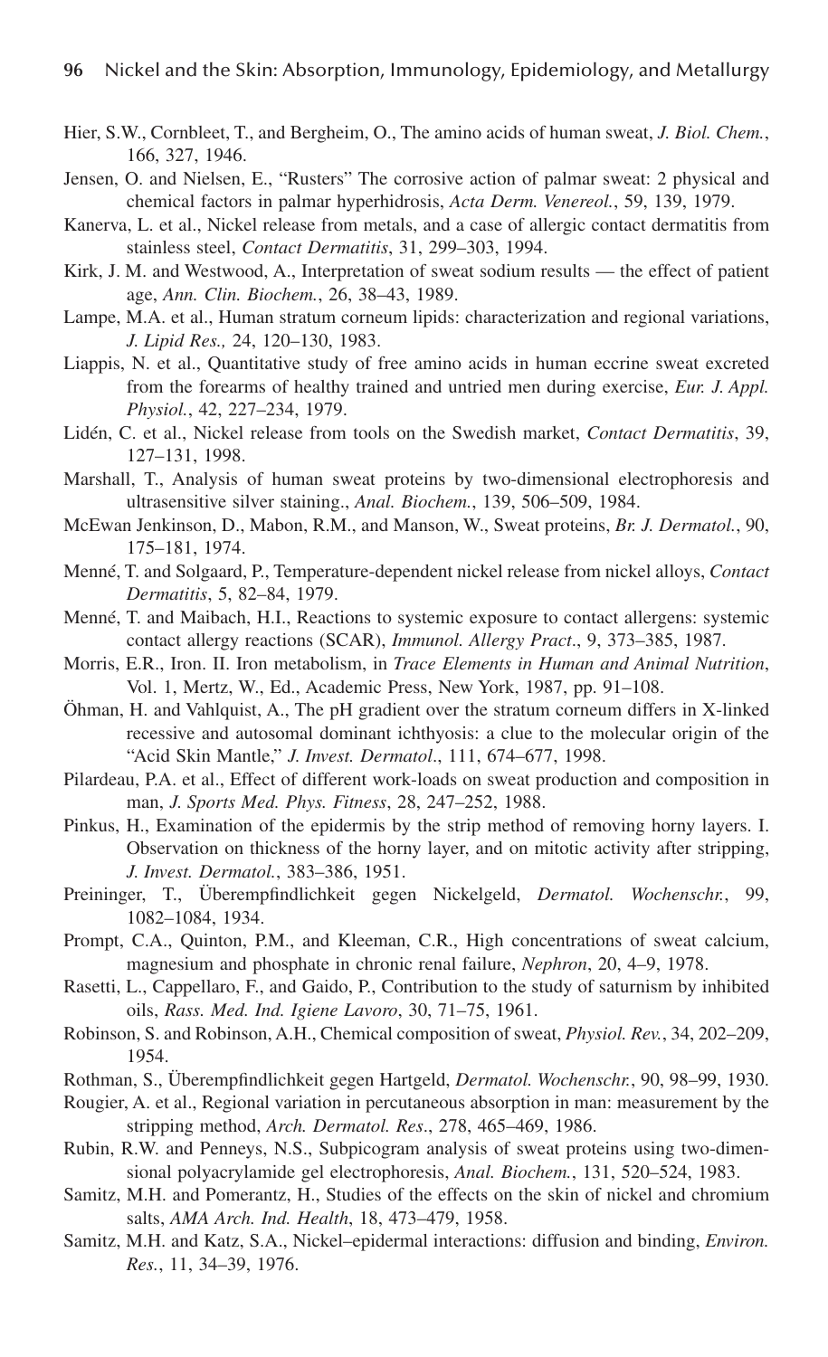Hier, S.W., Cornbleet, T., and Bergheim, O., The amino acids of human sweat, *J. Biol. Chem.*, 166, 327, 1946.

Jensen, O. and Nielsen, E., "Rusters" The corrosive action of palmar sweat: 2 physical and chemical factors in palmar hyperhidrosis, *Acta Derm. Venereol.*, 59, 139, 1979.

Kanerva, L. et al., Nickel release from metals, and a case of allergic contact dermatitis from stainless steel, *Contact Dermatitis*, 31, 299–303, 1994.

Kirk, J. M. and Westwood, A., Interpretation of sweat sodium results — the effect of patient age, *Ann. Clin. Biochem.*, 26, 38–43, 1989.

Lampe, M.A. et al., Human stratum corneum lipids: characterization and regional variations, *J. Lipid Res.,* 24, 120–130, 1983.

Liappis, N. et al., Quantitative study of free amino acids in human eccrine sweat excreted from the forearms of healthy trained and untried men during exercise, *Eur. J. Appl. Physiol.*, 42, 227–234, 1979.

Lidén, C. et al., Nickel release from tools on the Swedish market, *Contact Dermatitis*, 39, 127–131, 1998.

Marshall, T., Analysis of human sweat proteins by two-dimensional electrophoresis and ultrasensitive silver staining., *Anal. Biochem.*, 139, 506–509, 1984.

McEwan Jenkinson, D., Mabon, R.M., and Manson, W., Sweat proteins, *Br. J. Dermatol.*, 90, 175–181, 1974.

Menné, T. and Solgaard, P., Temperature-dependent nickel release from nickel alloys, *Contact Dermatitis*, 5, 82–84, 1979.

Menné, T. and Maibach, H.I., Reactions to systemic exposure to contact allergens: systemic contact allergy reactions (SCAR), *Immunol. Allergy Pract*., 9, 373–385, 1987.

Morris, E.R., Iron. II. Iron metabolism, in *Trace Elements in Human and Animal Nutrition*, Vol. 1, Mertz, W., Ed., Academic Press, New York, 1987, pp. 91–108.

Öhman, H. and Vahlquist, A., The pH gradient over the stratum corneum differs in X-linked recessive and autosomal dominant ichthyosis: a clue to the molecular origin of the "Acid Skin Mantle," *J. Invest. Dermatol*., 111, 674–677, 1998.

Pilardeau, P.A. et al., Effect of different work-loads on sweat production and composition in man, *J. Sports Med. Phys. Fitness*, 28, 247–252, 1988.

Pinkus, H., Examination of the epidermis by the strip method of removing horny layers. I. Observation on thickness of the horny layer, and on mitotic activity after stripping, *J. Invest. Dermatol.*, 383–386, 1951.

Preininger, T., Überempfindlichkeit gegen Nickelgeld, *Dermatol. Wochenschr.*, 99, 1082–1084, 1934.

Prompt, C.A., Quinton, P.M., and Kleeman, C.R., High concentrations of sweat calcium, magnesium and phosphate in chronic renal failure, *Nephron*, 20, 4–9, 1978.

Rasetti, L., Cappellaro, F., and Gaido, P., Contribution to the study of saturnism by inhibited oils, *Rass. Med. Ind. Igiene Lavoro*, 30, 71–75, 1961.

Robinson, S. and Robinson, A.H., Chemical composition of sweat, *Physiol. Rev.*, 34, 202–209, 1954.

Rothman, S., Überempfindlichkeit gegen Hartgeld, *Dermatol. Wochenschr.*, 90, 98–99, 1930.

Rougier, A. et al., Regional variation in percutaneous absorption in man: measurement by the stripping method, *Arch. Dermatol. Res*., 278, 465–469, 1986.

Rubin, R.W. and Penneys, N.S., Subpicogram analysis of sweat proteins using two-dimensional polyacrylamide gel electrophoresis, *Anal. Biochem.*, 131, 520–524, 1983.

Samitz, M.H. and Pomerantz, H., Studies of the effects on the skin of nickel and chromium salts, *AMA Arch. Ind. Health*, 18, 473–479, 1958.

Samitz, M.H. and Katz, S.A., Nickel–epidermal interactions: diffusion and binding, *Environ. Res.*, 11, 34–39, 1976.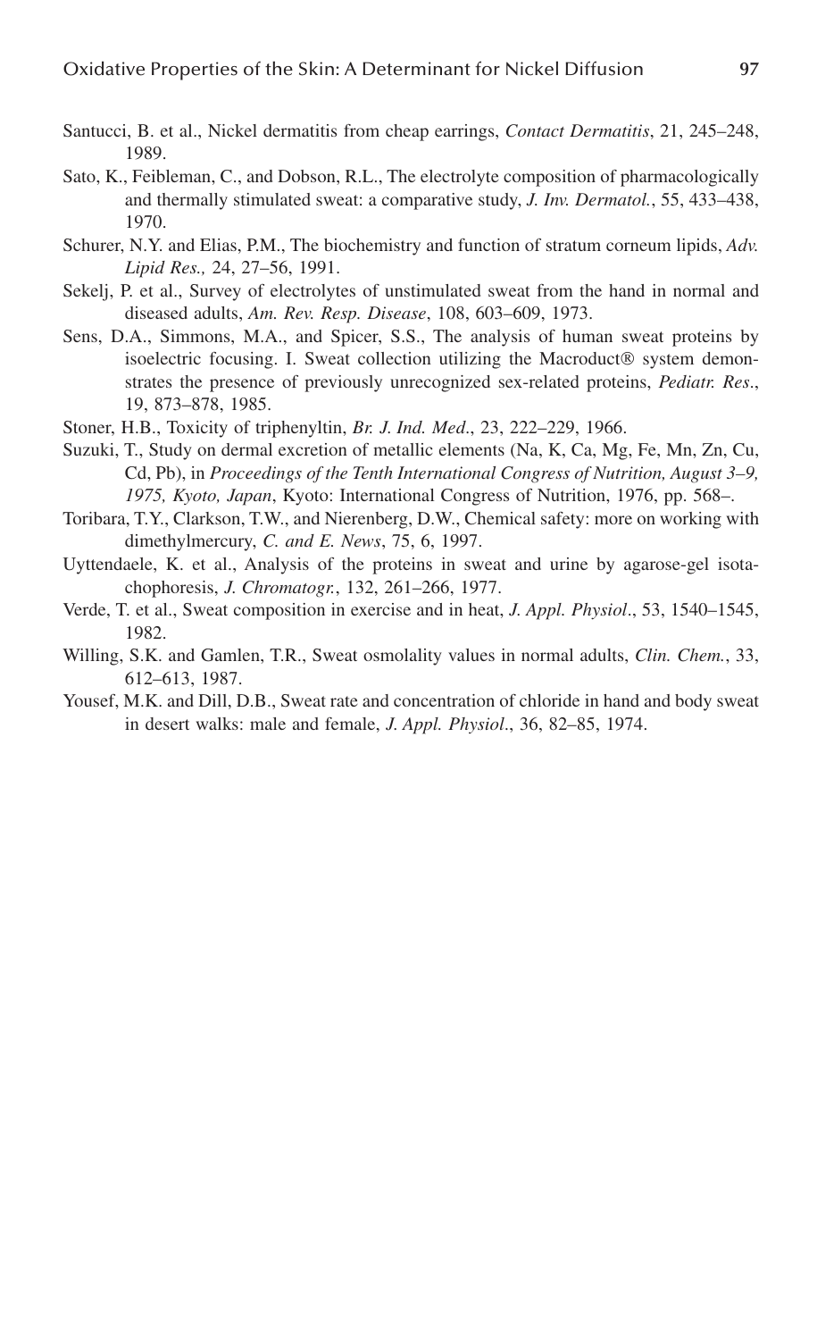Santucci, B. et al., Nickel dermatitis from cheap earrings, *Contact Dermatitis*, 21, 245–248, 1989.

Sato, K., Feibleman, C., and Dobson, R.L., The electrolyte composition of pharmacologically and thermally stimulated sweat: a comparative study, *J. Inv. Dermatol.*, 55, 433–438, 1970.

Schurer, N.Y. and Elias, P.M., The biochemistry and function of stratum corneum lipids, *Adv. Lipid Res.,* 24, 27–56, 1991.

Sekelj, P. et al., Survey of electrolytes of unstimulated sweat from the hand in normal and diseased adults, *Am. Rev. Resp. Disease*, 108, 603–609, 1973.

Sens, D.A., Simmons, M.A., and Spicer, S.S., The analysis of human sweat proteins by isoelectric focusing. I. Sweat collection utilizing the Macroduct® system demonstrates the presence of previously unrecognized sex-related proteins, *Pediatr. Res*., 19, 873–878, 1985.

Stoner, H.B., Toxicity of triphenyltin, *Br. J. Ind. Med*., 23, 222–229, 1966.

Suzuki, T., Study on dermal excretion of metallic elements (Na, K, Ca, Mg, Fe, Mn, Zn, Cu, Cd, Pb), in *Proceedings of the Tenth International Congress of Nutrition, August 3–9, 1975, Kyoto, Japan*, Kyoto: International Congress of Nutrition, 1976, pp. 568–.

Toribara, T.Y., Clarkson, T.W., and Nierenberg, D.W., Chemical safety: more on working with dimethylmercury, *C. and E. News*, 75, 6, 1997.

Uyttendaele, K. et al., Analysis of the proteins in sweat and urine by agarose-gel isotachophoresis, *J. Chromatogr.*, 132, 261–266, 1977.

Verde, T. et al., Sweat composition in exercise and in heat, *J. Appl. Physiol*., 53, 1540–1545, 1982.

Willing, S.K. and Gamlen, T.R., Sweat osmolality values in normal adults, *Clin. Chem.*, 33, 612–613, 1987.

Yousef, M.K. and Dill, D.B., Sweat rate and concentration of chloride in hand and body sweat in desert walks: male and female, *J. Appl. Physiol*., 36, 82–85, 1974.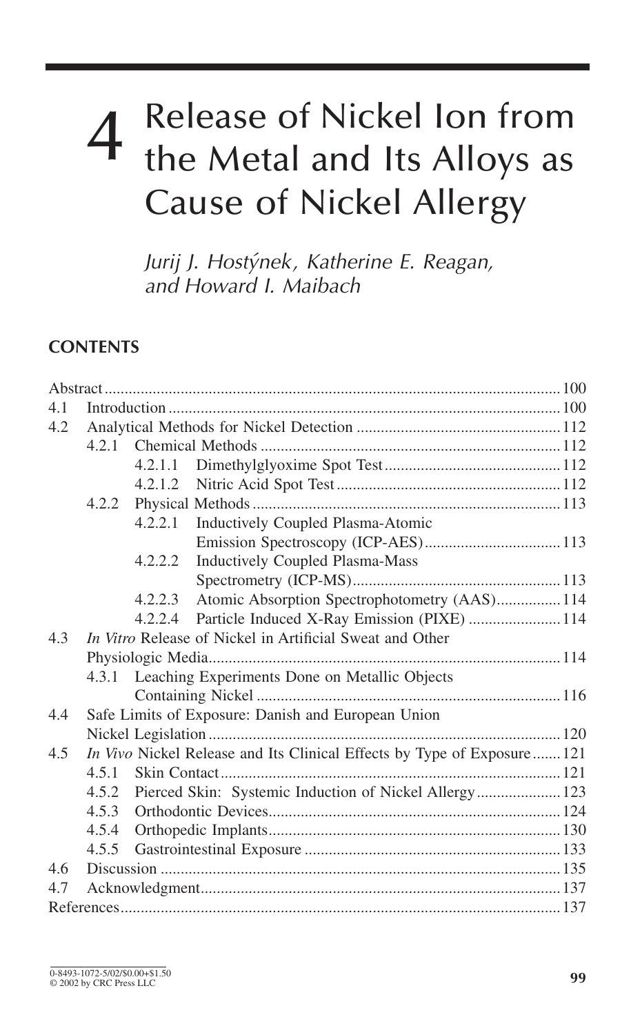// 4

# Release of Nickel Ion from the Metal and Its Alloys as Cause of Nickel Allergy

*Jurij J. Hostýnek, Katherine E. Reagan, and Howard I. Maibach*

## CONTENTS

| | | | | |
|---|---|---|---|---|
| Abstract | | | | 100 |
| 4.1 | Introduction | | | 100 |
| 4.2 | Analytical Methods for Nickel Detection | | | 112 |
| | 4.2.1 | Chemical Methods | | 112 |
| | | 4.2.1.1 | Dimethylglyoxime Spot Test | 112 |
| | | 4.2.1.2 | Nitric Acid Spot Test | 112 |
| | 4.2.2 | Physical Methods | | 113 |
| | | 4.2.2.1 | Inductively Coupled Plasma-Atomic Emission Spectroscopy (ICP-AES) | 113 |
| | | 4.2.2.2 | Inductively Coupled Plasma-Mass Spectrometry (ICP-MS) | 113 |
| | | 4.2.2.3 | Atomic Absorption Spectrophotometry (AAS) | 114 |
| | | 4.2.2.4 | Particle Induced X-Ray Emission (PIXE) | 114 |
| 4.3 | *In Vitro* Release of Nickel in Artificial Sweat and Other Physiologic Media | | | 114 |
| | 4.3.1 | Leaching Experiments Done on Metallic Objects Containing Nickel | | 116 |
| 4.4 | Safe Limits of Exposure: Danish and European Union Nickel Legislation | | | 120 |
| 4.5 | *In Vivo* Nickel Release and Its Clinical Effects by Type of Exposure | | | 121 |
| | 4.5.1 | Skin Contact | | 121 |
| | 4.5.2 | Pierced Skin: Systemic Induction of Nickel Allergy | | 123 |
| | 4.5.3 | Orthodontic Devices | | 124 |
| | 4.5.4 | Orthopedic Implants | | 130 |
| | 4.5.5 | Gastrointestinal Exposure | | 133 |
| 4.6 | Discussion | | | 135 |
| 4.7 | Acknowledgment | | | 137 |
| References | | | | 137 |

0-8493-1072-5/02/$0.00+$1.50
© 2002 by CRC Press LLC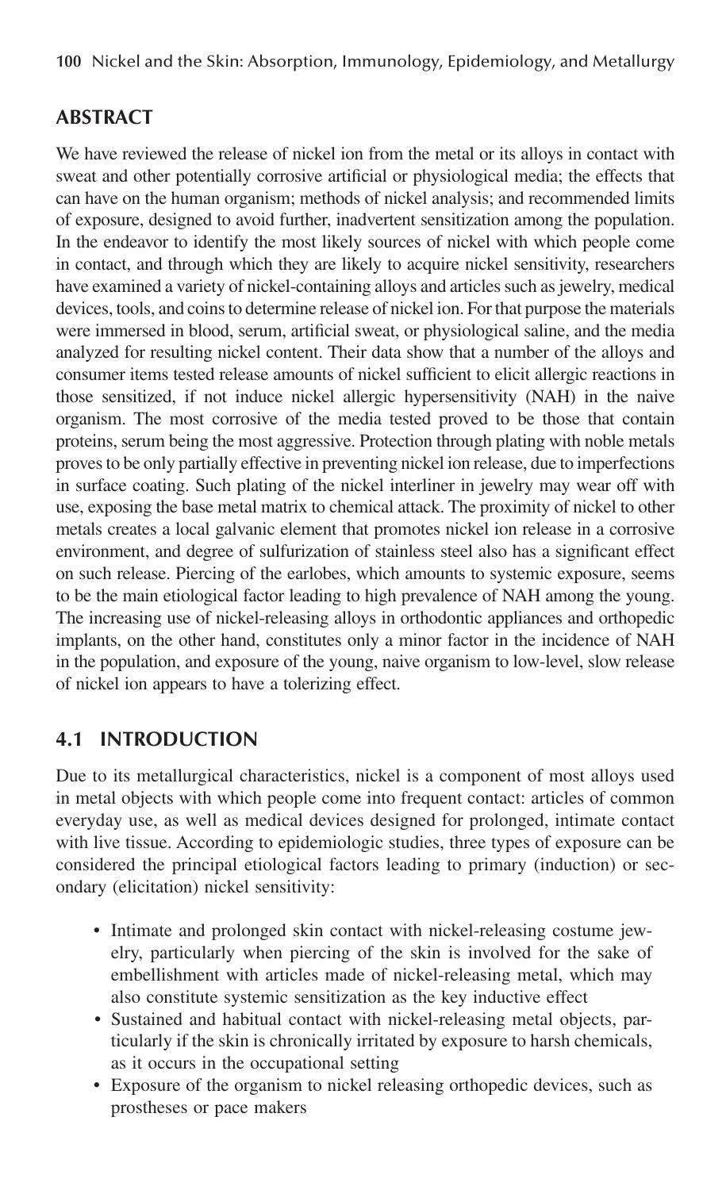## ABSTRACT

We have reviewed the release of nickel ion from the metal or its alloys in contact with sweat and other potentially corrosive artificial or physiological media; the effects that can have on the human organism; methods of nickel analysis; and recommended limits of exposure, designed to avoid further, inadvertent sensitization among the population. In the endeavor to identify the most likely sources of nickel with which people come in contact, and through which they are likely to acquire nickel sensitivity, researchers have examined a variety of nickel-containing alloys and articles such as jewelry, medical devices, tools, and coins to determine release of nickel ion. For that purpose the materials were immersed in blood, serum, artificial sweat, or physiological saline, and the media analyzed for resulting nickel content. Their data show that a number of the alloys and consumer items tested release amounts of nickel sufficient to elicit allergic reactions in those sensitized, if not induce nickel allergic hypersensitivity (NAH) in the naive organism. The most corrosive of the media tested proved to be those that contain proteins, serum being the most aggressive. Protection through plating with noble metals proves to be only partially effective in preventing nickel ion release, due to imperfections in surface coating. Such plating of the nickel interliner in jewelry may wear off with use, exposing the base metal matrix to chemical attack. The proximity of nickel to other metals creates a local galvanic element that promotes nickel ion release in a corrosive environment, and degree of sulfurization of stainless steel also has a significant effect on such release. Piercing of the earlobes, which amounts to systemic exposure, seems to be the main etiological factor leading to high prevalence of NAH among the young. The increasing use of nickel-releasing alloys in orthodontic appliances and orthopedic implants, on the other hand, constitutes only a minor factor in the incidence of NAH in the population, and exposure of the young, naive organism to low-level, slow release of nickel ion appears to have a tolerizing effect.

## 4.1 INTRODUCTION

Due to its metallurgical characteristics, nickel is a component of most alloys used in metal objects with which people come into frequent contact: articles of common everyday use, as well as medical devices designed for prolonged, intimate contact with live tissue. According to epidemiologic studies, three types of exposure can be considered the principal etiological factors leading to primary (induction) or secondary (elicitation) nickel sensitivity:

- Intimate and prolonged skin contact with nickel-releasing costume jewelry, particularly when piercing of the skin is involved for the sake of embellishment with articles made of nickel-releasing metal, which may also constitute systemic sensitization as the key inductive effect
- Sustained and habitual contact with nickel-releasing metal objects, particularly if the skin is chronically irritated by exposure to harsh chemicals, as it occurs in the occupational setting
- Exposure of the organism to nickel releasing orthopedic devices, such as prostheses or pace makers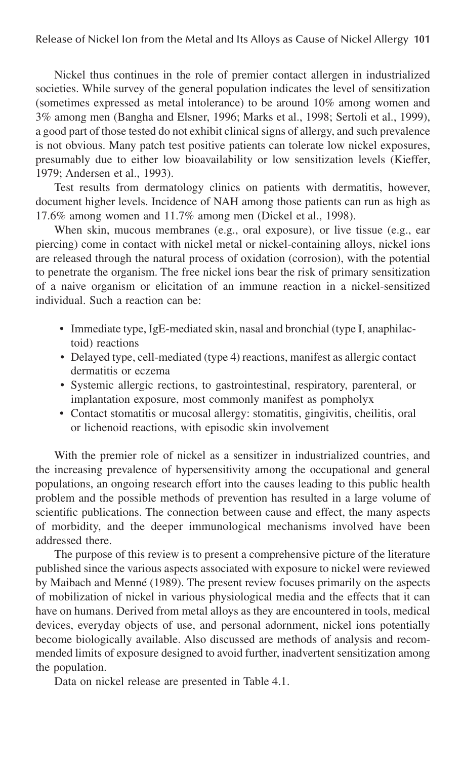Nickel thus continues in the role of premier contact allergen in industrialized societies. While survey of the general population indicates the level of sensitization (sometimes expressed as metal intolerance) to be around 10% among women and 3% among men (Bangha and Elsner, 1996; Marks et al., 1998; Sertoli et al., 1999), a good part of those tested do not exhibit clinical signs of allergy, and such prevalence is not obvious. Many patch test positive patients can tolerate low nickel exposures, presumably due to either low bioavailability or low sensitization levels (Kieffer, 1979; Andersen et al., 1993).

Test results from dermatology clinics on patients with dermatitis, however, document higher levels. Incidence of NAH among those patients can run as high as 17.6% among women and 11.7% among men (Dickel et al., 1998).

When skin, mucous membranes (e.g., oral exposure), or live tissue (e.g., ear piercing) come in contact with nickel metal or nickel-containing alloys, nickel ions are released through the natural process of oxidation (corrosion), with the potential to penetrate the organism. The free nickel ions bear the risk of primary sensitization of a naive organism or elicitation of an immune reaction in a nickel-sensitized individual. Such a reaction can be:

- Immediate type, IgE-mediated skin, nasal and bronchial (type I, anaphilactoid) reactions
- Delayed type, cell-mediated (type 4) reactions, manifest as allergic contact dermatitis or eczema
- Systemic allergic rections, to gastrointestinal, respiratory, parenteral, or implantation exposure, most commonly manifest as pompholyx
- Contact stomatitis or mucosal allergy: stomatitis, gingivitis, cheilitis, oral or lichenoid reactions, with episodic skin involvement

With the premier role of nickel as a sensitizer in industrialized countries, and the increasing prevalence of hypersensitivity among the occupational and general populations, an ongoing research effort into the causes leading to this public health problem and the possible methods of prevention has resulted in a large volume of scientific publications. The connection between cause and effect, the many aspects of morbidity, and the deeper immunological mechanisms involved have been addressed there.

The purpose of this review is to present a comprehensive picture of the literature published since the various aspects associated with exposure to nickel were reviewed by Maibach and Menné (1989). The present review focuses primarily on the aspects of mobilization of nickel in various physiological media and the effects that it can have on humans. Derived from metal alloys as they are encountered in tools, medical devices, everyday objects of use, and personal adornment, nickel ions potentially become biologically available. Also discussed are methods of analysis and recommended limits of exposure designed to avoid further, inadvertent sensitization among the population.

Data on nickel release are presented in Table 4.1.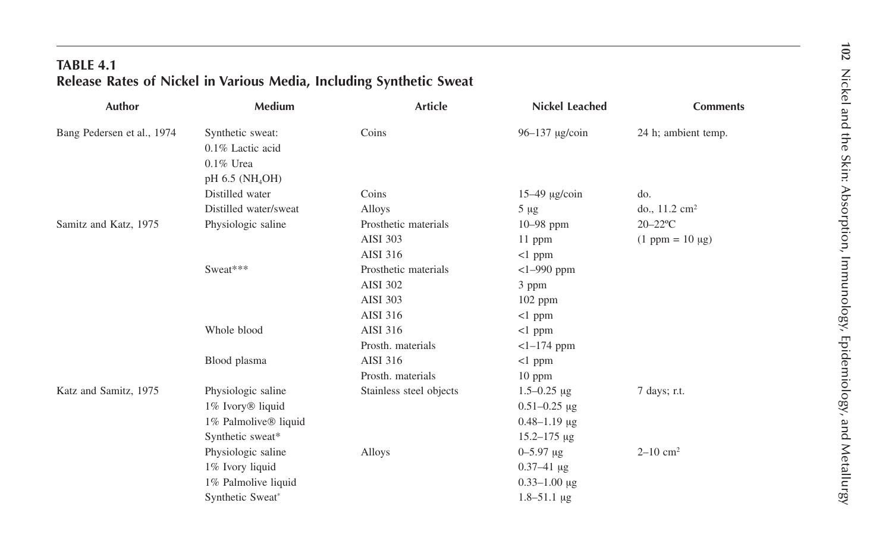**TABLE 4.1**
**Release Rates of Nickel in Various Media, Including Synthetic Sweat**

| Author | Medium | Article | Nickel Leached | Comments |
|---|---|---|---|---|
| Bang Pedersen et al., 1974 | Synthetic sweat: 0.1% Lactic acid 0.1% Urea pH 6.5 ($NH_4OH$) | Coins | 96–137 μg/coin | 24 h; ambient temp. |
| | Distilled water | Coins | 15–49 μg/coin | do. |
| | Distilled water/sweat | Alloys | 5 μg | do., 11.2 cm² |
| Samitz and Katz, 1975 | Physiologic saline | Prosthetic materials | 10–98 ppm | 20–22ºC |
| | | AISI 303 | 11 ppm | (1 ppm = 10 μg) |
| | | AISI 316 | <1 ppm | |
| | Sweat*** | Prosthetic materials | <1–990 ppm | |
| | | AISI 302 | 3 ppm | |
| | | AISI 303 | 102 ppm | |
| | | AISI 316 | <1 ppm | |
| | Whole blood | AISI 316 | <1 ppm | |
| | | Prosth. materials | <1–174 ppm | |
| | Blood plasma | AISI 316 | <1 ppm | |
| | | Prosth. materials | 10 ppm | |
| Katz and Samitz, 1975 | Physiologic saline | Stainless steel objects | 1.5–0.25 μg | 7 days; r.t. |
| | 1% Ivory® liquid | | 0.51–0.25 μg | |
| | 1% Palmolive® liquid | | 0.48–1.19 μg | |
| | Synthetic sweat* | | 15.2–175 μg | |
| | Physiologic saline | Alloys | 0–5.97 μg | 2–10 cm² |
| | 1% Ivory liquid | | 0.37–41 μg | |
| | 1% Palmolive liquid | | 0.33–1.00 μg | |
| | Synthetic Sweat* | | 1.8–51.1 μg | |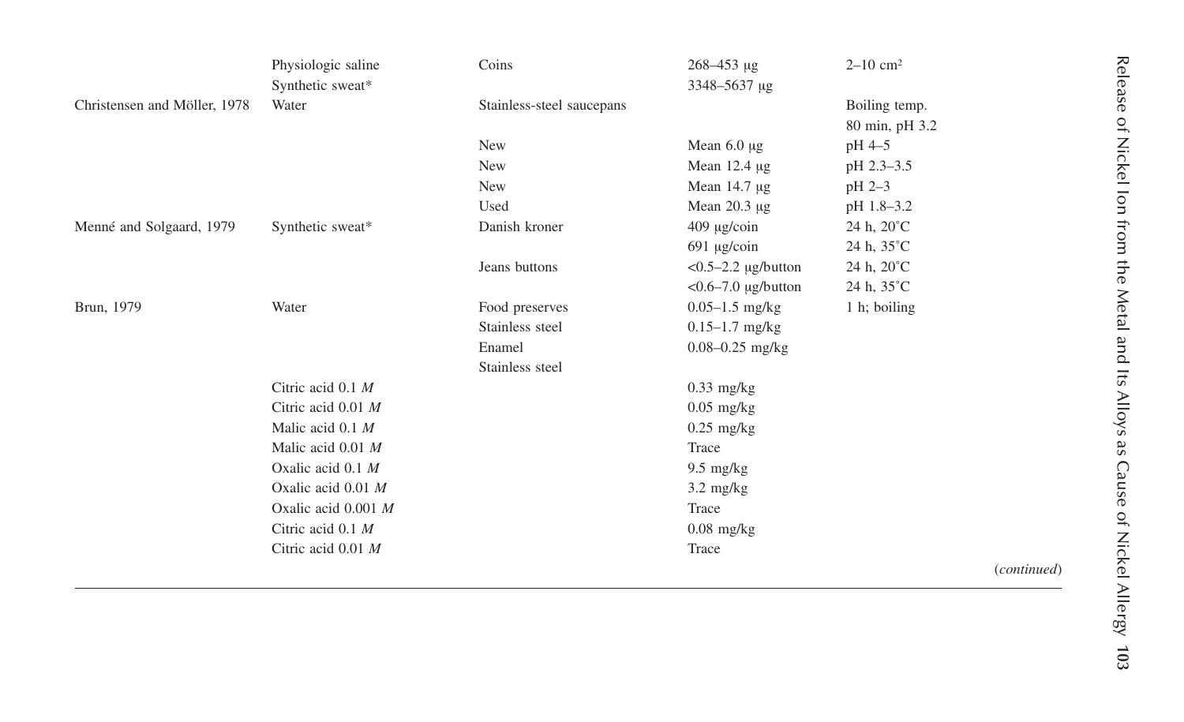|  |  |  |  |  |
|---|---|---|---|---|
|  | Physiologic saline | Coins | 268–453 μg | 2–10 cm² |
|  | Synthetic sweat* |  | 3348–5637 μg |  |
| Christensen and Möller, 1978 | Water | Stainless-steel saucepans |  | Boiling temp. 80 min, pH 3.2 |
|  |  | New | Mean 6.0 μg | pH 4–5 |
|  |  | New | Mean 12.4 μg | pH 2.3–3.5 |
|  |  | New | Mean 14.7 μg | pH 2–3 |
|  |  | Used | Mean 20.3 μg | pH 1.8–3.2 |
| Menné and Solgaard, 1979 | Synthetic sweat* | Danish kroner | 409 μg/coin | 24 h, 20˚C |
|  |  |  | 691 μg/coin | 24 h, 35˚C |
|  |  | Jeans buttons | <0.5–2.2 μg/button | 24 h, 20˚C |
|  |  |  | <0.6–7.0 μg/button | 24 h, 35˚C |
| Brun, 1979 | Water | Food preserves | 0.05–1.5 mg/kg | 1 h; boiling |
|  |  | Stainless steel | 0.15–1.7 mg/kg |  |
|  |  | Enamel | 0.08–0.25 mg/kg |  |
|  |  | Stainless steel |  |  |
|  | Citric acid 0.1 *M* |  | 0.33 mg/kg |  |
|  | Citric acid 0.01 *M* |  | 0.05 mg/kg |  |
|  | Malic acid 0.1 *M* |  | 0.25 mg/kg |  |
|  | Malic acid 0.01 *M* |  | Trace |  |
|  | Oxalic acid 0.1 *M* |  | 9.5 mg/kg |  |
|  | Oxalic acid 0.01 *M* |  | 3.2 mg/kg |  |
|  | Oxalic acid 0.001 *M* |  | Trace |  |
|  | Citric acid 0.1 *M* |  | 0.08 mg/kg |  |
|  | Citric acid 0.01 *M* |  | Trace |  |

(*continued*)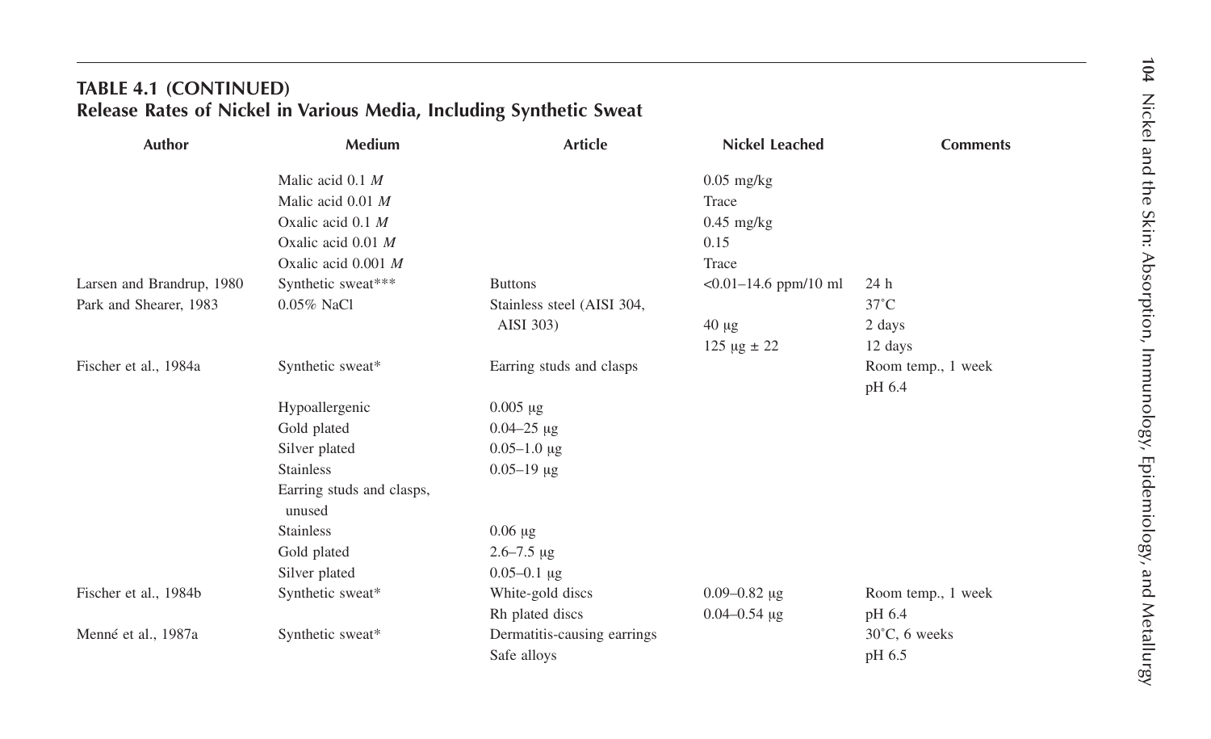## TABLE 4.1 (CONTINUED)
## Release Rates of Nickel in Various Media, Including Synthetic Sweat

| Author | Medium | Article | Nickel Leached | Comments |
|---|---|---|---|---|
| | Malic acid 0.1 *M* | | 0.05 mg/kg | |
| | Malic acid 0.01 *M* | | Trace | |
| | Oxalic acid 0.1 *M* | | 0.45 mg/kg | |
| | Oxalic acid 0.01 *M* | | 0.15 | |
| | Oxalic acid 0.001 *M* | | Trace | |
| Larsen and Brandrup, 1980 | Synthetic sweat*** | Buttons | <0.01–14.6 ppm/10 ml | 24 h |
| Park and Shearer, 1983 | 0.05% NaCl | Stainless steel (AISI 304, AISI 303) | | 37°C |
| | | | 40 µg | 2 days |
| | | | 125 µg ± 22 | 12 days |
| Fischer et al., 1984a | Synthetic sweat* | Earring studs and clasps | | Room temp., 1 week pH 6.4 |
| | Hypoallergenic | 0.005 µg | | |
| | Gold plated | 0.04–25 µg | | |
| | Silver plated | 0.05–1.0 µg | | |
| | Stainless | 0.05–19 µg | | |
| | Earring studs and clasps, unused | | | |
| | Stainless | 0.06 µg | | |
| | Gold plated | 2.6–7.5 µg | | |
| | Silver plated | 0.05–0.1 µg | | |
| Fischer et al., 1984b | Synthetic sweat* | White-gold discs | 0.09–0.82 µg | Room temp., 1 week |
| | | Rh plated discs | 0.04–0.54 µg | pH 6.4 |
| Menné et al., 1987a | Synthetic sweat* | Dermatitis-causing earrings | | 30°C, 6 weeks |
| | | Safe alloys | | pH 6.5 |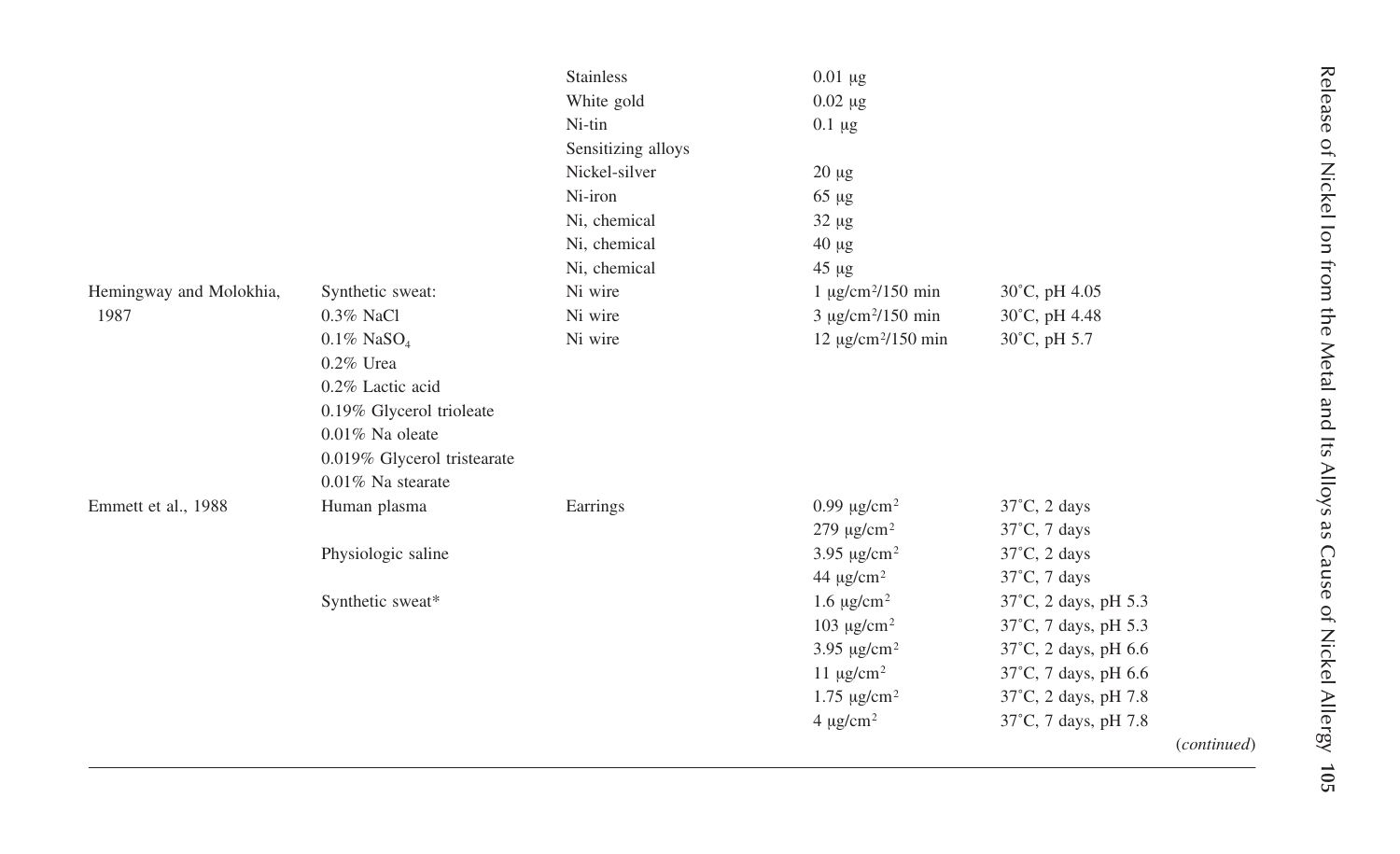| | | | | |
|---|---|---|---|---|
| | | Stainless | 0.01 μg | |
| | | White gold | 0.02 μg | |
| | | Ni-tin | 0.1 μg | |
| | | Sensitizing alloys | | |
| | | Nickel-silver | 20 μg | |
| | | Ni-iron | 65 μg | |
| | | Ni, chemical | 32 μg | |
| | | Ni, chemical | 40 μg | |
| | | Ni, chemical | 45 μg | |
| Hemingway and Molokhia, 1987 | Synthetic sweat: | Ni wire | 1 μg/cm²/150 min | 30°C, pH 4.05 |
| | 0.3% NaCl | Ni wire | 3 μg/cm²/150 min | 30°C, pH 4.48 |
| | 0.1% $NaSO_4$ | Ni wire | 12 μg/cm²/150 min | 30°C, pH 5.7 |
| | 0.2% Urea | | | |
| | 0.2% Lactic acid | | | |
| | 0.19% Glycerol trioleate | | | |
| | 0.01% Na oleate | | | |
| | 0.019% Glycerol tristearate | | | |
| | 0.01% Na stearate | | | |
| Emmett et al., 1988 | Human plasma | Earrings | 0.99 μg/cm² | 37°C, 2 days |
| | | | 279 μg/cm² | 37°C, 7 days |
| | Physiologic saline | | 3.95 μg/cm² | 37°C, 2 days |
| | | | 44 μg/cm² | 37°C, 7 days |
| | Synthetic sweat* | | 1.6 μg/cm² | 37°C, 2 days, pH 5.3 |
| | | | 103 μg/cm² | 37°C, 7 days, pH 5.3 |
| | | | 3.95 μg/cm² | 37°C, 2 days, pH 6.6 |
| | | | 11 μg/cm² | 37°C, 7 days, pH 6.6 |
| | | | 1.75 μg/cm² | 37°C, 2 days, pH 7.8 |
| | | | 4 μg/cm² | 37°C, 7 days, pH 7.8 |

(*continued*)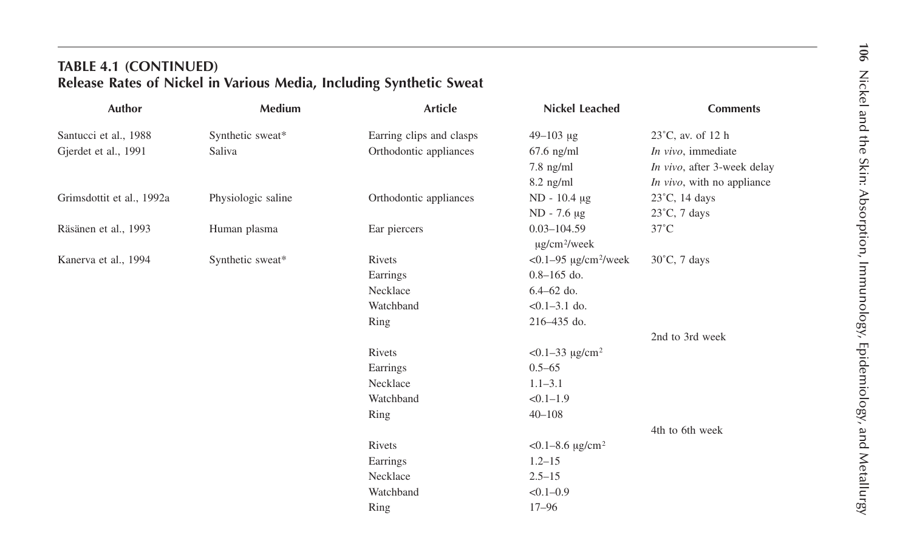**TABLE 4.1 (CONTINUED)**
**Release Rates of Nickel in Various Media, Including Synthetic Sweat**

| Author | Medium | Article | Nickel Leached | Comments |
|---|---|---|---|---|
| Santucci et al., 1988 | Synthetic sweat* | Earring clips and clasps | 49–103 µg | 23˚C, av. of 12 h |
| Gjerdet et al., 1991 | Saliva | Orthodontic appliances | 67.6 ng/ml | *In vivo*, immediate |
| | | | 7.8 ng/ml | *In vivo*, after 3-week delay |
| | | | 8.2 ng/ml | *In vivo*, with no appliance |
| Grimsdottit et al., 1992a | Physiologic saline | Orthodontic appliances | ND - 10.4 µg | 23˚C, 14 days |
| | | | ND - 7.6 µg | 23˚C, 7 days |
| Räsänen et al., 1993 | Human plasma | Ear piercers | 0.03–104.59 µg/cm²/week | 37˚C |
| Kanerva et al., 1994 | Synthetic sweat* | Rivets | <0.1–95 µg/cm²/week | 30˚C, 7 days |
| | | Earrings | 0.8–165 do. | |
| | | Necklace | 6.4–62 do. | |
| | | Watchband | <0.1–3.1 do. | |
| | | Ring | 216–435 do. | |
| | | | | 2nd to 3rd week |
| | | Rivets | <0.1–33 µg/cm² | |
| | | Earrings | 0.5–65 | |
| | | Necklace | 1.1–3.1 | |
| | | Watchband | <0.1–1.9 | |
| | | Ring | 40–108 | |
| | | | | 4th to 6th week |
| | | Rivets | <0.1–8.6 µg/cm² | |
| | | Earrings | 1.2–15 | |
| | | Necklace | 2.5–15 | |
| | | Watchband | <0.1–0.9 | |
| | | Ring | 17–96 | |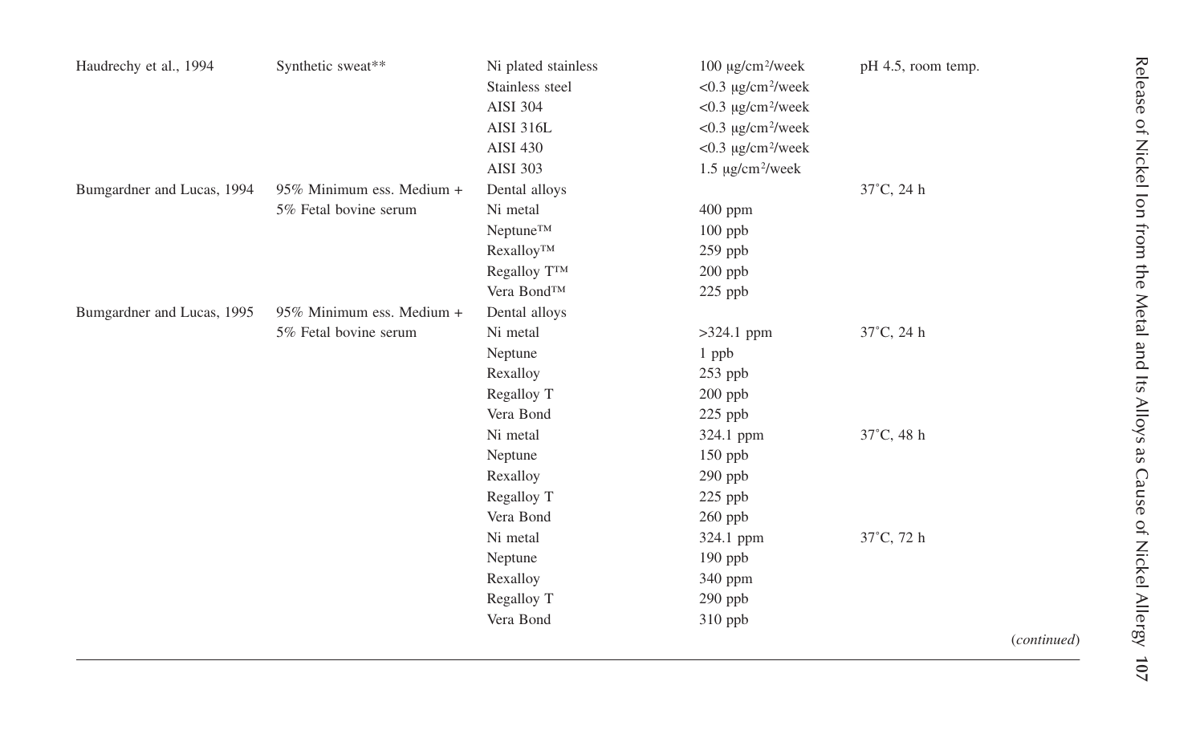| | | | | |
|---|---|---|---|---|
| Haudrechy et al., 1994 | Synthetic sweat** | Ni plated stainless | 100 μg/cm²/week | pH 4.5, room temp. |
| | | Stainless steel | <0.3 μg/cm²/week | |
| | | AISI 304 | <0.3 μg/cm²/week | |
| | | AISI 316L | <0.3 μg/cm²/week | |
| | | AISI 430 | <0.3 μg/cm²/week | |
| | | AISI 303 | 1.5 μg/cm²/week | |
| Bumgardner and Lucas, 1994 | 95% Minimum ess. Medium + 5% Fetal bovine serum | Dental alloys | | 37˚C, 24 h |
| | | Ni metal | 400 ppm | |
| | | Neptune™ | 100 ppb | |
| | | Rexalloy™ | 259 ppb | |
| | | Regalloy T™ | 200 ppb | |
| | | Vera Bond™ | 225 ppb | |
| Bumgardner and Lucas, 1995 | 95% Minimum ess. Medium + 5% Fetal bovine serum | Dental alloys | | |
| | | Ni metal | >324.1 ppm | 37˚C, 24 h |
| | | Neptune | 1 ppb | |
| | | Rexalloy | 253 ppb | |
| | | Regalloy T | 200 ppb | |
| | | Vera Bond | 225 ppb | |
| | | Ni metal | 324.1 ppm | 37˚C, 48 h |
| | | Neptune | 150 ppb | |
| | | Rexalloy | 290 ppb | |
| | | Regalloy T | 225 ppb | |
| | | Vera Bond | 260 ppb | |
| | | Ni metal | 324.1 ppm | 37˚C, 72 h |
| | | Neptune | 190 ppb | |
| | | Rexalloy | 340 ppm | |
| | | Regalloy T | 290 ppb | |
| | | Vera Bond | 310 ppb | |

(*continued*)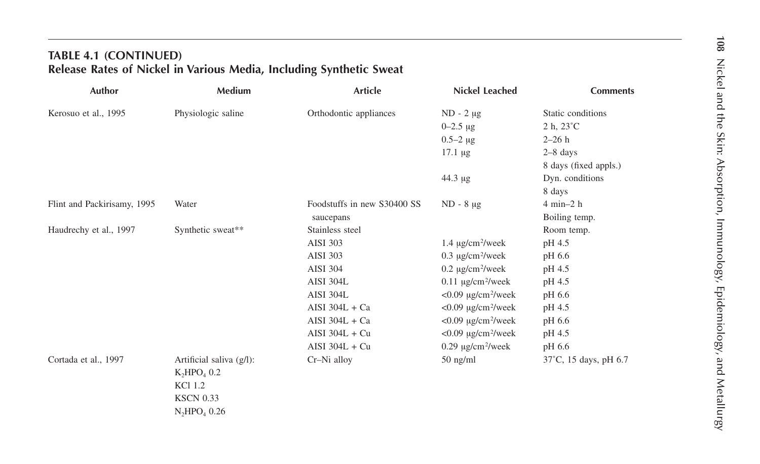**TABLE 4.1 (CONTINUED)**
**Release Rates of Nickel in Various Media, Including Synthetic Sweat**

| Author | Medium | Article | Nickel Leached | Comments |
|---|---|---|---|---|
| Kerosuo et al., 1995 | Physiologic saline | Orthodontic appliances | ND - 2 μg | Static conditions |
| | | | 0–2.5 μg | 2 h, 23˚C |
| | | | 0.5–2 μg | 2–26 h |
| | | | 17.1 μg | 2–8 days |
| | | | | 8 days (fixed appls.) |
| | | | 44.3 μg | Dyn. conditions |
| | | | | 8 days |
| Flint and Packirisamy, 1995 | Water | Foodstuffs in new S30400 SS saucepans | ND - 8 μg | 4 min–2 h<br>Boiling temp. |
| Haudrechy et al., 1997 | Synthetic sweat** | Stainless steel | | Room temp. |
| | | AISI 303 | 1.4 μg/cm²/week | pH 4.5 |
| | | AISI 303 | 0.3 μg/cm²/week | pH 6.6 |
| | | AISI 304 | 0.2 μg/cm²/week | pH 4.5 |
| | | AISI 304L | 0.11 μg/cm²/week | pH 4.5 |
| | | AISI 304L | <0.09 μg/cm²/week | pH 6.6 |
| | | AISI 304L + Ca | <0.09 μg/cm²/week | pH 4.5 |
| | | AISI 304L + Ca | <0.09 μg/cm²/week | pH 6.6 |
| | | AISI 304L + Cu | <0.09 μg/cm²/week | pH 4.5 |
| | | AISI 304L + Cu | 0.29 μg/cm²/week | pH 6.6 |
| Cortada et al., 1997 | Artificial saliva (g/l):<br>$K_2HPO_4$ 0.2<br>KCl 1.2<br>KSCN 0.33<br>$N_2HPO_4$ 0.26 | Cr–Ni alloy | 50 ng/ml | 37˚C, 15 days, pH 6.7 |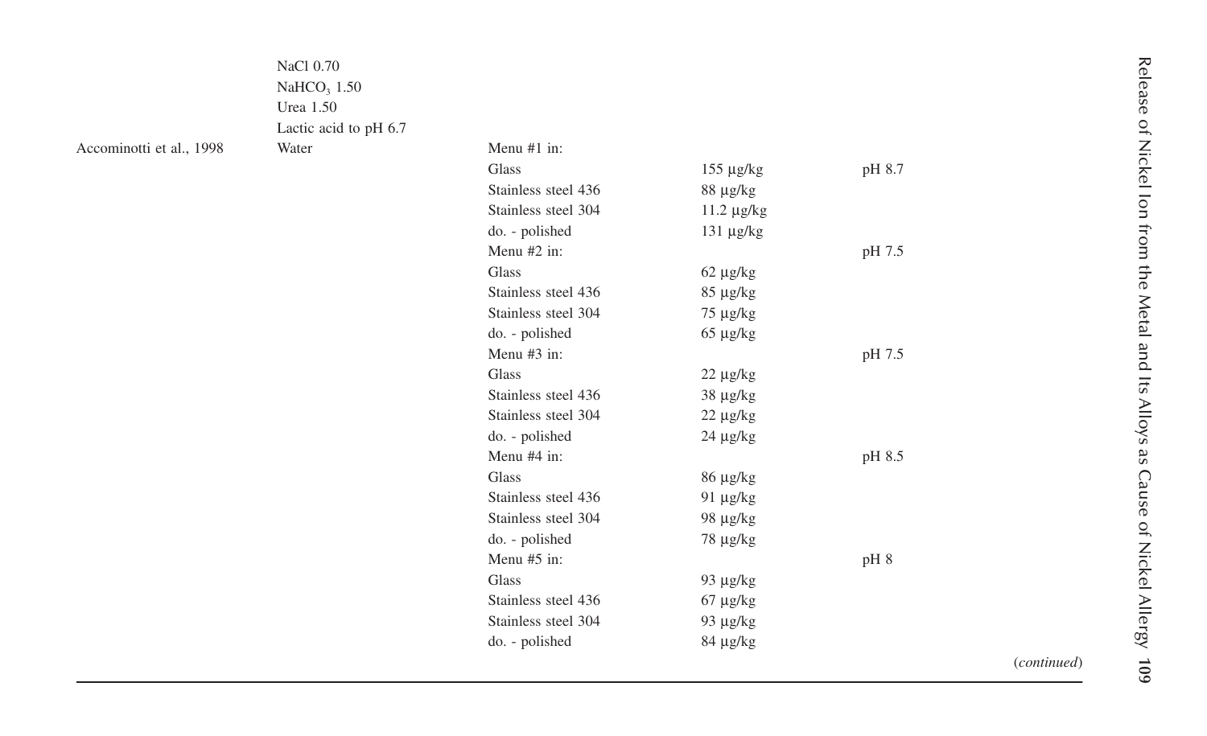| | NaCl 0.70 | | | |
|---|---|---|---|---|
| | $NaHCO_3$ 1.50 | | | |
| | Urea 1.50 | | | |
| | Lactic acid to pH 6.7 | | | |
| Accominotti et al., 1998 | Water | Menu #1 in: | | |
| | | Glass | 155 µg/kg | pH 8.7 |
| | | Stainless steel 436 | 88 µg/kg | |
| | | Stainless steel 304 | 11.2 µg/kg | |
| | | do. - polished | 131 µg/kg | |
| | | Menu #2 in: | | pH 7.5 |
| | | Glass | 62 µg/kg | |
| | | Stainless steel 436 | 85 µg/kg | |
| | | Stainless steel 304 | 75 µg/kg | |
| | | do. - polished | 65 µg/kg | |
| | | Menu #3 in: | | pH 7.5 |
| | | Glass | 22 µg/kg | |
| | | Stainless steel 436 | 38 µg/kg | |
| | | Stainless steel 304 | 22 µg/kg | |
| | | do. - polished | 24 µg/kg | |
| | | Menu #4 in: | | pH 8.5 |
| | | Glass | 86 µg/kg | |
| | | Stainless steel 436 | 91 µg/kg | |
| | | Stainless steel 304 | 98 µg/kg | |
| | | do. - polished | 78 µg/kg | |
| | | Menu #5 in: | | pH 8 |
| | | Glass | 93 µg/kg | |
| | | Stainless steel 436 | 67 µg/kg | |
| | | Stainless steel 304 | 93 µg/kg | |
| | | do. - polished | 84 µg/kg | |

(*continued*)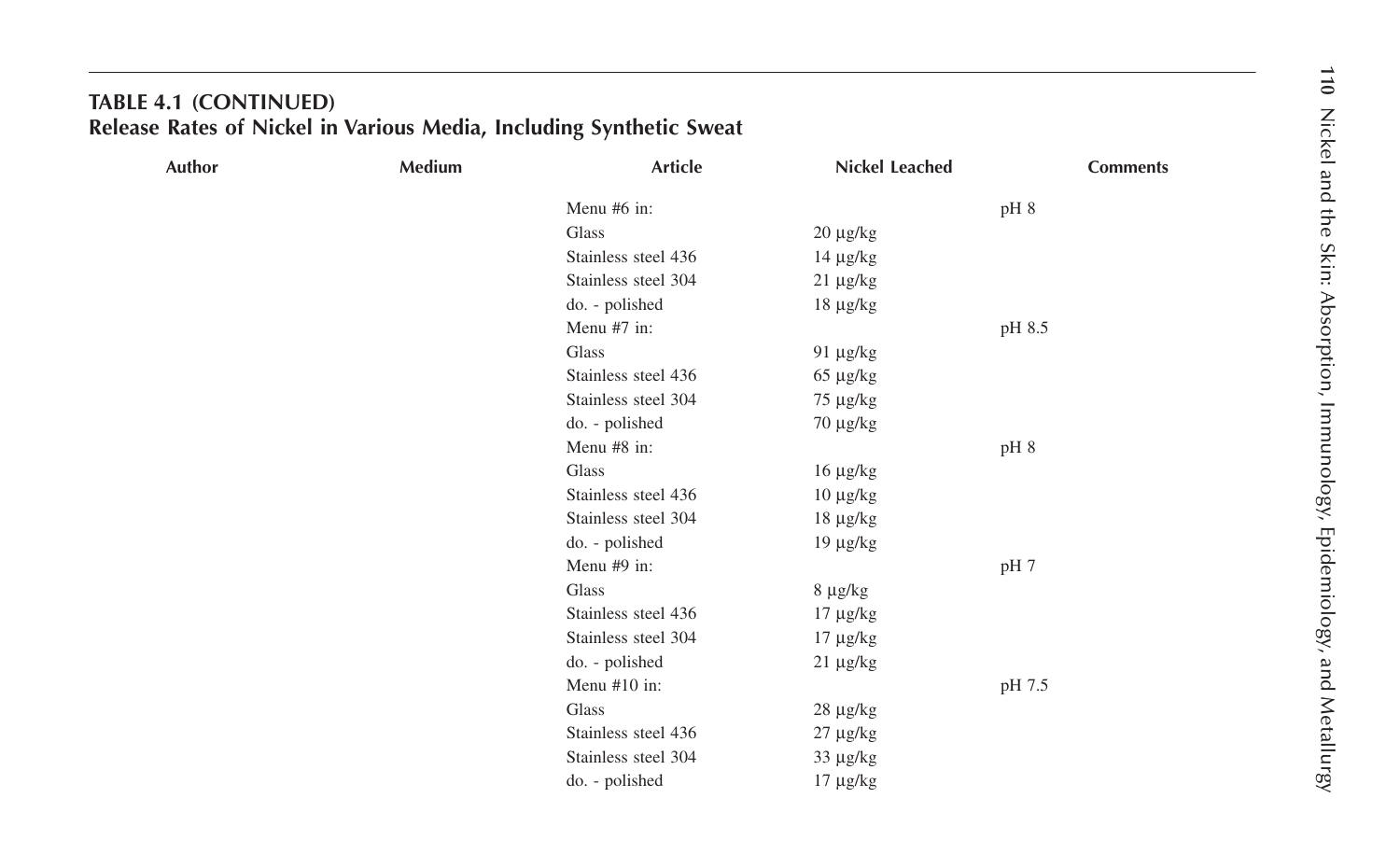**TABLE 4.1 (CONTINUED)**
**Release Rates of Nickel in Various Media, Including Synthetic Sweat**

| Author | Medium | Article | Nickel Leached | Comments |
|---|---|---|---|---|
| | | Menu #6 in: | | pH 8 |
| | | Glass | 20 µg/kg | |
| | | Stainless steel 436 | 14 µg/kg | |
| | | Stainless steel 304 | 21 µg/kg | |
| | | do. - polished | 18 µg/kg | |
| | | Menu #7 in: | | pH 8.5 |
| | | Glass | 91 µg/kg | |
| | | Stainless steel 436 | 65 µg/kg | |
| | | Stainless steel 304 | 75 µg/kg | |
| | | do. - polished | 70 µg/kg | |
| | | Menu #8 in: | | pH 8 |
| | | Glass | 16 µg/kg | |
| | | Stainless steel 436 | 10 µg/kg | |
| | | Stainless steel 304 | 18 µg/kg | |
| | | do. - polished | 19 µg/kg | |
| | | Menu #9 in: | | pH 7 |
| | | Glass | 8 µg/kg | |
| | | Stainless steel 436 | 17 µg/kg | |
| | | Stainless steel 304 | 17 µg/kg | |
| | | do. - polished | 21 µg/kg | |
| | | Menu #10 in: | | pH 7.5 |
| | | Glass | 28 µg/kg | |
| | | Stainless steel 436 | 27 µg/kg | |
| | | Stainless steel 304 | 33 µg/kg | |
| | | do. - polished | 17 µg/kg | |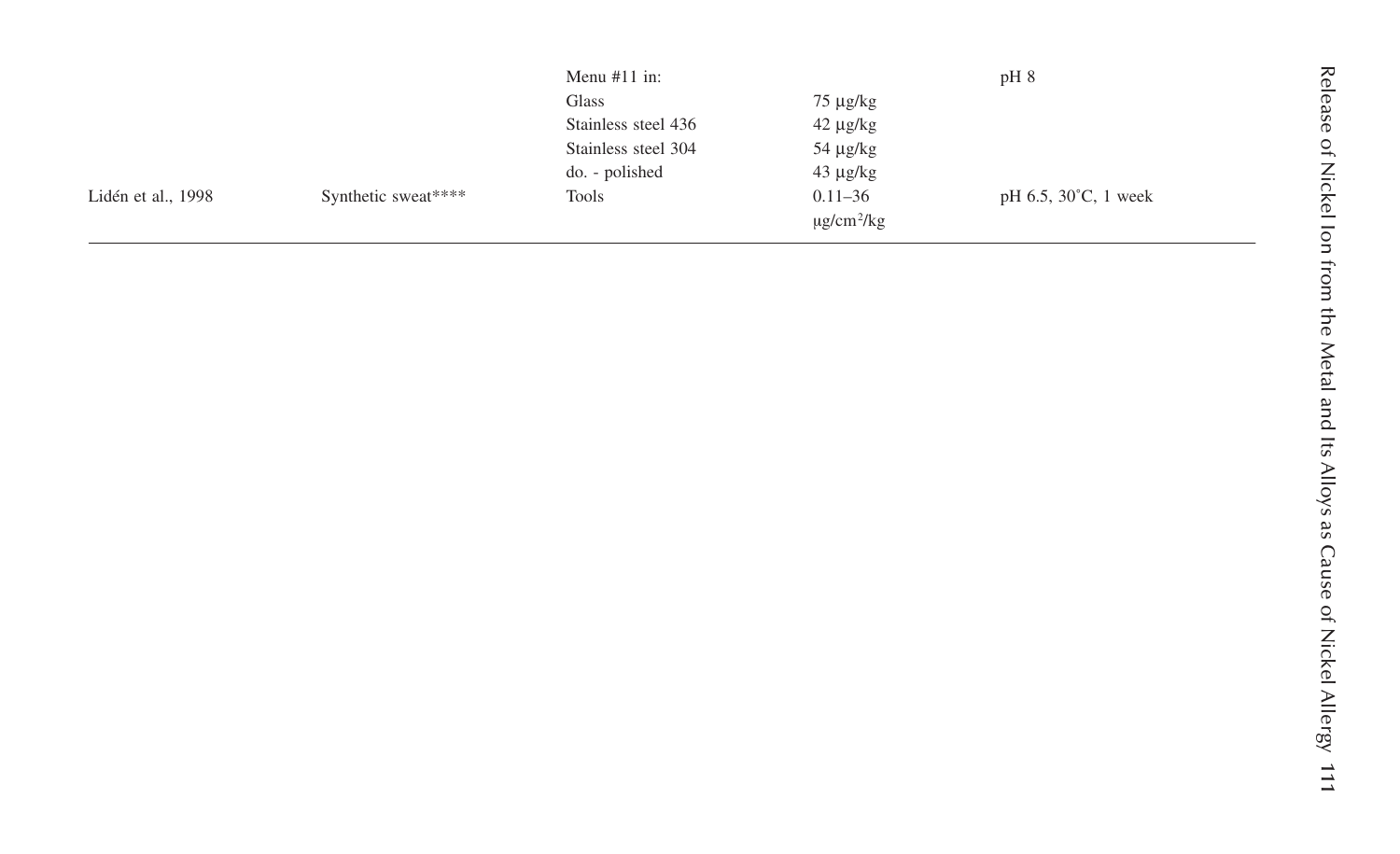|  |  |  |  |  |
|---|---|---|---|---|
|  |  | Menu #11 in: |  | pH 8 |
|  |  | Glass | 75 µg/kg |  |
|  |  | Stainless steel 436 | 42 µg/kg |  |
|  |  | Stainless steel 304 | 54 µg/kg |  |
|  |  | do. - polished | 43 µg/kg |  |
| Lidén et al., 1998 | Synthetic sweat**** | Tools | 0.11–36 $\mu g/cm^2/kg$ | pH 6.5, 30˚C, 1 week |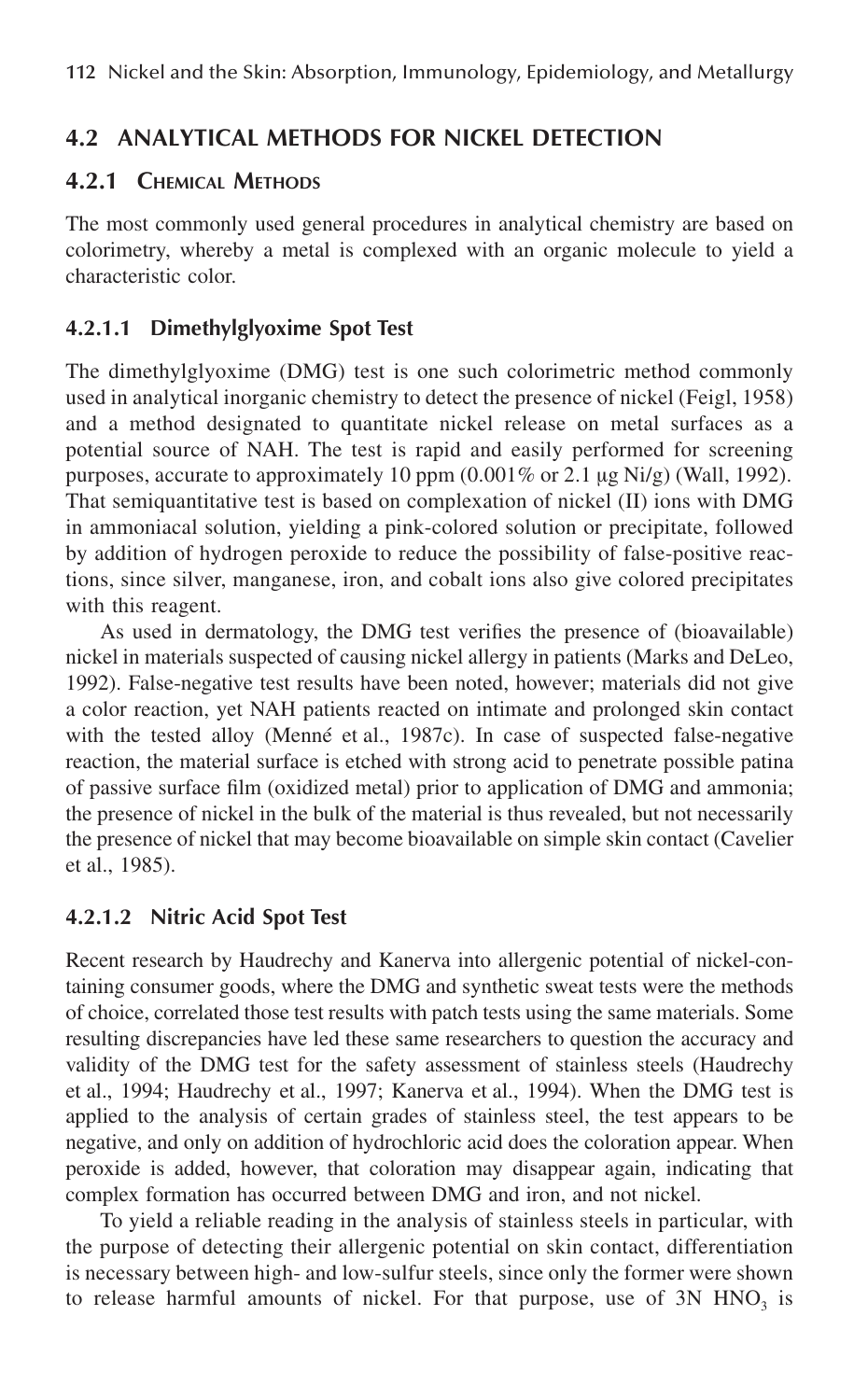## 4.2 ANALYTICAL METHODS FOR NICKEL DETECTION

### 4.2.1 Chemical Methods

The most commonly used general procedures in analytical chemistry are based on colorimetry, whereby a metal is complexed with an organic molecule to yield a characteristic color.

#### 4.2.1.1 Dimethylglyoxime Spot Test

The dimethylglyoxime (DMG) test is one such colorimetric method commonly used in analytical inorganic chemistry to detect the presence of nickel (Feigl, 1958) and a method designated to quantitate nickel release on metal surfaces as a potential source of NAH. The test is rapid and easily performed for screening purposes, accurate to approximately 10 ppm (0.001% or 2.1 μg Ni/g) (Wall, 1992). That semiquantitative test is based on complexation of nickel (II) ions with DMG in ammoniacal solution, yielding a pink-colored solution or precipitate, followed by addition of hydrogen peroxide to reduce the possibility of false-positive reactions, since silver, manganese, iron, and cobalt ions also give colored precipitates with this reagent.

As used in dermatology, the DMG test verifies the presence of (bioavailable) nickel in materials suspected of causing nickel allergy in patients (Marks and DeLeo, 1992). False-negative test results have been noted, however; materials did not give a color reaction, yet NAH patients reacted on intimate and prolonged skin contact with the tested alloy (Menné et al., 1987c). In case of suspected false-negative reaction, the material surface is etched with strong acid to penetrate possible patina of passive surface film (oxidized metal) prior to application of DMG and ammonia; the presence of nickel in the bulk of the material is thus revealed, but not necessarily the presence of nickel that may become bioavailable on simple skin contact (Cavelier et al., 1985).

#### 4.2.1.2 Nitric Acid Spot Test

Recent research by Haudrechy and Kanerva into allergenic potential of nickel-containing consumer goods, where the DMG and synthetic sweat tests were the methods of choice, correlated those test results with patch tests using the same materials. Some resulting discrepancies have led these same researchers to question the accuracy and validity of the DMG test for the safety assessment of stainless steels (Haudrechy et al., 1994; Haudrechy et al., 1997; Kanerva et al., 1994). When the DMG test is applied to the analysis of certain grades of stainless steel, the test appears to be negative, and only on addition of hydrochloric acid does the coloration appear. When peroxide is added, however, that coloration may disappear again, indicating that complex formation has occurred between DMG and iron, and not nickel.

To yield a reliable reading in the analysis of stainless steels in particular, with the purpose of detecting their allergenic potential on skin contact, differentiation is necessary between high- and low-sulfur steels, since only the former were shown to release harmful amounts of nickel. For that purpose, use of 3N $HNO_3$ is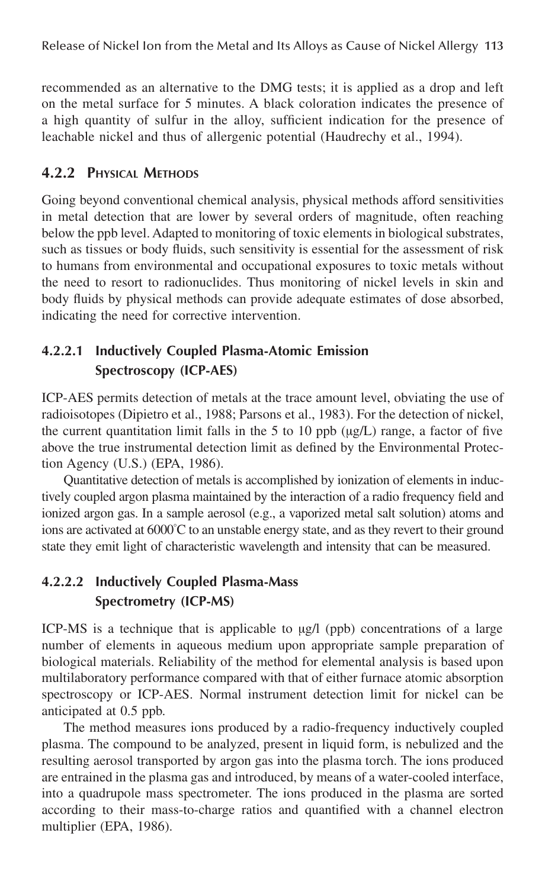recommended as an alternative to the DMG tests; it is applied as a drop and left on the metal surface for 5 minutes. A black coloration indicates the presence of a high quantity of sulfur in the alloy, sufficient indication for the presence of leachable nickel and thus of allergenic potential (Haudrechy et al., 1994).

### 4.2.2 Physical Methods

Going beyond conventional chemical analysis, physical methods afford sensitivities in metal detection that are lower by several orders of magnitude, often reaching below the ppb level. Adapted to monitoring of toxic elements in biological substrates, such as tissues or body fluids, such sensitivity is essential for the assessment of risk to humans from environmental and occupational exposures to toxic metals without the need to resort to radionuclides. Thus monitoring of nickel levels in skin and body fluids by physical methods can provide adequate estimates of dose absorbed, indicating the need for corrective intervention.

#### 4.2.2.1 Inductively Coupled Plasma-Atomic Emission Spectroscopy (ICP-AES)

ICP-AES permits detection of metals at the trace amount level, obviating the use of radioisotopes (Dipietro et al., 1988; Parsons et al., 1983). For the detection of nickel, the current quantitation limit falls in the 5 to 10 ppb (μg/L) range, a factor of five above the true instrumental detection limit as defined by the Environmental Protection Agency (U.S.) (EPA, 1986).

Quantitative detection of metals is accomplished by ionization of elements in inductively coupled argon plasma maintained by the interaction of a radio frequency field and ionized argon gas. In a sample aerosol (e.g., a vaporized metal salt solution) atoms and ions are activated at 6000°C to an unstable energy state, and as they revert to their ground state they emit light of characteristic wavelength and intensity that can be measured.

#### 4.2.2.2 Inductively Coupled Plasma-Mass Spectrometry (ICP-MS)

ICP-MS is a technique that is applicable to μg/l (ppb) concentrations of a large number of elements in aqueous medium upon appropriate sample preparation of biological materials. Reliability of the method for elemental analysis is based upon multilaboratory performance compared with that of either furnace atomic absorption spectroscopy or ICP-AES. Normal instrument detection limit for nickel can be anticipated at 0.5 ppb.

The method measures ions produced by a radio-frequency inductively coupled plasma. The compound to be analyzed, present in liquid form, is nebulized and the resulting aerosol transported by argon gas into the plasma torch. The ions produced are entrained in the plasma gas and introduced, by means of a water-cooled interface, into a quadrupole mass spectrometer. The ions produced in the plasma are sorted according to their mass-to-charge ratios and quantified with a channel electron multiplier (EPA, 1986).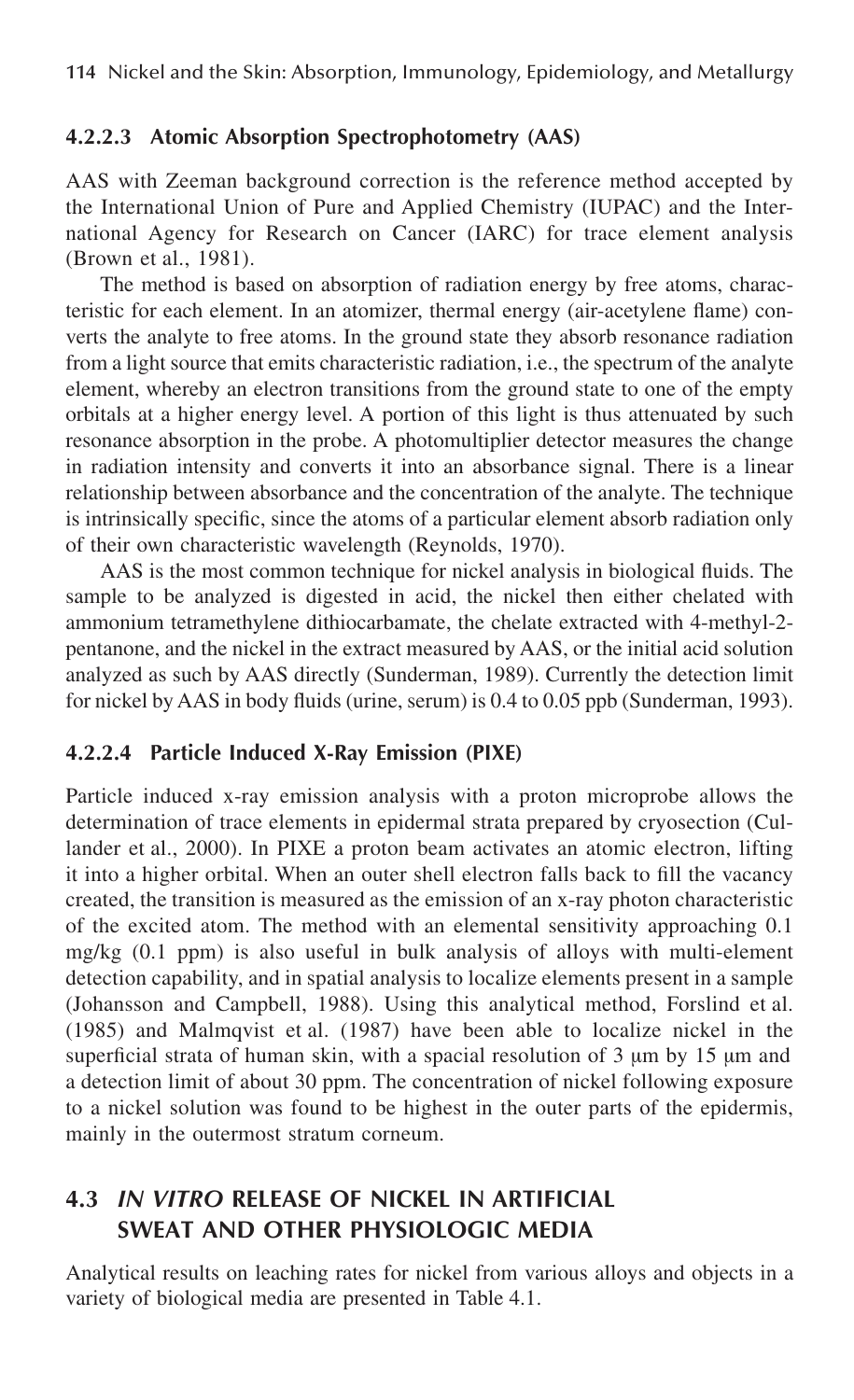#### 4.2.2.3 Atomic Absorption Spectrophotometry (AAS)

AAS with Zeeman background correction is the reference method accepted by the International Union of Pure and Applied Chemistry (IUPAC) and the International Agency for Research on Cancer (IARC) for trace element analysis (Brown et al., 1981).

The method is based on absorption of radiation energy by free atoms, characteristic for each element. In an atomizer, thermal energy (air-acetylene flame) converts the analyte to free atoms. In the ground state they absorb resonance radiation from a light source that emits characteristic radiation, i.e., the spectrum of the analyte element, whereby an electron transitions from the ground state to one of the empty orbitals at a higher energy level. A portion of this light is thus attenuated by such resonance absorption in the probe. A photomultiplier detector measures the change in radiation intensity and converts it into an absorbance signal. There is a linear relationship between absorbance and the concentration of the analyte. The technique is intrinsically specific, since the atoms of a particular element absorb radiation only of their own characteristic wavelength (Reynolds, 1970).

AAS is the most common technique for nickel analysis in biological fluids. The sample to be analyzed is digested in acid, the nickel then either chelated with ammonium tetramethylene dithiocarbamate, the chelate extracted with 4-methyl-2-pentanone, and the nickel in the extract measured by AAS, or the initial acid solution analyzed as such by AAS directly (Sunderman, 1989). Currently the detection limit for nickel by AAS in body fluids (urine, serum) is 0.4 to 0.05 ppb (Sunderman, 1993).

#### 4.2.2.4 Particle Induced X-Ray Emission (PIXE)

Particle induced x-ray emission analysis with a proton microprobe allows the determination of trace elements in epidermal strata prepared by cryosection (Cullander et al., 2000). In PIXE a proton beam activates an atomic electron, lifting it into a higher orbital. When an outer shell electron falls back to fill the vacancy created, the transition is measured as the emission of an x-ray photon characteristic of the excited atom. The method with an elemental sensitivity approaching 0.1 mg/kg (0.1 ppm) is also useful in bulk analysis of alloys with multi-element detection capability, and in spatial analysis to localize elements present in a sample (Johansson and Campbell, 1988). Using this analytical method, Forslind et al. (1985) and Malmqvist et al. (1987) have been able to localize nickel in the superficial strata of human skin, with a spacial resolution of 3 μm by 15 μm and a detection limit of about 30 ppm. The concentration of nickel following exposure to a nickel solution was found to be highest in the outer parts of the epidermis, mainly in the outermost stratum corneum.

## 4.3 *IN VITRO* RELEASE OF NICKEL IN ARTIFICIAL SWEAT AND OTHER PHYSIOLOGIC MEDIA

Analytical results on leaching rates for nickel from various alloys and objects in a variety of biological media are presented in Table 4.1.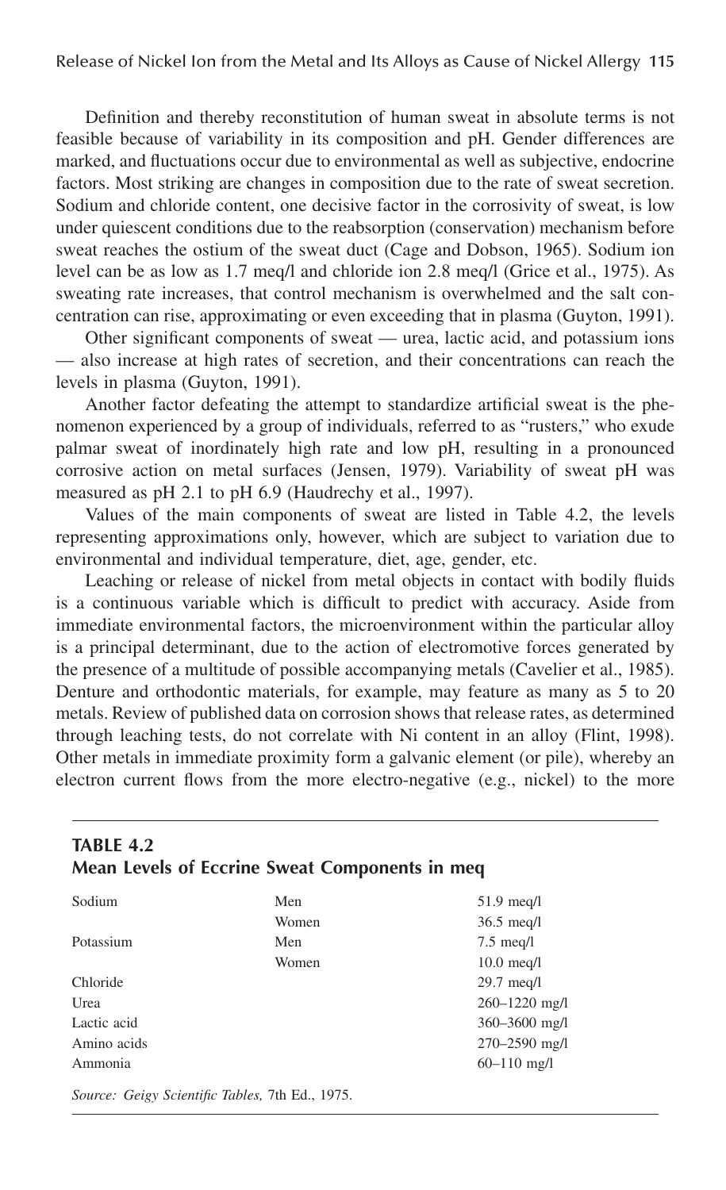Definition and thereby reconstitution of human sweat in absolute terms is not feasible because of variability in its composition and pH. Gender differences are marked, and fluctuations occur due to environmental as well as subjective, endocrine factors. Most striking are changes in composition due to the rate of sweat secretion. Sodium and chloride content, one decisive factor in the corrosivity of sweat, is low under quiescent conditions due to the reabsorption (conservation) mechanism before sweat reaches the ostium of the sweat duct (Cage and Dobson, 1965). Sodium ion level can be as low as 1.7 meq/l and chloride ion 2.8 meq/l (Grice et al., 1975). As sweating rate increases, that control mechanism is overwhelmed and the salt concentration can rise, approximating or even exceeding that in plasma (Guyton, 1991).

Other significant components of sweat — urea, lactic acid, and potassium ions — also increase at high rates of secretion, and their concentrations can reach the levels in plasma (Guyton, 1991).

Another factor defeating the attempt to standardize artificial sweat is the phenomenon experienced by a group of individuals, referred to as "rusters," who exude palmar sweat of inordinately high rate and low pH, resulting in a pronounced corrosive action on metal surfaces (Jensen, 1979). Variability of sweat pH was measured as pH 2.1 to pH 6.9 (Haudrechy et al., 1997).

Values of the main components of sweat are listed in Table 4.2, the levels representing approximations only, however, which are subject to variation due to environmental and individual temperature, diet, age, gender, etc.

Leaching or release of nickel from metal objects in contact with bodily fluids is a continuous variable which is difficult to predict with accuracy. Aside from immediate environmental factors, the microenvironment within the particular alloy is a principal determinant, due to the action of electromotive forces generated by the presence of a multitude of possible accompanying metals (Cavelier et al., 1985). Denture and orthodontic materials, for example, may feature as many as 5 to 20 metals. Review of published data on corrosion shows that release rates, as determined through leaching tests, do not correlate with Ni content in an alloy (Flint, 1998). Other metals in immediate proximity form a galvanic element (or pile), whereby an electron current flows from the more electro-negative (e.g., nickel) to the more

**TABLE 4.2**
**Mean Levels of Eccrine Sweat Components in meq**

| Component | | Level |
|---|---|---|
| Sodium | Men | 51.9 meq/l |
| | Women | 36.5 meq/l |
| Potassium | Men | 7.5 meq/l |
| | Women | 10.0 meq/l |
| Chloride | | 29.7 meq/l |
| Urea | | 260–1220 mg/l |
| Lactic acid | | 360–3600 mg/l |
| Amino acids | | 270–2590 mg/l |
| Ammonia | | 60–110 mg/l |

*Source: Geigy Scientific Tables,* 7th Ed., 1975.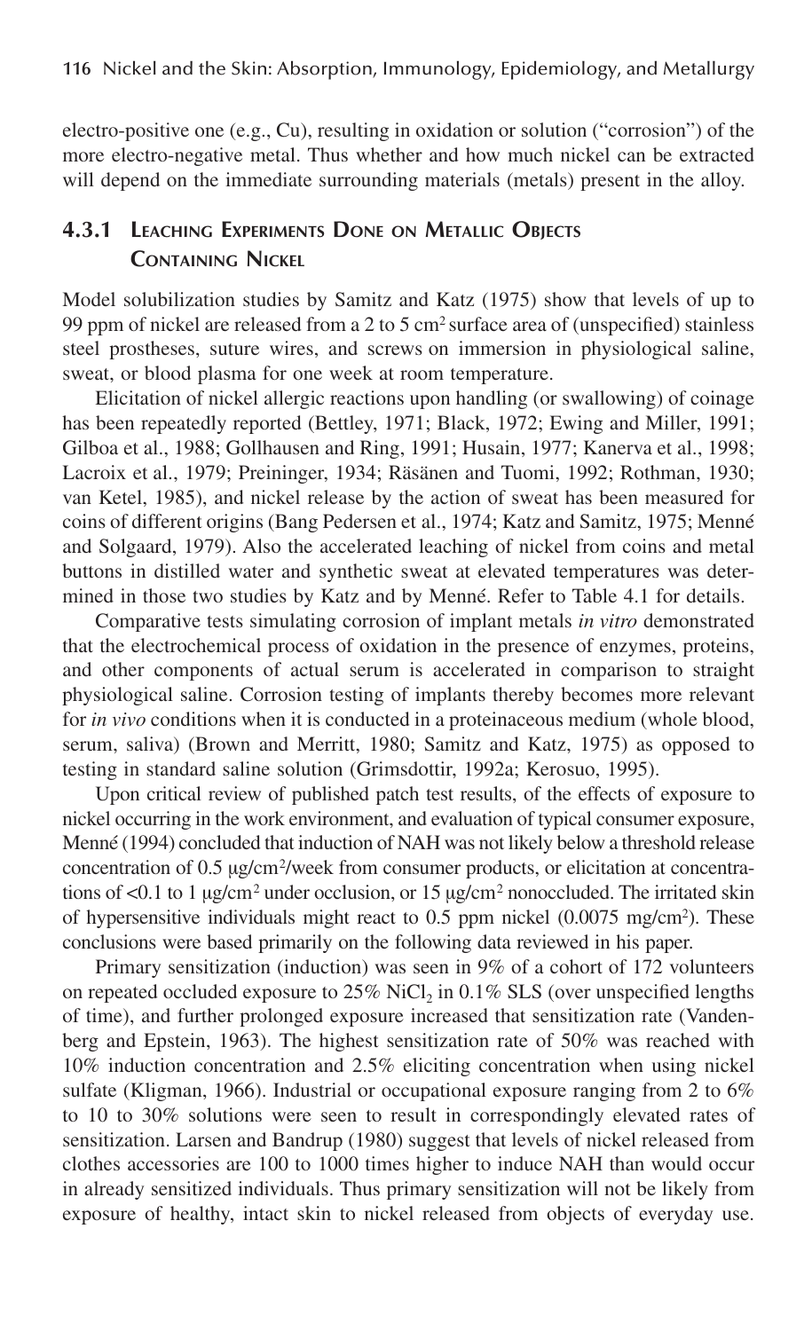electro-positive one (e.g., Cu), resulting in oxidation or solution ("corrosion") of the more electro-negative metal. Thus whether and how much nickel can be extracted will depend on the immediate surrounding materials (metals) present in the alloy.

### 4.3.1 Leaching Experiments Done on Metallic Objects Containing Nickel

Model solubilization studies by Samitz and Katz (1975) show that levels of up to 99 ppm of nickel are released from a 2 to 5 $cm^2$ surface area of (unspecified) stainless steel prostheses, suture wires, and screws on immersion in physiological saline, sweat, or blood plasma for one week at room temperature.

Elicitation of nickel allergic reactions upon handling (or swallowing) of coinage has been repeatedly reported (Bettley, 1971; Black, 1972; Ewing and Miller, 1991; Gilboa et al., 1988; Gollhausen and Ring, 1991; Husain, 1977; Kanerva et al., 1998; Lacroix et al., 1979; Preininger, 1934; Räsänen and Tuomi, 1992; Rothman, 1930; van Ketel, 1985), and nickel release by the action of sweat has been measured for coins of different origins (Bang Pedersen et al., 1974; Katz and Samitz, 1975; Menné and Solgaard, 1979). Also the accelerated leaching of nickel from coins and metal buttons in distilled water and synthetic sweat at elevated temperatures was determined in those two studies by Katz and by Menné. Refer to Table 4.1 for details.

Comparative tests simulating corrosion of implant metals *in vitro* demonstrated that the electrochemical process of oxidation in the presence of enzymes, proteins, and other components of actual serum is accelerated in comparison to straight physiological saline. Corrosion testing of implants thereby becomes more relevant for *in vivo* conditions when it is conducted in a proteinaceous medium (whole blood, serum, saliva) (Brown and Merritt, 1980; Samitz and Katz, 1975) as opposed to testing in standard saline solution (Grimsdottir, 1992a; Kerosuo, 1995).

Upon critical review of published patch test results, of the effects of exposure to nickel occurring in the work environment, and evaluation of typical consumer exposure, Menné (1994) concluded that induction of NAH was not likely below a threshold release concentration of 0.5 μg/$cm^2$/week from consumer products, or elicitation at concentrations of <0.1 to 1 μg/$cm^2$ under occlusion, or 15 μg/$cm^2$ nonoccluded. The irritated skin of hypersensitive individuals might react to 0.5 ppm nickel (0.0075 mg/$cm^2$). These conclusions were based primarily on the following data reviewed in his paper.

Primary sensitization (induction) was seen in 9% of a cohort of 172 volunteers on repeated occluded exposure to 25% $NiCl_2$ in 0.1% SLS (over unspecified lengths of time), and further prolonged exposure increased that sensitization rate (Vandenberg and Epstein, 1963). The highest sensitization rate of 50% was reached with 10% induction concentration and 2.5% eliciting concentration when using nickel sulfate (Kligman, 1966). Industrial or occupational exposure ranging from 2 to 6% to 10 to 30% solutions were seen to result in correspondingly elevated rates of sensitization. Larsen and Bandrup (1980) suggest that levels of nickel released from clothes accessories are 100 to 1000 times higher to induce NAH than would occur in already sensitized individuals. Thus primary sensitization will not be likely from exposure of healthy, intact skin to nickel released from objects of everyday use.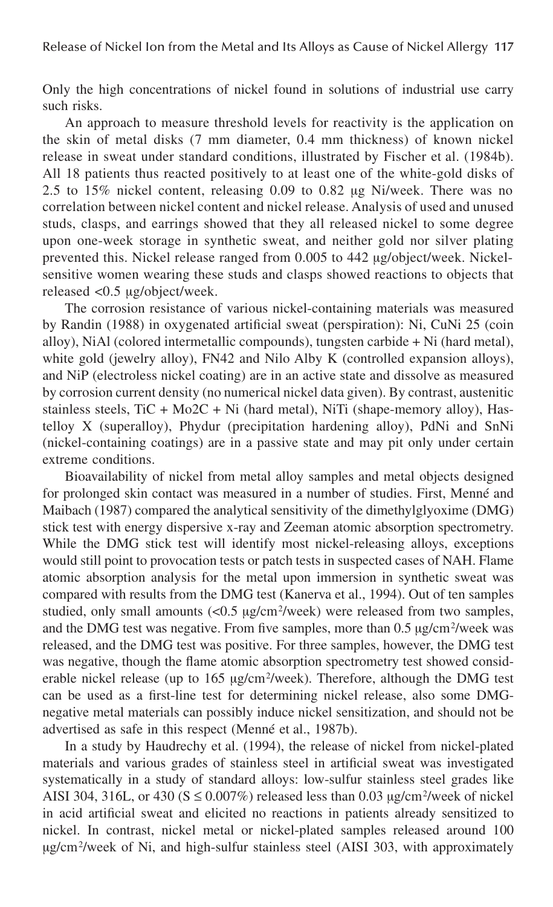Only the high concentrations of nickel found in solutions of industrial use carry such risks.

An approach to measure threshold levels for reactivity is the application on the skin of metal disks (7 mm diameter, 0.4 mm thickness) of known nickel release in sweat under standard conditions, illustrated by Fischer et al. (1984b). All 18 patients thus reacted positively to at least one of the white-gold disks of 2.5 to 15% nickel content, releasing 0.09 to 0.82 μg Ni/week. There was no correlation between nickel content and nickel release. Analysis of used and unused studs, clasps, and earrings showed that they all released nickel to some degree upon one-week storage in synthetic sweat, and neither gold nor silver plating prevented this. Nickel release ranged from 0.005 to 442 μg/object/week. Nickel-sensitive women wearing these studs and clasps showed reactions to objects that released <0.5 μg/object/week.

The corrosion resistance of various nickel-containing materials was measured by Randin (1988) in oxygenated artificial sweat (perspiration): Ni, CuNi 25 (coin alloy), NiAl (colored intermetallic compounds), tungsten carbide + Ni (hard metal), white gold (jewelry alloy), FN42 and Nilo Alby K (controlled expansion alloys), and NiP (electroless nickel coating) are in an active state and dissolve as measured by corrosion current density (no numerical nickel data given). By contrast, austenitic stainless steels, TiC + $Mo_2C$ + Ni (hard metal), NiTi (shape-memory alloy), Hastelloy X (superalloy), Phydur (precipitation hardening alloy), PdNi and SnNi (nickel-containing coatings) are in a passive state and may pit only under certain extreme conditions.

Bioavailability of nickel from metal alloy samples and metal objects designed for prolonged skin contact was measured in a number of studies. First, Menné and Maibach (1987) compared the analytical sensitivity of the dimethylglyoxime (DMG) stick test with energy dispersive x-ray and Zeeman atomic absorption spectrometry. While the DMG stick test will identify most nickel-releasing alloys, exceptions would still point to provocation tests or patch tests in suspected cases of NAH. Flame atomic absorption analysis for the metal upon immersion in synthetic sweat was compared with results from the DMG test (Kanerva et al., 1994). Out of ten samples studied, only small amounts (<0.5 μg/cm²/week) were released from two samples, and the DMG test was negative. From five samples, more than 0.5 μg/cm²/week was released, and the DMG test was positive. For three samples, however, the DMG test was negative, though the flame atomic absorption spectrometry test showed considerable nickel release (up to 165 μg/cm²/week). Therefore, although the DMG test can be used as a first-line test for determining nickel release, also some DMG-negative metal materials can possibly induce nickel sensitization, and should not be advertised as safe in this respect (Menné et al., 1987b).

In a study by Haudrechy et al. (1994), the release of nickel from nickel-plated materials and various grades of stainless steel in artificial sweat was investigated systematically in a study of standard alloys: low-sulfur stainless steel grades like AISI 304, 316L, or 430 (S ≤ 0.007%) released less than 0.03 μg/cm²/week of nickel in acid artificial sweat and elicited no reactions in patients already sensitized to nickel. In contrast, nickel metal or nickel-plated samples released around 100 μg/cm²/week of Ni, and high-sulfur stainless steel (AISI 303, with approximately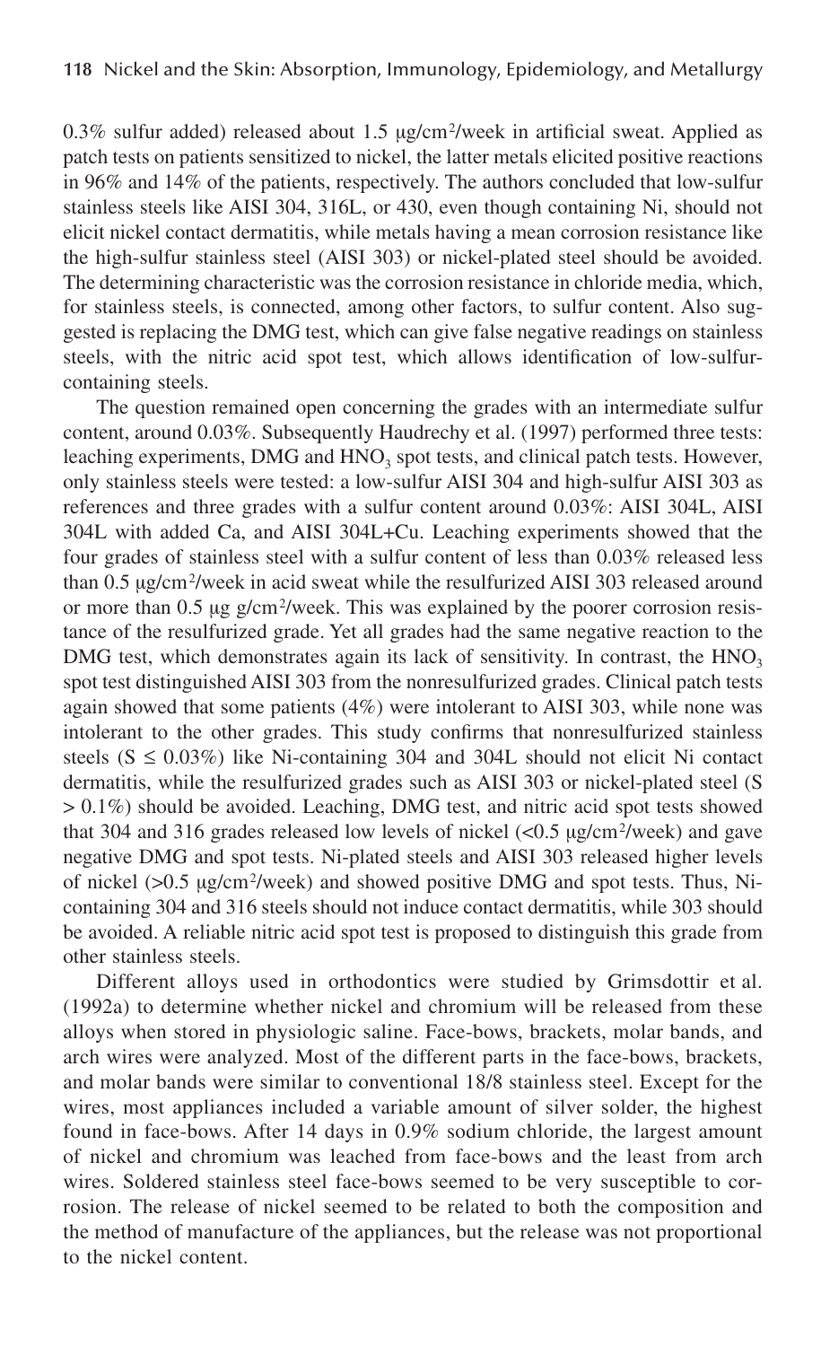0.3% sulfur added) released about 1.5 μg/cm²/week in artificial sweat. Applied as patch tests on patients sensitized to nickel, the latter metals elicited positive reactions in 96% and 14% of the patients, respectively. The authors concluded that low-sulfur stainless steels like AISI 304, 316L, or 430, even though containing Ni, should not elicit nickel contact dermatitis, while metals having a mean corrosion resistance like the high-sulfur stainless steel (AISI 303) or nickel-plated steel should be avoided. The determining characteristic was the corrosion resistance in chloride media, which, for stainless steels, is connected, among other factors, to sulfur content. Also suggested is replacing the DMG test, which can give false negative readings on stainless steels, with the nitric acid spot test, which allows identification of low-sulfur-containing steels.

The question remained open concerning the grades with an intermediate sulfur content, around 0.03%. Subsequently Haudrechy et al. (1997) performed three tests: leaching experiments, DMG and $HNO_3$ spot tests, and clinical patch tests. However, only stainless steels were tested: a low-sulfur AISI 304 and high-sulfur AISI 303 as references and three grades with a sulfur content around 0.03%: AISI 304L, AISI 304L with added Ca, and AISI 304L+Cu. Leaching experiments showed that the four grades of stainless steel with a sulfur content of less than 0.03% released less than 0.5 μg/cm²/week in acid sweat while the resulfurized AISI 303 released around or more than 0.5 μg g/cm²/week. This was explained by the poorer corrosion resistance of the resulfurized grade. Yet all grades had the same negative reaction to the DMG test, which demonstrates again its lack of sensitivity. In contrast, the $HNO_3$ spot test distinguished AISI 303 from the nonresulfurized grades. Clinical patch tests again showed that some patients (4%) were intolerant to AISI 303, while none was intolerant to the other grades. This study confirms that nonresulfurized stainless steels ($S \leq 0.03\%$) like Ni-containing 304 and 304L should not elicit Ni contact dermatitis, while the resulfurized grades such as AISI 303 or nickel-plated steel ($S > 0.1\%$) should be avoided. Leaching, DMG test, and nitric acid spot tests showed that 304 and 316 grades released low levels of nickel (<0.5 μg/cm²/week) and gave negative DMG and spot tests. Ni-plated steels and AISI 303 released higher levels of nickel (>0.5 μg/cm²/week) and showed positive DMG and spot tests. Thus, Ni-containing 304 and 316 steels should not induce contact dermatitis, while 303 should be avoided. A reliable nitric acid spot test is proposed to distinguish this grade from other stainless steels.

Different alloys used in orthodontics were studied by Grimsdottir et al. (1992a) to determine whether nickel and chromium will be released from these alloys when stored in physiologic saline. Face-bows, brackets, molar bands, and arch wires were analyzed. Most of the different parts in the face-bows, brackets, and molar bands were similar to conventional 18/8 stainless steel. Except for the wires, most appliances included a variable amount of silver solder, the highest found in face-bows. After 14 days in 0.9% sodium chloride, the largest amount of nickel and chromium was leached from face-bows and the least from arch wires. Soldered stainless steel face-bows seemed to be very susceptible to corrosion. The release of nickel seemed to be related to both the composition and the method of manufacture of the appliances, but the release was not proportional to the nickel content.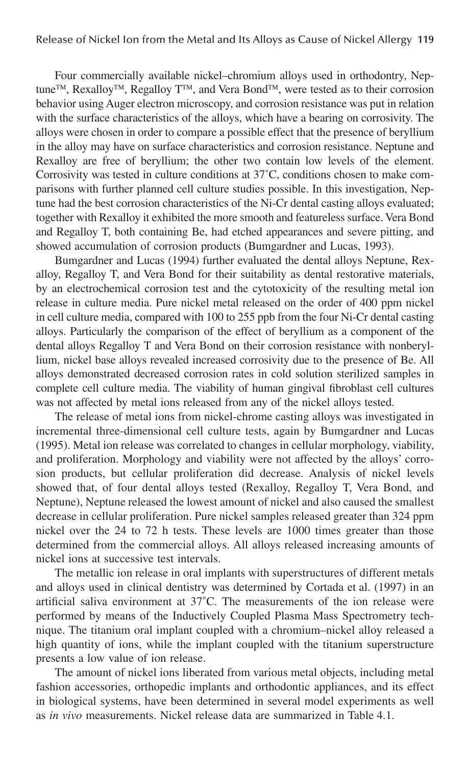Four commercially available nickel–chromium alloys used in orthodontry, Neptune™, Rexalloy™, Regalloy T™, and Vera Bond™, were tested as to their corrosion behavior using Auger electron microscopy, and corrosion resistance was put in relation with the surface characteristics of the alloys, which have a bearing on corrosivity. The alloys were chosen in order to compare a possible effect that the presence of beryllium in the alloy may have on surface characteristics and corrosion resistance. Neptune and Rexalloy are free of beryllium; the other two contain low levels of the element. Corrosivity was tested in culture conditions at 37˚C, conditions chosen to make comparisons with further planned cell culture studies possible. In this investigation, Neptune had the best corrosion characteristics of the Ni-Cr dental casting alloys evaluated; together with Rexalloy it exhibited the more smooth and featureless surface. Vera Bond and Regalloy T, both containing Be, had etched appearances and severe pitting, and showed accumulation of corrosion products (Bumgardner and Lucas, 1993).

Bumgardner and Lucas (1994) further evaluated the dental alloys Neptune, Rexalloy, Regalloy T, and Vera Bond for their suitability as dental restorative materials, by an electrochemical corrosion test and the cytotoxicity of the resulting metal ion release in culture media. Pure nickel metal released on the order of 400 ppm nickel in cell culture media, compared with 100 to 255 ppb from the four Ni-Cr dental casting alloys. Particularly the comparison of the effect of beryllium as a component of the dental alloys Regalloy T and Vera Bond on their corrosion resistance with nonberyllium, nickel base alloys revealed increased corrosivity due to the presence of Be. All alloys demonstrated decreased corrosion rates in cold solution sterilized samples in complete cell culture media. The viability of human gingival fibroblast cell cultures was not affected by metal ions released from any of the nickel alloys tested.

The release of metal ions from nickel-chrome casting alloys was investigated in incremental three-dimensional cell culture tests, again by Bumgardner and Lucas (1995). Metal ion release was correlated to changes in cellular morphology, viability, and proliferation. Morphology and viability were not affected by the alloys' corrosion products, but cellular proliferation did decrease. Analysis of nickel levels showed that, of four dental alloys tested (Rexalloy, Regalloy T, Vera Bond, and Neptune), Neptune released the lowest amount of nickel and also caused the smallest decrease in cellular proliferation. Pure nickel samples released greater than 324 ppm nickel over the 24 to 72 h tests. These levels are 1000 times greater than those determined from the commercial alloys. All alloys released increasing amounts of nickel ions at successive test intervals.

The metallic ion release in oral implants with superstructures of different metals and alloys used in clinical dentistry was determined by Cortada et al. (1997) in an artificial saliva environment at 37˚C. The measurements of the ion release were performed by means of the Inductively Coupled Plasma Mass Spectrometry technique. The titanium oral implant coupled with a chromium–nickel alloy released a high quantity of ions, while the implant coupled with the titanium superstructure presents a low value of ion release.

The amount of nickel ions liberated from various metal objects, including metal fashion accessories, orthopedic implants and orthodontic appliances, and its effect in biological systems, have been determined in several model experiments as well as *in vivo* measurements. Nickel release data are summarized in Table 4.1.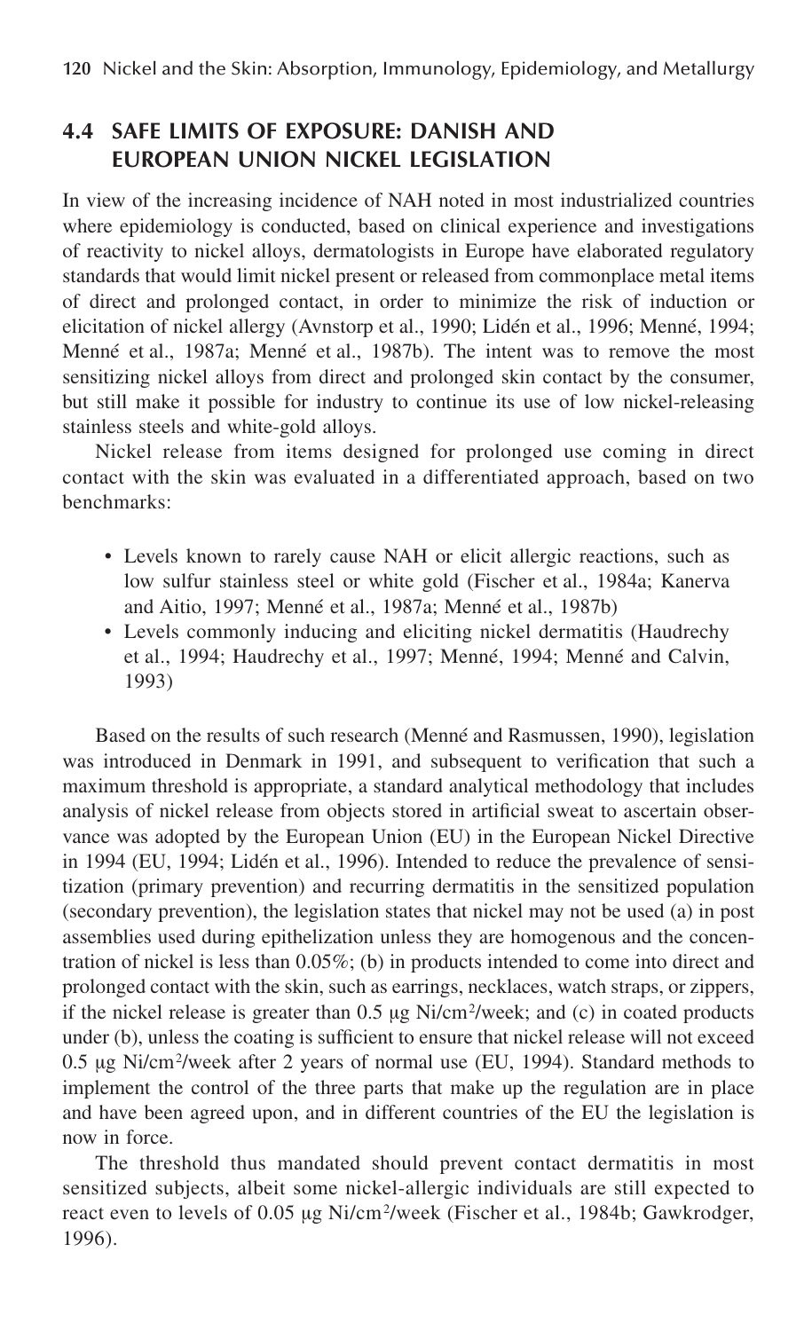## 4.4 SAFE LIMITS OF EXPOSURE: DANISH AND EUROPEAN UNION NICKEL LEGISLATION

In view of the increasing incidence of NAH noted in most industrialized countries where epidemiology is conducted, based on clinical experience and investigations of reactivity to nickel alloys, dermatologists in Europe have elaborated regulatory standards that would limit nickel present or released from commonplace metal items of direct and prolonged contact, in order to minimize the risk of induction or elicitation of nickel allergy (Avnstorp et al., 1990; Lidén et al., 1996; Menné, 1994; Menné et al., 1987a; Menné et al., 1987b). The intent was to remove the most sensitizing nickel alloys from direct and prolonged skin contact by the consumer, but still make it possible for industry to continue its use of low nickel-releasing stainless steels and white-gold alloys.

Nickel release from items designed for prolonged use coming in direct contact with the skin was evaluated in a differentiated approach, based on two benchmarks:

- Levels known to rarely cause NAH or elicit allergic reactions, such as low sulfur stainless steel or white gold (Fischer et al., 1984a; Kanerva and Aitio, 1997; Menné et al., 1987a; Menné et al., 1987b)
- Levels commonly inducing and eliciting nickel dermatitis (Haudrechy et al., 1994; Haudrechy et al., 1997; Menné, 1994; Menné and Calvin, 1993)

Based on the results of such research (Menné and Rasmussen, 1990), legislation was introduced in Denmark in 1991, and subsequent to verification that such a maximum threshold is appropriate, a standard analytical methodology that includes analysis of nickel release from objects stored in artificial sweat to ascertain observance was adopted by the European Union (EU) in the European Nickel Directive in 1994 (EU, 1994; Lidén et al., 1996). Intended to reduce the prevalence of sensitization (primary prevention) and recurring dermatitis in the sensitized population (secondary prevention), the legislation states that nickel may not be used (a) in post assemblies used during epithelization unless they are homogenous and the concentration of nickel is less than 0.05%; (b) in products intended to come into direct and prolonged contact with the skin, such as earrings, necklaces, watch straps, or zippers, if the nickel release is greater than 0.5 μg Ni/cm$^2$/week; and (c) in coated products under (b), unless the coating is sufficient to ensure that nickel release will not exceed 0.5 μg Ni/cm$^2$/week after 2 years of normal use (EU, 1994). Standard methods to implement the control of the three parts that make up the regulation are in place and have been agreed upon, and in different countries of the EU the legislation is now in force.

The threshold thus mandated should prevent contact dermatitis in most sensitized subjects, albeit some nickel-allergic individuals are still expected to react even to levels of 0.05 μg Ni/cm$^2$/week (Fischer et al., 1984b; Gawkrodger, 1996).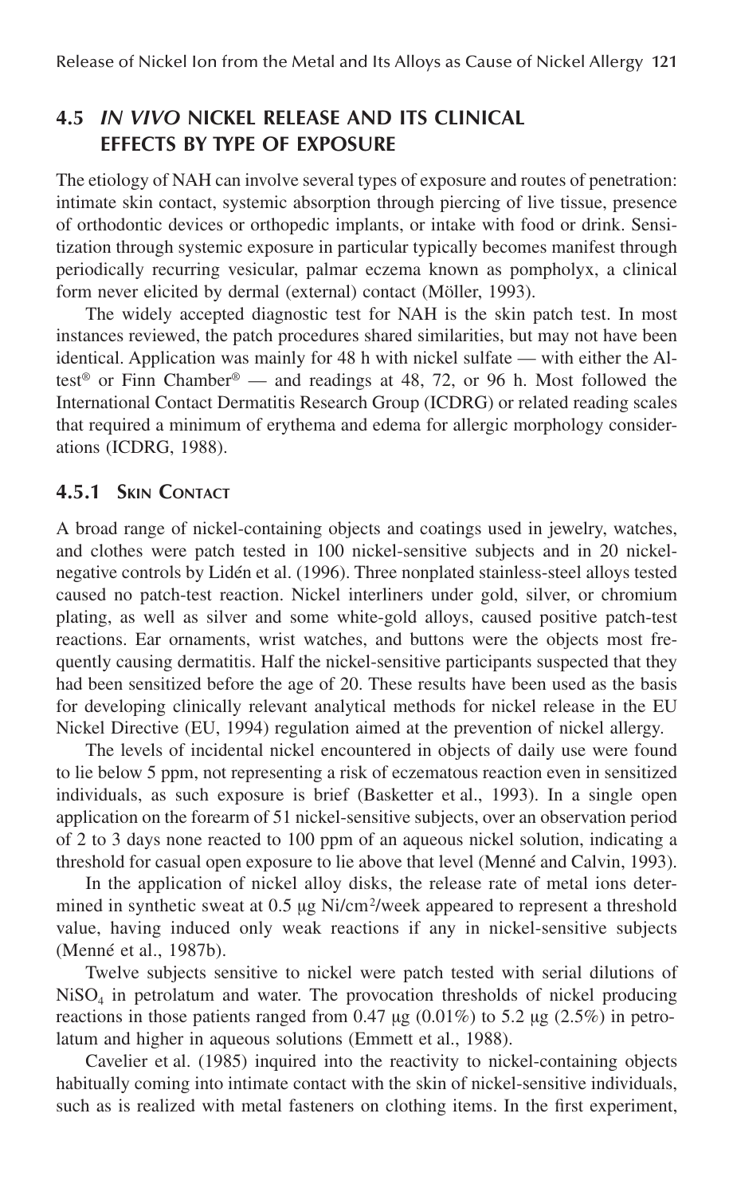## 4.5 *IN VIVO* NICKEL RELEASE AND ITS CLINICAL EFFECTS BY TYPE OF EXPOSURE

The etiology of NAH can involve several types of exposure and routes of penetration: intimate skin contact, systemic absorption through piercing of live tissue, presence of orthodontic devices or orthopedic implants, or intake with food or drink. Sensitization through systemic exposure in particular typically becomes manifest through periodically recurring vesicular, palmar eczema known as pompholyx, a clinical form never elicited by dermal (external) contact (Möller, 1993).

The widely accepted diagnostic test for NAH is the skin patch test. In most instances reviewed, the patch procedures shared similarities, but may not have been identical. Application was mainly for 48 h with nickel sulfate — with either the Al-test® or Finn Chamber® — and readings at 48, 72, or 96 h. Most followed the International Contact Dermatitis Research Group (ICDRG) or related reading scales that required a minimum of erythema and edema for allergic morphology considerations (ICDRG, 1988).

### 4.5.1 Skin Contact

A broad range of nickel-containing objects and coatings used in jewelry, watches, and clothes were patch tested in 100 nickel-sensitive subjects and in 20 nickel-negative controls by Lidén et al. (1996). Three nonplated stainless-steel alloys tested caused no patch-test reaction. Nickel interliners under gold, silver, or chromium plating, as well as silver and some white-gold alloys, caused positive patch-test reactions. Ear ornaments, wrist watches, and buttons were the objects most frequently causing dermatitis. Half the nickel-sensitive participants suspected that they had been sensitized before the age of 20. These results have been used as the basis for developing clinically relevant analytical methods for nickel release in the EU Nickel Directive (EU, 1994) regulation aimed at the prevention of nickel allergy.

The levels of incidental nickel encountered in objects of daily use were found to lie below 5 ppm, not representing a risk of eczematous reaction even in sensitized individuals, as such exposure is brief (Basketter et al., 1993). In a single open application on the forearm of 51 nickel-sensitive subjects, over an observation period of 2 to 3 days none reacted to 100 ppm of an aqueous nickel solution, indicating a threshold for casual open exposure to lie above that level (Menné and Calvin, 1993).

In the application of nickel alloy disks, the release rate of metal ions determined in synthetic sweat at 0.5 μg Ni/cm²/week appeared to represent a threshold value, having induced only weak reactions if any in nickel-sensitive subjects (Menné et al., 1987b).

Twelve subjects sensitive to nickel were patch tested with serial dilutions of $NiSO_4$ in petrolatum and water. The provocation thresholds of nickel producing reactions in those patients ranged from 0.47 μg (0.01%) to 5.2 μg (2.5%) in petrolatum and higher in aqueous solutions (Emmett et al., 1988).

Cavelier et al. (1985) inquired into the reactivity to nickel-containing objects habitually coming into intimate contact with the skin of nickel-sensitive individuals, such as is realized with metal fasteners on clothing items. In the first experiment,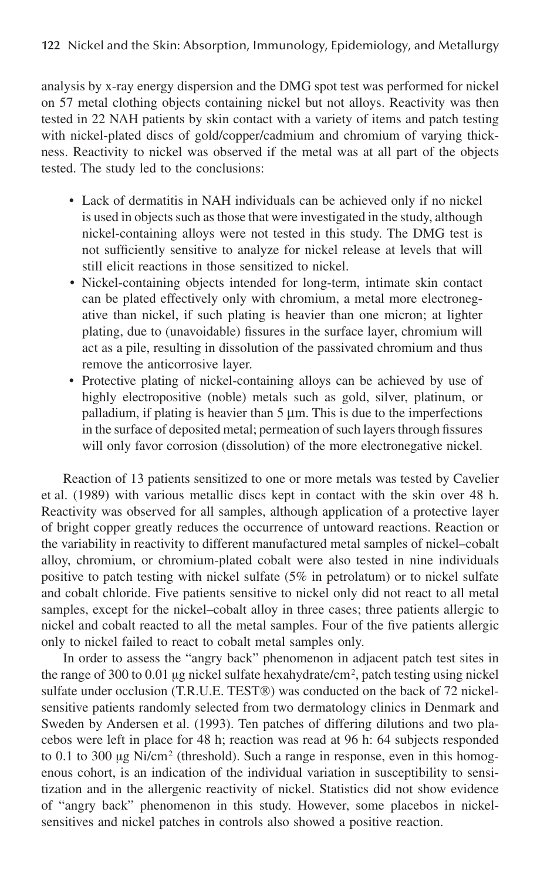analysis by x-ray energy dispersion and the DMG spot test was performed for nickel on 57 metal clothing objects containing nickel but not alloys. Reactivity was then tested in 22 NAH patients by skin contact with a variety of items and patch testing with nickel-plated discs of gold/copper/cadmium and chromium of varying thickness. Reactivity to nickel was observed if the metal was at all part of the objects tested. The study led to the conclusions:

- Lack of dermatitis in NAH individuals can be achieved only if no nickel is used in objects such as those that were investigated in the study, although nickel-containing alloys were not tested in this study. The DMG test is not sufficiently sensitive to analyze for nickel release at levels that will still elicit reactions in those sensitized to nickel.
- Nickel-containing objects intended for long-term, intimate skin contact can be plated effectively only with chromium, a metal more electronegative than nickel, if such plating is heavier than one micron; at lighter plating, due to (unavoidable) fissures in the surface layer, chromium will act as a pile, resulting in dissolution of the passivated chromium and thus remove the anticorrosive layer.
- Protective plating of nickel-containing alloys can be achieved by use of highly electropositive (noble) metals such as gold, silver, platinum, or palladium, if plating is heavier than 5 µm. This is due to the imperfections in the surface of deposited metal; permeation of such layers through fissures will only favor corrosion (dissolution) of the more electronegative nickel.

Reaction of 13 patients sensitized to one or more metals was tested by Cavelier et al. (1989) with various metallic discs kept in contact with the skin over 48 h. Reactivity was observed for all samples, although application of a protective layer of bright copper greatly reduces the occurrence of untoward reactions. Reaction or the variability in reactivity to different manufactured metal samples of nickel–cobalt alloy, chromium, or chromium-plated cobalt were also tested in nine individuals positive to patch testing with nickel sulfate (5% in petrolatum) or to nickel sulfate and cobalt chloride. Five patients sensitive to nickel only did not react to all metal samples, except for the nickel–cobalt alloy in three cases; three patients allergic to nickel and cobalt reacted to all the metal samples. Four of the five patients allergic only to nickel failed to react to cobalt metal samples only.

In order to assess the "angry back" phenomenon in adjacent patch test sites in the range of 300 to 0.01 µg nickel sulfate hexahydrate/cm$^2$, patch testing using nickel sulfate under occlusion (T.R.U.E. TEST®) was conducted on the back of 72 nickel-sensitive patients randomly selected from two dermatology clinics in Denmark and Sweden by Andersen et al. (1993). Ten patches of differing dilutions and two placebos were left in place for 48 h; reaction was read at 96 h: 64 subjects responded to 0.1 to 300 µg Ni/cm$^2$ (threshold). Such a range in response, even in this homogenous cohort, is an indication of the individual variation in susceptibility to sensitization and in the allergenic reactivity of nickel. Statistics did not show evidence of "angry back" phenomenon in this study. However, some placebos in nickel-sensitives and nickel patches in controls also showed a positive reaction.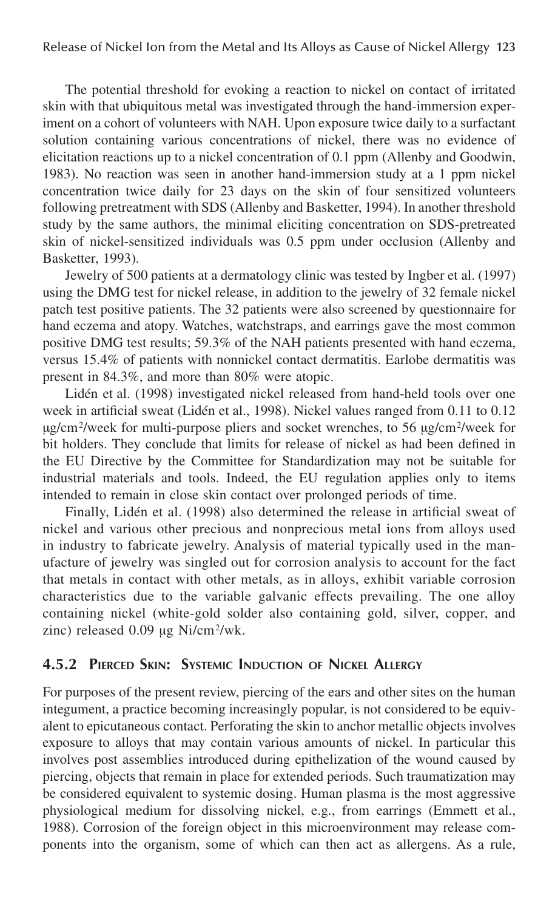The potential threshold for evoking a reaction to nickel on contact of irritated skin with that ubiquitous metal was investigated through the hand-immersion experiment on a cohort of volunteers with NAH. Upon exposure twice daily to a surfactant solution containing various concentrations of nickel, there was no evidence of elicitation reactions up to a nickel concentration of 0.1 ppm (Allenby and Goodwin, 1983). No reaction was seen in another hand-immersion study at a 1 ppm nickel concentration twice daily for 23 days on the skin of four sensitized volunteers following pretreatment with SDS (Allenby and Basketter, 1994). In another threshold study by the same authors, the minimal eliciting concentration on SDS-pretreated skin of nickel-sensitized individuals was 0.5 ppm under occlusion (Allenby and Basketter, 1993).

Jewelry of 500 patients at a dermatology clinic was tested by Ingber et al. (1997) using the DMG test for nickel release, in addition to the jewelry of 32 female nickel patch test positive patients. The 32 patients were also screened by questionnaire for hand eczema and atopy. Watches, watchstraps, and earrings gave the most common positive DMG test results; 59.3% of the NAH patients presented with hand eczema, versus 15.4% of patients with nonnickel contact dermatitis. Earlobe dermatitis was present in 84.3%, and more than 80% were atopic.

Lidén et al. (1998) investigated nickel released from hand-held tools over one week in artificial sweat (Lidén et al., 1998). Nickel values ranged from 0.11 to 0.12 μg/cm²/week for multi-purpose pliers and socket wrenches, to 56 μg/cm²/week for bit holders. They conclude that limits for release of nickel as had been defined in the EU Directive by the Committee for Standardization may not be suitable for industrial materials and tools. Indeed, the EU regulation applies only to items intended to remain in close skin contact over prolonged periods of time.

Finally, Lidén et al. (1998) also determined the release in artificial sweat of nickel and various other precious and nonprecious metal ions from alloys used in industry to fabricate jewelry. Analysis of material typically used in the manufacture of jewelry was singled out for corrosion analysis to account for the fact that metals in contact with other metals, as in alloys, exhibit variable corrosion characteristics due to the variable galvanic effects prevailing. The one alloy containing nickel (white-gold solder also containing gold, silver, copper, and zinc) released 0.09 μg Ni/cm²/wk.

### 4.5.2 Pierced Skin: Systemic Induction of Nickel Allergy

For purposes of the present review, piercing of the ears and other sites on the human integument, a practice becoming increasingly popular, is not considered to be equivalent to epicutaneous contact. Perforating the skin to anchor metallic objects involves exposure to alloys that may contain various amounts of nickel. In particular this involves post assemblies introduced during epithelization of the wound caused by piercing, objects that remain in place for extended periods. Such traumatization may be considered equivalent to systemic dosing. Human plasma is the most aggressive physiological medium for dissolving nickel, e.g., from earrings (Emmett et al., 1988). Corrosion of the foreign object in this microenvironment may release components into the organism, some of which can then act as allergens. As a rule,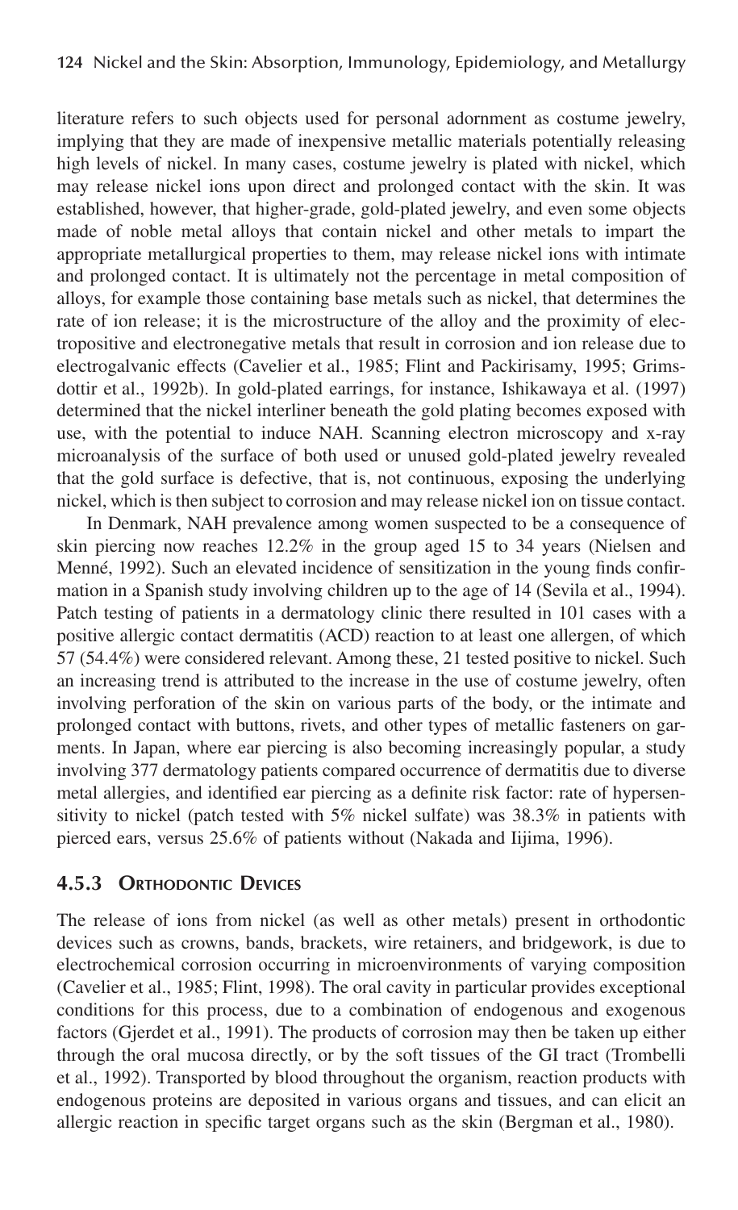literature refers to such objects used for personal adornment as costume jewelry, implying that they are made of inexpensive metallic materials potentially releasing high levels of nickel. In many cases, costume jewelry is plated with nickel, which may release nickel ions upon direct and prolonged contact with the skin. It was established, however, that higher-grade, gold-plated jewelry, and even some objects made of noble metal alloys that contain nickel and other metals to impart the appropriate metallurgical properties to them, may release nickel ions with intimate and prolonged contact. It is ultimately not the percentage in metal composition of alloys, for example those containing base metals such as nickel, that determines the rate of ion release; it is the microstructure of the alloy and the proximity of electropositive and electronegative metals that result in corrosion and ion release due to electrogalvanic effects (Cavelier et al., 1985; Flint and Packirisamy, 1995; Grimsdottir et al., 1992b). In gold-plated earrings, for instance, Ishikawaya et al. (1997) determined that the nickel interliner beneath the gold plating becomes exposed with use, with the potential to induce NAH. Scanning electron microscopy and x-ray microanalysis of the surface of both used or unused gold-plated jewelry revealed that the gold surface is defective, that is, not continuous, exposing the underlying nickel, which is then subject to corrosion and may release nickel ion on tissue contact.

In Denmark, NAH prevalence among women suspected to be a consequence of skin piercing now reaches 12.2% in the group aged 15 to 34 years (Nielsen and Menné, 1992). Such an elevated incidence of sensitization in the young finds confirmation in a Spanish study involving children up to the age of 14 (Sevila et al., 1994). Patch testing of patients in a dermatology clinic there resulted in 101 cases with a positive allergic contact dermatitis (ACD) reaction to at least one allergen, of which 57 (54.4%) were considered relevant. Among these, 21 tested positive to nickel. Such an increasing trend is attributed to the increase in the use of costume jewelry, often involving perforation of the skin on various parts of the body, or the intimate and prolonged contact with buttons, rivets, and other types of metallic fasteners on garments. In Japan, where ear piercing is also becoming increasingly popular, a study involving 377 dermatology patients compared occurrence of dermatitis due to diverse metal allergies, and identified ear piercing as a definite risk factor: rate of hypersensitivity to nickel (patch tested with 5% nickel sulfate) was 38.3% in patients with pierced ears, versus 25.6% of patients without (Nakada and Iijima, 1996).

### 4.5.3 Orthodontic Devices

The release of ions from nickel (as well as other metals) present in orthodontic devices such as crowns, bands, brackets, wire retainers, and bridgework, is due to electrochemical corrosion occurring in microenvironments of varying composition (Cavelier et al., 1985; Flint, 1998). The oral cavity in particular provides exceptional conditions for this process, due to a combination of endogenous and exogenous factors (Gjerdet et al., 1991). The products of corrosion may then be taken up either through the oral mucosa directly, or by the soft tissues of the GI tract (Trombelli et al., 1992). Transported by blood throughout the organism, reaction products with endogenous proteins are deposited in various organs and tissues, and can elicit an allergic reaction in specific target organs such as the skin (Bergman et al., 1980).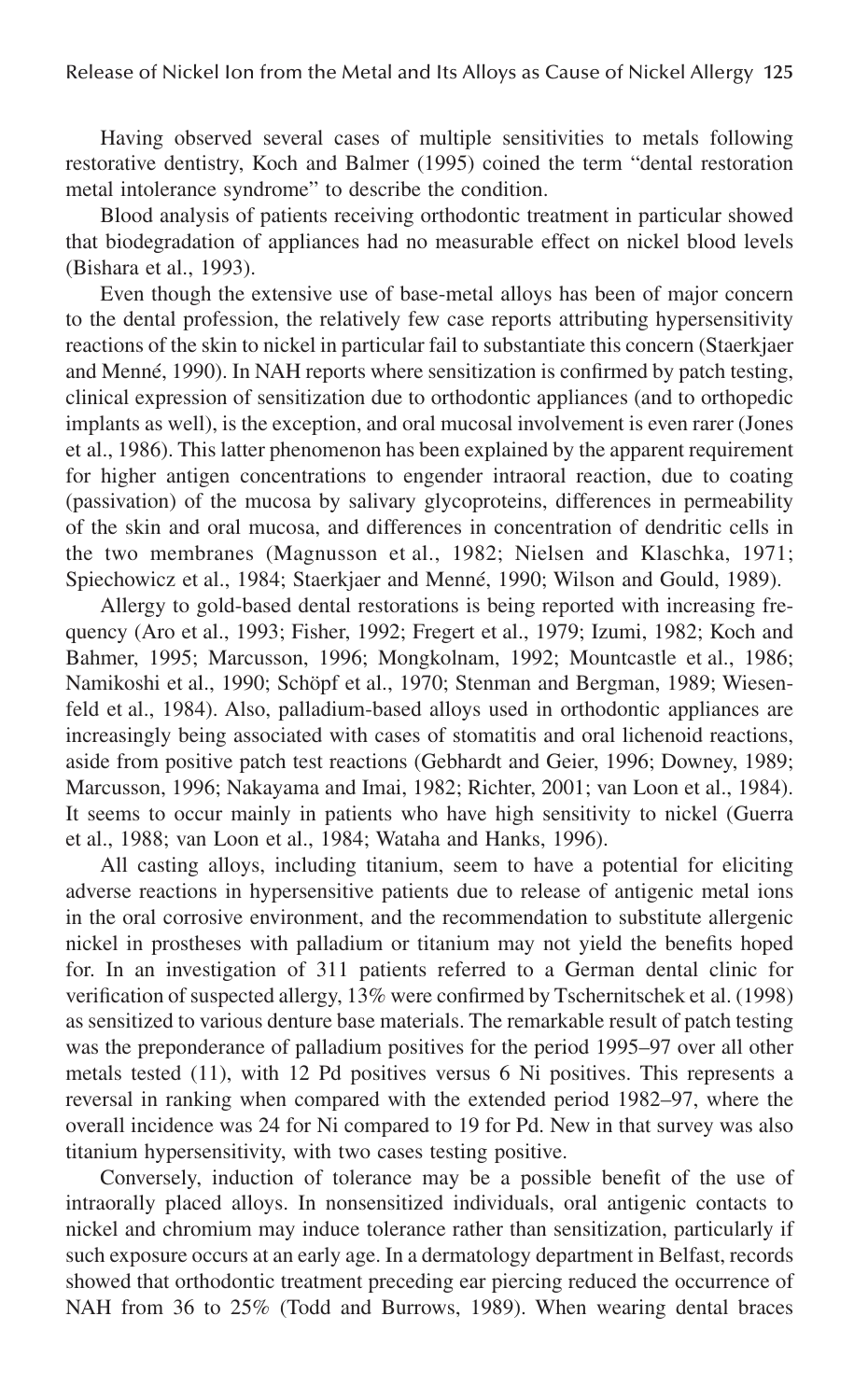Having observed several cases of multiple sensitivities to metals following restorative dentistry, Koch and Balmer (1995) coined the term "dental restoration metal intolerance syndrome" to describe the condition.

Blood analysis of patients receiving orthodontic treatment in particular showed that biodegradation of appliances had no measurable effect on nickel blood levels (Bishara et al., 1993).

Even though the extensive use of base-metal alloys has been of major concern to the dental profession, the relatively few case reports attributing hypersensitivity reactions of the skin to nickel in particular fail to substantiate this concern (Staerkjaer and Menné, 1990). In NAH reports where sensitization is confirmed by patch testing, clinical expression of sensitization due to orthodontic appliances (and to orthopedic implants as well), is the exception, and oral mucosal involvement is even rarer (Jones et al., 1986). This latter phenomenon has been explained by the apparent requirement for higher antigen concentrations to engender intraoral reaction, due to coating (passivation) of the mucosa by salivary glycoproteins, differences in permeability of the skin and oral mucosa, and differences in concentration of dendritic cells in the two membranes (Magnusson et al., 1982; Nielsen and Klaschka, 1971; Spiechowicz et al., 1984; Staerkjaer and Menné, 1990; Wilson and Gould, 1989).

Allergy to gold-based dental restorations is being reported with increasing frequency (Aro et al., 1993; Fisher, 1992; Fregert et al., 1979; Izumi, 1982; Koch and Bahmer, 1995; Marcusson, 1996; Mongkolnam, 1992; Mountcastle et al., 1986; Namikoshi et al., 1990; Schöpf et al., 1970; Stenman and Bergman, 1989; Wiesenfeld et al., 1984). Also, palladium-based alloys used in orthodontic appliances are increasingly being associated with cases of stomatitis and oral lichenoid reactions, aside from positive patch test reactions (Gebhardt and Geier, 1996; Downey, 1989; Marcusson, 1996; Nakayama and Imai, 1982; Richter, 2001; van Loon et al., 1984). It seems to occur mainly in patients who have high sensitivity to nickel (Guerra et al., 1988; van Loon et al., 1984; Wataha and Hanks, 1996).

All casting alloys, including titanium, seem to have a potential for eliciting adverse reactions in hypersensitive patients due to release of antigenic metal ions in the oral corrosive environment, and the recommendation to substitute allergenic nickel in prostheses with palladium or titanium may not yield the benefits hoped for. In an investigation of 311 patients referred to a German dental clinic for verification of suspected allergy, 13% were confirmed by Tschernitschek et al. (1998) as sensitized to various denture base materials. The remarkable result of patch testing was the preponderance of palladium positives for the period 1995–97 over all other metals tested (11), with 12 Pd positives versus 6 Ni positives. This represents a reversal in ranking when compared with the extended period 1982–97, where the overall incidence was 24 for Ni compared to 19 for Pd. New in that survey was also titanium hypersensitivity, with two cases testing positive.

Conversely, induction of tolerance may be a possible benefit of the use of intraorally placed alloys. In nonsensitized individuals, oral antigenic contacts to nickel and chromium may induce tolerance rather than sensitization, particularly if such exposure occurs at an early age. In a dermatology department in Belfast, records showed that orthodontic treatment preceding ear piercing reduced the occurrence of NAH from 36 to 25% (Todd and Burrows, 1989). When wearing dental braces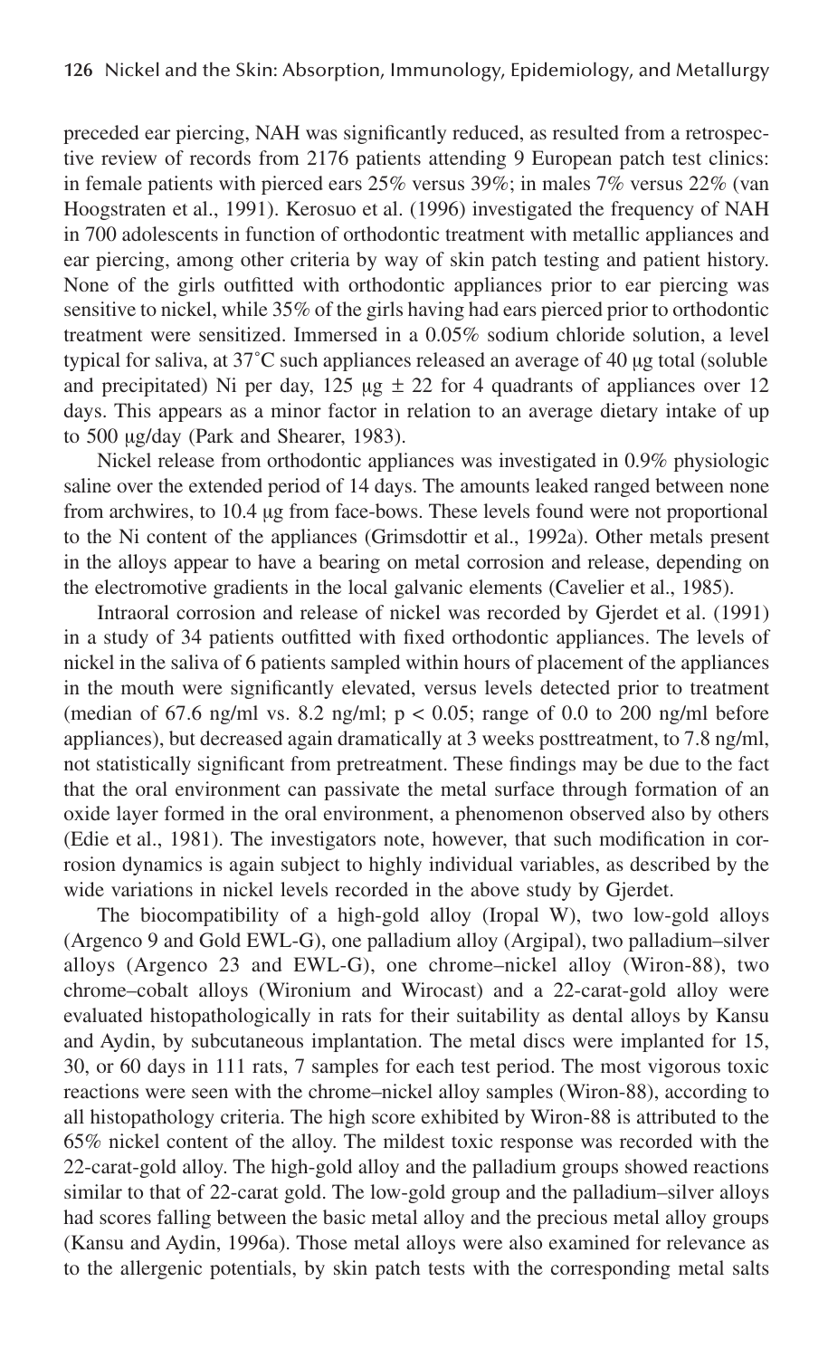preceded ear piercing, NAH was significantly reduced, as resulted from a retrospective review of records from 2176 patients attending 9 European patch test clinics: in female patients with pierced ears 25% versus 39%; in males 7% versus 22% (van Hoogstraten et al., 1991). Kerosuo et al. (1996) investigated the frequency of NAH in 700 adolescents in function of orthodontic treatment with metallic appliances and ear piercing, among other criteria by way of skin patch testing and patient history. None of the girls outfitted with orthodontic appliances prior to ear piercing was sensitive to nickel, while 35% of the girls having had ears pierced prior to orthodontic treatment were sensitized. Immersed in a 0.05% sodium chloride solution, a level typical for saliva, at 37°C such appliances released an average of 40 μg total (soluble and precipitated) Ni per day, 125 μg ± 22 for 4 quadrants of appliances over 12 days. This appears as a minor factor in relation to an average dietary intake of up to 500 μg/day (Park and Shearer, 1983).

Nickel release from orthodontic appliances was investigated in 0.9% physiologic saline over the extended period of 14 days. The amounts leaked ranged between none from archwires, to 10.4 μg from face-bows. These levels found were not proportional to the Ni content of the appliances (Grimsdottir et al., 1992a). Other metals present in the alloys appear to have a bearing on metal corrosion and release, depending on the electromotive gradients in the local galvanic elements (Cavelier et al., 1985).

Intraoral corrosion and release of nickel was recorded by Gjerdet et al. (1991) in a study of 34 patients outfitted with fixed orthodontic appliances. The levels of nickel in the saliva of 6 patients sampled within hours of placement of the appliances in the mouth were significantly elevated, versus levels detected prior to treatment (median of 67.6 ng/ml vs. 8.2 ng/ml; $p < 0.05$; range of 0.0 to 200 ng/ml before appliances), but decreased again dramatically at 3 weeks posttreatment, to 7.8 ng/ml, not statistically significant from pretreatment. These findings may be due to the fact that the oral environment can passivate the metal surface through formation of an oxide layer formed in the oral environment, a phenomenon observed also by others (Edie et al., 1981). The investigators note, however, that such modification in corrosion dynamics is again subject to highly individual variables, as described by the wide variations in nickel levels recorded in the above study by Gjerdet.

The biocompatibility of a high-gold alloy (Iropal W), two low-gold alloys (Argenco 9 and Gold EWL-G), one palladium alloy (Argipal), two palladium–silver alloys (Argenco 23 and EWL-G), one chrome–nickel alloy (Wiron-88), two chrome–cobalt alloys (Wironium and Wirocast) and a 22-carat-gold alloy were evaluated histopathologically in rats for their suitability as dental alloys by Kansu and Aydin, by subcutaneous implantation. The metal discs were implanted for 15, 30, or 60 days in 111 rats, 7 samples for each test period. The most vigorous toxic reactions were seen with the chrome–nickel alloy samples (Wiron-88), according to all histopathology criteria. The high score exhibited by Wiron-88 is attributed to the 65% nickel content of the alloy. The mildest toxic response was recorded with the 22-carat-gold alloy. The high-gold alloy and the palladium groups showed reactions similar to that of 22-carat gold. The low-gold group and the palladium–silver alloys had scores falling between the basic metal alloy and the precious metal alloy groups (Kansu and Aydin, 1996a). Those metal alloys were also examined for relevance as to the allergenic potentials, by skin patch tests with the corresponding metal salts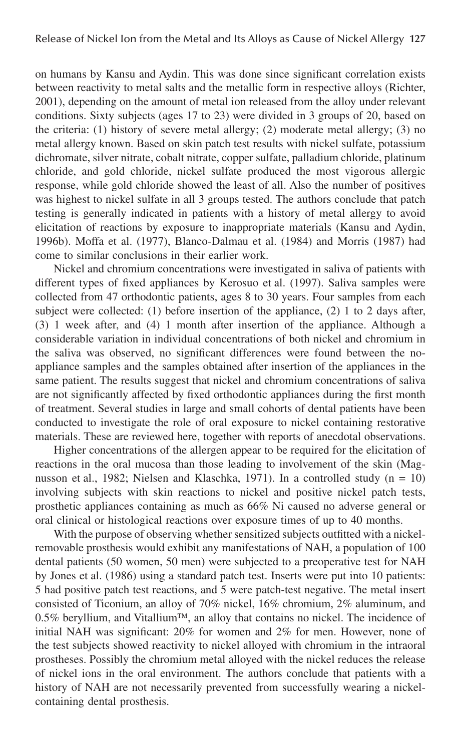on humans by Kansu and Aydin. This was done since significant correlation exists between reactivity to metal salts and the metallic form in respective alloys (Richter, 2001), depending on the amount of metal ion released from the alloy under relevant conditions. Sixty subjects (ages 17 to 23) were divided in 3 groups of 20, based on the criteria: (1) history of severe metal allergy; (2) moderate metal allergy; (3) no metal allergy known. Based on skin patch test results with nickel sulfate, potassium dichromate, silver nitrate, cobalt nitrate, copper sulfate, palladium chloride, platinum chloride, and gold chloride, nickel sulfate produced the most vigorous allergic response, while gold chloride showed the least of all. Also the number of positives was highest to nickel sulfate in all 3 groups tested. The authors conclude that patch testing is generally indicated in patients with a history of metal allergy to avoid elicitation of reactions by exposure to inappropriate materials (Kansu and Aydin, 1996b). Moffa et al. (1977), Blanco-Dalmau et al. (1984) and Morris (1987) had come to similar conclusions in their earlier work.

Nickel and chromium concentrations were investigated in saliva of patients with different types of fixed appliances by Kerosuo et al. (1997). Saliva samples were collected from 47 orthodontic patients, ages 8 to 30 years. Four samples from each subject were collected: (1) before insertion of the appliance, (2) 1 to 2 days after, (3) 1 week after, and (4) 1 month after insertion of the appliance. Although a considerable variation in individual concentrations of both nickel and chromium in the saliva was observed, no significant differences were found between the no-appliance samples and the samples obtained after insertion of the appliances in the same patient. The results suggest that nickel and chromium concentrations of saliva are not significantly affected by fixed orthodontic appliances during the first month of treatment. Several studies in large and small cohorts of dental patients have been conducted to investigate the role of oral exposure to nickel containing restorative materials. These are reviewed here, together with reports of anecdotal observations.

Higher concentrations of the allergen appear to be required for the elicitation of reactions in the oral mucosa than those leading to involvement of the skin (Magnusson et al., 1982; Nielsen and Klaschka, 1971). In a controlled study ($n = 10$) involving subjects with skin reactions to nickel and positive nickel patch tests, prosthetic appliances containing as much as 66% Ni caused no adverse general or oral clinical or histological reactions over exposure times of up to 40 months.

With the purpose of observing whether sensitized subjects outfitted with a nickel-removable prosthesis would exhibit any manifestations of NAH, a population of 100 dental patients (50 women, 50 men) were subjected to a preoperative test for NAH by Jones et al. (1986) using a standard patch test. Inserts were put into 10 patients: 5 had positive patch test reactions, and 5 were patch-test negative. The metal insert consisted of Ticonium, an alloy of 70% nickel, 16% chromium, 2% aluminum, and 0.5% beryllium, and Vitallium™, an alloy that contains no nickel. The incidence of initial NAH was significant: 20% for women and 2% for men. However, none of the test subjects showed reactivity to nickel alloyed with chromium in the intraoral prostheses. Possibly the chromium metal alloyed with the nickel reduces the release of nickel ions in the oral environment. The authors conclude that patients with a history of NAH are not necessarily prevented from successfully wearing a nickel-containing dental prosthesis.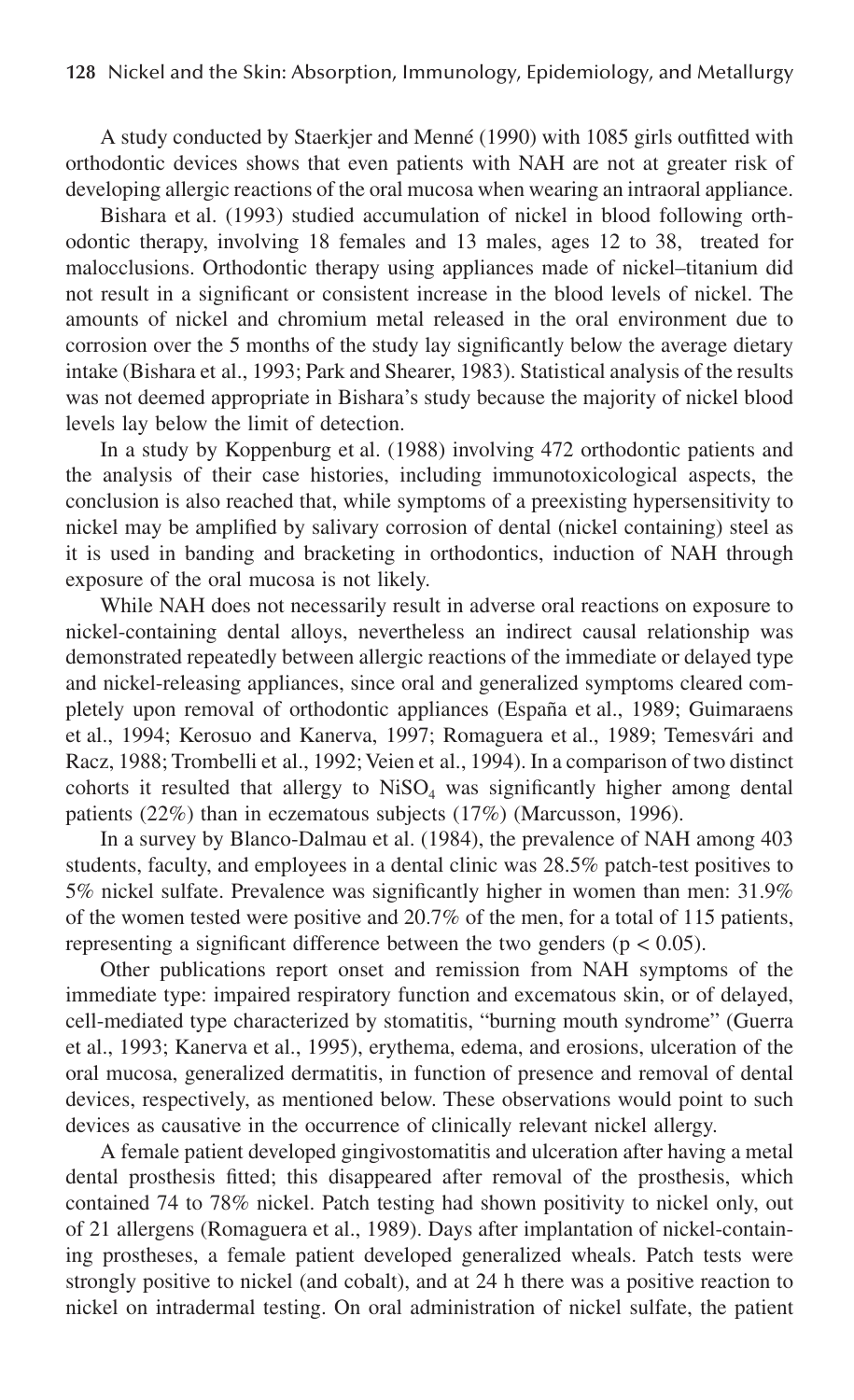A study conducted by Staerkjer and Menné (1990) with 1085 girls outfitted with orthodontic devices shows that even patients with NAH are not at greater risk of developing allergic reactions of the oral mucosa when wearing an intraoral appliance.

Bishara et al. (1993) studied accumulation of nickel in blood following orthodontic therapy, involving 18 females and 13 males, ages 12 to 38, treated for malocclusions. Orthodontic therapy using appliances made of nickel–titanium did not result in a significant or consistent increase in the blood levels of nickel. The amounts of nickel and chromium metal released in the oral environment due to corrosion over the 5 months of the study lay significantly below the average dietary intake (Bishara et al., 1993; Park and Shearer, 1983). Statistical analysis of the results was not deemed appropriate in Bishara's study because the majority of nickel blood levels lay below the limit of detection.

In a study by Koppenburg et al. (1988) involving 472 orthodontic patients and the analysis of their case histories, including immunotoxicological aspects, the conclusion is also reached that, while symptoms of a preexisting hypersensitivity to nickel may be amplified by salivary corrosion of dental (nickel containing) steel as it is used in banding and bracketing in orthodontics, induction of NAH through exposure of the oral mucosa is not likely.

While NAH does not necessarily result in adverse oral reactions on exposure to nickel-containing dental alloys, nevertheless an indirect causal relationship was demonstrated repeatedly between allergic reactions of the immediate or delayed type and nickel-releasing appliances, since oral and generalized symptoms cleared completely upon removal of orthodontic appliances (España et al., 1989; Guimaraens et al., 1994; Kerosuo and Kanerva, 1997; Romaguera et al., 1989; Temesvári and Racz, 1988; Trombelli et al., 1992; Veien et al., 1994). In a comparison of two distinct cohorts it resulted that allergy to $NiSO_4$ was significantly higher among dental patients (22%) than in eczematous subjects (17%) (Marcusson, 1996).

In a survey by Blanco-Dalmau et al. (1984), the prevalence of NAH among 403 students, faculty, and employees in a dental clinic was 28.5% patch-test positives to 5% nickel sulfate. Prevalence was significantly higher in women than men: 31.9% of the women tested were positive and 20.7% of the men, for a total of 115 patients, representing a significant difference between the two genders ($p < 0.05$).

Other publications report onset and remission from NAH symptoms of the immediate type: impaired respiratory function and excematous skin, or of delayed, cell-mediated type characterized by stomatitis, "burning mouth syndrome" (Guerra et al., 1993; Kanerva et al., 1995), erythema, edema, and erosions, ulceration of the oral mucosa, generalized dermatitis, in function of presence and removal of dental devices, respectively, as mentioned below. These observations would point to such devices as causative in the occurrence of clinically relevant nickel allergy.

A female patient developed gingivostomatitis and ulceration after having a metal dental prosthesis fitted; this disappeared after removal of the prosthesis, which contained 74 to 78% nickel. Patch testing had shown positivity to nickel only, out of 21 allergens (Romaguera et al., 1989). Days after implantation of nickel-containing prostheses, a female patient developed generalized wheals. Patch tests were strongly positive to nickel (and cobalt), and at 24 h there was a positive reaction to nickel on intradermal testing. On oral administration of nickel sulfate, the patient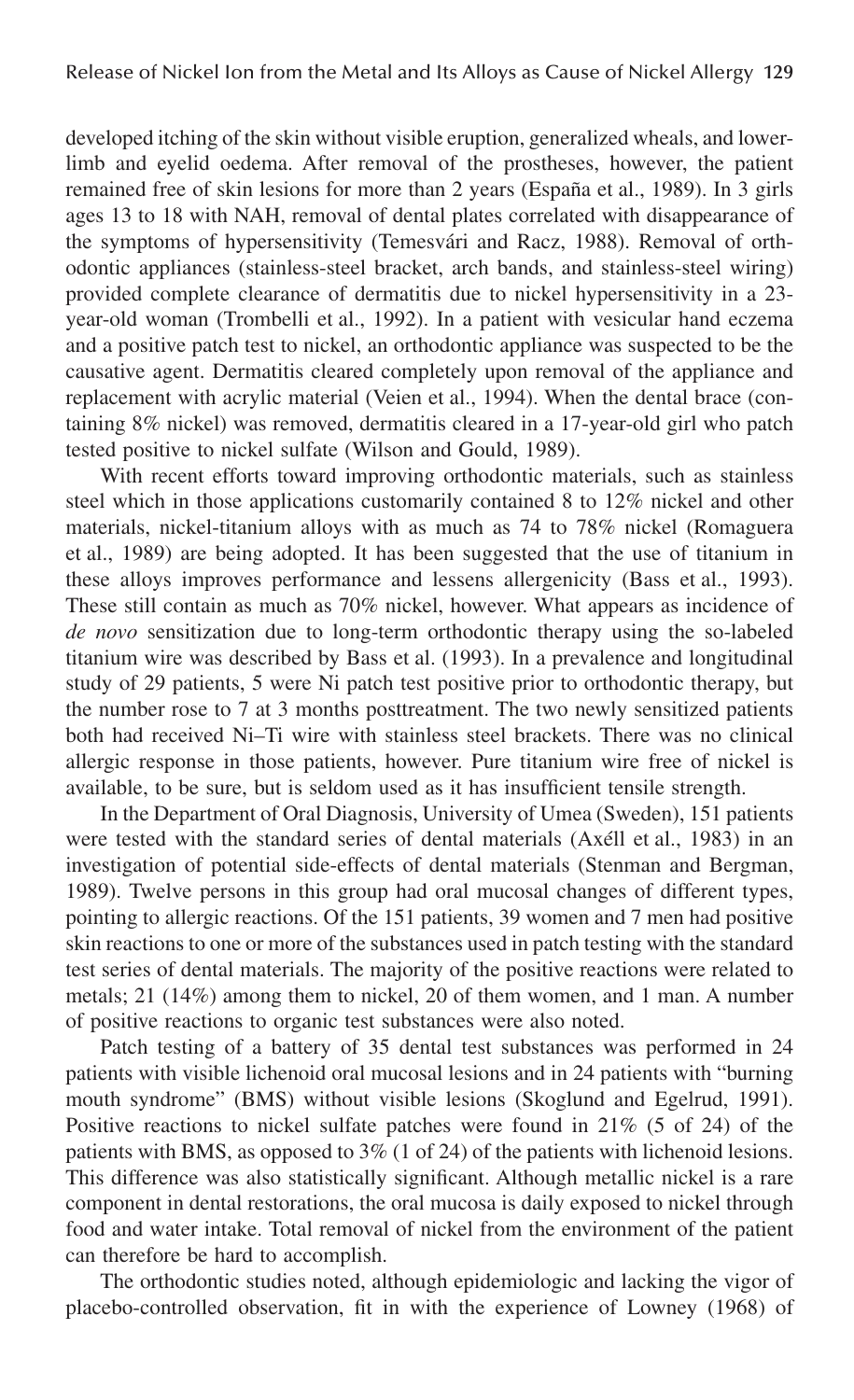developed itching of the skin without visible eruption, generalized wheals, and lower-limb and eyelid oedema. After removal of the prostheses, however, the patient remained free of skin lesions for more than 2 years (España et al., 1989). In 3 girls ages 13 to 18 with NAH, removal of dental plates correlated with disappearance of the symptoms of hypersensitivity (Temesvári and Racz, 1988). Removal of orthodontic appliances (stainless-steel bracket, arch bands, and stainless-steel wiring) provided complete clearance of dermatitis due to nickel hypersensitivity in a 23-year-old woman (Trombelli et al., 1992). In a patient with vesicular hand eczema and a positive patch test to nickel, an orthodontic appliance was suspected to be the causative agent. Dermatitis cleared completely upon removal of the appliance and replacement with acrylic material (Veien et al., 1994). When the dental brace (containing 8% nickel) was removed, dermatitis cleared in a 17-year-old girl who patch tested positive to nickel sulfate (Wilson and Gould, 1989).

With recent efforts toward improving orthodontic materials, such as stainless steel which in those applications customarily contained 8 to 12% nickel and other materials, nickel-titanium alloys with as much as 74 to 78% nickel (Romaguera et al., 1989) are being adopted. It has been suggested that the use of titanium in these alloys improves performance and lessens allergenicity (Bass et al., 1993). These still contain as much as 70% nickel, however. What appears as incidence of *de novo* sensitization due to long-term orthodontic therapy using the so-labeled titanium wire was described by Bass et al. (1993). In a prevalence and longitudinal study of 29 patients, 5 were Ni patch test positive prior to orthodontic therapy, but the number rose to 7 at 3 months posttreatment. The two newly sensitized patients both had received Ni–Ti wire with stainless steel brackets. There was no clinical allergic response in those patients, however. Pure titanium wire free of nickel is available, to be sure, but is seldom used as it has insufficient tensile strength.

In the Department of Oral Diagnosis, University of Umea (Sweden), 151 patients were tested with the standard series of dental materials (Axéll et al., 1983) in an investigation of potential side-effects of dental materials (Stenman and Bergman, 1989). Twelve persons in this group had oral mucosal changes of different types, pointing to allergic reactions. Of the 151 patients, 39 women and 7 men had positive skin reactions to one or more of the substances used in patch testing with the standard test series of dental materials. The majority of the positive reactions were related to metals; 21 (14%) among them to nickel, 20 of them women, and 1 man. A number of positive reactions to organic test substances were also noted.

Patch testing of a battery of 35 dental test substances was performed in 24 patients with visible lichenoid oral mucosal lesions and in 24 patients with "burning mouth syndrome" (BMS) without visible lesions (Skoglund and Egelrud, 1991). Positive reactions to nickel sulfate patches were found in 21% (5 of 24) of the patients with BMS, as opposed to 3% (1 of 24) of the patients with lichenoid lesions. This difference was also statistically significant. Although metallic nickel is a rare component in dental restorations, the oral mucosa is daily exposed to nickel through food and water intake. Total removal of nickel from the environment of the patient can therefore be hard to accomplish.

The orthodontic studies noted, although epidemiologic and lacking the vigor of placebo-controlled observation, fit in with the experience of Lowney (1968) of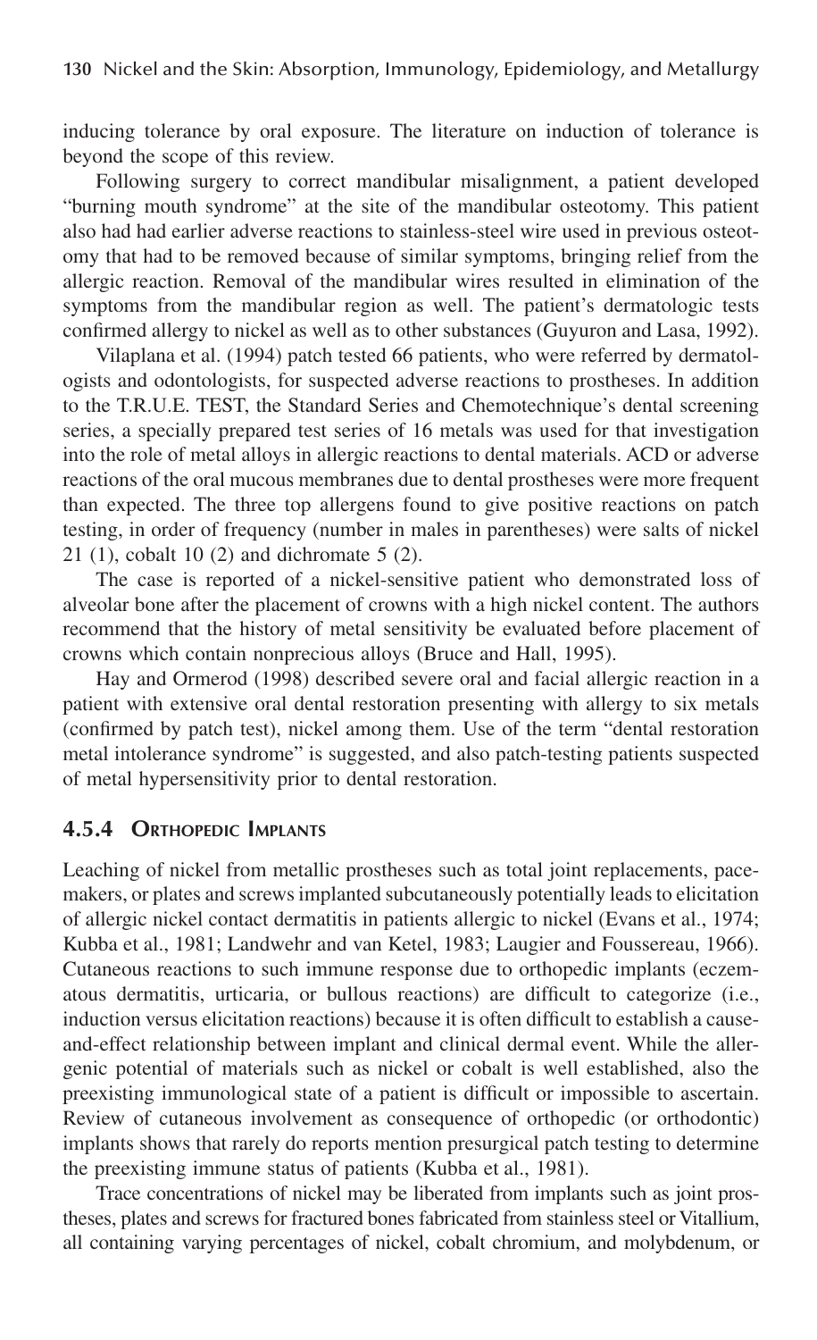inducing tolerance by oral exposure. The literature on induction of tolerance is beyond the scope of this review.

Following surgery to correct mandibular misalignment, a patient developed "burning mouth syndrome" at the site of the mandibular osteotomy. This patient also had had earlier adverse reactions to stainless-steel wire used in previous osteotomy that had to be removed because of similar symptoms, bringing relief from the allergic reaction. Removal of the mandibular wires resulted in elimination of the symptoms from the mandibular region as well. The patient's dermatologic tests confirmed allergy to nickel as well as to other substances (Guyuron and Lasa, 1992).

Vilaplana et al. (1994) patch tested 66 patients, who were referred by dermatologists and odontologists, for suspected adverse reactions to prostheses. In addition to the T.R.U.E. TEST, the Standard Series and Chemotechnique's dental screening series, a specially prepared test series of 16 metals was used for that investigation into the role of metal alloys in allergic reactions to dental materials. ACD or adverse reactions of the oral mucous membranes due to dental prostheses were more frequent than expected. The three top allergens found to give positive reactions on patch testing, in order of frequency (number in males in parentheses) were salts of nickel 21 (1), cobalt 10 (2) and dichromate 5 (2).

The case is reported of a nickel-sensitive patient who demonstrated loss of alveolar bone after the placement of crowns with a high nickel content. The authors recommend that the history of metal sensitivity be evaluated before placement of crowns which contain nonprecious alloys (Bruce and Hall, 1995).

Hay and Ormerod (1998) described severe oral and facial allergic reaction in a patient with extensive oral dental restoration presenting with allergy to six metals (confirmed by patch test), nickel among them. Use of the term "dental restoration metal intolerance syndrome" is suggested, and also patch-testing patients suspected of metal hypersensitivity prior to dental restoration.

### 4.5.4 Orthopedic Implants

Leaching of nickel from metallic prostheses such as total joint replacements, pacemakers, or plates and screws implanted subcutaneously potentially leads to elicitation of allergic nickel contact dermatitis in patients allergic to nickel (Evans et al., 1974; Kubba et al., 1981; Landwehr and van Ketel, 1983; Laugier and Foussereau, 1966). Cutaneous reactions to such immune response due to orthopedic implants (eczematous dermatitis, urticaria, or bullous reactions) are difficult to categorize (i.e., induction versus elicitation reactions) because it is often difficult to establish a cause-and-effect relationship between implant and clinical dermal event. While the allergenic potential of materials such as nickel or cobalt is well established, also the preexisting immunological state of a patient is difficult or impossible to ascertain. Review of cutaneous involvement as consequence of orthopedic (or orthodontic) implants shows that rarely do reports mention presurgical patch testing to determine the preexisting immune status of patients (Kubba et al., 1981).

Trace concentrations of nickel may be liberated from implants such as joint prostheses, plates and screws for fractured bones fabricated from stainless steel or Vitallium, all containing varying percentages of nickel, cobalt chromium, and molybdenum, or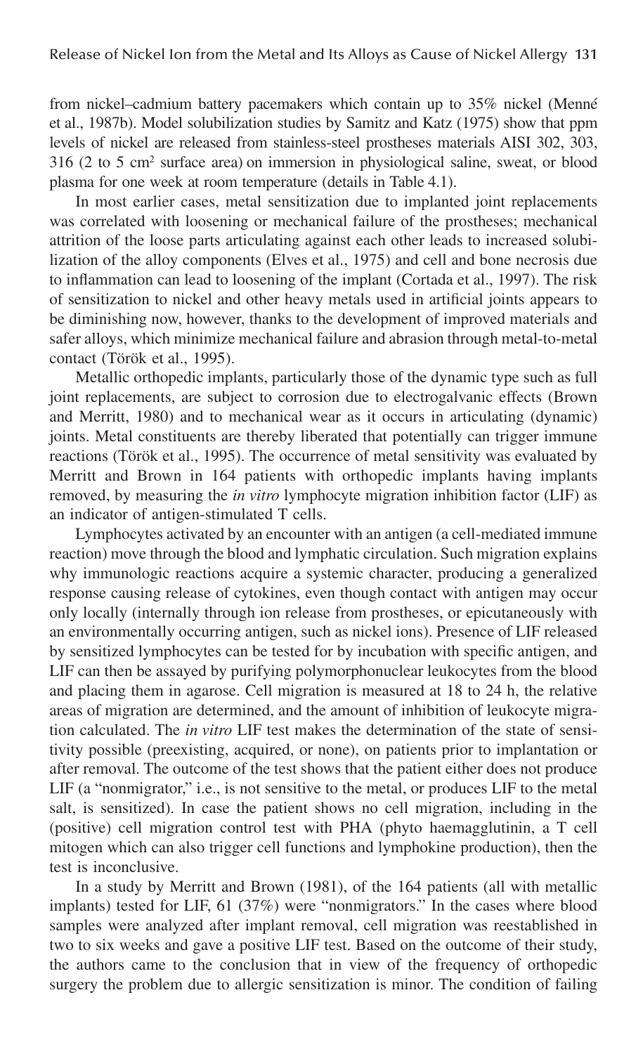from nickel–cadmium battery pacemakers which contain up to 35% nickel (Menné et al., 1987b). Model solubilization studies by Samitz and Katz (1975) show that ppm levels of nickel are released from stainless-steel prostheses materials AISI 302, 303, 316 (2 to 5 $cm^2$ surface area) on immersion in physiological saline, sweat, or blood plasma for one week at room temperature (details in Table 4.1).

In most earlier cases, metal sensitization due to implanted joint replacements was correlated with loosening or mechanical failure of the prostheses; mechanical attrition of the loose parts articulating against each other leads to increased solubilization of the alloy components (Elves et al., 1975) and cell and bone necrosis due to inflammation can lead to loosening of the implant (Cortada et al., 1997). The risk of sensitization to nickel and other heavy metals used in artificial joints appears to be diminishing now, however, thanks to the development of improved materials and safer alloys, which minimize mechanical failure and abrasion through metal-to-metal contact (Török et al., 1995).

Metallic orthopedic implants, particularly those of the dynamic type such as full joint replacements, are subject to corrosion due to electrogalvanic effects (Brown and Merritt, 1980) and to mechanical wear as it occurs in articulating (dynamic) joints. Metal constituents are thereby liberated that potentially can trigger immune reactions (Török et al., 1995). The occurrence of metal sensitivity was evaluated by Merritt and Brown in 164 patients with orthopedic implants having implants removed, by measuring the *in vitro* lymphocyte migration inhibition factor (LIF) as an indicator of antigen-stimulated T cells.

Lymphocytes activated by an encounter with an antigen (a cell-mediated immune reaction) move through the blood and lymphatic circulation. Such migration explains why immunologic reactions acquire a systemic character, producing a generalized response causing release of cytokines, even though contact with antigen may occur only locally (internally through ion release from prostheses, or epicutaneously with an environmentally occurring antigen, such as nickel ions). Presence of LIF released by sensitized lymphocytes can be tested for by incubation with specific antigen, and LIF can then be assayed by purifying polymorphonuclear leukocytes from the blood and placing them in agarose. Cell migration is measured at 18 to 24 h, the relative areas of migration are determined, and the amount of inhibition of leukocyte migration calculated. The *in vitro* LIF test makes the determination of the state of sensitivity possible (preexisting, acquired, or none), on patients prior to implantation or after removal. The outcome of the test shows that the patient either does not produce LIF (a "nonmigrator," i.e., is not sensitive to the metal, or produces LIF to the metal salt, is sensitized). In case the patient shows no cell migration, including in the (positive) cell migration control test with PHA (phyto haemagglutinin, a T cell mitogen which can also trigger cell functions and lymphokine production), then the test is inconclusive.

In a study by Merritt and Brown (1981), of the 164 patients (all with metallic implants) tested for LIF, 61 (37%) were "nonmigrators." In the cases where blood samples were analyzed after implant removal, cell migration was reestablished in two to six weeks and gave a positive LIF test. Based on the outcome of their study, the authors came to the conclusion that in view of the frequency of orthopedic surgery the problem due to allergic sensitization is minor. The condition of failing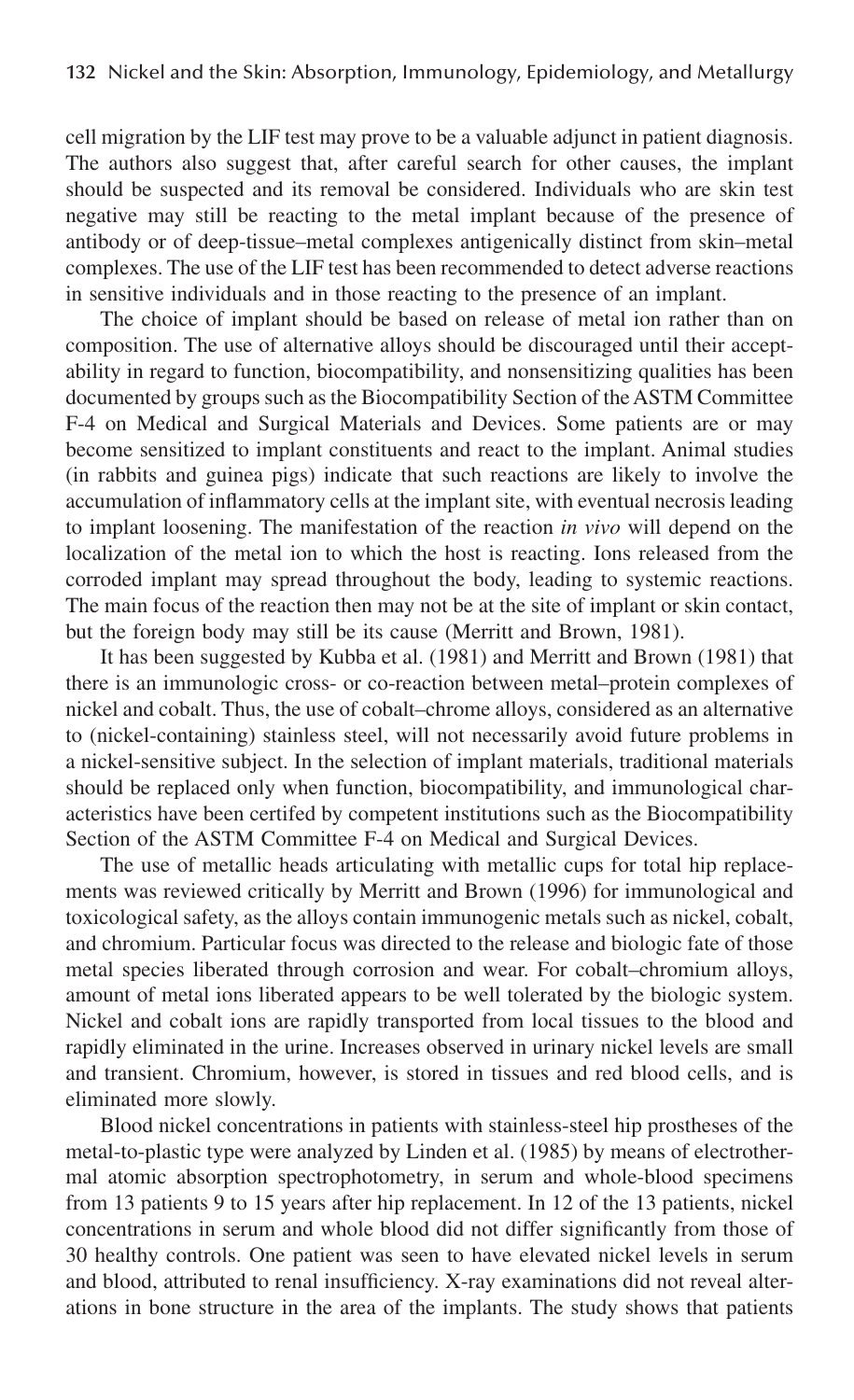cell migration by the LIF test may prove to be a valuable adjunct in patient diagnosis. The authors also suggest that, after careful search for other causes, the implant should be suspected and its removal be considered. Individuals who are skin test negative may still be reacting to the metal implant because of the presence of antibody or of deep-tissue–metal complexes antigenically distinct from skin–metal complexes. The use of the LIF test has been recommended to detect adverse reactions in sensitive individuals and in those reacting to the presence of an implant.

The choice of implant should be based on release of metal ion rather than on composition. The use of alternative alloys should be discouraged until their acceptability in regard to function, biocompatibility, and nonsensitizing qualities has been documented by groups such as the Biocompatibility Section of the ASTM Committee F-4 on Medical and Surgical Materials and Devices. Some patients are or may become sensitized to implant constituents and react to the implant. Animal studies (in rabbits and guinea pigs) indicate that such reactions are likely to involve the accumulation of inflammatory cells at the implant site, with eventual necrosis leading to implant loosening. The manifestation of the reaction *in vivo* will depend on the localization of the metal ion to which the host is reacting. Ions released from the corroded implant may spread throughout the body, leading to systemic reactions. The main focus of the reaction then may not be at the site of implant or skin contact, but the foreign body may still be its cause (Merritt and Brown, 1981).

It has been suggested by Kubba et al. (1981) and Merritt and Brown (1981) that there is an immunologic cross- or co-reaction between metal–protein complexes of nickel and cobalt. Thus, the use of cobalt–chrome alloys, considered as an alternative to (nickel-containing) stainless steel, will not necessarily avoid future problems in a nickel-sensitive subject. In the selection of implant materials, traditional materials should be replaced only when function, biocompatibility, and immunological characteristics have been certifed by competent institutions such as the Biocompatibility Section of the ASTM Committee F-4 on Medical and Surgical Devices.

The use of metallic heads articulating with metallic cups for total hip replacements was reviewed critically by Merritt and Brown (1996) for immunological and toxicological safety, as the alloys contain immunogenic metals such as nickel, cobalt, and chromium. Particular focus was directed to the release and biologic fate of those metal species liberated through corrosion and wear. For cobalt–chromium alloys, amount of metal ions liberated appears to be well tolerated by the biologic system. Nickel and cobalt ions are rapidly transported from local tissues to the blood and rapidly eliminated in the urine. Increases observed in urinary nickel levels are small and transient. Chromium, however, is stored in tissues and red blood cells, and is eliminated more slowly.

Blood nickel concentrations in patients with stainless-steel hip prostheses of the metal-to-plastic type were analyzed by Linden et al. (1985) by means of electrothermal atomic absorption spectrophotometry, in serum and whole-blood specimens from 13 patients 9 to 15 years after hip replacement. In 12 of the 13 patients, nickel concentrations in serum and whole blood did not differ significantly from those of 30 healthy controls. One patient was seen to have elevated nickel levels in serum and blood, attributed to renal insufficiency. X-ray examinations did not reveal alterations in bone structure in the area of the implants. The study shows that patients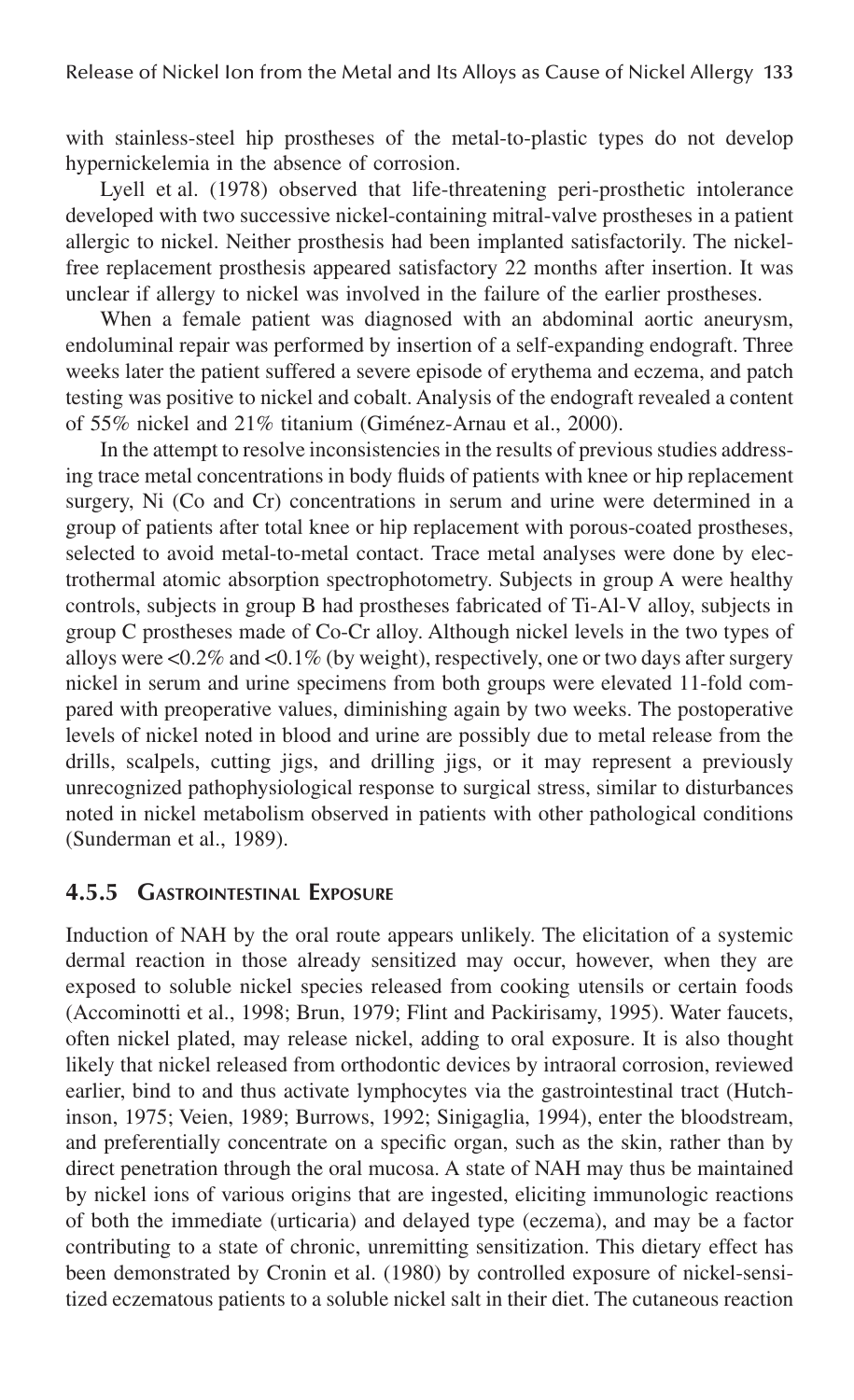with stainless-steel hip prostheses of the metal-to-plastic types do not develop hypernickelemia in the absence of corrosion.

Lyell et al. (1978) observed that life-threatening peri-prosthetic intolerance developed with two successive nickel-containing mitral-valve prostheses in a patient allergic to nickel. Neither prosthesis had been implanted satisfactorily. The nickel-free replacement prosthesis appeared satisfactory 22 months after insertion. It was unclear if allergy to nickel was involved in the failure of the earlier prostheses.

When a female patient was diagnosed with an abdominal aortic aneurysm, endoluminal repair was performed by insertion of a self-expanding endograft. Three weeks later the patient suffered a severe episode of erythema and eczema, and patch testing was positive to nickel and cobalt. Analysis of the endograft revealed a content of 55% nickel and 21% titanium (Giménez-Arnau et al., 2000).

In the attempt to resolve inconsistencies in the results of previous studies addressing trace metal concentrations in body fluids of patients with knee or hip replacement surgery, Ni (Co and Cr) concentrations in serum and urine were determined in a group of patients after total knee or hip replacement with porous-coated prostheses, selected to avoid metal-to-metal contact. Trace metal analyses were done by electrothermal atomic absorption spectrophotometry. Subjects in group A were healthy controls, subjects in group B had prostheses fabricated of Ti-Al-V alloy, subjects in group C prostheses made of Co-Cr alloy. Although nickel levels in the two types of alloys were <0.2% and <0.1% (by weight), respectively, one or two days after surgery nickel in serum and urine specimens from both groups were elevated 11-fold compared with preoperative values, diminishing again by two weeks. The postoperative levels of nickel noted in blood and urine are possibly due to metal release from the drills, scalpels, cutting jigs, and drilling jigs, or it may represent a previously unrecognized pathophysiological response to surgical stress, similar to disturbances noted in nickel metabolism observed in patients with other pathological conditions (Sunderman et al., 1989).

### 4.5.5 Gastrointestinal Exposure

Induction of NAH by the oral route appears unlikely. The elicitation of a systemic dermal reaction in those already sensitized may occur, however, when they are exposed to soluble nickel species released from cooking utensils or certain foods (Accominotti et al., 1998; Brun, 1979; Flint and Packirisamy, 1995). Water faucets, often nickel plated, may release nickel, adding to oral exposure. It is also thought likely that nickel released from orthodontic devices by intraoral corrosion, reviewed earlier, bind to and thus activate lymphocytes via the gastrointestinal tract (Hutchinson, 1975; Veien, 1989; Burrows, 1992; Sinigaglia, 1994), enter the bloodstream, and preferentially concentrate on a specific organ, such as the skin, rather than by direct penetration through the oral mucosa. A state of NAH may thus be maintained by nickel ions of various origins that are ingested, eliciting immunologic reactions of both the immediate (urticaria) and delayed type (eczema), and may be a factor contributing to a state of chronic, unremitting sensitization. This dietary effect has been demonstrated by Cronin et al. (1980) by controlled exposure of nickel-sensitized eczematous patients to a soluble nickel salt in their diet. The cutaneous reaction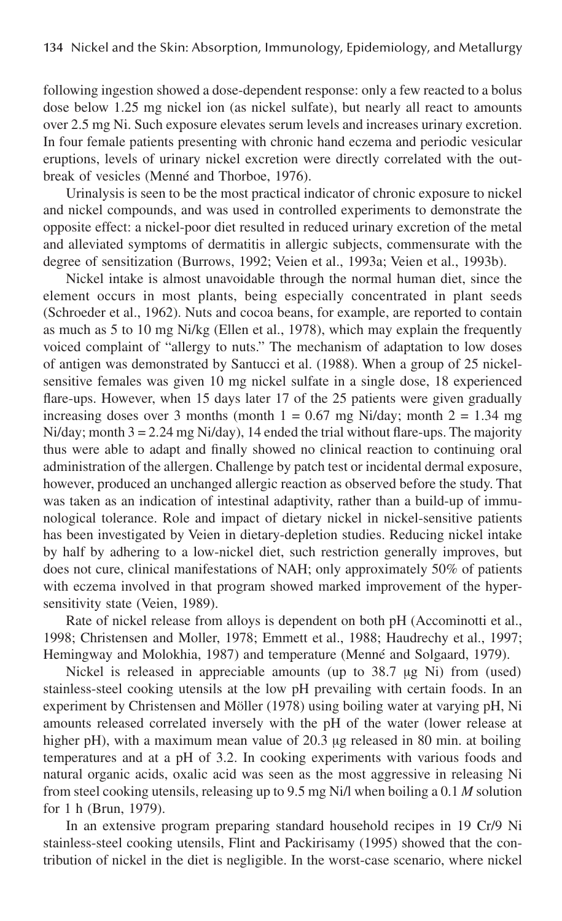following ingestion showed a dose-dependent response: only a few reacted to a bolus dose below 1.25 mg nickel ion (as nickel sulfate), but nearly all react to amounts over 2.5 mg Ni. Such exposure elevates serum levels and increases urinary excretion. In four female patients presenting with chronic hand eczema and periodic vesicular eruptions, levels of urinary nickel excretion were directly correlated with the outbreak of vesicles (Menné and Thorboe, 1976).

Urinalysis is seen to be the most practical indicator of chronic exposure to nickel and nickel compounds, and was used in controlled experiments to demonstrate the opposite effect: a nickel-poor diet resulted in reduced urinary excretion of the metal and alleviated symptoms of dermatitis in allergic subjects, commensurate with the degree of sensitization (Burrows, 1992; Veien et al., 1993a; Veien et al., 1993b).

Nickel intake is almost unavoidable through the normal human diet, since the element occurs in most plants, being especially concentrated in plant seeds (Schroeder et al., 1962). Nuts and cocoa beans, for example, are reported to contain as much as 5 to 10 mg Ni/kg (Ellen et al., 1978), which may explain the frequently voiced complaint of "allergy to nuts." The mechanism of adaptation to low doses of antigen was demonstrated by Santucci et al. (1988). When a group of 25 nickel-sensitive females was given 10 mg nickel sulfate in a single dose, 18 experienced flare-ups. However, when 15 days later 17 of the 25 patients were given gradually increasing doses over 3 months (month 1 = 0.67 mg Ni/day; month 2 = 1.34 mg Ni/day; month 3 = 2.24 mg Ni/day), 14 ended the trial without flare-ups. The majority thus were able to adapt and finally showed no clinical reaction to continuing oral administration of the allergen. Challenge by patch test or incidental dermal exposure, however, produced an unchanged allergic reaction as observed before the study. That was taken as an indication of intestinal adaptivity, rather than a build-up of immunological tolerance. Role and impact of dietary nickel in nickel-sensitive patients has been investigated by Veien in dietary-depletion studies. Reducing nickel intake by half by adhering to a low-nickel diet, such restriction generally improves, but does not cure, clinical manifestations of NAH; only approximately 50% of patients with eczema involved in that program showed marked improvement of the hypersensitivity state (Veien, 1989).

Rate of nickel release from alloys is dependent on both pH (Accominotti et al., 1998; Christensen and Moller, 1978; Emmett et al., 1988; Haudrechy et al., 1997; Hemingway and Molokhia, 1987) and temperature (Menné and Solgaard, 1979).

Nickel is released in appreciable amounts (up to 38.7 μg Ni) from (used) stainless-steel cooking utensils at the low pH prevailing with certain foods. In an experiment by Christensen and Möller (1978) using boiling water at varying pH, Ni amounts released correlated inversely with the pH of the water (lower release at higher pH), with a maximum mean value of 20.3 μg released in 80 min. at boiling temperatures and at a pH of 3.2. In cooking experiments with various foods and natural organic acids, oxalic acid was seen as the most aggressive in releasing Ni from steel cooking utensils, releasing up to 9.5 mg Ni/l when boiling a 0.1 *M* solution for 1 h (Brun, 1979).

In an extensive program preparing standard household recipes in 19 Cr/9 Ni stainless-steel cooking utensils, Flint and Packirisamy (1995) showed that the contribution of nickel in the diet is negligible. In the worst-case scenario, where nickel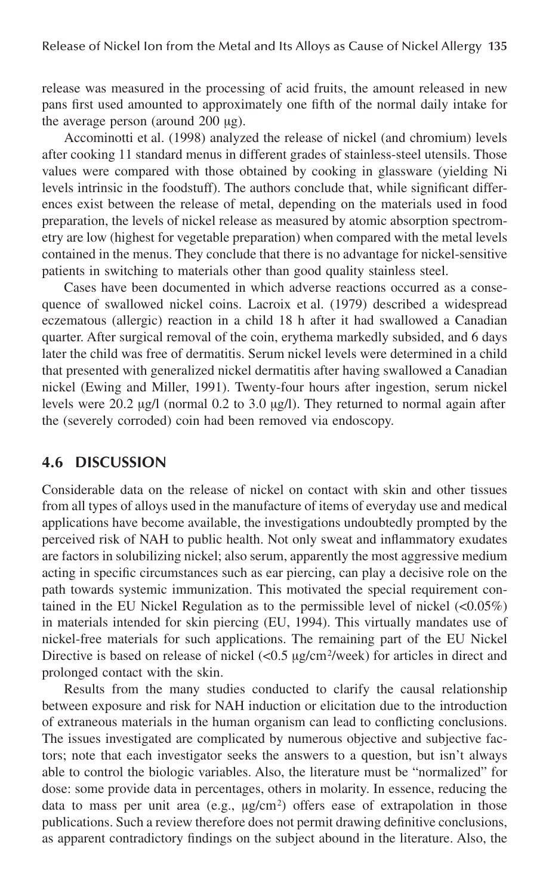release was measured in the processing of acid fruits, the amount released in new pans first used amounted to approximately one fifth of the normal daily intake for the average person (around 200 μg).

Accominotti et al. (1998) analyzed the release of nickel (and chromium) levels after cooking 11 standard menus in different grades of stainless-steel utensils. Those values were compared with those obtained by cooking in glassware (yielding Ni levels intrinsic in the foodstuff). The authors conclude that, while significant differences exist between the release of metal, depending on the materials used in food preparation, the levels of nickel release as measured by atomic absorption spectrometry are low (highest for vegetable preparation) when compared with the metal levels contained in the menus. They conclude that there is no advantage for nickel-sensitive patients in switching to materials other than good quality stainless steel.

Cases have been documented in which adverse reactions occurred as a consequence of swallowed nickel coins. Lacroix et al. (1979) described a widespread eczematous (allergic) reaction in a child 18 h after it had swallowed a Canadian quarter. After surgical removal of the coin, erythema markedly subsided, and 6 days later the child was free of dermatitis. Serum nickel levels were determined in a child that presented with generalized nickel dermatitis after having swallowed a Canadian nickel (Ewing and Miller, 1991). Twenty-four hours after ingestion, serum nickel levels were 20.2 μg/l (normal 0.2 to 3.0 μg/l). They returned to normal again after the (severely corroded) coin had been removed via endoscopy.

## 4.6 DISCUSSION

Considerable data on the release of nickel on contact with skin and other tissues from all types of alloys used in the manufacture of items of everyday use and medical applications have become available, the investigations undoubtedly prompted by the perceived risk of NAH to public health. Not only sweat and inflammatory exudates are factors in solubilizing nickel; also serum, apparently the most aggressive medium acting in specific circumstances such as ear piercing, can play a decisive role on the path towards systemic immunization. This motivated the special requirement contained in the EU Nickel Regulation as to the permissible level of nickel (<0.05%) in materials intended for skin piercing (EU, 1994). This virtually mandates use of nickel-free materials for such applications. The remaining part of the EU Nickel Directive is based on release of nickel (<0.5 μg/cm$^2$/week) for articles in direct and prolonged contact with the skin.

Results from the many studies conducted to clarify the causal relationship between exposure and risk for NAH induction or elicitation due to the introduction of extraneous materials in the human organism can lead to conflicting conclusions. The issues investigated are complicated by numerous objective and subjective factors; note that each investigator seeks the answers to a question, but isn't always able to control the biologic variables. Also, the literature must be "normalized" for dose: some provide data in percentages, others in molarity. In essence, reducing the data to mass per unit area (e.g., μg/cm$^2$) offers ease of extrapolation in those publications. Such a review therefore does not permit drawing definitive conclusions, as apparent contradictory findings on the subject abound in the literature. Also, the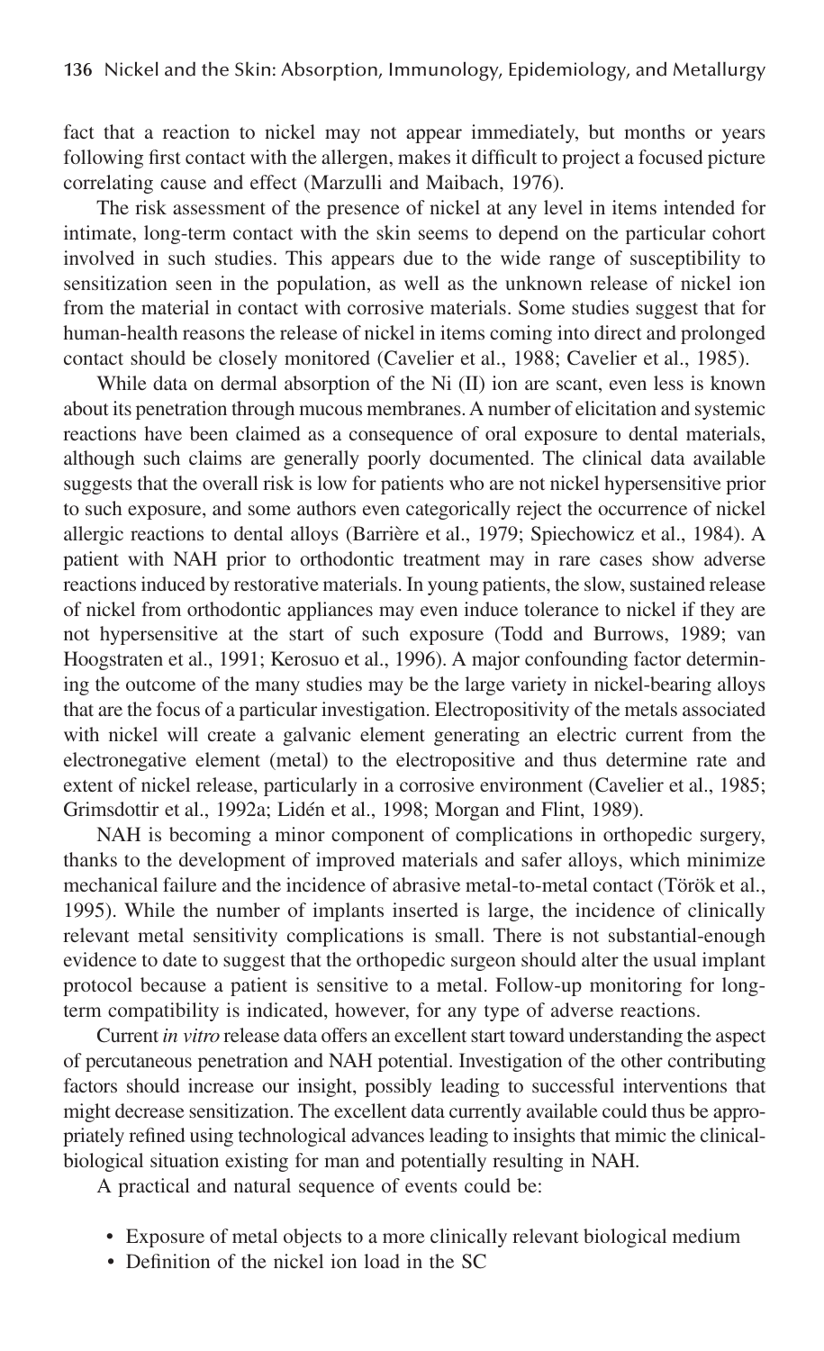fact that a reaction to nickel may not appear immediately, but months or years following first contact with the allergen, makes it difficult to project a focused picture correlating cause and effect (Marzulli and Maibach, 1976).

The risk assessment of the presence of nickel at any level in items intended for intimate, long-term contact with the skin seems to depend on the particular cohort involved in such studies. This appears due to the wide range of susceptibility to sensitization seen in the population, as well as the unknown release of nickel ion from the material in contact with corrosive materials. Some studies suggest that for human-health reasons the release of nickel in items coming into direct and prolonged contact should be closely monitored (Cavelier et al., 1988; Cavelier et al., 1985).

While data on dermal absorption of the Ni (II) ion are scant, even less is known about its penetration through mucous membranes. A number of elicitation and systemic reactions have been claimed as a consequence of oral exposure to dental materials, although such claims are generally poorly documented. The clinical data available suggests that the overall risk is low for patients who are not nickel hypersensitive prior to such exposure, and some authors even categorically reject the occurrence of nickel allergic reactions to dental alloys (Barrière et al., 1979; Spiechowicz et al., 1984). A patient with NAH prior to orthodontic treatment may in rare cases show adverse reactions induced by restorative materials. In young patients, the slow, sustained release of nickel from orthodontic appliances may even induce tolerance to nickel if they are not hypersensitive at the start of such exposure (Todd and Burrows, 1989; van Hoogstraten et al., 1991; Kerosuo et al., 1996). A major confounding factor determining the outcome of the many studies may be the large variety in nickel-bearing alloys that are the focus of a particular investigation. Electropositivity of the metals associated with nickel will create a galvanic element generating an electric current from the electronegative element (metal) to the electropositive and thus determine rate and extent of nickel release, particularly in a corrosive environment (Cavelier et al., 1985; Grimsdottir et al., 1992a; Lidén et al., 1998; Morgan and Flint, 1989).

NAH is becoming a minor component of complications in orthopedic surgery, thanks to the development of improved materials and safer alloys, which minimize mechanical failure and the incidence of abrasive metal-to-metal contact (Török et al., 1995). While the number of implants inserted is large, the incidence of clinically relevant metal sensitivity complications is small. There is not substantial-enough evidence to date to suggest that the orthopedic surgeon should alter the usual implant protocol because a patient is sensitive to a metal. Follow-up monitoring for long-term compatibility is indicated, however, for any type of adverse reactions.

Current *in vitro* release data offers an excellent start toward understanding the aspect of percutaneous penetration and NAH potential. Investigation of the other contributing factors should increase our insight, possibly leading to successful interventions that might decrease sensitization. The excellent data currently available could thus be appropriately refined using technological advances leading to insights that mimic the clinical-biological situation existing for man and potentially resulting in NAH.

A practical and natural sequence of events could be:

- Exposure of metal objects to a more clinically relevant biological medium
- Definition of the nickel ion load in the SC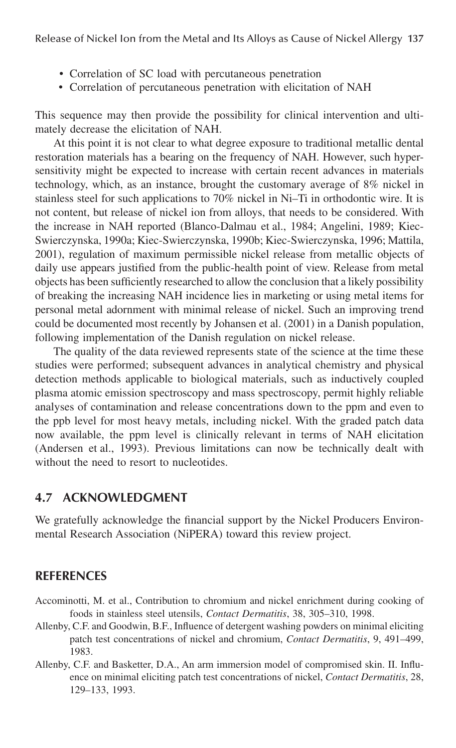- Correlation of SC load with percutaneous penetration
- Correlation of percutaneous penetration with elicitation of NAH

This sequence may then provide the possibility for clinical intervention and ultimately decrease the elicitation of NAH.

At this point it is not clear to what degree exposure to traditional metallic dental restoration materials has a bearing on the frequency of NAH. However, such hypersensitivity might be expected to increase with certain recent advances in materials technology, which, as an instance, brought the customary average of 8% nickel in stainless steel for such applications to 70% nickel in Ni–Ti in orthodontic wire. It is not content, but release of nickel ion from alloys, that needs to be considered. With the increase in NAH reported (Blanco-Dalmau et al., 1984; Angelini, 1989; Kiec-Swierczynska, 1990a; Kiec-Swierczynska, 1990b; Kiec-Swierczynska, 1996; Mattila, 2001), regulation of maximum permissible nickel release from metallic objects of daily use appears justified from the public-health point of view. Release from metal objects has been sufficiently researched to allow the conclusion that a likely possibility of breaking the increasing NAH incidence lies in marketing or using metal items for personal metal adornment with minimal release of nickel. Such an improving trend could be documented most recently by Johansen et al. (2001) in a Danish population, following implementation of the Danish regulation on nickel release.

The quality of the data reviewed represents state of the science at the time these studies were performed; subsequent advances in analytical chemistry and physical detection methods applicable to biological materials, such as inductively coupled plasma atomic emission spectroscopy and mass spectroscopy, permit highly reliable analyses of contamination and release concentrations down to the ppm and even to the ppb level for most heavy metals, including nickel. With the graded patch data now available, the ppm level is clinically relevant in terms of NAH elicitation (Andersen et al., 1993). Previous limitations can now be technically dealt with without the need to resort to nucleotides.

## 4.7 ACKNOWLEDGMENT

We gratefully acknowledge the financial support by the Nickel Producers Environmental Research Association (NiPERA) toward this review project.

## REFERENCES

Accominotti, M. et al., Contribution to chromium and nickel enrichment during cooking of foods in stainless steel utensils, *Contact Dermatitis*, 38, 305–310, 1998.

Allenby, C.F. and Goodwin, B.F., Influence of detergent washing powders on minimal eliciting patch test concentrations of nickel and chromium, *Contact Dermatitis*, 9, 491–499, 1983.

Allenby, C.F. and Basketter, D.A., An arm immersion model of compromised skin. II. Influence on minimal eliciting patch test concentrations of nickel, *Contact Dermatitis*, 28, 129–133, 1993.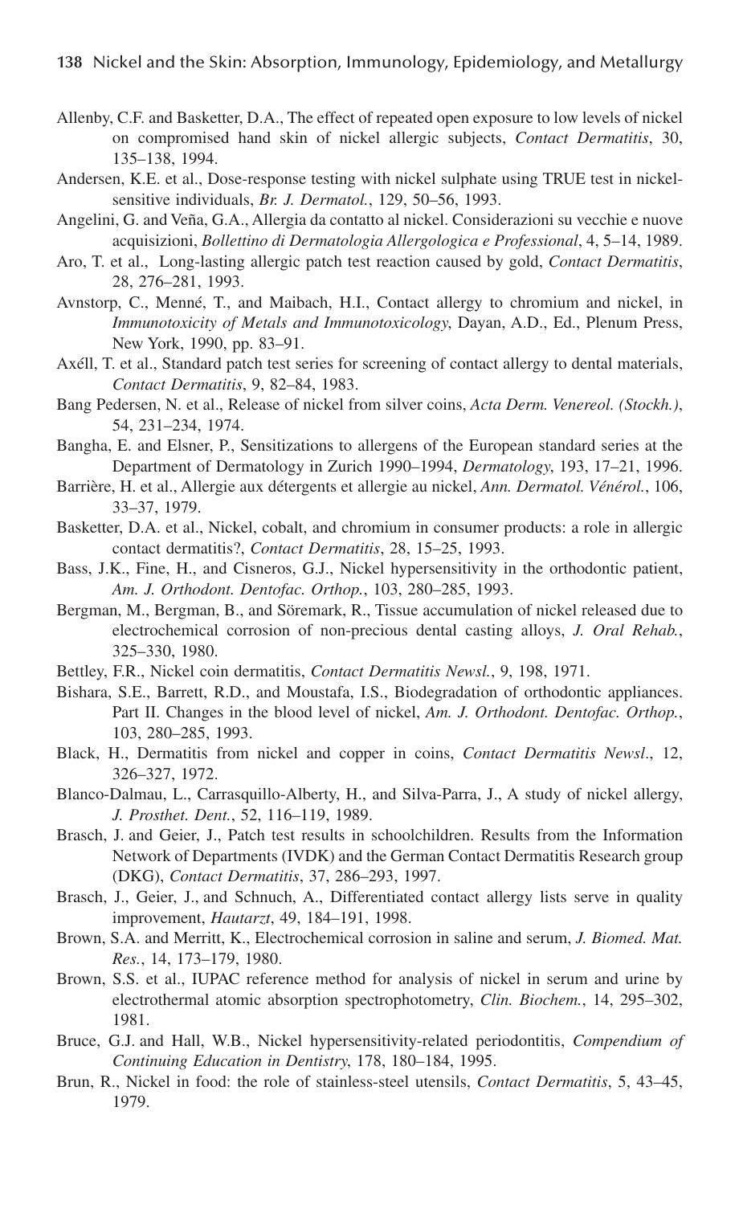Allenby, C.F. and Basketter, D.A., The effect of repeated open exposure to low levels of nickel on compromised hand skin of nickel allergic subjects, *Contact Dermatitis*, 30, 135–138, 1994.

Andersen, K.E. et al., Dose-response testing with nickel sulphate using TRUE test in nickel-sensitive individuals, *Br. J. Dermatol.*, 129, 50–56, 1993.

Angelini, G. and Veña, G.A., Allergia da contatto al nickel. Considerazioni su vecchie e nuove acquisizioni, *Bollettino di Dermatologia Allergologica e Professional*, 4, 5–14, 1989.

Aro, T. et al., Long-lasting allergic patch test reaction caused by gold, *Contact Dermatitis*, 28, 276–281, 1993.

Avnstorp, C., Menné, T., and Maibach, H.I., Contact allergy to chromium and nickel, in *Immunotoxicity of Metals and Immunotoxicology*, Dayan, A.D., Ed., Plenum Press, New York, 1990, pp. 83–91.

Axéll, T. et al., Standard patch test series for screening of contact allergy to dental materials, *Contact Dermatitis*, 9, 82–84, 1983.

Bang Pedersen, N. et al., Release of nickel from silver coins, *Acta Derm. Venereol. (Stockh.)*, 54, 231–234, 1974.

Bangha, E. and Elsner, P., Sensitizations to allergens of the European standard series at the Department of Dermatology in Zurich 1990–1994, *Dermatology*, 193, 17–21, 1996.

Barrière, H. et al., Allergie aux détergents et allergie au nickel, *Ann. Dermatol. Vénérol.*, 106, 33–37, 1979.

Basketter, D.A. et al., Nickel, cobalt, and chromium in consumer products: a role in allergic contact dermatitis?, *Contact Dermatitis*, 28, 15–25, 1993.

Bass, J.K., Fine, H., and Cisneros, G.J., Nickel hypersensitivity in the orthodontic patient, *Am. J. Orthodont. Dentofac. Orthop.*, 103, 280–285, 1993.

Bergman, M., Bergman, B., and Söremark, R., Tissue accumulation of nickel released due to electrochemical corrosion of non-precious dental casting alloys, *J. Oral Rehab.*, 325–330, 1980.

Bettley, F.R., Nickel coin dermatitis, *Contact Dermatitis Newsl.*, 9, 198, 1971.

Bishara, S.E., Barrett, R.D., and Moustafa, I.S., Biodegradation of orthodontic appliances. Part II. Changes in the blood level of nickel, *Am. J. Orthodont. Dentofac. Orthop.*, 103, 280–285, 1993.

Black, H., Dermatitis from nickel and copper in coins, *Contact Dermatitis Newsl*., 12, 326–327, 1972.

Blanco-Dalmau, L., Carrasquillo-Alberty, H., and Silva-Parra, J., A study of nickel allergy, *J. Prosthet. Dent.*, 52, 116–119, 1989.

Brasch, J. and Geier, J., Patch test results in schoolchildren. Results from the Information Network of Departments (IVDK) and the German Contact Dermatitis Research group (DKG), *Contact Dermatitis*, 37, 286–293, 1997.

Brasch, J., Geier, J., and Schnuch, A., Differentiated contact allergy lists serve in quality improvement, *Hautarzt*, 49, 184–191, 1998.

Brown, S.A. and Merritt, K., Electrochemical corrosion in saline and serum, *J. Biomed. Mat. Res.*, 14, 173–179, 1980.

Brown, S.S. et al., IUPAC reference method for analysis of nickel in serum and urine by electrothermal atomic absorption spectrophotometry, *Clin. Biochem.*, 14, 295–302, 1981.

Bruce, G.J. and Hall, W.B., Nickel hypersensitivity-related periodontitis, *Compendium of Continuing Education in Dentistry*, 178, 180–184, 1995.

Brun, R., Nickel in food: the role of stainless-steel utensils, *Contact Dermatitis*, 5, 43–45, 1979.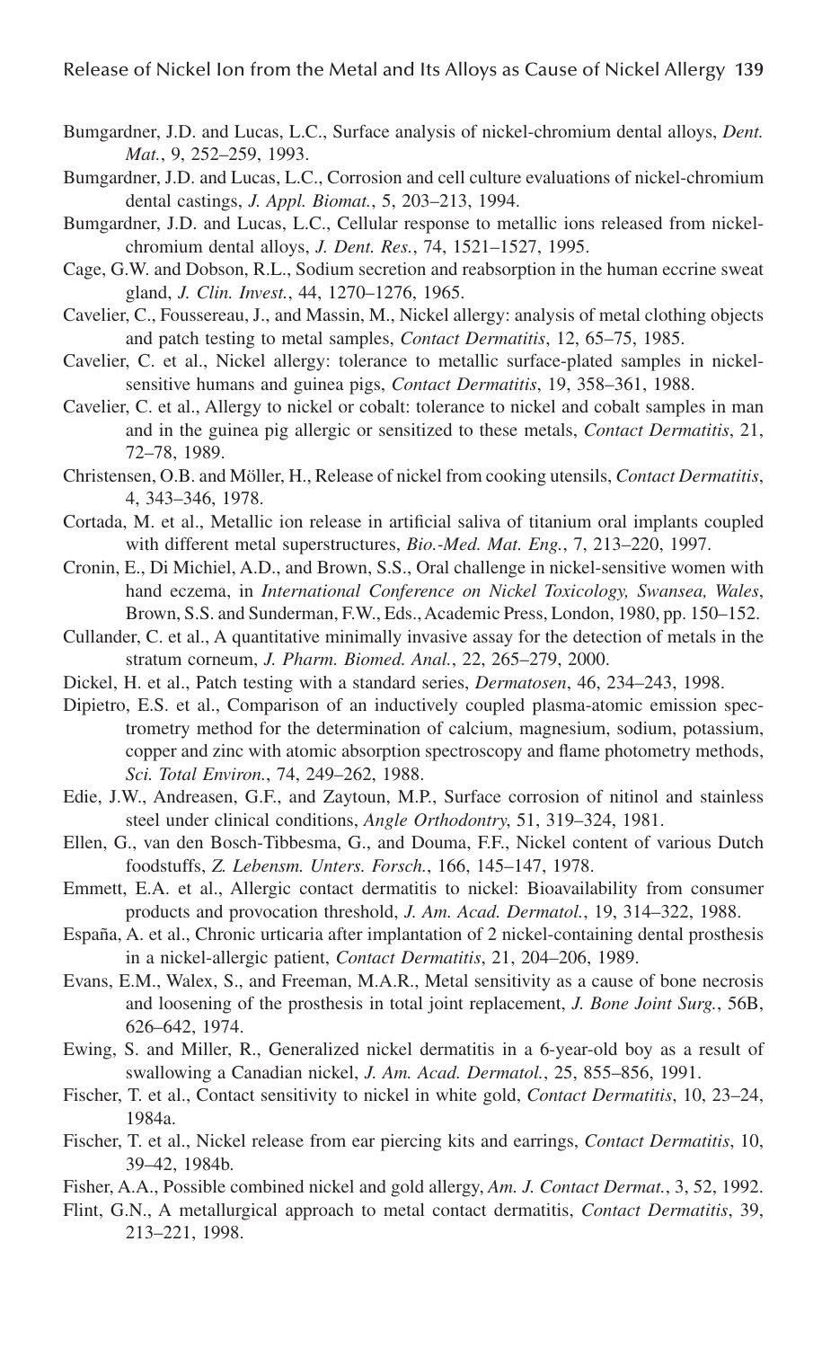Bumgardner, J.D. and Lucas, L.C., Surface analysis of nickel-chromium dental alloys, *Dent. Mat.*, 9, 252–259, 1993.

Bumgardner, J.D. and Lucas, L.C., Corrosion and cell culture evaluations of nickel-chromium dental castings, *J. Appl. Biomat.*, 5, 203–213, 1994.

Bumgardner, J.D. and Lucas, L.C., Cellular response to metallic ions released from nickel-chromium dental alloys, *J. Dent. Res.*, 74, 1521–1527, 1995.

Cage, G.W. and Dobson, R.L., Sodium secretion and reabsorption in the human eccrine sweat gland, *J. Clin. Invest.*, 44, 1270–1276, 1965.

Cavelier, C., Foussereau, J., and Massin, M., Nickel allergy: analysis of metal clothing objects and patch testing to metal samples, *Contact Dermatitis*, 12, 65–75, 1985.

Cavelier, C. et al., Nickel allergy: tolerance to metallic surface-plated samples in nickel-sensitive humans and guinea pigs, *Contact Dermatitis*, 19, 358–361, 1988.

Cavelier, C. et al., Allergy to nickel or cobalt: tolerance to nickel and cobalt samples in man and in the guinea pig allergic or sensitized to these metals, *Contact Dermatitis*, 21, 72–78, 1989.

Christensen, O.B. and Möller, H., Release of nickel from cooking utensils, *Contact Dermatitis*, 4, 343–346, 1978.

Cortada, M. et al., Metallic ion release in artificial saliva of titanium oral implants coupled with different metal superstructures, *Bio.-Med. Mat. Eng.*, 7, 213–220, 1997.

Cronin, E., Di Michiel, A.D., and Brown, S.S., Oral challenge in nickel-sensitive women with hand eczema, in *International Conference on Nickel Toxicology, Swansea, Wales*, Brown, S.S. and Sunderman, F.W., Eds., Academic Press, London, 1980, pp. 150–152.

Cullander, C. et al., A quantitative minimally invasive assay for the detection of metals in the stratum corneum, *J. Pharm. Biomed. Anal.*, 22, 265–279, 2000.

Dickel, H. et al., Patch testing with a standard series, *Dermatosen*, 46, 234–243, 1998.

Dipietro, E.S. et al., Comparison of an inductively coupled plasma-atomic emission spectrometry method for the determination of calcium, magnesium, sodium, potassium, copper and zinc with atomic absorption spectroscopy and flame photometry methods, *Sci. Total Environ.*, 74, 249–262, 1988.

Edie, J.W., Andreasen, G.F., and Zaytoun, M.P., Surface corrosion of nitinol and stainless steel under clinical conditions, *Angle Orthodontry*, 51, 319–324, 1981.

Ellen, G., van den Bosch-Tibbesma, G., and Douma, F.F., Nickel content of various Dutch foodstuffs, *Z. Lebensm. Unters. Forsch.*, 166, 145–147, 1978.

Emmett, E.A. et al., Allergic contact dermatitis to nickel: Bioavailability from consumer products and provocation threshold, *J. Am. Acad. Dermatol.*, 19, 314–322, 1988.

España, A. et al., Chronic urticaria after implantation of 2 nickel-containing dental prosthesis in a nickel-allergic patient, *Contact Dermatitis*, 21, 204–206, 1989.

Evans, E.M., Walex, S., and Freeman, M.A.R., Metal sensitivity as a cause of bone necrosis and loosening of the prosthesis in total joint replacement, *J. Bone Joint Surg.*, 56B, 626–642, 1974.

Ewing, S. and Miller, R., Generalized nickel dermatitis in a 6-year-old boy as a result of swallowing a Canadian nickel, *J. Am. Acad. Dermatol.*, 25, 855–856, 1991.

Fischer, T. et al., Contact sensitivity to nickel in white gold, *Contact Dermatitis*, 10, 23–24, 1984a.

Fischer, T. et al., Nickel release from ear piercing kits and earrings, *Contact Dermatitis*, 10, 39–42, 1984b.

Fisher, A.A., Possible combined nickel and gold allergy, *Am. J. Contact Dermat.*, 3, 52, 1992.

Flint, G.N., A metallurgical approach to metal contact dermatitis, *Contact Dermatitis*, 39, 213–221, 1998.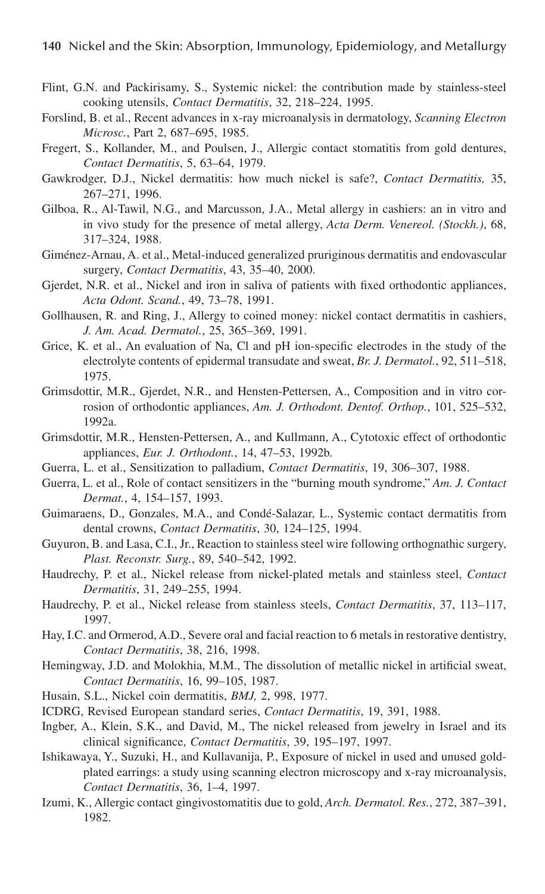Flint, G.N. and Packirisamy, S., Systemic nickel: the contribution made by stainless-steel cooking utensils, *Contact Dermatitis*, 32, 218–224, 1995.

Forslind, B. et al., Recent advances in x-ray microanalysis in dermatology, *Scanning Electron Microsc.*, Part 2, 687–695, 1985.

Fregert, S., Kollander, M., and Poulsen, J., Allergic contact stomatitis from gold dentures, *Contact Dermatitis*, 5, 63–64, 1979.

Gawkrodger, D.J., Nickel dermatitis: how much nickel is safe?, *Contact Dermatitis,* 35, 267–271, 1996.

Gilboa, R., Al-Tawil, N.G., and Marcusson, J.A., Metal allergy in cashiers: an in vitro and in vivo study for the presence of metal allergy, *Acta Derm. Venereol. (Stockh.)*, 68, 317–324, 1988.

Giménez-Arnau, A. et al., Metal-induced generalized pruriginous dermatitis and endovascular surgery, *Contact Dermatitis*, 43, 35–40, 2000.

Gjerdet, N.R. et al., Nickel and iron in saliva of patients with fixed orthodontic appliances, *Acta Odont. Scand.*, 49, 73–78, 1991.

Gollhausen, R. and Ring, J., Allergy to coined money: nickel contact dermatitis in cashiers, *J. Am. Acad. Dermatol.*, 25, 365–369, 1991.

Grice, K. et al., An evaluation of Na, Cl and pH ion-specific electrodes in the study of the electrolyte contents of epidermal transudate and sweat, *Br. J. Dermatol.*, 92, 511–518, 1975.

Grimsdottir, M.R., Gjerdet, N.R., and Hensten-Pettersen, A., Composition and in vitro corrosion of orthodontic appliances, *Am. J. Orthodont. Dentof. Orthop.*, 101, 525–532, 1992a.

Grimsdottir, M.R., Hensten-Pettersen, A., and Kullmann, A., Cytotoxic effect of orthodontic appliances, *Eur. J. Orthodont.*, 14, 47–53, 1992b.

Guerra, L. et al., Sensitization to palladium, *Contact Dermatitis*, 19, 306–307, 1988.

Guerra, L. et al., Role of contact sensitizers in the "burning mouth syndrome," *Am. J. Contact Dermat.*, 4, 154–157, 1993.

Guimaraens, D., Gonzales, M.A., and Condé-Salazar, L., Systemic contact dermatitis from dental crowns, *Contact Dermatitis*, 30, 124–125, 1994.

Guyuron, B. and Lasa, C.I., Jr., Reaction to stainless steel wire following orthognathic surgery, *Plast. Reconstr. Surg.*, 89, 540–542, 1992.

Haudrechy, P. et al., Nickel release from nickel-plated metals and stainless steel, *Contact Dermatitis*, 31, 249–255, 1994.

Haudrechy, P. et al., Nickel release from stainless steels, *Contact Dermatitis*, 37, 113–117, 1997.

Hay, I.C. and Ormerod, A.D., Severe oral and facial reaction to 6 metals in restorative dentistry, *Contact Dermatitis*, 38, 216, 1998.

Hemingway, J.D. and Molokhia, M.M., The dissolution of metallic nickel in artificial sweat, *Contact Dermatitis*, 16, 99–105, 1987.

Husain, S.L., Nickel coin dermatitis, *BMJ,* 2, 998, 1977.

ICDRG, Revised European standard series, *Contact Dermatitis*, 19, 391, 1988.

Ingber, A., Klein, S.K., and David, M., The nickel released from jewelry in Israel and its clinical significance, *Contact Dermatitis*, 39, 195–197, 1997.

Ishikawaya, Y., Suzuki, H., and Kullavanija, P., Exposure of nickel in used and unused gold-plated earrings: a study using scanning electron microscopy and x-ray microanalysis, *Contact Dermatitis*, 36, 1–4, 1997.

Izumi, K., Allergic contact gingivostomatitis due to gold, *Arch. Dermatol. Res.*, 272, 387–391, 1982.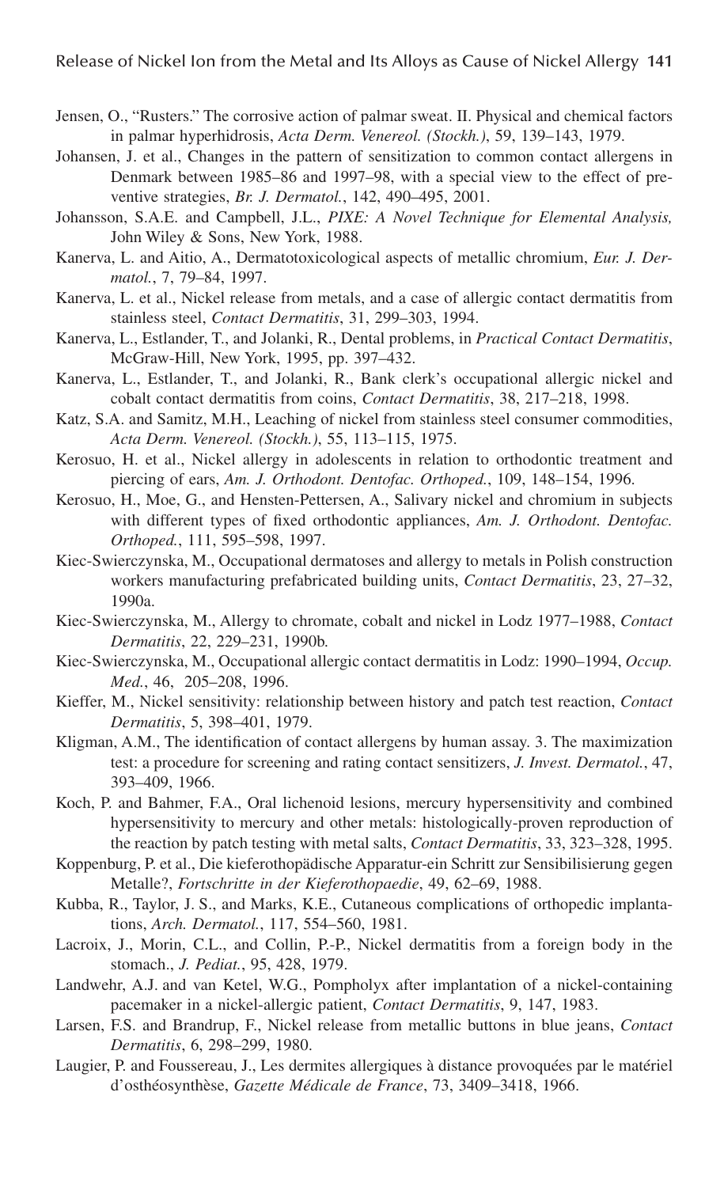Jensen, O., "Rusters." The corrosive action of palmar sweat. II. Physical and chemical factors in palmar hyperhidrosis, *Acta Derm. Venereol. (Stockh.)*, 59, 139–143, 1979.

Johansen, J. et al., Changes in the pattern of sensitization to common contact allergens in Denmark between 1985–86 and 1997–98, with a special view to the effect of preventive strategies, *Br. J. Dermatol.*, 142, 490–495, 2001.

Johansson, S.A.E. and Campbell, J.L., *PIXE: A Novel Technique for Elemental Analysis,* John Wiley & Sons, New York, 1988.

Kanerva, L. and Aitio, A., Dermatotoxicological aspects of metallic chromium, *Eur. J. Dermatol.*, 7, 79–84, 1997.

Kanerva, L. et al., Nickel release from metals, and a case of allergic contact dermatitis from stainless steel, *Contact Dermatitis*, 31, 299–303, 1994.

Kanerva, L., Estlander, T., and Jolanki, R., Dental problems, in *Practical Contact Dermatitis*, McGraw-Hill, New York, 1995, pp. 397–432.

Kanerva, L., Estlander, T., and Jolanki, R., Bank clerk's occupational allergic nickel and cobalt contact dermatitis from coins, *Contact Dermatitis*, 38, 217–218, 1998.

Katz, S.A. and Samitz, M.H., Leaching of nickel from stainless steel consumer commodities, *Acta Derm. Venereol. (Stockh.)*, 55, 113–115, 1975.

Kerosuo, H. et al., Nickel allergy in adolescents in relation to orthodontic treatment and piercing of ears, *Am. J. Orthodont. Dentofac. Orthoped.*, 109, 148–154, 1996.

Kerosuo, H., Moe, G., and Hensten-Pettersen, A., Salivary nickel and chromium in subjects with different types of fixed orthodontic appliances, *Am. J. Orthodont. Dentofac. Orthoped.*, 111, 595–598, 1997.

Kiec-Swierczynska, M., Occupational dermatoses and allergy to metals in Polish construction workers manufacturing prefabricated building units, *Contact Dermatitis*, 23, 27–32, 1990a.

Kiec-Swierczynska, M., Allergy to chromate, cobalt and nickel in Lodz 1977–1988, *Contact Dermatitis*, 22, 229–231, 1990b.

Kiec-Swierczynska, M., Occupational allergic contact dermatitis in Lodz: 1990–1994, *Occup. Med.*, 46, 205–208, 1996.

Kieffer, M., Nickel sensitivity: relationship between history and patch test reaction, *Contact Dermatitis*, 5, 398–401, 1979.

Kligman, A.M., The identification of contact allergens by human assay. 3. The maximization test: a procedure for screening and rating contact sensitizers, *J. Invest. Dermatol.*, 47, 393–409, 1966.

Koch, P. and Bahmer, F.A., Oral lichenoid lesions, mercury hypersensitivity and combined hypersensitivity to mercury and other metals: histologically-proven reproduction of the reaction by patch testing with metal salts, *Contact Dermatitis*, 33, 323–328, 1995.

Koppenburg, P. et al., Die kieferothopädische Apparatur-ein Schritt zur Sensibilisierung gegen Metalle?, *Fortschritte in der Kieferothopaedie*, 49, 62–69, 1988.

Kubba, R., Taylor, J. S., and Marks, K.E., Cutaneous complications of orthopedic implantations, *Arch. Dermatol.*, 117, 554–560, 1981.

Lacroix, J., Morin, C.L., and Collin, P.-P., Nickel dermatitis from a foreign body in the stomach., *J. Pediat.*, 95, 428, 1979.

Landwehr, A.J. and van Ketel, W.G., Pompholyx after implantation of a nickel-containing pacemaker in a nickel-allergic patient, *Contact Dermatitis*, 9, 147, 1983.

Larsen, F.S. and Brandrup, F., Nickel release from metallic buttons in blue jeans, *Contact Dermatitis*, 6, 298–299, 1980.

Laugier, P. and Foussereau, J., Les dermites allergiques à distance provoquées par le matériel d'osthéosynthèse, *Gazette Médicale de France*, 73, 3409–3418, 1966.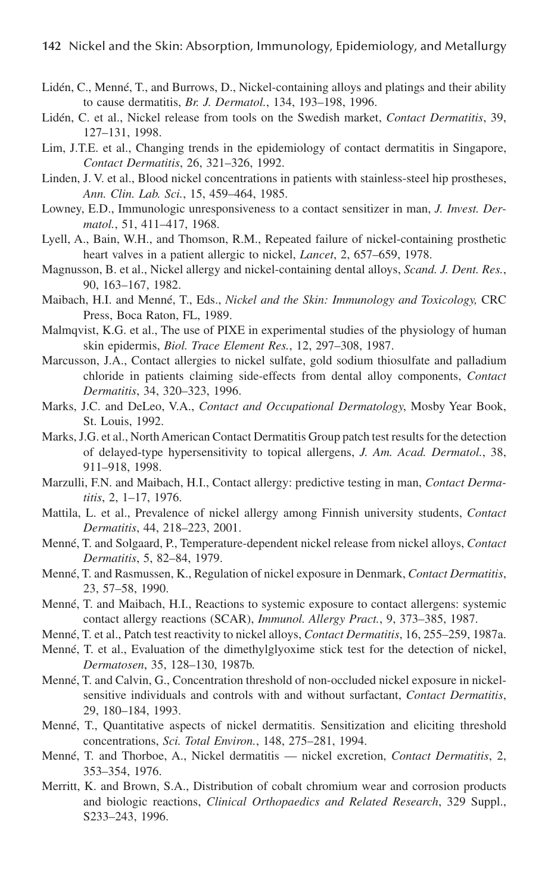Lidén, C., Menné, T., and Burrows, D., Nickel-containing alloys and platings and their ability to cause dermatitis, *Br. J. Dermatol.*, 134, 193–198, 1996.

Lidén, C. et al., Nickel release from tools on the Swedish market, *Contact Dermatitis*, 39, 127–131, 1998.

Lim, J.T.E. et al., Changing trends in the epidemiology of contact dermatitis in Singapore, *Contact Dermatitis*, 26, 321–326, 1992.

Linden, J. V. et al., Blood nickel concentrations in patients with stainless-steel hip prostheses, *Ann. Clin. Lab. Sci.*, 15, 459–464, 1985.

Lowney, E.D., Immunologic unresponsiveness to a contact sensitizer in man, *J. Invest. Dermatol.*, 51, 411–417, 1968.

Lyell, A., Bain, W.H., and Thomson, R.M., Repeated failure of nickel-containing prosthetic heart valves in a patient allergic to nickel, *Lancet*, 2, 657–659, 1978.

Magnusson, B. et al., Nickel allergy and nickel-containing dental alloys, *Scand. J. Dent. Res.*, 90, 163–167, 1982.

Maibach, H.I. and Menné, T., Eds., *Nickel and the Skin: Immunology and Toxicology,* CRC Press, Boca Raton, FL, 1989.

Malmqvist, K.G. et al., The use of PIXE in experimental studies of the physiology of human skin epidermis, *Biol. Trace Element Res.*, 12, 297–308, 1987.

Marcusson, J.A., Contact allergies to nickel sulfate, gold sodium thiosulfate and palladium chloride in patients claiming side-effects from dental alloy components, *Contact Dermatitis*, 34, 320–323, 1996.

Marks, J.C. and DeLeo, V.A., *Contact and Occupational Dermatology*, Mosby Year Book, St. Louis, 1992.

Marks, J.G. et al., North American Contact Dermatitis Group patch test results for the detection of delayed-type hypersensitivity to topical allergens, *J. Am. Acad. Dermatol.*, 38, 911–918, 1998.

Marzulli, F.N. and Maibach, H.I., Contact allergy: predictive testing in man, *Contact Dermatitis*, 2, 1–17, 1976.

Mattila, L. et al., Prevalence of nickel allergy among Finnish university students, *Contact Dermatitis*, 44, 218–223, 2001.

Menné, T. and Solgaard, P., Temperature-dependent nickel release from nickel alloys, *Contact Dermatitis*, 5, 82–84, 1979.

Menné, T. and Rasmussen, K., Regulation of nickel exposure in Denmark, *Contact Dermatitis*, 23, 57–58, 1990.

Menné, T. and Maibach, H.I., Reactions to systemic exposure to contact allergens: systemic contact allergy reactions (SCAR), *Immunol. Allergy Pract.*, 9, 373–385, 1987.

Menné, T. et al., Patch test reactivity to nickel alloys, *Contact Dermatitis*, 16, 255–259, 1987a.

Menné, T. et al., Evaluation of the dimethylglyoxime stick test for the detection of nickel, *Dermatosen*, 35, 128–130, 1987b.

Menné, T. and Calvin, G., Concentration threshold of non-occluded nickel exposure in nickel-sensitive individuals and controls with and without surfactant, *Contact Dermatitis*, 29, 180–184, 1993.

Menné, T., Quantitative aspects of nickel dermatitis. Sensitization and eliciting threshold concentrations, *Sci. Total Environ.*, 148, 275–281, 1994.

Menné, T. and Thorboe, A., Nickel dermatitis — nickel excretion, *Contact Dermatitis*, 2, 353–354, 1976.

Merritt, K. and Brown, S.A., Distribution of cobalt chromium wear and corrosion products and biologic reactions, *Clinical Orthopaedics and Related Research*, 329 Suppl., S233–243, 1996.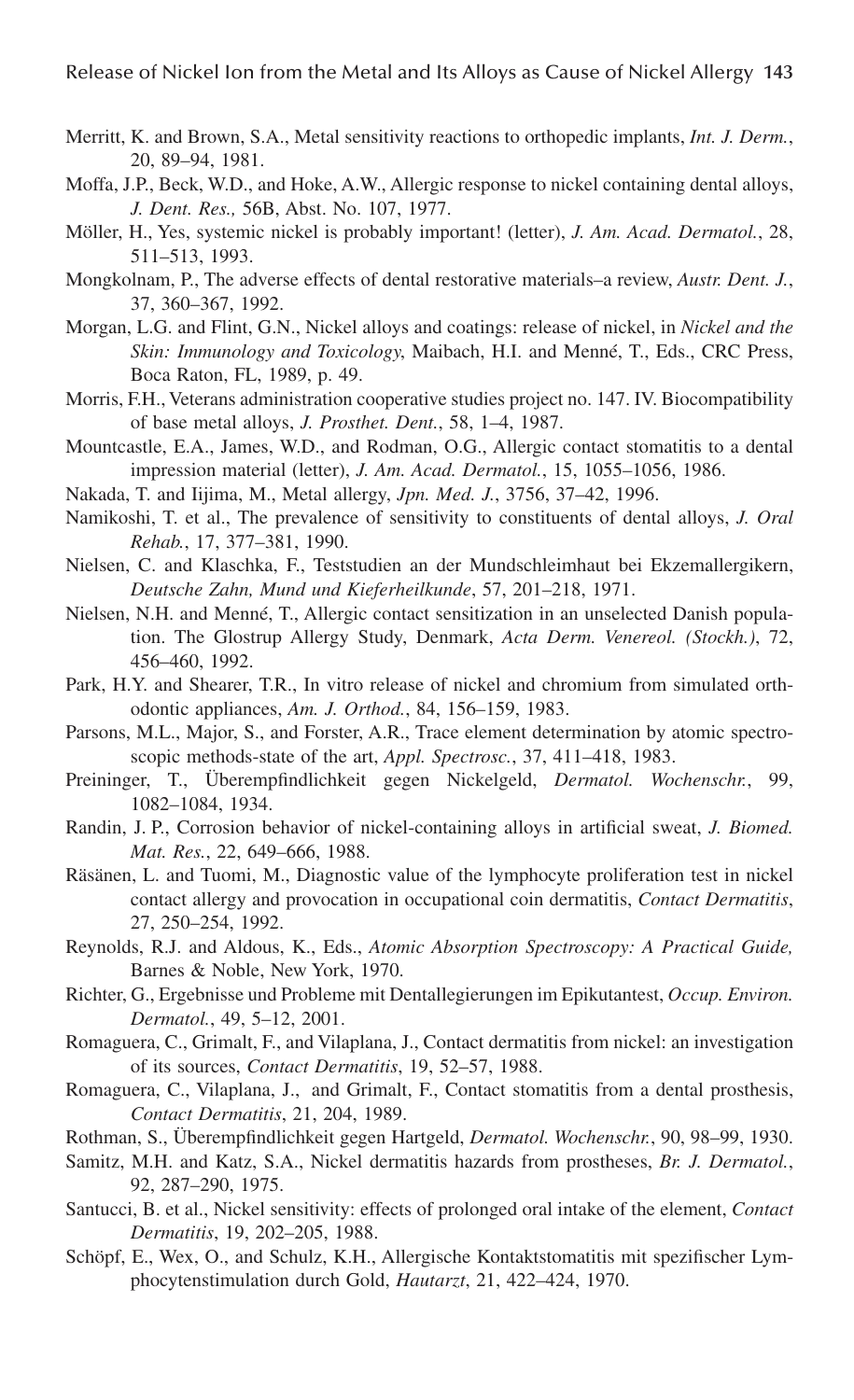Merritt, K. and Brown, S.A., Metal sensitivity reactions to orthopedic implants, *Int. J. Derm.*, 20, 89–94, 1981.

Moffa, J.P., Beck, W.D., and Hoke, A.W., Allergic response to nickel containing dental alloys, *J. Dent. Res.,* 56B, Abst. No. 107, 1977.

Möller, H., Yes, systemic nickel is probably important! (letter), *J. Am. Acad. Dermatol.*, 28, 511–513, 1993.

Mongkolnam, P., The adverse effects of dental restorative materials–a review, *Austr. Dent. J.*, 37, 360–367, 1992.

Morgan, L.G. and Flint, G.N., Nickel alloys and coatings: release of nickel, in *Nickel and the Skin: Immunology and Toxicology*, Maibach, H.I. and Menné, T., Eds., CRC Press, Boca Raton, FL, 1989, p. 49.

Morris, F.H., Veterans administration cooperative studies project no. 147. IV. Biocompatibility of base metal alloys, *J. Prosthet. Dent.*, 58, 1–4, 1987.

Mountcastle, E.A., James, W.D., and Rodman, O.G., Allergic contact stomatitis to a dental impression material (letter), *J. Am. Acad. Dermatol.*, 15, 1055–1056, 1986.

Nakada, T. and Iijima, M., Metal allergy, *Jpn. Med. J.*, 3756, 37–42, 1996.

Namikoshi, T. et al., The prevalence of sensitivity to constituents of dental alloys, *J. Oral Rehab.*, 17, 377–381, 1990.

Nielsen, C. and Klaschka, F., Teststudien an der Mundschleimhaut bei Ekzemallergikern, *Deutsche Zahn, Mund und Kieferheilkunde*, 57, 201–218, 1971.

Nielsen, N.H. and Menné, T., Allergic contact sensitization in an unselected Danish population. The Glostrup Allergy Study, Denmark, *Acta Derm. Venereol. (Stockh.)*, 72, 456–460, 1992.

Park, H.Y. and Shearer, T.R., In vitro release of nickel and chromium from simulated orthodontic appliances, *Am. J. Orthod.*, 84, 156–159, 1983.

Parsons, M.L., Major, S., and Forster, A.R., Trace element determination by atomic spectroscopic methods-state of the art, *Appl. Spectrosc.*, 37, 411–418, 1983.

Preininger, T., Überempfindlichkeit gegen Nickelgeld, *Dermatol. Wochenschr.*, 99, 1082–1084, 1934.

Randin, J. P., Corrosion behavior of nickel-containing alloys in artificial sweat, *J. Biomed. Mat. Res.*, 22, 649–666, 1988.

Räsänen, L. and Tuomi, M., Diagnostic value of the lymphocyte proliferation test in nickel contact allergy and provocation in occupational coin dermatitis, *Contact Dermatitis*, 27, 250–254, 1992.

Reynolds, R.J. and Aldous, K., Eds., *Atomic Absorption Spectroscopy: A Practical Guide,* Barnes & Noble, New York, 1970.

Richter, G., Ergebnisse und Probleme mit Dentallegierungen im Epikutantest, *Occup. Environ. Dermatol.*, 49, 5–12, 2001.

Romaguera, C., Grimalt, F., and Vilaplana, J., Contact dermatitis from nickel: an investigation of its sources, *Contact Dermatitis*, 19, 52–57, 1988.

Romaguera, C., Vilaplana, J., and Grimalt, F., Contact stomatitis from a dental prosthesis, *Contact Dermatitis*, 21, 204, 1989.

Rothman, S., Überempfindlichkeit gegen Hartgeld, *Dermatol. Wochenschr.*, 90, 98–99, 1930.

Samitz, M.H. and Katz, S.A., Nickel dermatitis hazards from prostheses, *Br. J. Dermatol.*, 92, 287–290, 1975.

Santucci, B. et al., Nickel sensitivity: effects of prolonged oral intake of the element, *Contact Dermatitis*, 19, 202–205, 1988.

Schöpf, E., Wex, O., and Schulz, K.H., Allergische Kontaktstomatitis mit spezifischer Lymphocytenstimulation durch Gold, *Hautarzt*, 21, 422–424, 1970.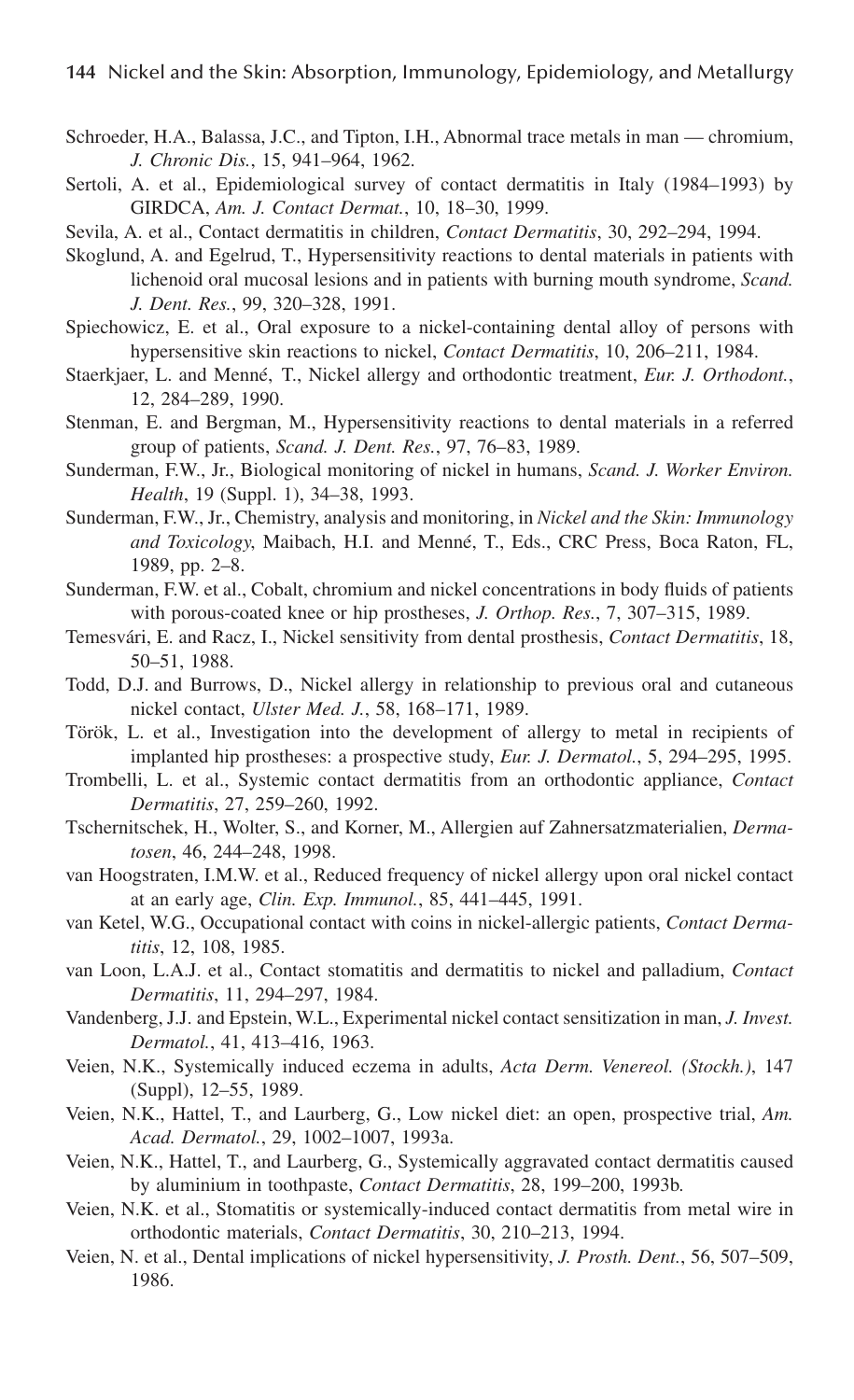Schroeder, H.A., Balassa, J.C., and Tipton, I.H., Abnormal trace metals in man — chromium, *J. Chronic Dis.*, 15, 941–964, 1962.

Sertoli, A. et al., Epidemiological survey of contact dermatitis in Italy (1984–1993) by GIRDCA, *Am. J. Contact Dermat.*, 10, 18–30, 1999.

Sevila, A. et al., Contact dermatitis in children, *Contact Dermatitis*, 30, 292–294, 1994.

Skoglund, A. and Egelrud, T., Hypersensitivity reactions to dental materials in patients with lichenoid oral mucosal lesions and in patients with burning mouth syndrome, *Scand. J. Dent. Res.*, 99, 320–328, 1991.

Spiechowicz, E. et al., Oral exposure to a nickel-containing dental alloy of persons with hypersensitive skin reactions to nickel, *Contact Dermatitis*, 10, 206–211, 1984.

Staerkjaer, L. and Menné, T., Nickel allergy and orthodontic treatment, *Eur. J. Orthodont.*, 12, 284–289, 1990.

Stenman, E. and Bergman, M., Hypersensitivity reactions to dental materials in a referred group of patients, *Scand. J. Dent. Res.*, 97, 76–83, 1989.

Sunderman, F.W., Jr., Biological monitoring of nickel in humans, *Scand. J. Worker Environ. Health*, 19 (Suppl. 1), 34–38, 1993.

Sunderman, F.W., Jr., Chemistry, analysis and monitoring, in *Nickel and the Skin: Immunology and Toxicology*, Maibach, H.I. and Menné, T., Eds., CRC Press, Boca Raton, FL, 1989, pp. 2–8.

Sunderman, F.W. et al., Cobalt, chromium and nickel concentrations in body fluids of patients with porous-coated knee or hip prostheses, *J. Orthop. Res.*, 7, 307–315, 1989.

Temesvári, E. and Racz, I., Nickel sensitivity from dental prosthesis, *Contact Dermatitis*, 18, 50–51, 1988.

Todd, D.J. and Burrows, D., Nickel allergy in relationship to previous oral and cutaneous nickel contact, *Ulster Med. J.*, 58, 168–171, 1989.

Török, L. et al., Investigation into the development of allergy to metal in recipients of implanted hip prostheses: a prospective study, *Eur. J. Dermatol.*, 5, 294–295, 1995.

Trombelli, L. et al., Systemic contact dermatitis from an orthodontic appliance, *Contact Dermatitis*, 27, 259–260, 1992.

Tschernitschek, H., Wolter, S., and Korner, M., Allergien auf Zahnersatzmaterialien, *Dermatosen*, 46, 244–248, 1998.

van Hoogstraten, I.M.W. et al., Reduced frequency of nickel allergy upon oral nickel contact at an early age, *Clin. Exp. Immunol.*, 85, 441–445, 1991.

van Ketel, W.G., Occupational contact with coins in nickel-allergic patients, *Contact Dermatitis*, 12, 108, 1985.

van Loon, L.A.J. et al., Contact stomatitis and dermatitis to nickel and palladium, *Contact Dermatitis*, 11, 294–297, 1984.

Vandenberg, J.J. and Epstein, W.L., Experimental nickel contact sensitization in man, *J. Invest. Dermatol.*, 41, 413–416, 1963.

Veien, N.K., Systemically induced eczema in adults, *Acta Derm. Venereol. (Stockh.)*, 147 (Suppl), 12–55, 1989.

Veien, N.K., Hattel, T., and Laurberg, G., Low nickel diet: an open, prospective trial, *Am. Acad. Dermatol.*, 29, 1002–1007, 1993a.

Veien, N.K., Hattel, T., and Laurberg, G., Systemically aggravated contact dermatitis caused by aluminium in toothpaste, *Contact Dermatitis*, 28, 199–200, 1993b.

Veien, N.K. et al., Stomatitis or systemically-induced contact dermatitis from metal wire in orthodontic materials, *Contact Dermatitis*, 30, 210–213, 1994.

Veien, N. et al., Dental implications of nickel hypersensitivity, *J. Prosth. Dent.*, 56, 507–509, 1986.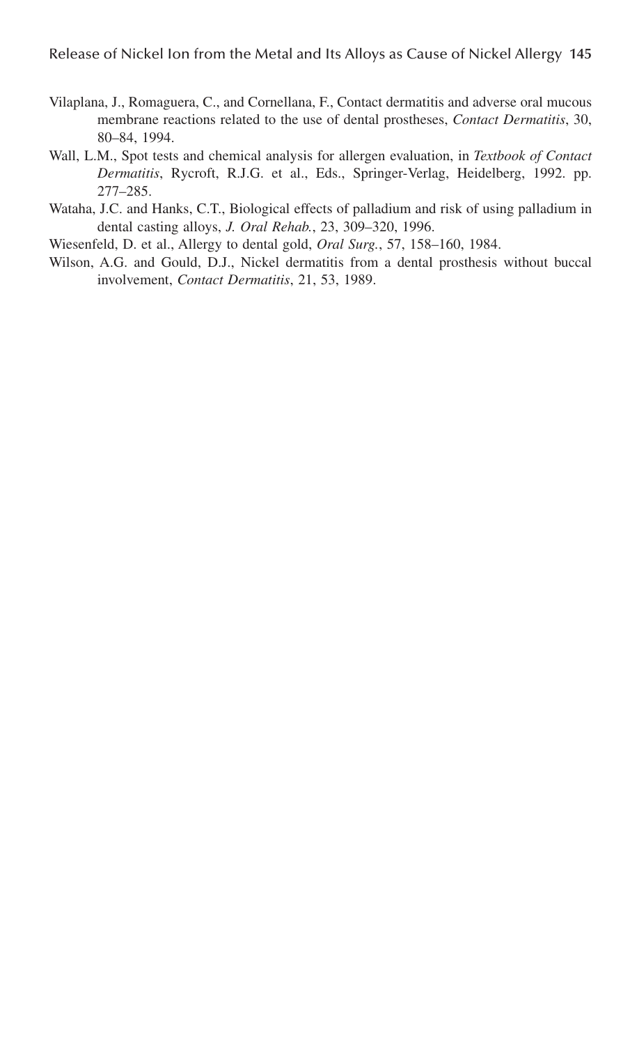Vilaplana, J., Romaguera, C., and Cornellana, F., Contact dermatitis and adverse oral mucous membrane reactions related to the use of dental prostheses, *Contact Dermatitis*, 30, 80–84, 1994.

Wall, L.M., Spot tests and chemical analysis for allergen evaluation, in *Textbook of Contact Dermatitis*, Rycroft, R.J.G. et al., Eds., Springer-Verlag, Heidelberg, 1992. pp. 277–285.

Wataha, J.C. and Hanks, C.T., Biological effects of palladium and risk of using palladium in dental casting alloys, *J. Oral Rehab.*, 23, 309–320, 1996.

Wiesenfeld, D. et al., Allergy to dental gold, *Oral Surg.*, 57, 158–160, 1984.

Wilson, A.G. and Gould, D.J., Nickel dermatitis from a dental prosthesis without buccal involvement, *Contact Dermatitis*, 21, 53, 1989.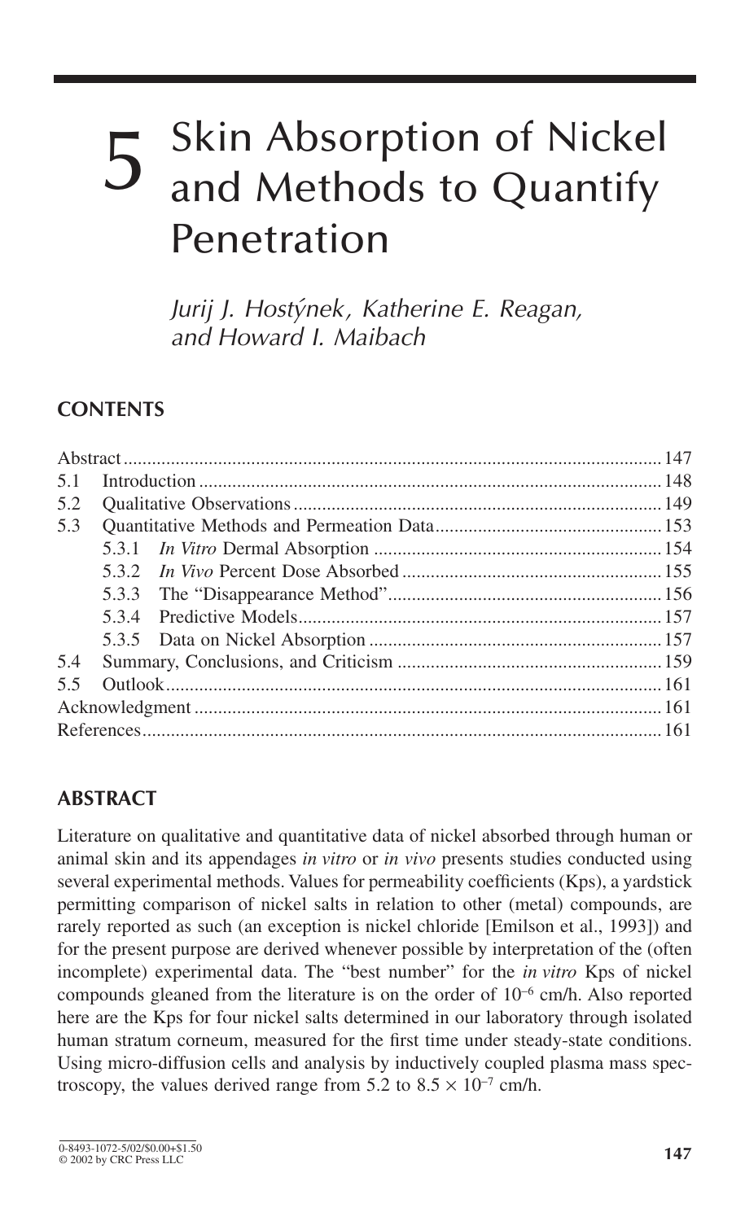# 5 Skin Absorption of Nickel and Methods to Quantify Penetration

*Jurij J. Hostýnek, Katherine E. Reagan, and Howard I. Maibach*

## CONTENTS

| | | |
|---|---|---|
| Abstract | | 147 |
| 5.1 | Introduction | 148 |
| 5.2 | Qualitative Observations | 149 |
| 5.3 | Quantitative Methods and Permeation Data | 153 |
| | 5.3.1 *In Vitro* Dermal Absorption | 154 |
| | 5.3.2 *In Vivo* Percent Dose Absorbed | 155 |
| | 5.3.3 The "Disappearance Method" | 156 |
| | 5.3.4 Predictive Models | 157 |
| | 5.3.5 Data on Nickel Absorption | 157 |
| 5.4 | Summary, Conclusions, and Criticism | 159 |
| 5.5 | Outlook | 161 |
| Acknowledgment | | 161 |
| References | | 161 |

## ABSTRACT

Literature on qualitative and quantitative data of nickel absorbed through human or animal skin and its appendages *in vitro* or *in vivo* presents studies conducted using several experimental methods. Values for permeability coefficients (Kps), a yardstick permitting comparison of nickel salts in relation to other (metal) compounds, are rarely reported as such (an exception is nickel chloride [Emilson et al., 1993]) and for the present purpose are derived whenever possible by interpretation of the (often incomplete) experimental data. The "best number" for the *in vitro* Kps of nickel compounds gleaned from the literature is on the order of $10^{-6}$ cm/h. Also reported here are the Kps for four nickel salts determined in our laboratory through isolated human stratum corneum, measured for the first time under steady-state conditions. Using micro-diffusion cells and analysis by inductively coupled plasma mass spectroscopy, the values derived range from 5.2 to $8.5 \times 10^{-7}$ cm/h.

0-8493-1072-5/02/$0.00+$1.50
© 2002 by CRC Press LLC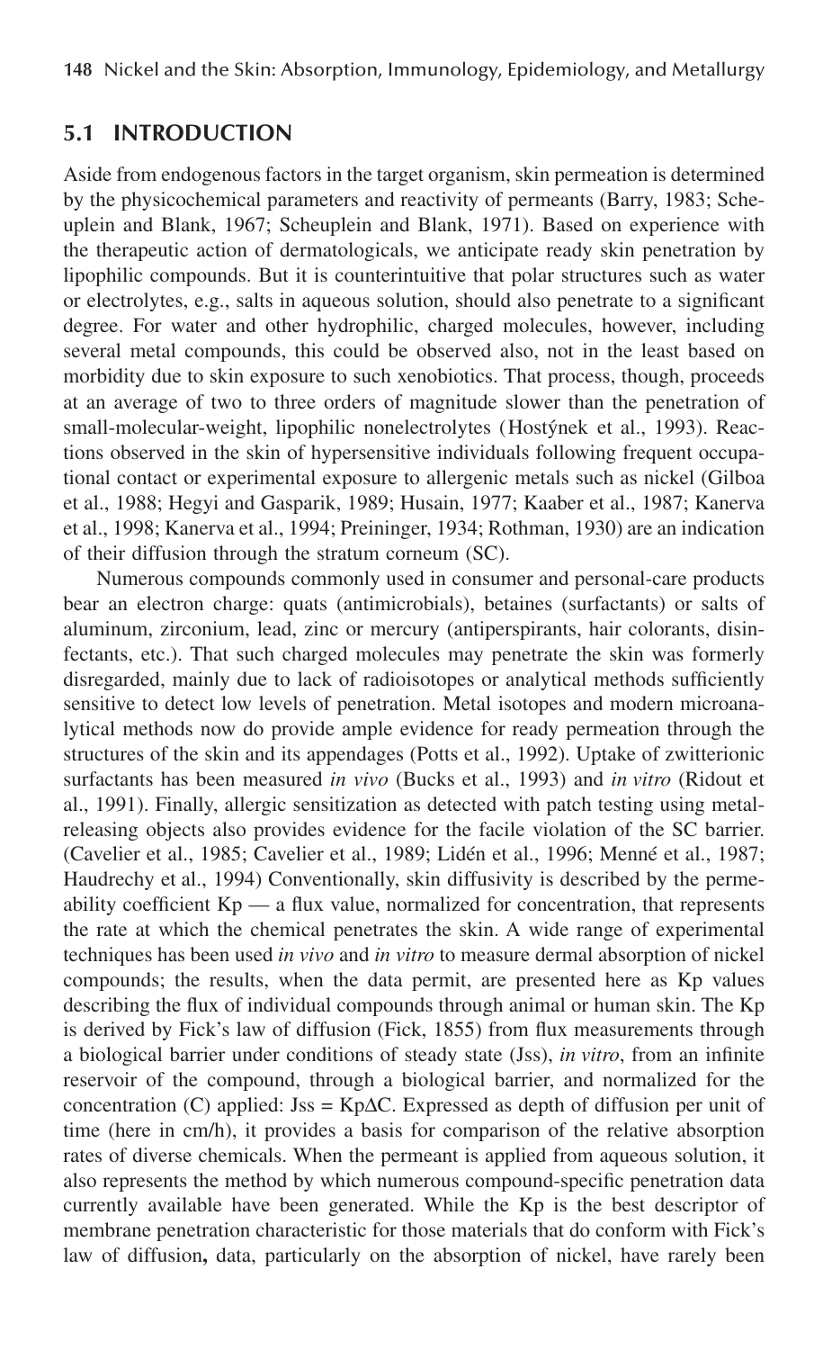## 5.1 INTRODUCTION

Aside from endogenous factors in the target organism, skin permeation is determined by the physicochemical parameters and reactivity of permeants (Barry, 1983; Scheuplein and Blank, 1967; Scheuplein and Blank, 1971). Based on experience with the therapeutic action of dermatologicals, we anticipate ready skin penetration by lipophilic compounds. But it is counterintuitive that polar structures such as water or electrolytes, e.g., salts in aqueous solution, should also penetrate to a significant degree. For water and other hydrophilic, charged molecules, however, including several metal compounds, this could be observed also, not in the least based on morbidity due to skin exposure to such xenobiotics. That process, though, proceeds at an average of two to three orders of magnitude slower than the penetration of small-molecular-weight, lipophilic nonelectrolytes (Hostýnek et al., 1993). Reactions observed in the skin of hypersensitive individuals following frequent occupational contact or experimental exposure to allergenic metals such as nickel (Gilboa et al., 1988; Hegyi and Gasparik, 1989; Husain, 1977; Kaaber et al., 1987; Kanerva et al., 1998; Kanerva et al., 1994; Preininger, 1934; Rothman, 1930) are an indication of their diffusion through the stratum corneum (SC).

Numerous compounds commonly used in consumer and personal-care products bear an electron charge: quats (antimicrobials), betaines (surfactants) or salts of aluminum, zirconium, lead, zinc or mercury (antiperspirants, hair colorants, disinfectants, etc.). That such charged molecules may penetrate the skin was formerly disregarded, mainly due to lack of radioisotopes or analytical methods sufficiently sensitive to detect low levels of penetration. Metal isotopes and modern microanalytical methods now do provide ample evidence for ready permeation through the structures of the skin and its appendages (Potts et al., 1992). Uptake of zwitterionic surfactants has been measured *in vivo* (Bucks et al., 1993) and *in vitro* (Ridout et al., 1991). Finally, allergic sensitization as detected with patch testing using metal-releasing objects also provides evidence for the facile violation of the SC barrier. (Cavelier et al., 1985; Cavelier et al., 1989; Lidén et al., 1996; Menné et al., 1987; Haudrechy et al., 1994) Conventionally, skin diffusivity is described by the permeability coefficient Kp — a flux value, normalized for concentration, that represents the rate at which the chemical penetrates the skin. A wide range of experimental techniques has been used *in vivo* and *in vitro* to measure dermal absorption of nickel compounds; the results, when the data permit, are presented here as Kp values describing the flux of individual compounds through animal or human skin. The Kp is derived by Fick's law of diffusion (Fick, 1855) from flux measurements through a biological barrier under conditions of steady state (Jss), *in vitro*, from an infinite reservoir of the compound, through a biological barrier, and normalized for the concentration (C) applied: $Jss = Kp\Delta C$. Expressed as depth of diffusion per unit of time (here in cm/h), it provides a basis for comparison of the relative absorption rates of diverse chemicals. When the permeant is applied from aqueous solution, it also represents the method by which numerous compound-specific penetration data currently available have been generated. While the Kp is the best descriptor of membrane penetration characteristic for those materials that do conform with Fick's law of diffusion**,** data, particularly on the absorption of nickel, have rarely been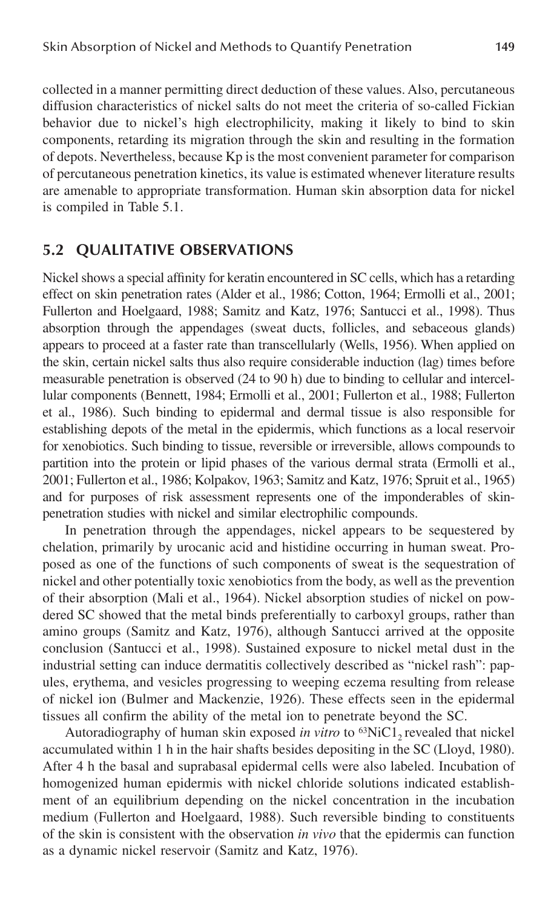collected in a manner permitting direct deduction of these values. Also, percutaneous diffusion characteristics of nickel salts do not meet the criteria of so-called Fickian behavior due to nickel's high electrophilicity, making it likely to bind to skin components, retarding its migration through the skin and resulting in the formation of depots. Nevertheless, because Kp is the most convenient parameter for comparison of percutaneous penetration kinetics, its value is estimated whenever literature results are amenable to appropriate transformation. Human skin absorption data for nickel is compiled in Table 5.1.

## 5.2 QUALITATIVE OBSERVATIONS

Nickel shows a special affinity for keratin encountered in SC cells, which has a retarding effect on skin penetration rates (Alder et al., 1986; Cotton, 1964; Ermolli et al., 2001; Fullerton and Hoelgaard, 1988; Samitz and Katz, 1976; Santucci et al., 1998). Thus absorption through the appendages (sweat ducts, follicles, and sebaceous glands) appears to proceed at a faster rate than transcellularly (Wells, 1956). When applied on the skin, certain nickel salts thus also require considerable induction (lag) times before measurable penetration is observed (24 to 90 h) due to binding to cellular and intercellular components (Bennett, 1984; Ermolli et al., 2001; Fullerton et al., 1988; Fullerton et al., 1986). Such binding to epidermal and dermal tissue is also responsible for establishing depots of the metal in the epidermis, which functions as a local reservoir for xenobiotics. Such binding to tissue, reversible or irreversible, allows compounds to partition into the protein or lipid phases of the various dermal strata (Ermolli et al., 2001; Fullerton et al., 1986; Kolpakov, 1963; Samitz and Katz, 1976; Spruit et al., 1965) and for purposes of risk assessment represents one of the imponderables of skin-penetration studies with nickel and similar electrophilic compounds.

In penetration through the appendages, nickel appears to be sequestered by chelation, primarily by urocanic acid and histidine occurring in human sweat. Proposed as one of the functions of such components of sweat is the sequestration of nickel and other potentially toxic xenobiotics from the body, as well as the prevention of their absorption (Mali et al., 1964). Nickel absorption studies of nickel on powdered SC showed that the metal binds preferentially to carboxyl groups, rather than amino groups (Samitz and Katz, 1976), although Santucci arrived at the opposite conclusion (Santucci et al., 1998). Sustained exposure to nickel metal dust in the industrial setting can induce dermatitis collectively described as "nickel rash": papules, erythema, and vesicles progressing to weeping eczema resulting from release of nickel ion (Bulmer and Mackenzie, 1926). These effects seen in the epidermal tissues all confirm the ability of the metal ion to penetrate beyond the SC.

Autoradiography of human skin exposed *in vitro* to $^{63}NiCl_2$ revealed that nickel accumulated within 1 h in the hair shafts besides depositing in the SC (Lloyd, 1980). After 4 h the basal and suprabasal epidermal cells were also labeled. Incubation of homogenized human epidermis with nickel chloride solutions indicated establishment of an equilibrium depending on the nickel concentration in the incubation medium (Fullerton and Hoelgaard, 1988). Such reversible binding to constituents of the skin is consistent with the observation *in vivo* that the epidermis can function as a dynamic nickel reservoir (Samitz and Katz, 1976).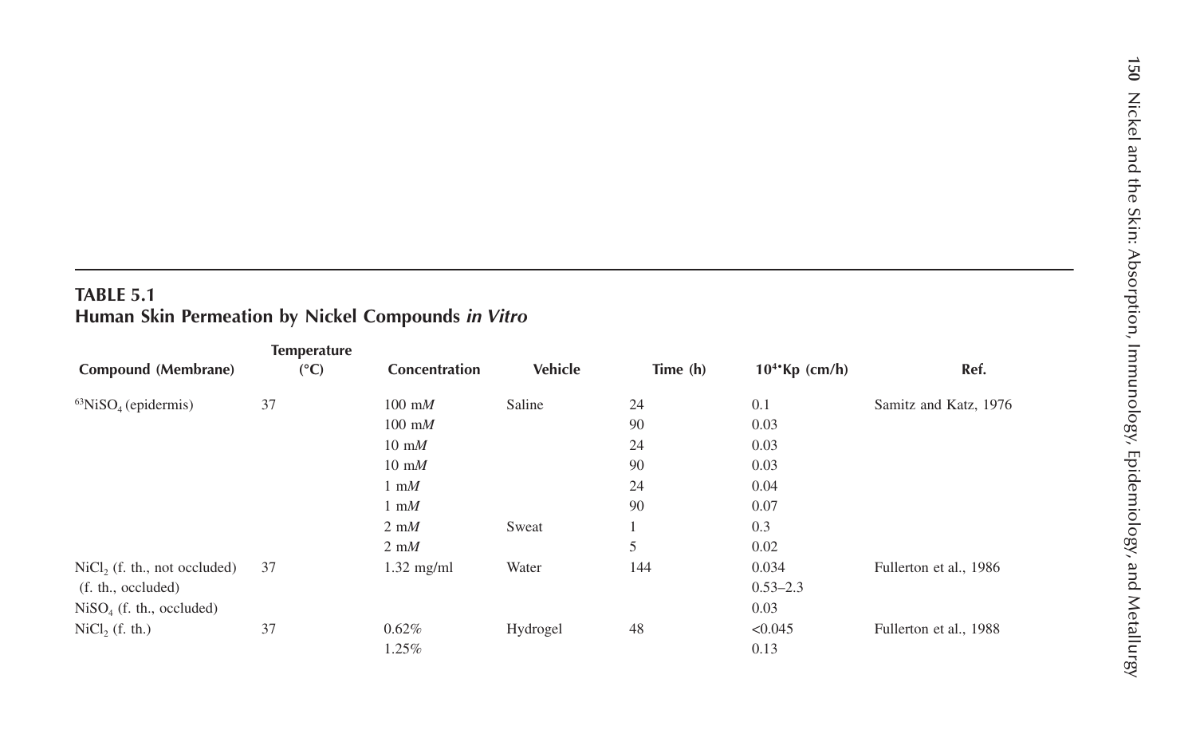**TABLE 5.1**
**Human Skin Permeation by Nickel Compounds *in Vitro***

| Compound (Membrane) | Temperature (°C) | Concentration | Vehicle | Time (h) | $10^4 \cdot Kp$ (cm/h) | Ref. |
|---|---|---|---|---|---|---|
| $^{63}NiSO_4$ (epidermis) | 37 | 100 m*M* | Saline | 24 | 0.1 | Samitz and Katz, 1976 |
| | | 100 m*M* | | 90 | 0.03 | |
| | | 10 m*M* | | 24 | 0.03 | |
| | | 10 m*M* | | 90 | 0.03 | |
| | | 1 m*M* | | 24 | 0.04 | |
| | | 1 m*M* | | 90 | 0.07 | |
| | | 2 m*M* | Sweat | 1 | 0.3 | |
| | | 2 m*M* | | 5 | 0.02 | |
| $NiCl_2$ (f. th., not occluded) | 37 | 1.32 mg/ml | Water | 144 | 0.034 | Fullerton et al., 1986 |
| (f. th., occluded) | | | | | 0.53–2.3 | |
| $NiSO_4$ (f. th., occluded) | | | | | 0.03 | |
| $NiCl_2$ (f. th.) | 37 | 0.62% | Hydrogel | 48 | <0.045 | Fullerton et al., 1988 |
| | | 1.25% | | | 0.13 | |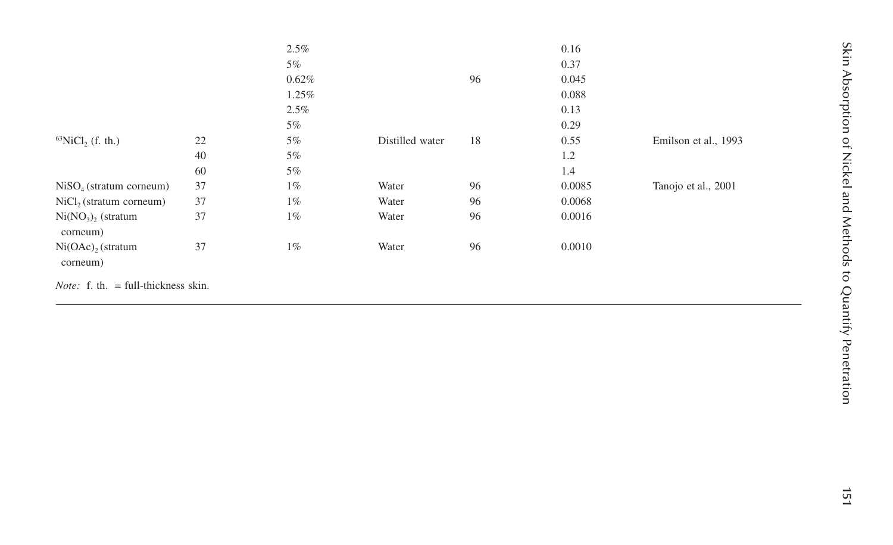| | | | | | | |
|---|---|---|---|---|---|---|
| | | 2.5% | | | 0.16 | |
| | | 5% | | | 0.37 | |
| | | 0.62% | | 96 | 0.045 | |
| | | 1.25% | | | 0.088 | |
| | | 2.5% | | | 0.13 | |
| | | 5% | | | 0.29 | |
| $^{63}NiCl_2$ (f. th.) | 22 | 5% | Distilled water | 18 | 0.55 | Emilson et al., 1993 |
| | 40 | 5% | | | 1.2 | |
| | 60 | 5% | | | 1.4 | |
| $NiSO_4$ (stratum corneum) | 37 | 1% | Water | 96 | 0.0085 | Tanojo et al., 2001 |
| $NiCl_2$ (stratum corneum) | 37 | 1% | Water | 96 | 0.0068 | |
| $Ni(NO_3)_2$ (stratum corneum) | 37 | 1% | Water | 96 | 0.0016 | |
| $Ni(OAc)_2$ (stratum corneum) | 37 | 1% | Water | 96 | 0.0010 | |

*Note:* f. th. = full-thickness skin.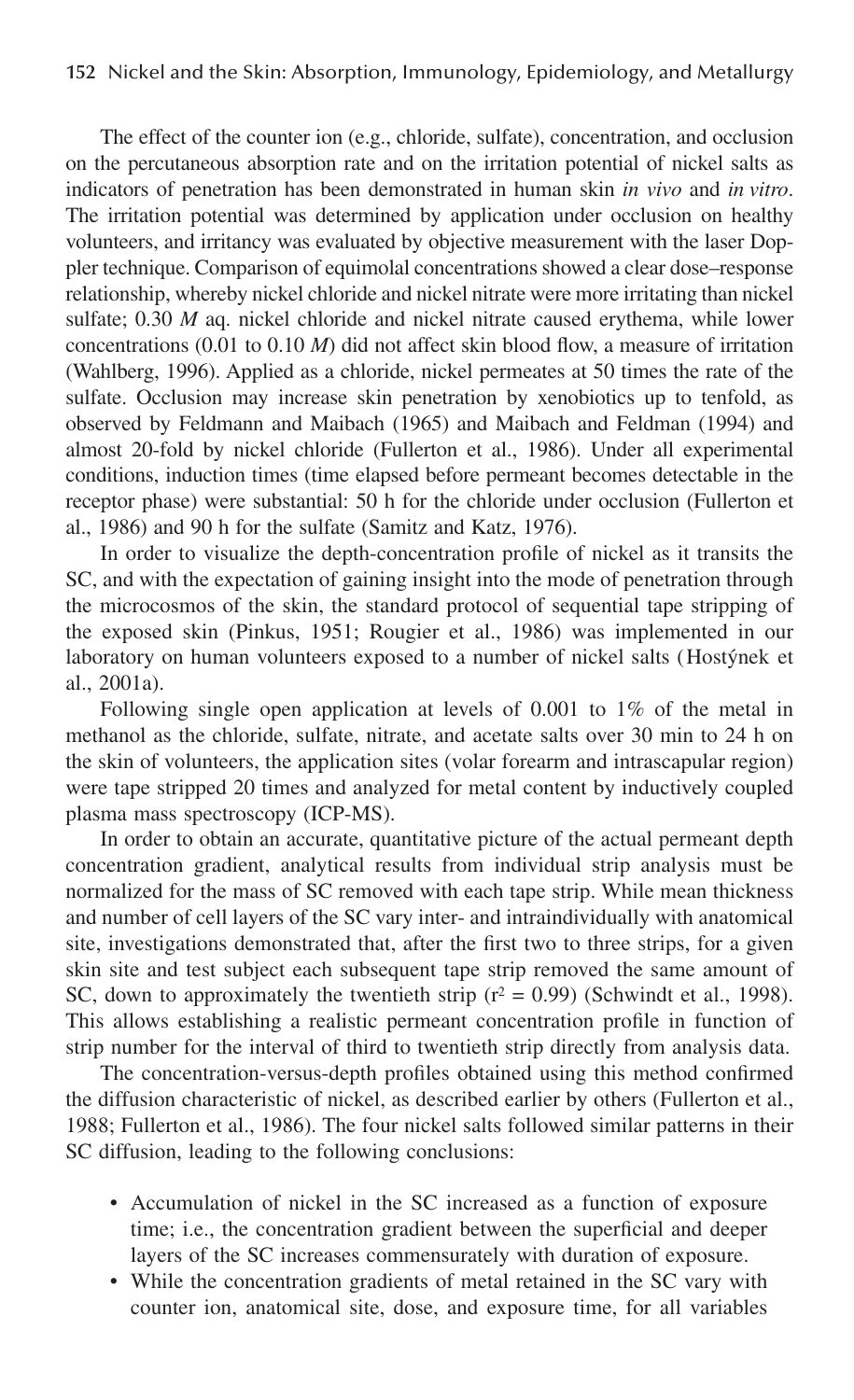The effect of the counter ion (e.g., chloride, sulfate), concentration, and occlusion on the percutaneous absorption rate and on the irritation potential of nickel salts as indicators of penetration has been demonstrated in human skin *in vivo* and *in vitro*. The irritation potential was determined by application under occlusion on healthy volunteers, and irritancy was evaluated by objective measurement with the laser Doppler technique. Comparison of equimolal concentrations showed a clear dose–response relationship, whereby nickel chloride and nickel nitrate were more irritating than nickel sulfate; 0.30 *M* aq. nickel chloride and nickel nitrate caused erythema, while lower concentrations (0.01 to 0.10 *M*) did not affect skin blood flow, a measure of irritation (Wahlberg, 1996). Applied as a chloride, nickel permeates at 50 times the rate of the sulfate. Occlusion may increase skin penetration by xenobiotics up to tenfold, as observed by Feldmann and Maibach (1965) and Maibach and Feldman (1994) and almost 20-fold by nickel chloride (Fullerton et al., 1986). Under all experimental conditions, induction times (time elapsed before permeant becomes detectable in the receptor phase) were substantial: 50 h for the chloride under occlusion (Fullerton et al., 1986) and 90 h for the sulfate (Samitz and Katz, 1976).

In order to visualize the depth-concentration profile of nickel as it transits the SC, and with the expectation of gaining insight into the mode of penetration through the microcosmos of the skin, the standard protocol of sequential tape stripping of the exposed skin (Pinkus, 1951; Rougier et al., 1986) was implemented in our laboratory on human volunteers exposed to a number of nickel salts (Hostýnek et al., 2001a).

Following single open application at levels of 0.001 to 1% of the metal in methanol as the chloride, sulfate, nitrate, and acetate salts over 30 min to 24 h on the skin of volunteers, the application sites (volar forearm and intrascapular region) were tape stripped 20 times and analyzed for metal content by inductively coupled plasma mass spectroscopy (ICP-MS).

In order to obtain an accurate, quantitative picture of the actual permeant depth concentration gradient, analytical results from individual strip analysis must be normalized for the mass of SC removed with each tape strip. While mean thickness and number of cell layers of the SC vary inter- and intraindividually with anatomical site, investigations demonstrated that, after the first two to three strips, for a given skin site and test subject each subsequent tape strip removed the same amount of SC, down to approximately the twentieth strip ($r^2 = 0.99$) (Schwindt et al., 1998). This allows establishing a realistic permeant concentration profile in function of strip number for the interval of third to twentieth strip directly from analysis data.

The concentration-versus-depth profiles obtained using this method confirmed the diffusion characteristic of nickel, as described earlier by others (Fullerton et al., 1988; Fullerton et al., 1986). The four nickel salts followed similar patterns in their SC diffusion, leading to the following conclusions:

- Accumulation of nickel in the SC increased as a function of exposure time; i.e., the concentration gradient between the superficial and deeper layers of the SC increases commensurately with duration of exposure.
- While the concentration gradients of metal retained in the SC vary with counter ion, anatomical site, dose, and exposure time, for all variables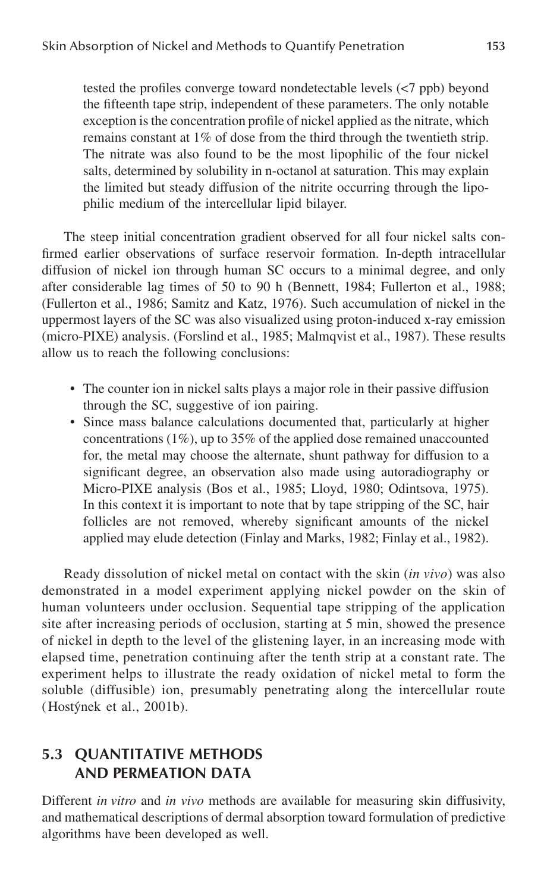tested the profiles converge toward nondetectable levels (<7 ppb) beyond the fifteenth tape strip, independent of these parameters. The only notable exception is the concentration profile of nickel applied as the nitrate, which remains constant at 1% of dose from the third through the twentieth strip. The nitrate was also found to be the most lipophilic of the four nickel salts, determined by solubility in n-octanol at saturation. This may explain the limited but steady diffusion of the nitrite occurring through the lipophilic medium of the intercellular lipid bilayer.

The steep initial concentration gradient observed for all four nickel salts confirmed earlier observations of surface reservoir formation. In-depth intracellular diffusion of nickel ion through human SC occurs to a minimal degree, and only after considerable lag times of 50 to 90 h (Bennett, 1984; Fullerton et al., 1988; (Fullerton et al., 1986; Samitz and Katz, 1976). Such accumulation of nickel in the uppermost layers of the SC was also visualized using proton-induced x-ray emission (micro-PIXE) analysis. (Forslind et al., 1985; Malmqvist et al., 1987). These results allow us to reach the following conclusions:

- The counter ion in nickel salts plays a major role in their passive diffusion through the SC, suggestive of ion pairing.
- Since mass balance calculations documented that, particularly at higher concentrations (1%), up to 35% of the applied dose remained unaccounted for, the metal may choose the alternate, shunt pathway for diffusion to a significant degree, an observation also made using autoradiography or Micro-PIXE analysis (Bos et al., 1985; Lloyd, 1980; Odintsova, 1975). In this context it is important to note that by tape stripping of the SC, hair follicles are not removed, whereby significant amounts of the nickel applied may elude detection (Finlay and Marks, 1982; Finlay et al., 1982).

Ready dissolution of nickel metal on contact with the skin (*in vivo*) was also demonstrated in a model experiment applying nickel powder on the skin of human volunteers under occlusion. Sequential tape stripping of the application site after increasing periods of occlusion, starting at 5 min, showed the presence of nickel in depth to the level of the glistening layer, in an increasing mode with elapsed time, penetration continuing after the tenth strip at a constant rate. The experiment helps to illustrate the ready oxidation of nickel metal to form the soluble (diffusible) ion, presumably penetrating along the intercellular route (Hostýnek et al., 2001b).

## 5.3 QUANTITATIVE METHODS AND PERMEATION DATA

Different *in vitro* and *in vivo* methods are available for measuring skin diffusivity, and mathematical descriptions of dermal absorption toward formulation of predictive algorithms have been developed as well.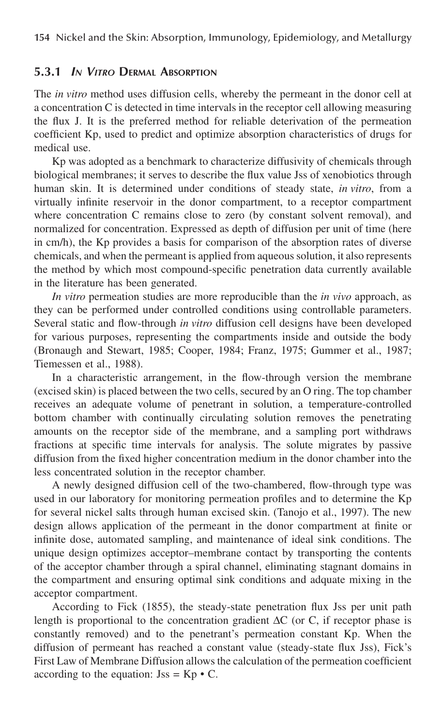### 5.3.1 *In Vitro* Dermal Absorption

The *in vitro* method uses diffusion cells, whereby the permeant in the donor cell at a concentration C is detected in time intervals in the receptor cell allowing measuring the flux J. It is the preferred method for reliable deterivation of the permeation coefficient Kp, used to predict and optimize absorption characteristics of drugs for medical use.

Kp was adopted as a benchmark to characterize diffusivity of chemicals through biological membranes; it serves to describe the flux value Jss of xenobiotics through human skin. It is determined under conditions of steady state, *in vitro*, from a virtually infinite reservoir in the donor compartment, to a receptor compartment where concentration C remains close to zero (by constant solvent removal), and normalized for concentration. Expressed as depth of diffusion per unit of time (here in cm/h), the Kp provides a basis for comparison of the absorption rates of diverse chemicals, and when the permeant is applied from aqueous solution, it also represents the method by which most compound-specific penetration data currently available in the literature has been generated.

*In vitro* permeation studies are more reproducible than the *in vivo* approach, as they can be performed under controlled conditions using controllable parameters. Several static and flow-through *in vitro* diffusion cell designs have been developed for various purposes, representing the compartments inside and outside the body (Bronaugh and Stewart, 1985; Cooper, 1984; Franz, 1975; Gummer et al., 1987; Tiemessen et al., 1988).

In a characteristic arrangement, in the flow-through version the membrane (excised skin) is placed between the two cells, secured by an O ring. The top chamber receives an adequate volume of penetrant in solution, a temperature-controlled bottom chamber with continually circulating solution removes the penetrating amounts on the receptor side of the membrane, and a sampling port withdraws fractions at specific time intervals for analysis. The solute migrates by passive diffusion from the fixed higher concentration medium in the donor chamber into the less concentrated solution in the receptor chamber.

A newly designed diffusion cell of the two-chambered, flow-through type was used in our laboratory for monitoring permeation profiles and to determine the Kp for several nickel salts through human excised skin. (Tanojo et al., 1997). The new design allows application of the permeant in the donor compartment at finite or infinite dose, automated sampling, and maintenance of ideal sink conditions. The unique design optimizes acceptor–membrane contact by transporting the contents of the acceptor chamber through a spiral channel, eliminating stagnant domains in the compartment and ensuring optimal sink conditions and adquate mixing in the acceptor compartment.

According to Fick (1855), the steady-state penetration flux Jss per unit path length is proportional to the concentration gradient $\Delta C$ (or C, if receptor phase is constantly removed) and to the penetrant's permeation constant Kp. When the diffusion of permeant has reached a constant value (steady-state flux Jss), Fick's First Law of Membrane Diffusion allows the calculation of the permeation coefficient according to the equation: $Jss = Kp \bullet C$.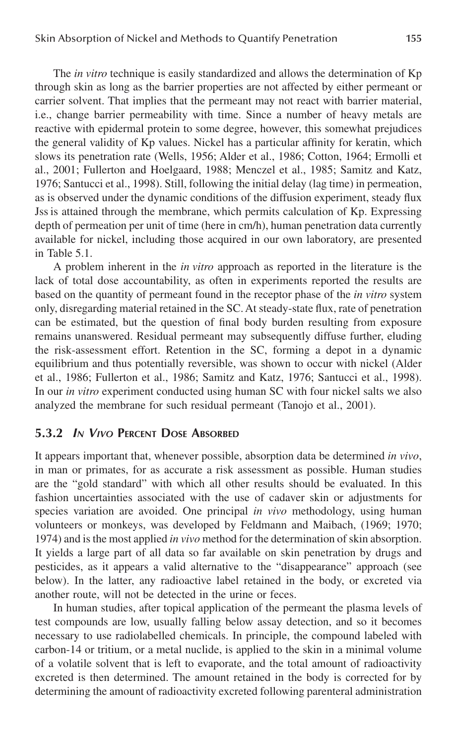The *in vitro* technique is easily standardized and allows the determination of Kp through skin as long as the barrier properties are not affected by either permeant or carrier solvent. That implies that the permeant may not react with barrier material, i.e., change barrier permeability with time. Since a number of heavy metals are reactive with epidermal protein to some degree, however, this somewhat prejudices the general validity of Kp values. Nickel has a particular affinity for keratin, which slows its penetration rate (Wells, 1956; Alder et al., 1986; Cotton, 1964; Ermolli et al., 2001; Fullerton and Hoelgaard, 1988; Menczel et al., 1985; Samitz and Katz, 1976; Santucci et al., 1998). Still, following the initial delay (lag time) in permeation, as is observed under the dynamic conditions of the diffusion experiment, steady flux Jss is attained through the membrane, which permits calculation of Kp. Expressing depth of permeation per unit of time (here in cm/h), human penetration data currently available for nickel, including those acquired in our own laboratory, are presented in Table 5.1.

A problem inherent in the *in vitro* approach as reported in the literature is the lack of total dose accountability, as often in experiments reported the results are based on the quantity of permeant found in the receptor phase of the *in vitro* system only, disregarding material retained in the SC. At steady-state flux, rate of penetration can be estimated, but the question of final body burden resulting from exposure remains unanswered. Residual permeant may subsequently diffuse further, eluding the risk-assessment effort. Retention in the SC, forming a depot in a dynamic equilibrium and thus potentially reversible, was shown to occur with nickel (Alder et al., 1986; Fullerton et al., 1986; Samitz and Katz, 1976; Santucci et al., 1998). In our *in vitro* experiment conducted using human SC with four nickel salts we also analyzed the membrane for such residual permeant (Tanojo et al., 2001).

### 5.3.2 *In Vivo* Percent Dose Absorbed

It appears important that, whenever possible, absorption data be determined *in vivo*, in man or primates, for as accurate a risk assessment as possible. Human studies are the "gold standard" with which all other results should be evaluated. In this fashion uncertainties associated with the use of cadaver skin or adjustments for species variation are avoided. One principal *in vivo* methodology, using human volunteers or monkeys, was developed by Feldmann and Maibach, (1969; 1970; 1974) and is the most applied *in vivo* method for the determination of skin absorption. It yields a large part of all data so far available on skin penetration by drugs and pesticides, as it appears a valid alternative to the "disappearance" approach (see below). In the latter, any radioactive label retained in the body, or excreted via another route, will not be detected in the urine or feces.

In human studies, after topical application of the permeant the plasma levels of test compounds are low, usually falling below assay detection, and so it becomes necessary to use radiolabelled chemicals. In principle, the compound labeled with carbon-14 or tritium, or a metal nuclide, is applied to the skin in a minimal volume of a volatile solvent that is left to evaporate, and the total amount of radioactivity excreted is then determined. The amount retained in the body is corrected for by determining the amount of radioactivity excreted following parenteral administration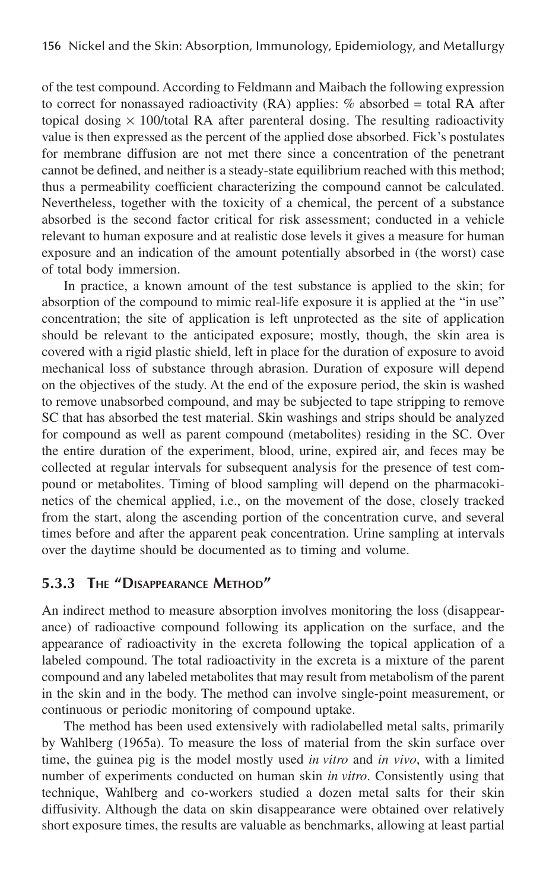of the test compound. According to Feldmann and Maibach the following expression to correct for nonassayed radioactivity (RA) applies: % absorbed = total RA after topical dosing × 100/total RA after parenteral dosing. The resulting radioactivity value is then expressed as the percent of the applied dose absorbed. Fick's postulates for membrane diffusion are not met there since a concentration of the penetrant cannot be defined, and neither is a steady-state equilibrium reached with this method; thus a permeability coefficient characterizing the compound cannot be calculated. Nevertheless, together with the toxicity of a chemical, the percent of a substance absorbed is the second factor critical for risk assessment; conducted in a vehicle relevant to human exposure and at realistic dose levels it gives a measure for human exposure and an indication of the amount potentially absorbed in (the worst) case of total body immersion.

In practice, a known amount of the test substance is applied to the skin; for absorption of the compound to mimic real-life exposure it is applied at the "in use" concentration; the site of application is left unprotected as the site of application should be relevant to the anticipated exposure; mostly, though, the skin area is covered with a rigid plastic shield, left in place for the duration of exposure to avoid mechanical loss of substance through abrasion. Duration of exposure will depend on the objectives of the study. At the end of the exposure period, the skin is washed to remove unabsorbed compound, and may be subjected to tape stripping to remove SC that has absorbed the test material. Skin washings and strips should be analyzed for compound as well as parent compound (metabolites) residing in the SC. Over the entire duration of the experiment, blood, urine, expired air, and feces may be collected at regular intervals for subsequent analysis for the presence of test compound or metabolites. Timing of blood sampling will depend on the pharmacokinetics of the chemical applied, i.e., on the movement of the dose, closely tracked from the start, along the ascending portion of the concentration curve, and several times before and after the apparent peak concentration. Urine sampling at intervals over the daytime should be documented as to timing and volume.

### 5.3.3 The "Disappearance Method"

An indirect method to measure absorption involves monitoring the loss (disappearance) of radioactive compound following its application on the surface, and the appearance of radioactivity in the excreta following the topical application of a labeled compound. The total radioactivity in the excreta is a mixture of the parent compound and any labeled metabolites that may result from metabolism of the parent in the skin and in the body. The method can involve single-point measurement, or continuous or periodic monitoring of compound uptake.

The method has been used extensively with radiolabelled metal salts, primarily by Wahlberg (1965a). To measure the loss of material from the skin surface over time, the guinea pig is the model mostly used *in vitro* and *in vivo*, with a limited number of experiments conducted on human skin *in vitro*. Consistently using that technique, Wahlberg and co-workers studied a dozen metal salts for their skin diffusivity. Although the data on skin disappearance were obtained over relatively short exposure times, the results are valuable as benchmarks, allowing at least partial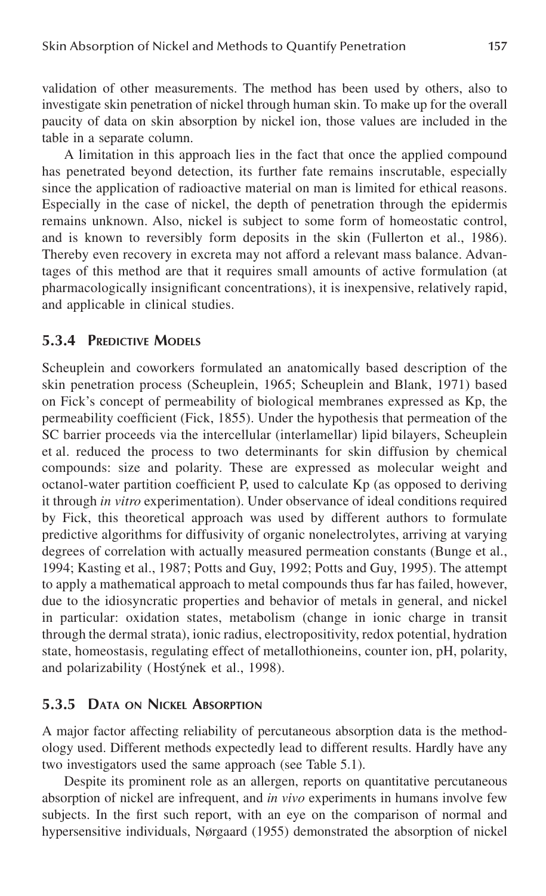validation of other measurements. The method has been used by others, also to investigate skin penetration of nickel through human skin. To make up for the overall paucity of data on skin absorption by nickel ion, those values are included in the table in a separate column.

A limitation in this approach lies in the fact that once the applied compound has penetrated beyond detection, its further fate remains inscrutable, especially since the application of radioactive material on man is limited for ethical reasons. Especially in the case of nickel, the depth of penetration through the epidermis remains unknown. Also, nickel is subject to some form of homeostatic control, and is known to reversibly form deposits in the skin (Fullerton et al., 1986). Thereby even recovery in excreta may not afford a relevant mass balance. Advantages of this method are that it requires small amounts of active formulation (at pharmacologically insignificant concentrations), it is inexpensive, relatively rapid, and applicable in clinical studies.

### 5.3.4 Predictive Models

Scheuplein and coworkers formulated an anatomically based description of the skin penetration process (Scheuplein, 1965; Scheuplein and Blank, 1971) based on Fick's concept of permeability of biological membranes expressed as Kp, the permeability coefficient (Fick, 1855). Under the hypothesis that permeation of the SC barrier proceeds via the intercellular (interlamellar) lipid bilayers, Scheuplein et al. reduced the process to two determinants for skin diffusion by chemical compounds: size and polarity. These are expressed as molecular weight and octanol-water partition coefficient P, used to calculate Kp (as opposed to deriving it through *in vitro* experimentation). Under observance of ideal conditions required by Fick, this theoretical approach was used by different authors to formulate predictive algorithms for diffusivity of organic nonelectrolytes, arriving at varying degrees of correlation with actually measured permeation constants (Bunge et al., 1994; Kasting et al., 1987; Potts and Guy, 1992; Potts and Guy, 1995). The attempt to apply a mathematical approach to metal compounds thus far has failed, however, due to the idiosyncratic properties and behavior of metals in general, and nickel in particular: oxidation states, metabolism (change in ionic charge in transit through the dermal strata), ionic radius, electropositivity, redox potential, hydration state, homeostasis, regulating effect of metallothioneins, counter ion, pH, polarity, and polarizability (Hostýnek et al., 1998).

### 5.3.5 Data on Nickel Absorption

A major factor affecting reliability of percutaneous absorption data is the methodology used. Different methods expectedly lead to different results. Hardly have any two investigators used the same approach (see Table 5.1).

Despite its prominent role as an allergen, reports on quantitative percutaneous absorption of nickel are infrequent, and *in vivo* experiments in humans involve few subjects. In the first such report, with an eye on the comparison of normal and hypersensitive individuals, Nørgaard (1955) demonstrated the absorption of nickel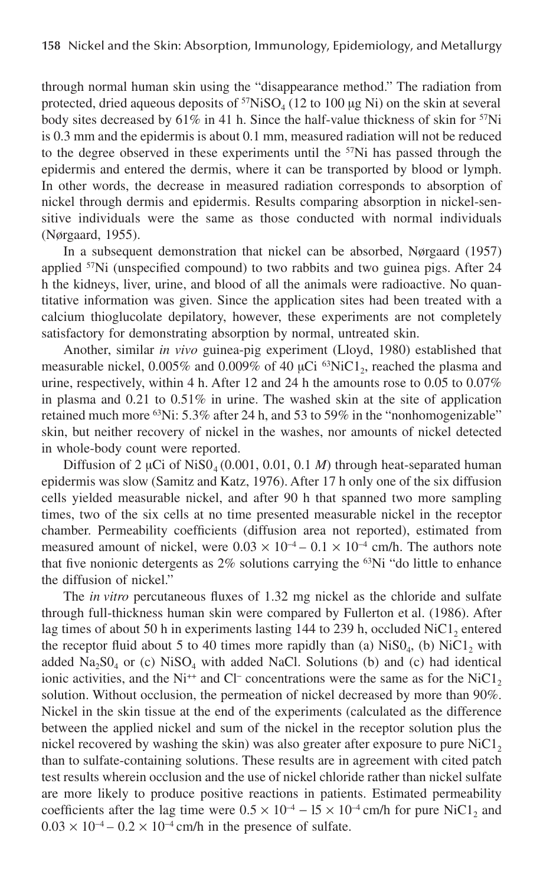through normal human skin using the "disappearance method." The radiation from protected, dried aqueous deposits of $^{57}NiSO_4$ (12 to 100 μg Ni) on the skin at several body sites decreased by 61% in 41 h. Since the half-value thickness of skin for $^{57}Ni$ is 0.3 mm and the epidermis is about 0.1 mm, measured radiation will not be reduced to the degree observed in these experiments until the $^{57}Ni$ has passed through the epidermis and entered the dermis, where it can be transported by blood or lymph. In other words, the decrease in measured radiation corresponds to absorption of nickel through dermis and epidermis. Results comparing absorption in nickel-sensitive individuals were the same as those conducted with normal individuals (Nørgaard, 1955).

In a subsequent demonstration that nickel can be absorbed, Nørgaard (1957) applied $^{57}Ni$ (unspecified compound) to two rabbits and two guinea pigs. After 24 h the kidneys, liver, urine, and blood of all the animals were radioactive. No quantitative information was given. Since the application sites had been treated with a calcium thioglucolate depilatory, however, these experiments are not completely satisfactory for demonstrating absorption by normal, untreated skin.

Another, similar *in vivo* guinea-pig experiment (Lloyd, 1980) established that measurable nickel, 0.005% and 0.009% of 40 μCi $^{63}NiCl_2$, reached the plasma and urine, respectively, within 4 h. After 12 and 24 h the amounts rose to 0.05 to 0.07% in plasma and 0.21 to 0.51% in urine. The washed skin at the site of application retained much more $^{63}Ni$: 5.3% after 24 h, and 53 to 59% in the "nonhomogenizable" skin, but neither recovery of nickel in the washes, nor amounts of nickel detected in whole-body count were reported.

Diffusion of 2 μCi of $NiSO_4$ (0.001, 0.01, 0.1 *M*) through heat-separated human epidermis was slow (Samitz and Katz, 1976). After 17 h only one of the six diffusion cells yielded measurable nickel, and after 90 h that spanned two more sampling times, two of the six cells at no time presented measurable nickel in the receptor chamber. Permeability coefficients (diffusion area not reported), estimated from measured amount of nickel, were $0.03 \times 10^{-4} - 0.1 \times 10^{-4}$ cm/h. The authors note that five nonionic detergents as 2% solutions carrying the $^{63}Ni$ "do little to enhance the diffusion of nickel."

The *in vitro* percutaneous fluxes of 1.32 mg nickel as the chloride and sulfate through full-thickness human skin were compared by Fullerton et al. (1986). After lag times of about 50 h in experiments lasting 144 to 239 h, occluded $NiCl_2$ entered the receptor fluid about 5 to 40 times more rapidly than (a) $NiSO_4$, (b) $NiCl_2$ with added $Na_2SO_4$ or (c) $NiSO_4$ with added NaCl. Solutions (b) and (c) had identical ionic activities, and the $Ni^{++}$ and $Cl^-$ concentrations were the same as for the $NiCl_2$ solution. Without occlusion, the permeation of nickel decreased by more than 90%. Nickel in the skin tissue at the end of the experiments (calculated as the difference between the applied nickel and sum of the nickel in the receptor solution plus the nickel recovered by washing the skin) was also greater after exposure to pure $NiCl_2$ than to sulfate-containing solutions. These results are in agreement with cited patch test results wherein occlusion and the use of nickel chloride rather than nickel sulfate are more likely to produce positive reactions in patients. Estimated permeability coefficients after the lag time were $0.5 \times 10^{-4} - 15 \times 10^{-4}$ cm/h for pure $NiCl_2$ and $0.03 \times 10^{-4} - 0.2 \times 10^{-4}$ cm/h in the presence of sulfate.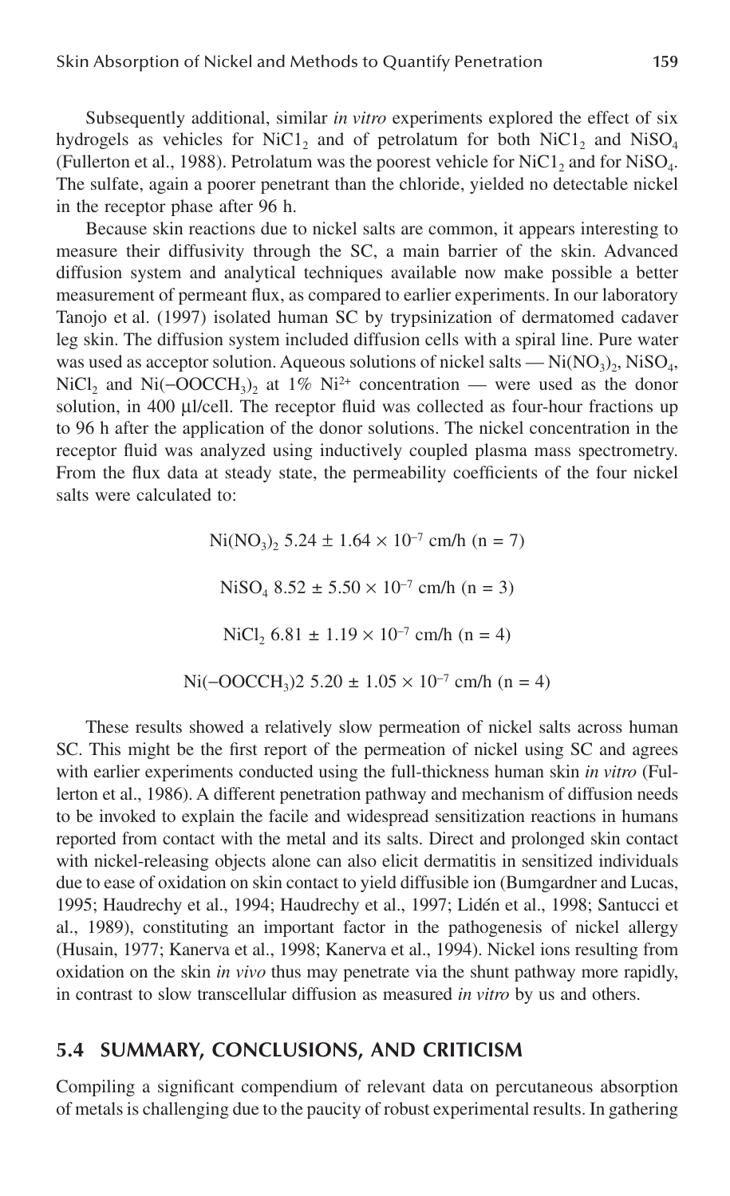Subsequently additional, similar *in vitro* experiments explored the effect of six hydrogels as vehicles for $NiC1_2$ and of petrolatum for both $NiC1_2$ and $NiSO_4$ (Fullerton et al., 1988). Petrolatum was the poorest vehicle for $NiC1_2$ and for $NiSO_4$. The sulfate, again a poorer penetrant than the chloride, yielded no detectable nickel in the receptor phase after 96 h.

Because skin reactions due to nickel salts are common, it appears interesting to measure their diffusivity through the SC, a main barrier of the skin. Advanced diffusion system and analytical techniques available now make possible a better measurement of permeant flux, as compared to earlier experiments. In our laboratory Tanojo et al. (1997) isolated human SC by trypsinization of dermatomed cadaver leg skin. The diffusion system included diffusion cells with a spiral line. Pure water was used as acceptor solution. Aqueous solutions of nickel salts — $Ni(NO_3)_2$, $NiSO_4$, $NiCl_2$ and $Ni(-OOCCH_3)_2$ at 1% $Ni^{2+}$ concentration — were used as the donor solution, in 400 µl/cell. The receptor fluid was collected as four-hour fractions up to 96 h after the application of the donor solutions. The nickel concentration in the receptor fluid was analyzed using inductively coupled plasma mass spectrometry. From the flux data at steady state, the permeability coefficients of the four nickel salts were calculated to:

$Ni(NO_3)_2$ $5.24 \pm 1.64 \times 10^{-7}$ cm/h (n = 7)

$NiSO_4$ $8.52 \pm 5.50 \times 10^{-7}$ cm/h (n = 3)

$NiCl_2$ $6.81 \pm 1.19 \times 10^{-7}$ cm/h (n = 4)

$Ni(-OOCCH_3)2$ $5.20 \pm 1.05 \times 10^{-7}$ cm/h (n = 4)

These results showed a relatively slow permeation of nickel salts across human SC. This might be the first report of the permeation of nickel using SC and agrees with earlier experiments conducted using the full-thickness human skin *in vitro* (Fullerton et al., 1986). A different penetration pathway and mechanism of diffusion needs to be invoked to explain the facile and widespread sensitization reactions in humans reported from contact with the metal and its salts. Direct and prolonged skin contact with nickel-releasing objects alone can also elicit dermatitis in sensitized individuals due to ease of oxidation on skin contact to yield diffusible ion (Bumgardner and Lucas, 1995; Haudrechy et al., 1994; Haudrechy et al., 1997; Lidén et al., 1998; Santucci et al., 1989), constituting an important factor in the pathogenesis of nickel allergy (Husain, 1977; Kanerva et al., 1998; Kanerva et al., 1994). Nickel ions resulting from oxidation on the skin *in vivo* thus may penetrate via the shunt pathway more rapidly, in contrast to slow transcellular diffusion as measured *in vitro* by us and others.

## 5.4 SUMMARY, CONCLUSIONS, AND CRITICISM

Compiling a significant compendium of relevant data on percutaneous absorption of metals is challenging due to the paucity of robust experimental results. In gathering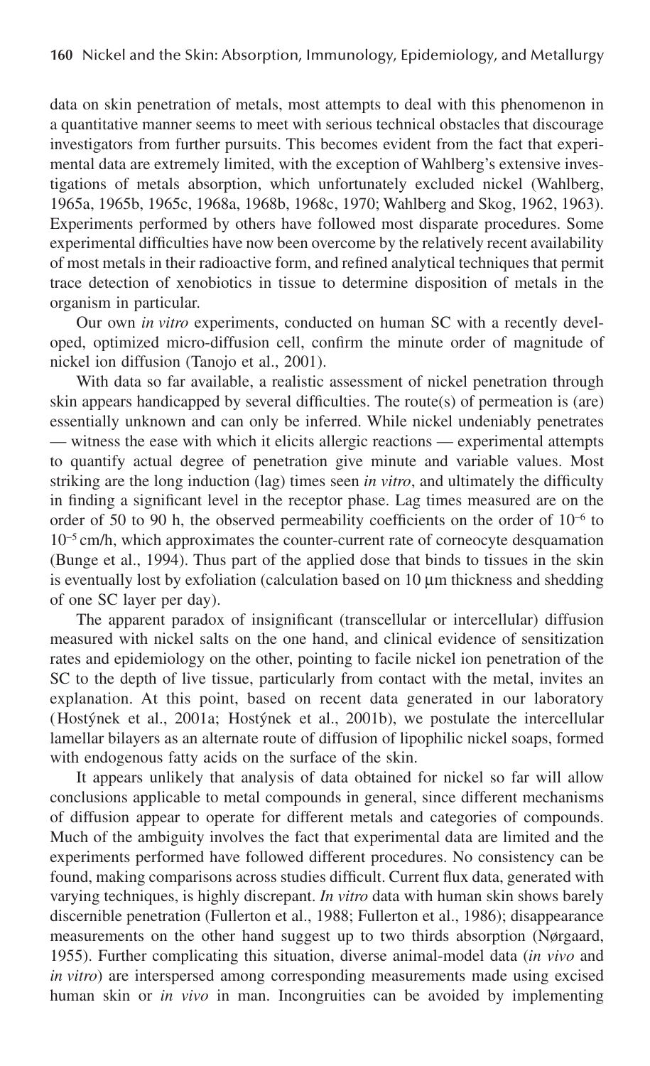data on skin penetration of metals, most attempts to deal with this phenomenon in a quantitative manner seems to meet with serious technical obstacles that discourage investigators from further pursuits. This becomes evident from the fact that experimental data are extremely limited, with the exception of Wahlberg's extensive investigations of metals absorption, which unfortunately excluded nickel (Wahlberg, 1965a, 1965b, 1965c, 1968a, 1968b, 1968c, 1970; Wahlberg and Skog, 1962, 1963). Experiments performed by others have followed most disparate procedures. Some experimental difficulties have now been overcome by the relatively recent availability of most metals in their radioactive form, and refined analytical techniques that permit trace detection of xenobiotics in tissue to determine disposition of metals in the organism in particular.

Our own *in vitro* experiments, conducted on human SC with a recently developed, optimized micro-diffusion cell, confirm the minute order of magnitude of nickel ion diffusion (Tanojo et al., 2001).

With data so far available, a realistic assessment of nickel penetration through skin appears handicapped by several difficulties. The route(s) of permeation is (are) essentially unknown and can only be inferred. While nickel undeniably penetrates — witness the ease with which it elicits allergic reactions — experimental attempts to quantify actual degree of penetration give minute and variable values. Most striking are the long induction (lag) times seen *in vitro*, and ultimately the difficulty in finding a significant level in the receptor phase. Lag times measured are on the order of 50 to 90 h, the observed permeability coefficients on the order of $10^{-6}$ to $10^{-5}$ cm/h, which approximates the counter-current rate of corneocyte desquamation (Bunge et al., 1994). Thus part of the applied dose that binds to tissues in the skin is eventually lost by exfoliation (calculation based on 10 μm thickness and shedding of one SC layer per day).

The apparent paradox of insignificant (transcellular or intercellular) diffusion measured with nickel salts on the one hand, and clinical evidence of sensitization rates and epidemiology on the other, pointing to facile nickel ion penetration of the SC to the depth of live tissue, particularly from contact with the metal, invites an explanation. At this point, based on recent data generated in our laboratory (Hostýnek et al., 2001a; Hostýnek et al., 2001b), we postulate the intercellular lamellar bilayers as an alternate route of diffusion of lipophilic nickel soaps, formed with endogenous fatty acids on the surface of the skin.

It appears unlikely that analysis of data obtained for nickel so far will allow conclusions applicable to metal compounds in general, since different mechanisms of diffusion appear to operate for different metals and categories of compounds. Much of the ambiguity involves the fact that experimental data are limited and the experiments performed have followed different procedures. No consistency can be found, making comparisons across studies difficult. Current flux data, generated with varying techniques, is highly discrepant. *In vitro* data with human skin shows barely discernible penetration (Fullerton et al., 1988; Fullerton et al., 1986); disappearance measurements on the other hand suggest up to two thirds absorption (Nørgaard, 1955). Further complicating this situation, diverse animal-model data (*in vivo* and *in vitro*) are interspersed among corresponding measurements made using excised human skin or *in vivo* in man. Incongruities can be avoided by implementing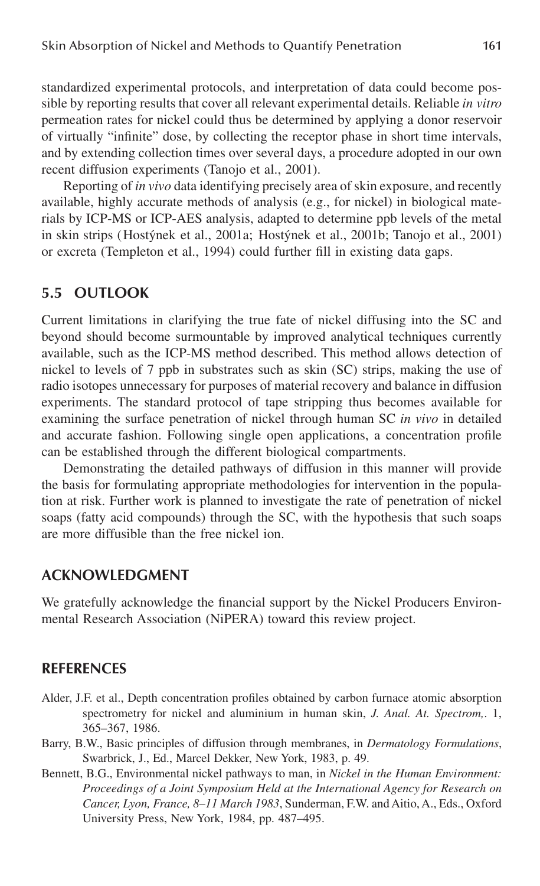standardized experimental protocols, and interpretation of data could become possible by reporting results that cover all relevant experimental details. Reliable *in vitro* permeation rates for nickel could thus be determined by applying a donor reservoir of virtually "infinite" dose, by collecting the receptor phase in short time intervals, and by extending collection times over several days, a procedure adopted in our own recent diffusion experiments (Tanojo et al., 2001).

Reporting of *in vivo* data identifying precisely area of skin exposure, and recently available, highly accurate methods of analysis (e.g., for nickel) in biological materials by ICP-MS or ICP-AES analysis, adapted to determine ppb levels of the metal in skin strips (Hostýnek et al., 2001a; Hostýnek et al., 2001b; Tanojo et al., 2001) or excreta (Templeton et al., 1994) could further fill in existing data gaps.

## 5.5 OUTLOOK

Current limitations in clarifying the true fate of nickel diffusing into the SC and beyond should become surmountable by improved analytical techniques currently available, such as the ICP-MS method described. This method allows detection of nickel to levels of 7 ppb in substrates such as skin (SC) strips, making the use of radio isotopes unnecessary for purposes of material recovery and balance in diffusion experiments. The standard protocol of tape stripping thus becomes available for examining the surface penetration of nickel through human SC *in vivo* in detailed and accurate fashion. Following single open applications, a concentration profile can be established through the different biological compartments.

Demonstrating the detailed pathways of diffusion in this manner will provide the basis for formulating appropriate methodologies for intervention in the population at risk. Further work is planned to investigate the rate of penetration of nickel soaps (fatty acid compounds) through the SC, with the hypothesis that such soaps are more diffusible than the free nickel ion.

## ACKNOWLEDGMENT

We gratefully acknowledge the financial support by the Nickel Producers Environmental Research Association (NiPERA) toward this review project.

## REFERENCES

Alder, J.F. et al., Depth concentration profiles obtained by carbon furnace atomic absorption spectrometry for nickel and aluminium in human skin, *J. Anal. At. Spectrom,*. 1, 365–367, 1986.

Barry, B.W., Basic principles of diffusion through membranes, in *Dermatology Formulations*, Swarbrick, J., Ed., Marcel Dekker, New York, 1983, p. 49.

Bennett, B.G., Environmental nickel pathways to man, in *Nickel in the Human Environment: Proceedings of a Joint Symposium Held at the International Agency for Research on Cancer, Lyon, France, 8–11 March 1983*, Sunderman, F.W. and Aitio, A., Eds., Oxford University Press, New York, 1984, pp. 487–495.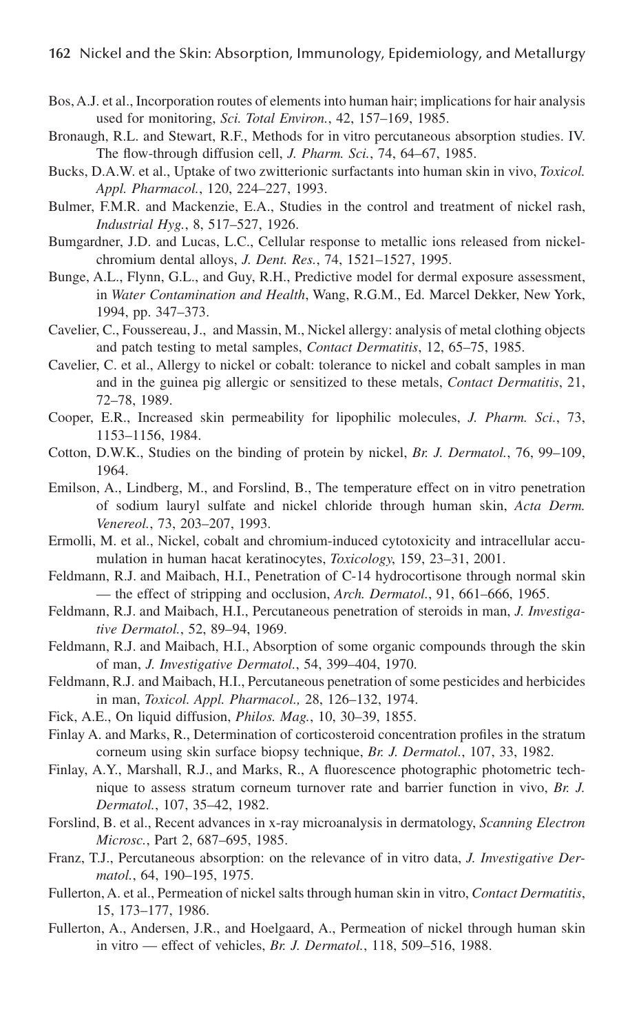Bos, A.J. et al., Incorporation routes of elements into human hair; implications for hair analysis used for monitoring, *Sci. Total Environ.*, 42, 157–169, 1985.

Bronaugh, R.L. and Stewart, R.F., Methods for in vitro percutaneous absorption studies. IV. The flow-through diffusion cell, *J. Pharm. Sci.*, 74, 64–67, 1985.

Bucks, D.A.W. et al., Uptake of two zwitterionic surfactants into human skin in vivo, *Toxicol. Appl. Pharmacol.*, 120, 224–227, 1993.

Bulmer, F.M.R. and Mackenzie, E.A., Studies in the control and treatment of nickel rash, *Industrial Hyg.*, 8, 517–527, 1926.

Bumgardner, J.D. and Lucas, L.C., Cellular response to metallic ions released from nickel-chromium dental alloys, *J. Dent. Res.*, 74, 1521–1527, 1995.

Bunge, A.L., Flynn, G.L., and Guy, R.H., Predictive model for dermal exposure assessment, in *Water Contamination and Health*, Wang, R.G.M., Ed. Marcel Dekker, New York, 1994, pp. 347–373.

Cavelier, C., Foussereau, J., and Massin, M., Nickel allergy: analysis of metal clothing objects and patch testing to metal samples, *Contact Dermatitis*, 12, 65–75, 1985.

Cavelier, C. et al., Allergy to nickel or cobalt: tolerance to nickel and cobalt samples in man and in the guinea pig allergic or sensitized to these metals, *Contact Dermatitis*, 21, 72–78, 1989.

Cooper, E.R., Increased skin permeability for lipophilic molecules, *J. Pharm. Sci.*, 73, 1153–1156, 1984.

Cotton, D.W.K., Studies on the binding of protein by nickel, *Br. J. Dermatol.*, 76, 99–109, 1964.

Emilson, A., Lindberg, M., and Forslind, B., The temperature effect on in vitro penetration of sodium lauryl sulfate and nickel chloride through human skin, *Acta Derm. Venereol.*, 73, 203–207, 1993.

Ermolli, M. et al., Nickel, cobalt and chromium-induced cytotoxicity and intracellular accumulation in human hacat keratinocytes, *Toxicology*, 159, 23–31, 2001.

Feldmann, R.J. and Maibach, H.I., Penetration of C-14 hydrocortisone through normal skin — the effect of stripping and occlusion, *Arch. Dermatol.*, 91, 661–666, 1965.

Feldmann, R.J. and Maibach, H.I., Percutaneous penetration of steroids in man, *J. Investigative Dermatol.*, 52, 89–94, 1969.

Feldmann, R.J. and Maibach, H.I., Absorption of some organic compounds through the skin of man, *J. Investigative Dermatol.*, 54, 399–404, 1970.

Feldmann, R.J. and Maibach, H.I., Percutaneous penetration of some pesticides and herbicides in man, *Toxicol. Appl. Pharmacol.,* 28, 126–132, 1974.

Fick, A.E., On liquid diffusion, *Philos. Mag.*, 10, 30–39, 1855.

Finlay A. and Marks, R., Determination of corticosteroid concentration profiles in the stratum corneum using skin surface biopsy technique, *Br. J. Dermatol.*, 107, 33, 1982.

Finlay, A.Y., Marshall, R.J., and Marks, R., A fluorescence photographic photometric technique to assess stratum corneum turnover rate and barrier function in vivo, *Br. J. Dermatol.*, 107, 35–42, 1982.

Forslind, B. et al., Recent advances in x-ray microanalysis in dermatology, *Scanning Electron Microsc.*, Part 2, 687–695, 1985.

Franz, T.J., Percutaneous absorption: on the relevance of in vitro data, *J. Investigative Dermatol.*, 64, 190–195, 1975.

Fullerton, A. et al., Permeation of nickel salts through human skin in vitro, *Contact Dermatitis*, 15, 173–177, 1986.

Fullerton, A., Andersen, J.R., and Hoelgaard, A., Permeation of nickel through human skin in vitro — effect of vehicles, *Br. J. Dermatol.*, 118, 509–516, 1988.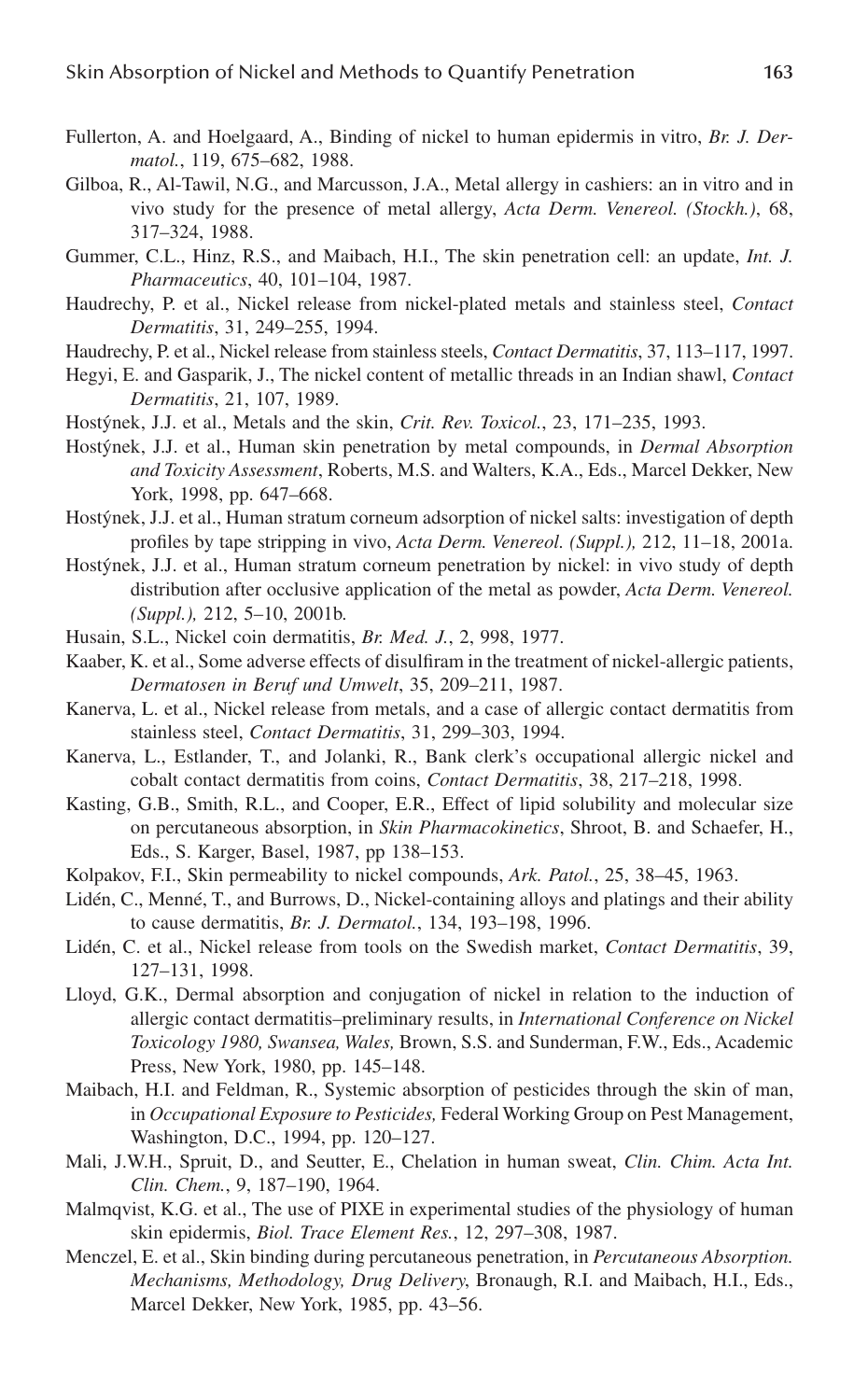Fullerton, A. and Hoelgaard, A., Binding of nickel to human epidermis in vitro, *Br. J. Dermatol.*, 119, 675–682, 1988.

Gilboa, R., Al-Tawil, N.G., and Marcusson, J.A., Metal allergy in cashiers: an in vitro and in vivo study for the presence of metal allergy, *Acta Derm. Venereol. (Stockh.)*, 68, 317–324, 1988.

Gummer, C.L., Hinz, R.S., and Maibach, H.I., The skin penetration cell: an update, *Int. J. Pharmaceutics*, 40, 101–104, 1987.

Haudrechy, P. et al., Nickel release from nickel-plated metals and stainless steel, *Contact Dermatitis*, 31, 249–255, 1994.

Haudrechy, P. et al., Nickel release from stainless steels, *Contact Dermatitis*, 37, 113–117, 1997.

Hegyi, E. and Gasparik, J., The nickel content of metallic threads in an Indian shawl, *Contact Dermatitis*, 21, 107, 1989.

Hostýnek, J.J. et al., Metals and the skin, *Crit. Rev. Toxicol.*, 23, 171–235, 1993.

Hostýnek, J.J. et al., Human skin penetration by metal compounds, in *Dermal Absorption and Toxicity Assessment*, Roberts, M.S. and Walters, K.A., Eds., Marcel Dekker, New York, 1998, pp. 647–668.

Hostýnek, J.J. et al., Human stratum corneum adsorption of nickel salts: investigation of depth profiles by tape stripping in vivo, *Acta Derm. Venereol. (Suppl.),* 212, 11–18, 2001a.

Hostýnek, J.J. et al., Human stratum corneum penetration by nickel: in vivo study of depth distribution after occlusive application of the metal as powder, *Acta Derm. Venereol. (Suppl.),* 212, 5–10, 2001b.

Husain, S.L., Nickel coin dermatitis, *Br. Med. J.*, 2, 998, 1977.

Kaaber, K. et al., Some adverse effects of disulfiram in the treatment of nickel-allergic patients, *Dermatosen in Beruf und Umwelt*, 35, 209–211, 1987.

Kanerva, L. et al., Nickel release from metals, and a case of allergic contact dermatitis from stainless steel, *Contact Dermatitis*, 31, 299–303, 1994.

Kanerva, L., Estlander, T., and Jolanki, R., Bank clerk's occupational allergic nickel and cobalt contact dermatitis from coins, *Contact Dermatitis*, 38, 217–218, 1998.

Kasting, G.B., Smith, R.L., and Cooper, E.R., Effect of lipid solubility and molecular size on percutaneous absorption, in *Skin Pharmacokinetics*, Shroot, B. and Schaefer, H., Eds., S. Karger, Basel, 1987, pp 138–153.

Kolpakov, F.I., Skin permeability to nickel compounds, *Ark. Patol.*, 25, 38–45, 1963.

Lidén, C., Menné, T., and Burrows, D., Nickel-containing alloys and platings and their ability to cause dermatitis, *Br. J. Dermatol.*, 134, 193–198, 1996.

Lidén, C. et al., Nickel release from tools on the Swedish market, *Contact Dermatitis*, 39, 127–131, 1998.

Lloyd, G.K., Dermal absorption and conjugation of nickel in relation to the induction of allergic contact dermatitis–preliminary results, in *International Conference on Nickel Toxicology 1980, Swansea, Wales,* Brown, S.S. and Sunderman, F.W., Eds., Academic Press, New York, 1980, pp. 145–148.

Maibach, H.I. and Feldman, R., Systemic absorption of pesticides through the skin of man, in *Occupational Exposure to Pesticides,* Federal Working Group on Pest Management, Washington, D.C., 1994, pp. 120–127.

Mali, J.W.H., Spruit, D., and Seutter, E., Chelation in human sweat, *Clin. Chim. Acta Int. Clin. Chem.*, 9, 187–190, 1964.

Malmqvist, K.G. et al., The use of PIXE in experimental studies of the physiology of human skin epidermis, *Biol. Trace Element Res.*, 12, 297–308, 1987.

Menczel, E. et al., Skin binding during percutaneous penetration, in *Percutaneous Absorption. Mechanisms, Methodology, Drug Delivery*, Bronaugh, R.I. and Maibach, H.I., Eds., Marcel Dekker, New York, 1985, pp. 43–56.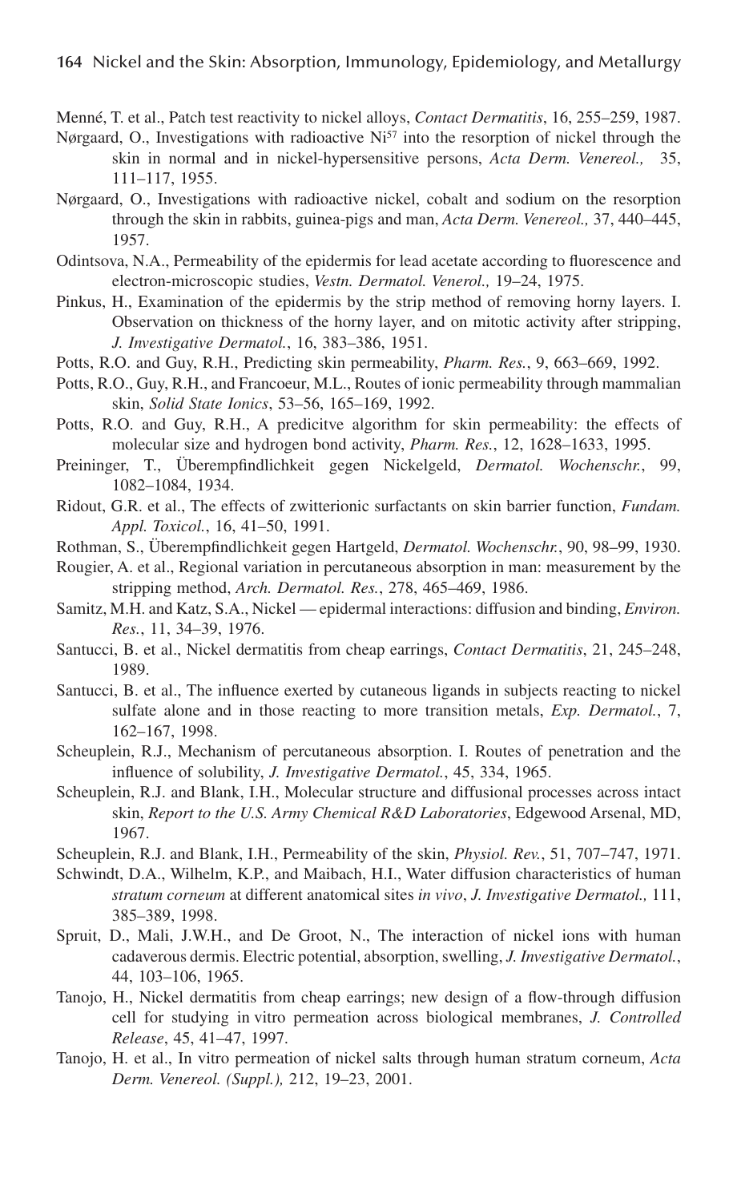Menné, T. et al., Patch test reactivity to nickel alloys, *Contact Dermatitis*, 16, 255–259, 1987.

Nørgaard, O., Investigations with radioactive $Ni^{57}$ into the resorption of nickel through the skin in normal and in nickel-hypersensitive persons, *Acta Derm. Venereol.,* 35, 111–117, 1955.

Nørgaard, O., Investigations with radioactive nickel, cobalt and sodium on the resorption through the skin in rabbits, guinea-pigs and man, *Acta Derm. Venereol.,* 37, 440–445, 1957.

Odintsova, N.A., Permeability of the epidermis for lead acetate according to fluorescence and electron-microscopic studies, *Vestn. Dermatol. Venerol.,* 19–24, 1975.

Pinkus, H., Examination of the epidermis by the strip method of removing horny layers. I. Observation on thickness of the horny layer, and on mitotic activity after stripping, *J. Investigative Dermatol.*, 16, 383–386, 1951.

Potts, R.O. and Guy, R.H., Predicting skin permeability, *Pharm. Res.*, 9, 663–669, 1992.

Potts, R.O., Guy, R.H., and Francoeur, M.L., Routes of ionic permeability through mammalian skin, *Solid State Ionics*, 53–56, 165–169, 1992.

Potts, R.O. and Guy, R.H., A predicitve algorithm for skin permeability: the effects of molecular size and hydrogen bond activity, *Pharm. Res.*, 12, 1628–1633, 1995.

Preininger, T., Überempfindlichkeit gegen Nickelgeld, *Dermatol. Wochenschr.*, 99, 1082–1084, 1934.

Ridout, G.R. et al., The effects of zwitterionic surfactants on skin barrier function, *Fundam. Appl. Toxicol.*, 16, 41–50, 1991.

Rothman, S., Überempfindlichkeit gegen Hartgeld, *Dermatol. Wochenschr.*, 90, 98–99, 1930.

Rougier, A. et al., Regional variation in percutaneous absorption in man: measurement by the stripping method, *Arch. Dermatol. Res.*, 278, 465–469, 1986.

Samitz, M.H. and Katz, S.A., Nickel — epidermal interactions: diffusion and binding, *Environ. Res.*, 11, 34–39, 1976.

Santucci, B. et al., Nickel dermatitis from cheap earrings, *Contact Dermatitis*, 21, 245–248, 1989.

Santucci, B. et al., The influence exerted by cutaneous ligands in subjects reacting to nickel sulfate alone and in those reacting to more transition metals, *Exp. Dermatol.*, 7, 162–167, 1998.

Scheuplein, R.J., Mechanism of percutaneous absorption. I. Routes of penetration and the influence of solubility, *J. Investigative Dermatol.*, 45, 334, 1965.

Scheuplein, R.J. and Blank, I.H., Molecular structure and diffusional processes across intact skin, *Report to the U.S. Army Chemical R&D Laboratories*, Edgewood Arsenal, MD, 1967.

Scheuplein, R.J. and Blank, I.H., Permeability of the skin, *Physiol. Rev.*, 51, 707–747, 1971.

Schwindt, D.A., Wilhelm, K.P., and Maibach, H.I., Water diffusion characteristics of human *stratum corneum* at different anatomical sites *in vivo*, *J. Investigative Dermatol.,* 111, 385–389, 1998.

Spruit, D., Mali, J.W.H., and De Groot, N., The interaction of nickel ions with human cadaverous dermis. Electric potential, absorption, swelling, *J. Investigative Dermatol.*, 44, 103–106, 1965.

Tanojo, H., Nickel dermatitis from cheap earrings; new design of a flow-through diffusion cell for studying in vitro permeation across biological membranes, *J. Controlled Release*, 45, 41–47, 1997.

Tanojo, H. et al., In vitro permeation of nickel salts through human stratum corneum, *Acta Derm. Venereol. (Suppl.),* 212, 19–23, 2001.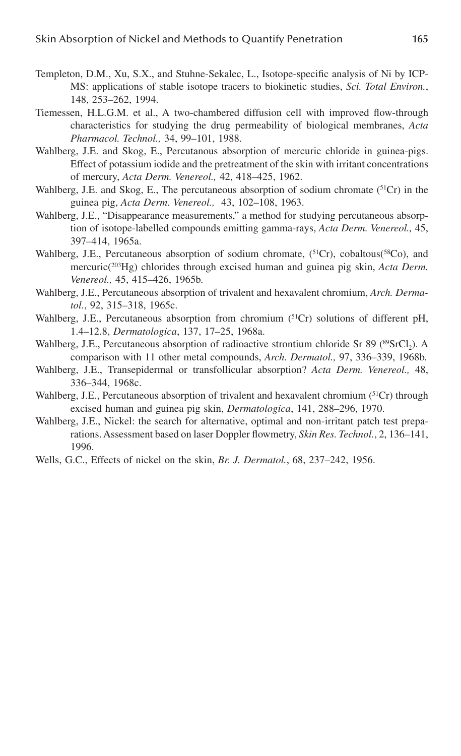Templeton, D.M., Xu, S.X., and Stuhne-Sekalec, L., Isotope-specific analysis of Ni by ICP-MS: applications of stable isotope tracers to biokinetic studies, *Sci. Total Environ.*, 148, 253–262, 1994.

Tiemessen, H.L.G.M. et al., A two-chambered diffusion cell with improved flow-through characteristics for studying the drug permeability of biological membranes, *Acta Pharmacol. Technol.,* 34, 99–101, 1988.

Wahlberg, J.E. and Skog, E., Percutanous absorption of mercuric chloride in guinea-pigs. Effect of potassium iodide and the pretreatment of the skin with irritant concentrations of mercury, *Acta Derm. Venereol.,* 42, 418–425, 1962.

Wahlberg, J.E. and Skog, E., The percutaneous absorption of sodium chromate ($^{51}Cr$) in the guinea pig, *Acta Derm. Venereol.,* 43, 102–108, 1963.

Wahlberg, J.E., "Disappearance measurements," a method for studying percutaneous absorption of isotope-labelled compounds emitting gamma-rays, *Acta Derm. Venereol.,* 45, 397–414, 1965a.

Wahlberg, J.E., Percutaneous absorption of sodium chromate, ($^{51}Cr$), cobaltous($^{58}Co$), and mercuric($^{203}Hg$) chlorides through excised human and guinea pig skin, *Acta Derm. Venereol.,* 45, 415–426, 1965b.

Wahlberg, J.E., Percutaneous absorption of trivalent and hexavalent chromium, *Arch. Dermatol.*, 92, 315–318, 1965c.

Wahlberg, J.E., Percutaneous absorption from chromium ($^{51}Cr$) solutions of different pH, 1.4–12.8, *Dermatologica*, 137, 17–25, 1968a.

Wahlberg, J.E., Percutaneous absorption of radioactive strontium chloride Sr 89 ($^{89}SrCl_2$). A comparison with 11 other metal compounds, *Arch. Dermatol.,* 97, 336–339, 1968b.

Wahlberg, J.E., Transepidermal or transfollicular absorption? *Acta Derm. Venereol.,* 48, 336–344, 1968c.

Wahlberg, J.E., Percutaneous absorption of trivalent and hexavalent chromium ($^{51}Cr$) through excised human and guinea pig skin, *Dermatologica*, 141, 288–296, 1970.

Wahlberg, J.E., Nickel: the search for alternative, optimal and non-irritant patch test preparations. Assessment based on laser Doppler flowmetry, *Skin Res. Technol.*, 2, 136–141, 1996.

Wells, G.C., Effects of nickel on the skin, *Br. J. Dermatol.*, 68, 237–242, 1956.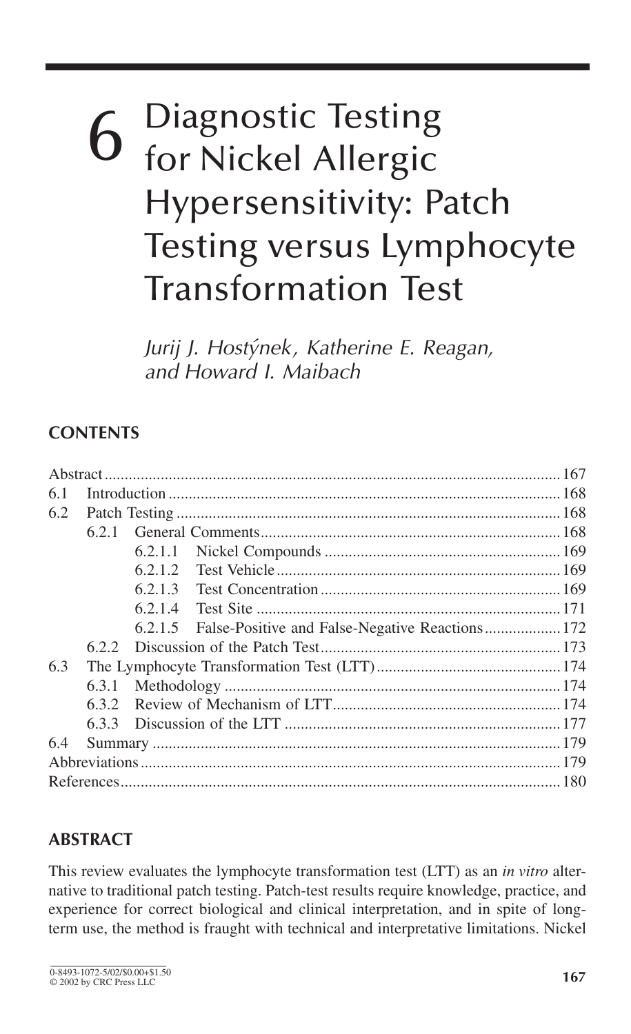# 6 Diagnostic Testing for Nickel Allergic Hypersensitivity: Patch Testing versus Lymphocyte Transformation Test

*Jurij J. Hostýnek, Katherine E. Reagan, and Howard I. Maibach*

## CONTENTS

| | | | | |
|---|---|---|---|---|
| Abstract | | | | 167 |
| 6.1 | Introduction | | | 168 |
| 6.2 | Patch Testing | | | 168 |
| | 6.2.1 | General Comments | | 168 |
| | | 6.2.1.1 | Nickel Compounds | 169 |
| | | 6.2.1.2 | Test Vehicle | 169 |
| | | 6.2.1.3 | Test Concentration | 169 |
| | | 6.2.1.4 | Test Site | 171 |
| | | 6.2.1.5 | False-Positive and False-Negative Reactions | 172 |
| | 6.2.2 | Discussion of the Patch Test | | 173 |
| 6.3 | The Lymphocyte Transformation Test (LTT) | | | 174 |
| | 6.3.1 | Methodology | | 174 |
| | 6.3.2 | Review of Mechanism of LTT | | 174 |
| | 6.3.3 | Discussion of the LTT | | 177 |
| 6.4 | Summary | | | 179 |
| Abbreviations | | | | 179 |
| References | | | | 180 |

## ABSTRACT

This review evaluates the lymphocyte transformation test (LTT) as an *in vitro* alternative to traditional patch testing. Patch-test results require knowledge, practice, and experience for correct biological and clinical interpretation, and in spite of long-term use, the method is fraught with technical and interpretative limitations. Nickel

0-8493-1072-5/02/$0.00+$1.50
© 2002 by CRC Press LLC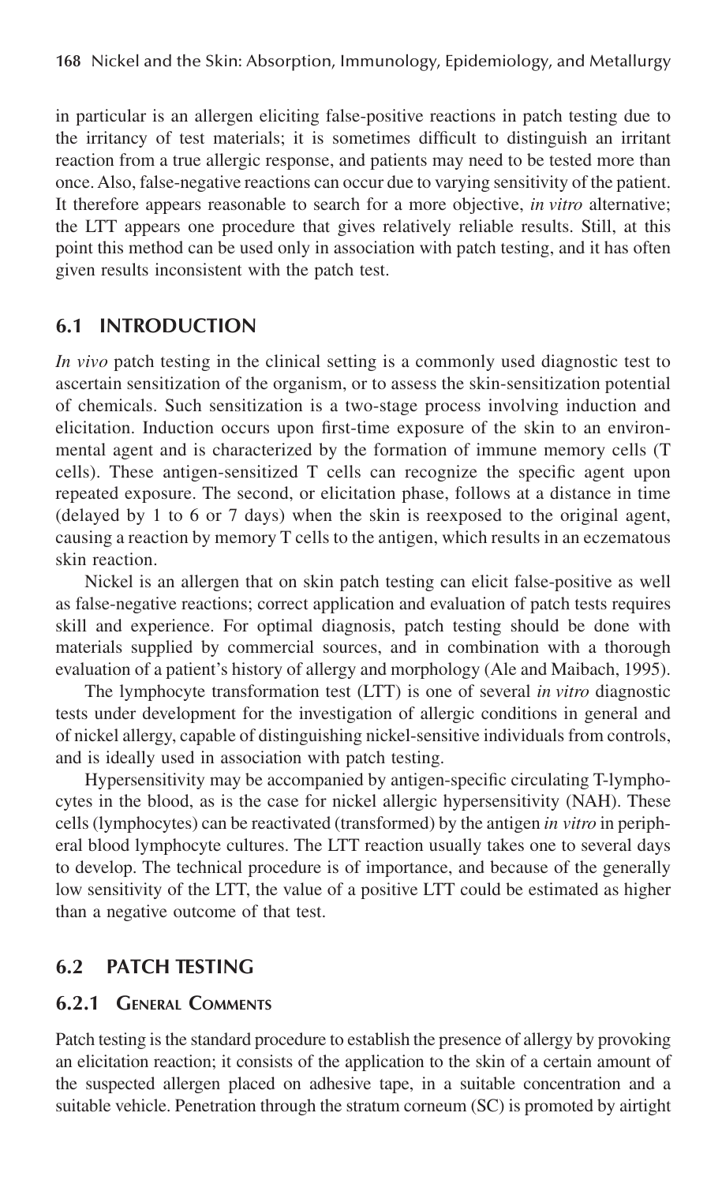in particular is an allergen eliciting false-positive reactions in patch testing due to the irritancy of test materials; it is sometimes difficult to distinguish an irritant reaction from a true allergic response, and patients may need to be tested more than once. Also, false-negative reactions can occur due to varying sensitivity of the patient. It therefore appears reasonable to search for a more objective, *in vitro* alternative; the LTT appears one procedure that gives relatively reliable results. Still, at this point this method can be used only in association with patch testing, and it has often given results inconsistent with the patch test.

## 6.1 INTRODUCTION

*In vivo* patch testing in the clinical setting is a commonly used diagnostic test to ascertain sensitization of the organism, or to assess the skin-sensitization potential of chemicals. Such sensitization is a two-stage process involving induction and elicitation. Induction occurs upon first-time exposure of the skin to an environmental agent and is characterized by the formation of immune memory cells (T cells). These antigen-sensitized T cells can recognize the specific agent upon repeated exposure. The second, or elicitation phase, follows at a distance in time (delayed by 1 to 6 or 7 days) when the skin is reexposed to the original agent, causing a reaction by memory T cells to the antigen, which results in an eczematous skin reaction.

Nickel is an allergen that on skin patch testing can elicit false-positive as well as false-negative reactions; correct application and evaluation of patch tests requires skill and experience. For optimal diagnosis, patch testing should be done with materials supplied by commercial sources, and in combination with a thorough evaluation of a patient's history of allergy and morphology (Ale and Maibach, 1995).

The lymphocyte transformation test (LTT) is one of several *in vitro* diagnostic tests under development for the investigation of allergic conditions in general and of nickel allergy, capable of distinguishing nickel-sensitive individuals from controls, and is ideally used in association with patch testing.

Hypersensitivity may be accompanied by antigen-specific circulating T-lymphocytes in the blood, as is the case for nickel allergic hypersensitivity (NAH). These cells (lymphocytes) can be reactivated (transformed) by the antigen *in vitro* in peripheral blood lymphocyte cultures. The LTT reaction usually takes one to several days to develop. The technical procedure is of importance, and because of the generally low sensitivity of the LTT, the value of a positive LTT could be estimated as higher than a negative outcome of that test.

## 6.2 PATCH TESTING

### 6.2.1 General Comments

Patch testing is the standard procedure to establish the presence of allergy by provoking an elicitation reaction; it consists of the application to the skin of a certain amount of the suspected allergen placed on adhesive tape, in a suitable concentration and a suitable vehicle. Penetration through the stratum corneum (SC) is promoted by airtight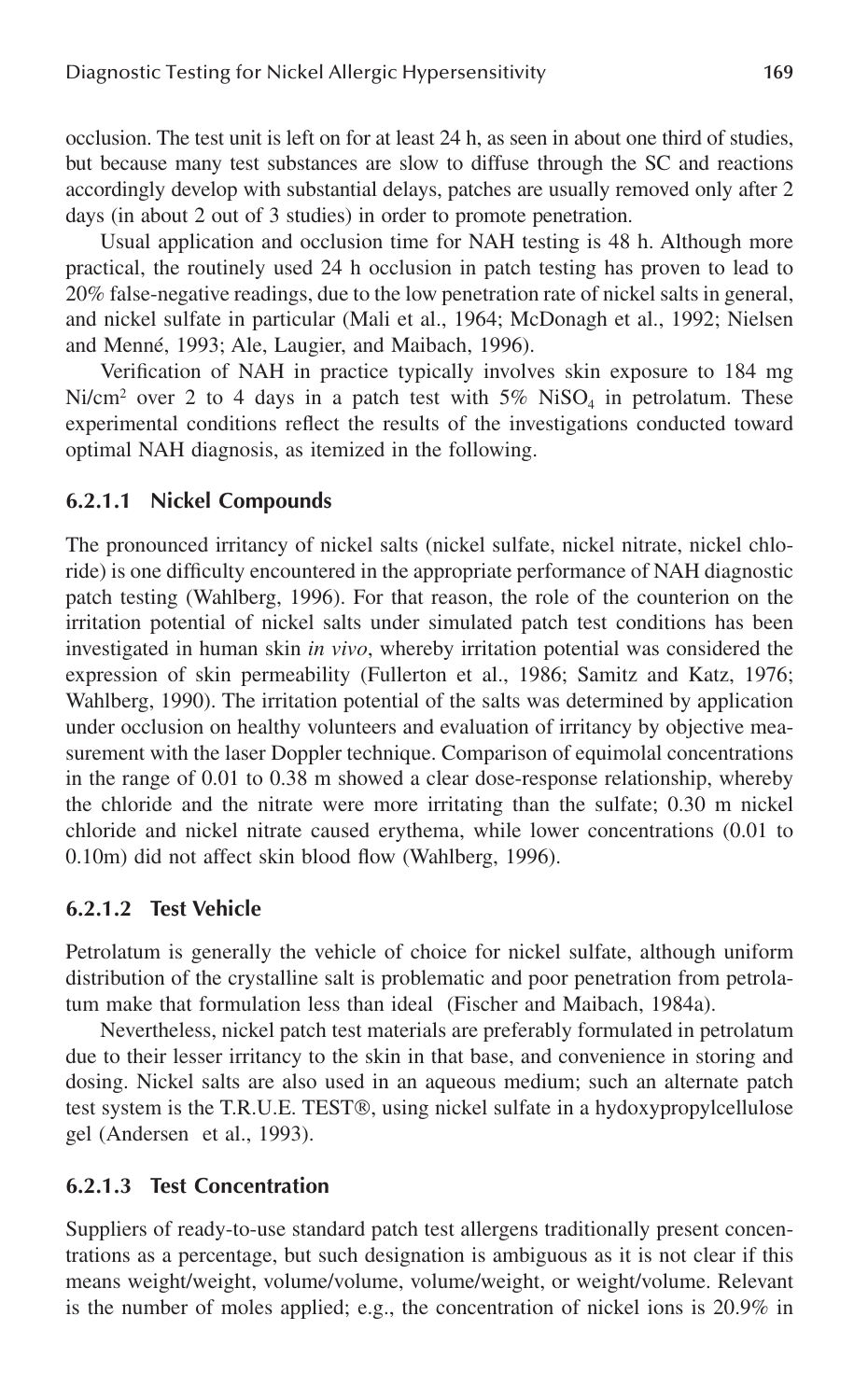occlusion. The test unit is left on for at least 24 h, as seen in about one third of studies, but because many test substances are slow to diffuse through the SC and reactions accordingly develop with substantial delays, patches are usually removed only after 2 days (in about 2 out of 3 studies) in order to promote penetration.

Usual application and occlusion time for NAH testing is 48 h. Although more practical, the routinely used 24 h occlusion in patch testing has proven to lead to 20% false-negative readings, due to the low penetration rate of nickel salts in general, and nickel sulfate in particular (Mali et al., 1964; McDonagh et al., 1992; Nielsen and Menné, 1993; Ale, Laugier, and Maibach, 1996).

Verification of NAH in practice typically involves skin exposure to 184 mg Ni/cm$^2$ over 2 to 4 days in a patch test with 5% $NiSO_4$ in petrolatum. These experimental conditions reflect the results of the investigations conducted toward optimal NAH diagnosis, as itemized in the following.

#### 6.2.1.1 Nickel Compounds

The pronounced irritancy of nickel salts (nickel sulfate, nickel nitrate, nickel chloride) is one difficulty encountered in the appropriate performance of NAH diagnostic patch testing (Wahlberg, 1996). For that reason, the role of the counterion on the irritation potential of nickel salts under simulated patch test conditions has been investigated in human skin *in vivo*, whereby irritation potential was considered the expression of skin permeability (Fullerton et al., 1986; Samitz and Katz, 1976; Wahlberg, 1990). The irritation potential of the salts was determined by application under occlusion on healthy volunteers and evaluation of irritancy by objective measurement with the laser Doppler technique. Comparison of equimolal concentrations in the range of 0.01 to 0.38 m showed a clear dose-response relationship, whereby the chloride and the nitrate were more irritating than the sulfate; 0.30 m nickel chloride and nickel nitrate caused erythema, while lower concentrations (0.01 to 0.10m) did not affect skin blood flow (Wahlberg, 1996).

#### 6.2.1.2 Test Vehicle

Petrolatum is generally the vehicle of choice for nickel sulfate, although uniform distribution of the crystalline salt is problematic and poor penetration from petrolatum make that formulation less than ideal (Fischer and Maibach, 1984a).

Nevertheless, nickel patch test materials are preferably formulated in petrolatum due to their lesser irritancy to the skin in that base, and convenience in storing and dosing. Nickel salts are also used in an aqueous medium; such an alternate patch test system is the T.R.U.E. TEST®, using nickel sulfate in a hydoxypropylcellulose gel (Andersen et al., 1993).

#### 6.2.1.3 Test Concentration

Suppliers of ready-to-use standard patch test allergens traditionally present concentrations as a percentage, but such designation is ambiguous as it is not clear if this means weight/weight, volume/volume, volume/weight, or weight/volume. Relevant is the number of moles applied; e.g., the concentration of nickel ions is 20.9% in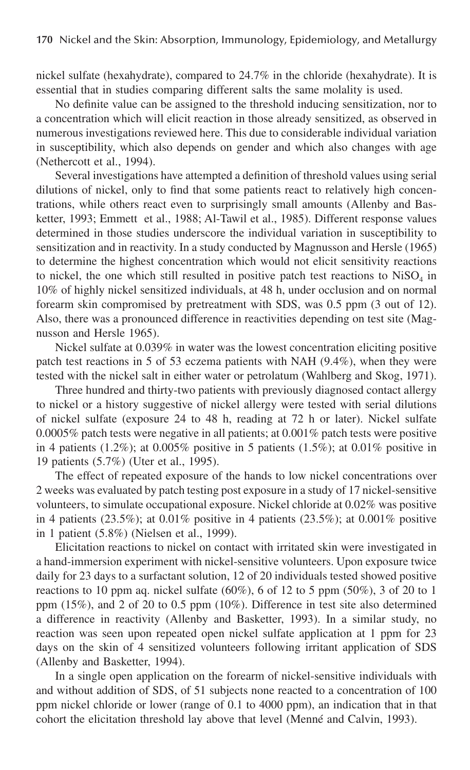nickel sulfate (hexahydrate), compared to 24.7% in the chloride (hexahydrate). It is essential that in studies comparing different salts the same molality is used.

No definite value can be assigned to the threshold inducing sensitization, nor to a concentration which will elicit reaction in those already sensitized, as observed in numerous investigations reviewed here. This due to considerable individual variation in susceptibility, which also depends on gender and which also changes with age (Nethercott et al., 1994).

Several investigations have attempted a definition of threshold values using serial dilutions of nickel, only to find that some patients react to relatively high concentrations, while others react even to surprisingly small amounts (Allenby and Basketter, 1993; Emmett et al., 1988; Al-Tawil et al., 1985). Different response values determined in those studies underscore the individual variation in susceptibility to sensitization and in reactivity. In a study conducted by Magnusson and Hersle (1965) to determine the highest concentration which would not elicit sensitivity reactions to nickel, the one which still resulted in positive patch test reactions to $NiSO_4$ in 10% of highly nickel sensitized individuals, at 48 h, under occlusion and on normal forearm skin compromised by pretreatment with SDS, was 0.5 ppm (3 out of 12). Also, there was a pronounced difference in reactivities depending on test site (Magnusson and Hersle 1965).

Nickel sulfate at 0.039% in water was the lowest concentration eliciting positive patch test reactions in 5 of 53 eczema patients with NAH (9.4%), when they were tested with the nickel salt in either water or petrolatum (Wahlberg and Skog, 1971).

Three hundred and thirty-two patients with previously diagnosed contact allergy to nickel or a history suggestive of nickel allergy were tested with serial dilutions of nickel sulfate (exposure 24 to 48 h, reading at 72 h or later). Nickel sulfate 0.0005% patch tests were negative in all patients; at 0.001% patch tests were positive in 4 patients (1.2%); at 0.005% positive in 5 patients (1.5%); at 0.01% positive in 19 patients (5.7%) (Uter et al., 1995).

The effect of repeated exposure of the hands to low nickel concentrations over 2 weeks was evaluated by patch testing post exposure in a study of 17 nickel-sensitive volunteers, to simulate occupational exposure. Nickel chloride at 0.02% was positive in 4 patients (23.5%); at 0.01% positive in 4 patients (23.5%); at 0.001% positive in 1 patient (5.8%) (Nielsen et al., 1999).

Elicitation reactions to nickel on contact with irritated skin were investigated in a hand-immersion experiment with nickel-sensitive volunteers. Upon exposure twice daily for 23 days to a surfactant solution, 12 of 20 individuals tested showed positive reactions to 10 ppm aq. nickel sulfate (60%), 6 of 12 to 5 ppm (50%), 3 of 20 to 1 ppm (15%), and 2 of 20 to 0.5 ppm (10%). Difference in test site also determined a difference in reactivity (Allenby and Basketter, 1993). In a similar study, no reaction was seen upon repeated open nickel sulfate application at 1 ppm for 23 days on the skin of 4 sensitized volunteers following irritant application of SDS (Allenby and Basketter, 1994).

In a single open application on the forearm of nickel-sensitive individuals with and without addition of SDS, of 51 subjects none reacted to a concentration of 100 ppm nickel chloride or lower (range of 0.1 to 4000 ppm), an indication that in that cohort the elicitation threshold lay above that level (Menné and Calvin, 1993).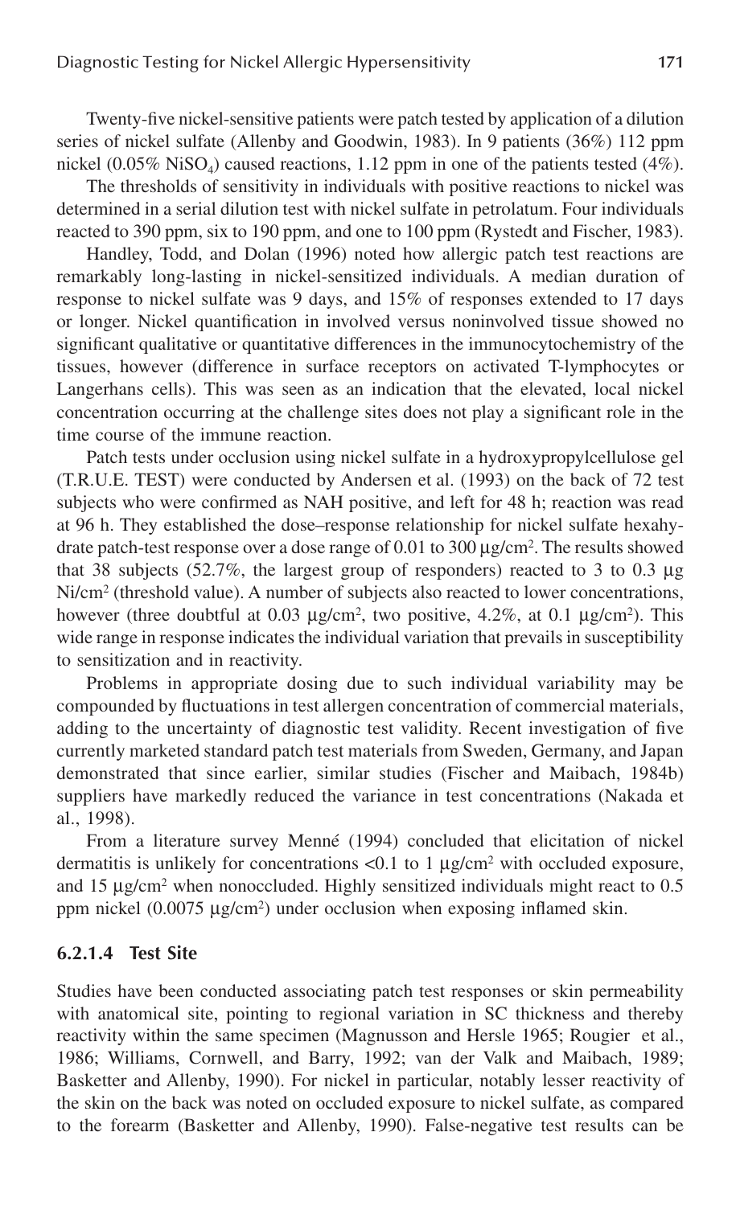Twenty-five nickel-sensitive patients were patch tested by application of a dilution series of nickel sulfate (Allenby and Goodwin, 1983). In 9 patients (36%) 112 ppm nickel (0.05% $NiSO_4$) caused reactions, 1.12 ppm in one of the patients tested (4%).

The thresholds of sensitivity in individuals with positive reactions to nickel was determined in a serial dilution test with nickel sulfate in petrolatum. Four individuals reacted to 390 ppm, six to 190 ppm, and one to 100 ppm (Rystedt and Fischer, 1983).

Handley, Todd, and Dolan (1996) noted how allergic patch test reactions are remarkably long-lasting in nickel-sensitized individuals. A median duration of response to nickel sulfate was 9 days, and 15% of responses extended to 17 days or longer. Nickel quantification in involved versus noninvolved tissue showed no significant qualitative or quantitative differences in the immunocytochemistry of the tissues, however (difference in surface receptors on activated T-lymphocytes or Langerhans cells). This was seen as an indication that the elevated, local nickel concentration occurring at the challenge sites does not play a significant role in the time course of the immune reaction.

Patch tests under occlusion using nickel sulfate in a hydroxypropylcellulose gel (T.R.U.E. TEST) were conducted by Andersen et al. (1993) on the back of 72 test subjects who were confirmed as NAH positive, and left for 48 h; reaction was read at 96 h. They established the dose–response relationship for nickel sulfate hexahydrate patch-test response over a dose range of 0.01 to 300 $\mu g/cm^2$. The results showed that 38 subjects (52.7%, the largest group of responders) reacted to 3 to 0.3 $\mu g$ $Ni/cm^2$ (threshold value). A number of subjects also reacted to lower concentrations, however (three doubtful at 0.03 $\mu g/cm^2$, two positive, 4.2%, at 0.1 $\mu g/cm^2$). This wide range in response indicates the individual variation that prevails in susceptibility to sensitization and in reactivity.

Problems in appropriate dosing due to such individual variability may be compounded by fluctuations in test allergen concentration of commercial materials, adding to the uncertainty of diagnostic test validity. Recent investigation of five currently marketed standard patch test materials from Sweden, Germany, and Japan demonstrated that since earlier, similar studies (Fischer and Maibach, 1984b) suppliers have markedly reduced the variance in test concentrations (Nakada et al., 1998).

From a literature survey Menné (1994) concluded that elicitation of nickel dermatitis is unlikely for concentrations <0.1 to 1 $\mu g/cm^2$ with occluded exposure, and 15 $\mu g/cm^2$ when nonoccluded. Highly sensitized individuals might react to 0.5 ppm nickel (0.0075 $\mu g/cm^2$) under occlusion when exposing inflamed skin.

#### 6.2.1.4 Test Site

Studies have been conducted associating patch test responses or skin permeability with anatomical site, pointing to regional variation in SC thickness and thereby reactivity within the same specimen (Magnusson and Hersle 1965; Rougier et al., 1986; Williams, Cornwell, and Barry, 1992; van der Valk and Maibach, 1989; Basketter and Allenby, 1990). For nickel in particular, notably lesser reactivity of the skin on the back was noted on occluded exposure to nickel sulfate, as compared to the forearm (Basketter and Allenby, 1990). False-negative test results can be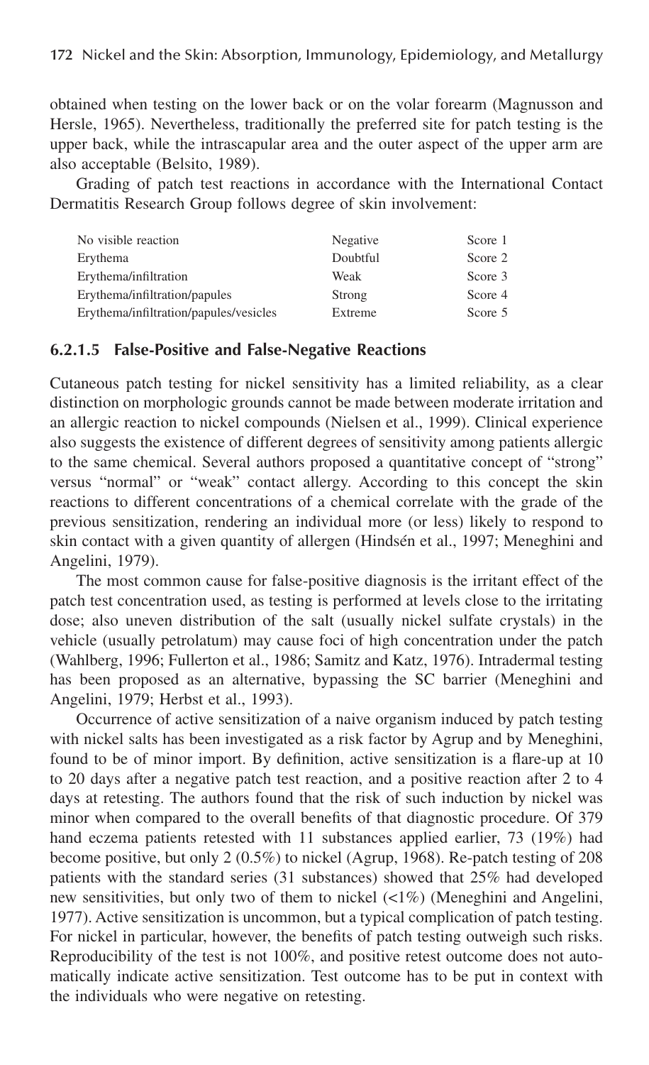obtained when testing on the lower back or on the volar forearm (Magnusson and Hersle, 1965). Nevertheless, traditionally the preferred site for patch testing is the upper back, while the intrascapular area and the outer aspect of the upper arm are also acceptable (Belsito, 1989).

Grading of patch test reactions in accordance with the International Contact Dermatitis Research Group follows degree of skin involvement:

| | | |
|---|---|---|
| No visible reaction | Negative | Score 1 |
| Erythema | Doubtful | Score 2 |
| Erythema/infiltration | Weak | Score 3 |
| Erythema/infiltration/papules | Strong | Score 4 |
| Erythema/infiltration/papules/vesicles | Extreme | Score 5 |

### 6.2.1.5 False-Positive and False-Negative Reactions

Cutaneous patch testing for nickel sensitivity has a limited reliability, as a clear distinction on morphologic grounds cannot be made between moderate irritation and an allergic reaction to nickel compounds (Nielsen et al., 1999). Clinical experience also suggests the existence of different degrees of sensitivity among patients allergic to the same chemical. Several authors proposed a quantitative concept of "strong" versus "normal" or "weak" contact allergy. According to this concept the skin reactions to different concentrations of a chemical correlate with the grade of the previous sensitization, rendering an individual more (or less) likely to respond to skin contact with a given quantity of allergen (Hindsén et al., 1997; Meneghini and Angelini, 1979).

The most common cause for false-positive diagnosis is the irritant effect of the patch test concentration used, as testing is performed at levels close to the irritating dose; also uneven distribution of the salt (usually nickel sulfate crystals) in the vehicle (usually petrolatum) may cause foci of high concentration under the patch (Wahlberg, 1996; Fullerton et al., 1986; Samitz and Katz, 1976). Intradermal testing has been proposed as an alternative, bypassing the SC barrier (Meneghini and Angelini, 1979; Herbst et al., 1993).

Occurrence of active sensitization of a naive organism induced by patch testing with nickel salts has been investigated as a risk factor by Agrup and by Meneghini, found to be of minor import. By definition, active sensitization is a flare-up at 10 to 20 days after a negative patch test reaction, and a positive reaction after 2 to 4 days at retesting. The authors found that the risk of such induction by nickel was minor when compared to the overall benefits of that diagnostic procedure. Of 379 hand eczema patients retested with 11 substances applied earlier, 73 (19%) had become positive, but only 2 (0.5%) to nickel (Agrup, 1968). Re-patch testing of 208 patients with the standard series (31 substances) showed that 25% had developed new sensitivities, but only two of them to nickel (<1%) (Meneghini and Angelini, 1977). Active sensitization is uncommon, but a typical complication of patch testing. For nickel in particular, however, the benefits of patch testing outweigh such risks. Reproducibility of the test is not 100%, and positive retest outcome does not automatically indicate active sensitization. Test outcome has to be put in context with the individuals who were negative on retesting.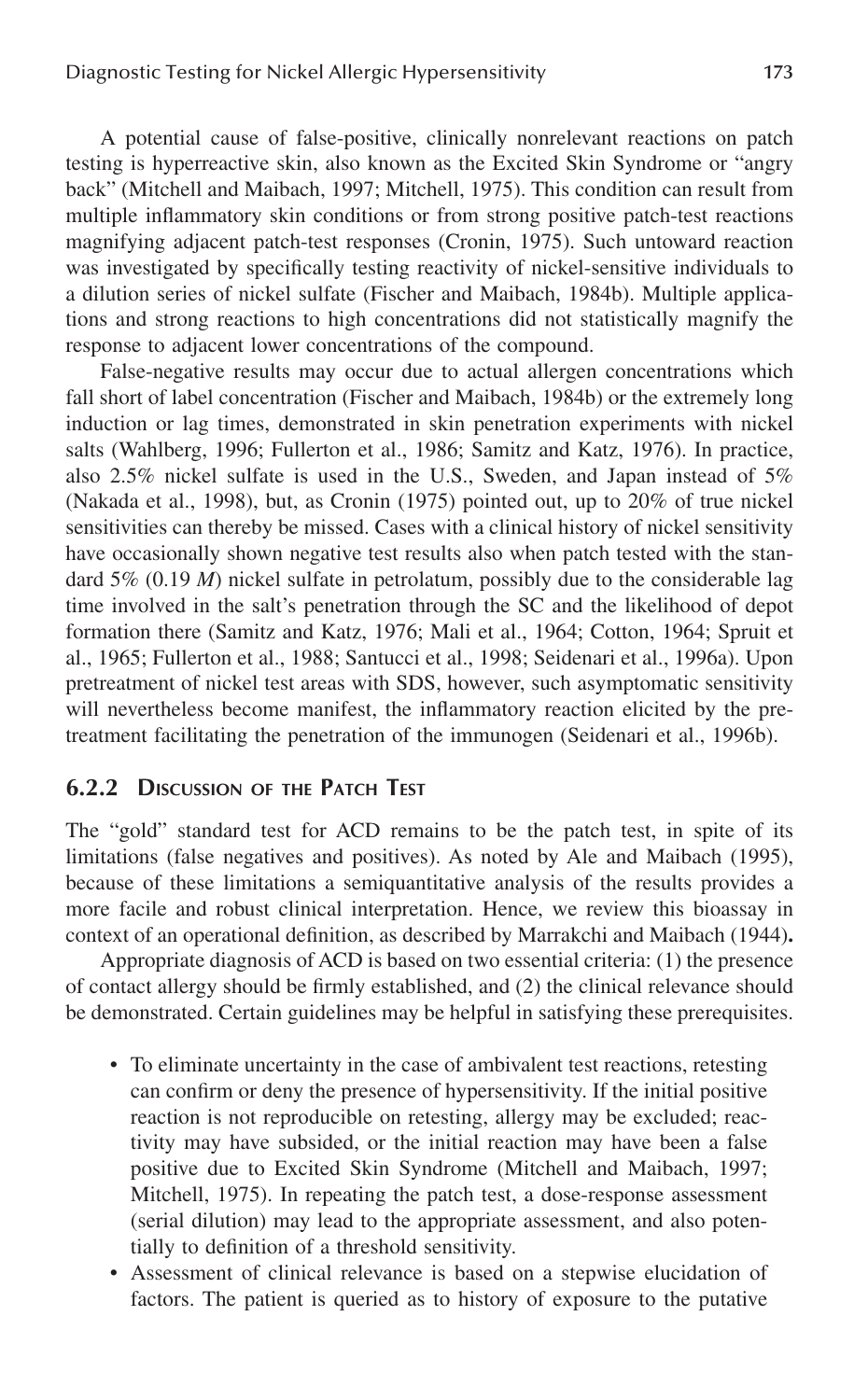A potential cause of false-positive, clinically nonrelevant reactions on patch testing is hyperreactive skin, also known as the Excited Skin Syndrome or "angry back" (Mitchell and Maibach, 1997; Mitchell, 1975). This condition can result from multiple inflammatory skin conditions or from strong positive patch-test reactions magnifying adjacent patch-test responses (Cronin, 1975). Such untoward reaction was investigated by specifically testing reactivity of nickel-sensitive individuals to a dilution series of nickel sulfate (Fischer and Maibach, 1984b). Multiple applications and strong reactions to high concentrations did not statistically magnify the response to adjacent lower concentrations of the compound.

False-negative results may occur due to actual allergen concentrations which fall short of label concentration (Fischer and Maibach, 1984b) or the extremely long induction or lag times, demonstrated in skin penetration experiments with nickel salts (Wahlberg, 1996; Fullerton et al., 1986; Samitz and Katz, 1976). In practice, also 2.5% nickel sulfate is used in the U.S., Sweden, and Japan instead of 5% (Nakada et al., 1998), but, as Cronin (1975) pointed out, up to 20% of true nickel sensitivities can thereby be missed. Cases with a clinical history of nickel sensitivity have occasionally shown negative test results also when patch tested with the standard 5% (0.19 *M*) nickel sulfate in petrolatum, possibly due to the considerable lag time involved in the salt's penetration through the SC and the likelihood of depot formation there (Samitz and Katz, 1976; Mali et al., 1964; Cotton, 1964; Spruit et al., 1965; Fullerton et al., 1988; Santucci et al., 1998; Seidenari et al., 1996a). Upon pretreatment of nickel test areas with SDS, however, such asymptomatic sensitivity will nevertheless become manifest, the inflammatory reaction elicited by the pretreatment facilitating the penetration of the immunogen (Seidenari et al., 1996b).

### 6.2.2 Discussion of the Patch Test

The "gold" standard test for ACD remains to be the patch test, in spite of its limitations (false negatives and positives). As noted by Ale and Maibach (1995), because of these limitations a semiquantitative analysis of the results provides a more facile and robust clinical interpretation. Hence, we review this bioassay in context of an operational definition, as described by Marrakchi and Maibach (1944).

Appropriate diagnosis of ACD is based on two essential criteria: (1) the presence of contact allergy should be firmly established, and (2) the clinical relevance should be demonstrated. Certain guidelines may be helpful in satisfying these prerequisites.

- To eliminate uncertainty in the case of ambivalent test reactions, retesting can confirm or deny the presence of hypersensitivity. If the initial positive reaction is not reproducible on retesting, allergy may be excluded; reactivity may have subsided, or the initial reaction may have been a false positive due to Excited Skin Syndrome (Mitchell and Maibach, 1997; Mitchell, 1975). In repeating the patch test, a dose-response assessment (serial dilution) may lead to the appropriate assessment, and also potentially to definition of a threshold sensitivity.
- Assessment of clinical relevance is based on a stepwise elucidation of factors. The patient is queried as to history of exposure to the putative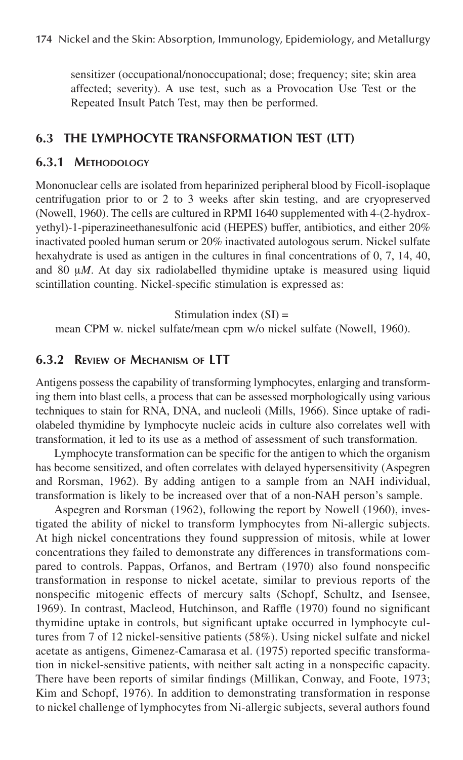sensitizer (occupational/nonoccupational; dose; frequency; site; skin area affected; severity). A use test, such as a Provocation Use Test or the Repeated Insult Patch Test, may then be performed.

## 6.3 THE LYMPHOCYTE TRANSFORMATION TEST (LTT)

### 6.3.1 Methodology

Mononuclear cells are isolated from heparinized peripheral blood by Ficoll-isoplaque centrifugation prior to or 2 to 3 weeks after skin testing, and are cryopreserved (Nowell, 1960). The cells are cultured in RPMI 1640 supplemented with 4-(2-hydroxyethyl)-1-piperazineethanesulfonic acid (HEPES) buffer, antibiotics, and either 20% inactivated pooled human serum or 20% inactivated autologous serum. Nickel sulfate hexahydrate is used as antigen in the cultures in final concentrations of 0, 7, 14, 40, and 80 $\mu M$. At day six radiolabelled thymidine uptake is measured using liquid scintillation counting. Nickel-specific stimulation is expressed as:

Stimulation index (SI) =
mean CPM w. nickel sulfate/mean cpm w/o nickel sulfate (Nowell, 1960).

### 6.3.2 Review of Mechanism of LTT

Antigens possess the capability of transforming lymphocytes, enlarging and transforming them into blast cells, a process that can be assessed morphologically using various techniques to stain for RNA, DNA, and nucleoli (Mills, 1966). Since uptake of radiolabeled thymidine by lymphocyte nucleic acids in culture also correlates well with transformation, it led to its use as a method of assessment of such transformation.

Lymphocyte transformation can be specific for the antigen to which the organism has become sensitized, and often correlates with delayed hypersensitivity (Aspegren and Rorsman, 1962). By adding antigen to a sample from an NAH individual, transformation is likely to be increased over that of a non-NAH person's sample.

Aspegren and Rorsman (1962), following the report by Nowell (1960), investigated the ability of nickel to transform lymphocytes from Ni-allergic subjects. At high nickel concentrations they found suppression of mitosis, while at lower concentrations they failed to demonstrate any differences in transformations compared to controls. Pappas, Orfanos, and Bertram (1970) also found nonspecific transformation in response to nickel acetate, similar to previous reports of the nonspecific mitogenic effects of mercury salts (Schopf, Schultz, and Isensee, 1969). In contrast, Macleod, Hutchinson, and Raffle (1970) found no significant thymidine uptake in controls, but significant uptake occurred in lymphocyte cultures from 7 of 12 nickel-sensitive patients (58%). Using nickel sulfate and nickel acetate as antigens, Gimenez-Camarasa et al. (1975) reported specific transformation in nickel-sensitive patients, with neither salt acting in a nonspecific capacity. There have been reports of similar findings (Millikan, Conway, and Foote, 1973; Kim and Schopf, 1976). In addition to demonstrating transformation in response to nickel challenge of lymphocytes from Ni-allergic subjects, several authors found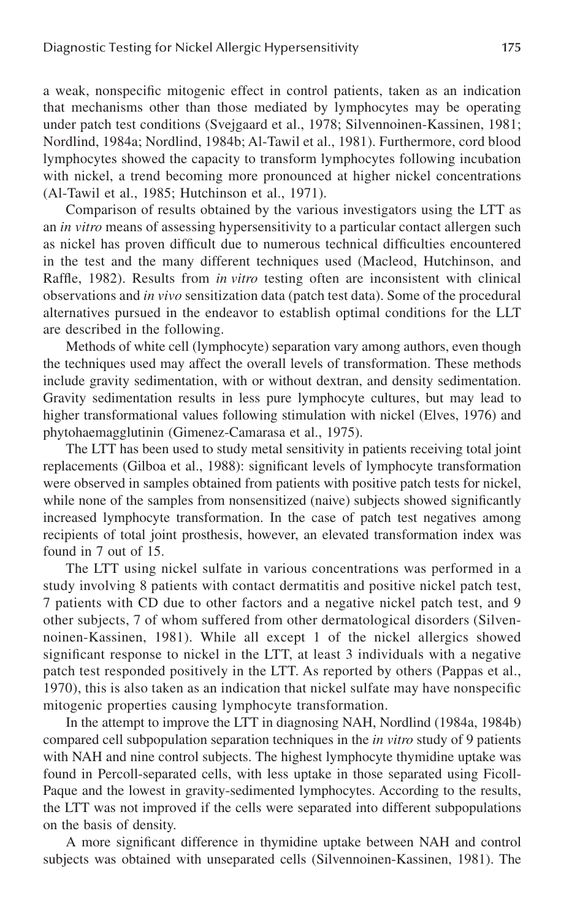a weak, nonspecific mitogenic effect in control patients, taken as an indication that mechanisms other than those mediated by lymphocytes may be operating under patch test conditions (Svejgaard et al., 1978; Silvennoinen-Kassinen, 1981; Nordlind, 1984a; Nordlind, 1984b; Al-Tawil et al., 1981). Furthermore, cord blood lymphocytes showed the capacity to transform lymphocytes following incubation with nickel, a trend becoming more pronounced at higher nickel concentrations (Al-Tawil et al., 1985; Hutchinson et al., 1971).

Comparison of results obtained by the various investigators using the LTT as an *in vitro* means of assessing hypersensitivity to a particular contact allergen such as nickel has proven difficult due to numerous technical difficulties encountered in the test and the many different techniques used (Macleod, Hutchinson, and Raffle, 1982). Results from *in vitro* testing often are inconsistent with clinical observations and *in vivo* sensitization data (patch test data). Some of the procedural alternatives pursued in the endeavor to establish optimal conditions for the LLT are described in the following.

Methods of white cell (lymphocyte) separation vary among authors, even though the techniques used may affect the overall levels of transformation. These methods include gravity sedimentation, with or without dextran, and density sedimentation. Gravity sedimentation results in less pure lymphocyte cultures, but may lead to higher transformational values following stimulation with nickel (Elves, 1976) and phytohaemagglutinin (Gimenez-Camarasa et al., 1975).

The LTT has been used to study metal sensitivity in patients receiving total joint replacements (Gilboa et al., 1988): significant levels of lymphocyte transformation were observed in samples obtained from patients with positive patch tests for nickel, while none of the samples from nonsensitized (naive) subjects showed significantly increased lymphocyte transformation. In the case of patch test negatives among recipients of total joint prosthesis, however, an elevated transformation index was found in 7 out of 15.

The LTT using nickel sulfate in various concentrations was performed in a study involving 8 patients with contact dermatitis and positive nickel patch test, 7 patients with CD due to other factors and a negative nickel patch test, and 9 other subjects, 7 of whom suffered from other dermatological disorders (Silvennoinen-Kassinen, 1981). While all except 1 of the nickel allergics showed significant response to nickel in the LTT, at least 3 individuals with a negative patch test responded positively in the LTT. As reported by others (Pappas et al., 1970), this is also taken as an indication that nickel sulfate may have nonspecific mitogenic properties causing lymphocyte transformation.

In the attempt to improve the LTT in diagnosing NAH, Nordlind (1984a, 1984b) compared cell subpopulation separation techniques in the *in vitro* study of 9 patients with NAH and nine control subjects. The highest lymphocyte thymidine uptake was found in Percoll-separated cells, with less uptake in those separated using Ficoll-Paque and the lowest in gravity-sedimented lymphocytes. According to the results, the LTT was not improved if the cells were separated into different subpopulations on the basis of density.

A more significant difference in thymidine uptake between NAH and control subjects was obtained with unseparated cells (Silvennoinen-Kassinen, 1981). The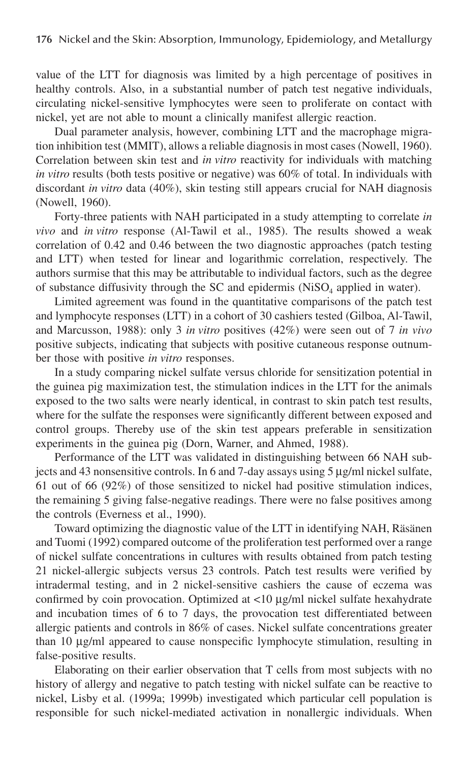value of the LTT for diagnosis was limited by a high percentage of positives in healthy controls. Also, in a substantial number of patch test negative individuals, circulating nickel-sensitive lymphocytes were seen to proliferate on contact with nickel, yet are not able to mount a clinically manifest allergic reaction.

Dual parameter analysis, however, combining LTT and the macrophage migration inhibition test (MMIT), allows a reliable diagnosis in most cases (Nowell, 1960). Correlation between skin test and *in vitro* reactivity for individuals with matching *in vitro* results (both tests positive or negative) was 60% of total. In individuals with discordant *in vitro* data (40%), skin testing still appears crucial for NAH diagnosis (Nowell, 1960).

Forty-three patients with NAH participated in a study attempting to correlate *in vivo* and *in vitro* response (Al-Tawil et al., 1985). The results showed a weak correlation of 0.42 and 0.46 between the two diagnostic approaches (patch testing and LTT) when tested for linear and logarithmic correlation, respectively. The authors surmise that this may be attributable to individual factors, such as the degree of substance diffusivity through the SC and epidermis ($NiSO_4$ applied in water).

Limited agreement was found in the quantitative comparisons of the patch test and lymphocyte responses (LTT) in a cohort of 30 cashiers tested (Gilboa, Al-Tawil, and Marcusson, 1988): only 3 *in vitro* positives (42%) were seen out of 7 *in vivo* positive subjects, indicating that subjects with positive cutaneous response outnumber those with positive *in vitro* responses.

In a study comparing nickel sulfate versus chloride for sensitization potential in the guinea pig maximization test, the stimulation indices in the LTT for the animals exposed to the two salts were nearly identical, in contrast to skin patch test results, where for the sulfate the responses were significantly different between exposed and control groups. Thereby use of the skin test appears preferable in sensitization experiments in the guinea pig (Dorn, Warner, and Ahmed, 1988).

Performance of the LTT was validated in distinguishing between 66 NAH subjects and 43 nonsensitive controls. In 6 and 7-day assays using 5 µg/ml nickel sulfate, 61 out of 66 (92%) of those sensitized to nickel had positive stimulation indices, the remaining 5 giving false-negative readings. There were no false positives among the controls (Everness et al., 1990).

Toward optimizing the diagnostic value of the LTT in identifying NAH, Räsänen and Tuomi (1992) compared outcome of the proliferation test performed over a range of nickel sulfate concentrations in cultures with results obtained from patch testing 21 nickel-allergic subjects versus 23 controls. Patch test results were verified by intradermal testing, and in 2 nickel-sensitive cashiers the cause of eczema was confirmed by coin provocation. Optimized at <10 µg/ml nickel sulfate hexahydrate and incubation times of 6 to 7 days, the provocation test differentiated between allergic patients and controls in 86% of cases. Nickel sulfate concentrations greater than 10 µg/ml appeared to cause nonspecific lymphocyte stimulation, resulting in false-positive results.

Elaborating on their earlier observation that T cells from most subjects with no history of allergy and negative to patch testing with nickel sulfate can be reactive to nickel, Lisby et al. (1999a; 1999b) investigated which particular cell population is responsible for such nickel-mediated activation in nonallergic individuals. When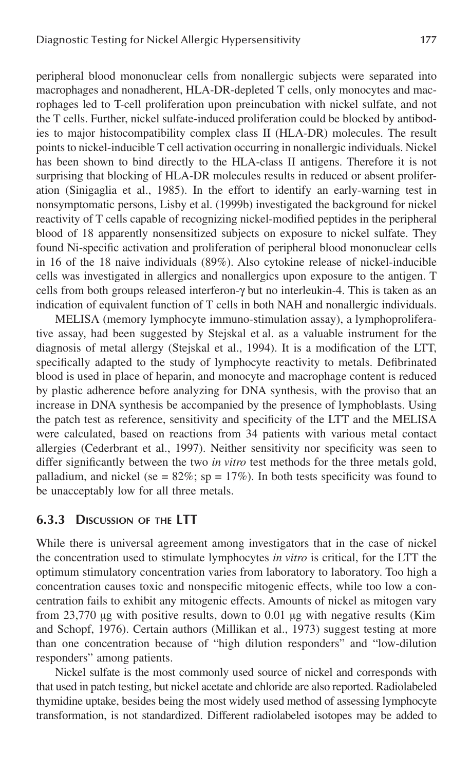peripheral blood mononuclear cells from nonallergic subjects were separated into macrophages and nonadherent, HLA-DR-depleted T cells, only monocytes and macrophages led to T-cell proliferation upon preincubation with nickel sulfate, and not the T cells. Further, nickel sulfate-induced proliferation could be blocked by antibodies to major histocompatibility complex class II (HLA-DR) molecules. The result points to nickel-inducible T cell activation occurring in nonallergic individuals. Nickel has been shown to bind directly to the HLA-class II antigens. Therefore it is not surprising that blocking of HLA-DR molecules results in reduced or absent proliferation (Sinigaglia et al., 1985). In the effort to identify an early-warning test in nonsymptomatic persons, Lisby et al. (1999b) investigated the background for nickel reactivity of T cells capable of recognizing nickel-modified peptides in the peripheral blood of 18 apparently nonsensitized subjects on exposure to nickel sulfate. They found Ni-specific activation and proliferation of peripheral blood mononuclear cells in 16 of the 18 naive individuals (89%). Also cytokine release of nickel-inducible cells was investigated in allergics and nonallergics upon exposure to the antigen. T cells from both groups released interferon-γ but no interleukin-4. This is taken as an indication of equivalent function of T cells in both NAH and nonallergic individuals.

MELISA (memory lymphocyte immuno-stimulation assay), a lymphoproliferative assay, had been suggested by Stejskal et al. as a valuable instrument for the diagnosis of metal allergy (Stejskal et al., 1994). It is a modification of the LTT, specifically adapted to the study of lymphocyte reactivity to metals. Defibrinated blood is used in place of heparin, and monocyte and macrophage content is reduced by plastic adherence before analyzing for DNA synthesis, with the proviso that an increase in DNA synthesis be accompanied by the presence of lymphoblasts. Using the patch test as reference, sensitivity and specificity of the LTT and the MELISA were calculated, based on reactions from 34 patients with various metal contact allergies (Cederbrant et al., 1997). Neither sensitivity nor specificity was seen to differ significantly between the two *in vitro* test methods for the three metals gold, palladium, and nickel (se = 82%; sp = 17%). In both tests specificity was found to be unacceptably low for all three metals.

### 6.3.3 Discussion of the LTT

While there is universal agreement among investigators that in the case of nickel the concentration used to stimulate lymphocytes *in vitro* is critical, for the LTT the optimum stimulatory concentration varies from laboratory to laboratory. Too high a concentration causes toxic and nonspecific mitogenic effects, while too low a concentration fails to exhibit any mitogenic effects. Amounts of nickel as mitogen vary from 23,770 μg with positive results, down to 0.01 μg with negative results (Kim and Schopf, 1976). Certain authors (Millikan et al., 1973) suggest testing at more than one concentration because of "high dilution responders" and "low-dilution responders" among patients.

Nickel sulfate is the most commonly used source of nickel and corresponds with that used in patch testing, but nickel acetate and chloride are also reported. Radiolabeled thymidine uptake, besides being the most widely used method of assessing lymphocyte transformation, is not standardized. Different radiolabeled isotopes may be added to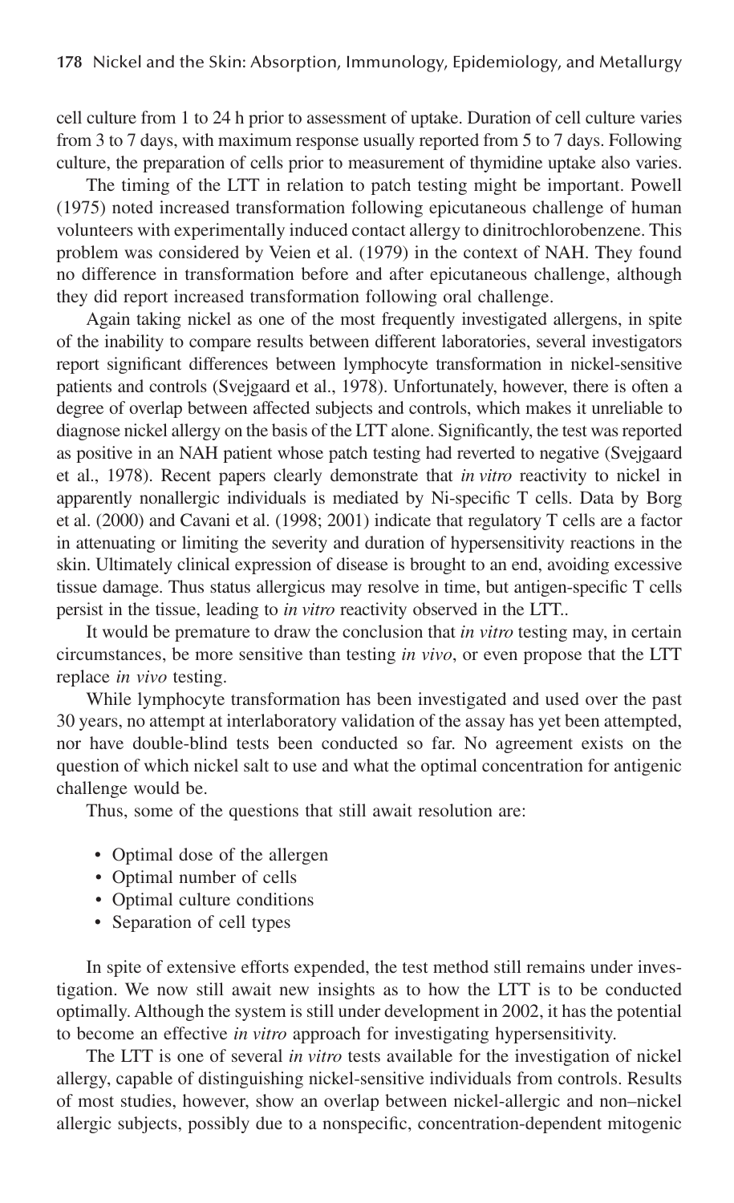cell culture from 1 to 24 h prior to assessment of uptake. Duration of cell culture varies from 3 to 7 days, with maximum response usually reported from 5 to 7 days. Following culture, the preparation of cells prior to measurement of thymidine uptake also varies.

The timing of the LTT in relation to patch testing might be important. Powell (1975) noted increased transformation following epicutaneous challenge of human volunteers with experimentally induced contact allergy to dinitrochlorobenzene. This problem was considered by Veien et al. (1979) in the context of NAH. They found no difference in transformation before and after epicutaneous challenge, although they did report increased transformation following oral challenge.

Again taking nickel as one of the most frequently investigated allergens, in spite of the inability to compare results between different laboratories, several investigators report significant differences between lymphocyte transformation in nickel-sensitive patients and controls (Svejgaard et al., 1978). Unfortunately, however, there is often a degree of overlap between affected subjects and controls, which makes it unreliable to diagnose nickel allergy on the basis of the LTT alone. Significantly, the test was reported as positive in an NAH patient whose patch testing had reverted to negative (Svejgaard et al., 1978). Recent papers clearly demonstrate that *in vitro* reactivity to nickel in apparently nonallergic individuals is mediated by Ni-specific T cells. Data by Borg et al. (2000) and Cavani et al. (1998; 2001) indicate that regulatory T cells are a factor in attenuating or limiting the severity and duration of hypersensitivity reactions in the skin. Ultimately clinical expression of disease is brought to an end, avoiding excessive tissue damage. Thus status allergicus may resolve in time, but antigen-specific T cells persist in the tissue, leading to *in vitro* reactivity observed in the LTT..

It would be premature to draw the conclusion that *in vitro* testing may, in certain circumstances, be more sensitive than testing *in vivo*, or even propose that the LTT replace *in vivo* testing.

While lymphocyte transformation has been investigated and used over the past 30 years, no attempt at interlaboratory validation of the assay has yet been attempted, nor have double-blind tests been conducted so far. No agreement exists on the question of which nickel salt to use and what the optimal concentration for antigenic challenge would be.

Thus, some of the questions that still await resolution are:

- Optimal dose of the allergen
- Optimal number of cells
- Optimal culture conditions
- Separation of cell types

In spite of extensive efforts expended, the test method still remains under investigation. We now still await new insights as to how the LTT is to be conducted optimally. Although the system is still under development in 2002, it has the potential to become an effective *in vitro* approach for investigating hypersensitivity.

The LTT is one of several *in vitro* tests available for the investigation of nickel allergy, capable of distinguishing nickel-sensitive individuals from controls. Results of most studies, however, show an overlap between nickel-allergic and non–nickel allergic subjects, possibly due to a nonspecific, concentration-dependent mitogenic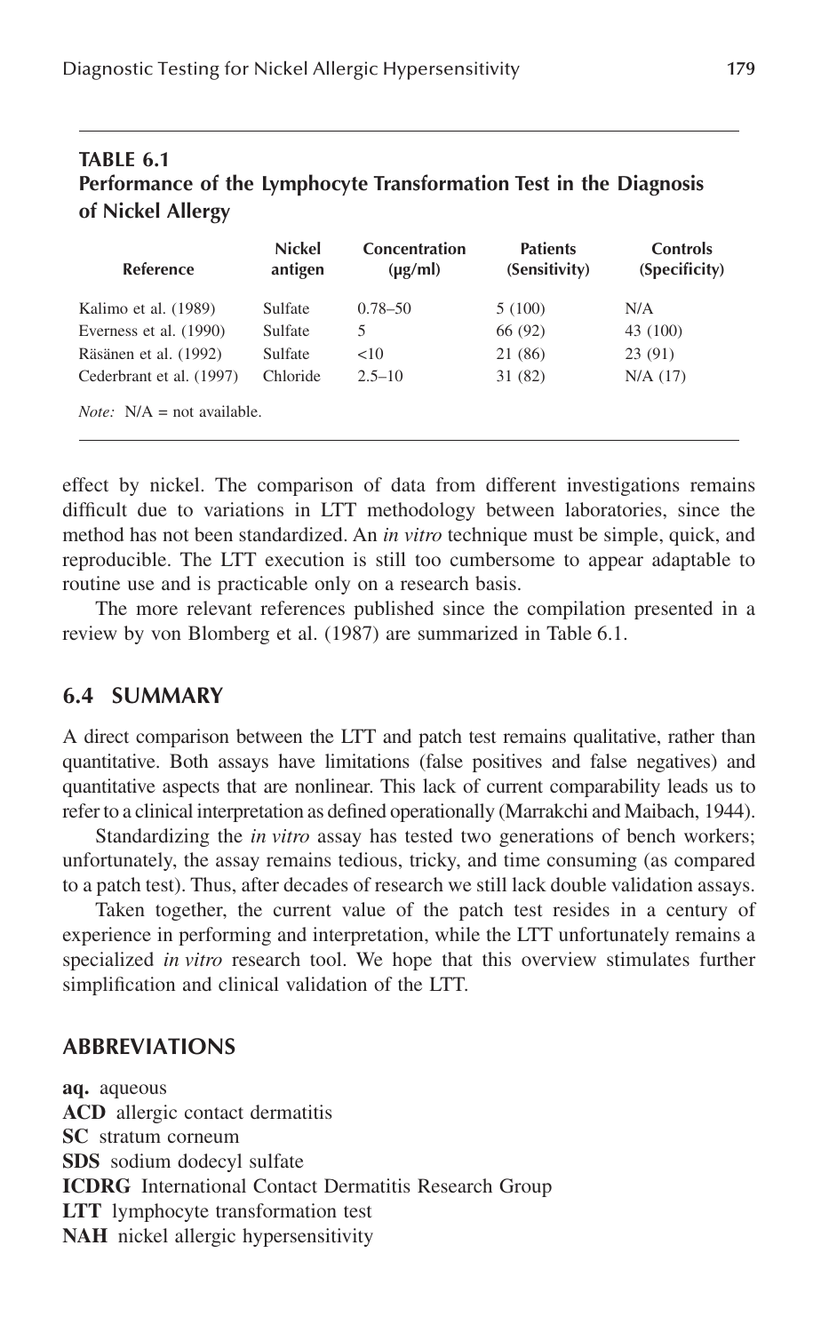**TABLE 6.1**
**Performance of the Lymphocyte Transformation Test in the Diagnosis of Nickel Allergy**

| Reference | Nickel antigen | Concentration (μg/ml) | Patients (Sensitivity) | Controls (Specificity) |
|---|---|---|---|---|
| Kalimo et al. (1989) | Sulfate | 0.78–50 | 5 (100) | N/A |
| Everness et al. (1990) | Sulfate | 5 | 66 (92) | 43 (100) |
| Räsänen et al. (1992) | Sulfate | <10 | 21 (86) | 23 (91) |
| Cederbrant et al. (1997) | Chloride | 2.5–10 | 31 (82) | N/A (17) |

*Note:* N/A = not available.

effect by nickel. The comparison of data from different investigations remains difficult due to variations in LTT methodology between laboratories, since the method has not been standardized. An *in vitro* technique must be simple, quick, and reproducible. The LTT execution is still too cumbersome to appear adaptable to routine use and is practicable only on a research basis.

The more relevant references published since the compilation presented in a review by von Blomberg et al. (1987) are summarized in Table 6.1.

## 6.4 SUMMARY

A direct comparison between the LTT and patch test remains qualitative, rather than quantitative. Both assays have limitations (false positives and false negatives) and quantitative aspects that are nonlinear. This lack of current comparability leads us to refer to a clinical interpretation as defined operationally (Marrakchi and Maibach, 1944).

Standardizing the *in vitro* assay has tested two generations of bench workers; unfortunately, the assay remains tedious, tricky, and time consuming (as compared to a patch test). Thus, after decades of research we still lack double validation assays.

Taken together, the current value of the patch test resides in a century of experience in performing and interpretation, while the LTT unfortunately remains a specialized *in vitro* research tool. We hope that this overview stimulates further simplification and clinical validation of the LTT.

## ABBREVIATIONS

**aq.** aqueous
**ACD** allergic contact dermatitis
**SC** stratum corneum
**SDS** sodium dodecyl sulfate
**ICDRG** International Contact Dermatitis Research Group
**LTT** lymphocyte transformation test
**NAH** nickel allergic hypersensitivity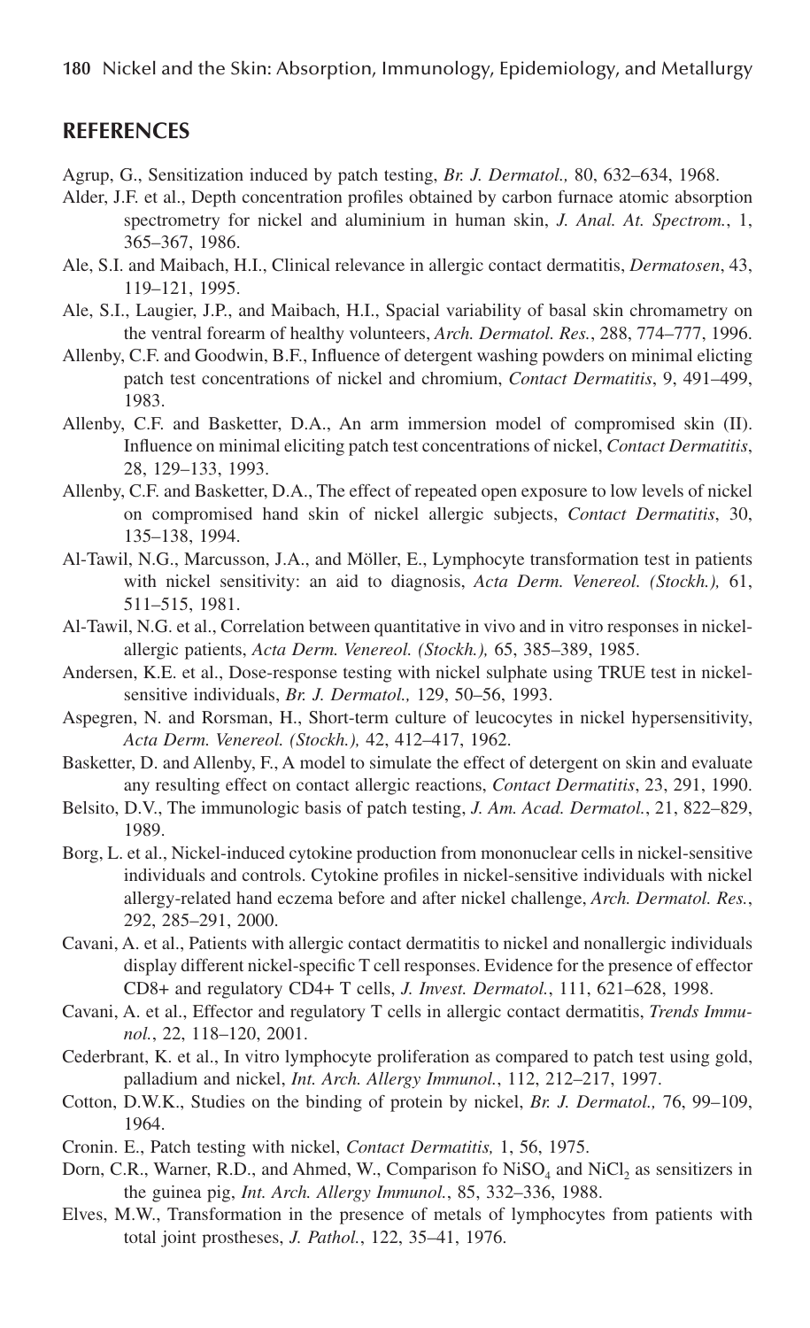## REFERENCES

Agrup, G., Sensitization induced by patch testing, *Br. J. Dermatol.,* 80, 632–634, 1968.

Alder, J.F. et al., Depth concentration profiles obtained by carbon furnace atomic absorption spectrometry for nickel and aluminium in human skin, *J. Anal. At. Spectrom.*, 1, 365–367, 1986.

Ale, S.I. and Maibach, H.I., Clinical relevance in allergic contact dermatitis, *Dermatosen*, 43, 119–121, 1995.

Ale, S.I., Laugier, J.P., and Maibach, H.I., Spacial variability of basal skin chromametry on the ventral forearm of healthy volunteers, *Arch. Dermatol. Res.*, 288, 774–777, 1996.

Allenby, C.F. and Goodwin, B.F., Influence of detergent washing powders on minimal elicting patch test concentrations of nickel and chromium, *Contact Dermatitis*, 9, 491–499, 1983.

Allenby, C.F. and Basketter, D.A., An arm immersion model of compromised skin (II). Influence on minimal eliciting patch test concentrations of nickel, *Contact Dermatitis*, 28, 129–133, 1993.

Allenby, C.F. and Basketter, D.A., The effect of repeated open exposure to low levels of nickel on compromised hand skin of nickel allergic subjects, *Contact Dermatitis*, 30, 135–138, 1994.

Al-Tawil, N.G., Marcusson, J.A., and Möller, E., Lymphocyte transformation test in patients with nickel sensitivity: an aid to diagnosis, *Acta Derm. Venereol. (Stockh.),* 61, 511–515, 1981.

Al-Tawil, N.G. et al., Correlation between quantitative in vivo and in vitro responses in nickel-allergic patients, *Acta Derm. Venereol. (Stockh.),* 65, 385–389, 1985.

Andersen, K.E. et al., Dose-response testing with nickel sulphate using TRUE test in nickel-sensitive individuals, *Br. J. Dermatol.,* 129, 50–56, 1993.

Aspegren, N. and Rorsman, H., Short-term culture of leucocytes in nickel hypersensitivity, *Acta Derm. Venereol. (Stockh.),* 42, 412–417, 1962.

Basketter, D. and Allenby, F., A model to simulate the effect of detergent on skin and evaluate any resulting effect on contact allergic reactions, *Contact Dermatitis*, 23, 291, 1990.

Belsito, D.V., The immunologic basis of patch testing, *J. Am. Acad. Dermatol.*, 21, 822–829, 1989.

Borg, L. et al., Nickel-induced cytokine production from mononuclear cells in nickel-sensitive individuals and controls. Cytokine profiles in nickel-sensitive individuals with nickel allergy-related hand eczema before and after nickel challenge, *Arch. Dermatol. Res.*, 292, 285–291, 2000.

Cavani, A. et al., Patients with allergic contact dermatitis to nickel and nonallergic individuals display different nickel-specific T cell responses. Evidence for the presence of effector CD8+ and regulatory CD4+ T cells, *J. Invest. Dermatol.*, 111, 621–628, 1998.

Cavani, A. et al., Effector and regulatory T cells in allergic contact dermatitis, *Trends Immunol.*, 22, 118–120, 2001.

Cederbrant, K. et al., In vitro lymphocyte proliferation as compared to patch test using gold, palladium and nickel, *Int. Arch. Allergy Immunol.*, 112, 212–217, 1997.

Cotton, D.W.K., Studies on the binding of protein by nickel, *Br. J. Dermatol.,* 76, 99–109, 1964.

Cronin. E., Patch testing with nickel, *Contact Dermatitis,* 1, 56, 1975.

Dorn, C.R., Warner, R.D., and Ahmed, W., Comparison fo $NiSO_4$ and $NiCl_2$ as sensitizers in the guinea pig, *Int. Arch. Allergy Immunol.*, 85, 332–336, 1988.

Elves, M.W., Transformation in the presence of metals of lymphocytes from patients with total joint prostheses, *J. Pathol.*, 122, 35–41, 1976.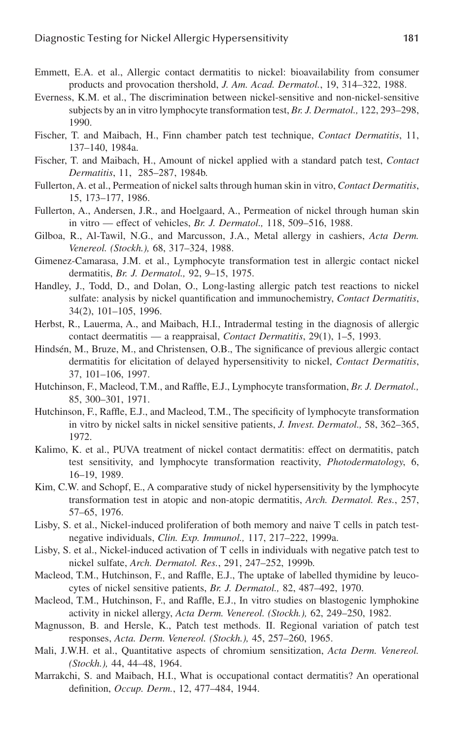Emmett, E.A. et al., Allergic contact dermatitis to nickel: bioavailability from consumer products and provocation thershold, *J. Am. Acad. Dermatol.*, 19, 314–322, 1988.

Everness, K.M. et al., The discrimination between nickel-sensitive and non-nickel-sensitive subjects by an in vitro lymphocyte transformation test, *Br. J. Dermatol.,* 122, 293–298, 1990.

Fischer, T. and Maibach, H., Finn chamber patch test technique, *Contact Dermatitis*, 11, 137–140, 1984a.

Fischer, T. and Maibach, H., Amount of nickel applied with a standard patch test, *Contact Dermatitis*, 11, 285–287, 1984b.

Fullerton, A. et al., Permeation of nickel salts through human skin in vitro, *Contact Dermatitis*, 15, 173–177, 1986.

Fullerton, A., Andersen, J.R., and Hoelgaard, A., Permeation of nickel through human skin in vitro — effect of vehicles, *Br. J. Dermatol.,* 118, 509–516, 1988.

Gilboa, R., Al-Tawil, N.G., and Marcusson, J.A., Metal allergy in cashiers, *Acta Derm. Venereol. (Stockh.),* 68, 317–324, 1988.

Gimenez-Camarasa, J.M. et al., Lymphocyte transformation test in allergic contact nickel dermatitis, *Br. J. Dermatol.,* 92, 9–15, 1975.

Handley, J., Todd, D., and Dolan, O., Long-lasting allergic patch test reactions to nickel sulfate: analysis by nickel quantification and immunochemistry, *Contact Dermatitis*, 34(2), 101–105, 1996.

Herbst, R., Lauerma, A., and Maibach, H.I., Intradermal testing in the diagnosis of allergic contact deermatitis — a reappraisal, *Contact Dermatitis*, 29(1), 1–5, 1993.

Hindsén, M., Bruze, M., and Christensen, O.B., The significance of previous allergic contact dermatitis for elicitation of delayed hypersensitivity to nickel, *Contact Dermatitis*, 37, 101–106, 1997.

Hutchinson, F., Macleod, T.M., and Raffle, E.J., Lymphocyte transformation, *Br. J. Dermatol.,* 85, 300–301, 1971.

Hutchinson, F., Raffle, E.J., and Macleod, T.M., The specificity of lymphocyte transformation in vitro by nickel salts in nickel sensitive patients, *J. Invest. Dermatol.,* 58, 362–365, 1972.

Kalimo, K. et al., PUVA treatment of nickel contact dermatitis: effect on dermatitis, patch test sensitivity, and lymphocyte transformation reactivity, *Photodermatology*, 6, 16–19, 1989.

Kim, C.W. and Schopf, E., A comparative study of nickel hypersensitivity by the lymphocyte transformation test in atopic and non-atopic dermatitis, *Arch. Dermatol. Res.*, 257, 57–65, 1976.

Lisby, S. et al., Nickel-induced proliferation of both memory and naive T cells in patch test-negative individuals, *Clin. Exp. Immunol.,* 117, 217–222, 1999a.

Lisby, S. et al., Nickel-induced activation of T cells in individuals with negative patch test to nickel sulfate, *Arch. Dermatol. Res.*, 291, 247–252, 1999b.

Macleod, T.M., Hutchinson, F., and Raffle, E.J., The uptake of labelled thymidine by leucocytes of nickel sensitive patients, *Br. J. Dermatol.,* 82, 487–492, 1970.

Macleod, T.M., Hutchinson, F., and Raffle, E.J., In vitro studies on blastogenic lymphokine activity in nickel allergy, *Acta Derm. Venereol. (Stockh.),* 62, 249–250, 1982.

Magnusson, B. and Hersle, K., Patch test methods. II. Regional variation of patch test responses, *Acta. Derm. Venereol. (Stockh.),* 45, 257–260, 1965.

Mali, J.W.H. et al., Quantitative aspects of chromium sensitization, *Acta Derm. Venereol. (Stockh.),* 44, 44–48, 1964.

Marrakchi, S. and Maibach, H.I., What is occupational contact dermatitis? An operational definition, *Occup. Derm.*, 12, 477–484, 1944.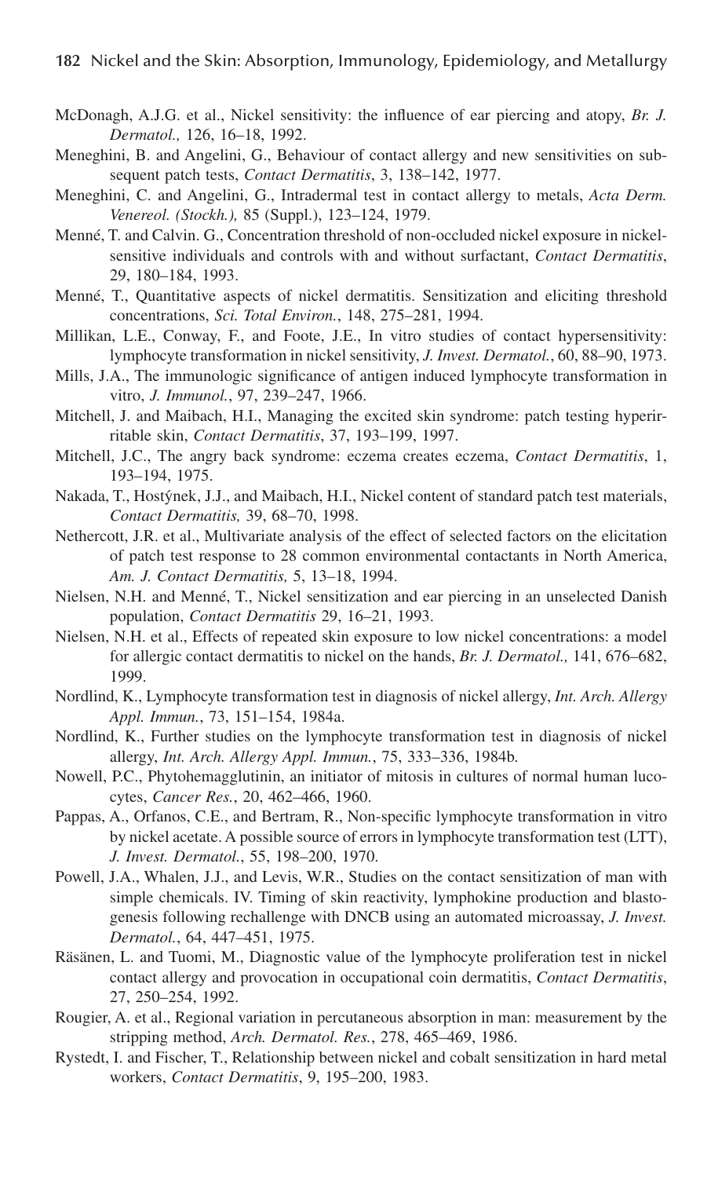McDonagh, A.J.G. et al., Nickel sensitivity: the influence of ear piercing and atopy, *Br. J. Dermatol.,* 126, 16–18, 1992.

Meneghini, B. and Angelini, G., Behaviour of contact allergy and new sensitivities on subsequent patch tests, *Contact Dermatitis*, 3, 138–142, 1977.

Meneghini, C. and Angelini, G., Intradermal test in contact allergy to metals, *Acta Derm. Venereol. (Stockh.),* 85 (Suppl.), 123–124, 1979.

Menné, T. and Calvin. G., Concentration threshold of non-occluded nickel exposure in nickel-sensitive individuals and controls with and without surfactant, *Contact Dermatitis*, 29, 180–184, 1993.

Menné, T., Quantitative aspects of nickel dermatitis. Sensitization and eliciting threshold concentrations, *Sci. Total Environ.*, 148, 275–281, 1994.

Millikan, L.E., Conway, F., and Foote, J.E., In vitro studies of contact hypersensitivity: lymphocyte transformation in nickel sensitivity, *J. Invest. Dermatol.*, 60, 88–90, 1973.

Mills, J.A., The immunologic significance of antigen induced lymphocyte transformation in vitro, *J. Immunol.*, 97, 239–247, 1966.

Mitchell, J. and Maibach, H.I., Managing the excited skin syndrome: patch testing hyperirritable skin, *Contact Dermatitis*, 37, 193–199, 1997.

Mitchell, J.C., The angry back syndrome: eczema creates eczema, *Contact Dermatitis*, 1, 193–194, 1975.

Nakada, T., Hostýnek, J.J., and Maibach, H.I., Nickel content of standard patch test materials, *Contact Dermatitis,* 39, 68–70, 1998.

Nethercott, J.R. et al., Multivariate analysis of the effect of selected factors on the elicitation of patch test response to 28 common environmental contactants in North America, *Am. J. Contact Dermatitis,* 5, 13–18, 1994.

Nielsen, N.H. and Menné, T., Nickel sensitization and ear piercing in an unselected Danish population, *Contact Dermatitis* 29, 16–21, 1993.

Nielsen, N.H. et al., Effects of repeated skin exposure to low nickel concentrations: a model for allergic contact dermatitis to nickel on the hands, *Br. J. Dermatol.,* 141, 676–682, 1999.

Nordlind, K., Lymphocyte transformation test in diagnosis of nickel allergy, *Int. Arch. Allergy Appl. Immun.*, 73, 151–154, 1984a.

Nordlind, K., Further studies on the lymphocyte transformation test in diagnosis of nickel allergy, *Int. Arch. Allergy Appl. Immun.*, 75, 333–336, 1984b.

Nowell, P.C., Phytohemagglutinin, an initiator of mitosis in cultures of normal human lucocytes, *Cancer Res.*, 20, 462–466, 1960.

Pappas, A., Orfanos, C.E., and Bertram, R., Non-specific lymphocyte transformation in vitro by nickel acetate. A possible source of errors in lymphocyte transformation test (LTT), *J. Invest. Dermatol.*, 55, 198–200, 1970.

Powell, J.A., Whalen, J.J., and Levis, W.R., Studies on the contact sensitization of man with simple chemicals. IV. Timing of skin reactivity, lymphokine production and blastogenesis following rechallenge with DNCB using an automated microassay, *J. Invest. Dermatol.*, 64, 447–451, 1975.

Räsänen, L. and Tuomi, M., Diagnostic value of the lymphocyte proliferation test in nickel contact allergy and provocation in occupational coin dermatitis, *Contact Dermatitis*, 27, 250–254, 1992.

Rougier, A. et al., Regional variation in percutaneous absorption in man: measurement by the stripping method, *Arch. Dermatol. Res.*, 278, 465–469, 1986.

Rystedt, I. and Fischer, T., Relationship between nickel and cobalt sensitization in hard metal workers, *Contact Dermatitis*, 9, 195–200, 1983.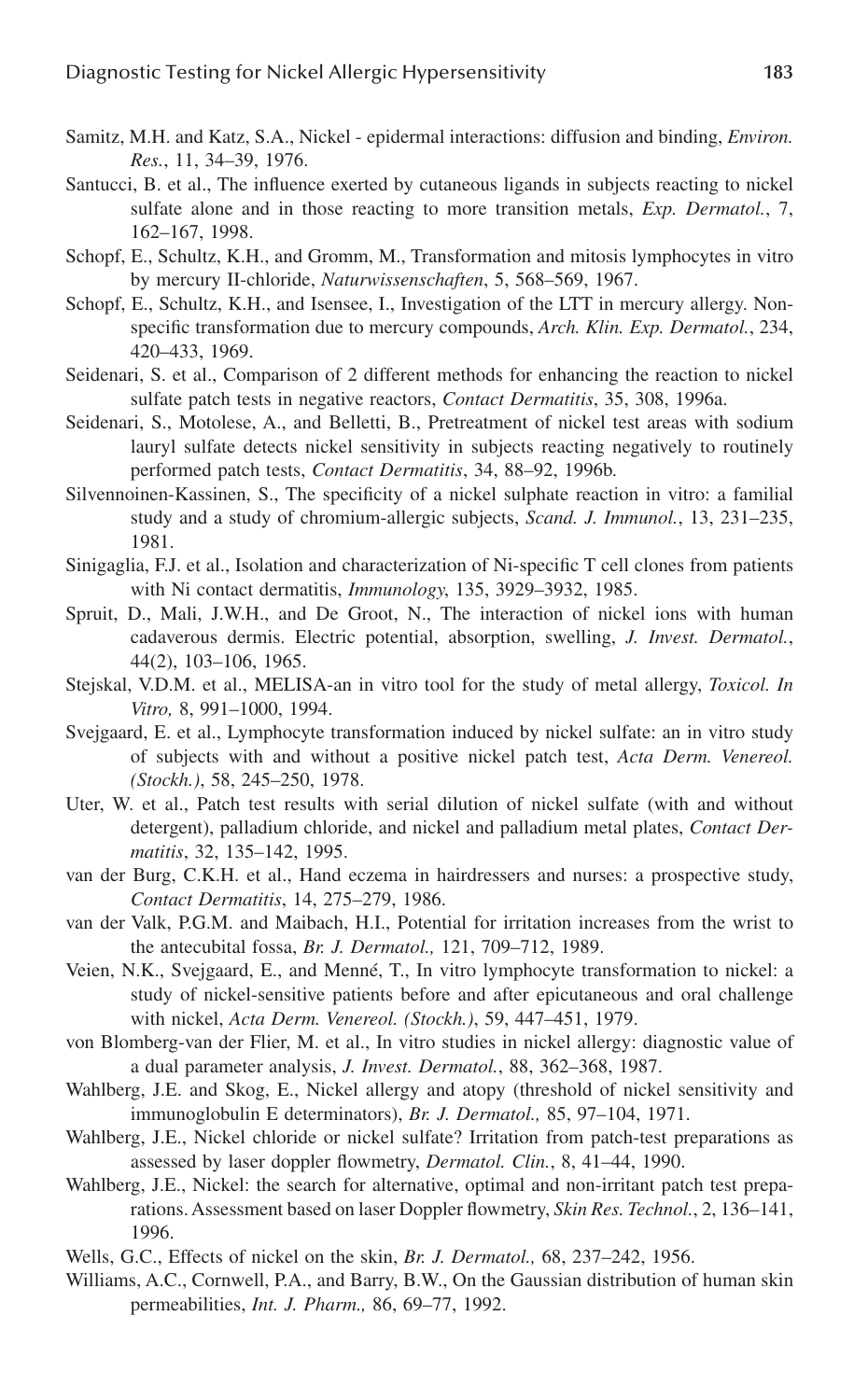Samitz, M.H. and Katz, S.A., Nickel - epidermal interactions: diffusion and binding, *Environ. Res.*, 11, 34–39, 1976.

Santucci, B. et al., The influence exerted by cutaneous ligands in subjects reacting to nickel sulfate alone and in those reacting to more transition metals, *Exp. Dermatol.*, 7, 162–167, 1998.

Schopf, E., Schultz, K.H., and Gromm, M., Transformation and mitosis lymphocytes in vitro by mercury II-chloride, *Naturwissenschaften*, 5, 568–569, 1967.

Schopf, E., Schultz, K.H., and Isensee, I., Investigation of the LTT in mercury allergy. Non-specific transformation due to mercury compounds, *Arch. Klin. Exp. Dermatol.*, 234, 420–433, 1969.

Seidenari, S. et al., Comparison of 2 different methods for enhancing the reaction to nickel sulfate patch tests in negative reactors, *Contact Dermatitis*, 35, 308, 1996a.

Seidenari, S., Motolese, A., and Belletti, B., Pretreatment of nickel test areas with sodium lauryl sulfate detects nickel sensitivity in subjects reacting negatively to routinely performed patch tests, *Contact Dermatitis*, 34, 88–92, 1996b.

Silvennoinen-Kassinen, S., The specificity of a nickel sulphate reaction in vitro: a familial study and a study of chromium-allergic subjects, *Scand. J. Immunol.*, 13, 231–235, 1981.

Sinigaglia, F.J. et al., Isolation and characterization of Ni-specific T cell clones from patients with Ni contact dermatitis, *Immunology*, 135, 3929–3932, 1985.

Spruit, D., Mali, J.W.H., and De Groot, N., The interaction of nickel ions with human cadaverous dermis. Electric potential, absorption, swelling, *J. Invest. Dermatol.*, 44(2), 103–106, 1965.

Stejskal, V.D.M. et al., MELISA-an in vitro tool for the study of metal allergy, *Toxicol. In Vitro,* 8, 991–1000, 1994.

Svejgaard, E. et al., Lymphocyte transformation induced by nickel sulfate: an in vitro study of subjects with and without a positive nickel patch test, *Acta Derm. Venereol. (Stockh.)*, 58, 245–250, 1978.

Uter, W. et al., Patch test results with serial dilution of nickel sulfate (with and without detergent), palladium chloride, and nickel and palladium metal plates, *Contact Dermatitis*, 32, 135–142, 1995.

van der Burg, C.K.H. et al., Hand eczema in hairdressers and nurses: a prospective study, *Contact Dermatitis*, 14, 275–279, 1986.

van der Valk, P.G.M. and Maibach, H.I., Potential for irritation increases from the wrist to the antecubital fossa, *Br. J. Dermatol.,* 121, 709–712, 1989.

Veien, N.K., Svejgaard, E., and Menné, T., In vitro lymphocyte transformation to nickel: a study of nickel-sensitive patients before and after epicutaneous and oral challenge with nickel, *Acta Derm. Venereol. (Stockh.)*, 59, 447–451, 1979.

von Blomberg-van der Flier, M. et al., In vitro studies in nickel allergy: diagnostic value of a dual parameter analysis, *J. Invest. Dermatol.*, 88, 362–368, 1987.

Wahlberg, J.E. and Skog, E., Nickel allergy and atopy (threshold of nickel sensitivity and immunoglobulin E determinators), *Br. J. Dermatol.,* 85, 97–104, 1971.

Wahlberg, J.E., Nickel chloride or nickel sulfate? Irritation from patch-test preparations as assessed by laser doppler flowmetry, *Dermatol. Clin.*, 8, 41–44, 1990.

Wahlberg, J.E., Nickel: the search for alternative, optimal and non-irritant patch test preparations. Assessment based on laser Doppler flowmetry, *Skin Res. Technol.*, 2, 136–141, 1996.

Wells, G.C., Effects of nickel on the skin, *Br. J. Dermatol.,* 68, 237–242, 1956.

Williams, A.C., Cornwell, P.A., and Barry, B.W., On the Gaussian distribution of human skin permeabilities, *Int. J. Pharm.,* 86, 69–77, 1992.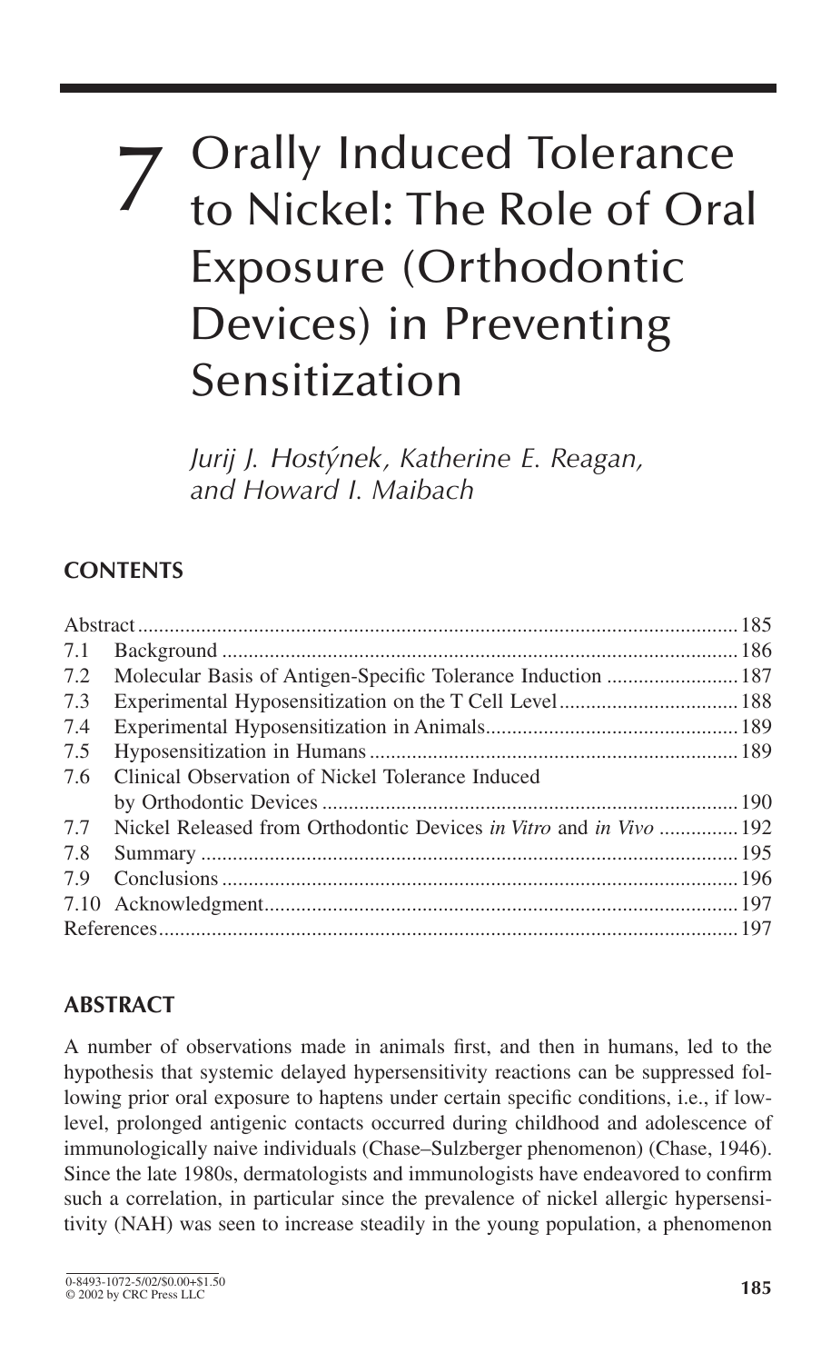# 7 Orally Induced Tolerance to Nickel: The Role of Oral Exposure (Orthodontic Devices) in Preventing Sensitization

*Jurij J. Hostýnek, Katherine E. Reagan, and Howard I. Maibach*

## CONTENTS

| | | |
|---|---|---|
| Abstract | | 185 |
| 7.1 | Background | 186 |
| 7.2 | Molecular Basis of Antigen-Specific Tolerance Induction | 187 |
| 7.3 | Experimental Hyposensitization on the T Cell Level | 188 |
| 7.4 | Experimental Hyposensitization in Animals | 189 |
| 7.5 | Hyposensitization in Humans | 189 |
| 7.6 | Clinical Observation of Nickel Tolerance Induced by Orthodontic Devices | 190 |
| 7.7 | Nickel Released from Orthodontic Devices *in Vitro* and *in Vivo* | 192 |
| 7.8 | Summary | 195 |
| 7.9 | Conclusions | 196 |
| 7.10 | Acknowledgment | 197 |
| References | | 197 |

## ABSTRACT

A number of observations made in animals first, and then in humans, led to the hypothesis that systemic delayed hypersensitivity reactions can be suppressed following prior oral exposure to haptens under certain specific conditions, i.e., if low-level, prolonged antigenic contacts occurred during childhood and adolescence of immunologically naive individuals (Chase–Sulzberger phenomenon) (Chase, 1946). Since the late 1980s, dermatologists and immunologists have endeavored to confirm such a correlation, in particular since the prevalence of nickel allergic hypersensitivity (NAH) was seen to increase steadily in the young population, a phenomenon

0-8493-1072-5/02/$0.00+$1.50
© 2002 by CRC Press LLC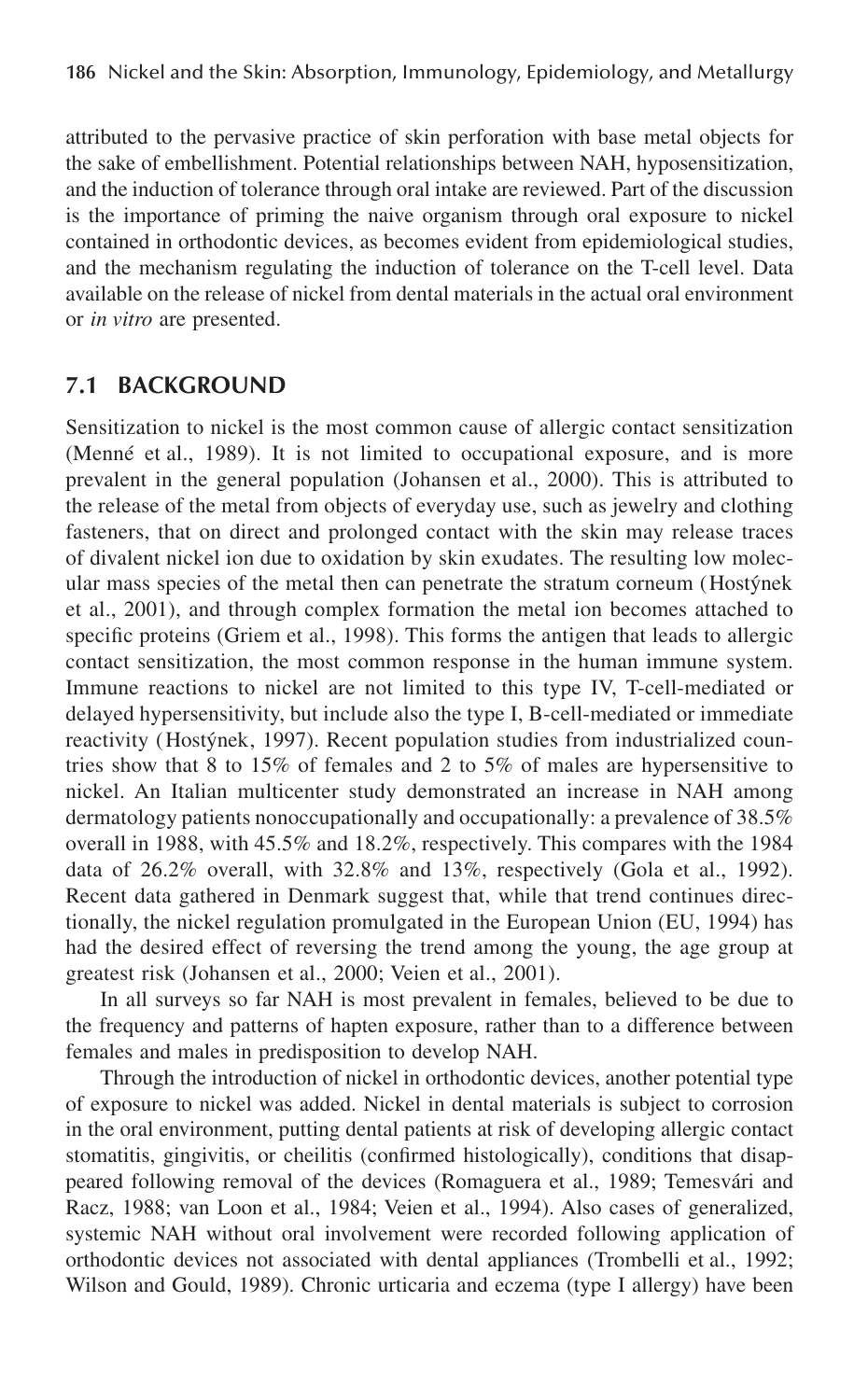attributed to the pervasive practice of skin perforation with base metal objects for the sake of embellishment. Potential relationships between NAH, hyposensitization, and the induction of tolerance through oral intake are reviewed. Part of the discussion is the importance of priming the naive organism through oral exposure to nickel contained in orthodontic devices, as becomes evident from epidemiological studies, and the mechanism regulating the induction of tolerance on the T-cell level. Data available on the release of nickel from dental materials in the actual oral environment or *in vitro* are presented.

## 7.1 BACKGROUND

Sensitization to nickel is the most common cause of allergic contact sensitization (Menné et al., 1989). It is not limited to occupational exposure, and is more prevalent in the general population (Johansen et al., 2000). This is attributed to the release of the metal from objects of everyday use, such as jewelry and clothing fasteners, that on direct and prolonged contact with the skin may release traces of divalent nickel ion due to oxidation by skin exudates. The resulting low molecular mass species of the metal then can penetrate the stratum corneum (Hostýnek et al., 2001), and through complex formation the metal ion becomes attached to specific proteins (Griem et al., 1998). This forms the antigen that leads to allergic contact sensitization, the most common response in the human immune system. Immune reactions to nickel are not limited to this type IV, T-cell-mediated or delayed hypersensitivity, but include also the type I, B-cell-mediated or immediate reactivity (Hostýnek, 1997). Recent population studies from industrialized countries show that 8 to 15% of females and 2 to 5% of males are hypersensitive to nickel. An Italian multicenter study demonstrated an increase in NAH among dermatology patients nonoccupationally and occupationally: a prevalence of 38.5% overall in 1988, with 45.5% and 18.2%, respectively. This compares with the 1984 data of 26.2% overall, with 32.8% and 13%, respectively (Gola et al., 1992). Recent data gathered in Denmark suggest that, while that trend continues directionally, the nickel regulation promulgated in the European Union (EU, 1994) has had the desired effect of reversing the trend among the young, the age group at greatest risk (Johansen et al., 2000; Veien et al., 2001).

In all surveys so far NAH is most prevalent in females, believed to be due to the frequency and patterns of hapten exposure, rather than to a difference between females and males in predisposition to develop NAH.

Through the introduction of nickel in orthodontic devices, another potential type of exposure to nickel was added. Nickel in dental materials is subject to corrosion in the oral environment, putting dental patients at risk of developing allergic contact stomatitis, gingivitis, or cheilitis (confirmed histologically), conditions that disappeared following removal of the devices (Romaguera et al., 1989; Temesvári and Racz, 1988; van Loon et al., 1984; Veien et al., 1994). Also cases of generalized, systemic NAH without oral involvement were recorded following application of orthodontic devices not associated with dental appliances (Trombelli et al., 1992; Wilson and Gould, 1989). Chronic urticaria and eczema (type I allergy) have been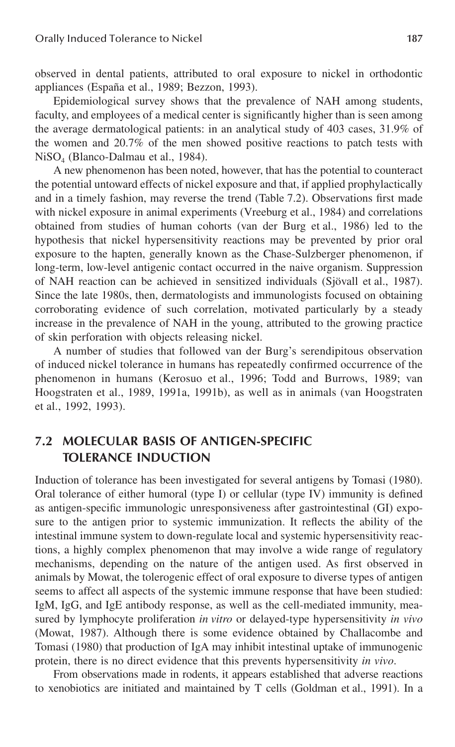observed in dental patients, attributed to oral exposure to nickel in orthodontic appliances (España et al., 1989; Bezzon, 1993).

Epidemiological survey shows that the prevalence of NAH among students, faculty, and employees of a medical center is significantly higher than is seen among the average dermatological patients: in an analytical study of 403 cases, 31.9% of the women and 20.7% of the men showed positive reactions to patch tests with $NiSO_4$ (Blanco-Dalmau et al., 1984).

A new phenomenon has been noted, however, that has the potential to counteract the potential untoward effects of nickel exposure and that, if applied prophylactically and in a timely fashion, may reverse the trend (Table 7.2). Observations first made with nickel exposure in animal experiments (Vreeburg et al., 1984) and correlations obtained from studies of human cohorts (van der Burg et al., 1986) led to the hypothesis that nickel hypersensitivity reactions may be prevented by prior oral exposure to the hapten, generally known as the Chase-Sulzberger phenomenon, if long-term, low-level antigenic contact occurred in the naive organism. Suppression of NAH reaction can be achieved in sensitized individuals (Sjövall et al., 1987). Since the late 1980s, then, dermatologists and immunologists focused on obtaining corroborating evidence of such correlation, motivated particularly by a steady increase in the prevalence of NAH in the young, attributed to the growing practice of skin perforation with objects releasing nickel.

A number of studies that followed van der Burg's serendipitous observation of induced nickel tolerance in humans has repeatedly confirmed occurrence of the phenomenon in humans (Kerosuo et al., 1996; Todd and Burrows, 1989; van Hoogstraten et al., 1989, 1991a, 1991b), as well as in animals (van Hoogstraten et al., 1992, 1993).

## 7.2 MOLECULAR BASIS OF ANTIGEN-SPECIFIC TOLERANCE INDUCTION

Induction of tolerance has been investigated for several antigens by Tomasi (1980). Oral tolerance of either humoral (type I) or cellular (type IV) immunity is defined as antigen-specific immunologic unresponsiveness after gastrointestinal (GI) exposure to the antigen prior to systemic immunization. It reflects the ability of the intestinal immune system to down-regulate local and systemic hypersensitivity reactions, a highly complex phenomenon that may involve a wide range of regulatory mechanisms, depending on the nature of the antigen used. As first observed in animals by Mowat, the tolerogenic effect of oral exposure to diverse types of antigen seems to affect all aspects of the systemic immune response that have been studied: IgM, IgG, and IgE antibody response, as well as the cell-mediated immunity, measured by lymphocyte proliferation *in vitro* or delayed-type hypersensitivity *in vivo* (Mowat, 1987). Although there is some evidence obtained by Challacombe and Tomasi (1980) that production of IgA may inhibit intestinal uptake of immunogenic protein, there is no direct evidence that this prevents hypersensitivity *in vivo*.

From observations made in rodents, it appears established that adverse reactions to xenobiotics are initiated and maintained by T cells (Goldman et al., 1991). In a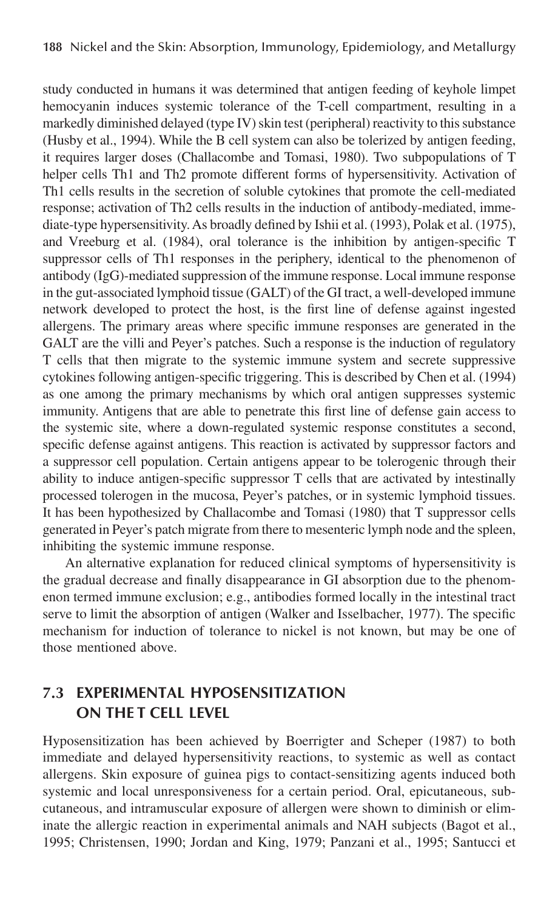study conducted in humans it was determined that antigen feeding of keyhole limpet hemocyanin induces systemic tolerance of the T-cell compartment, resulting in a markedly diminished delayed (type IV) skin test (peripheral) reactivity to this substance (Husby et al., 1994). While the B cell system can also be tolerized by antigen feeding, it requires larger doses (Challacombe and Tomasi, 1980). Two subpopulations of T helper cells Th1 and Th2 promote different forms of hypersensitivity. Activation of Th1 cells results in the secretion of soluble cytokines that promote the cell-mediated response; activation of Th2 cells results in the induction of antibody-mediated, immediate-type hypersensitivity. As broadly defined by Ishii et al. (1993), Polak et al. (1975), and Vreeburg et al. (1984), oral tolerance is the inhibition by antigen-specific T suppressor cells of Th1 responses in the periphery, identical to the phenomenon of antibody (IgG)-mediated suppression of the immune response. Local immune response in the gut-associated lymphoid tissue (GALT) of the GI tract, a well-developed immune network developed to protect the host, is the first line of defense against ingested allergens. The primary areas where specific immune responses are generated in the GALT are the villi and Peyer's patches. Such a response is the induction of regulatory T cells that then migrate to the systemic immune system and secrete suppressive cytokines following antigen-specific triggering. This is described by Chen et al. (1994) as one among the primary mechanisms by which oral antigen suppresses systemic immunity. Antigens that are able to penetrate this first line of defense gain access to the systemic site, where a down-regulated systemic response constitutes a second, specific defense against antigens. This reaction is activated by suppressor factors and a suppressor cell population. Certain antigens appear to be tolerogenic through their ability to induce antigen-specific suppressor T cells that are activated by intestinally processed tolerogen in the mucosa, Peyer's patches, or in systemic lymphoid tissues. It has been hypothesized by Challacombe and Tomasi (1980) that T suppressor cells generated in Peyer's patch migrate from there to mesenteric lymph node and the spleen, inhibiting the systemic immune response.

An alternative explanation for reduced clinical symptoms of hypersensitivity is the gradual decrease and finally disappearance in GI absorption due to the phenomenon termed immune exclusion; e.g., antibodies formed locally in the intestinal tract serve to limit the absorption of antigen (Walker and Isselbacher, 1977). The specific mechanism for induction of tolerance to nickel is not known, but may be one of those mentioned above.

## 7.3 EXPERIMENTAL HYPOSENSITIZATION ON THE T CELL LEVEL

Hyposensitization has been achieved by Boerrigter and Scheper (1987) to both immediate and delayed hypersensitivity reactions, to systemic as well as contact allergens. Skin exposure of guinea pigs to contact-sensitizing agents induced both systemic and local unresponsiveness for a certain period. Oral, epicutaneous, subcutaneous, and intramuscular exposure of allergen were shown to diminish or eliminate the allergic reaction in experimental animals and NAH subjects (Bagot et al., 1995; Christensen, 1990; Jordan and King, 1979; Panzani et al., 1995; Santucci et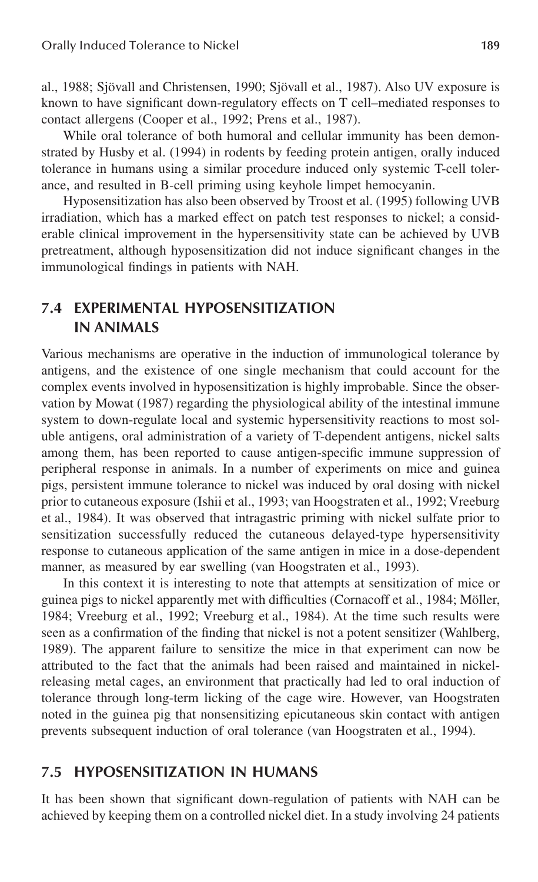al., 1988; Sjövall and Christensen, 1990; Sjövall et al., 1987). Also UV exposure is known to have significant down-regulatory effects on T cell–mediated responses to contact allergens (Cooper et al., 1992; Prens et al., 1987).

While oral tolerance of both humoral and cellular immunity has been demonstrated by Husby et al. (1994) in rodents by feeding protein antigen, orally induced tolerance in humans using a similar procedure induced only systemic T-cell tolerance, and resulted in B-cell priming using keyhole limpet hemocyanin.

Hyposensitization has also been observed by Troost et al. (1995) following UVB irradiation, which has a marked effect on patch test responses to nickel; a considerable clinical improvement in the hypersensitivity state can be achieved by UVB pretreatment, although hyposensitization did not induce significant changes in the immunological findings in patients with NAH.

## 7.4 EXPERIMENTAL HYPOSENSITIZATION IN ANIMALS

Various mechanisms are operative in the induction of immunological tolerance by antigens, and the existence of one single mechanism that could account for the complex events involved in hyposensitization is highly improbable. Since the observation by Mowat (1987) regarding the physiological ability of the intestinal immune system to down-regulate local and systemic hypersensitivity reactions to most soluble antigens, oral administration of a variety of T-dependent antigens, nickel salts among them, has been reported to cause antigen-specific immune suppression of peripheral response in animals. In a number of experiments on mice and guinea pigs, persistent immune tolerance to nickel was induced by oral dosing with nickel prior to cutaneous exposure (Ishii et al., 1993; van Hoogstraten et al., 1992; Vreeburg et al., 1984). It was observed that intragastric priming with nickel sulfate prior to sensitization successfully reduced the cutaneous delayed-type hypersensitivity response to cutaneous application of the same antigen in mice in a dose-dependent manner, as measured by ear swelling (van Hoogstraten et al., 1993).

In this context it is interesting to note that attempts at sensitization of mice or guinea pigs to nickel apparently met with difficulties (Cornacoff et al., 1984; Möller, 1984; Vreeburg et al., 1992; Vreeburg et al., 1984). At the time such results were seen as a confirmation of the finding that nickel is not a potent sensitizer (Wahlberg, 1989). The apparent failure to sensitize the mice in that experiment can now be attributed to the fact that the animals had been raised and maintained in nickel-releasing metal cages, an environment that practically had led to oral induction of tolerance through long-term licking of the cage wire. However, van Hoogstraten noted in the guinea pig that nonsensitizing epicutaneous skin contact with antigen prevents subsequent induction of oral tolerance (van Hoogstraten et al., 1994).

## 7.5 HYPOSENSITIZATION IN HUMANS

It has been shown that significant down-regulation of patients with NAH can be achieved by keeping them on a controlled nickel diet. In a study involving 24 patients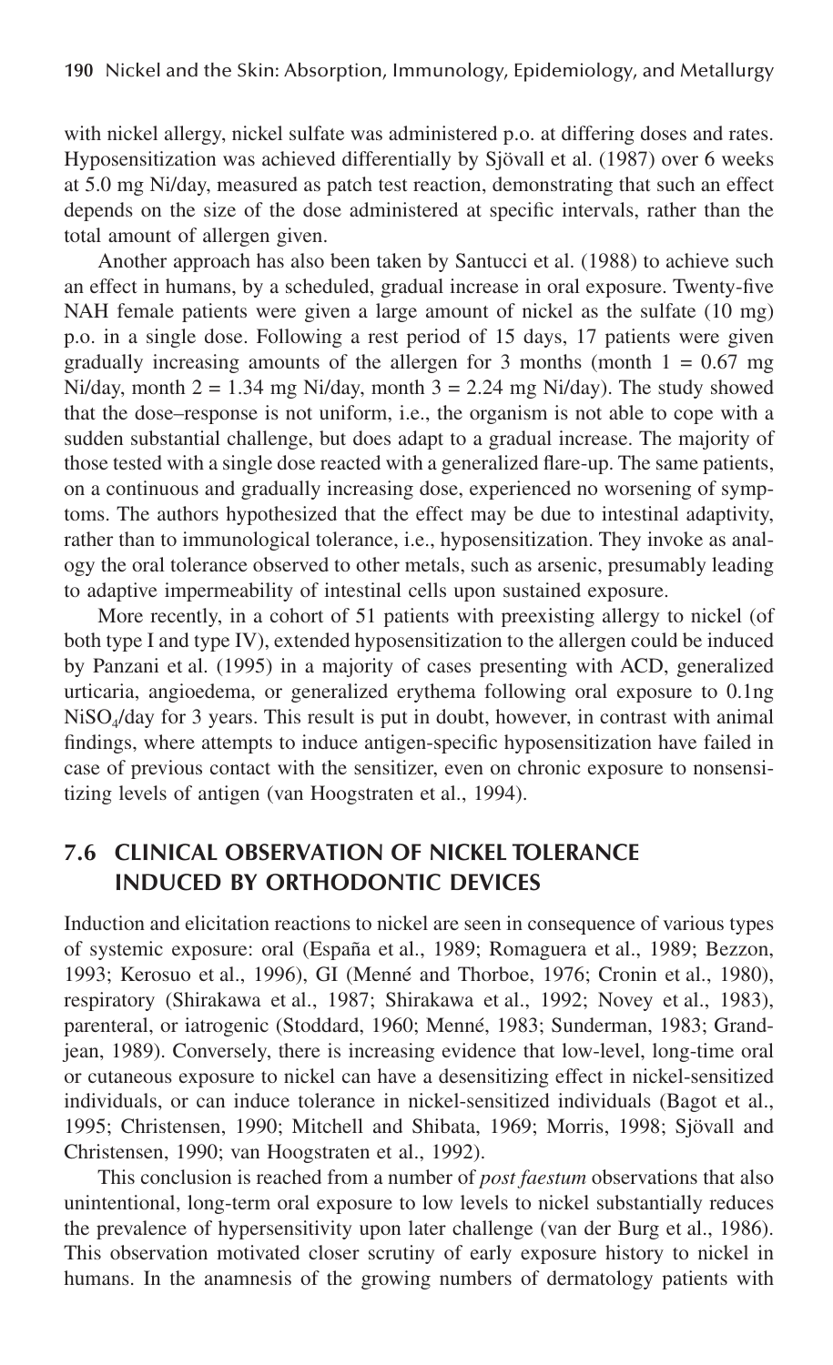with nickel allergy, nickel sulfate was administered p.o. at differing doses and rates. Hyposensitization was achieved differentially by Sjövall et al. (1987) over 6 weeks at 5.0 mg Ni/day, measured as patch test reaction, demonstrating that such an effect depends on the size of the dose administered at specific intervals, rather than the total amount of allergen given.

Another approach has also been taken by Santucci et al. (1988) to achieve such an effect in humans, by a scheduled, gradual increase in oral exposure. Twenty-five NAH female patients were given a large amount of nickel as the sulfate (10 mg) p.o. in a single dose. Following a rest period of 15 days, 17 patients were given gradually increasing amounts of the allergen for 3 months (month 1 = 0.67 mg Ni/day, month 2 = 1.34 mg Ni/day, month 3 = 2.24 mg Ni/day). The study showed that the dose–response is not uniform, i.e., the organism is not able to cope with a sudden substantial challenge, but does adapt to a gradual increase. The majority of those tested with a single dose reacted with a generalized flare-up. The same patients, on a continuous and gradually increasing dose, experienced no worsening of symptoms. The authors hypothesized that the effect may be due to intestinal adaptivity, rather than to immunological tolerance, i.e., hyposensitization. They invoke as analogy the oral tolerance observed to other metals, such as arsenic, presumably leading to adaptive impermeability of intestinal cells upon sustained exposure.

More recently, in a cohort of 51 patients with preexisting allergy to nickel (of both type I and type IV), extended hyposensitization to the allergen could be induced by Panzani et al. (1995) in a majority of cases presenting with ACD, generalized urticaria, angioedema, or generalized erythema following oral exposure to 0.1ng $NiSO_4$/day for 3 years. This result is put in doubt, however, in contrast with animal findings, where attempts to induce antigen-specific hyposensitization have failed in case of previous contact with the sensitizer, even on chronic exposure to nonsensitizing levels of antigen (van Hoogstraten et al., 1994).

## 7.6 CLINICAL OBSERVATION OF NICKEL TOLERANCE INDUCED BY ORTHODONTIC DEVICES

Induction and elicitation reactions to nickel are seen in consequence of various types of systemic exposure: oral (España et al., 1989; Romaguera et al., 1989; Bezzon, 1993; Kerosuo et al., 1996), GI (Menné and Thorboe, 1976; Cronin et al., 1980), respiratory (Shirakawa et al., 1987; Shirakawa et al., 1992; Novey et al., 1983), parenteral, or iatrogenic (Stoddard, 1960; Menné, 1983; Sunderman, 1983; Grandjean, 1989). Conversely, there is increasing evidence that low-level, long-time oral or cutaneous exposure to nickel can have a desensitizing effect in nickel-sensitized individuals, or can induce tolerance in nickel-sensitized individuals (Bagot et al., 1995; Christensen, 1990; Mitchell and Shibata, 1969; Morris, 1998; Sjövall and Christensen, 1990; van Hoogstraten et al., 1992).

This conclusion is reached from a number of *post faestum* observations that also unintentional, long-term oral exposure to low levels to nickel substantially reduces the prevalence of hypersensitivity upon later challenge (van der Burg et al., 1986). This observation motivated closer scrutiny of early exposure history to nickel in humans. In the anamnesis of the growing numbers of dermatology patients with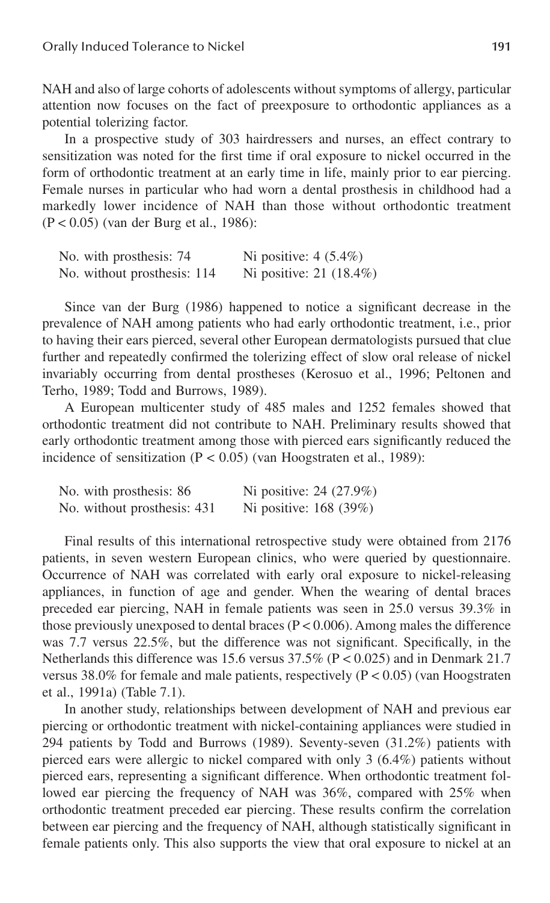NAH and also of large cohorts of adolescents without symptoms of allergy, particular attention now focuses on the fact of preexposure to orthodontic appliances as a potential tolerizing factor.

In a prospective study of 303 hairdressers and nurses, an effect contrary to sensitization was noted for the first time if oral exposure to nickel occurred in the form of orthodontic treatment at an early time in life, mainly prior to ear piercing. Female nurses in particular who had worn a dental prosthesis in childhood had a markedly lower incidence of NAH than those without orthodontic treatment ($P < 0.05$) (van der Burg et al., 1986):

| | |
|---|---|
| No. with prosthesis: 74 | Ni positive: 4 (5.4%) |
| No. without prosthesis: 114 | Ni positive: 21 (18.4%) |

Since van der Burg (1986) happened to notice a significant decrease in the prevalence of NAH among patients who had early orthodontic treatment, i.e., prior to having their ears pierced, several other European dermatologists pursued that clue further and repeatedly confirmed the tolerizing effect of slow oral release of nickel invariably occurring from dental prostheses (Kerosuo et al., 1996; Peltonen and Terho, 1989; Todd and Burrows, 1989).

A European multicenter study of 485 males and 1252 females showed that orthodontic treatment did not contribute to NAH. Preliminary results showed that early orthodontic treatment among those with pierced ears significantly reduced the incidence of sensitization ($P < 0.05$) (van Hoogstraten et al., 1989):

| | |
|---|---|
| No. with prosthesis: 86 | Ni positive: 24 (27.9%) |
| No. without prosthesis: 431 | Ni positive: 168 (39%) |

Final results of this international retrospective study were obtained from 2176 patients, in seven western European clinics, who were queried by questionnaire. Occurrence of NAH was correlated with early oral exposure to nickel-releasing appliances, in function of age and gender. When the wearing of dental braces preceded ear piercing, NAH in female patients was seen in 25.0 versus 39.3% in those previously unexposed to dental braces ($P < 0.006$). Among males the difference was 7.7 versus 22.5%, but the difference was not significant. Specifically, in the Netherlands this difference was 15.6 versus 37.5% ($P < 0.025$) and in Denmark 21.7 versus 38.0% for female and male patients, respectively ($P < 0.05$) (van Hoogstraten et al., 1991a) (Table 7.1).

In another study, relationships between development of NAH and previous ear piercing or orthodontic treatment with nickel-containing appliances were studied in 294 patients by Todd and Burrows (1989). Seventy-seven (31.2%) patients with pierced ears were allergic to nickel compared with only 3 (6.4%) patients without pierced ears, representing a significant difference. When orthodontic treatment followed ear piercing the frequency of NAH was 36%, compared with 25% when orthodontic treatment preceded ear piercing. These results confirm the correlation between ear piercing and the frequency of NAH, although statistically significant in female patients only. This also supports the view that oral exposure to nickel at an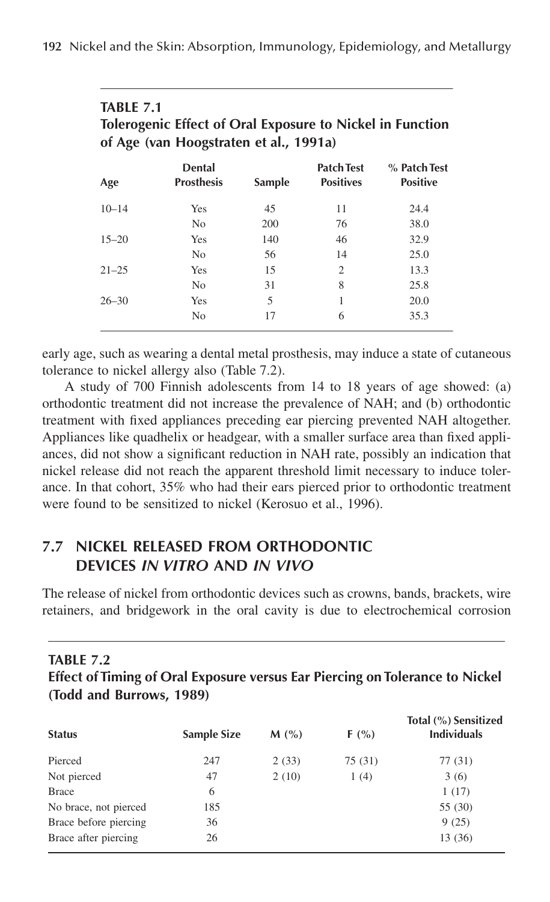**TABLE 7.1**
**Tolerogenic Effect of Oral Exposure to Nickel in Function of Age (van Hoogstraten et al., 1991a)**

| Age | Dental Prosthesis | Sample | Patch Test Positives | % Patch Test Positive |
|---|---|---|---|---|
| 10–14 | Yes | 45 | 11 | 24.4 |
| | No | 200 | 76 | 38.0 |
| 15–20 | Yes | 140 | 46 | 32.9 |
| | No | 56 | 14 | 25.0 |
| 21–25 | Yes | 15 | 2 | 13.3 |
| | No | 31 | 8 | 25.8 |
| 26–30 | Yes | 5 | 1 | 20.0 |
| | No | 17 | 6 | 35.3 |

early age, such as wearing a dental metal prosthesis, may induce a state of cutaneous tolerance to nickel allergy also (Table 7.2).

A study of 700 Finnish adolescents from 14 to 18 years of age showed: (a) orthodontic treatment did not increase the prevalence of NAH; and (b) orthodontic treatment with fixed appliances preceding ear piercing prevented NAH altogether. Appliances like quadhelix or headgear, with a smaller surface area than fixed appliances, did not show a significant reduction in NAH rate, possibly an indication that nickel release did not reach the apparent threshold limit necessary to induce tolerance. In that cohort, 35% who had their ears pierced prior to orthodontic treatment were found to be sensitized to nickel (Kerosuo et al., 1996).

## 7.7 NICKEL RELEASED FROM ORTHODONTIC DEVICES *IN VITRO* AND *IN VIVO*

The release of nickel from orthodontic devices such as crowns, bands, brackets, wire retainers, and bridgework in the oral cavity is due to electrochemical corrosion

**TABLE 7.2**
**Effect of Timing of Oral Exposure versus Ear Piercing on Tolerance to Nickel (Todd and Burrows, 1989)**

| Status | Sample Size | M (%) | F (%) | Total (%) Sensitized Individuals |
|---|---|---|---|---|
| Pierced | 247 | 2 (33) | 75 (31) | 77 (31) |
| Not pierced | 47 | 2 (10) | 1 (4) | 3 (6) |
| Brace | 6 | | | 1 (17) |
| No brace, not pierced | 185 | | | 55 (30) |
| Brace before piercing | 36 | | | 9 (25) |
| Brace after piercing | 26 | | | 13 (36) |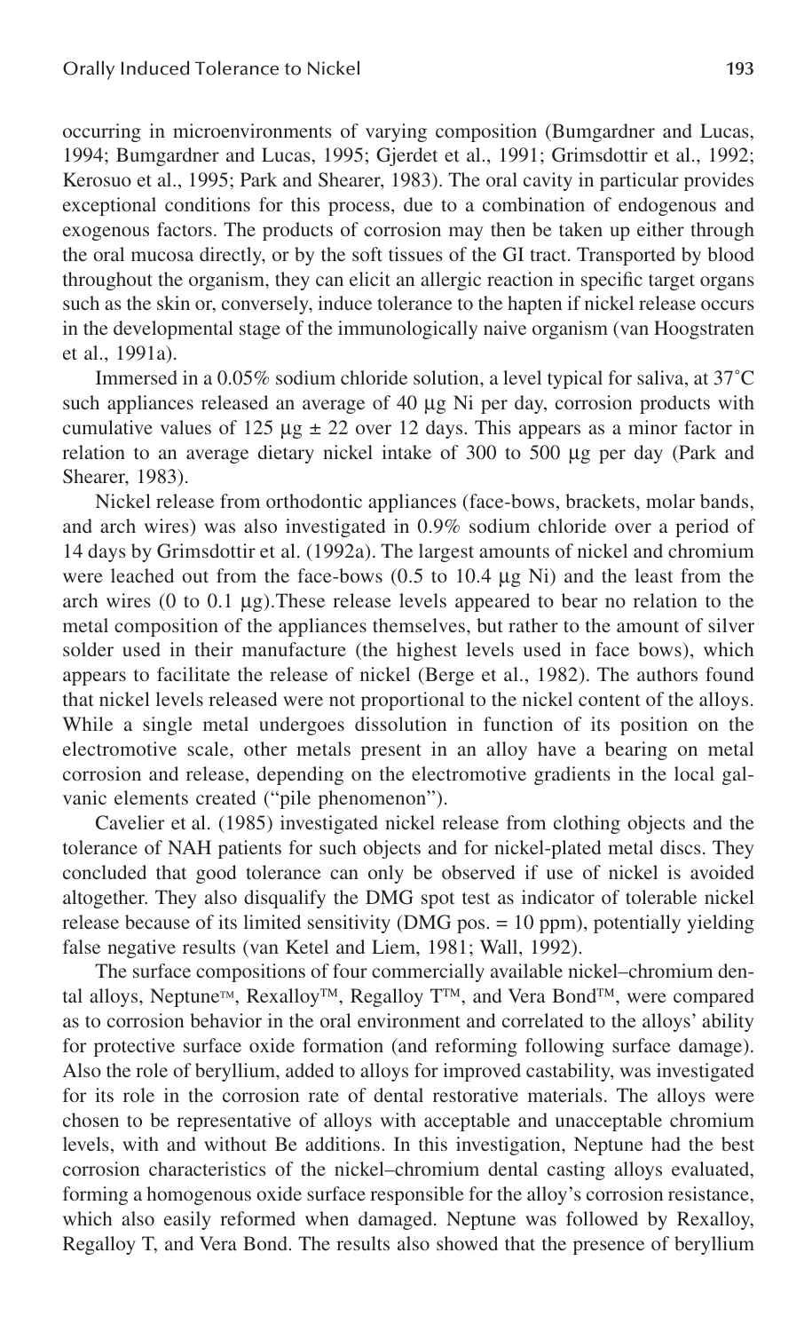occurring in microenvironments of varying composition (Bumgardner and Lucas, 1994; Bumgardner and Lucas, 1995; Gjerdet et al., 1991; Grimsdottir et al., 1992; Kerosuo et al., 1995; Park and Shearer, 1983). The oral cavity in particular provides exceptional conditions for this process, due to a combination of endogenous and exogenous factors. The products of corrosion may then be taken up either through the oral mucosa directly, or by the soft tissues of the GI tract. Transported by blood throughout the organism, they can elicit an allergic reaction in specific target organs such as the skin or, conversely, induce tolerance to the hapten if nickel release occurs in the developmental stage of the immunologically naive organism (van Hoogstraten et al., 1991a).

Immersed in a 0.05% sodium chloride solution, a level typical for saliva, at 37˚C such appliances released an average of 40 µg Ni per day, corrosion products with cumulative values of 125 µg ± 22 over 12 days. This appears as a minor factor in relation to an average dietary nickel intake of 300 to 500 µg per day (Park and Shearer, 1983).

Nickel release from orthodontic appliances (face-bows, brackets, molar bands, and arch wires) was also investigated in 0.9% sodium chloride over a period of 14 days by Grimsdottir et al. (1992a). The largest amounts of nickel and chromium were leached out from the face-bows (0.5 to 10.4 µg Ni) and the least from the arch wires (0 to 0.1 µg).These release levels appeared to bear no relation to the metal composition of the appliances themselves, but rather to the amount of silver solder used in their manufacture (the highest levels used in face bows), which appears to facilitate the release of nickel (Berge et al., 1982). The authors found that nickel levels released were not proportional to the nickel content of the alloys. While a single metal undergoes dissolution in function of its position on the electromotive scale, other metals present in an alloy have a bearing on metal corrosion and release, depending on the electromotive gradients in the local galvanic elements created ("pile phenomenon").

Cavelier et al. (1985) investigated nickel release from clothing objects and the tolerance of NAH patients for such objects and for nickel-plated metal discs. They concluded that good tolerance can only be observed if use of nickel is avoided altogether. They also disqualify the DMG spot test as indicator of tolerable nickel release because of its limited sensitivity (DMG pos. = 10 ppm), potentially yielding false negative results (van Ketel and Liem, 1981; Wall, 1992).

The surface compositions of four commercially available nickel–chromium dental alloys, Neptune™, Rexalloy™, Regalloy T™, and Vera Bond™, were compared as to corrosion behavior in the oral environment and correlated to the alloys' ability for protective surface oxide formation (and reforming following surface damage). Also the role of beryllium, added to alloys for improved castability, was investigated for its role in the corrosion rate of dental restorative materials. The alloys were chosen to be representative of alloys with acceptable and unacceptable chromium levels, with and without Be additions. In this investigation, Neptune had the best corrosion characteristics of the nickel–chromium dental casting alloys evaluated, forming a homogenous oxide surface responsible for the alloy's corrosion resistance, which also easily reformed when damaged. Neptune was followed by Rexalloy, Regalloy T, and Vera Bond. The results also showed that the presence of beryllium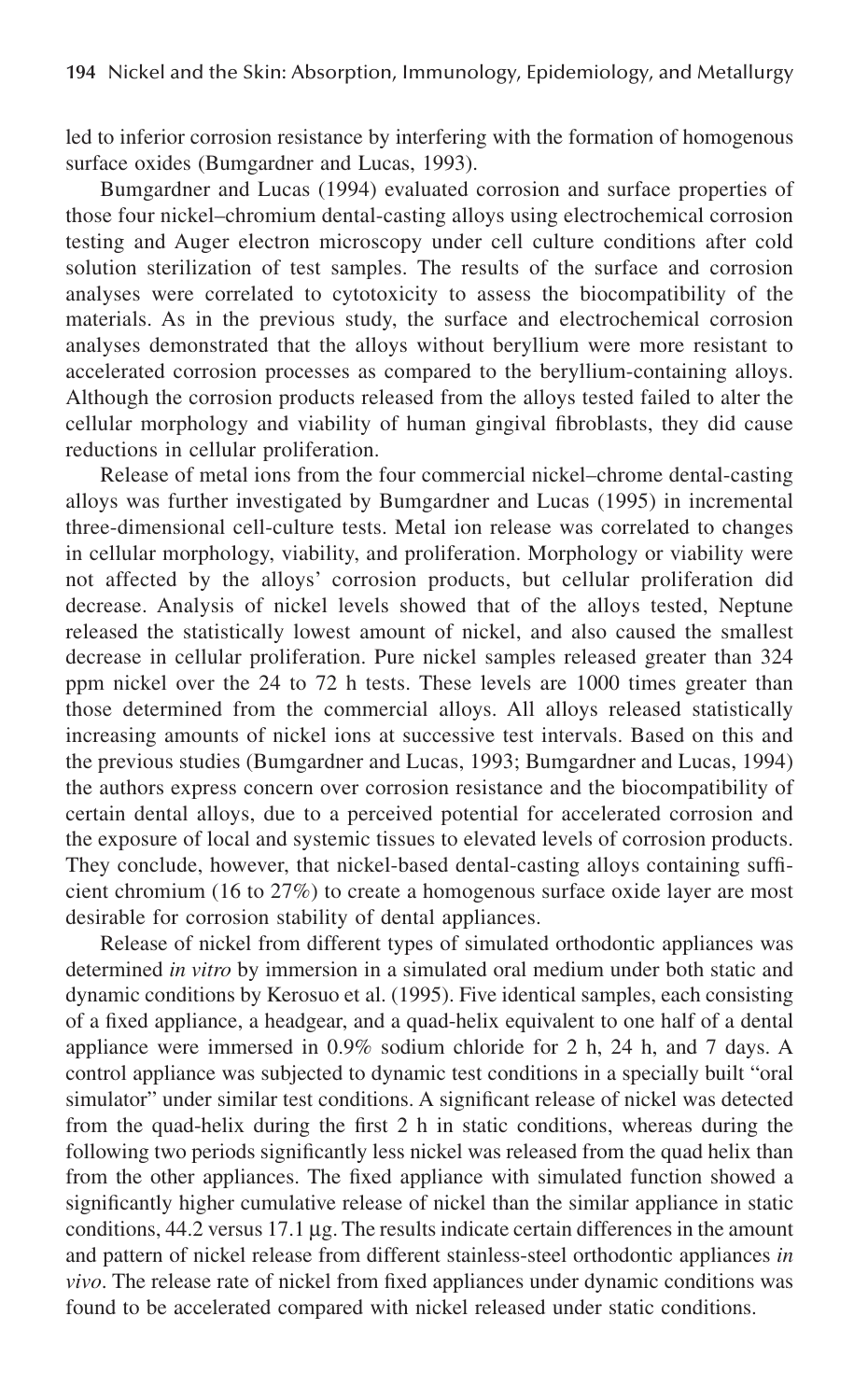led to inferior corrosion resistance by interfering with the formation of homogenous surface oxides (Bumgardner and Lucas, 1993).

Bumgardner and Lucas (1994) evaluated corrosion and surface properties of those four nickel–chromium dental-casting alloys using electrochemical corrosion testing and Auger electron microscopy under cell culture conditions after cold solution sterilization of test samples. The results of the surface and corrosion analyses were correlated to cytotoxicity to assess the biocompatibility of the materials. As in the previous study, the surface and electrochemical corrosion analyses demonstrated that the alloys without beryllium were more resistant to accelerated corrosion processes as compared to the beryllium-containing alloys. Although the corrosion products released from the alloys tested failed to alter the cellular morphology and viability of human gingival fibroblasts, they did cause reductions in cellular proliferation.

Release of metal ions from the four commercial nickel–chrome dental-casting alloys was further investigated by Bumgardner and Lucas (1995) in incremental three-dimensional cell-culture tests. Metal ion release was correlated to changes in cellular morphology, viability, and proliferation. Morphology or viability were not affected by the alloys' corrosion products, but cellular proliferation did decrease. Analysis of nickel levels showed that of the alloys tested, Neptune released the statistically lowest amount of nickel, and also caused the smallest decrease in cellular proliferation. Pure nickel samples released greater than 324 ppm nickel over the 24 to 72 h tests. These levels are 1000 times greater than those determined from the commercial alloys. All alloys released statistically increasing amounts of nickel ions at successive test intervals. Based on this and the previous studies (Bumgardner and Lucas, 1993; Bumgardner and Lucas, 1994) the authors express concern over corrosion resistance and the biocompatibility of certain dental alloys, due to a perceived potential for accelerated corrosion and the exposure of local and systemic tissues to elevated levels of corrosion products. They conclude, however, that nickel-based dental-casting alloys containing sufficient chromium (16 to 27%) to create a homogenous surface oxide layer are most desirable for corrosion stability of dental appliances.

Release of nickel from different types of simulated orthodontic appliances was determined *in vitro* by immersion in a simulated oral medium under both static and dynamic conditions by Kerosuo et al. (1995). Five identical samples, each consisting of a fixed appliance, a headgear, and a quad-helix equivalent to one half of a dental appliance were immersed in 0.9% sodium chloride for 2 h, 24 h, and 7 days. A control appliance was subjected to dynamic test conditions in a specially built "oral simulator" under similar test conditions. A significant release of nickel was detected from the quad-helix during the first 2 h in static conditions, whereas during the following two periods significantly less nickel was released from the quad helix than from the other appliances. The fixed appliance with simulated function showed a significantly higher cumulative release of nickel than the similar appliance in static conditions, 44.2 versus 17.1 µg. The results indicate certain differences in the amount and pattern of nickel release from different stainless-steel orthodontic appliances *in vivo*. The release rate of nickel from fixed appliances under dynamic conditions was found to be accelerated compared with nickel released under static conditions.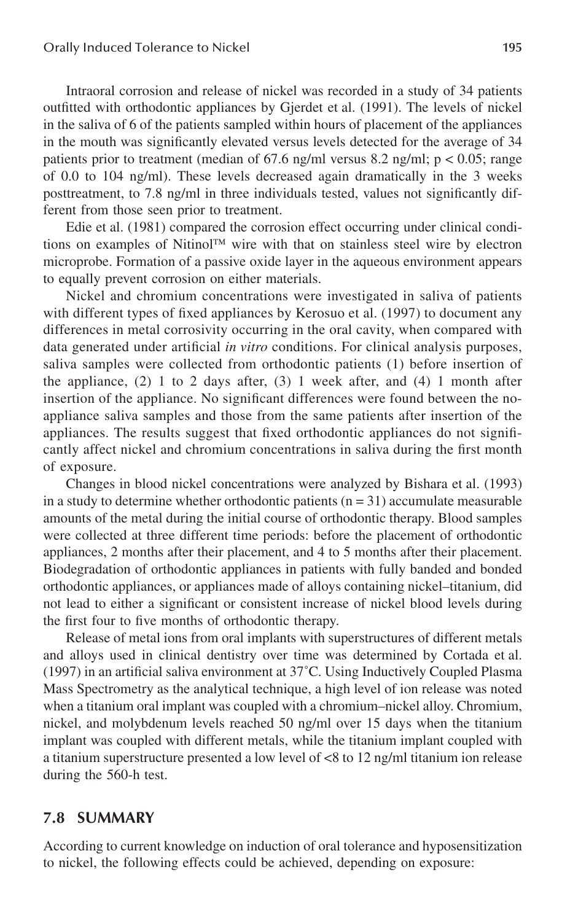Intraoral corrosion and release of nickel was recorded in a study of 34 patients outfitted with orthodontic appliances by Gjerdet et al. (1991). The levels of nickel in the saliva of 6 of the patients sampled within hours of placement of the appliances in the mouth was significantly elevated versus levels detected for the average of 34 patients prior to treatment (median of 67.6 ng/ml versus 8.2 ng/ml; $p < 0.05$; range of 0.0 to 104 ng/ml). These levels decreased again dramatically in the 3 weeks posttreatment, to 7.8 ng/ml in three individuals tested, values not significantly different from those seen prior to treatment.

Edie et al. (1981) compared the corrosion effect occurring under clinical conditions on examples of Nitinol™ wire with that on stainless steel wire by electron microprobe. Formation of a passive oxide layer in the aqueous environment appears to equally prevent corrosion on either materials.

Nickel and chromium concentrations were investigated in saliva of patients with different types of fixed appliances by Kerosuo et al. (1997) to document any differences in metal corrosivity occurring in the oral cavity, when compared with data generated under artificial *in vitro* conditions. For clinical analysis purposes, saliva samples were collected from orthodontic patients (1) before insertion of the appliance, (2) 1 to 2 days after, (3) 1 week after, and (4) 1 month after insertion of the appliance. No significant differences were found between the no-appliance saliva samples and those from the same patients after insertion of the appliances. The results suggest that fixed orthodontic appliances do not significantly affect nickel and chromium concentrations in saliva during the first month of exposure.

Changes in blood nickel concentrations were analyzed by Bishara et al. (1993) in a study to determine whether orthodontic patients ($n = 31$) accumulate measurable amounts of the metal during the initial course of orthodontic therapy. Blood samples were collected at three different time periods: before the placement of orthodontic appliances, 2 months after their placement, and 4 to 5 months after their placement. Biodegradation of orthodontic appliances in patients with fully banded and bonded orthodontic appliances, or appliances made of alloys containing nickel–titanium, did not lead to either a significant or consistent increase of nickel blood levels during the first four to five months of orthodontic therapy.

Release of metal ions from oral implants with superstructures of different metals and alloys used in clinical dentistry over time was determined by Cortada et al. (1997) in an artificial saliva environment at 37˚C. Using Inductively Coupled Plasma Mass Spectrometry as the analytical technique, a high level of ion release was noted when a titanium oral implant was coupled with a chromium–nickel alloy. Chromium, nickel, and molybdenum levels reached 50 ng/ml over 15 days when the titanium implant was coupled with different metals, while the titanium implant coupled with a titanium superstructure presented a low level of <8 to 12 ng/ml titanium ion release during the 560-h test.

## 7.8 SUMMARY

According to current knowledge on induction of oral tolerance and hyposensitization to nickel, the following effects could be achieved, depending on exposure: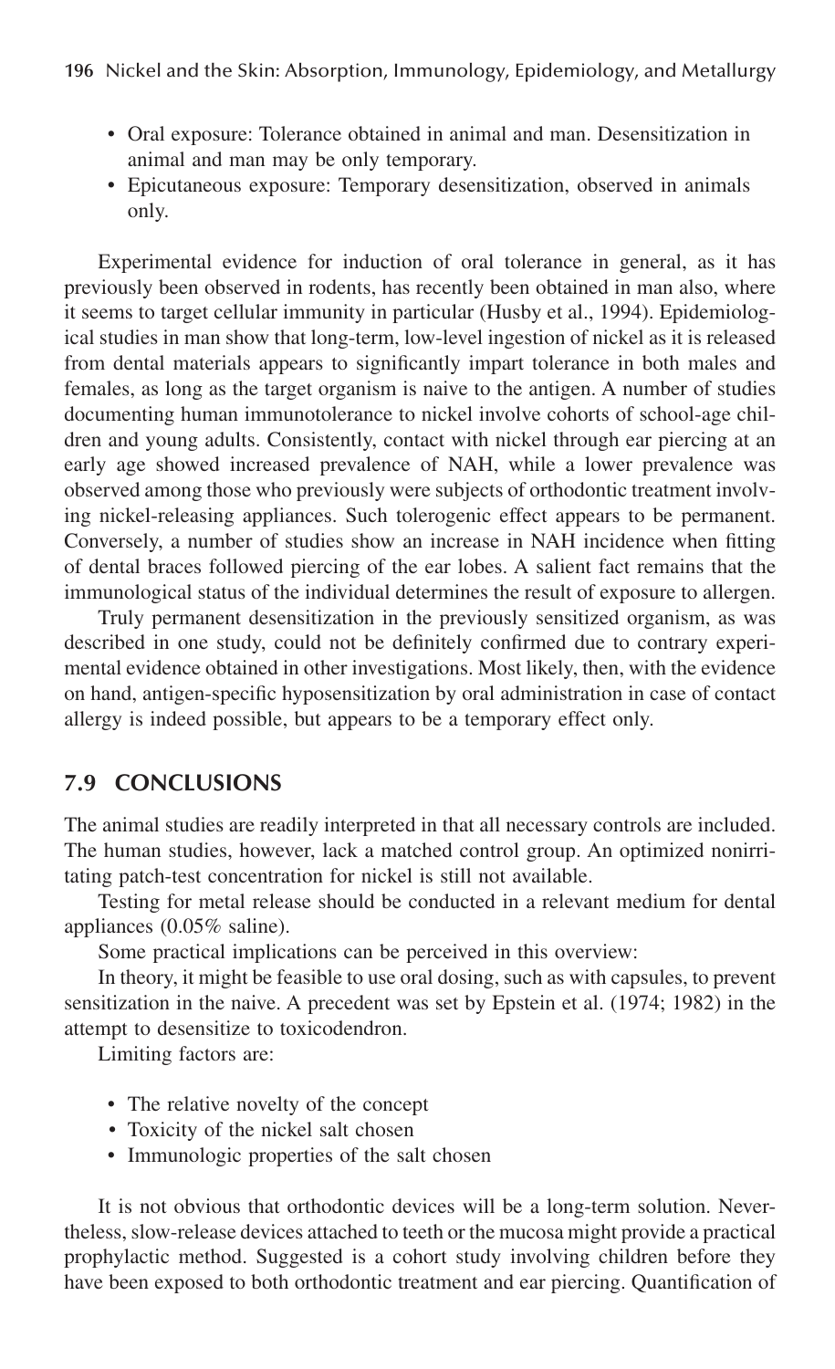- Oral exposure: Tolerance obtained in animal and man. Desensitization in animal and man may be only temporary.
- Epicutaneous exposure: Temporary desensitization, observed in animals only.

Experimental evidence for induction of oral tolerance in general, as it has previously been observed in rodents, has recently been obtained in man also, where it seems to target cellular immunity in particular (Husby et al., 1994). Epidemiological studies in man show that long-term, low-level ingestion of nickel as it is released from dental materials appears to significantly impart tolerance in both males and females, as long as the target organism is naive to the antigen. A number of studies documenting human immunotolerance to nickel involve cohorts of school-age children and young adults. Consistently, contact with nickel through ear piercing at an early age showed increased prevalence of NAH, while a lower prevalence was observed among those who previously were subjects of orthodontic treatment involving nickel-releasing appliances. Such tolerogenic effect appears to be permanent. Conversely, a number of studies show an increase in NAH incidence when fitting of dental braces followed piercing of the ear lobes. A salient fact remains that the immunological status of the individual determines the result of exposure to allergen.

Truly permanent desensitization in the previously sensitized organism, as was described in one study, could not be definitely confirmed due to contrary experimental evidence obtained in other investigations. Most likely, then, with the evidence on hand, antigen-specific hyposensitization by oral administration in case of contact allergy is indeed possible, but appears to be a temporary effect only.

## 7.9 CONCLUSIONS

The animal studies are readily interpreted in that all necessary controls are included. The human studies, however, lack a matched control group. An optimized nonirritating patch-test concentration for nickel is still not available.

Testing for metal release should be conducted in a relevant medium for dental appliances (0.05% saline).

Some practical implications can be perceived in this overview:

In theory, it might be feasible to use oral dosing, such as with capsules, to prevent sensitization in the naive. A precedent was set by Epstein et al. (1974; 1982) in the attempt to desensitize to toxicodendron.

Limiting factors are:

- The relative novelty of the concept
- Toxicity of the nickel salt chosen
- Immunologic properties of the salt chosen

It is not obvious that orthodontic devices will be a long-term solution. Nevertheless, slow-release devices attached to teeth or the mucosa might provide a practical prophylactic method. Suggested is a cohort study involving children before they have been exposed to both orthodontic treatment and ear piercing. Quantification of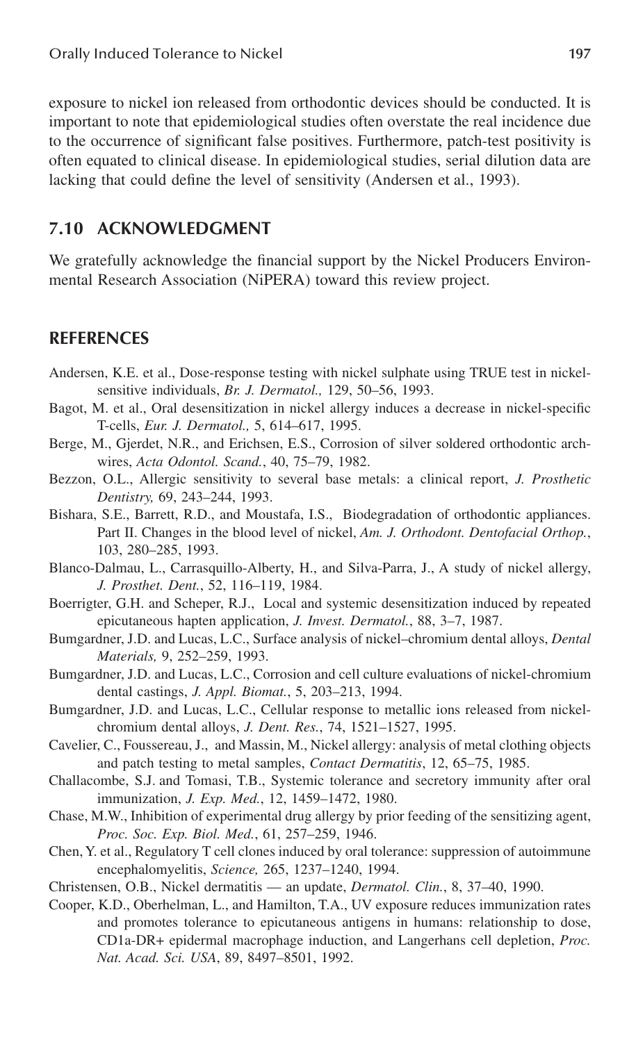exposure to nickel ion released from orthodontic devices should be conducted. It is important to note that epidemiological studies often overstate the real incidence due to the occurrence of significant false positives. Furthermore, patch-test positivity is often equated to clinical disease. In epidemiological studies, serial dilution data are lacking that could define the level of sensitivity (Andersen et al., 1993).

## 7.10 ACKNOWLEDGMENT

We gratefully acknowledge the financial support by the Nickel Producers Environmental Research Association (NiPERA) toward this review project.

## REFERENCES

Andersen, K.E. et al., Dose-response testing with nickel sulphate using TRUE test in nickel-sensitive individuals, *Br. J. Dermatol.,* 129, 50–56, 1993.

Bagot, M. et al., Oral desensitization in nickel allergy induces a decrease in nickel-specific T-cells, *Eur. J. Dermatol.,* 5, 614–617, 1995.

Berge, M., Gjerdet, N.R., and Erichsen, E.S., Corrosion of silver soldered orthodontic archwires, *Acta Odontol. Scand.*, 40, 75–79, 1982.

Bezzon, O.L., Allergic sensitivity to several base metals: a clinical report, *J. Prosthetic Dentistry,* 69, 243–244, 1993.

Bishara, S.E., Barrett, R.D., and Moustafa, I.S., Biodegradation of orthodontic appliances. Part II. Changes in the blood level of nickel, *Am. J. Orthodont. Dentofacial Orthop.*, 103, 280–285, 1993.

Blanco-Dalmau, L., Carrasquillo-Alberty, H., and Silva-Parra, J., A study of nickel allergy, *J. Prosthet. Dent.*, 52, 116–119, 1984.

Boerrigter, G.H. and Scheper, R.J., Local and systemic desensitization induced by repeated epicutaneous hapten application, *J. Invest. Dermatol.*, 88, 3–7, 1987.

Bumgardner, J.D. and Lucas, L.C., Surface analysis of nickel–chromium dental alloys, *Dental Materials,* 9, 252–259, 1993.

Bumgardner, J.D. and Lucas, L.C., Corrosion and cell culture evaluations of nickel-chromium dental castings, *J. Appl. Biomat.*, 5, 203–213, 1994.

Bumgardner, J.D. and Lucas, L.C., Cellular response to metallic ions released from nickel-chromium dental alloys, *J. Dent. Res.*, 74, 1521–1527, 1995.

Cavelier, C., Foussereau, J., and Massin, M., Nickel allergy: analysis of metal clothing objects and patch testing to metal samples, *Contact Dermatitis*, 12, 65–75, 1985.

Challacombe, S.J. and Tomasi, T.B., Systemic tolerance and secretory immunity after oral immunization, *J. Exp. Med.*, 12, 1459–1472, 1980.

Chase, M.W., Inhibition of experimental drug allergy by prior feeding of the sensitizing agent, *Proc. Soc. Exp. Biol. Med.*, 61, 257–259, 1946.

Chen, Y. et al., Regulatory T cell clones induced by oral tolerance: suppression of autoimmune encephalomyelitis, *Science,* 265, 1237–1240, 1994.

Christensen, O.B., Nickel dermatitis — an update, *Dermatol. Clin.*, 8, 37–40, 1990.

Cooper, K.D., Oberhelman, L., and Hamilton, T.A., UV exposure reduces immunization rates and promotes tolerance to epicutaneous antigens in humans: relationship to dose, CD1a-DR+ epidermal macrophage induction, and Langerhans cell depletion, *Proc. Nat. Acad. Sci. USA*, 89, 8497–8501, 1992.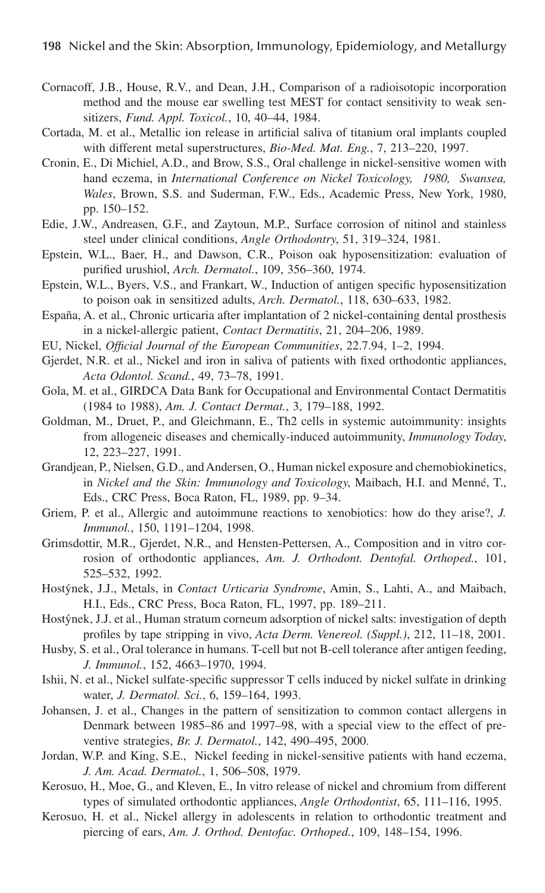Cornacoff, J.B., House, R.V., and Dean, J.H., Comparison of a radioisotopic incorporation method and the mouse ear swelling test MEST for contact sensitivity to weak sensitizers, *Fund. Appl. Toxicol.*, 10, 40–44, 1984.

Cortada, M. et al., Metallic ion release in artificial saliva of titanium oral implants coupled with different metal superstructures, *Bio-Med. Mat. Eng.*, 7, 213–220, 1997.

Cronin, E., Di Michiel, A.D., and Brow, S.S., Oral challenge in nickel-sensitive women with hand eczema, in *International Conference on Nickel Toxicology, 1980, Swansea, Wales*, Brown, S.S. and Suderman, F.W., Eds., Academic Press, New York, 1980, pp. 150–152.

Edie, J.W., Andreasen, G.F., and Zaytoun, M.P., Surface corrosion of nitinol and stainless steel under clinical conditions, *Angle Orthodontry*, 51, 319–324, 1981.

Epstein, W.L., Baer, H., and Dawson, C.R., Poison oak hyposensitization: evaluation of purified urushiol, *Arch. Dermatol.*, 109, 356–360, 1974.

Epstein, W.L., Byers, V.S., and Frankart, W., Induction of antigen specific hyposensitization to poison oak in sensitized adults, *Arch. Dermatol.*, 118, 630–633, 1982.

España, A. et al., Chronic urticaria after implantation of 2 nickel-containing dental prosthesis in a nickel-allergic patient, *Contact Dermatitis*, 21, 204–206, 1989.

EU, Nickel, *Official Journal of the European Communities*, 22.7.94, 1–2, 1994.

Gjerdet, N.R. et al., Nickel and iron in saliva of patients with fixed orthodontic appliances, *Acta Odontol. Scand.*, 49, 73–78, 1991.

Gola, M. et al., GIRDCA Data Bank for Occupational and Environmental Contact Dermatitis (1984 to 1988), *Am. J. Contact Dermat.*, 3, 179–188, 1992.

Goldman, M., Druet, P., and Gleichmann, E., Th2 cells in systemic autoimmunity: insights from allogeneic diseases and chemically-induced autoimmunity, *Immunology Today*, 12, 223–227, 1991.

Grandjean, P., Nielsen, G.D., and Andersen, O., Human nickel exposure and chemobiokinetics, in *Nickel and the Skin: Immunology and Toxicology*, Maibach, H.I. and Menné, T., Eds., CRC Press, Boca Raton, FL, 1989, pp. 9–34.

Griem, P. et al., Allergic and autoimmune reactions to xenobiotics: how do they arise?, *J. Immunol.*, 150, 1191–1204, 1998.

Grimsdottir, M.R., Gjerdet, N.R., and Hensten-Pettersen, A., Composition and in vitro corrosion of orthodontic appliances, *Am. J. Orthodont. Dentofal. Orthoped.*, 101, 525–532, 1992.

Hostýnek, J.J., Metals, in *Contact Urticaria Syndrome*, Amin, S., Lahti, A., and Maibach, H.I., Eds., CRC Press, Boca Raton, FL, 1997, pp. 189–211.

Hostýnek, J.J. et al., Human stratum corneum adsorption of nickel salts: investigation of depth profiles by tape stripping in vivo, *Acta Derm. Venereol. (Suppl.)*, 212, 11–18, 2001.

Husby, S. et al., Oral tolerance in humans. T-cell but not B-cell tolerance after antigen feeding, *J. Immunol.*, 152, 4663–1970, 1994.

Ishii, N. et al., Nickel sulfate-specific suppressor T cells induced by nickel sulfate in drinking water, *J. Dermatol. Sci.*, 6, 159–164, 1993.

Johansen, J. et al., Changes in the pattern of sensitization to common contact allergens in Denmark between 1985–86 and 1997–98, with a special view to the effect of preventive strategies, *Br. J. Dermatol.*, 142, 490–495, 2000.

Jordan, W.P. and King, S.E., Nickel feeding in nickel-sensitive patients with hand eczema, *J. Am. Acad. Dermatol.*, 1, 506–508, 1979.

Kerosuo, H., Moe, G., and Kleven, E., In vitro release of nickel and chromium from different types of simulated orthodontic appliances, *Angle Orthodontist*, 65, 111–116, 1995.

Kerosuo, H. et al., Nickel allergy in adolescents in relation to orthodontic treatment and piercing of ears, *Am. J. Orthod. Dentofac. Orthoped.*, 109, 148–154, 1996.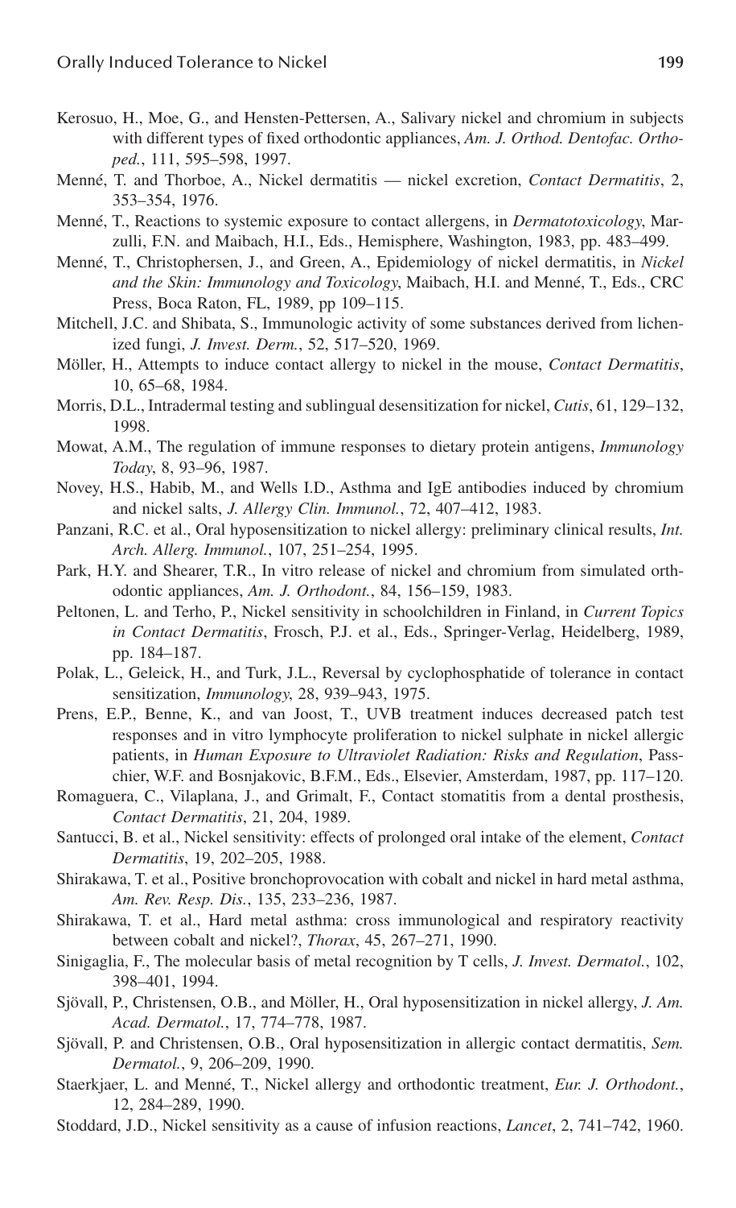Kerosuo, H., Moe, G., and Hensten-Pettersen, A., Salivary nickel and chromium in subjects with different types of fixed orthodontic appliances, *Am. J. Orthod. Dentofac. Orthoped.*, 111, 595–598, 1997.

Menné, T. and Thorboe, A., Nickel dermatitis — nickel excretion, *Contact Dermatitis*, 2, 353–354, 1976.

Menné, T., Reactions to systemic exposure to contact allergens, in *Dermatotoxicology*, Marzulli, F.N. and Maibach, H.I., Eds., Hemisphere, Washington, 1983, pp. 483–499.

Menné, T., Christophersen, J., and Green, A., Epidemiology of nickel dermatitis, in *Nickel and the Skin: Immunology and Toxicology*, Maibach, H.I. and Menné, T., Eds., CRC Press, Boca Raton, FL, 1989, pp 109–115.

Mitchell, J.C. and Shibata, S., Immunologic activity of some substances derived from lichenized fungi, *J. Invest. Derm.*, 52, 517–520, 1969.

Möller, H., Attempts to induce contact allergy to nickel in the mouse, *Contact Dermatitis*, 10, 65–68, 1984.

Morris, D.L., Intradermal testing and sublingual desensitization for nickel, *Cutis*, 61, 129–132, 1998.

Mowat, A.M., The regulation of immune responses to dietary protein antigens, *Immunology Today*, 8, 93–96, 1987.

Novey, H.S., Habib, M., and Wells I.D., Asthma and IgE antibodies induced by chromium and nickel salts, *J. Allergy Clin. Immunol.*, 72, 407–412, 1983.

Panzani, R.C. et al., Oral hyposensitization to nickel allergy: preliminary clinical results, *Int. Arch. Allerg. Immunol.*, 107, 251–254, 1995.

Park, H.Y. and Shearer, T.R., In vitro release of nickel and chromium from simulated orthodontic appliances, *Am. J. Orthodont.*, 84, 156–159, 1983.

Peltonen, L. and Terho, P., Nickel sensitivity in schoolchildren in Finland, in *Current Topics in Contact Dermatitis*, Frosch, P.J. et al., Eds., Springer-Verlag, Heidelberg, 1989, pp. 184–187.

Polak, L., Geleick, H., and Turk, J.L., Reversal by cyclophosphatide of tolerance in contact sensitization, *Immunology*, 28, 939–943, 1975.

Prens, E.P., Benne, K., and van Joost, T., UVB treatment induces decreased patch test responses and in vitro lymphocyte proliferation to nickel sulphate in nickel allergic patients, in *Human Exposure to Ultraviolet Radiation: Risks and Regulation*, Passchier, W.F. and Bosnjakovic, B.F.M., Eds., Elsevier, Amsterdam, 1987, pp. 117–120.

Romaguera, C., Vilaplana, J., and Grimalt, F., Contact stomatitis from a dental prosthesis, *Contact Dermatitis*, 21, 204, 1989.

Santucci, B. et al., Nickel sensitivity: effects of prolonged oral intake of the element, *Contact Dermatitis*, 19, 202–205, 1988.

Shirakawa, T. et al., Positive bronchoprovocation with cobalt and nickel in hard metal asthma, *Am. Rev. Resp. Dis.*, 135, 233–236, 1987.

Shirakawa, T. et al., Hard metal asthma: cross immunological and respiratory reactivity between cobalt and nickel?, *Thorax*, 45, 267–271, 1990.

Sinigaglia, F., The molecular basis of metal recognition by T cells, *J. Invest. Dermatol.*, 102, 398–401, 1994.

Sjövall, P., Christensen, O.B., and Möller, H., Oral hyposensitization in nickel allergy, *J. Am. Acad. Dermatol.*, 17, 774–778, 1987.

Sjövall, P. and Christensen, O.B., Oral hyposensitization in allergic contact dermatitis, *Sem. Dermatol.*, 9, 206–209, 1990.

Staerkjaer, L. and Menné, T., Nickel allergy and orthodontic treatment, *Eur. J. Orthodont.*, 12, 284–289, 1990.

Stoddard, J.D., Nickel sensitivity as a cause of infusion reactions, *Lancet*, 2, 741–742, 1960.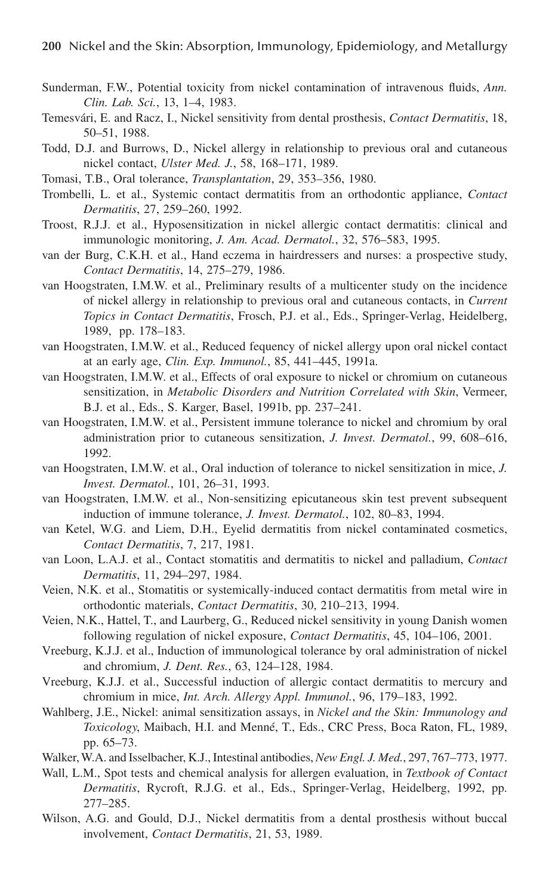Sunderman, F.W., Potential toxicity from nickel contamination of intravenous fluids, *Ann. Clin. Lab. Sci.*, 13, 1–4, 1983.

Temesvári, E. and Racz, I., Nickel sensitivity from dental prosthesis, *Contact Dermatitis*, 18, 50–51, 1988.

Todd, D.J. and Burrows, D., Nickel allergy in relationship to previous oral and cutaneous nickel contact, *Ulster Med. J.*, 58, 168–171, 1989.

Tomasi, T.B., Oral tolerance, *Transplantation*, 29, 353–356, 1980.

Trombelli, L. et al., Systemic contact dermatitis from an orthodontic appliance, *Contact Dermatitis*, 27, 259–260, 1992.

Troost, R.J.J. et al., Hyposensitization in nickel allergic contact dermatitis: clinical and immunologic monitoring, *J. Am. Acad. Dermatol.*, 32, 576–583, 1995.

van der Burg, C.K.H. et al., Hand eczema in hairdressers and nurses: a prospective study, *Contact Dermatitis*, 14, 275–279, 1986.

van Hoogstraten, I.M.W. et al., Preliminary results of a multicenter study on the incidence of nickel allergy in relationship to previous oral and cutaneous contacts, in *Current Topics in Contact Dermatitis*, Frosch, P.J. et al., Eds., Springer-Verlag, Heidelberg, 1989, pp. 178–183.

van Hoogstraten, I.M.W. et al., Reduced fequency of nickel allergy upon oral nickel contact at an early age, *Clin. Exp. Immunol.*, 85, 441–445, 1991a.

van Hoogstraten, I.M.W. et al., Effects of oral exposure to nickel or chromium on cutaneous sensitization, in *Metabolic Disorders and Nutrition Correlated with Skin*, Vermeer, B.J. et al., Eds., S. Karger, Basel, 1991b, pp. 237–241.

van Hoogstraten, I.M.W. et al., Persistent immune tolerance to nickel and chromium by oral administration prior to cutaneous sensitization, *J. Invest. Dermatol.*, 99, 608–616, 1992.

van Hoogstraten, I.M.W. et al., Oral induction of tolerance to nickel sensitization in mice, *J. Invest. Dermatol.*, 101, 26–31, 1993.

van Hoogstraten, I.M.W. et al., Non-sensitizing epicutaneous skin test prevent subsequent induction of immune tolerance, *J. Invest. Dermatol.*, 102, 80–83, 1994.

van Ketel, W.G. and Liem, D.H., Eyelid dermatitis from nickel contaminated cosmetics, *Contact Dermatitis*, 7, 217, 1981.

van Loon, L.A.J. et al., Contact stomatitis and dermatitis to nickel and palladium, *Contact Dermatitis*, 11, 294–297, 1984.

Veien, N.K. et al., Stomatitis or systemically-induced contact dermatitis from metal wire in orthodontic materials, *Contact Dermatitis*, 30, 210–213, 1994.

Veien, N.K., Hattel, T., and Laurberg, G., Reduced nickel sensitivity in young Danish women following regulation of nickel exposure, *Contact Dermatitis*, 45, 104–106, 2001.

Vreeburg, K.J.J. et al., Induction of immunological tolerance by oral administration of nickel and chromium, *J. Dent. Res.*, 63, 124–128, 1984.

Vreeburg, K.J.J. et al., Successful induction of allergic contact dermatitis to mercury and chromium in mice, *Int. Arch. Allergy Appl. Immunol.*, 96, 179–183, 1992.

Wahlberg, J.E., Nickel: animal sensitization assays, in *Nickel and the Skin: Immunology and Toxicology*, Maibach, H.I. and Menné, T., Eds., CRC Press, Boca Raton, FL, 1989, pp. 65–73.

Walker, W.A. and Isselbacher, K.J., Intestinal antibodies, *New Engl. J. Med.*, 297, 767–773, 1977.

Wall, L.M., Spot tests and chemical analysis for allergen evaluation, in *Textbook of Contact Dermatitis*, Rycroft, R.J.G. et al., Eds., Springer-Verlag, Heidelberg, 1992, pp. 277–285.

Wilson, A.G. and Gould, D.J., Nickel dermatitis from a dental prosthesis without buccal involvement, *Contact Dermatitis*, 21, 53, 1989.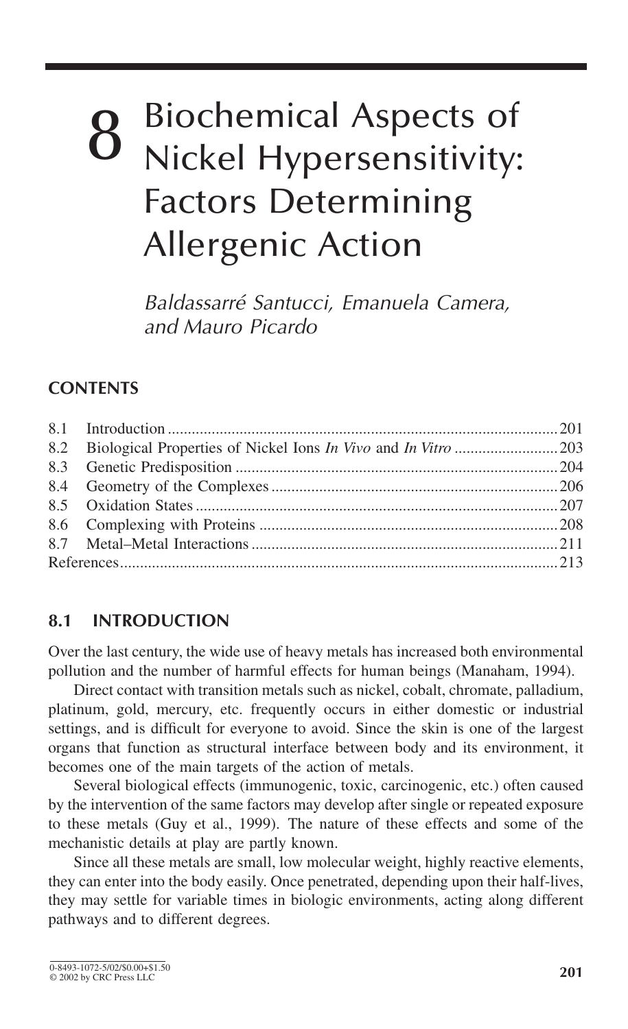# 8 Biochemical Aspects of Nickel Hypersensitivity: Factors Determining Allergenic Action

*Baldassarré Santucci, Emanuela Camera, and Mauro Picardo*

## CONTENTS

| | | |
|---|---|---|
| 8.1 | Introduction | 201 |
| 8.2 | Biological Properties of Nickel Ions *In Vivo* and *In Vitro* | 203 |
| 8.3 | Genetic Predisposition | 204 |
| 8.4 | Geometry of the Complexes | 206 |
| 8.5 | Oxidation States | 207 |
| 8.6 | Complexing with Proteins | 208 |
| 8.7 | Metal–Metal Interactions | 211 |
| References | | 213 |

## 8.1 INTRODUCTION

Over the last century, the wide use of heavy metals has increased both environmental pollution and the number of harmful effects for human beings (Manaham, 1994).

Direct contact with transition metals such as nickel, cobalt, chromate, palladium, platinum, gold, mercury, etc. frequently occurs in either domestic or industrial settings, and is difficult for everyone to avoid. Since the skin is one of the largest organs that function as structural interface between body and its environment, it becomes one of the main targets of the action of metals.

Several biological effects (immunogenic, toxic, carcinogenic, etc.) often caused by the intervention of the same factors may develop after single or repeated exposure to these metals (Guy et al., 1999). The nature of these effects and some of the mechanistic details at play are partly known.

Since all these metals are small, low molecular weight, highly reactive elements, they can enter into the body easily. Once penetrated, depending upon their half-lives, they may settle for variable times in biologic environments, acting along different pathways and to different degrees.

0-8493-1072-5/02/$0.00+$1.50
© 2002 by CRC Press LLC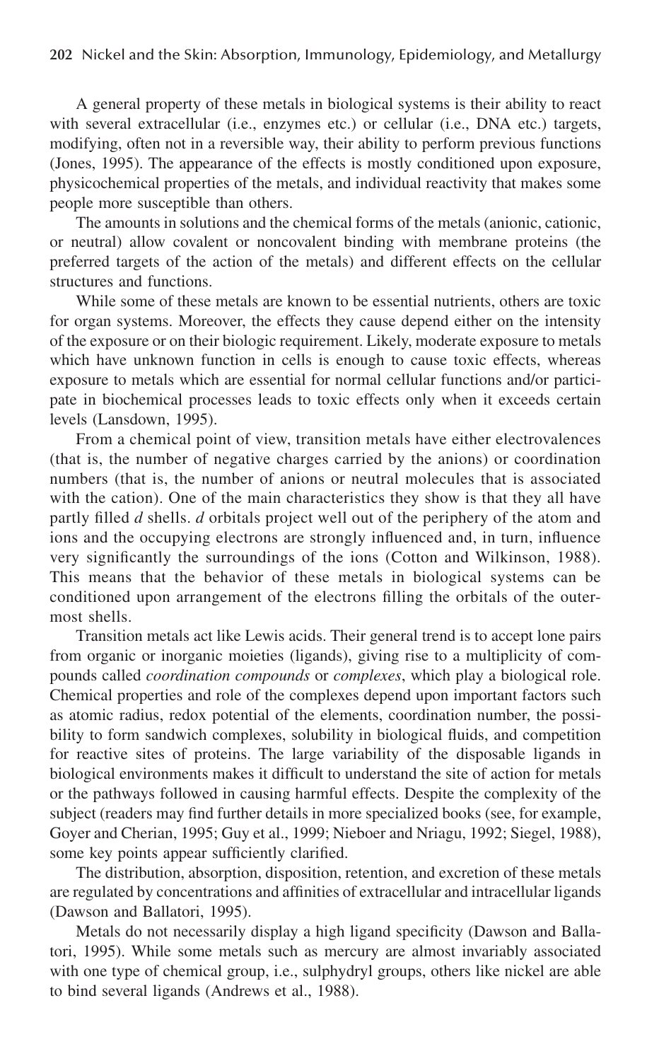A general property of these metals in biological systems is their ability to react with several extracellular (i.e., enzymes etc.) or cellular (i.e., DNA etc.) targets, modifying, often not in a reversible way, their ability to perform previous functions (Jones, 1995). The appearance of the effects is mostly conditioned upon exposure, physicochemical properties of the metals, and individual reactivity that makes some people more susceptible than others.

The amounts in solutions and the chemical forms of the metals (anionic, cationic, or neutral) allow covalent or noncovalent binding with membrane proteins (the preferred targets of the action of the metals) and different effects on the cellular structures and functions.

While some of these metals are known to be essential nutrients, others are toxic for organ systems. Moreover, the effects they cause depend either on the intensity of the exposure or on their biologic requirement. Likely, moderate exposure to metals which have unknown function in cells is enough to cause toxic effects, whereas exposure to metals which are essential for normal cellular functions and/or participate in biochemical processes leads to toxic effects only when it exceeds certain levels (Lansdown, 1995).

From a chemical point of view, transition metals have either electrovalences (that is, the number of negative charges carried by the anions) or coordination numbers (that is, the number of anions or neutral molecules that is associated with the cation). One of the main characteristics they show is that they all have partly filled *d* shells. *d* orbitals project well out of the periphery of the atom and ions and the occupying electrons are strongly influenced and, in turn, influence very significantly the surroundings of the ions (Cotton and Wilkinson, 1988). This means that the behavior of these metals in biological systems can be conditioned upon arrangement of the electrons filling the orbitals of the outermost shells.

Transition metals act like Lewis acids. Their general trend is to accept lone pairs from organic or inorganic moieties (ligands), giving rise to a multiplicity of compounds called *coordination compounds* or *complexes*, which play a biological role. Chemical properties and role of the complexes depend upon important factors such as atomic radius, redox potential of the elements, coordination number, the possibility to form sandwich complexes, solubility in biological fluids, and competition for reactive sites of proteins. The large variability of the disposable ligands in biological environments makes it difficult to understand the site of action for metals or the pathways followed in causing harmful effects. Despite the complexity of the subject (readers may find further details in more specialized books (see, for example, Goyer and Cherian, 1995; Guy et al., 1999; Nieboer and Nriagu, 1992; Siegel, 1988), some key points appear sufficiently clarified.

The distribution, absorption, disposition, retention, and excretion of these metals are regulated by concentrations and affinities of extracellular and intracellular ligands (Dawson and Ballatori, 1995).

Metals do not necessarily display a high ligand specificity (Dawson and Ballatori, 1995). While some metals such as mercury are almost invariably associated with one type of chemical group, i.e., sulphydryl groups, others like nickel are able to bind several ligands (Andrews et al., 1988).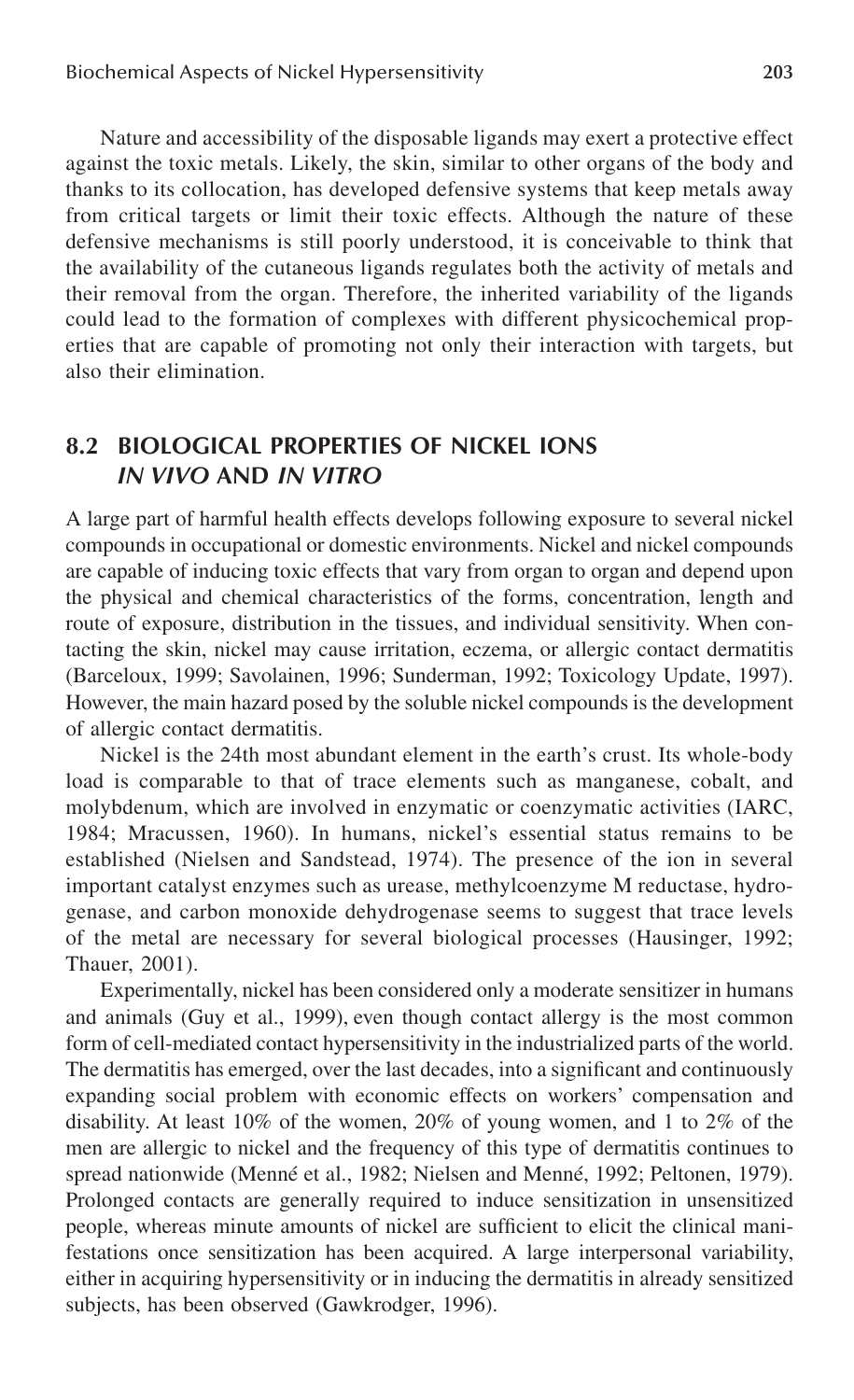Nature and accessibility of the disposable ligands may exert a protective effect against the toxic metals. Likely, the skin, similar to other organs of the body and thanks to its collocation, has developed defensive systems that keep metals away from critical targets or limit their toxic effects. Although the nature of these defensive mechanisms is still poorly understood, it is conceivable to think that the availability of the cutaneous ligands regulates both the activity of metals and their removal from the organ. Therefore, the inherited variability of the ligands could lead to the formation of complexes with different physicochemical properties that are capable of promoting not only their interaction with targets, but also their elimination.

## 8.2 BIOLOGICAL PROPERTIES OF NICKEL IONS *IN VIVO* AND *IN VITRO*

A large part of harmful health effects develops following exposure to several nickel compounds in occupational or domestic environments. Nickel and nickel compounds are capable of inducing toxic effects that vary from organ to organ and depend upon the physical and chemical characteristics of the forms, concentration, length and route of exposure, distribution in the tissues, and individual sensitivity. When contacting the skin, nickel may cause irritation, eczema, or allergic contact dermatitis (Barceloux, 1999; Savolainen, 1996; Sunderman, 1992; Toxicology Update, 1997). However, the main hazard posed by the soluble nickel compounds is the development of allergic contact dermatitis.

Nickel is the 24th most abundant element in the earth's crust. Its whole-body load is comparable to that of trace elements such as manganese, cobalt, and molybdenum, which are involved in enzymatic or coenzymatic activities (IARC, 1984; Mracussen, 1960). In humans, nickel's essential status remains to be established (Nielsen and Sandstead, 1974). The presence of the ion in several important catalyst enzymes such as urease, methylcoenzyme M reductase, hydrogenase, and carbon monoxide dehydrogenase seems to suggest that trace levels of the metal are necessary for several biological processes (Hausinger, 1992; Thauer, 2001).

Experimentally, nickel has been considered only a moderate sensitizer in humans and animals (Guy et al., 1999), even though contact allergy is the most common form of cell-mediated contact hypersensitivity in the industrialized parts of the world. The dermatitis has emerged, over the last decades, into a significant and continuously expanding social problem with economic effects on workers' compensation and disability. At least 10% of the women, 20% of young women, and 1 to 2% of the men are allergic to nickel and the frequency of this type of dermatitis continues to spread nationwide (Menné et al., 1982; Nielsen and Menné, 1992; Peltonen, 1979). Prolonged contacts are generally required to induce sensitization in unsensitized people, whereas minute amounts of nickel are sufficient to elicit the clinical manifestations once sensitization has been acquired. A large interpersonal variability, either in acquiring hypersensitivity or in inducing the dermatitis in already sensitized subjects, has been observed (Gawkrodger, 1996).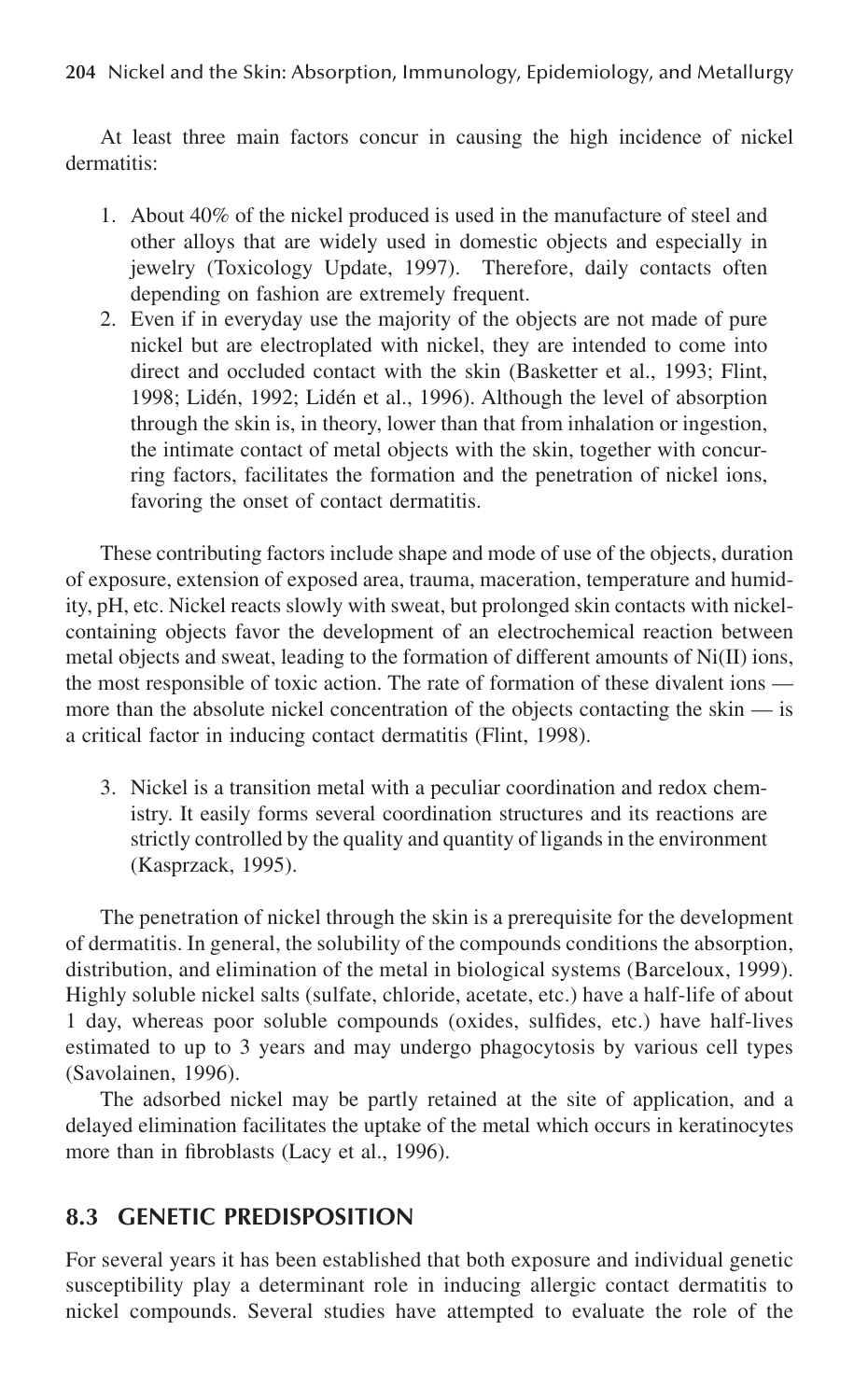At least three main factors concur in causing the high incidence of nickel dermatitis:

1. About 40% of the nickel produced is used in the manufacture of steel and other alloys that are widely used in domestic objects and especially in jewelry (Toxicology Update, 1997). Therefore, daily contacts often depending on fashion are extremely frequent.
2. Even if in everyday use the majority of the objects are not made of pure nickel but are electroplated with nickel, they are intended to come into direct and occluded contact with the skin (Basketter et al., 1993; Flint, 1998; Lidén, 1992; Lidén et al., 1996). Although the level of absorption through the skin is, in theory, lower than that from inhalation or ingestion, the intimate contact of metal objects with the skin, together with concurring factors, facilitates the formation and the penetration of nickel ions, favoring the onset of contact dermatitis.

These contributing factors include shape and mode of use of the objects, duration of exposure, extension of exposed area, trauma, maceration, temperature and humidity, pH, etc. Nickel reacts slowly with sweat, but prolonged skin contacts with nickel-containing objects favor the development of an electrochemical reaction between metal objects and sweat, leading to the formation of different amounts of Ni(II) ions, the most responsible of toxic action. The rate of formation of these divalent ions — more than the absolute nickel concentration of the objects contacting the skin — is a critical factor in inducing contact dermatitis (Flint, 1998).

3. Nickel is a transition metal with a peculiar coordination and redox chemistry. It easily forms several coordination structures and its reactions are strictly controlled by the quality and quantity of ligands in the environment (Kasprzack, 1995).

The penetration of nickel through the skin is a prerequisite for the development of dermatitis. In general, the solubility of the compounds conditions the absorption, distribution, and elimination of the metal in biological systems (Barceloux, 1999). Highly soluble nickel salts (sulfate, chloride, acetate, etc.) have a half-life of about 1 day, whereas poor soluble compounds (oxides, sulfides, etc.) have half-lives estimated to up to 3 years and may undergo phagocytosis by various cell types (Savolainen, 1996).

The adsorbed nickel may be partly retained at the site of application, and a delayed elimination facilitates the uptake of the metal which occurs in keratinocytes more than in fibroblasts (Lacy et al., 1996).

## 8.3 GENETIC PREDISPOSITION

For several years it has been established that both exposure and individual genetic susceptibility play a determinant role in inducing allergic contact dermatitis to nickel compounds. Several studies have attempted to evaluate the role of the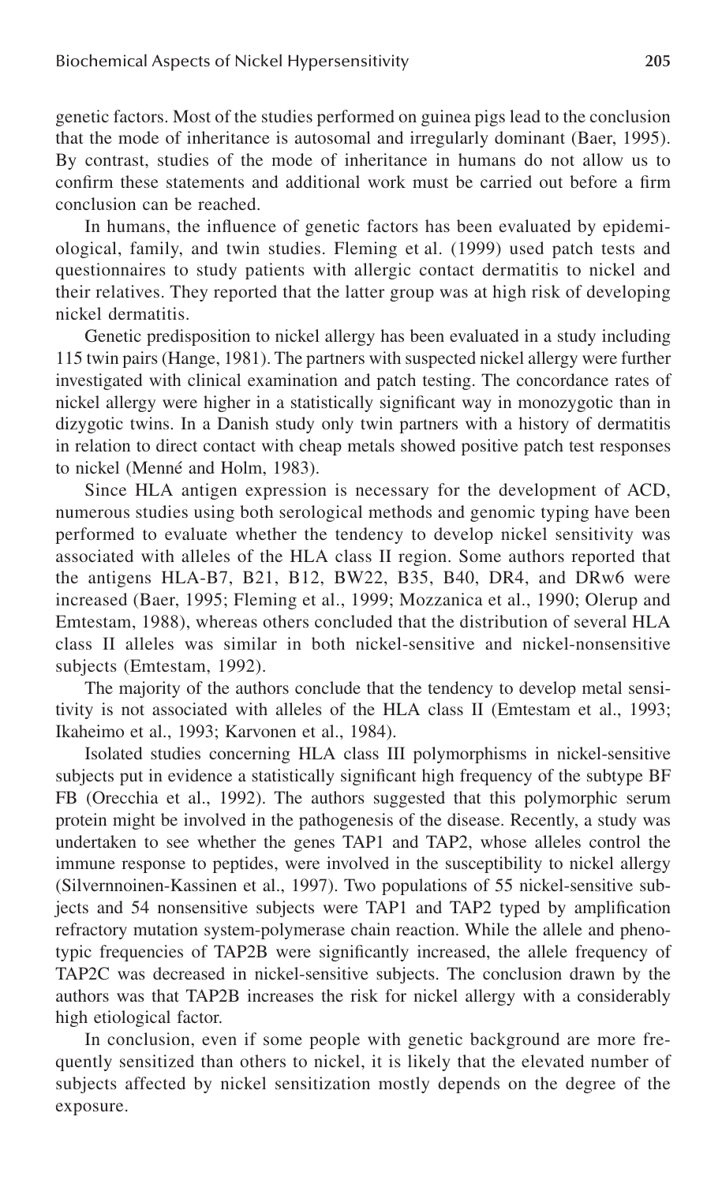genetic factors. Most of the studies performed on guinea pigs lead to the conclusion that the mode of inheritance is autosomal and irregularly dominant (Baer, 1995). By contrast, studies of the mode of inheritance in humans do not allow us to confirm these statements and additional work must be carried out before a firm conclusion can be reached.

In humans, the influence of genetic factors has been evaluated by epidemiological, family, and twin studies. Fleming et al. (1999) used patch tests and questionnaires to study patients with allergic contact dermatitis to nickel and their relatives. They reported that the latter group was at high risk of developing nickel dermatitis.

Genetic predisposition to nickel allergy has been evaluated in a study including 115 twin pairs (Hange, 1981). The partners with suspected nickel allergy were further investigated with clinical examination and patch testing. The concordance rates of nickel allergy were higher in a statistically significant way in monozygotic than in dizygotic twins. In a Danish study only twin partners with a history of dermatitis in relation to direct contact with cheap metals showed positive patch test responses to nickel (Menné and Holm, 1983).

Since HLA antigen expression is necessary for the development of ACD, numerous studies using both serological methods and genomic typing have been performed to evaluate whether the tendency to develop nickel sensitivity was associated with alleles of the HLA class II region. Some authors reported that the antigens HLA-B7, B21, B12, BW22, B35, B40, DR4, and DRw6 were increased (Baer, 1995; Fleming et al., 1999; Mozzanica et al., 1990; Olerup and Emtestam, 1988), whereas others concluded that the distribution of several HLA class II alleles was similar in both nickel-sensitive and nickel-nonsensitive subjects (Emtestam, 1992).

The majority of the authors conclude that the tendency to develop metal sensitivity is not associated with alleles of the HLA class II (Emtestam et al., 1993; Ikaheimo et al., 1993; Karvonen et al., 1984).

Isolated studies concerning HLA class III polymorphisms in nickel-sensitive subjects put in evidence a statistically significant high frequency of the subtype BF FB (Orecchia et al., 1992). The authors suggested that this polymorphic serum protein might be involved in the pathogenesis of the disease. Recently, a study was undertaken to see whether the genes TAP1 and TAP2, whose alleles control the immune response to peptides, were involved in the susceptibility to nickel allergy (Silvernnoinen-Kassinen et al., 1997). Two populations of 55 nickel-sensitive subjects and 54 nonsensitive subjects were TAP1 and TAP2 typed by amplification refractory mutation system-polymerase chain reaction. While the allele and phenotypic frequencies of TAP2B were significantly increased, the allele frequency of TAP2C was decreased in nickel-sensitive subjects. The conclusion drawn by the authors was that TAP2B increases the risk for nickel allergy with a considerably high etiological factor.

In conclusion, even if some people with genetic background are more frequently sensitized than others to nickel, it is likely that the elevated number of subjects affected by nickel sensitization mostly depends on the degree of the exposure.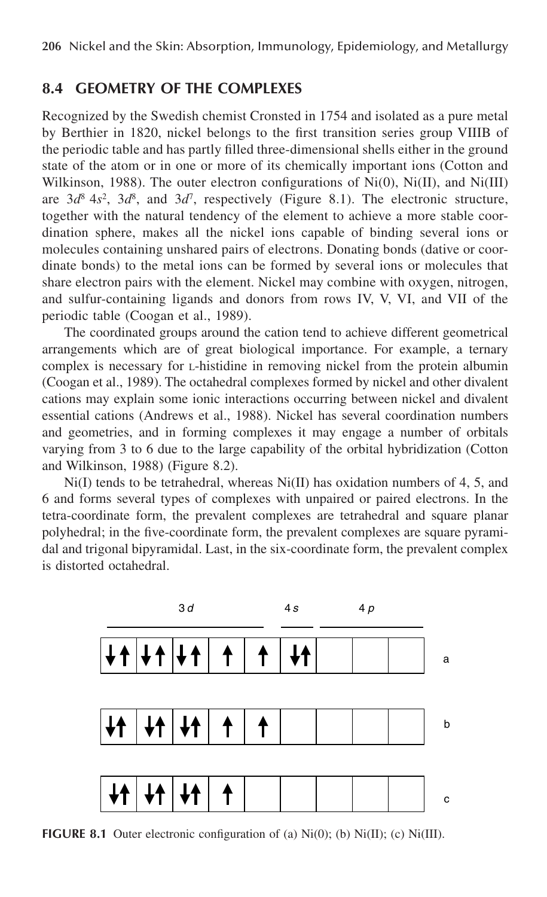## 8.4 GEOMETRY OF THE COMPLEXES

Recognized by the Swedish chemist Cronsted in 1754 and isolated as a pure metal by Berthier in 1820, nickel belongs to the first transition series group VIIIB of the periodic table and has partly filled three-dimensional shells either in the ground state of the atom or in one or more of its chemically important ions (Cotton and Wilkinson, 1988). The outer electron configurations of Ni(0), Ni(II), and Ni(III) are $3d^8\,4s^2$, $3d^8$, and $3d^7$, respectively (Figure 8.1). The electronic structure, together with the natural tendency of the element to achieve a more stable coordination sphere, makes all the nickel ions capable of binding several ions or molecules containing unshared pairs of electrons. Donating bonds (dative or coordinate bonds) to the metal ions can be formed by several ions or molecules that share electron pairs with the element. Nickel may combine with oxygen, nitrogen, and sulfur-containing ligands and donors from rows IV, V, VI, and VII of the periodic table (Coogan et al., 1989).

The coordinated groups around the cation tend to achieve different geometrical arrangements which are of great biological importance. For example, a ternary complex is necessary for L-histidine in removing nickel from the protein albumin (Coogan et al., 1989). The octahedral complexes formed by nickel and other divalent cations may explain some ionic interactions occurring between nickel and divalent essential cations (Andrews et al., 1988). Nickel has several coordination numbers and geometries, and in forming complexes it may engage a number of orbitals varying from 3 to 6 due to the large capability of the orbital hybridization (Cotton and Wilkinson, 1988) (Figure 8.2).

Ni(I) tends to be tetrahedral, whereas Ni(II) has oxidation numbers of 4, 5, and 6 and forms several types of complexes with unpaired or paired electrons. In the tetra-coordinate form, the prevalent complexes are tetrahedral and square planar polyhedral; in the five-coordinate form, the prevalent complexes are square pyramidal and trigonal bipyramidal. Last, in the six-coordinate form, the prevalent complex is distorted octahedral.

| | 3d | | | | | 4s | 4p | | |
|---|---|---|---|---|---|---|---|---|---|
| a | ↓↑ | ↓↑ | ↓↑ | ↑ | ↑ | ↓↑ | | | |
| b | ↓↑ | ↓↑ | ↓↑ | ↑ | ↑ | | | | |
| c | ↓↑ | ↓↑ | ↓↑ | ↑ | | | | | |

**FIGURE 8.1** Outer electronic configuration of (a) Ni(0); (b) Ni(II); (c) Ni(III).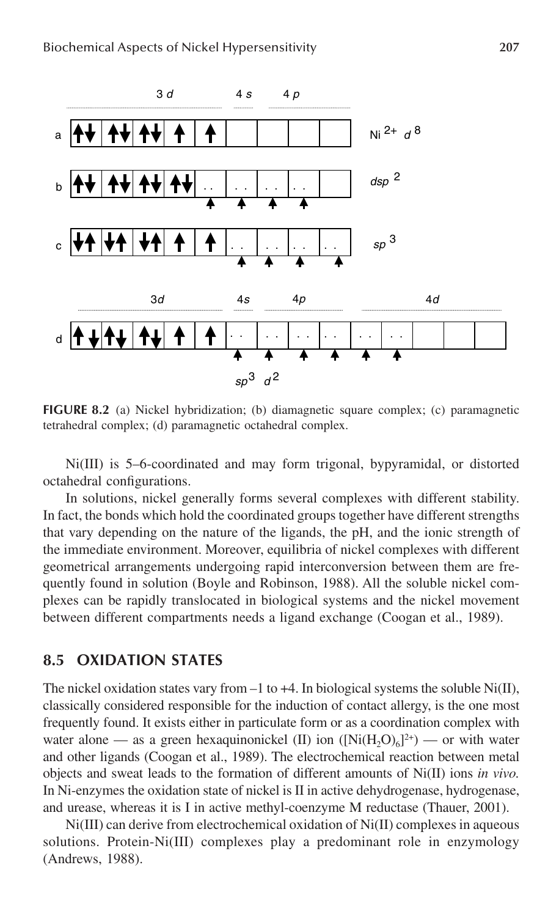**FIGURE 8.2** (a) Nickel hybridization; (b) diamagnetic square complex; (c) paramagnetic tetrahedral complex; (d) paramagnetic octahedral complex.

Ni(III) is 5–6-coordinated and may form trigonal, bypyramidal, or distorted octahedral configurations.

In solutions, nickel generally forms several complexes with different stability. In fact, the bonds which hold the coordinated groups together have different strengths that vary depending on the nature of the ligands, the pH, and the ionic strength of the immediate environment. Moreover, equilibria of nickel complexes with different geometrical arrangements undergoing rapid interconversion between them are frequently found in solution (Boyle and Robinson, 1988). All the soluble nickel complexes can be rapidly translocated in biological systems and the nickel movement between different compartments needs a ligand exchange (Coogan et al., 1989).

## 8.5 OXIDATION STATES

The nickel oxidation states vary from –1 to +4. In biological systems the soluble Ni(II), classically considered responsible for the induction of contact allergy, is the one most frequently found. It exists either in particulate form or as a coordination complex with water alone — as a green hexaquinonickel (II) ion ($[Ni(H_2O)_6]^{2+}$) — or with water and other ligands (Coogan et al., 1989). The electrochemical reaction between metal objects and sweat leads to the formation of different amounts of Ni(II) ions *in vivo.* In Ni-enzymes the oxidation state of nickel is II in active dehydrogenase, hydrogenase, and urease, whereas it is I in active methyl-coenzyme M reductase (Thauer, 2001).

Ni(III) can derive from electrochemical oxidation of Ni(II) complexes in aqueous solutions. Protein-Ni(III) complexes play a predominant role in enzymology (Andrews, 1988).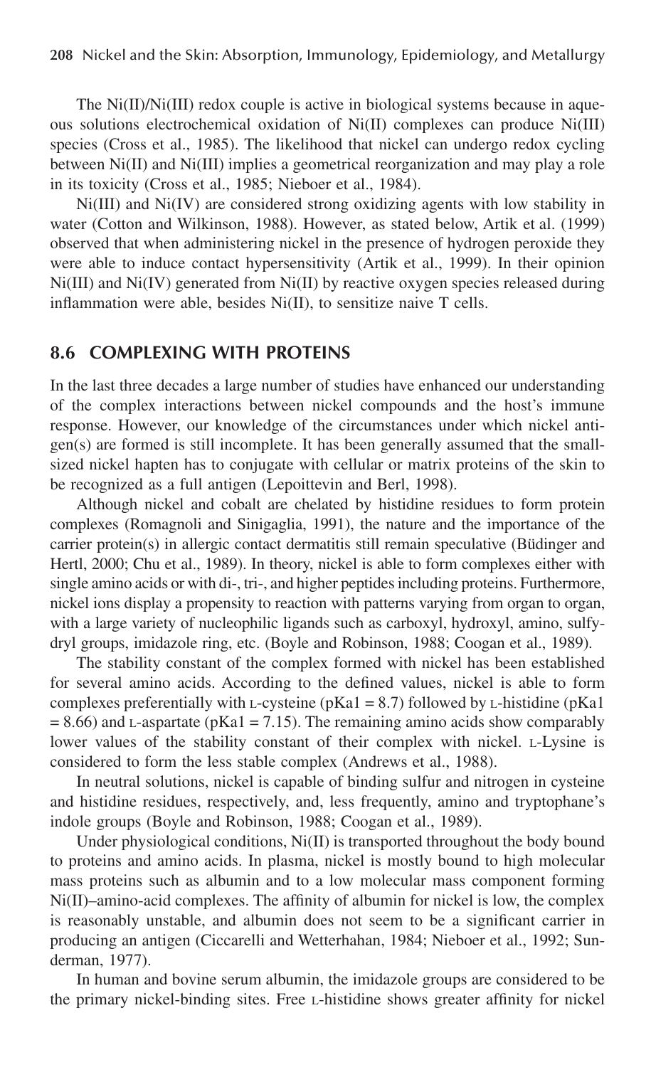The Ni(II)/Ni(III) redox couple is active in biological systems because in aqueous solutions electrochemical oxidation of Ni(II) complexes can produce Ni(III) species (Cross et al., 1985). The likelihood that nickel can undergo redox cycling between Ni(II) and Ni(III) implies a geometrical reorganization and may play a role in its toxicity (Cross et al., 1985; Nieboer et al., 1984).

Ni(III) and Ni(IV) are considered strong oxidizing agents with low stability in water (Cotton and Wilkinson, 1988). However, as stated below, Artik et al. (1999) observed that when administering nickel in the presence of hydrogen peroxide they were able to induce contact hypersensitivity (Artik et al., 1999). In their opinion Ni(III) and Ni(IV) generated from Ni(II) by reactive oxygen species released during inflammation were able, besides Ni(II), to sensitize naive T cells.

## 8.6 COMPLEXING WITH PROTEINS

In the last three decades a large number of studies have enhanced our understanding of the complex interactions between nickel compounds and the host's immune response. However, our knowledge of the circumstances under which nickel antigen(s) are formed is still incomplete. It has been generally assumed that the small-sized nickel hapten has to conjugate with cellular or matrix proteins of the skin to be recognized as a full antigen (Lepoittevin and Berl, 1998).

Although nickel and cobalt are chelated by histidine residues to form protein complexes (Romagnoli and Sinigaglia, 1991), the nature and the importance of the carrier protein(s) in allergic contact dermatitis still remain speculative (Büdinger and Hertl, 2000; Chu et al., 1989). In theory, nickel is able to form complexes either with single amino acids or with di-, tri-, and higher peptides including proteins. Furthermore, nickel ions display a propensity to reaction with patterns varying from organ to organ, with a large variety of nucleophilic ligands such as carboxyl, hydroxyl, amino, sulfydryl groups, imidazole ring, etc. (Boyle and Robinson, 1988; Coogan et al., 1989).

The stability constant of the complex formed with nickel has been established for several amino acids. According to the defined values, nickel is able to form complexes preferentially with L-cysteine ($pKa1 = 8.7$) followed by L-histidine ($pKa1 = 8.66$) and L-aspartate ($pKa1 = 7.15$). The remaining amino acids show comparably lower values of the stability constant of their complex with nickel. L-Lysine is considered to form the less stable complex (Andrews et al., 1988).

In neutral solutions, nickel is capable of binding sulfur and nitrogen in cysteine and histidine residues, respectively, and, less frequently, amino and tryptophane's indole groups (Boyle and Robinson, 1988; Coogan et al., 1989).

Under physiological conditions, Ni(II) is transported throughout the body bound to proteins and amino acids. In plasma, nickel is mostly bound to high molecular mass proteins such as albumin and to a low molecular mass component forming Ni(II)–amino-acid complexes. The affinity of albumin for nickel is low, the complex is reasonably unstable, and albumin does not seem to be a significant carrier in producing an antigen (Ciccarelli and Wetterhahan, 1984; Nieboer et al., 1992; Sunderman, 1977).

In human and bovine serum albumin, the imidazole groups are considered to be the primary nickel-binding sites. Free L-histidine shows greater affinity for nickel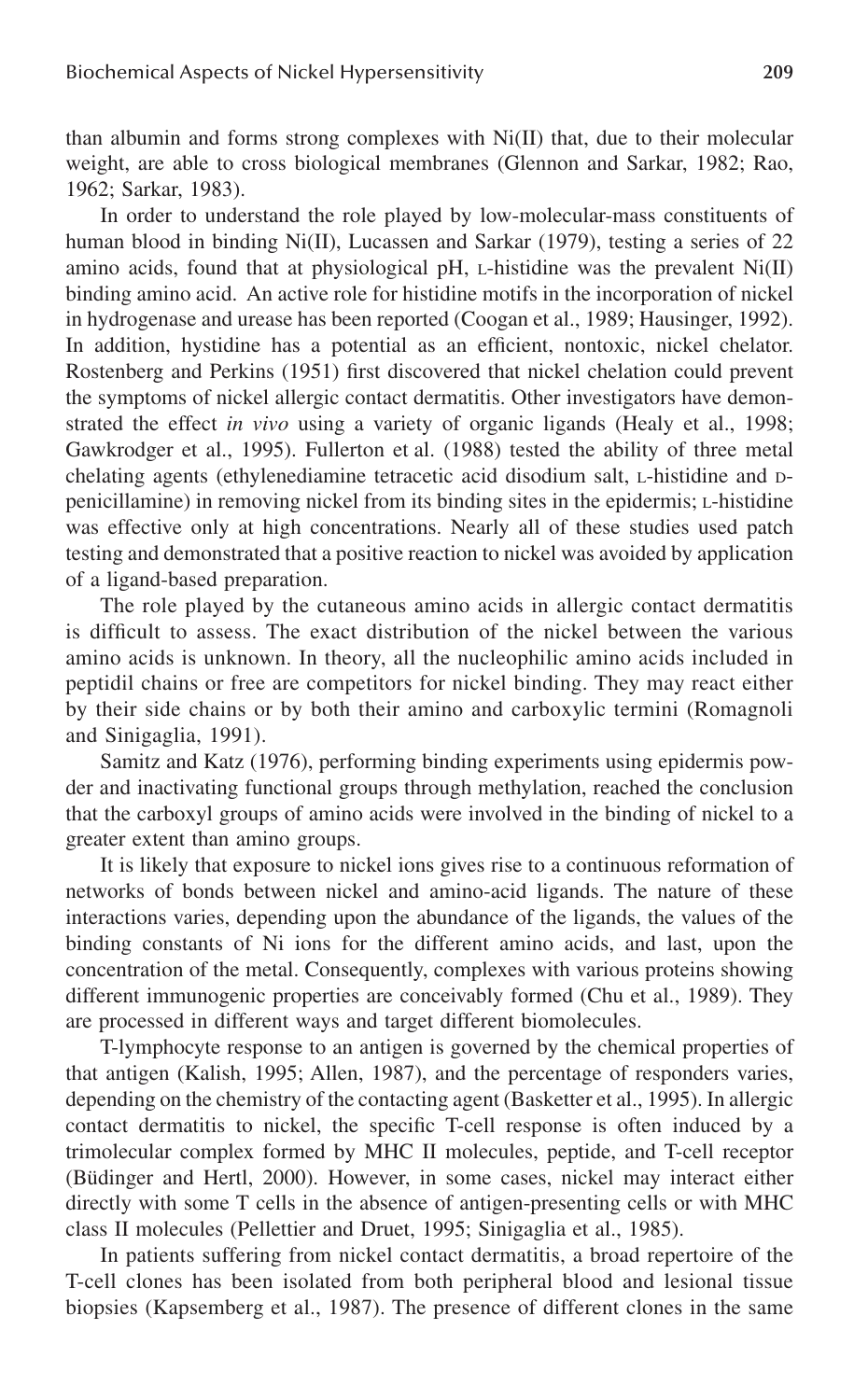than albumin and forms strong complexes with Ni(II) that, due to their molecular weight, are able to cross biological membranes (Glennon and Sarkar, 1982; Rao, 1962; Sarkar, 1983).

In order to understand the role played by low-molecular-mass constituents of human blood in binding Ni(II), Lucassen and Sarkar (1979), testing a series of 22 amino acids, found that at physiological pH, L-histidine was the prevalent Ni(II) binding amino acid. An active role for histidine motifs in the incorporation of nickel in hydrogenase and urease has been reported (Coogan et al., 1989; Hausinger, 1992). In addition, hystidine has a potential as an efficient, nontoxic, nickel chelator. Rostenberg and Perkins (1951) first discovered that nickel chelation could prevent the symptoms of nickel allergic contact dermatitis. Other investigators have demonstrated the effect *in vivo* using a variety of organic ligands (Healy et al., 1998; Gawkrodger et al., 1995). Fullerton et al. (1988) tested the ability of three metal chelating agents (ethylenediamine tetracetic acid disodium salt, L-histidine and D-penicillamine) in removing nickel from its binding sites in the epidermis; L-histidine was effective only at high concentrations. Nearly all of these studies used patch testing and demonstrated that a positive reaction to nickel was avoided by application of a ligand-based preparation.

The role played by the cutaneous amino acids in allergic contact dermatitis is difficult to assess. The exact distribution of the nickel between the various amino acids is unknown. In theory, all the nucleophilic amino acids included in peptidil chains or free are competitors for nickel binding. They may react either by their side chains or by both their amino and carboxylic termini (Romagnoli and Sinigaglia, 1991).

Samitz and Katz (1976), performing binding experiments using epidermis powder and inactivating functional groups through methylation, reached the conclusion that the carboxyl groups of amino acids were involved in the binding of nickel to a greater extent than amino groups.

It is likely that exposure to nickel ions gives rise to a continuous reformation of networks of bonds between nickel and amino-acid ligands. The nature of these interactions varies, depending upon the abundance of the ligands, the values of the binding constants of Ni ions for the different amino acids, and last, upon the concentration of the metal. Consequently, complexes with various proteins showing different immunogenic properties are conceivably formed (Chu et al., 1989). They are processed in different ways and target different biomolecules.

T-lymphocyte response to an antigen is governed by the chemical properties of that antigen (Kalish, 1995; Allen, 1987), and the percentage of responders varies, depending on the chemistry of the contacting agent (Basketter et al., 1995). In allergic contact dermatitis to nickel, the specific T-cell response is often induced by a trimolecular complex formed by MHC II molecules, peptide, and T-cell receptor (Büdinger and Hertl, 2000). However, in some cases, nickel may interact either directly with some T cells in the absence of antigen-presenting cells or with MHC class II molecules (Pellettier and Druet, 1995; Sinigaglia et al., 1985).

In patients suffering from nickel contact dermatitis, a broad repertoire of the T-cell clones has been isolated from both peripheral blood and lesional tissue biopsies (Kapsemberg et al., 1987). The presence of different clones in the same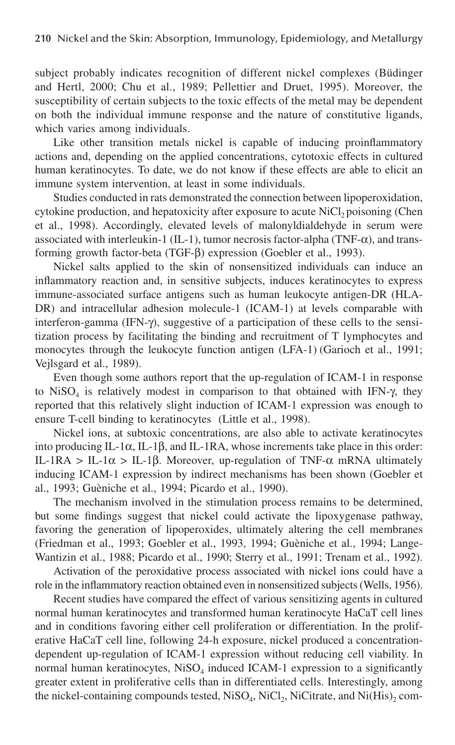subject probably indicates recognition of different nickel complexes (Büdinger and Hertl, 2000; Chu et al., 1989; Pellettier and Druet, 1995). Moreover, the susceptibility of certain subjects to the toxic effects of the metal may be dependent on both the individual immune response and the nature of constitutive ligands, which varies among individuals.

Like other transition metals nickel is capable of inducing proinflammatory actions and, depending on the applied concentrations, cytotoxic effects in cultured human keratinocytes. To date, we do not know if these effects are able to elicit an immune system intervention, at least in some individuals.

Studies conducted in rats demonstrated the connection between lipoperoxidation, cytokine production, and hepatoxicity after exposure to acute $NiCl_2$ poisoning (Chen et al., 1998). Accordingly, elevated levels of malonyldialdehyde in serum were associated with interleukin-1 (IL-1), tumor necrosis factor-alpha (TNF-$\alpha$), and transforming growth factor-beta (TGF-$\beta$) expression (Goebler et al., 1993).

Nickel salts applied to the skin of nonsensitized individuals can induce an inflammatory reaction and, in sensitive subjects, induces keratinocytes to express immune-associated surface antigens such as human leukocyte antigen-DR (HLA-DR) and intracellular adhesion molecule-1 (ICAM-1) at levels comparable with interferon-gamma (IFN-$\gamma$), suggestive of a participation of these cells to the sensitization process by facilitating the binding and recruitment of T lymphocytes and monocytes through the leukocyte function antigen (LFA-1) (Garioch et al., 1991; Vejlsgard et al., 1989).

Even though some authors report that the up-regulation of ICAM-1 in response to $NiSO_4$ is relatively modest in comparison to that obtained with IFN-$\gamma$, they reported that this relatively slight induction of ICAM-1 expression was enough to ensure T-cell binding to keratinocytes (Little et al., 1998).

Nickel ions, at subtoxic concentrations, are also able to activate keratinocytes into producing IL-1$\alpha$, IL-1$\beta$, and IL-1RA, whose increments take place in this order: IL-1RA > IL-1$\alpha$ > IL-1$\beta$. Moreover, up-regulation of TNF-$\alpha$ mRNA ultimately inducing ICAM-1 expression by indirect mechanisms has been shown (Goebler et al., 1993; Guèniche et al., 1994; Picardo et al., 1990).

The mechanism involved in the stimulation process remains to be determined, but some findings suggest that nickel could activate the lipoxygenase pathway, favoring the generation of lipoperoxides, ultimately altering the cell membranes (Friedman et al., 1993; Goebler et al., 1993, 1994; Guèniche et al., 1994; Lange-Wantizin et al., 1988; Picardo et al., 1990; Sterry et al., 1991; Trenam et al., 1992).

Activation of the peroxidative process associated with nickel ions could have a role in the inflammatory reaction obtained even in nonsensitized subjects (Wells, 1956).

Recent studies have compared the effect of various sensitizing agents in cultured normal human keratinocytes and transformed human keratinocyte HaCaT cell lines and in conditions favoring either cell proliferation or differentiation. In the proliferative HaCaT cell line, following 24-h exposure, nickel produced a concentration-dependent up-regulation of ICAM-1 expression without reducing cell viability. In normal human keratinocytes, $NiSO_4$ induced ICAM-1 expression to a significantly greater extent in proliferative cells than in differentiated cells. Interestingly, among the nickel-containing compounds tested, $NiSO_4$, $NiCl_2$, NiCitrate, and $Ni(His)_2$ com-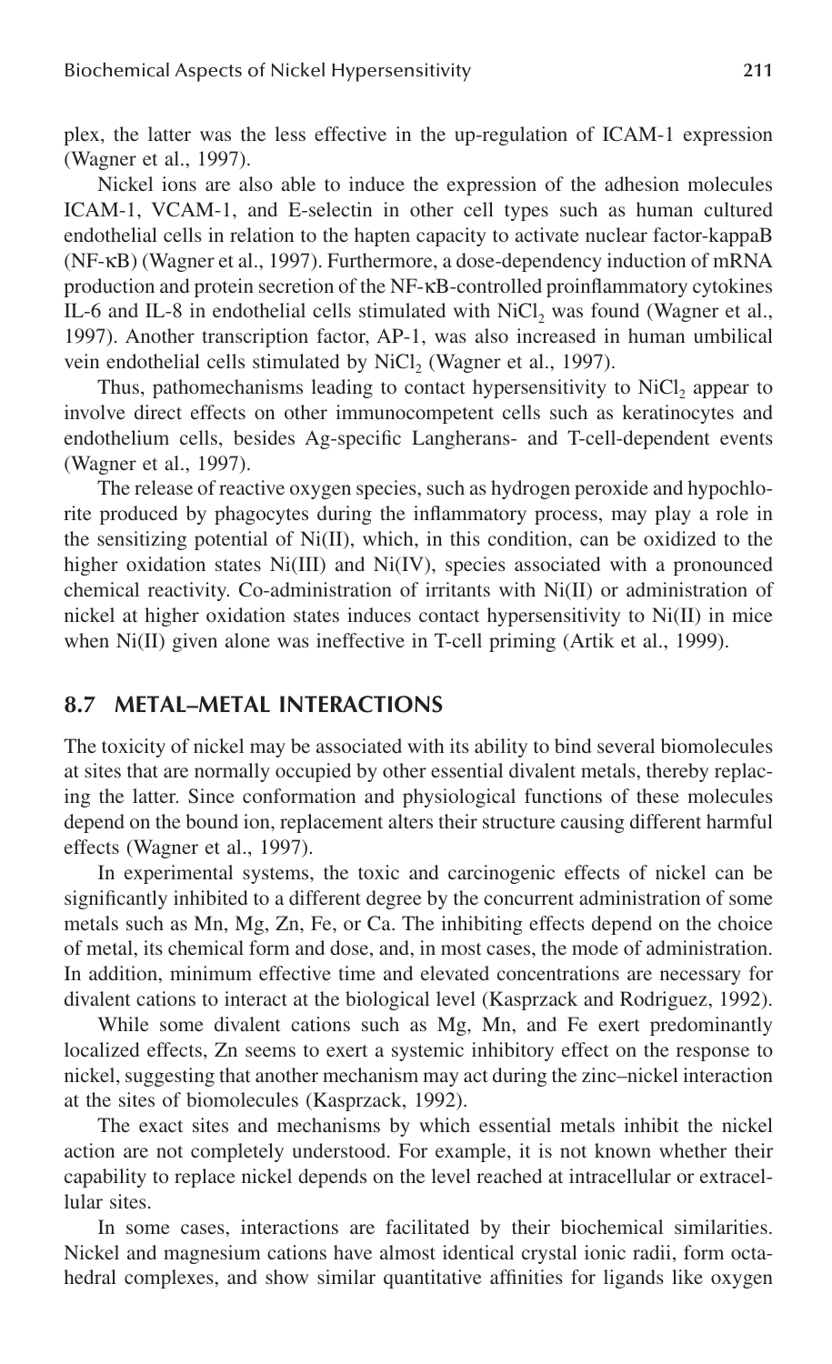plex, the latter was the less effective in the up-regulation of ICAM-1 expression (Wagner et al., 1997).

Nickel ions are also able to induce the expression of the adhesion molecules ICAM-1, VCAM-1, and E-selectin in other cell types such as human cultured endothelial cells in relation to the hapten capacity to activate nuclear factor-kappaB (NF-κB) (Wagner et al., 1997). Furthermore, a dose-dependency induction of mRNA production and protein secretion of the NF-κB-controlled proinflammatory cytokines IL-6 and IL-8 in endothelial cells stimulated with $NiCl_2$ was found (Wagner et al., 1997). Another transcription factor, AP-1, was also increased in human umbilical vein endothelial cells stimulated by $NiCl_2$ (Wagner et al., 1997).

Thus, pathomechanisms leading to contact hypersensitivity to $NiCl_2$ appear to involve direct effects on other immunocompetent cells such as keratinocytes and endothelium cells, besides Ag-specific Langherans- and T-cell-dependent events (Wagner et al., 1997).

The release of reactive oxygen species, such as hydrogen peroxide and hypochlorite produced by phagocytes during the inflammatory process, may play a role in the sensitizing potential of Ni(II), which, in this condition, can be oxidized to the higher oxidation states Ni(III) and Ni(IV), species associated with a pronounced chemical reactivity. Co-administration of irritants with Ni(II) or administration of nickel at higher oxidation states induces contact hypersensitivity to Ni(II) in mice when Ni(II) given alone was ineffective in T-cell priming (Artik et al., 1999).

## 8.7 METAL–METAL INTERACTIONS

The toxicity of nickel may be associated with its ability to bind several biomolecules at sites that are normally occupied by other essential divalent metals, thereby replacing the latter. Since conformation and physiological functions of these molecules depend on the bound ion, replacement alters their structure causing different harmful effects (Wagner et al., 1997).

In experimental systems, the toxic and carcinogenic effects of nickel can be significantly inhibited to a different degree by the concurrent administration of some metals such as Mn, Mg, Zn, Fe, or Ca. The inhibiting effects depend on the choice of metal, its chemical form and dose, and, in most cases, the mode of administration. In addition, minimum effective time and elevated concentrations are necessary for divalent cations to interact at the biological level (Kasprzack and Rodriguez, 1992).

While some divalent cations such as Mg, Mn, and Fe exert predominantly localized effects, Zn seems to exert a systemic inhibitory effect on the response to nickel, suggesting that another mechanism may act during the zinc–nickel interaction at the sites of biomolecules (Kasprzack, 1992).

The exact sites and mechanisms by which essential metals inhibit the nickel action are not completely understood. For example, it is not known whether their capability to replace nickel depends on the level reached at intracellular or extracellular sites.

In some cases, interactions are facilitated by their biochemical similarities. Nickel and magnesium cations have almost identical crystal ionic radii, form octahedral complexes, and show similar quantitative affinities for ligands like oxygen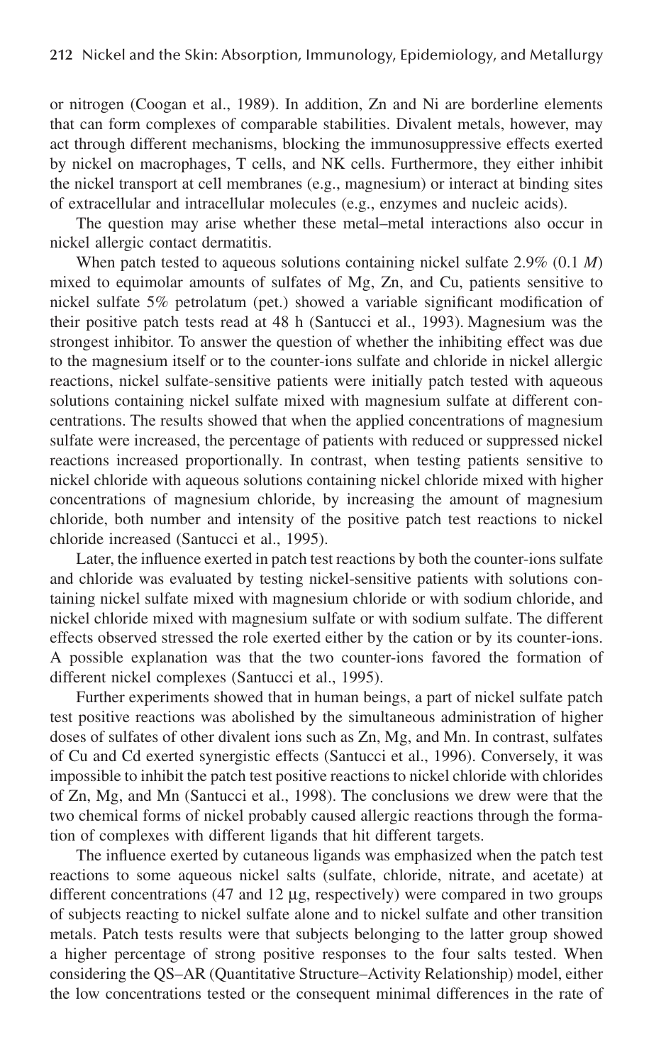or nitrogen (Coogan et al., 1989). In addition, Zn and Ni are borderline elements that can form complexes of comparable stabilities. Divalent metals, however, may act through different mechanisms, blocking the immunosuppressive effects exerted by nickel on macrophages, T cells, and NK cells. Furthermore, they either inhibit the nickel transport at cell membranes (e.g., magnesium) or interact at binding sites of extracellular and intracellular molecules (e.g., enzymes and nucleic acids).

The question may arise whether these metal–metal interactions also occur in nickel allergic contact dermatitis.

When patch tested to aqueous solutions containing nickel sulfate 2.9% (0.1 *M*) mixed to equimolar amounts of sulfates of Mg, Zn, and Cu, patients sensitive to nickel sulfate 5% petrolatum (pet.) showed a variable significant modification of their positive patch tests read at 48 h (Santucci et al., 1993). Magnesium was the strongest inhibitor. To answer the question of whether the inhibiting effect was due to the magnesium itself or to the counter-ions sulfate and chloride in nickel allergic reactions, nickel sulfate-sensitive patients were initially patch tested with aqueous solutions containing nickel sulfate mixed with magnesium sulfate at different concentrations. The results showed that when the applied concentrations of magnesium sulfate were increased, the percentage of patients with reduced or suppressed nickel reactions increased proportionally. In contrast, when testing patients sensitive to nickel chloride with aqueous solutions containing nickel chloride mixed with higher concentrations of magnesium chloride, by increasing the amount of magnesium chloride, both number and intensity of the positive patch test reactions to nickel chloride increased (Santucci et al., 1995).

Later, the influence exerted in patch test reactions by both the counter-ions sulfate and chloride was evaluated by testing nickel-sensitive patients with solutions containing nickel sulfate mixed with magnesium chloride or with sodium chloride, and nickel chloride mixed with magnesium sulfate or with sodium sulfate. The different effects observed stressed the role exerted either by the cation or by its counter-ions. A possible explanation was that the two counter-ions favored the formation of different nickel complexes (Santucci et al., 1995).

Further experiments showed that in human beings, a part of nickel sulfate patch test positive reactions was abolished by the simultaneous administration of higher doses of sulfates of other divalent ions such as Zn, Mg, and Mn. In contrast, sulfates of Cu and Cd exerted synergistic effects (Santucci et al., 1996). Conversely, it was impossible to inhibit the patch test positive reactions to nickel chloride with chlorides of Zn, Mg, and Mn (Santucci et al., 1998). The conclusions we drew were that the two chemical forms of nickel probably caused allergic reactions through the formation of complexes with different ligands that hit different targets.

The influence exerted by cutaneous ligands was emphasized when the patch test reactions to some aqueous nickel salts (sulfate, chloride, nitrate, and acetate) at different concentrations (47 and 12 μg, respectively) were compared in two groups of subjects reacting to nickel sulfate alone and to nickel sulfate and other transition metals. Patch tests results were that subjects belonging to the latter group showed a higher percentage of strong positive responses to the four salts tested. When considering the QS–AR (Quantitative Structure–Activity Relationship) model, either the low concentrations tested or the consequent minimal differences in the rate of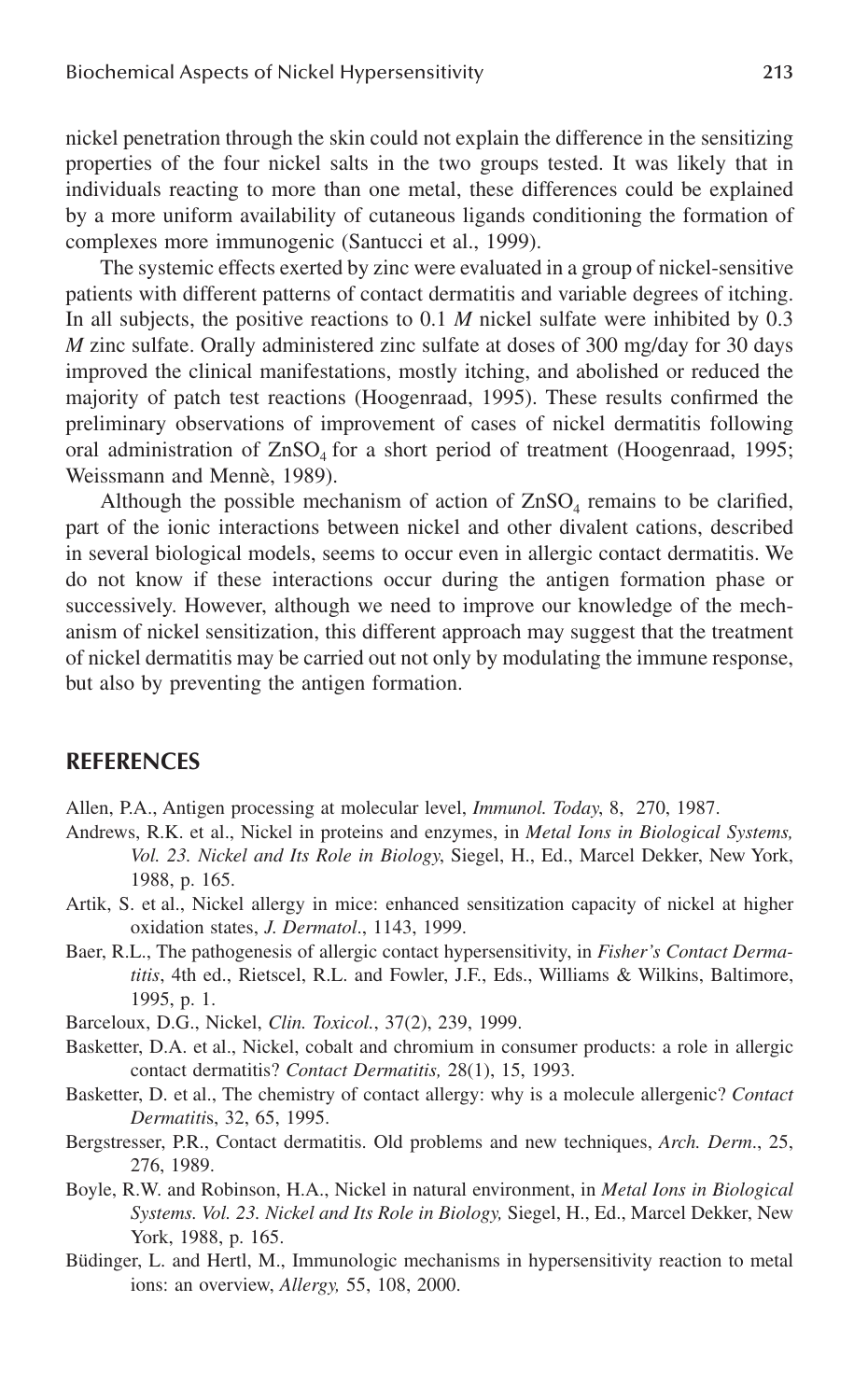nickel penetration through the skin could not explain the difference in the sensitizing properties of the four nickel salts in the two groups tested. It was likely that in individuals reacting to more than one metal, these differences could be explained by a more uniform availability of cutaneous ligands conditioning the formation of complexes more immunogenic (Santucci et al., 1999).

The systemic effects exerted by zinc were evaluated in a group of nickel-sensitive patients with different patterns of contact dermatitis and variable degrees of itching. In all subjects, the positive reactions to 0.1 *M* nickel sulfate were inhibited by 0.3 *M* zinc sulfate. Orally administered zinc sulfate at doses of 300 mg/day for 30 days improved the clinical manifestations, mostly itching, and abolished or reduced the majority of patch test reactions (Hoogenraad, 1995). These results confirmed the preliminary observations of improvement of cases of nickel dermatitis following oral administration of $ZnSO_4$ for a short period of treatment (Hoogenraad, 1995; Weissmann and Mennè, 1989).

Although the possible mechanism of action of $ZnSO_4$ remains to be clarified, part of the ionic interactions between nickel and other divalent cations, described in several biological models, seems to occur even in allergic contact dermatitis. We do not know if these interactions occur during the antigen formation phase or successively. However, although we need to improve our knowledge of the mechanism of nickel sensitization, this different approach may suggest that the treatment of nickel dermatitis may be carried out not only by modulating the immune response, but also by preventing the antigen formation.

## REFERENCES

Allen, P.A., Antigen processing at molecular level, *Immunol. Today*, 8, 270, 1987.

Andrews, R.K. et al., Nickel in proteins and enzymes, in *Metal Ions in Biological Systems, Vol. 23. Nickel and Its Role in Biology*, Siegel, H., Ed., Marcel Dekker, New York, 1988, p. 165.

Artik, S. et al., Nickel allergy in mice: enhanced sensitization capacity of nickel at higher oxidation states, *J. Dermatol*., 1143, 1999.

Baer, R.L., The pathogenesis of allergic contact hypersensitivity, in *Fisher's Contact Dermatitis*, 4th ed., Rietscel, R.L. and Fowler, J.F., Eds., Williams & Wilkins, Baltimore, 1995, p. 1.

Barceloux, D.G., Nickel, *Clin. Toxicol.*, 37(2), 239, 1999.

Basketter, D.A. et al., Nickel, cobalt and chromium in consumer products: a role in allergic contact dermatitis? *Contact Dermatitis,* 28(1), 15, 1993.

Basketter, D. et al., The chemistry of contact allergy: why is a molecule allergenic? *Contact Dermatitis*, 32, 65, 1995.

Bergstresser, P.R., Contact dermatitis. Old problems and new techniques, *Arch. Derm*., 25, 276, 1989.

Boyle, R.W. and Robinson, H.A., Nickel in natural environment, in *Metal Ions in Biological Systems. Vol. 23. Nickel and Its Role in Biology,* Siegel, H., Ed., Marcel Dekker, New York, 1988, p. 165.

Büdinger, L. and Hertl, M., Immunologic mechanisms in hypersensitivity reaction to metal ions: an overview, *Allergy,* 55, 108, 2000.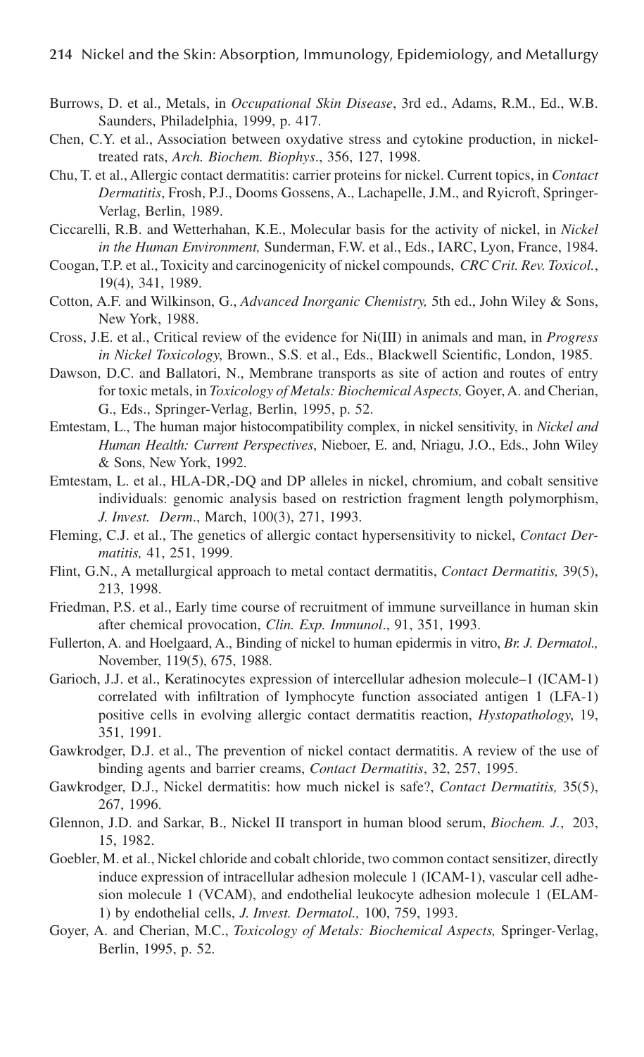Burrows, D. et al., Metals, in *Occupational Skin Disease*, 3rd ed., Adams, R.M., Ed., W.B. Saunders, Philadelphia, 1999, p. 417.

Chen, C.Y. et al., Association between oxydative stress and cytokine production, in nickel-treated rats, *Arch. Biochem. Biophys*., 356, 127, 1998.

Chu, T. et al., Allergic contact dermatitis: carrier proteins for nickel. Current topics, in *Contact Dermatitis*, Frosh, P.J., Dooms Gossens, A., Lachapelle, J.M., and Ryicroft, Springer-Verlag, Berlin, 1989.

Ciccarelli, R.B. and Wetterhahan, K.E., Molecular basis for the activity of nickel, in *Nickel in the Human Environment,* Sunderman, F.W. et al., Eds., IARC, Lyon, France, 1984.

Coogan, T.P. et al., Toxicity and carcinogenicity of nickel compounds, *CRC Crit. Rev. Toxicol.*, 19(4), 341, 1989.

Cotton, A.F. and Wilkinson, G., *Advanced Inorganic Chemistry,* 5th ed., John Wiley & Sons, New York, 1988.

Cross, J.E. et al., Critical review of the evidence for Ni(III) in animals and man, in *Progress in Nickel Toxicology*, Brown., S.S. et al., Eds., Blackwell Scientific, London, 1985.

Dawson, D.C. and Ballatori, N., Membrane transports as site of action and routes of entry for toxic metals, in *Toxicology of Metals: Biochemical Aspects,* Goyer, A. and Cherian, G., Eds., Springer-Verlag, Berlin, 1995, p. 52.

Emtestam, L., The human major histocompatibility complex, in nickel sensitivity, in *Nickel and Human Health: Current Perspectives*, Nieboer, E. and, Nriagu, J.O., Eds., John Wiley & Sons, New York, 1992.

Emtestam, L. et al., HLA-DR,-DQ and DP alleles in nickel, chromium, and cobalt sensitive individuals: genomic analysis based on restriction fragment length polymorphism, *J. Invest. Derm*., March, 100(3), 271, 1993.

Fleming, C.J. et al., The genetics of allergic contact hypersensitivity to nickel, *Contact Dermatitis,* 41, 251, 1999.

Flint, G.N., A metallurgical approach to metal contact dermatitis, *Contact Dermatitis,* 39(5), 213, 1998.

Friedman, P.S. et al., Early time course of recruitment of immune surveillance in human skin after chemical provocation, *Clin. Exp. Immunol*., 91, 351, 1993.

Fullerton, A. and Hoelgaard, A., Binding of nickel to human epidermis in vitro, *Br. J. Dermatol.,* November, 119(5), 675, 1988.

Garioch, J.J. et al., Keratinocytes expression of intercellular adhesion molecule–1 (ICAM-1) correlated with infiltration of lymphocyte function associated antigen 1 (LFA-1) positive cells in evolving allergic contact dermatitis reaction, *Hystopathology*, 19, 351, 1991.

Gawkrodger, D.J. et al., The prevention of nickel contact dermatitis. A review of the use of binding agents and barrier creams, *Contact Dermatitis*, 32, 257, 1995.

Gawkrodger, D.J., Nickel dermatitis: how much nickel is safe?, *Contact Dermatitis,* 35(5), 267, 1996.

Glennon, J.D. and Sarkar, B., Nickel II transport in human blood serum, *Biochem. J.*, 203, 15, 1982.

Goebler, M. et al., Nickel chloride and cobalt chloride, two common contact sensitizer, directly induce expression of intracellular adhesion molecule 1 (ICAM-1), vascular cell adhesion molecule 1 (VCAM), and endothelial leukocyte adhesion molecule 1 (ELAM-1) by endothelial cells, *J. Invest. Dermatol.,* 100, 759, 1993.

Goyer, A. and Cherian, M.C., *Toxicology of Metals: Biochemical Aspects,* Springer-Verlag, Berlin, 1995, p. 52.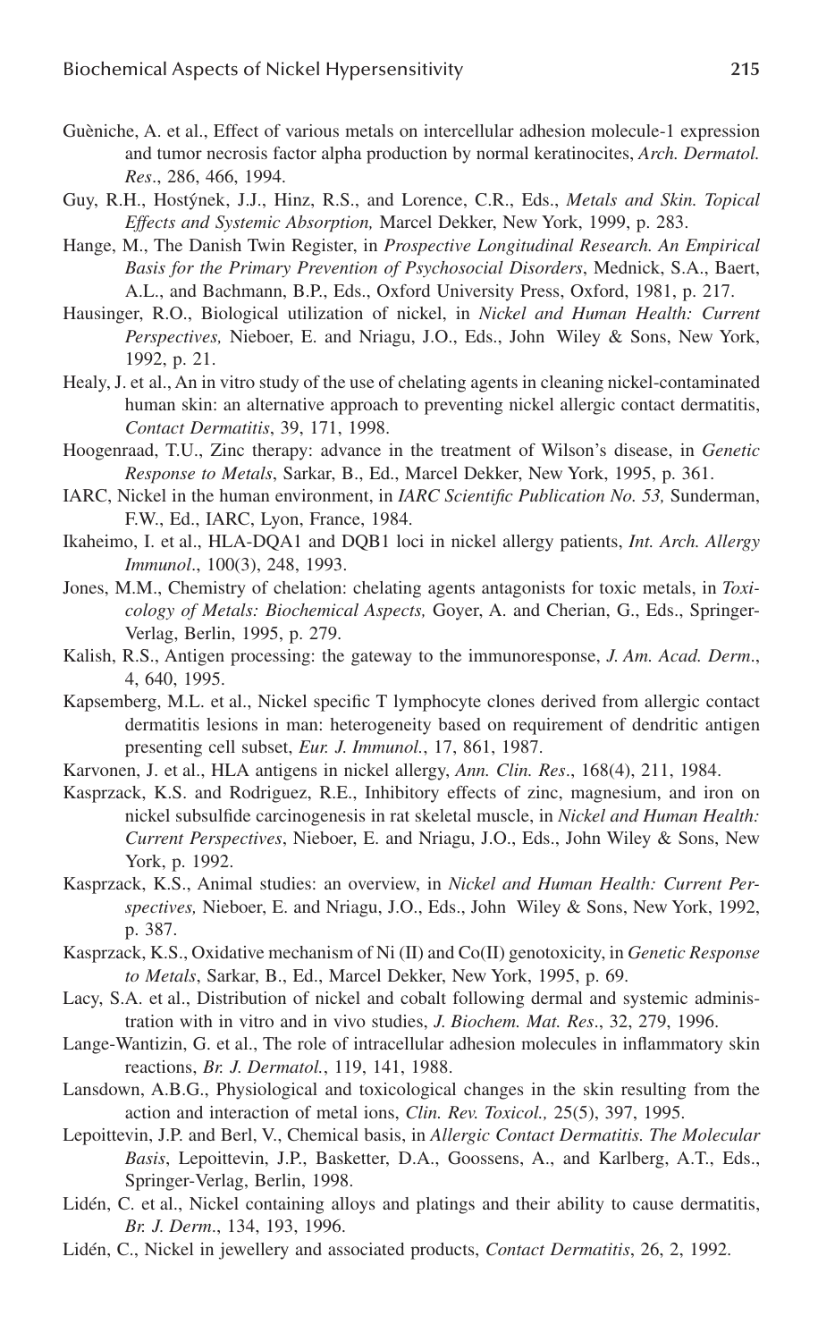Guèniche, A. et al., Effect of various metals on intercellular adhesion molecule-1 expression and tumor necrosis factor alpha production by normal keratinocites, *Arch. Dermatol. Res*., 286, 466, 1994.

Guy, R.H., Hostýnek, J.J., Hinz, R.S., and Lorence, C.R., Eds., *Metals and Skin. Topical Effects and Systemic Absorption,* Marcel Dekker, New York, 1999, p. 283.

Hange, M., The Danish Twin Register, in *Prospective Longitudinal Research. An Empirical Basis for the Primary Prevention of Psychosocial Disorders*, Mednick, S.A., Baert, A.L., and Bachmann, B.P., Eds., Oxford University Press, Oxford, 1981, p. 217.

Hausinger, R.O., Biological utilization of nickel, in *Nickel and Human Health: Current Perspectives,* Nieboer, E. and Nriagu, J.O., Eds., John Wiley & Sons, New York, 1992, p. 21.

Healy, J. et al., An in vitro study of the use of chelating agents in cleaning nickel-contaminated human skin: an alternative approach to preventing nickel allergic contact dermatitis, *Contact Dermatitis*, 39, 171, 1998.

Hoogenraad, T.U., Zinc therapy: advance in the treatment of Wilson's disease, in *Genetic Response to Metals*, Sarkar, B., Ed., Marcel Dekker, New York, 1995, p. 361.

IARC, Nickel in the human environment, in *IARC Scientific Publication No. 53,* Sunderman, F.W., Ed., IARC, Lyon, France, 1984.

Ikaheimo, I. et al., HLA-DQA1 and DQB1 loci in nickel allergy patients, *Int. Arch. Allergy Immunol*., 100(3), 248, 1993.

Jones, M.M., Chemistry of chelation: chelating agents antagonists for toxic metals, in *Toxicology of Metals: Biochemical Aspects,* Goyer, A. and Cherian, G., Eds., Springer-Verlag, Berlin, 1995, p. 279.

Kalish, R.S., Antigen processing: the gateway to the immunoresponse, *J. Am. Acad. Derm*., 4, 640, 1995.

Kapsemberg, M.L. et al., Nickel specific T lymphocyte clones derived from allergic contact dermatitis lesions in man: heterogeneity based on requirement of dendritic antigen presenting cell subset, *Eur. J. Immunol.*, 17, 861, 1987.

Karvonen, J. et al., HLA antigens in nickel allergy, *Ann. Clin. Res*., 168(4), 211, 1984.

Kasprzack, K.S. and Rodriguez, R.E., Inhibitory effects of zinc, magnesium, and iron on nickel subsulfide carcinogenesis in rat skeletal muscle, in *Nickel and Human Health: Current Perspectives*, Nieboer, E. and Nriagu, J.O., Eds., John Wiley & Sons, New York, p. 1992.

Kasprzack, K.S., Animal studies: an overview, in *Nickel and Human Health: Current Perspectives,* Nieboer, E. and Nriagu, J.O., Eds., John Wiley & Sons, New York, 1992, p. 387.

Kasprzack, K.S., Oxidative mechanism of Ni (II) and Co(II) genotoxicity, in *Genetic Response to Metals*, Sarkar, B., Ed., Marcel Dekker, New York, 1995, p. 69.

Lacy, S.A. et al., Distribution of nickel and cobalt following dermal and systemic administration with in vitro and in vivo studies, *J. Biochem. Mat. Res*., 32, 279, 1996.

Lange-Wantizin, G. et al., The role of intracellular adhesion molecules in inflammatory skin reactions, *Br. J. Dermatol.*, 119, 141, 1988.

Lansdown, A.B.G., Physiological and toxicological changes in the skin resulting from the action and interaction of metal ions, *Clin. Rev. Toxicol.,* 25(5), 397, 1995.

Lepoittevin, J.P. and Berl, V., Chemical basis, in *Allergic Contact Dermatitis. The Molecular Basis*, Lepoittevin, J.P., Basketter, D.A., Goossens, A., and Karlberg, A.T., Eds., Springer-Verlag, Berlin, 1998.

Lidén, C. et al., Nickel containing alloys and platings and their ability to cause dermatitis, *Br. J. Derm*., 134, 193, 1996.

Lidén, C., Nickel in jewellery and associated products, *Contact Dermatitis*, 26, 2, 1992.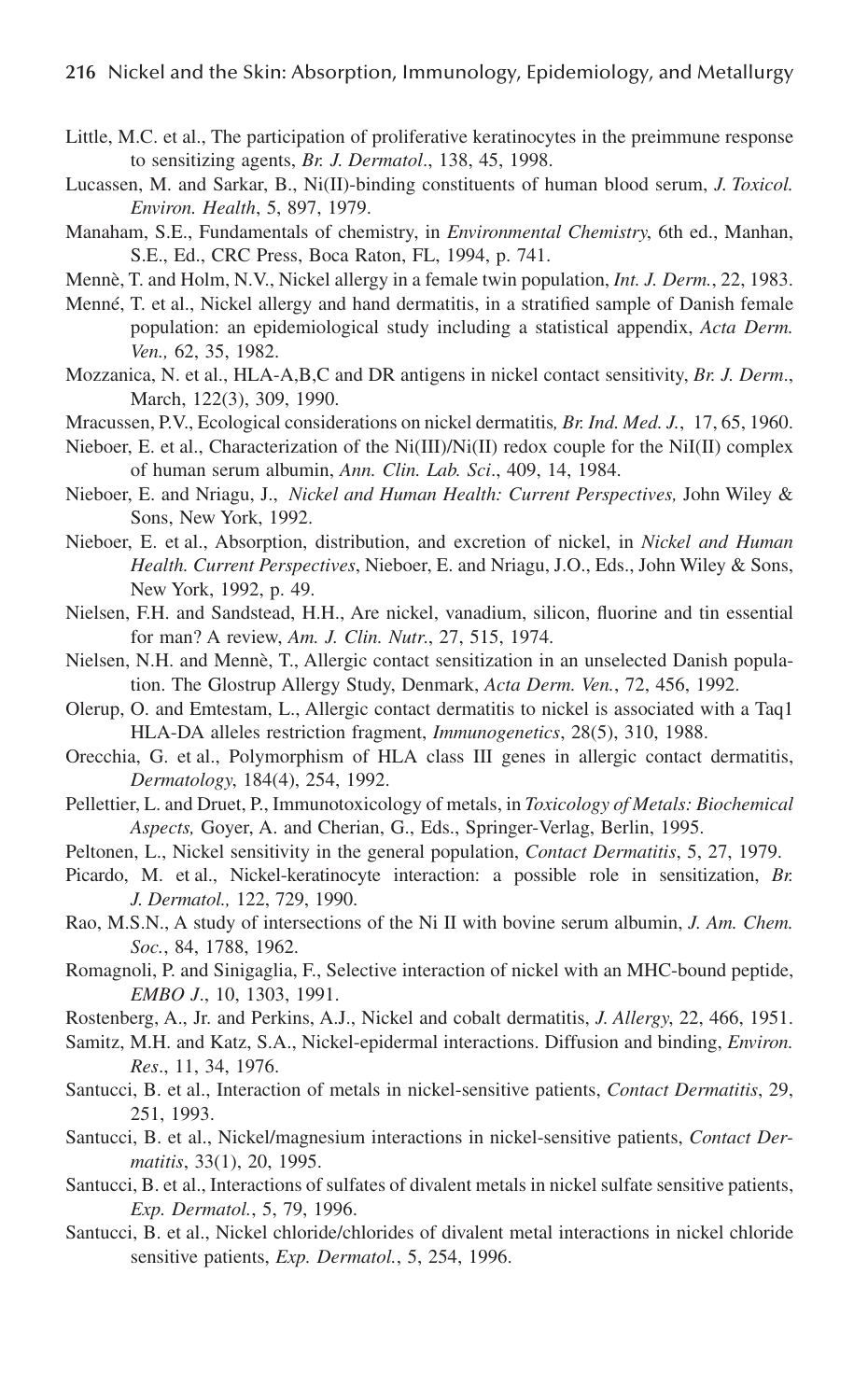Little, M.C. et al., The participation of proliferative keratinocytes in the preimmune response to sensitizing agents, *Br. J. Dermatol*., 138, 45, 1998.

Lucassen, M. and Sarkar, B., Ni(II)-binding constituents of human blood serum, *J. Toxicol. Environ. Health*, 5, 897, 1979.

Manaham, S.E., Fundamentals of chemistry, in *Environmental Chemistry*, 6th ed., Manhan, S.E., Ed., CRC Press, Boca Raton, FL, 1994, p. 741.

Mennè, T. and Holm, N.V., Nickel allergy in a female twin population, *Int. J. Derm.*, 22, 1983.

Menné, T. et al., Nickel allergy and hand dermatitis, in a stratified sample of Danish female population: an epidemiological study including a statistical appendix, *Acta Derm. Ven.,* 62, 35, 1982.

Mozzanica, N. et al., HLA-A,B,C and DR antigens in nickel contact sensitivity, *Br. J. Derm*., March, 122(3), 309, 1990.

Mracussen, P.V., Ecological considerations on nickel dermatitis*, Br. Ind. Med. J.*, 17, 65, 1960.

Nieboer, E. et al., Characterization of the Ni(III)/Ni(II) redox couple for the NiI(II) complex of human serum albumin, *Ann. Clin. Lab. Sci*., 409, 14, 1984.

Nieboer, E. and Nriagu, J., *Nickel and Human Health: Current Perspectives,* John Wiley & Sons, New York, 1992.

Nieboer, E. et al., Absorption, distribution, and excretion of nickel, in *Nickel and Human Health. Current Perspectives*, Nieboer, E. and Nriagu, J.O., Eds., John Wiley & Sons, New York, 1992, p. 49.

Nielsen, F.H. and Sandstead, H.H., Are nickel, vanadium, silicon, fluorine and tin essential for man? A review, *Am. J. Clin. Nutr.*, 27, 515, 1974.

Nielsen, N.H. and Mennè, T., Allergic contact sensitization in an unselected Danish population. The Glostrup Allergy Study, Denmark, *Acta Derm. Ven.*, 72, 456, 1992.

Olerup, O. and Emtestam, L., Allergic contact dermatitis to nickel is associated with a Taq1 HLA-DA alleles restriction fragment, *Immunogenetics*, 28(5), 310, 1988.

Orecchia, G. et al., Polymorphism of HLA class III genes in allergic contact dermatitis, *Dermatology*, 184(4), 254, 1992.

Pellettier, L. and Druet, P., Immunotoxicology of metals, in *Toxicology of Metals: Biochemical Aspects,* Goyer, A. and Cherian, G., Eds., Springer-Verlag, Berlin, 1995.

Peltonen, L., Nickel sensitivity in the general population, *Contact Dermatitis*, 5, 27, 1979.

Picardo, M. et al., Nickel-keratinocyte interaction: a possible role in sensitization, *Br. J. Dermatol.,* 122, 729, 1990.

Rao, M.S.N., A study of intersections of the Ni II with bovine serum albumin, *J. Am. Chem. Soc.*, 84, 1788, 1962.

Romagnoli, P. and Sinigaglia, F., Selective interaction of nickel with an MHC-bound peptide, *EMBO J*., 10, 1303, 1991.

Rostenberg, A., Jr. and Perkins, A.J., Nickel and cobalt dermatitis, *J. Allergy*, 22, 466, 1951.

Samitz, M.H. and Katz, S.A., Nickel-epidermal interactions. Diffusion and binding, *Environ. Res*., 11, 34, 1976.

Santucci, B. et al., Interaction of metals in nickel-sensitive patients, *Contact Dermatitis*, 29, 251, 1993.

Santucci, B. et al., Nickel/magnesium interactions in nickel-sensitive patients, *Contact Dermatitis*, 33(1), 20, 1995.

Santucci, B. et al., Interactions of sulfates of divalent metals in nickel sulfate sensitive patients, *Exp. Dermatol.*, 5, 79, 1996.

Santucci, B. et al., Nickel chloride/chlorides of divalent metal interactions in nickel chloride sensitive patients, *Exp. Dermatol.*, 5, 254, 1996.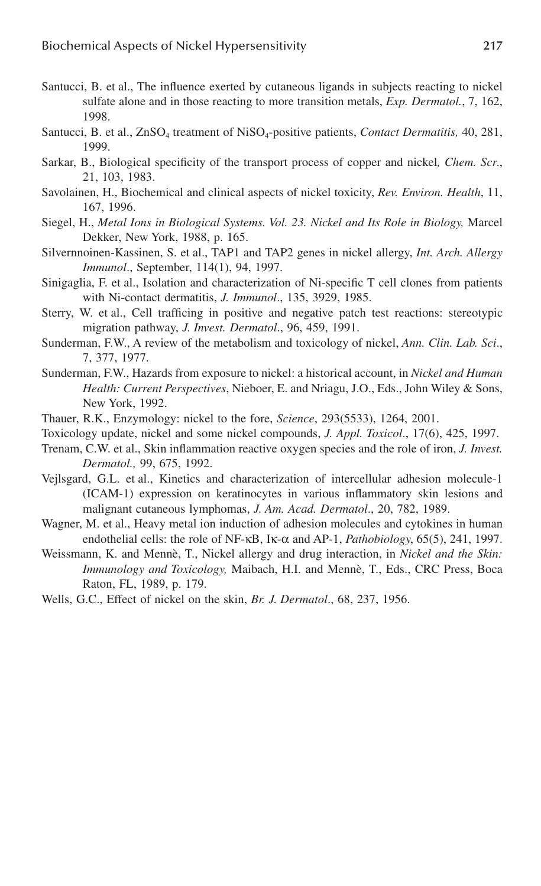Santucci, B. et al., The influence exerted by cutaneous ligands in subjects reacting to nickel sulfate alone and in those reacting to more transition metals, *Exp. Dermatol.*, 7, 162, 1998.

Santucci, B. et al., $ZnSO_4$ treatment of $NiSO_4$-positive patients, *Contact Dermatitis,* 40, 281, 1999.

Sarkar, B., Biological specificity of the transport process of copper and nickel*, Chem. Scr.*, 21, 103, 1983.

Savolainen, H., Biochemical and clinical aspects of nickel toxicity, *Rev. Environ. Health*, 11, 167, 1996.

Siegel, H., *Metal Ions in Biological Systems. Vol. 23. Nickel and Its Role in Biology,* Marcel Dekker, New York, 1988, p. 165.

Silvernnoinen-Kassinen, S. et al., TAP1 and TAP2 genes in nickel allergy, *Int. Arch. Allergy Immunol*., September, 114(1), 94, 1997.

Sinigaglia, F. et al., Isolation and characterization of Ni-specific T cell clones from patients with Ni-contact dermatitis, *J. Immunol*., 135, 3929, 1985.

Sterry, W. et al., Cell trafficing in positive and negative patch test reactions: stereotypic migration pathway, *J. Invest. Dermatol*., 96, 459, 1991.

Sunderman, F.W., A review of the metabolism and toxicology of nickel, *Ann. Clin. Lab. Sci*., 7, 377, 1977.

Sunderman, F.W., Hazards from exposure to nickel: a historical account, in *Nickel and Human Health: Current Perspectives*, Nieboer, E. and Nriagu, J.O., Eds., John Wiley & Sons, New York, 1992.

Thauer, R.K., Enzymology: nickel to the fore, *Science*, 293(5533), 1264, 2001.

Toxicology update, nickel and some nickel compounds, *J. Appl. Toxicol*., 17(6), 425, 1997.

Trenam, C.W. et al., Skin inflammation reactive oxygen species and the role of iron, *J. Invest. Dermatol.,* 99, 675, 1992.

Vejlsgard, G.L. et al., Kinetics and characterization of intercellular adhesion molecule-1 (ICAM-1) expression on keratinocytes in various inflammatory skin lesions and malignant cutaneous lymphomas, *J. Am. Acad. Dermatol*., 20, 782, 1989.

Wagner, M. et al., Heavy metal ion induction of adhesion molecules and cytokines in human endothelial cells: the role of NF-κB, Iκ-α and AP-1, *Pathobiology*, 65(5), 241, 1997.

Weissmann, K. and Mennè, T., Nickel allergy and drug interaction, in *Nickel and the Skin: Immunology and Toxicology,* Maibach, H.I. and Mennè, T., Eds., CRC Press, Boca Raton, FL, 1989, p. 179.

Wells, G.C., Effect of nickel on the skin, *Br. J. Dermatol*., 68, 237, 1956.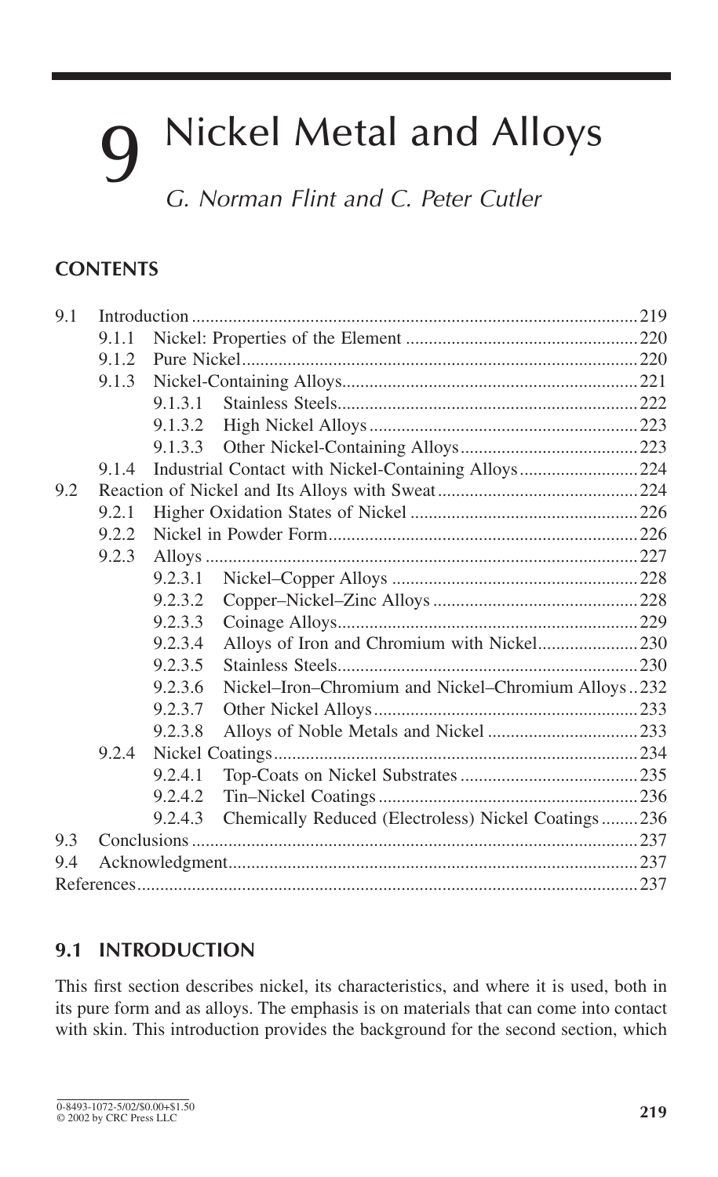# 9 Nickel Metal and Alloys

*G. Norman Flint and C. Peter Cutler*

## CONTENTS

| | | | | |
|---|---|---|---|---|
| 9.1 | Introduction | | | 219 |
| | 9.1.1 | Nickel: Properties of the Element | | 220 |
| | 9.1.2 | Pure Nickel | | 220 |
| | 9.1.3 | Nickel-Containing Alloys | | 221 |
| | | 9.1.3.1 | Stainless Steels | 222 |
| | | 9.1.3.2 | High Nickel Alloys | 223 |
| | | 9.1.3.3 | Other Nickel-Containing Alloys | 223 |
| | 9.1.4 | Industrial Contact with Nickel-Containing Alloys | | 224 |
| 9.2 | Reaction of Nickel and Its Alloys with Sweat | | | 224 |
| | 9.2.1 | Higher Oxidation States of Nickel | | 226 |
| | 9.2.2 | Nickel in Powder Form | | 226 |
| | 9.2.3 | Alloys | | 227 |
| | | 9.2.3.1 | Nickel–Copper Alloys | 228 |
| | | 9.2.3.2 | Copper–Nickel–Zinc Alloys | 228 |
| | | 9.2.3.3 | Coinage Alloys | 229 |
| | | 9.2.3.4 | Alloys of Iron and Chromium with Nickel | 230 |
| | | 9.2.3.5 | Stainless Steels | 230 |
| | | 9.2.3.6 | Nickel–Iron–Chromium and Nickel–Chromium Alloys | 232 |
| | | 9.2.3.7 | Other Nickel Alloys | 233 |
| | | 9.2.3.8 | Alloys of Noble Metals and Nickel | 233 |
| | 9.2.4 | Nickel Coatings | | 234 |
| | | 9.2.4.1 | Top-Coats on Nickel Substrates | 235 |
| | | 9.2.4.2 | Tin–Nickel Coatings | 236 |
| | | 9.2.4.3 | Chemically Reduced (Electroless) Nickel Coatings | 236 |
| 9.3 | Conclusions | | | 237 |
| 9.4 | Acknowledgment | | | 237 |
| References | | | | 237 |

## 9.1 INTRODUCTION

This first section describes nickel, its characteristics, and where it is used, both in its pure form and as alloys. The emphasis is on materials that can come into contact with skin. This introduction provides the background for the second section, which

0-8493-1072-5/02/$0.00+$1.50
© 2002 by CRC Press LLC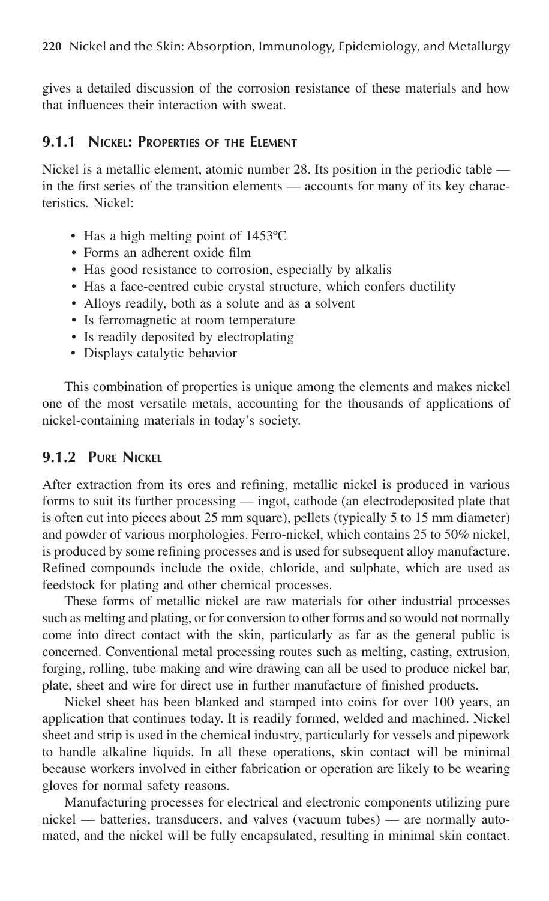gives a detailed discussion of the corrosion resistance of these materials and how that influences their interaction with sweat.

### 9.1.1 Nickel: Properties of the Element

Nickel is a metallic element, atomic number 28. Its position in the periodic table — in the first series of the transition elements — accounts for many of its key characteristics. Nickel:

- Has a high melting point of 1453ºC
- Forms an adherent oxide film
- Has good resistance to corrosion, especially by alkalis
- Has a face-centred cubic crystal structure, which confers ductility
- Alloys readily, both as a solute and as a solvent
- Is ferromagnetic at room temperature
- Is readily deposited by electroplating
- Displays catalytic behavior

This combination of properties is unique among the elements and makes nickel one of the most versatile metals, accounting for the thousands of applications of nickel-containing materials in today's society.

### 9.1.2 Pure Nickel

After extraction from its ores and refining, metallic nickel is produced in various forms to suit its further processing — ingot, cathode (an electrodeposited plate that is often cut into pieces about 25 mm square), pellets (typically 5 to 15 mm diameter) and powder of various morphologies. Ferro-nickel, which contains 25 to 50% nickel, is produced by some refining processes and is used for subsequent alloy manufacture. Refined compounds include the oxide, chloride, and sulphate, which are used as feedstock for plating and other chemical processes.

These forms of metallic nickel are raw materials for other industrial processes such as melting and plating, or for conversion to other forms and so would not normally come into direct contact with the skin, particularly as far as the general public is concerned. Conventional metal processing routes such as melting, casting, extrusion, forging, rolling, tube making and wire drawing can all be used to produce nickel bar, plate, sheet and wire for direct use in further manufacture of finished products.

Nickel sheet has been blanked and stamped into coins for over 100 years, an application that continues today. It is readily formed, welded and machined. Nickel sheet and strip is used in the chemical industry, particularly for vessels and pipework to handle alkaline liquids. In all these operations, skin contact will be minimal because workers involved in either fabrication or operation are likely to be wearing gloves for normal safety reasons.

Manufacturing processes for electrical and electronic components utilizing pure nickel — batteries, transducers, and valves (vacuum tubes) — are normally automated, and the nickel will be fully encapsulated, resulting in minimal skin contact.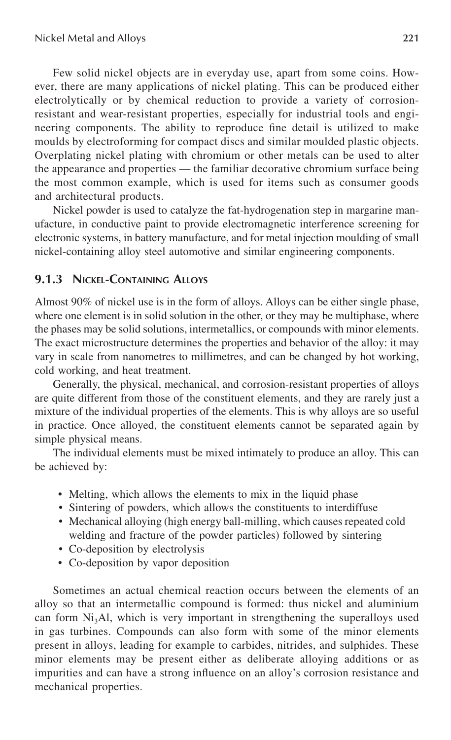Few solid nickel objects are in everyday use, apart from some coins. However, there are many applications of nickel plating. This can be produced either electrolytically or by chemical reduction to provide a variety of corrosion-resistant and wear-resistant properties, especially for industrial tools and engineering components. The ability to reproduce fine detail is utilized to make moulds by electroforming for compact discs and similar moulded plastic objects. Overplating nickel plating with chromium or other metals can be used to alter the appearance and properties — the familiar decorative chromium surface being the most common example, which is used for items such as consumer goods and architectural products.

Nickel powder is used to catalyze the fat-hydrogenation step in margarine manufacture, in conductive paint to provide electromagnetic interference screening for electronic systems, in battery manufacture, and for metal injection moulding of small nickel-containing alloy steel automotive and similar engineering components.

### 9.1.3 Nickel-Containing Alloys

Almost 90% of nickel use is in the form of alloys. Alloys can be either single phase, where one element is in solid solution in the other, or they may be multiphase, where the phases may be solid solutions, intermetallics, or compounds with minor elements. The exact microstructure determines the properties and behavior of the alloy: it may vary in scale from nanometres to millimetres, and can be changed by hot working, cold working, and heat treatment.

Generally, the physical, mechanical, and corrosion-resistant properties of alloys are quite different from those of the constituent elements, and they are rarely just a mixture of the individual properties of the elements. This is why alloys are so useful in practice. Once alloyed, the constituent elements cannot be separated again by simple physical means.

The individual elements must be mixed intimately to produce an alloy. This can be achieved by:

- Melting, which allows the elements to mix in the liquid phase
- Sintering of powders, which allows the constituents to interdiffuse
- Mechanical alloying (high energy ball-milling, which causes repeated cold welding and fracture of the powder particles) followed by sintering
- Co-deposition by electrolysis
- Co-deposition by vapor deposition

Sometimes an actual chemical reaction occurs between the elements of an alloy so that an intermetallic compound is formed: thus nickel and aluminium can form $Ni_3Al$, which is very important in strengthening the superalloys used in gas turbines. Compounds can also form with some of the minor elements present in alloys, leading for example to carbides, nitrides, and sulphides. These minor elements may be present either as deliberate alloying additions or as impurities and can have a strong influence on an alloy's corrosion resistance and mechanical properties.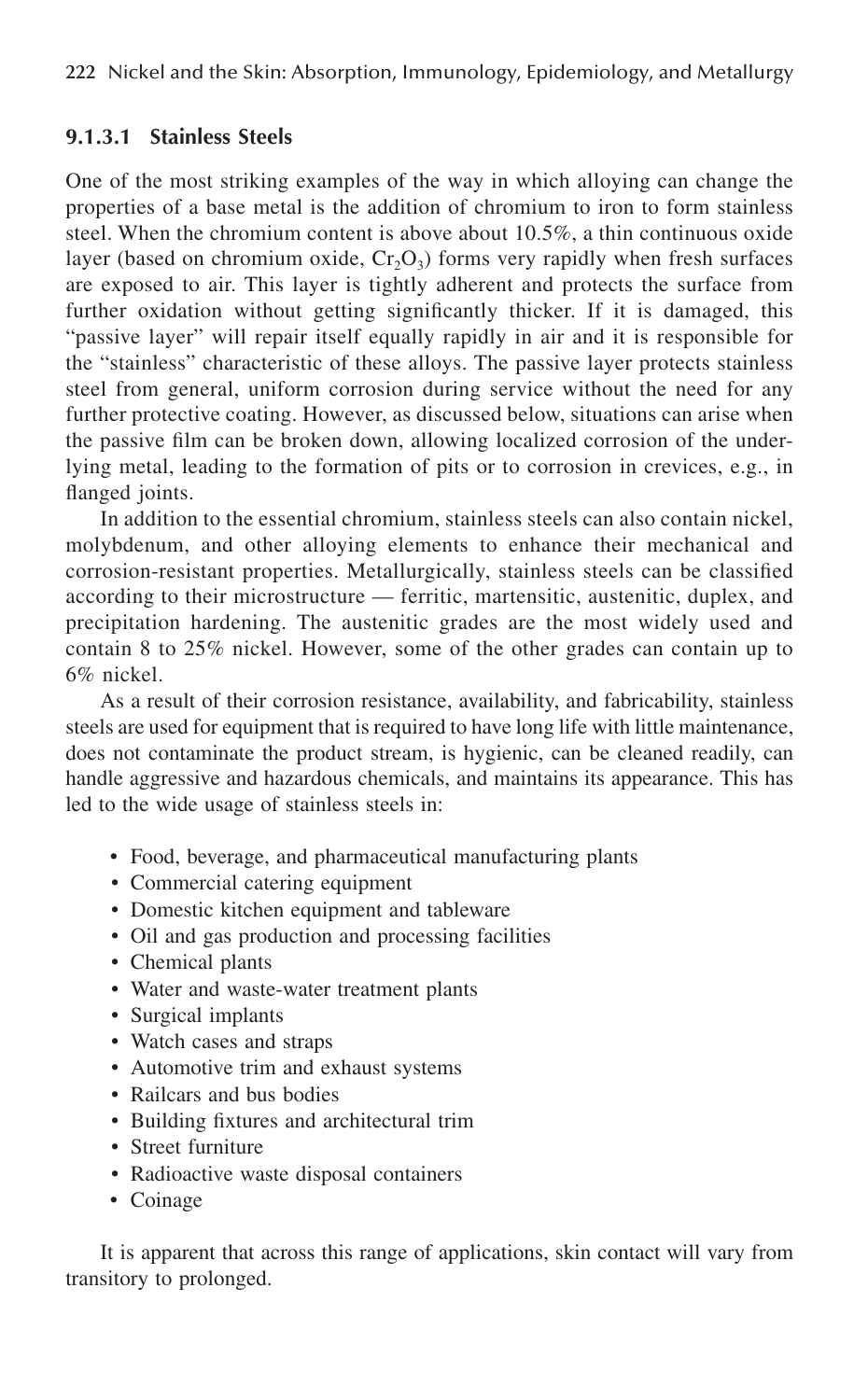#### 9.1.3.1 Stainless Steels

One of the most striking examples of the way in which alloying can change the properties of a base metal is the addition of chromium to iron to form stainless steel. When the chromium content is above about 10.5%, a thin continuous oxide layer (based on chromium oxide, $Cr_2O_3$) forms very rapidly when fresh surfaces are exposed to air. This layer is tightly adherent and protects the surface from further oxidation without getting significantly thicker. If it is damaged, this "passive layer" will repair itself equally rapidly in air and it is responsible for the "stainless" characteristic of these alloys. The passive layer protects stainless steel from general, uniform corrosion during service without the need for any further protective coating. However, as discussed below, situations can arise when the passive film can be broken down, allowing localized corrosion of the underlying metal, leading to the formation of pits or to corrosion in crevices, e.g., in flanged joints.

In addition to the essential chromium, stainless steels can also contain nickel, molybdenum, and other alloying elements to enhance their mechanical and corrosion-resistant properties. Metallurgically, stainless steels can be classified according to their microstructure — ferritic, martensitic, austenitic, duplex, and precipitation hardening. The austenitic grades are the most widely used and contain 8 to 25% nickel. However, some of the other grades can contain up to 6% nickel.

As a result of their corrosion resistance, availability, and fabricability, stainless steels are used for equipment that is required to have long life with little maintenance, does not contaminate the product stream, is hygienic, can be cleaned readily, can handle aggressive and hazardous chemicals, and maintains its appearance. This has led to the wide usage of stainless steels in:

- Food, beverage, and pharmaceutical manufacturing plants
- Commercial catering equipment
- Domestic kitchen equipment and tableware
- Oil and gas production and processing facilities
- Chemical plants
- Water and waste-water treatment plants
- Surgical implants
- Watch cases and straps
- Automotive trim and exhaust systems
- Railcars and bus bodies
- Building fixtures and architectural trim
- Street furniture
- Radioactive waste disposal containers
- Coinage

It is apparent that across this range of applications, skin contact will vary from transitory to prolonged.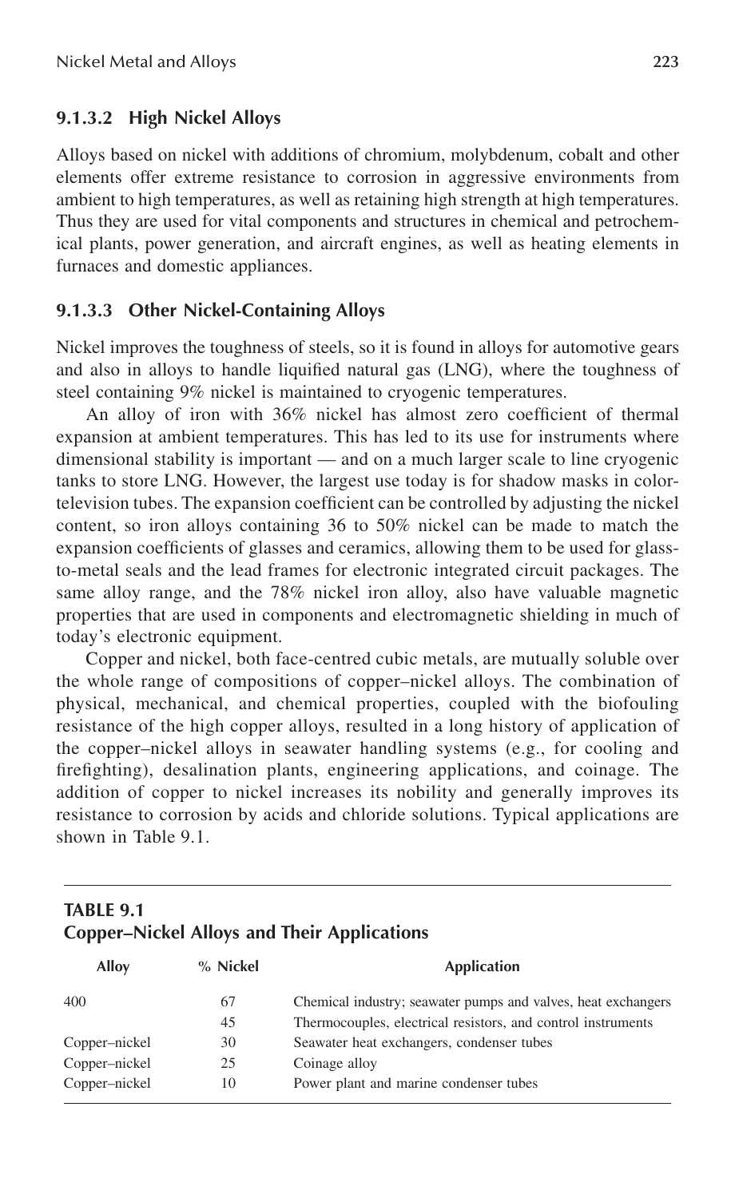### 9.1.3.2 High Nickel Alloys

Alloys based on nickel with additions of chromium, molybdenum, cobalt and other elements offer extreme resistance to corrosion in aggressive environments from ambient to high temperatures, as well as retaining high strength at high temperatures. Thus they are used for vital components and structures in chemical and petrochemical plants, power generation, and aircraft engines, as well as heating elements in furnaces and domestic appliances.

### 9.1.3.3 Other Nickel-Containing Alloys

Nickel improves the toughness of steels, so it is found in alloys for automotive gears and also in alloys to handle liquified natural gas (LNG), where the toughness of steel containing 9% nickel is maintained to cryogenic temperatures.

An alloy of iron with 36% nickel has almost zero coefficient of thermal expansion at ambient temperatures. This has led to its use for instruments where dimensional stability is important — and on a much larger scale to line cryogenic tanks to store LNG. However, the largest use today is for shadow masks in color-television tubes. The expansion coefficient can be controlled by adjusting the nickel content, so iron alloys containing 36 to 50% nickel can be made to match the expansion coefficients of glasses and ceramics, allowing them to be used for glass-to-metal seals and the lead frames for electronic integrated circuit packages. The same alloy range, and the 78% nickel iron alloy, also have valuable magnetic properties that are used in components and electromagnetic shielding in much of today's electronic equipment.

Copper and nickel, both face-centred cubic metals, are mutually soluble over the whole range of compositions of copper–nickel alloys. The combination of physical, mechanical, and chemical properties, coupled with the biofouling resistance of the high copper alloys, resulted in a long history of application of the copper–nickel alloys in seawater handling systems (e.g., for cooling and firefighting), desalination plants, engineering applications, and coinage. The addition of copper to nickel increases its nobility and generally improves its resistance to corrosion by acids and chloride solutions. Typical applications are shown in Table 9.1.

**TABLE 9.1**
**Copper–Nickel Alloys and Their Applications**

| Alloy | % Nickel | Application |
|---|---|---|
| 400 | 67 | Chemical industry; seawater pumps and valves, heat exchangers |
| | 45 | Thermocouples, electrical resistors, and control instruments |
| Copper–nickel | 30 | Seawater heat exchangers, condenser tubes |
| Copper–nickel | 25 | Coinage alloy |
| Copper–nickel | 10 | Power plant and marine condenser tubes |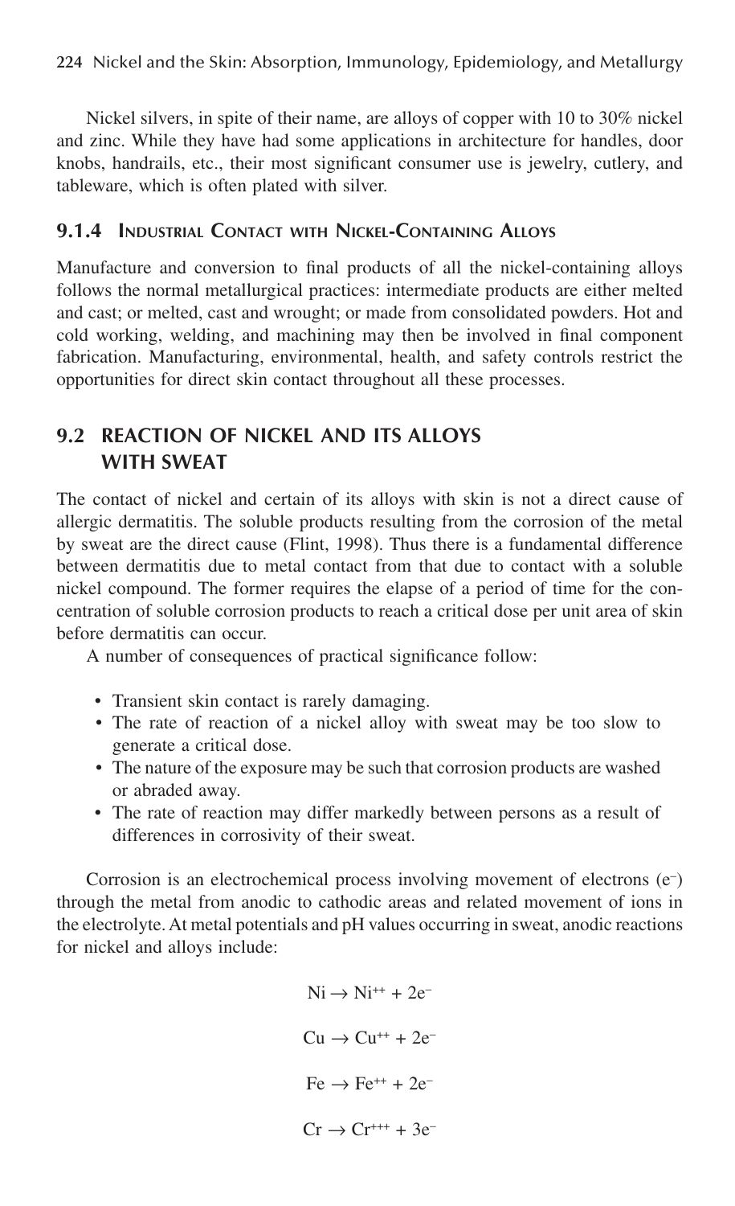Nickel silvers, in spite of their name, are alloys of copper with 10 to 30% nickel and zinc. While they have had some applications in architecture for handles, door knobs, handrails, etc., their most significant consumer use is jewelry, cutlery, and tableware, which is often plated with silver.

### 9.1.4 Industrial Contact with Nickel-Containing Alloys

Manufacture and conversion to final products of all the nickel-containing alloys follows the normal metallurgical practices: intermediate products are either melted and cast; or melted, cast and wrought; or made from consolidated powders. Hot and cold working, welding, and machining may then be involved in final component fabrication. Manufacturing, environmental, health, and safety controls restrict the opportunities for direct skin contact throughout all these processes.

## 9.2 REACTION OF NICKEL AND ITS ALLOYS WITH SWEAT

The contact of nickel and certain of its alloys with skin is not a direct cause of allergic dermatitis. The soluble products resulting from the corrosion of the metal by sweat are the direct cause (Flint, 1998). Thus there is a fundamental difference between dermatitis due to metal contact from that due to contact with a soluble nickel compound. The former requires the elapse of a period of time for the concentration of soluble corrosion products to reach a critical dose per unit area of skin before dermatitis can occur.

A number of consequences of practical significance follow:

- Transient skin contact is rarely damaging.
- The rate of reaction of a nickel alloy with sweat may be too slow to generate a critical dose.
- The nature of the exposure may be such that corrosion products are washed or abraded away.
- The rate of reaction may differ markedly between persons as a result of differences in corrosivity of their sweat.

Corrosion is an electrochemical process involving movement of electrons ($e^-$) through the metal from anodic to cathodic areas and related movement of ions in the electrolyte. At metal potentials and pH values occurring in sweat, anodic reactions for nickel and alloys include:

$$Ni \rightarrow Ni^{++} + 2e^-$$

$$Cu \rightarrow Cu^{++} + 2e^-$$

$$Fe \rightarrow Fe^{++} + 2e^-$$

$$Cr \rightarrow Cr^{+++} + 3e^-$$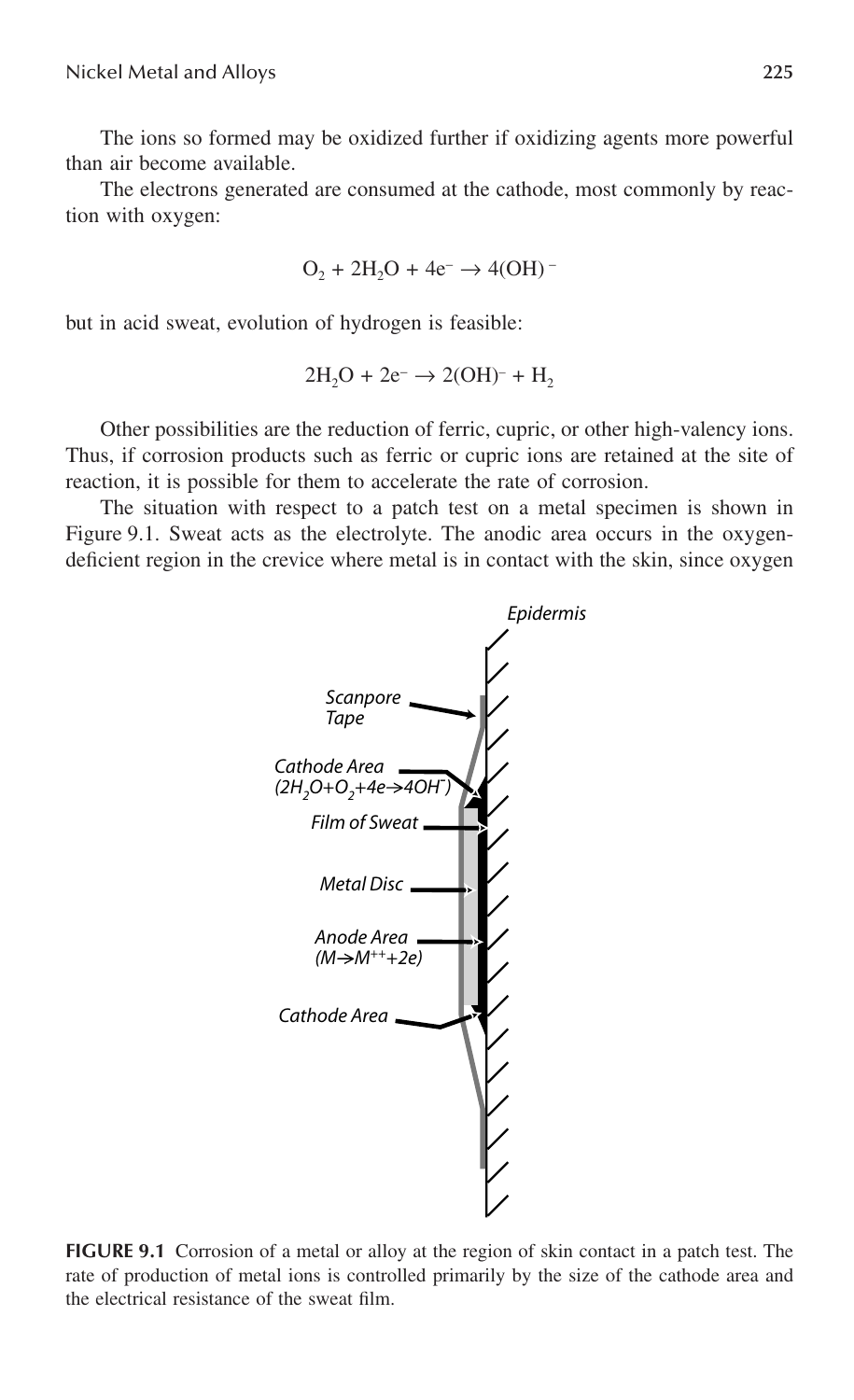The ions so formed may be oxidized further if oxidizing agents more powerful than air become available.

The electrons generated are consumed at the cathode, most commonly by reaction with oxygen:

$$O_2 + 2H_2O + 4e^- \rightarrow 4(OH)^-$$

but in acid sweat, evolution of hydrogen is feasible:

$$2H_2O + 2e^- \rightarrow 2(OH)^- + H_2$$

Other possibilities are the reduction of ferric, cupric, or other high-valency ions. Thus, if corrosion products such as ferric or cupric ions are retained at the site of reaction, it is possible for them to accelerate the rate of corrosion.

The situation with respect to a patch test on a metal specimen is shown in Figure 9.1. Sweat acts as the electrolyte. The anodic area occurs in the oxygen-deficient region in the crevice where metal is in contact with the skin, since oxygen

Epidermis

Scanpore Tape

Cathode Area ($2H_2O + O_2 + 4e \rightarrow 4OH^-$)

Film of Sweat

Metal Disc

Anode Area ($M \rightarrow M^{++} + 2e$)

Cathode Area

**FIGURE 9.1** Corrosion of a metal or alloy at the region of skin contact in a patch test. The rate of production of metal ions is controlled primarily by the size of the cathode area and the electrical resistance of the sweat film.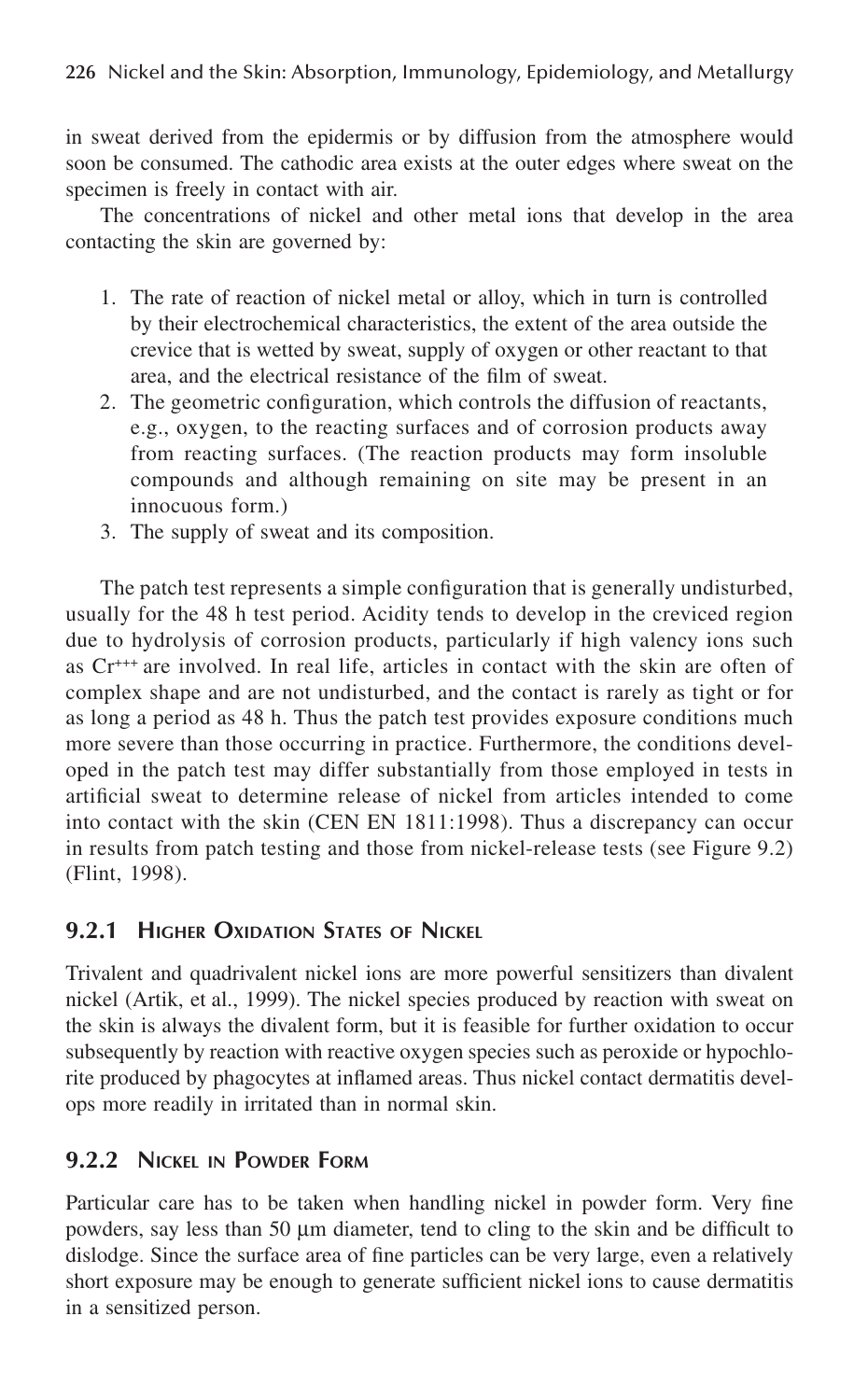in sweat derived from the epidermis or by diffusion from the atmosphere would soon be consumed. The cathodic area exists at the outer edges where sweat on the specimen is freely in contact with air.

The concentrations of nickel and other metal ions that develop in the area contacting the skin are governed by:

1. The rate of reaction of nickel metal or alloy, which in turn is controlled by their electrochemical characteristics, the extent of the area outside the crevice that is wetted by sweat, supply of oxygen or other reactant to that area, and the electrical resistance of the film of sweat.
2. The geometric configuration, which controls the diffusion of reactants, e.g., oxygen, to the reacting surfaces and of corrosion products away from reacting surfaces. (The reaction products may form insoluble compounds and although remaining on site may be present in an innocuous form.)
3. The supply of sweat and its composition.

The patch test represents a simple configuration that is generally undisturbed, usually for the 48 h test period. Acidity tends to develop in the creviced region due to hydrolysis of corrosion products, particularly if high valency ions such as $Cr^{+++}$ are involved. In real life, articles in contact with the skin are often of complex shape and are not undisturbed, and the contact is rarely as tight or for as long a period as 48 h. Thus the patch test provides exposure conditions much more severe than those occurring in practice. Furthermore, the conditions developed in the patch test may differ substantially from those employed in tests in artificial sweat to determine release of nickel from articles intended to come into contact with the skin (CEN EN 1811:1998). Thus a discrepancy can occur in results from patch testing and those from nickel-release tests (see Figure 9.2) (Flint, 1998).

### 9.2.1 Higher Oxidation States of Nickel

Trivalent and quadrivalent nickel ions are more powerful sensitizers than divalent nickel (Artik, et al., 1999). The nickel species produced by reaction with sweat on the skin is always the divalent form, but it is feasible for further oxidation to occur subsequently by reaction with reactive oxygen species such as peroxide or hypochlorite produced by phagocytes at inflamed areas. Thus nickel contact dermatitis develops more readily in irritated than in normal skin.

### 9.2.2 Nickel in Powder Form

Particular care has to be taken when handling nickel in powder form. Very fine powders, say less than 50 µm diameter, tend to cling to the skin and be difficult to dislodge. Since the surface area of fine particles can be very large, even a relatively short exposure may be enough to generate sufficient nickel ions to cause dermatitis in a sensitized person.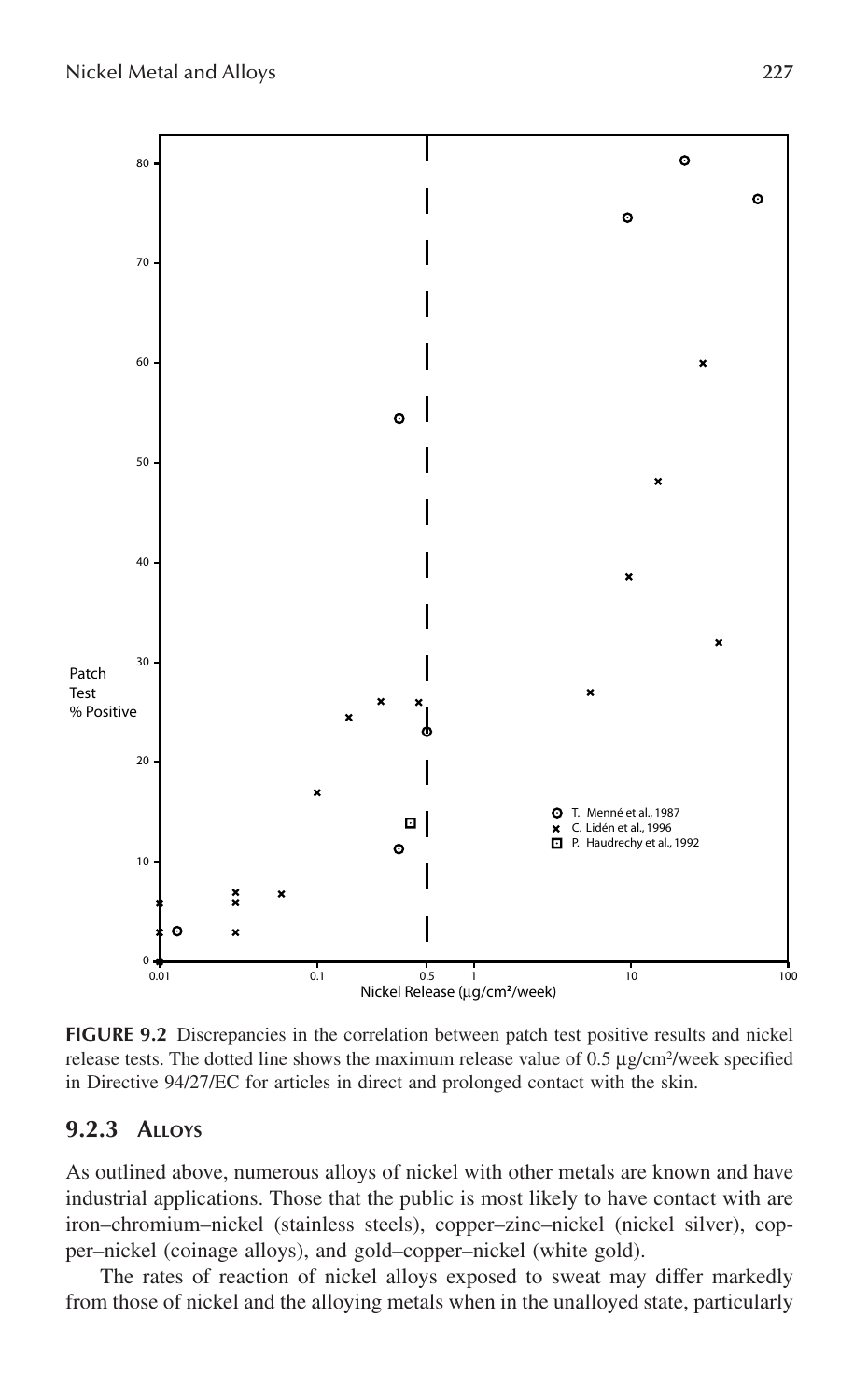**FIGURE 9.2** Discrepancies in the correlation between patch test positive results and nickel release tests. The dotted line shows the maximum release value of 0.5 μg/cm²/week specified in Directive 94/27/EC for articles in direct and prolonged contact with the skin.

### 9.2.3 Alloys

As outlined above, numerous alloys of nickel with other metals are known and have industrial applications. Those that the public is most likely to have contact with are iron–chromium–nickel (stainless steels), copper–zinc–nickel (nickel silver), copper–nickel (coinage alloys), and gold–copper–nickel (white gold).

The rates of reaction of nickel alloys exposed to sweat may differ markedly from those of nickel and the alloying metals when in the unalloyed state, particularly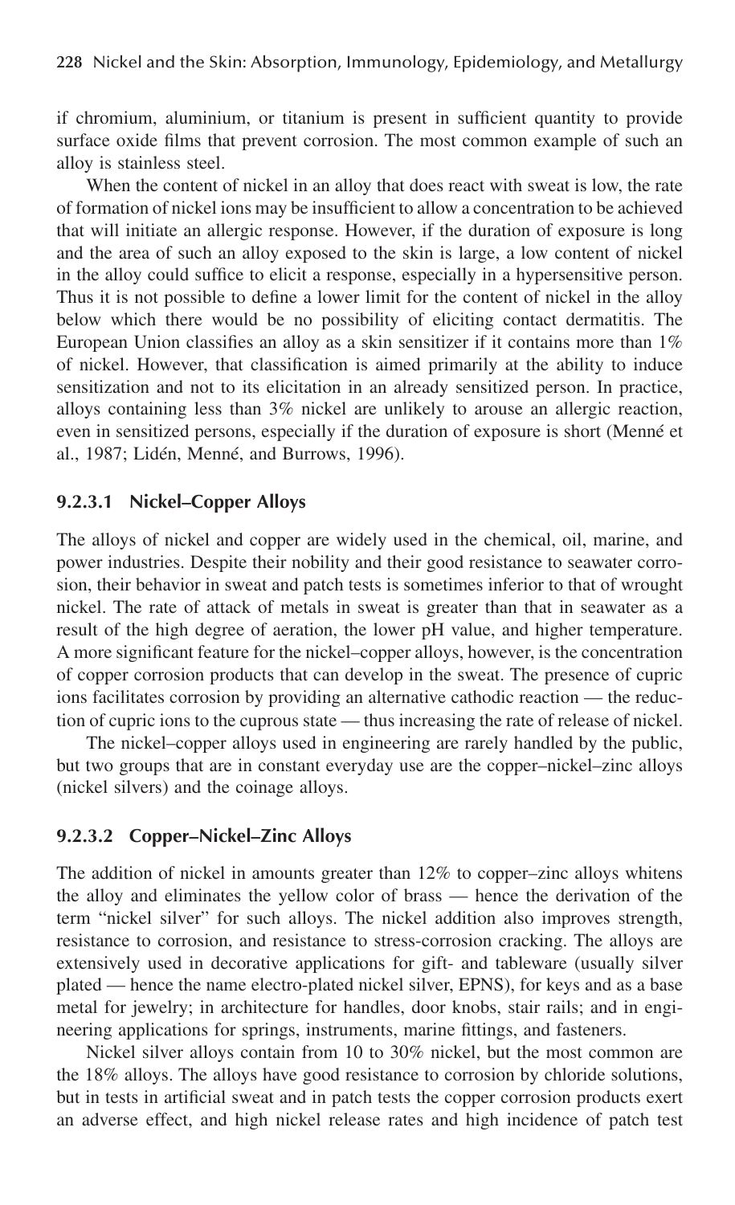if chromium, aluminium, or titanium is present in sufficient quantity to provide surface oxide films that prevent corrosion. The most common example of such an alloy is stainless steel.

When the content of nickel in an alloy that does react with sweat is low, the rate of formation of nickel ions may be insufficient to allow a concentration to be achieved that will initiate an allergic response. However, if the duration of exposure is long and the area of such an alloy exposed to the skin is large, a low content of nickel in the alloy could suffice to elicit a response, especially in a hypersensitive person. Thus it is not possible to define a lower limit for the content of nickel in the alloy below which there would be no possibility of eliciting contact dermatitis. The European Union classifies an alloy as a skin sensitizer if it contains more than 1% of nickel. However, that classification is aimed primarily at the ability to induce sensitization and not to its elicitation in an already sensitized person. In practice, alloys containing less than 3% nickel are unlikely to arouse an allergic reaction, even in sensitized persons, especially if the duration of exposure is short (Menné et al., 1987; Lidén, Menné, and Burrows, 1996).

#### 9.2.3.1 Nickel–Copper Alloys

The alloys of nickel and copper are widely used in the chemical, oil, marine, and power industries. Despite their nobility and their good resistance to seawater corrosion, their behavior in sweat and patch tests is sometimes inferior to that of wrought nickel. The rate of attack of metals in sweat is greater than that in seawater as a result of the high degree of aeration, the lower pH value, and higher temperature. A more significant feature for the nickel–copper alloys, however, is the concentration of copper corrosion products that can develop in the sweat. The presence of cupric ions facilitates corrosion by providing an alternative cathodic reaction — the reduction of cupric ions to the cuprous state — thus increasing the rate of release of nickel.

The nickel–copper alloys used in engineering are rarely handled by the public, but two groups that are in constant everyday use are the copper–nickel–zinc alloys (nickel silvers) and the coinage alloys.

#### 9.2.3.2 Copper–Nickel–Zinc Alloys

The addition of nickel in amounts greater than 12% to copper–zinc alloys whitens the alloy and eliminates the yellow color of brass — hence the derivation of the term "nickel silver" for such alloys. The nickel addition also improves strength, resistance to corrosion, and resistance to stress-corrosion cracking. The alloys are extensively used in decorative applications for gift- and tableware (usually silver plated — hence the name electro-plated nickel silver, EPNS), for keys and as a base metal for jewelry; in architecture for handles, door knobs, stair rails; and in engineering applications for springs, instruments, marine fittings, and fasteners.

Nickel silver alloys contain from 10 to 30% nickel, but the most common are the 18% alloys. The alloys have good resistance to corrosion by chloride solutions, but in tests in artificial sweat and in patch tests the copper corrosion products exert an adverse effect, and high nickel release rates and high incidence of patch test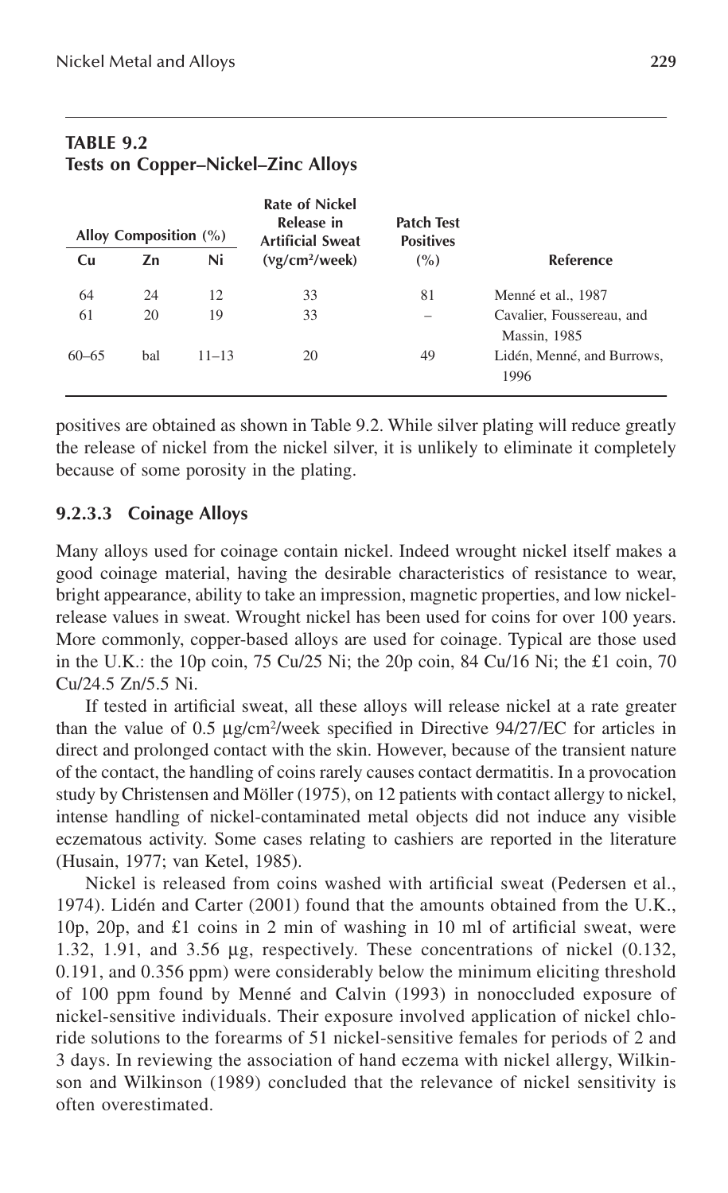**TABLE 9.2**
**Tests on Copper–Nickel–Zinc Alloys**

| Alloy Composition (%) | | | Rate of Nickel Release in Artificial Sweat | Patch Test Positives | |
|---|---|---|---|---|---|
| Cu | Zn | Ni | (νg/cm²/week) | (%) | Reference |
| 64 | 24 | 12 | 33 | 81 | Menné et al., 1987 |
| 61 | 20 | 19 | 33 | – | Cavalier, Foussereau, and Massin, 1985 |
| 60–65 | bal | 11–13 | 20 | 49 | Lidén, Menné, and Burrows, 1996 |

positives are obtained as shown in Table 9.2. While silver plating will reduce greatly the release of nickel from the nickel silver, it is unlikely to eliminate it completely because of some porosity in the plating.

#### 9.2.3.3 Coinage Alloys

Many alloys used for coinage contain nickel. Indeed wrought nickel itself makes a good coinage material, having the desirable characteristics of resistance to wear, bright appearance, ability to take an impression, magnetic properties, and low nickel-release values in sweat. Wrought nickel has been used for coins for over 100 years. More commonly, copper-based alloys are used for coinage. Typical are those used in the U.K.: the 10p coin, 75 Cu/25 Ni; the 20p coin, 84 Cu/16 Ni; the £1 coin, 70 Cu/24.5 Zn/5.5 Ni.

If tested in artificial sweat, all these alloys will release nickel at a rate greater than the value of 0.5 μg/cm²/week specified in Directive 94/27/EC for articles in direct and prolonged contact with the skin. However, because of the transient nature of the contact, the handling of coins rarely causes contact dermatitis. In a provocation study by Christensen and Möller (1975), on 12 patients with contact allergy to nickel, intense handling of nickel-contaminated metal objects did not induce any visible eczematous activity. Some cases relating to cashiers are reported in the literature (Husain, 1977; van Ketel, 1985).

Nickel is released from coins washed with artificial sweat (Pedersen et al., 1974). Lidén and Carter (2001) found that the amounts obtained from the U.K., 10p, 20p, and £1 coins in 2 min of washing in 10 ml of artificial sweat, were 1.32, 1.91, and 3.56 μg, respectively. These concentrations of nickel (0.132, 0.191, and 0.356 ppm) were considerably below the minimum eliciting threshold of 100 ppm found by Menné and Calvin (1993) in nonoccluded exposure of nickel-sensitive individuals. Their exposure involved application of nickel chloride solutions to the forearms of 51 nickel-sensitive females for periods of 2 and 3 days. In reviewing the association of hand eczema with nickel allergy, Wilkinson and Wilkinson (1989) concluded that the relevance of nickel sensitivity is often overestimated.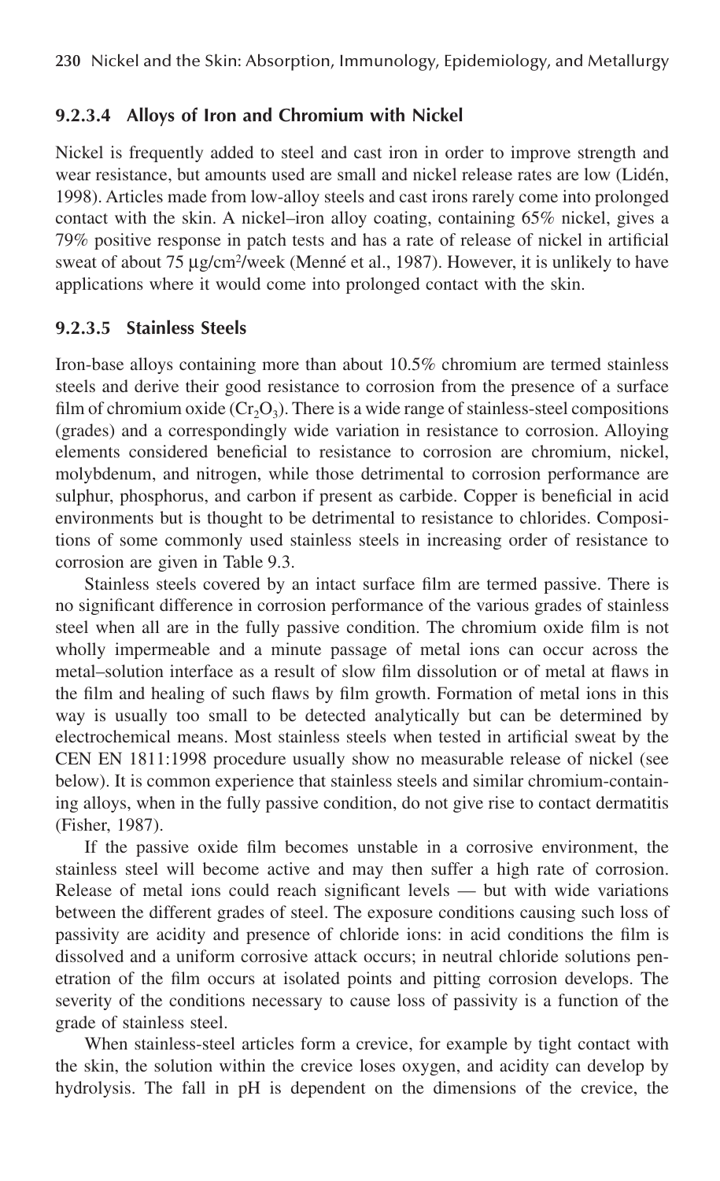### 9.2.3.4 Alloys of Iron and Chromium with Nickel

Nickel is frequently added to steel and cast iron in order to improve strength and wear resistance, but amounts used are small and nickel release rates are low (Lidén, 1998). Articles made from low-alloy steels and cast irons rarely come into prolonged contact with the skin. A nickel–iron alloy coating, containing 65% nickel, gives a 79% positive response in patch tests and has a rate of release of nickel in artificial sweat of about 75 µg/cm$^2$/week (Menné et al., 1987). However, it is unlikely to have applications where it would come into prolonged contact with the skin.

### 9.2.3.5 Stainless Steels

Iron-base alloys containing more than about 10.5% chromium are termed stainless steels and derive their good resistance to corrosion from the presence of a surface film of chromium oxide ($Cr_2O_3$). There is a wide range of stainless-steel compositions (grades) and a correspondingly wide variation in resistance to corrosion. Alloying elements considered beneficial to resistance to corrosion are chromium, nickel, molybdenum, and nitrogen, while those detrimental to corrosion performance are sulphur, phosphorus, and carbon if present as carbide. Copper is beneficial in acid environments but is thought to be detrimental to resistance to chlorides. Compositions of some commonly used stainless steels in increasing order of resistance to corrosion are given in Table 9.3.

Stainless steels covered by an intact surface film are termed passive. There is no significant difference in corrosion performance of the various grades of stainless steel when all are in the fully passive condition. The chromium oxide film is not wholly impermeable and a minute passage of metal ions can occur across the metal–solution interface as a result of slow film dissolution or of metal at flaws in the film and healing of such flaws by film growth. Formation of metal ions in this way is usually too small to be detected analytically but can be determined by electrochemical means. Most stainless steels when tested in artificial sweat by the CEN EN 1811:1998 procedure usually show no measurable release of nickel (see below). It is common experience that stainless steels and similar chromium-containing alloys, when in the fully passive condition, do not give rise to contact dermatitis (Fisher, 1987).

If the passive oxide film becomes unstable in a corrosive environment, the stainless steel will become active and may then suffer a high rate of corrosion. Release of metal ions could reach significant levels — but with wide variations between the different grades of steel. The exposure conditions causing such loss of passivity are acidity and presence of chloride ions: in acid conditions the film is dissolved and a uniform corrosive attack occurs; in neutral chloride solutions penetration of the film occurs at isolated points and pitting corrosion develops. The severity of the conditions necessary to cause loss of passivity is a function of the grade of stainless steel.

When stainless-steel articles form a crevice, for example by tight contact with the skin, the solution within the crevice loses oxygen, and acidity can develop by hydrolysis. The fall in pH is dependent on the dimensions of the crevice, the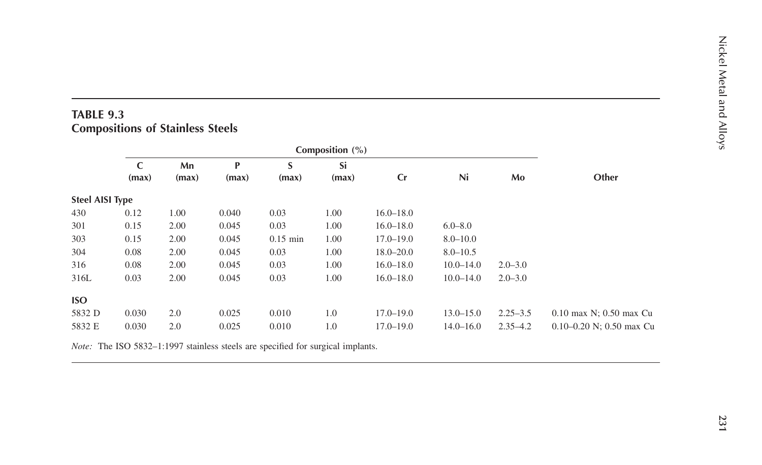**TABLE 9.3**
**Compositions of Stainless Steels**

| | Composition (%) | | | | | | | | |
|---|---|---|---|---|---|---|---|---|---|
| | C (max) | Mn (max) | P (max) | S (max) | Si (max) | Cr | Ni | Mo | Other |
| **Steel AISI Type** | | | | | | | | | |
| 430 | 0.12 | 1.00 | 0.040 | 0.03 | 1.00 | 16.0–18.0 | | | |
| 301 | 0.15 | 2.00 | 0.045 | 0.03 | 1.00 | 16.0–18.0 | 6.0–8.0 | | |
| 303 | 0.15 | 2.00 | 0.045 | 0.15 min | 1.00 | 17.0–19.0 | 8.0–10.0 | | |
| 304 | 0.08 | 2.00 | 0.045 | 0.03 | 1.00 | 18.0–20.0 | 8.0–10.5 | | |
| 316 | 0.08 | 2.00 | 0.045 | 0.03 | 1.00 | 16.0–18.0 | 10.0–14.0 | 2.0–3.0 | |
| 316L | 0.03 | 2.00 | 0.045 | 0.03 | 1.00 | 16.0–18.0 | 10.0–14.0 | 2.0–3.0 | |
| **ISO** | | | | | | | | | |
| 5832 D | 0.030 | 2.0 | 0.025 | 0.010 | 1.0 | 17.0–19.0 | 13.0–15.0 | 2.25–3.5 | 0.10 max N; 0.50 max Cu |
| 5832 E | 0.030 | 2.0 | 0.025 | 0.010 | 1.0 | 17.0–19.0 | 14.0–16.0 | 2.35–4.2 | 0.10–0.20 N; 0.50 max Cu |

*Note:* The ISO 5832–1:1997 stainless steels are specified for surgical implants.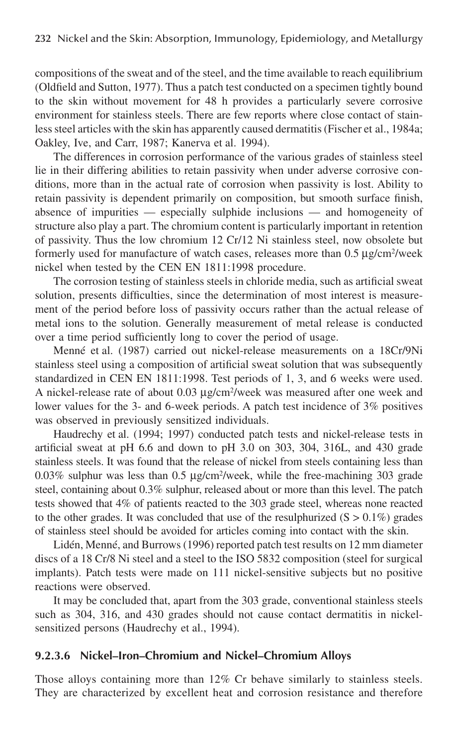compositions of the sweat and of the steel, and the time available to reach equilibrium (Oldfield and Sutton, 1977). Thus a patch test conducted on a specimen tightly bound to the skin without movement for 48 h provides a particularly severe corrosive environment for stainless steels. There are few reports where close contact of stainless steel articles with the skin has apparently caused dermatitis (Fischer et al., 1984a; Oakley, Ive, and Carr, 1987; Kanerva et al. 1994).

The differences in corrosion performance of the various grades of stainless steel lie in their differing abilities to retain passivity when under adverse corrosive conditions, more than in the actual rate of corrosion when passivity is lost. Ability to retain passivity is dependent primarily on composition, but smooth surface finish, absence of impurities — especially sulphide inclusions — and homogeneity of structure also play a part. The chromium content is particularly important in retention of passivity. Thus the low chromium 12 Cr/12 Ni stainless steel, now obsolete but formerly used for manufacture of watch cases, releases more than 0.5 μg/cm$^2$/week nickel when tested by the CEN EN 1811:1998 procedure.

The corrosion testing of stainless steels in chloride media, such as artificial sweat solution, presents difficulties, since the determination of most interest is measurement of the period before loss of passivity occurs rather than the actual release of metal ions to the solution. Generally measurement of metal release is conducted over a time period sufficiently long to cover the period of usage.

Menné et al. (1987) carried out nickel-release measurements on a 18Cr/9Ni stainless steel using a composition of artificial sweat solution that was subsequently standardized in CEN EN 1811:1998. Test periods of 1, 3, and 6 weeks were used. A nickel-release rate of about 0.03 μg/cm$^2$/week was measured after one week and lower values for the 3- and 6-week periods. A patch test incidence of 3% positives was observed in previously sensitized individuals.

Haudrechy et al. (1994; 1997) conducted patch tests and nickel-release tests in artificial sweat at pH 6.6 and down to pH 3.0 on 303, 304, 316L, and 430 grade stainless steels. It was found that the release of nickel from steels containing less than 0.03% sulphur was less than 0.5 μg/cm$^2$/week, while the free-machining 303 grade steel, containing about 0.3% sulphur, released about or more than this level. The patch tests showed that 4% of patients reacted to the 303 grade steel, whereas none reacted to the other grades. It was concluded that use of the resulphurized (S > 0.1%) grades of stainless steel should be avoided for articles coming into contact with the skin.

Lidén, Menné, and Burrows (1996) reported patch test results on 12 mm diameter discs of a 18 Cr/8 Ni steel and a steel to the ISO 5832 composition (steel for surgical implants). Patch tests were made on 111 nickel-sensitive subjects but no positive reactions were observed.

It may be concluded that, apart from the 303 grade, conventional stainless steels such as 304, 316, and 430 grades should not cause contact dermatitis in nickel-sensitized persons (Haudrechy et al., 1994).

#### 9.2.3.6 Nickel–Iron–Chromium and Nickel–Chromium Alloys

Those alloys containing more than 12% Cr behave similarly to stainless steels. They are characterized by excellent heat and corrosion resistance and therefore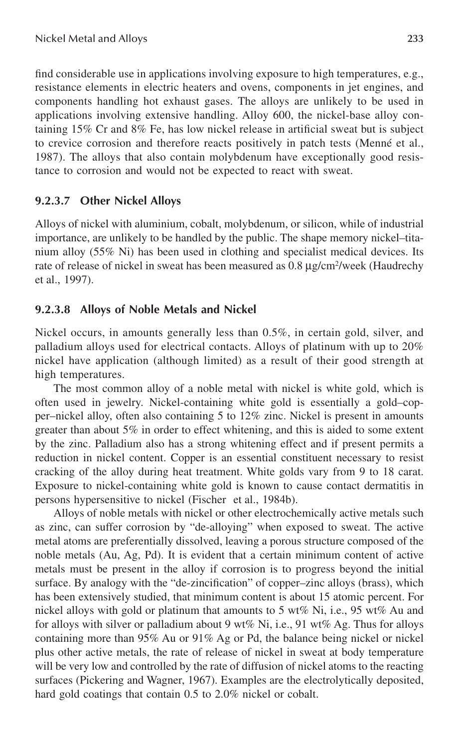find considerable use in applications involving exposure to high temperatures, e.g., resistance elements in electric heaters and ovens, components in jet engines, and components handling hot exhaust gases. The alloys are unlikely to be used in applications involving extensive handling. Alloy 600, the nickel-base alloy containing 15% Cr and 8% Fe, has low nickel release in artificial sweat but is subject to crevice corrosion and therefore reacts positively in patch tests (Menné et al., 1987). The alloys that also contain molybdenum have exceptionally good resistance to corrosion and would not be expected to react with sweat.

### 9.2.3.7 Other Nickel Alloys

Alloys of nickel with aluminium, cobalt, molybdenum, or silicon, while of industrial importance, are unlikely to be handled by the public. The shape memory nickel–titanium alloy (55% Ni) has been used in clothing and specialist medical devices. Its rate of release of nickel in sweat has been measured as 0.8 $\mu g/cm^2$/week (Haudrechy et al., 1997).

### 9.2.3.8 Alloys of Noble Metals and Nickel

Nickel occurs, in amounts generally less than 0.5%, in certain gold, silver, and palladium alloys used for electrical contacts. Alloys of platinum with up to 20% nickel have application (although limited) as a result of their good strength at high temperatures.

The most common alloy of a noble metal with nickel is white gold, which is often used in jewelry. Nickel-containing white gold is essentially a gold–copper–nickel alloy, often also containing 5 to 12% zinc. Nickel is present in amounts greater than about 5% in order to effect whitening, and this is aided to some extent by the zinc. Palladium also has a strong whitening effect and if present permits a reduction in nickel content. Copper is an essential constituent necessary to resist cracking of the alloy during heat treatment. White golds vary from 9 to 18 carat. Exposure to nickel-containing white gold is known to cause contact dermatitis in persons hypersensitive to nickel (Fischer et al., 1984b).

Alloys of noble metals with nickel or other electrochemically active metals such as zinc, can suffer corrosion by "de-alloying" when exposed to sweat. The active metal atoms are preferentially dissolved, leaving a porous structure composed of the noble metals (Au, Ag, Pd). It is evident that a certain minimum content of active metals must be present in the alloy if corrosion is to progress beyond the initial surface. By analogy with the "de-zincification" of copper–zinc alloys (brass), which has been extensively studied, that minimum content is about 15 atomic percent. For nickel alloys with gold or platinum that amounts to 5 wt% Ni, i.e., 95 wt% Au and for alloys with silver or palladium about 9 wt% Ni, i.e., 91 wt% Ag. Thus for alloys containing more than 95% Au or 91% Ag or Pd, the balance being nickel or nickel plus other active metals, the rate of release of nickel in sweat at body temperature will be very low and controlled by the rate of diffusion of nickel atoms to the reacting surfaces (Pickering and Wagner, 1967). Examples are the electrolytically deposited, hard gold coatings that contain 0.5 to 2.0% nickel or cobalt.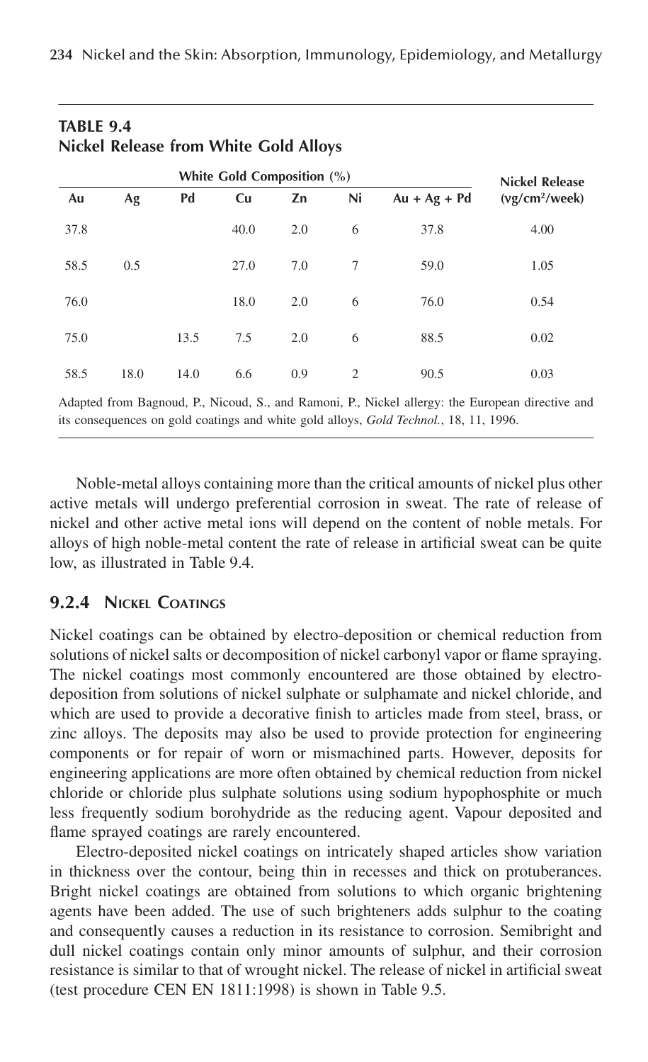**TABLE 9.4**
**Nickel Release from White Gold Alloys**

| White Gold Composition (%) | | | | | | | Nickel Release |
|---|---|---|---|---|---|---|---|
| Au | Ag | Pd | Cu | Zn | Ni | Au + Ag + Pd | (νg/cm²/week) |
| 37.8 | | | 40.0 | 2.0 | 6 | 37.8 | 4.00 |
| 58.5 | 0.5 | | 27.0 | 7.0 | 7 | 59.0 | 1.05 |
| 76.0 | | | 18.0 | 2.0 | 6 | 76.0 | 0.54 |
| 75.0 | | 13.5 | 7.5 | 2.0 | 6 | 88.5 | 0.02 |
| 58.5 | 18.0 | 14.0 | 6.6 | 0.9 | 2 | 90.5 | 0.03 |

Adapted from Bagnoud, P., Nicoud, S., and Ramoni, P., Nickel allergy: the European directive and its consequences on gold coatings and white gold alloys, *Gold Technol.*, 18, 11, 1996.

Noble-metal alloys containing more than the critical amounts of nickel plus other active metals will undergo preferential corrosion in sweat. The rate of release of nickel and other active metal ions will depend on the content of noble metals. For alloys of high noble-metal content the rate of release in artificial sweat can be quite low, as illustrated in Table 9.4.

### 9.2.4 Nickel Coatings

Nickel coatings can be obtained by electro-deposition or chemical reduction from solutions of nickel salts or decomposition of nickel carbonyl vapor or flame spraying. The nickel coatings most commonly encountered are those obtained by electro-deposition from solutions of nickel sulphate or sulphamate and nickel chloride, and which are used to provide a decorative finish to articles made from steel, brass, or zinc alloys. The deposits may also be used to provide protection for engineering components or for repair of worn or mismachined parts. However, deposits for engineering applications are more often obtained by chemical reduction from nickel chloride or chloride plus sulphate solutions using sodium hypophosphite or much less frequently sodium borohydride as the reducing agent. Vapour deposited and flame sprayed coatings are rarely encountered.

Electro-deposited nickel coatings on intricately shaped articles show variation in thickness over the contour, being thin in recesses and thick on protuberances. Bright nickel coatings are obtained from solutions to which organic brightening agents have been added. The use of such brighteners adds sulphur to the coating and consequently causes a reduction in its resistance to corrosion. Semibright and dull nickel coatings contain only minor amounts of sulphur, and their corrosion resistance is similar to that of wrought nickel. The release of nickel in artificial sweat (test procedure CEN EN 1811:1998) is shown in Table 9.5.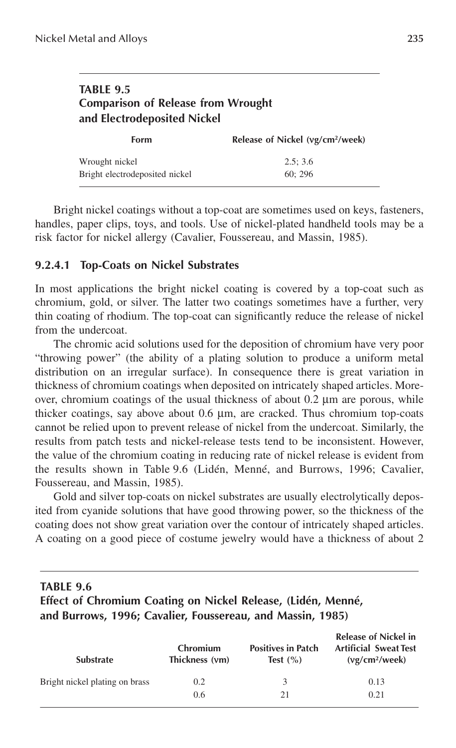**TABLE 9.5**
**Comparison of Release from Wrought and Electrodeposited Nickel**

| Form | Release of Nickel (νg/cm²/week) |
|---|---|
| Wrought nickel | 2.5; 3.6 |
| Bright electrodeposited nickel | 60; 296 |

Bright nickel coatings without a top-coat are sometimes used on keys, fasteners, handles, paper clips, toys, and tools. Use of nickel-plated handheld tools may be a risk factor for nickel allergy (Cavalier, Foussereau, and Massin, 1985).

### 9.2.4.1 Top-Coats on Nickel Substrates

In most applications the bright nickel coating is covered by a top-coat such as chromium, gold, or silver. The latter two coatings sometimes have a further, very thin coating of rhodium. The top-coat can significantly reduce the release of nickel from the undercoat.

The chromic acid solutions used for the deposition of chromium have very poor "throwing power" (the ability of a plating solution to produce a uniform metal distribution on an irregular surface). In consequence there is great variation in thickness of chromium coatings when deposited on intricately shaped articles. Moreover, chromium coatings of the usual thickness of about 0.2 µm are porous, while thicker coatings, say above about 0.6 µm, are cracked. Thus chromium top-coats cannot be relied upon to prevent release of nickel from the undercoat. Similarly, the results from patch tests and nickel-release tests tend to be inconsistent. However, the value of the chromium coating in reducing rate of nickel release is evident from the results shown in Table 9.6 (Lidén, Menné, and Burrows, 1996; Cavalier, Foussereau, and Massin, 1985).

Gold and silver top-coats on nickel substrates are usually electrolytically deposited from cyanide solutions that have good throwing power, so the thickness of the coating does not show great variation over the contour of intricately shaped articles. A coating on a good piece of costume jewelry would have a thickness of about 2

**TABLE 9.6**
**Effect of Chromium Coating on Nickel Release, (Lidén, Menné, and Burrows, 1996; Cavalier, Foussereau, and Massin, 1985)**

| Substrate | Chromium Thickness (νm) | Positives in Patch Test (%) | Release of Nickel in Artificial Sweat Test (νg/cm²/week) |
|---|---|---|---|
| Bright nickel plating on brass | 0.2 | 3 | 0.13 |
| | 0.6 | 21 | 0.21 |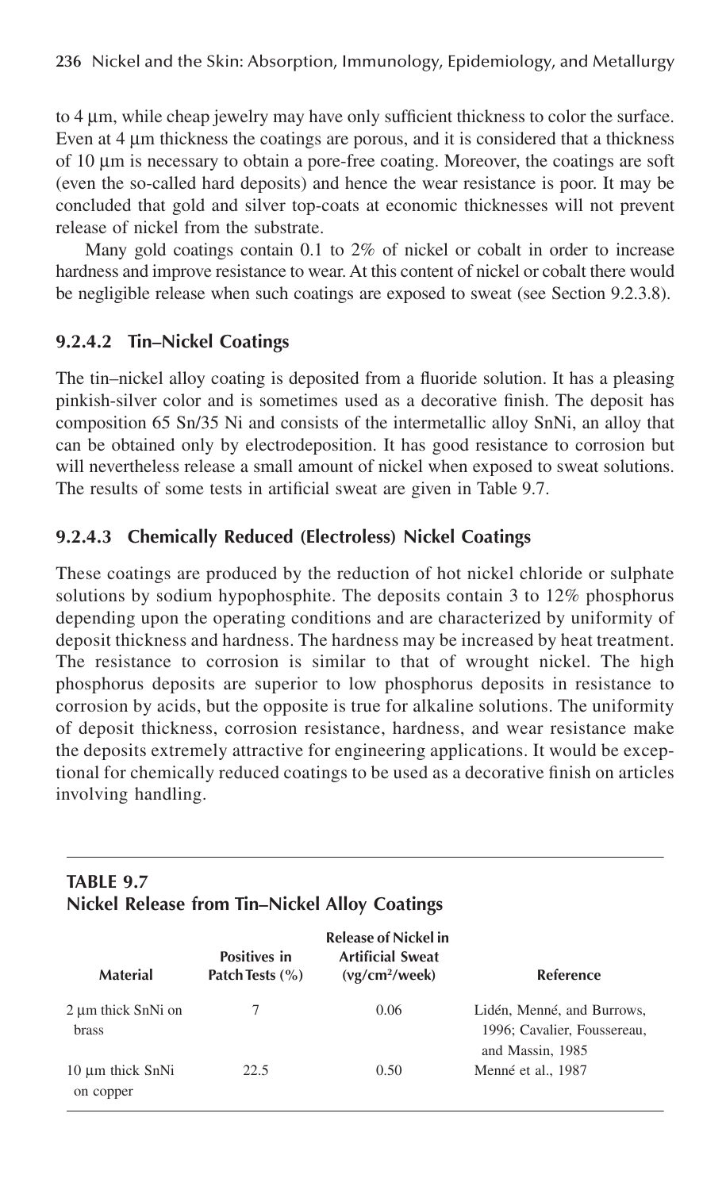to 4 µm, while cheap jewelry may have only sufficient thickness to color the surface. Even at 4 µm thickness the coatings are porous, and it is considered that a thickness of 10 µm is necessary to obtain a pore-free coating. Moreover, the coatings are soft (even the so-called hard deposits) and hence the wear resistance is poor. It may be concluded that gold and silver top-coats at economic thicknesses will not prevent release of nickel from the substrate.

Many gold coatings contain 0.1 to 2% of nickel or cobalt in order to increase hardness and improve resistance to wear. At this content of nickel or cobalt there would be negligible release when such coatings are exposed to sweat (see Section 9.2.3.8).

### 9.2.4.2 Tin–Nickel Coatings

The tin–nickel alloy coating is deposited from a fluoride solution. It has a pleasing pinkish-silver color and is sometimes used as a decorative finish. The deposit has composition 65 Sn/35 Ni and consists of the intermetallic alloy SnNi, an alloy that can be obtained only by electrodeposition. It has good resistance to corrosion but will nevertheless release a small amount of nickel when exposed to sweat solutions. The results of some tests in artificial sweat are given in Table 9.7.

### 9.2.4.3 Chemically Reduced (Electroless) Nickel Coatings

These coatings are produced by the reduction of hot nickel chloride or sulphate solutions by sodium hypophosphite. The deposits contain 3 to 12% phosphorus depending upon the operating conditions and are characterized by uniformity of deposit thickness and hardness. The hardness may be increased by heat treatment. The resistance to corrosion is similar to that of wrought nickel. The high phosphorus deposits are superior to low phosphorus deposits in resistance to corrosion by acids, but the opposite is true for alkaline solutions. The uniformity of deposit thickness, corrosion resistance, hardness, and wear resistance make the deposits extremely attractive for engineering applications. It would be exceptional for chemically reduced coatings to be used as a decorative finish on articles involving handling.

**TABLE 9.7**
**Nickel Release from Tin–Nickel Alloy Coatings**

| Material | Positives in Patch Tests (%) | Release of Nickel in Artificial Sweat (νg/cm²/week) | Reference |
|---|---|---|---|
| 2 µm thick SnNi on brass | 7 | 0.06 | Lidén, Menné, and Burrows, 1996; Cavalier, Foussereau, and Massin, 1985 |
| 10 µm thick SnNi on copper | 22.5 | 0.50 | Menné et al., 1987 |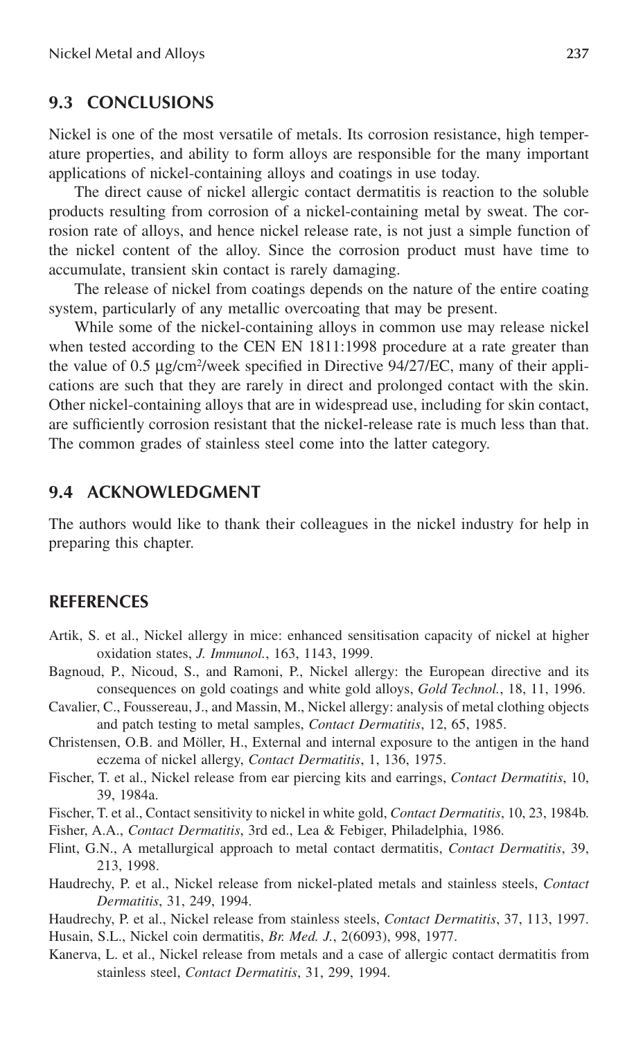## 9.3 CONCLUSIONS

Nickel is one of the most versatile of metals. Its corrosion resistance, high temperature properties, and ability to form alloys are responsible for the many important applications of nickel-containing alloys and coatings in use today.

The direct cause of nickel allergic contact dermatitis is reaction to the soluble products resulting from corrosion of a nickel-containing metal by sweat. The corrosion rate of alloys, and hence nickel release rate, is not just a simple function of the nickel content of the alloy. Since the corrosion product must have time to accumulate, transient skin contact is rarely damaging.

The release of nickel from coatings depends on the nature of the entire coating system, particularly of any metallic overcoating that may be present.

While some of the nickel-containing alloys in common use may release nickel when tested according to the CEN EN 1811:1998 procedure at a rate greater than the value of 0.5 μg/cm$^2$/week specified in Directive 94/27/EC, many of their applications are such that they are rarely in direct and prolonged contact with the skin. Other nickel-containing alloys that are in widespread use, including for skin contact, are sufficiently corrosion resistant that the nickel-release rate is much less than that. The common grades of stainless steel come into the latter category.

## 9.4 ACKNOWLEDGMENT

The authors would like to thank their colleagues in the nickel industry for help in preparing this chapter.

## REFERENCES

Artik, S. et al., Nickel allergy in mice: enhanced sensitisation capacity of nickel at higher oxidation states, *J. Immunol.*, 163, 1143, 1999.

Bagnoud, P., Nicoud, S., and Ramoni, P., Nickel allergy: the European directive and its consequences on gold coatings and white gold alloys, *Gold Technol.*, 18, 11, 1996.

Cavalier, C., Foussereau, J., and Massin, M., Nickel allergy: analysis of metal clothing objects and patch testing to metal samples, *Contact Dermatitis*, 12, 65, 1985.

Christensen, O.B. and Möller, H., External and internal exposure to the antigen in the hand eczema of nickel allergy, *Contact Dermatitis*, 1, 136, 1975.

Fischer, T. et al., Nickel release from ear piercing kits and earrings, *Contact Dermatitis*, 10, 39, 1984a.

Fischer, T. et al., Contact sensitivity to nickel in white gold, *Contact Dermatitis*, 10, 23, 1984b.

Fisher, A.A., *Contact Dermatitis*, 3rd ed., Lea & Febiger, Philadelphia, 1986.

Flint, G.N., A metallurgical approach to metal contact dermatitis, *Contact Dermatitis*, 39, 213, 1998.

Haudrechy, P. et al., Nickel release from nickel-plated metals and stainless steels, *Contact Dermatitis*, 31, 249, 1994.

Haudrechy, P. et al., Nickel release from stainless steels, *Contact Dermatitis*, 37, 113, 1997.

Husain, S.L., Nickel coin dermatitis, *Br. Med. J.*, 2(6093), 998, 1977.

Kanerva, L. et al., Nickel release from metals and a case of allergic contact dermatitis from stainless steel, *Contact Dermatitis*, 31, 299, 1994.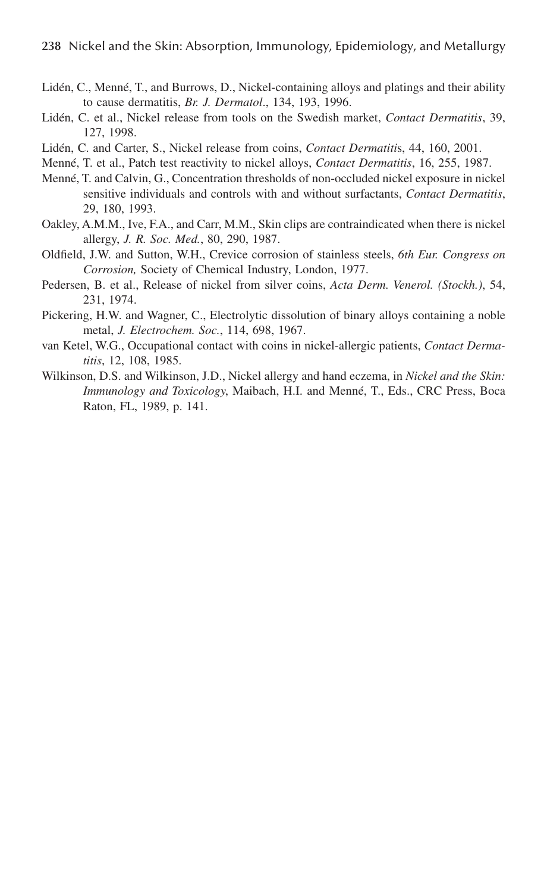Lidén, C., Menné, T., and Burrows, D., Nickel-containing alloys and platings and their ability to cause dermatitis, *Br. J. Dermatol*., 134, 193, 1996.

Lidén, C. et al., Nickel release from tools on the Swedish market, *Contact Dermatitis*, 39, 127, 1998.

Lidén, C. and Carter, S., Nickel release from coins, *Contact Dermatitis*, 44, 160, 2001.

Menné, T. et al., Patch test reactivity to nickel alloys, *Contact Dermatitis*, 16, 255, 1987.

Menné, T. and Calvin, G., Concentration thresholds of non-occluded nickel exposure in nickel sensitive individuals and controls with and without surfactants, *Contact Dermatitis*, 29, 180, 1993.

Oakley, A.M.M., Ive, F.A., and Carr, M.M., Skin clips are contraindicated when there is nickel allergy, *J. R. Soc. Med.*, 80, 290, 1987.

Oldfield, J.W. and Sutton, W.H., Crevice corrosion of stainless steels, *6th Eur. Congress on Corrosion,* Society of Chemical Industry, London, 1977.

Pedersen, B. et al., Release of nickel from silver coins, *Acta Derm. Venerol. (Stockh.)*, 54, 231, 1974.

Pickering, H.W. and Wagner, C., Electrolytic dissolution of binary alloys containing a noble metal, *J. Electrochem. Soc.*, 114, 698, 1967.

van Ketel, W.G., Occupational contact with coins in nickel-allergic patients, *Contact Dermatitis*, 12, 108, 1985.

Wilkinson, D.S. and Wilkinson, J.D., Nickel allergy and hand eczema, in *Nickel and the Skin: Immunology and Toxicology*, Maibach, H.I. and Menné, T., Eds., CRC Press, Boca Raton, FL, 1989, p. 141.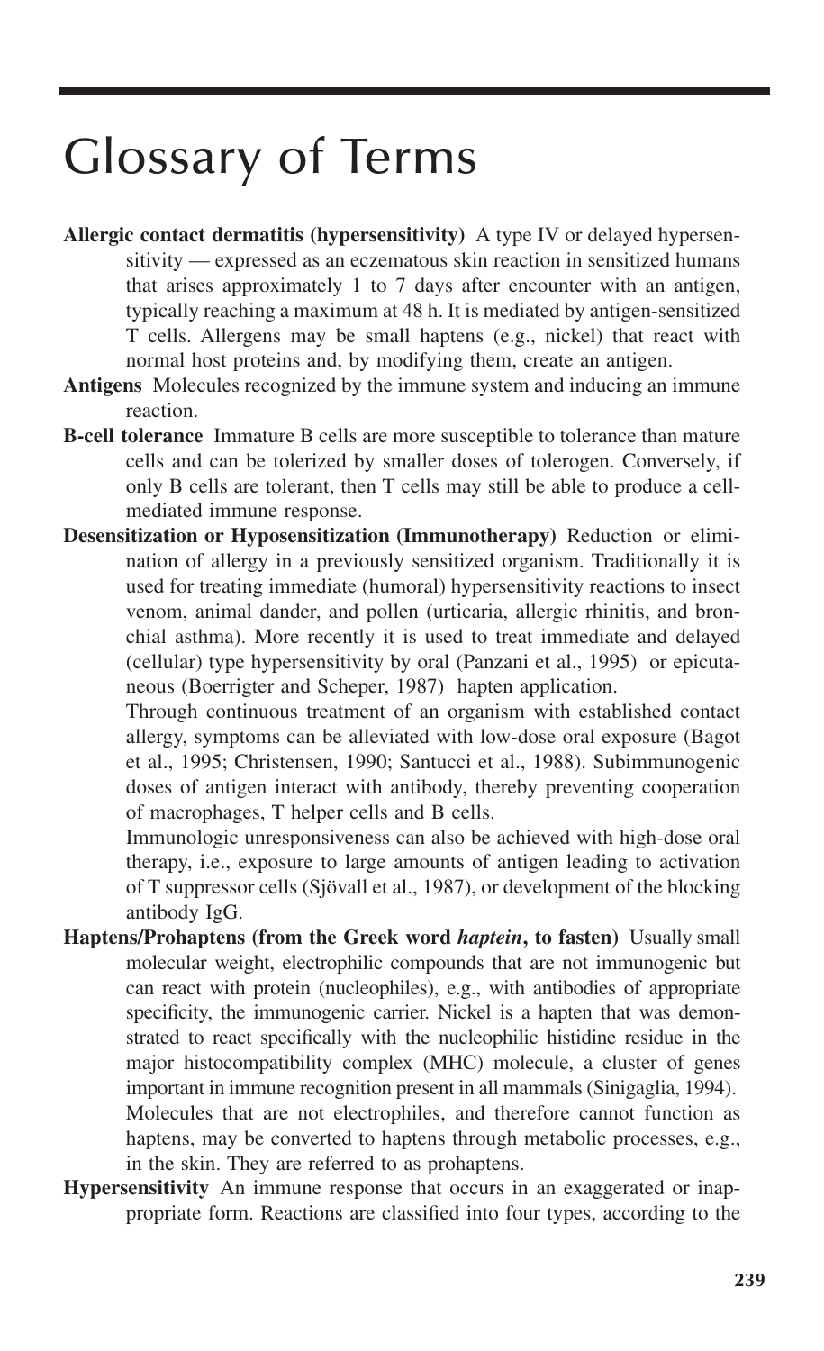# Glossary of Terms

**Allergic contact dermatitis (hypersensitivity)** A type IV or delayed hypersensitivity — expressed as an eczematous skin reaction in sensitized humans that arises approximately 1 to 7 days after encounter with an antigen, typically reaching a maximum at 48 h. It is mediated by antigen-sensitized T cells. Allergens may be small haptens (e.g., nickel) that react with normal host proteins and, by modifying them, create an antigen.

**Antigens** Molecules recognized by the immune system and inducing an immune reaction.

**B-cell tolerance** Immature B cells are more susceptible to tolerance than mature cells and can be tolerized by smaller doses of tolerogen. Conversely, if only B cells are tolerant, then T cells may still be able to produce a cell-mediated immune response.

**Desensitization or Hyposensitization (Immunotherapy)** Reduction or elimination of allergy in a previously sensitized organism. Traditionally it is used for treating immediate (humoral) hypersensitivity reactions to insect venom, animal dander, and pollen (urticaria, allergic rhinitis, and bronchial asthma). More recently it is used to treat immediate and delayed (cellular) type hypersensitivity by oral (Panzani et al., 1995) or epicutaneous (Boerrigter and Scheper, 1987) hapten application.

Through continuous treatment of an organism with established contact allergy, symptoms can be alleviated with low-dose oral exposure (Bagot et al., 1995; Christensen, 1990; Santucci et al., 1988). Subimmunogenic doses of antigen interact with antibody, thereby preventing cooperation of macrophages, T helper cells and B cells.

Immunologic unresponsiveness can also be achieved with high-dose oral therapy, i.e., exposure to large amounts of antigen leading to activation of T suppressor cells (Sjövall et al., 1987), or development of the blocking antibody IgG.

**Haptens/Prohaptens (from the Greek word *haptein*, to fasten)** Usually small molecular weight, electrophilic compounds that are not immunogenic but can react with protein (nucleophiles), e.g., with antibodies of appropriate specificity, the immunogenic carrier. Nickel is a hapten that was demonstrated to react specifically with the nucleophilic histidine residue in the major histocompatibility complex (MHC) molecule, a cluster of genes important in immune recognition present in all mammals (Sinigaglia, 1994).

Molecules that are not electrophiles, and therefore cannot function as haptens, may be converted to haptens through metabolic processes, e.g., in the skin. They are referred to as prohaptens.

**Hypersensitivity** An immune response that occurs in an exaggerated or inappropriate form. Reactions are classified into four types, according to the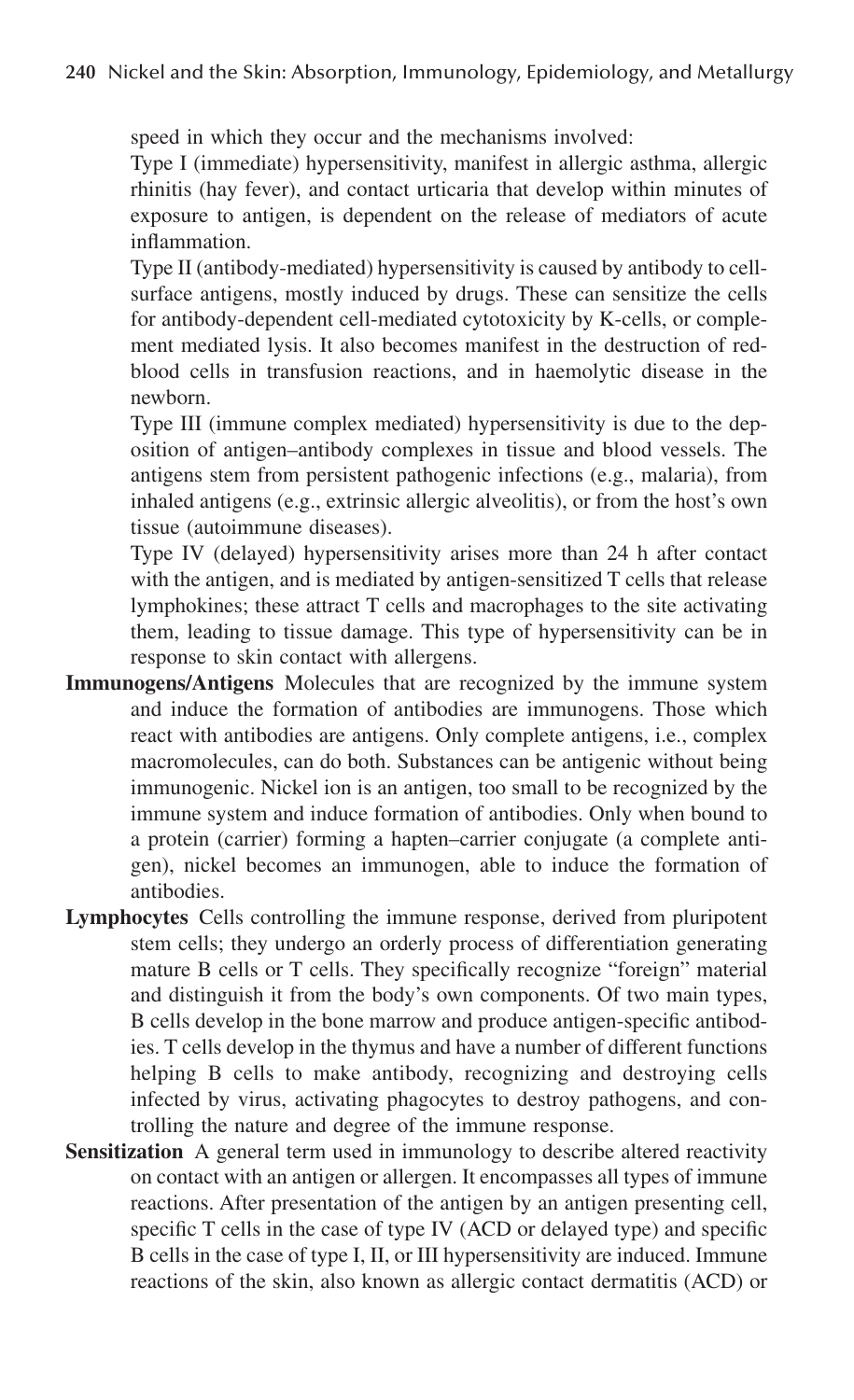speed in which they occur and the mechanisms involved:

Type I (immediate) hypersensitivity, manifest in allergic asthma, allergic rhinitis (hay fever), and contact urticaria that develop within minutes of exposure to antigen, is dependent on the release of mediators of acute inflammation.

Type II (antibody-mediated) hypersensitivity is caused by antibody to cell-surface antigens, mostly induced by drugs. These can sensitize the cells for antibody-dependent cell-mediated cytotoxicity by K-cells, or complement mediated lysis. It also becomes manifest in the destruction of red-blood cells in transfusion reactions, and in haemolytic disease in the newborn.

Type III (immune complex mediated) hypersensitivity is due to the deposition of antigen–antibody complexes in tissue and blood vessels. The antigens stem from persistent pathogenic infections (e.g., malaria), from inhaled antigens (e.g., extrinsic allergic alveolitis), or from the host's own tissue (autoimmune diseases).

Type IV (delayed) hypersensitivity arises more than 24 h after contact with the antigen, and is mediated by antigen-sensitized T cells that release lymphokines; these attract T cells and macrophages to the site activating them, leading to tissue damage. This type of hypersensitivity can be in response to skin contact with allergens.

**Immunogens/Antigens** Molecules that are recognized by the immune system and induce the formation of antibodies are immunogens. Those which react with antibodies are antigens. Only complete antigens, i.e., complex macromolecules, can do both. Substances can be antigenic without being immunogenic. Nickel ion is an antigen, too small to be recognized by the immune system and induce formation of antibodies. Only when bound to a protein (carrier) forming a hapten–carrier conjugate (a complete antigen), nickel becomes an immunogen, able to induce the formation of antibodies.

**Lymphocytes** Cells controlling the immune response, derived from pluripotent stem cells; they undergo an orderly process of differentiation generating mature B cells or T cells. They specifically recognize "foreign" material and distinguish it from the body's own components. Of two main types, B cells develop in the bone marrow and produce antigen-specific antibodies. T cells develop in the thymus and have a number of different functions helping B cells to make antibody, recognizing and destroying cells infected by virus, activating phagocytes to destroy pathogens, and controlling the nature and degree of the immune response.

**Sensitization** A general term used in immunology to describe altered reactivity on contact with an antigen or allergen. It encompasses all types of immune reactions. After presentation of the antigen by an antigen presenting cell, specific T cells in the case of type IV (ACD or delayed type) and specific B cells in the case of type I, II, or III hypersensitivity are induced. Immune reactions of the skin, also known as allergic contact dermatitis (ACD) or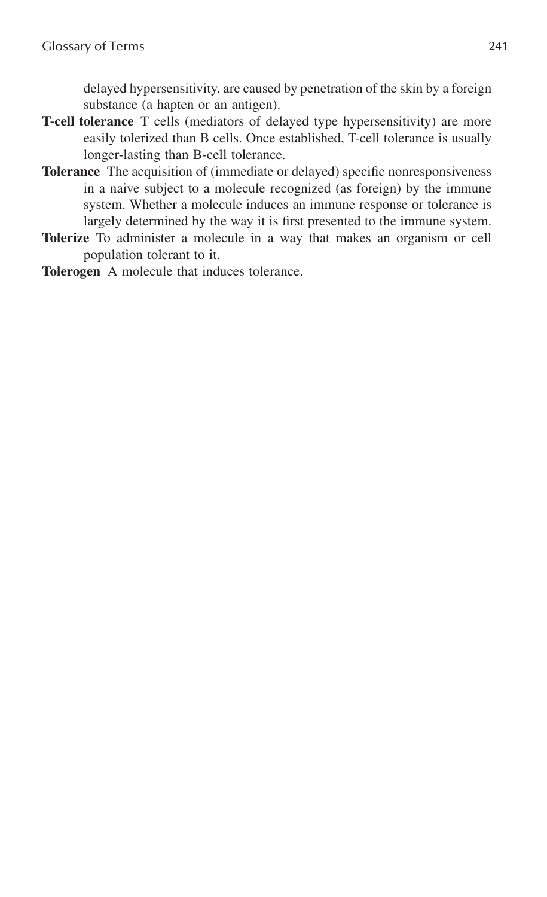delayed hypersensitivity, are caused by penetration of the skin by a foreign substance (a hapten or an antigen).

**T-cell tolerance** T cells (mediators of delayed type hypersensitivity) are more easily tolerized than B cells. Once established, T-cell tolerance is usually longer-lasting than B-cell tolerance.

**Tolerance** The acquisition of (immediate or delayed) specific nonresponsiveness in a naive subject to a molecule recognized (as foreign) by the immune system. Whether a molecule induces an immune response or tolerance is largely determined by the way it is first presented to the immune system.

**Tolerize** To administer a molecule in a way that makes an organism or cell population tolerant to it.

**Tolerogen** A molecule that induces tolerance.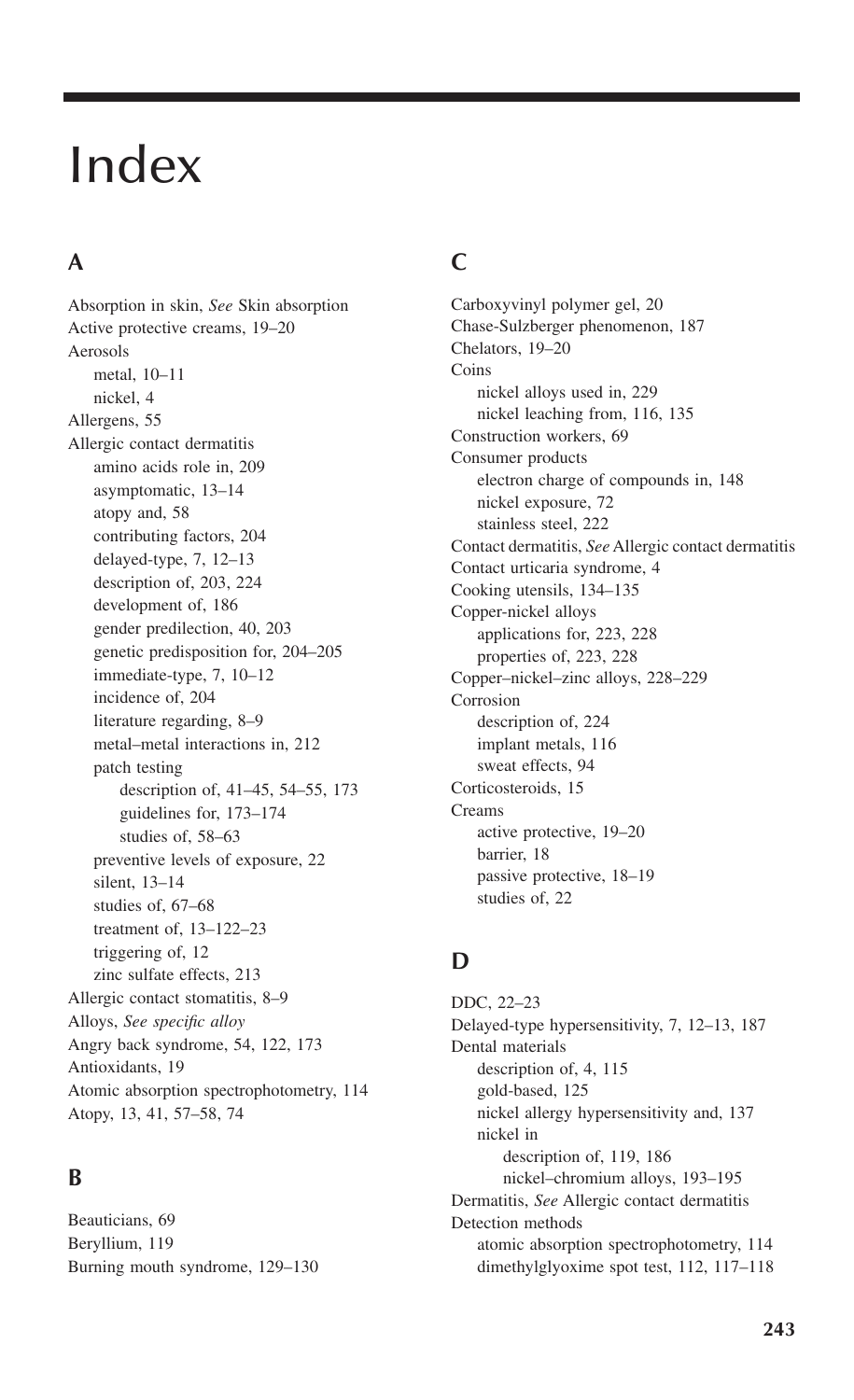# Index

## A

Absorption in skin, *See* Skin absorption
Active protective creams, 19–20
Aerosols
- metal, 10–11
- nickel, 4

Allergens, 55
Allergic contact dermatitis
- amino acids role in, 209
- asymptomatic, 13–14
- atopy and, 58
- contributing factors, 204
- delayed-type, 7, 12–13
- description of, 203, 224
- development of, 186
- gender predilection, 40, 203
- genetic predisposition for, 204–205
- immediate-type, 7, 10–12
- incidence of, 204
- literature regarding, 8–9
- metal–metal interactions in, 212
- patch testing
  - description of, 41–45, 54–55, 173
  - guidelines for, 173–174
  - studies of, 58–63
- preventive levels of exposure, 22
- silent, 13–14
- studies of, 67–68
- treatment of, 13–122–23
- triggering of, 12
- zinc sulfate effects, 213

Allergic contact stomatitis, 8–9
Alloys, *See specific alloy*
Angry back syndrome, 54, 122, 173
Antioxidants, 19
Atomic absorption spectrophotometry, 114
Atopy, 13, 41, 57–58, 74

## B

Beauticians, 69
Beryllium, 119
Burning mouth syndrome, 129–130

## C

Carboxyvinyl polymer gel, 20
Chase-Sulzberger phenomenon, 187
Chelators, 19–20
Coins
- nickel alloys used in, 229
- nickel leaching from, 116, 135

Construction workers, 69
Consumer products
- electron charge of compounds in, 148
- nickel exposure, 72
- stainless steel, 222

Contact dermatitis, *See* Allergic contact dermatitis
Contact urticaria syndrome, 4
Cooking utensils, 134–135
Copper-nickel alloys
- applications for, 223, 228
- properties of, 223, 228

Copper–nickel–zinc alloys, 228–229
Corrosion
- description of, 224
- implant metals, 116
- sweat effects, 94

Corticosteroids, 15
Creams
- active protective, 19–20
- barrier, 18
- passive protective, 18–19
- studies of, 22

## D

DDC, 22–23
Delayed-type hypersensitivity, 7, 12–13, 187
Dental materials
- description of, 4, 115
- gold-based, 125
- nickel allergy hypersensitivity and, 137
- nickel in
  - description of, 119, 186
  - nickel–chromium alloys, 193–195

Dermatitis, *See* Allergic contact dermatitis
Detection methods
- atomic absorption spectrophotometry, 114
- dimethylglyoxime spot test, 112, 117–118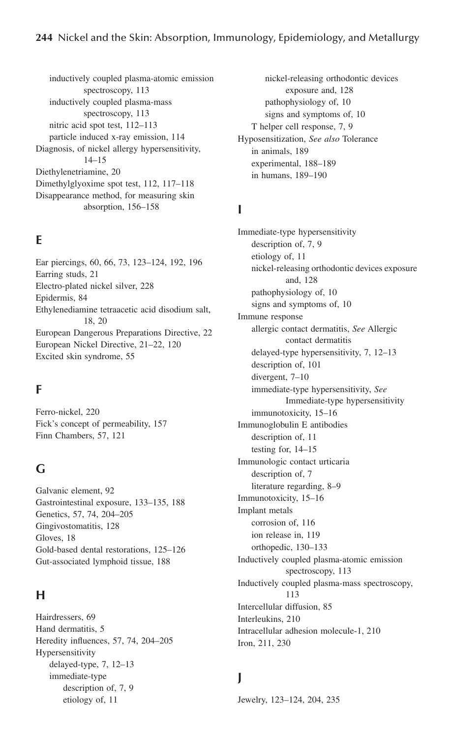inductively coupled plasma-atomic emission spectroscopy, 113
  inductively coupled plasma-mass spectroscopy, 113
  nitric acid spot test, 112–113
  particle induced x-ray emission, 114
Diagnosis, of nickel allergy hypersensitivity, 14–15
Diethylenetriamine, 20
Dimethylglyoxime spot test, 112, 117–118
Disappearance method, for measuring skin absorption, 156–158

## E

Ear piercings, 60, 66, 73, 123–124, 192, 196
Earring studs, 21
Electro-plated nickel silver, 228
Epidermis, 84
Ethylenediamine tetraacetic acid disodium salt, 18, 20
European Dangerous Preparations Directive, 22
European Nickel Directive, 21–22, 120
Excited skin syndrome, 55

## F

Ferro-nickel, 220
Fick's concept of permeability, 157
Finn Chambers, 57, 121

## G

Galvanic element, 92
Gastrointestinal exposure, 133–135, 188
Genetics, 57, 74, 204–205
Gingivostomatitis, 128
Gloves, 18
Gold-based dental restorations, 125–126
Gut-associated lymphoid tissue, 188

## H

Hairdressers, 69
Hand dermatitis, 5
Heredity influences, 57, 74, 204–205
Hypersensitivity
  delayed-type, 7, 12–13
  immediate-type
    description of, 7, 9
    etiology of, 11
    nickel-releasing orthodontic devices exposure and, 128
    pathophysiology of, 10
    signs and symptoms of, 10
  T helper cell response, 7, 9
Hyposensitization, *See also* Tolerance
  in animals, 189
  experimental, 188–189
  in humans, 189–190

## I

Immediate-type hypersensitivity
  description of, 7, 9
  etiology of, 11
  nickel-releasing orthodontic devices exposure and, 128
  pathophysiology of, 10
  signs and symptoms of, 10
Immune response
  allergic contact dermatitis, *See* Allergic contact dermatitis
  delayed-type hypersensitivity, 7, 12–13
  description of, 101
  divergent, 7–10
  immediate-type hypersensitivity, *See* Immediate-type hypersensitivity
  immunotoxicity, 15–16
Immunoglobulin E antibodies
  description of, 11
  testing for, 14–15
Immunologic contact urticaria
  description of, 7
  literature regarding, 8–9
Immunotoxicity, 15–16
Implant metals
  corrosion of, 116
  ion release in, 119
  orthopedic, 130–133
Inductively coupled plasma-atomic emission spectroscopy, 113
Inductively coupled plasma-mass spectroscopy, 113
Intercellular diffusion, 85
Interleukins, 210
Intracellular adhesion molecule-1, 210
Iron, 211, 230

## J

Jewelry, 123–124, 204, 235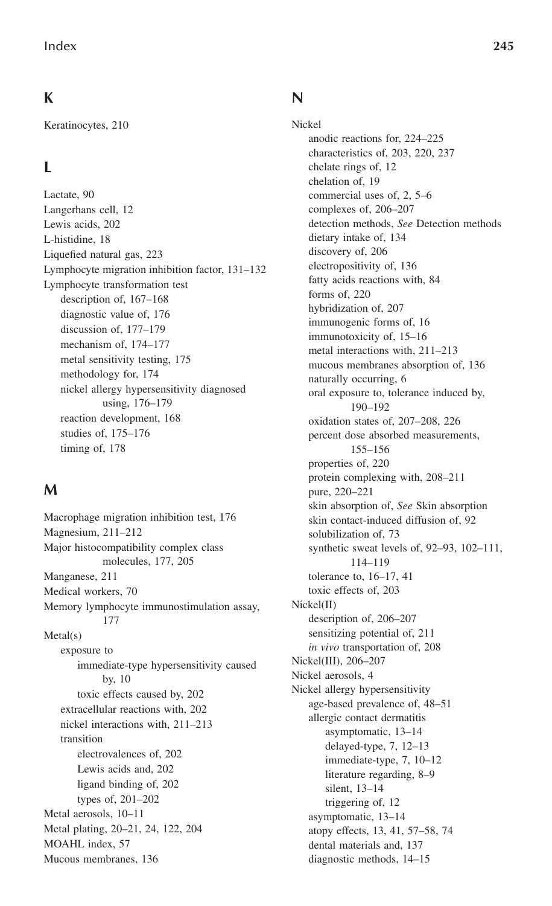## K

Keratinocytes, 210

## L

Lactate, 90
Langerhans cell, 12
Lewis acids, 202
L-histidine, 18
Liquefied natural gas, 223
Lymphocyte migration inhibition factor, 131–132
Lymphocyte transformation test
  description of, 167–168
  diagnostic value of, 176
  discussion of, 177–179
  mechanism of, 174–177
  metal sensitivity testing, 175
  methodology for, 174
  nickel allergy hypersensitivity diagnosed using, 176–179
  reaction development, 168
  studies of, 175–176
  timing of, 178

## M

Macrophage migration inhibition test, 176
Magnesium, 211–212
Major histocompatibility complex class molecules, 177, 205
Manganese, 211
Medical workers, 70
Memory lymphocyte immunostimulation assay, 177
Metal(s)
  exposure to
    immediate-type hypersensitivity caused by, 10
    toxic effects caused by, 202
  extracellular reactions with, 202
  nickel interactions with, 211–213
  transition
    electrovalences of, 202
    Lewis acids and, 202
    ligand binding of, 202
    types of, 201–202
Metal aerosols, 10–11
Metal plating, 20–21, 24, 122, 204
MOAHL index, 57
Mucous membranes, 136

## N

Nickel
  anodic reactions for, 224–225
  characteristics of, 203, 220, 237
  chelate rings of, 12
  chelation of, 19
  commercial uses of, 2, 5–6
  complexes of, 206–207
  detection methods, *See* Detection methods
  dietary intake of, 134
  discovery of, 206
  electropositivity of, 136
  fatty acids reactions with, 84
  forms of, 220
  hybridization of, 207
  immunogenic forms of, 16
  immunotoxicity of, 15–16
  metal interactions with, 211–213
  mucous membranes absorption of, 136
  naturally occurring, 6
  oral exposure to, tolerance induced by, 190–192
  oxidation states of, 207–208, 226
  percent dose absorbed measurements, 155–156
  properties of, 220
  protein complexing with, 208–211
  pure, 220–221
  skin absorption of, *See* Skin absorption
  skin contact-induced diffusion of, 92
  solubilization of, 73
  synthetic sweat levels of, 92–93, 102–111, 114–119
  tolerance to, 16–17, 41
  toxic effects of, 203
Nickel(II)
  description of, 206–207
  sensitizing potential of, 211
  *in vivo* transportation of, 208
Nickel(III), 206–207
Nickel aerosols, 4
Nickel allergy hypersensitivity
  age-based prevalence of, 48–51
  allergic contact dermatitis
    asymptomatic, 13–14
    delayed-type, 7, 12–13
    immediate-type, 7, 10–12
    literature regarding, 8–9
    silent, 13–14
    triggering of, 12
  asymptomatic, 13–14
  atopy effects, 13, 41, 57–58, 74
  dental materials and, 137
  diagnostic methods, 14–15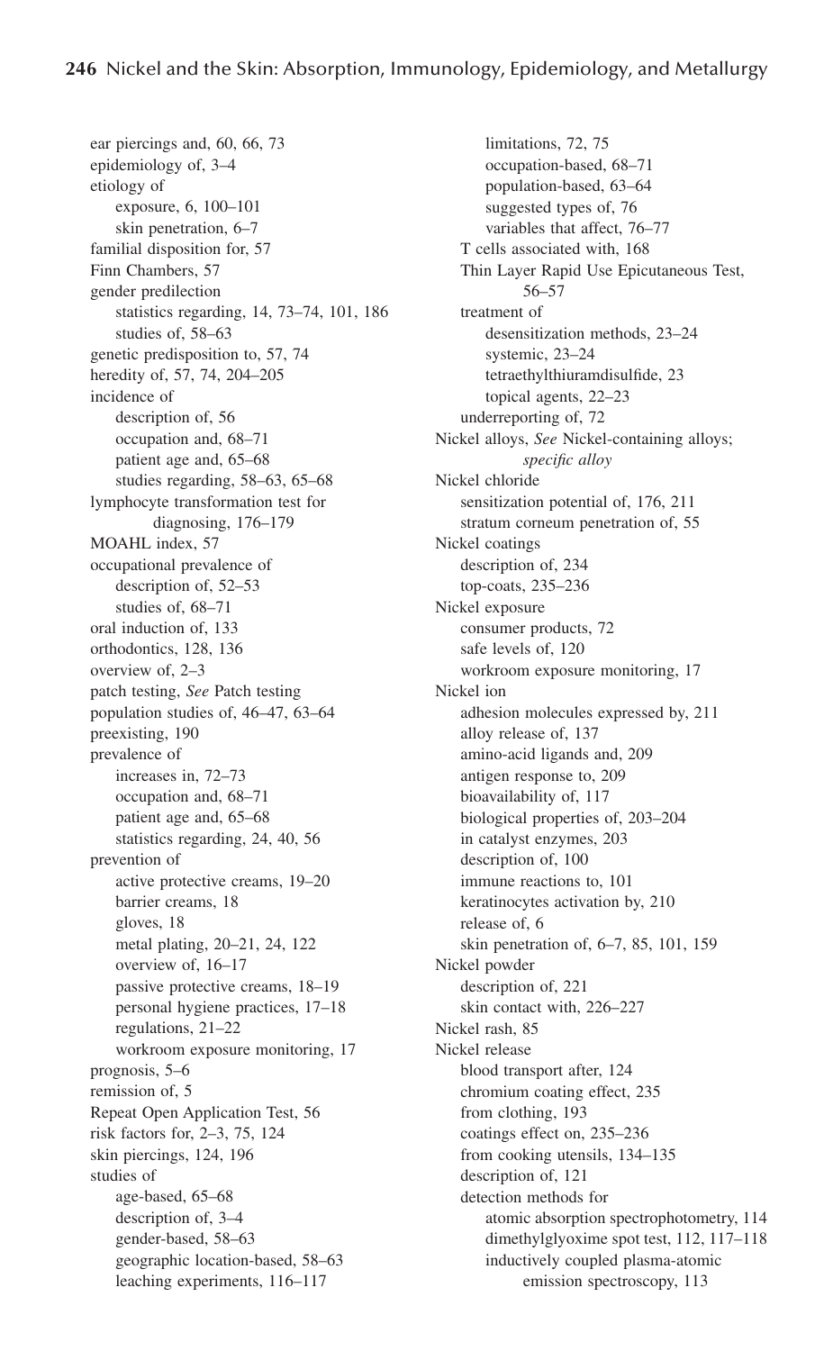ear piercings and, 60, 66, 73
epidemiology of, 3–4
etiology of
    exposure, 6, 100–101
    skin penetration, 6–7
familial disposition for, 57
Finn Chambers, 57
gender predilection
    statistics regarding, 14, 73–74, 101, 186
    studies of, 58–63
genetic predisposition to, 57, 74
heredity of, 57, 74, 204–205
incidence of
    description of, 56
    occupation and, 68–71
    patient age and, 65–68
    studies regarding, 58–63, 65–68
lymphocyte transformation test for
        diagnosing, 176–179
MOAHL index, 57
occupational prevalence of
    description of, 52–53
    studies of, 68–71
oral induction of, 133
orthodontics, 128, 136
overview of, 2–3
patch testing, *See* Patch testing
population studies of, 46–47, 63–64
preexisting, 190
prevalence of
    increases in, 72–73
    occupation and, 68–71
    patient age and, 65–68
    statistics regarding, 24, 40, 56
prevention of
    active protective creams, 19–20
    barrier creams, 18
    gloves, 18
    metal plating, 20–21, 24, 122
    overview of, 16–17
    passive protective creams, 18–19
    personal hygiene practices, 17–18
    regulations, 21–22
    workroom exposure monitoring, 17
prognosis, 5–6
remission of, 5
Repeat Open Application Test, 56
risk factors for, 2–3, 75, 124
skin piercings, 124, 196
studies of
    age-based, 65–68
    description of, 3–4
    gender-based, 58–63
    geographic location-based, 58–63
    leaching experiments, 116–117
    limitations, 72, 75
    occupation-based, 68–71
    population-based, 63–64
    suggested types of, 76
    variables that affect, 76–77
T cells associated with, 168
Thin Layer Rapid Use Epicutaneous Test,
        56–57
treatment of
    desensitization methods, 23–24
    systemic, 23–24
    tetraethylthiuramdisulfide, 23
    topical agents, 22–23
underreporting of, 72

Nickel alloys, *See* Nickel-containing alloys;
        *specific alloy*

Nickel chloride
    sensitization potential of, 176, 211
    stratum corneum penetration of, 55

Nickel coatings
    description of, 234
    top-coats, 235–236

Nickel exposure
    consumer products, 72
    safe levels of, 120
    workroom exposure monitoring, 17

Nickel ion
    adhesion molecules expressed by, 211
    alloy release of, 137
    amino-acid ligands and, 209
    antigen response to, 209
    bioavailability of, 117
    biological properties of, 203–204
    in catalyst enzymes, 203
    description of, 100
    immune reactions to, 101
    keratinocytes activation by, 210
    release of, 6
    skin penetration of, 6–7, 85, 101, 159

Nickel powder
    description of, 221
    skin contact with, 226–227

Nickel rash, 85

Nickel release
    blood transport after, 124
    chromium coating effect, 235
    from clothing, 193
    coatings effect on, 235–236
    from cooking utensils, 134–135
    description of, 121
    detection methods for
        atomic absorption spectrophotometry, 114
        dimethylglyoxime spot test, 112, 117–118
        inductively coupled plasma-atomic
            emission spectroscopy, 113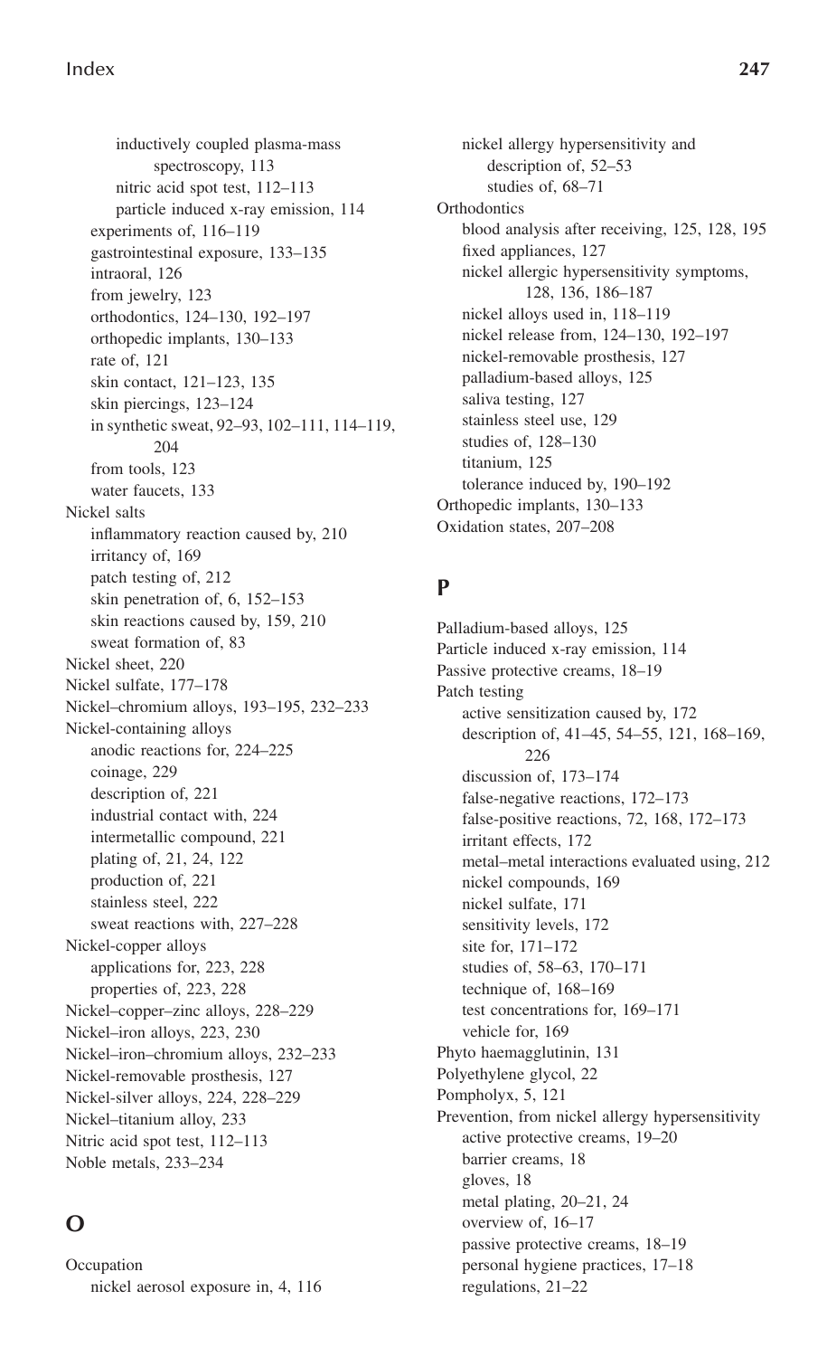inductively coupled plasma-mass spectroscopy, 113
nitric acid spot test, 112–113
particle induced x-ray emission, 114
experiments of, 116–119
gastrointestinal exposure, 133–135
intraoral, 126
from jewelry, 123
orthodontics, 124–130, 192–197
orthopedic implants, 130–133
rate of, 121
skin contact, 121–123, 135
skin piercings, 123–124
in synthetic sweat, 92–93, 102–111, 114–119, 204
from tools, 123
water faucets, 133

Nickel salts
inflammatory reaction caused by, 210
irritancy of, 169
patch testing of, 212
skin penetration of, 6, 152–153
skin reactions caused by, 159, 210
sweat formation of, 83

Nickel sheet, 220

Nickel sulfate, 177–178

Nickel–chromium alloys, 193–195, 232–233

Nickel-containing alloys
anodic reactions for, 224–225
coinage, 229
description of, 221
industrial contact with, 224
intermetallic compound, 221
plating of, 21, 24, 122
production of, 221
stainless steel, 222
sweat reactions with, 227–228

Nickel-copper alloys
applications for, 223, 228
properties of, 223, 228

Nickel–copper–zinc alloys, 228–229

Nickel–iron alloys, 223, 230

Nickel–iron–chromium alloys, 232–233

Nickel-removable prosthesis, 127

Nickel-silver alloys, 224, 228–229

Nickel–titanium alloy, 233

Nitric acid spot test, 112–113

Noble metals, 233–234

## O

Occupation
nickel aerosol exposure in, 4, 116
nickel allergy hypersensitivity and
description of, 52–53
studies of, 68–71

Orthodontics
blood analysis after receiving, 125, 128, 195
fixed appliances, 127
nickel allergic hypersensitivity symptoms, 128, 136, 186–187
nickel alloys used in, 118–119
nickel release from, 124–130, 192–197
nickel-removable prosthesis, 127
palladium-based alloys, 125
saliva testing, 127
stainless steel use, 129
studies of, 128–130
titanium, 125
tolerance induced by, 190–192

Orthopedic implants, 130–133

Oxidation states, 207–208

## P

Palladium-based alloys, 125

Particle induced x-ray emission, 114

Passive protective creams, 18–19

Patch testing
active sensitization caused by, 172
description of, 41–45, 54–55, 121, 168–169, 226
discussion of, 173–174
false-negative reactions, 172–173
false-positive reactions, 72, 168, 172–173
irritant effects, 172
metal–metal interactions evaluated using, 212
nickel compounds, 169
nickel sulfate, 171
sensitivity levels, 172
site for, 171–172
studies of, 58–63, 170–171
technique of, 168–169
test concentrations for, 169–171
vehicle for, 169

Phyto haemagglutinin, 131

Polyethylene glycol, 22

Pompholyx, 5, 121

Prevention, from nickel allergy hypersensitivity
active protective creams, 19–20
barrier creams, 18
gloves, 18
metal plating, 20–21, 24
overview of, 16–17
passive protective creams, 18–19
personal hygiene practices, 17–18
regulations, 21–22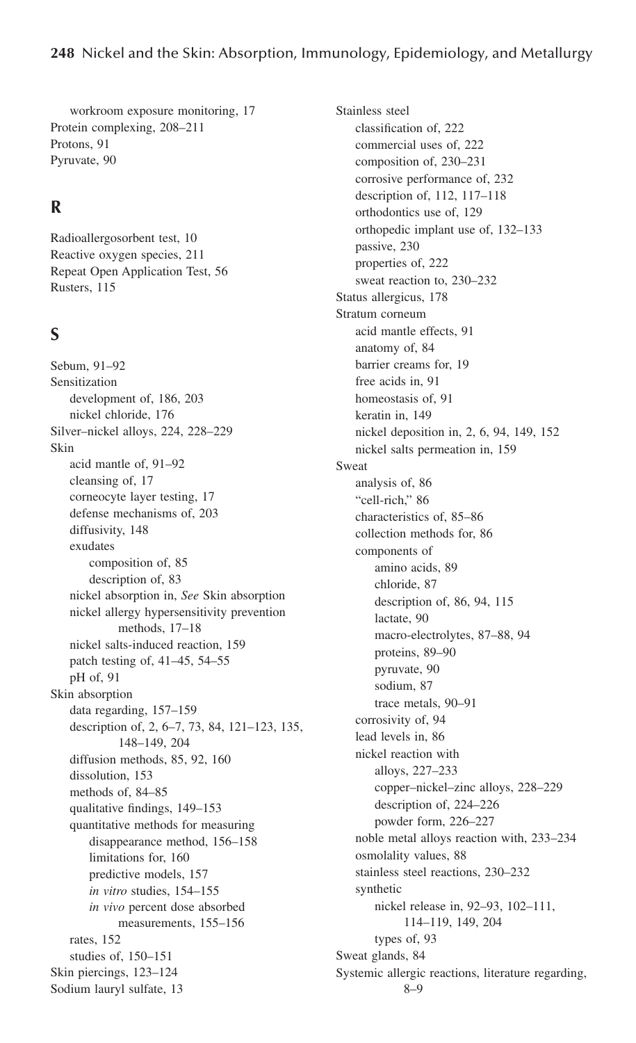workroom exposure monitoring, 17
Protein complexing, 208–211
Protons, 91
Pyruvate, 90

## R

Radioallergosorbent test, 10
Reactive oxygen species, 211
Repeat Open Application Test, 56
Rusters, 115

## S

Sebum, 91–92
Sensitization
  development of, 186, 203
  nickel chloride, 176
Silver–nickel alloys, 224, 228–229
Skin
  acid mantle of, 91–92
  cleansing of, 17
  corneocyte layer testing, 17
  defense mechanisms of, 203
  diffusivity, 148
  exudates
    composition of, 85
    description of, 83
  nickel absorption in, *See* Skin absorption
  nickel allergy hypersensitivity prevention methods, 17–18
  nickel salts-induced reaction, 159
  patch testing of, 41–45, 54–55
  pH of, 91
Skin absorption
  data regarding, 157–159
  description of, 2, 6–7, 73, 84, 121–123, 135, 148–149, 204
  diffusion methods, 85, 92, 160
  dissolution, 153
  methods of, 84–85
  qualitative findings, 149–153
  quantitative methods for measuring
    disappearance method, 156–158
    limitations for, 160
    predictive models, 157
    *in vitro* studies, 154–155
    *in vivo* percent dose absorbed measurements, 155–156
  rates, 152
  studies of, 150–151
Skin piercings, 123–124
Sodium lauryl sulfate, 13
Stainless steel
  classification of, 222
  commercial uses of, 222
  composition of, 230–231
  corrosive performance of, 232
  description of, 112, 117–118
  orthodontics use of, 129
  orthopedic implant use of, 132–133
  passive, 230
  properties of, 222
  sweat reaction to, 230–232
Status allergicus, 178
Stratum corneum
  acid mantle effects, 91
  anatomy of, 84
  barrier creams for, 19
  free acids in, 91
  homeostasis of, 91
  keratin in, 149
  nickel deposition in, 2, 6, 94, 149, 152
  nickel salts permeation in, 159
Sweat
  analysis of, 86
  "cell-rich," 86
  characteristics of, 85–86
  collection methods for, 86
  components of
    amino acids, 89
    chloride, 87
    description of, 86, 94, 115
    lactate, 90
    macro-electrolytes, 87–88, 94
    proteins, 89–90
    pyruvate, 90
    sodium, 87
    trace metals, 90–91
  corrosivity of, 94
  lead levels in, 86
  nickel reaction with
    alloys, 227–233
    copper–nickel–zinc alloys, 228–229
    description of, 224–226
    powder form, 226–227
  noble metal alloys reaction with, 233–234
  osmolality values, 88
  stainless steel reactions, 230–232
  synthetic
    nickel release in, 92–93, 102–111, 114–119, 149, 204
    types of, 93
Sweat glands, 84
Systemic allergic reactions, literature regarding, 8–9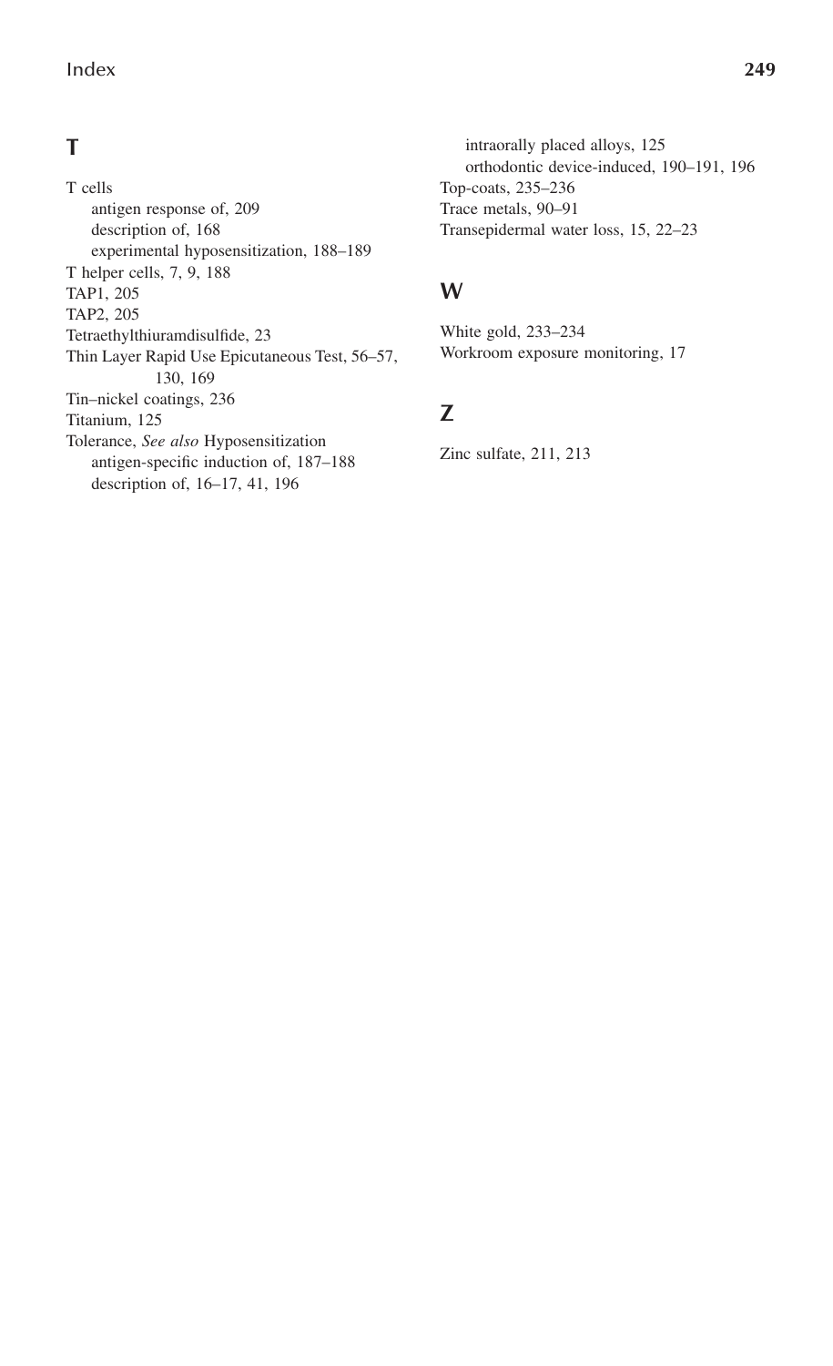## T

T cells
- antigen response of, 209
- description of, 168
- experimental hyposensitization, 188–189

T helper cells, 7, 9, 188
TAP1, 205
TAP2, 205
Tetraethylthiuramdisulfide, 23
Thin Layer Rapid Use Epicutaneous Test, 56–57, 130, 169
Tin–nickel coatings, 236
Titanium, 125
Tolerance, *See also* Hyposensitization
- antigen-specific induction of, 187–188
- description of, 16–17, 41, 196
- intraorally placed alloys, 125
- orthodontic device-induced, 190–191, 196

Top-coats, 235–236
Trace metals, 90–91
Transepidermal water loss, 15, 22–23

## W

White gold, 233–234
Workroom exposure monitoring, 17

## Z

Zinc sulfate, 211, 213